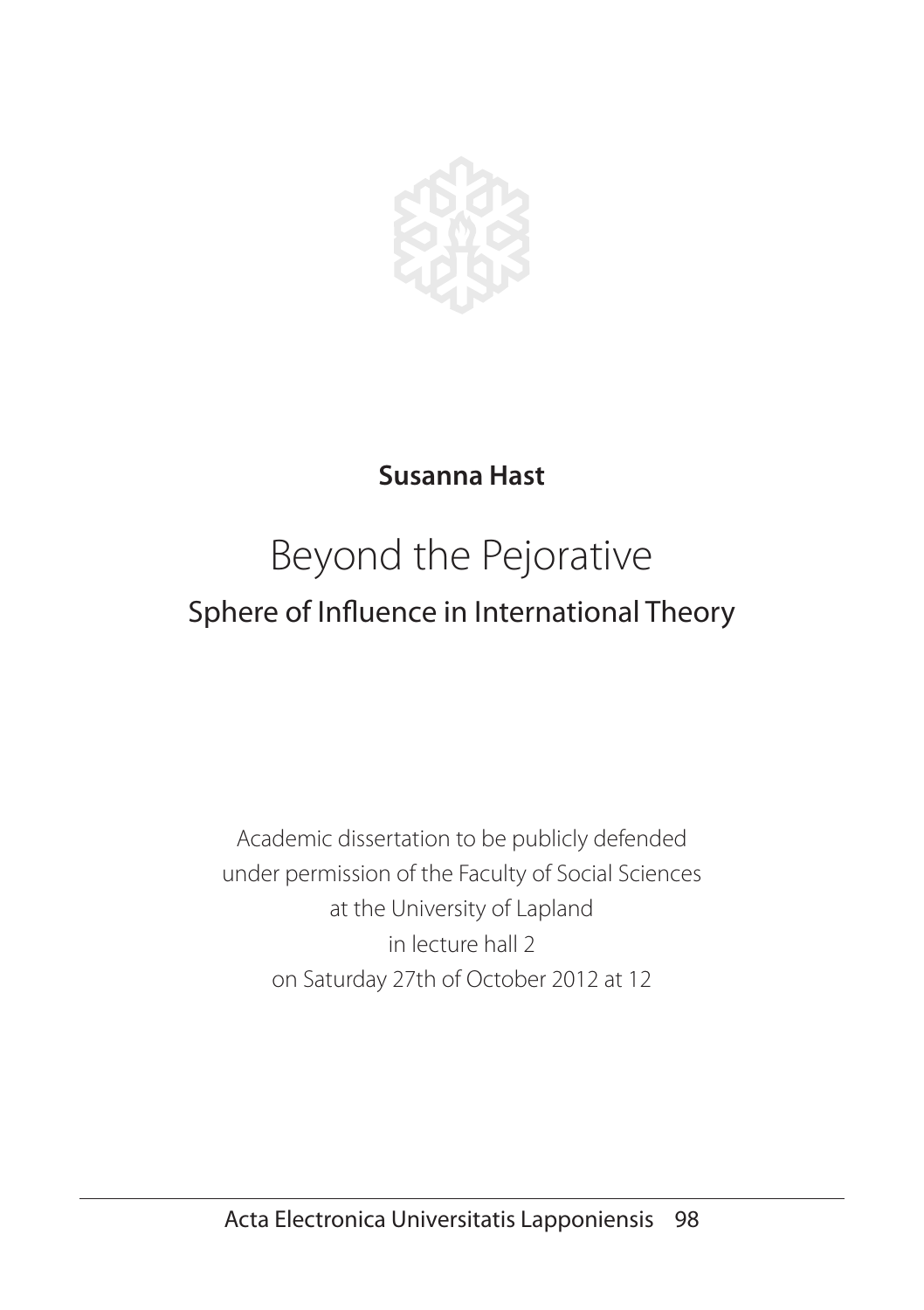**Susanna Hast**

# Beyond the Pejorative

## Sphere of Influence in International Theory

Academic dissertation to be publicly defended
under permission of the Faculty of Social Sciences
at the University of Lapland
in lecture hall 2
on Saturday 27th of October 2012 at 12

Acta Electronica Universitatis Lapponiensis 98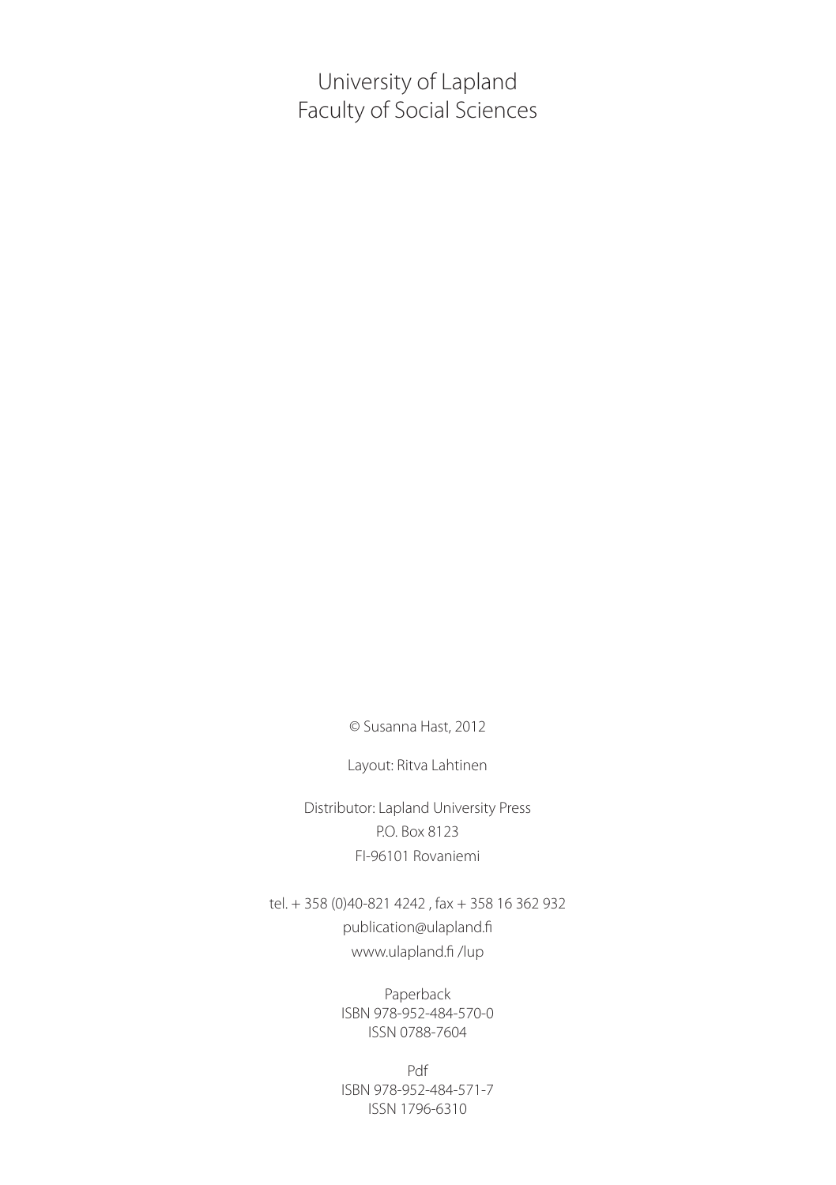University of Lapland
Faculty of Social Sciences

© Susanna Hast, 2012

Layout: Ritva Lahtinen

Distributor: Lapland University Press
P.O. Box 8123
FI-96101 Rovaniemi

tel. + 358 (0)40-821 4242 , fax + 358 16 362 932
publication@ulapland.fi
www.ulapland.fi /lup

Paperback
ISBN 978-952-484-570-0
ISSN 0788-7604

Pdf
ISBN 978-952-484-571-7
ISSN 1796-6310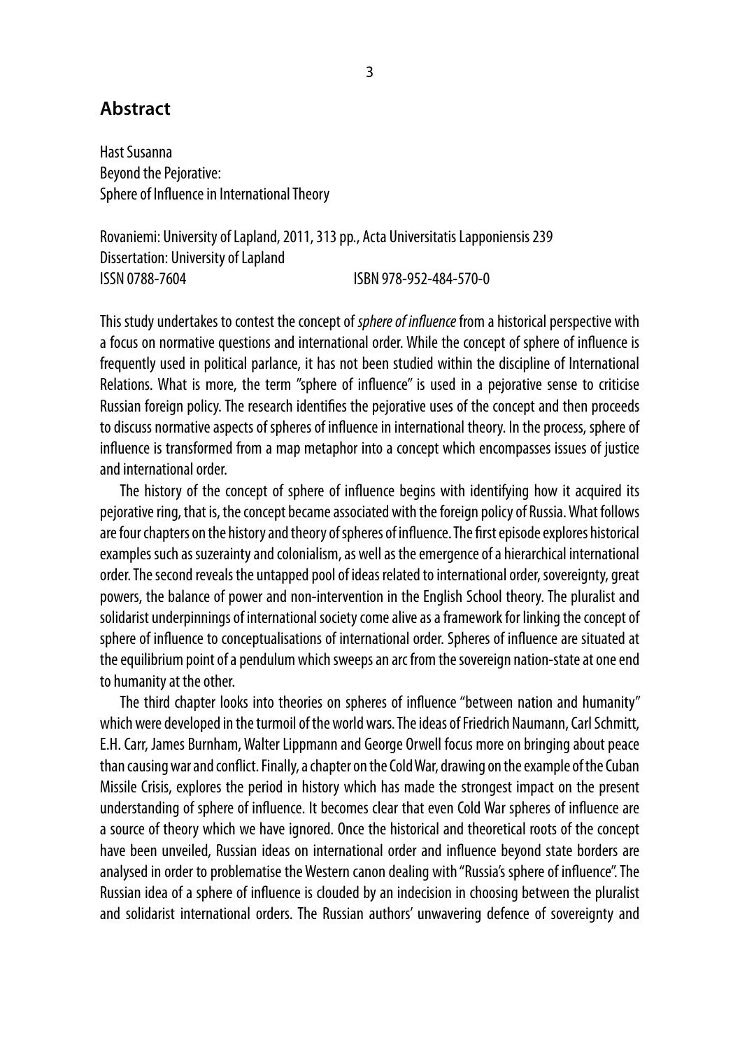## Abstract

Hast Susanna
Beyond the Pejorative:
Sphere of Influence in International Theory

Rovaniemi: University of Lapland, 2011, 313 pp., Acta Universitatis Lapponiensis 239
Dissertation: University of Lapland
ISSN 0788-7604 ISBN 978-952-484-570-0

This study undertakes to contest the concept of *sphere of influence* from a historical perspective with a focus on normative questions and international order. While the concept of sphere of influence is frequently used in political parlance, it has not been studied within the discipline of International Relations. What is more, the term "sphere of influence" is used in a pejorative sense to criticise Russian foreign policy. The research identifies the pejorative uses of the concept and then proceeds to discuss normative aspects of spheres of influence in international theory. In the process, sphere of influence is transformed from a map metaphor into a concept which encompasses issues of justice and international order.

The history of the concept of sphere of influence begins with identifying how it acquired its pejorative ring, that is, the concept became associated with the foreign policy of Russia. What follows are four chapters on the history and theory of spheres of influence. The first episode explores historical examples such as suzerainty and colonialism, as well as the emergence of a hierarchical international order. The second reveals the untapped pool of ideas related to international order, sovereignty, great powers, the balance of power and non-intervention in the English School theory. The pluralist and solidarist underpinnings of international society come alive as a framework for linking the concept of sphere of influence to conceptualisations of international order. Spheres of influence are situated at the equilibrium point of a pendulum which sweeps an arc from the sovereign nation-state at one end to humanity at the other.

The third chapter looks into theories on spheres of influence "between nation and humanity" which were developed in the turmoil of the world wars. The ideas of Friedrich Naumann, Carl Schmitt, E.H. Carr, James Burnham, Walter Lippmann and George Orwell focus more on bringing about peace than causing war and conflict. Finally, a chapter on the Cold War, drawing on the example of the Cuban Missile Crisis, explores the period in history which has made the strongest impact on the present understanding of sphere of influence. It becomes clear that even Cold War spheres of influence are a source of theory which we have ignored. Once the historical and theoretical roots of the concept have been unveiled, Russian ideas on international order and influence beyond state borders are analysed in order to problematise the Western canon dealing with "Russia's sphere of influence". The Russian idea of a sphere of influence is clouded by an indecision in choosing between the pluralist and solidarist international orders. The Russian authors' unwavering defence of sovereignty and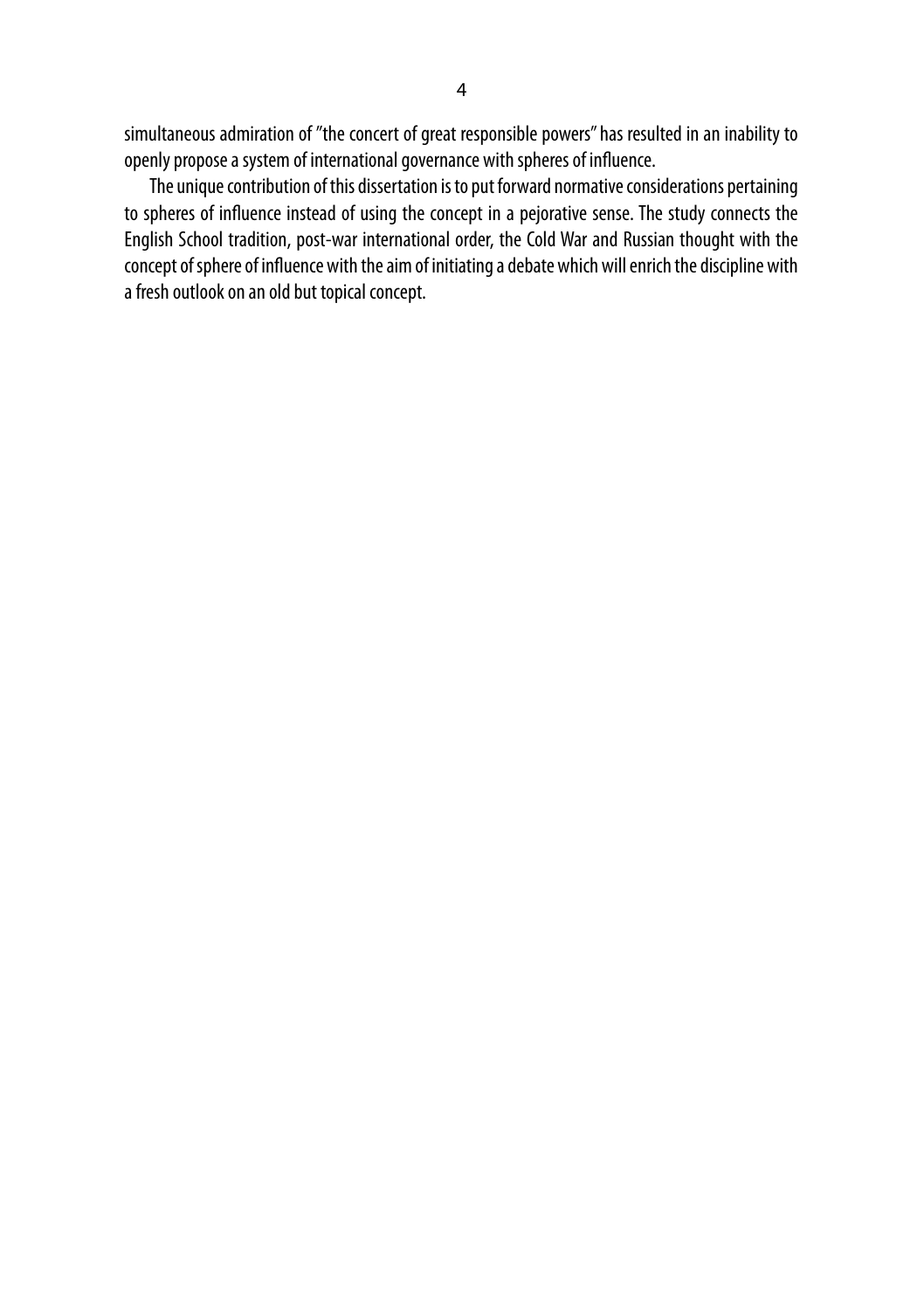simultaneous admiration of "the concert of great responsible powers" has resulted in an inability to openly propose a system of international governance with spheres of influence.

The unique contribution of this dissertation is to put forward normative considerations pertaining to spheres of influence instead of using the concept in a pejorative sense. The study connects the English School tradition, post-war international order, the Cold War and Russian thought with the concept of sphere of influence with the aim of initiating a debate which will enrich the discipline with a fresh outlook on an old but topical concept.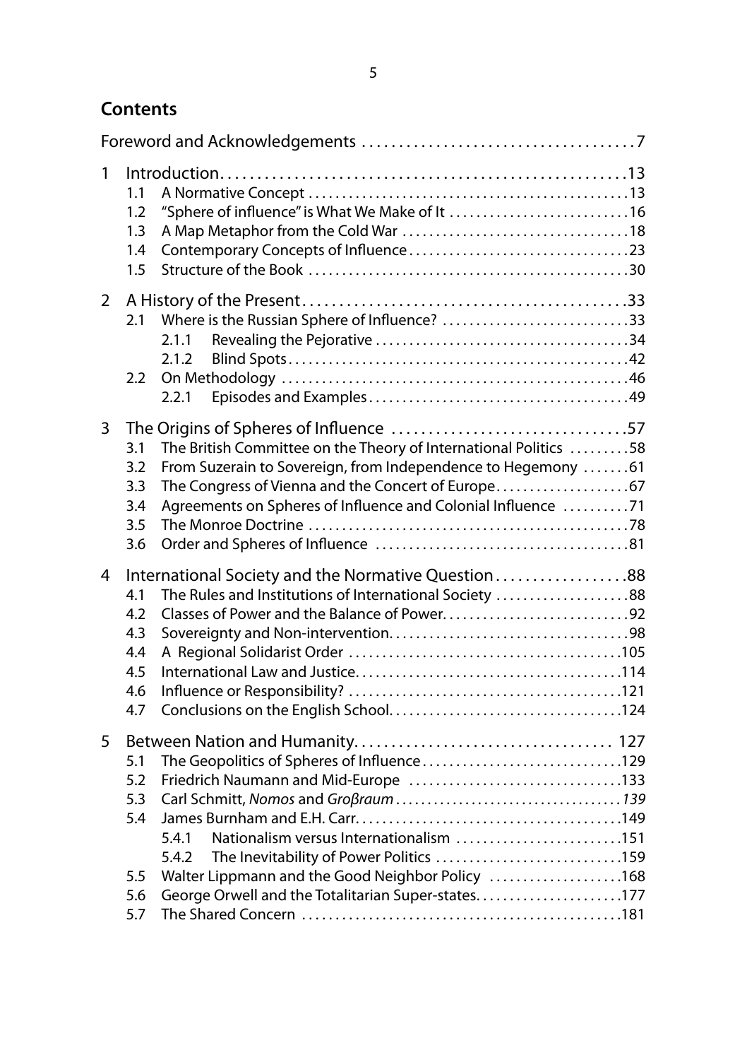## Contents

Foreword and Acknowledgements . . . . . 7

1 Introduction . . . . . 13
- 1.1 A Normative Concept . . . . . 13
- 1.2 "Sphere of influence" is What We Make of It . . . . . 16
- 1.3 A Map Metaphor from the Cold War . . . . . 18
- 1.4 Contemporary Concepts of Influence . . . . . 23
- 1.5 Structure of the Book . . . . . 30

2 A History of the Present . . . . . 33
- 2.1 Where is the Russian Sphere of Influence? . . . . . 33
  - 2.1.1 Revealing the Pejorative . . . . . 34
  - 2.1.2 Blind Spots . . . . . 42
- 2.2 On Methodology . . . . . 46
  - 2.2.1 Episodes and Examples . . . . . 49

3 The Origins of Spheres of Influence . . . . . 57
- 3.1 The British Committee on the Theory of International Politics . . . . . 58
- 3.2 From Suzerain to Sovereign, from Independence to Hegemony . . . . . 61
- 3.3 The Congress of Vienna and the Concert of Europe . . . . . 67
- 3.4 Agreements on Spheres of Influence and Colonial Influence . . . . . 71
- 3.5 The Monroe Doctrine . . . . . 78
- 3.6 Order and Spheres of Influence . . . . . 81

4 International Society and the Normative Question . . . . . 88
- 4.1 The Rules and Institutions of International Society . . . . . 88
- 4.2 Classes of Power and the Balance of Power . . . . . 92
- 4.3 Sovereignty and Non-intervention . . . . . 98
- 4.4 A Regional Solidarist Order . . . . . 105
- 4.5 International Law and Justice . . . . . 114
- 4.6 Influence or Responsibility? . . . . . 121
- 4.7 Conclusions on the English School . . . . . 124

5 Between Nation and Humanity . . . . . 127
- 5.1 The Geopolitics of Spheres of Influence . . . . . 129
- 5.2 Friedrich Naumann and Mid-Europe . . . . . 133
- 5.3 Carl Schmitt, *Nomos* and *Großraum* . . . . . *139*
- 5.4 James Burnham and E.H. Carr . . . . . 149
  - 5.4.1 Nationalism versus Internationalism . . . . . 151
  - 5.4.2 The Inevitability of Power Politics . . . . . 159
- 5.5 Walter Lippmann and the Good Neighbor Policy . . . . . 168
- 5.6 George Orwell and the Totalitarian Super-states . . . . . 177
- 5.7 The Shared Concern . . . . . 181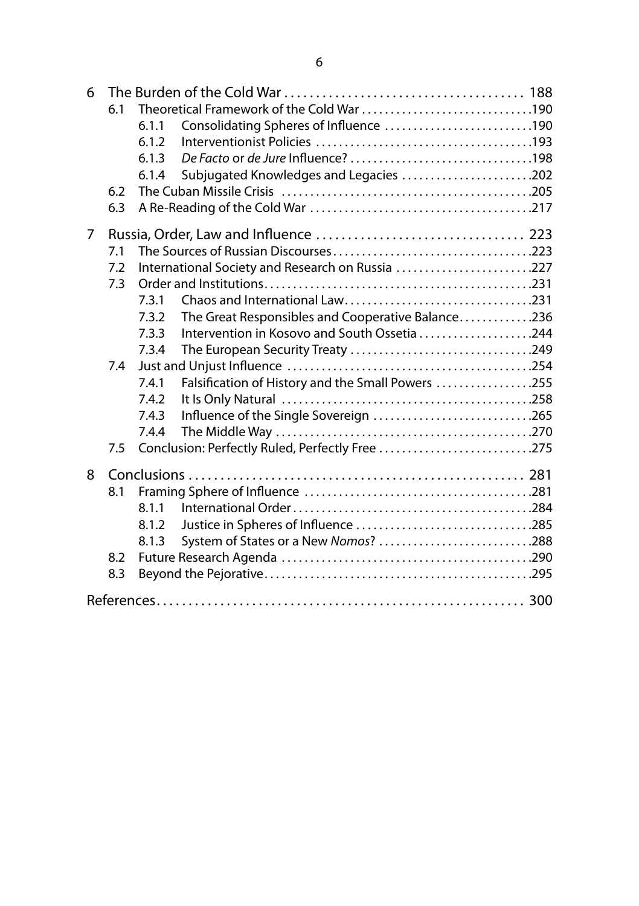6 The Burden of the Cold War ... 188
- 6.1 Theoretical Framework of the Cold War ... 190
  - 6.1.1 Consolidating Spheres of Influence ... 190
  - 6.1.2 Interventionist Policies ... 193
  - 6.1.3 *De Facto* or *de Jure* Influence? ... 198
  - 6.1.4 Subjugated Knowledges and Legacies ... 202
- 6.2 The Cuban Missile Crisis ... 205
- 6.3 A Re-Reading of the Cold War ... 217

7 Russia, Order, Law and Influence ... 223
- 7.1 The Sources of Russian Discourses ... 223
- 7.2 International Society and Research on Russia ... 227
- 7.3 Order and Institutions ... 231
  - 7.3.1 Chaos and International Law ... 231
  - 7.3.2 The Great Responsibles and Cooperative Balance ... 236
  - 7.3.3 Intervention in Kosovo and South Ossetia ... 244
  - 7.3.4 The European Security Treaty ... 249
- 7.4 Just and Unjust Influence ... 254
  - 7.4.1 Falsification of History and the Small Powers ... 255
  - 7.4.2 It Is Only Natural ... 258
  - 7.4.3 Influence of the Single Sovereign ... 265
  - 7.4.4 The Middle Way ... 270
- 7.5 Conclusion: Perfectly Ruled, Perfectly Free ... 275

8 Conclusions ... 281
- 8.1 Framing Sphere of Influence ... 281
  - 8.1.1 International Order ... 284
  - 8.1.2 Justice in Spheres of Influence ... 285
  - 8.1.3 System of States or a New *Nomos*? ... 288
- 8.2 Future Research Agenda ... 290
- 8.3 Beyond the Pejorative ... 295

References ... 300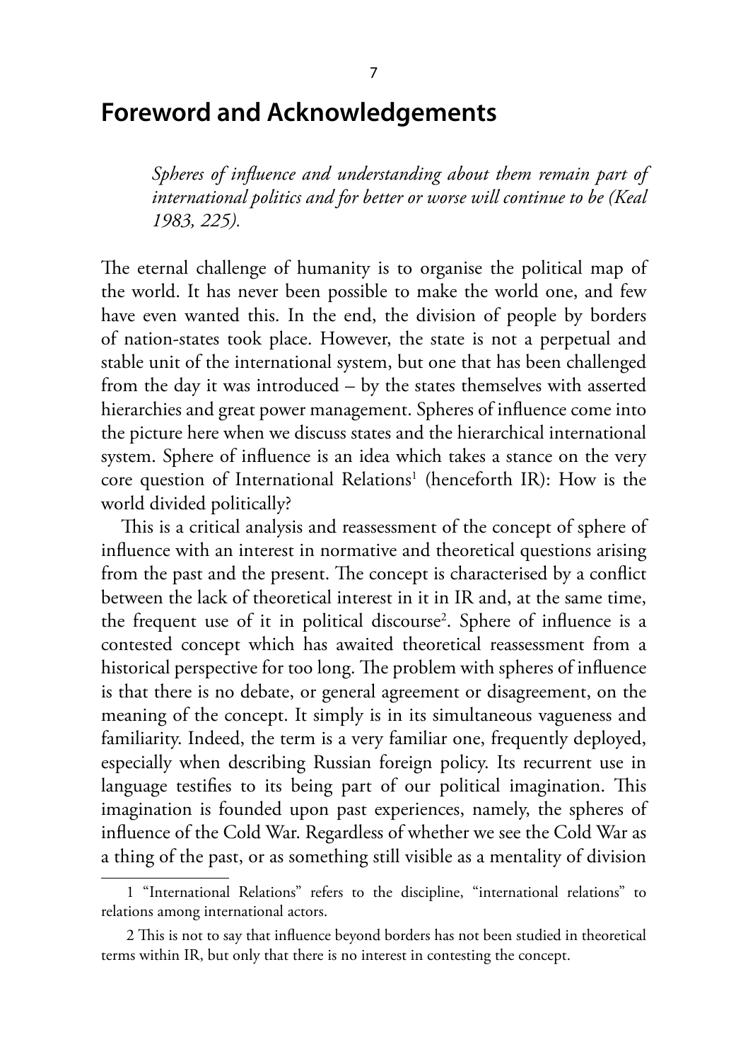# Foreword and Acknowledgements

> *Spheres of influence and understanding about them remain part of international politics and for better or worse will continue to be (Keal 1983, 225).*

The eternal challenge of humanity is to organise the political map of the world. It has never been possible to make the world one, and few have even wanted this. In the end, the division of people by borders of nation-states took place. However, the state is not a perpetual and stable unit of the international system, but one that has been challenged from the day it was introduced – by the states themselves with asserted hierarchies and great power management. Spheres of influence come into the picture here when we discuss states and the hierarchical international system. Sphere of influence is an idea which takes a stance on the very core question of International Relations[1] (henceforth IR): How is the world divided politically?

This is a critical analysis and reassessment of the concept of sphere of influence with an interest in normative and theoretical questions arising from the past and the present. The concept is characterised by a conflict between the lack of theoretical interest in it in IR and, at the same time, the frequent use of it in political discourse[2]. Sphere of influence is a contested concept which has awaited theoretical reassessment from a historical perspective for too long. The problem with spheres of influence is that there is no debate, or general agreement or disagreement, on the meaning of the concept. It simply is in its simultaneous vagueness and familiarity. Indeed, the term is a very familiar one, frequently deployed, especially when describing Russian foreign policy. Its recurrent use in language testifies to its being part of our political imagination. This imagination is founded upon past experiences, namely, the spheres of influence of the Cold War. Regardless of whether we see the Cold War as a thing of the past, or as something still visible as a mentality of division

---

1 "International Relations" refers to the discipline, "international relations" to relations among international actors.

2 This is not to say that influence beyond borders has not been studied in theoretical terms within IR, but only that there is no interest in contesting the concept.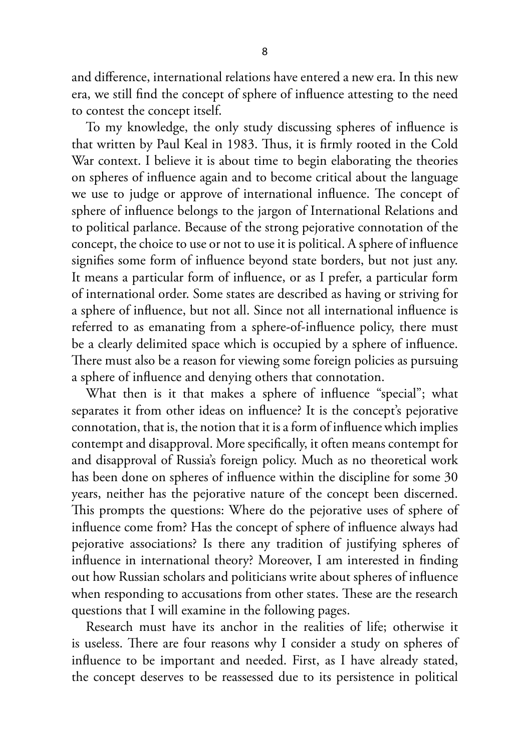and difference, international relations have entered a new era. In this new era, we still find the concept of sphere of influence attesting to the need to contest the concept itself.

To my knowledge, the only study discussing spheres of influence is that written by Paul Keal in 1983. Thus, it is firmly rooted in the Cold War context. I believe it is about time to begin elaborating the theories on spheres of influence again and to become critical about the language we use to judge or approve of international influence. The concept of sphere of influence belongs to the jargon of International Relations and to political parlance. Because of the strong pejorative connotation of the concept, the choice to use or not to use it is political. A sphere of influence signifies some form of influence beyond state borders, but not just any. It means a particular form of influence, or as I prefer, a particular form of international order. Some states are described as having or striving for a sphere of influence, but not all. Since not all international influence is referred to as emanating from a sphere-of-influence policy, there must be a clearly delimited space which is occupied by a sphere of influence. There must also be a reason for viewing some foreign policies as pursuing a sphere of influence and denying others that connotation.

What then is it that makes a sphere of influence "special"; what separates it from other ideas on influence? It is the concept's pejorative connotation, that is, the notion that it is a form of influence which implies contempt and disapproval. More specifically, it often means contempt for and disapproval of Russia's foreign policy. Much as no theoretical work has been done on spheres of influence within the discipline for some 30 years, neither has the pejorative nature of the concept been discerned. This prompts the questions: Where do the pejorative uses of sphere of influence come from? Has the concept of sphere of influence always had pejorative associations? Is there any tradition of justifying spheres of influence in international theory? Moreover, I am interested in finding out how Russian scholars and politicians write about spheres of influence when responding to accusations from other states. These are the research questions that I will examine in the following pages.

Research must have its anchor in the realities of life; otherwise it is useless. There are four reasons why I consider a study on spheres of influence to be important and needed. First, as I have already stated, the concept deserves to be reassessed due to its persistence in political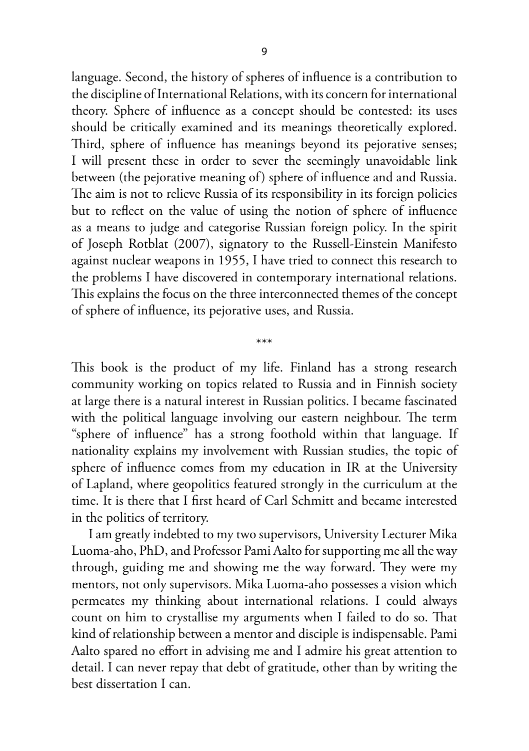language. Second, the history of spheres of influence is a contribution to the discipline of International Relations, with its concern for international theory. Sphere of influence as a concept should be contested: its uses should be critically examined and its meanings theoretically explored. Third, sphere of influence has meanings beyond its pejorative senses; I will present these in order to sever the seemingly unavoidable link between (the pejorative meaning of) sphere of influence and and Russia. The aim is not to relieve Russia of its responsibility in its foreign policies but to reflect on the value of using the notion of sphere of influence as a means to judge and categorise Russian foreign policy. In the spirit of Joseph Rotblat (2007), signatory to the Russell-Einstein Manifesto against nuclear weapons in 1955, I have tried to connect this research to the problems I have discovered in contemporary international relations. This explains the focus on the three interconnected themes of the concept of sphere of influence, its pejorative uses, and Russia.

\*\*\*

This book is the product of my life. Finland has a strong research community working on topics related to Russia and in Finnish society at large there is a natural interest in Russian politics. I became fascinated with the political language involving our eastern neighbour. The term "sphere of influence" has a strong foothold within that language. If nationality explains my involvement with Russian studies, the topic of sphere of influence comes from my education in IR at the University of Lapland, where geopolitics featured strongly in the curriculum at the time. It is there that I first heard of Carl Schmitt and became interested in the politics of territory.

I am greatly indebted to my two supervisors, University Lecturer Mika Luoma-aho, PhD, and Professor Pami Aalto for supporting me all the way through, guiding me and showing me the way forward. They were my mentors, not only supervisors. Mika Luoma-aho possesses a vision which permeates my thinking about international relations. I could always count on him to crystallise my arguments when I failed to do so. That kind of relationship between a mentor and disciple is indispensable. Pami Aalto spared no effort in advising me and I admire his great attention to detail. I can never repay that debt of gratitude, other than by writing the best dissertation I can.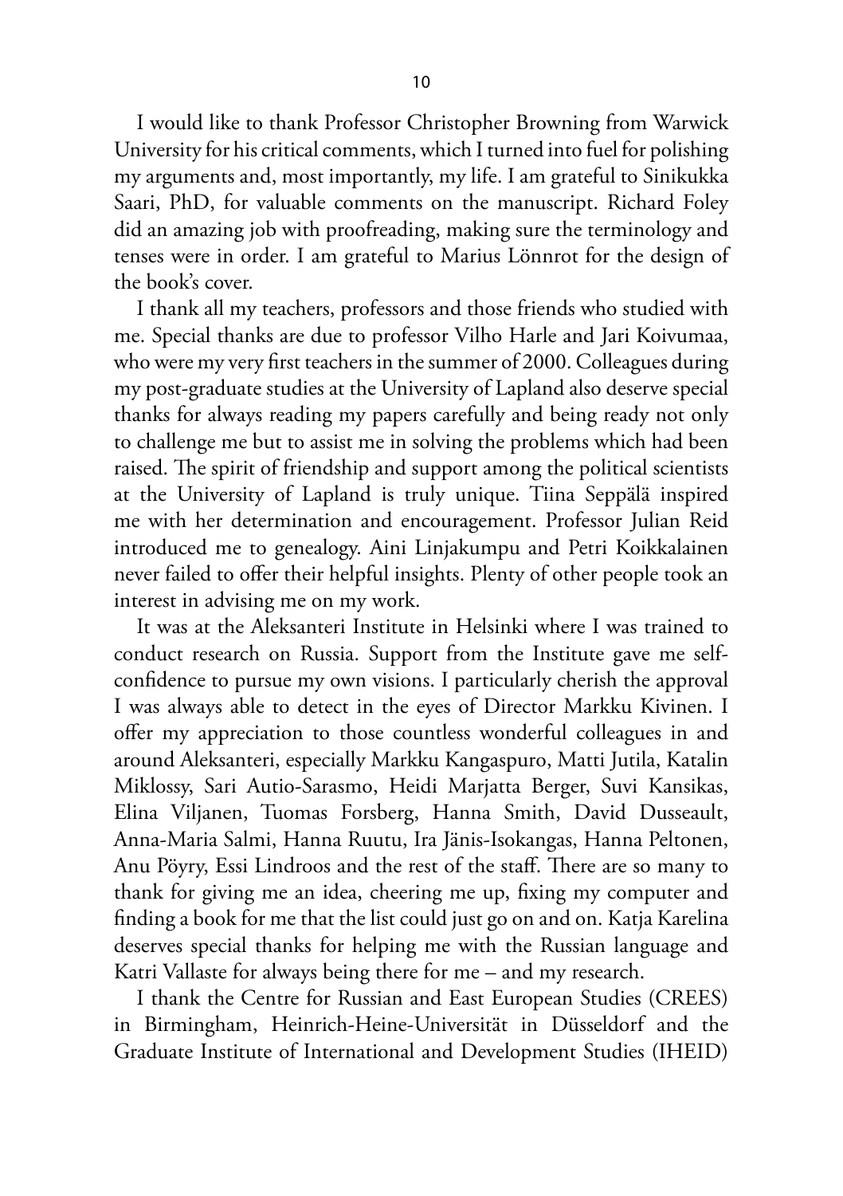I would like to thank Professor Christopher Browning from Warwick University for his critical comments, which I turned into fuel for polishing my arguments and, most importantly, my life. I am grateful to Sinikukka Saari, PhD, for valuable comments on the manuscript. Richard Foley did an amazing job with proofreading, making sure the terminology and tenses were in order. I am grateful to Marius Lönnrot for the design of the book's cover.

I thank all my teachers, professors and those friends who studied with me. Special thanks are due to professor Vilho Harle and Jari Koivumaa, who were my very first teachers in the summer of 2000. Colleagues during my post-graduate studies at the University of Lapland also deserve special thanks for always reading my papers carefully and being ready not only to challenge me but to assist me in solving the problems which had been raised. The spirit of friendship and support among the political scientists at the University of Lapland is truly unique. Tiina Seppälä inspired me with her determination and encouragement. Professor Julian Reid introduced me to genealogy. Aini Linjakumpu and Petri Koikkalainen never failed to offer their helpful insights. Plenty of other people took an interest in advising me on my work.

It was at the Aleksanteri Institute in Helsinki where I was trained to conduct research on Russia. Support from the Institute gave me self-confidence to pursue my own visions. I particularly cherish the approval I was always able to detect in the eyes of Director Markku Kivinen. I offer my appreciation to those countless wonderful colleagues in and around Aleksanteri, especially Markku Kangaspuro, Matti Jutila, Katalin Miklossy, Sari Autio-Sarasmo, Heidi Marjatta Berger, Suvi Kansikas, Elina Viljanen, Tuomas Forsberg, Hanna Smith, David Dusseault, Anna-Maria Salmi, Hanna Ruutu, Ira Jänis-Isokangas, Hanna Peltonen, Anu Pöyry, Essi Lindroos and the rest of the staff. There are so many to thank for giving me an idea, cheering me up, fixing my computer and finding a book for me that the list could just go on and on. Katja Karelina deserves special thanks for helping me with the Russian language and Katri Vallaste for always being there for me – and my research.

I thank the Centre for Russian and East European Studies (CREES) in Birmingham, Heinrich-Heine-Universität in Düsseldorf and the Graduate Institute of International and Development Studies (IHEID)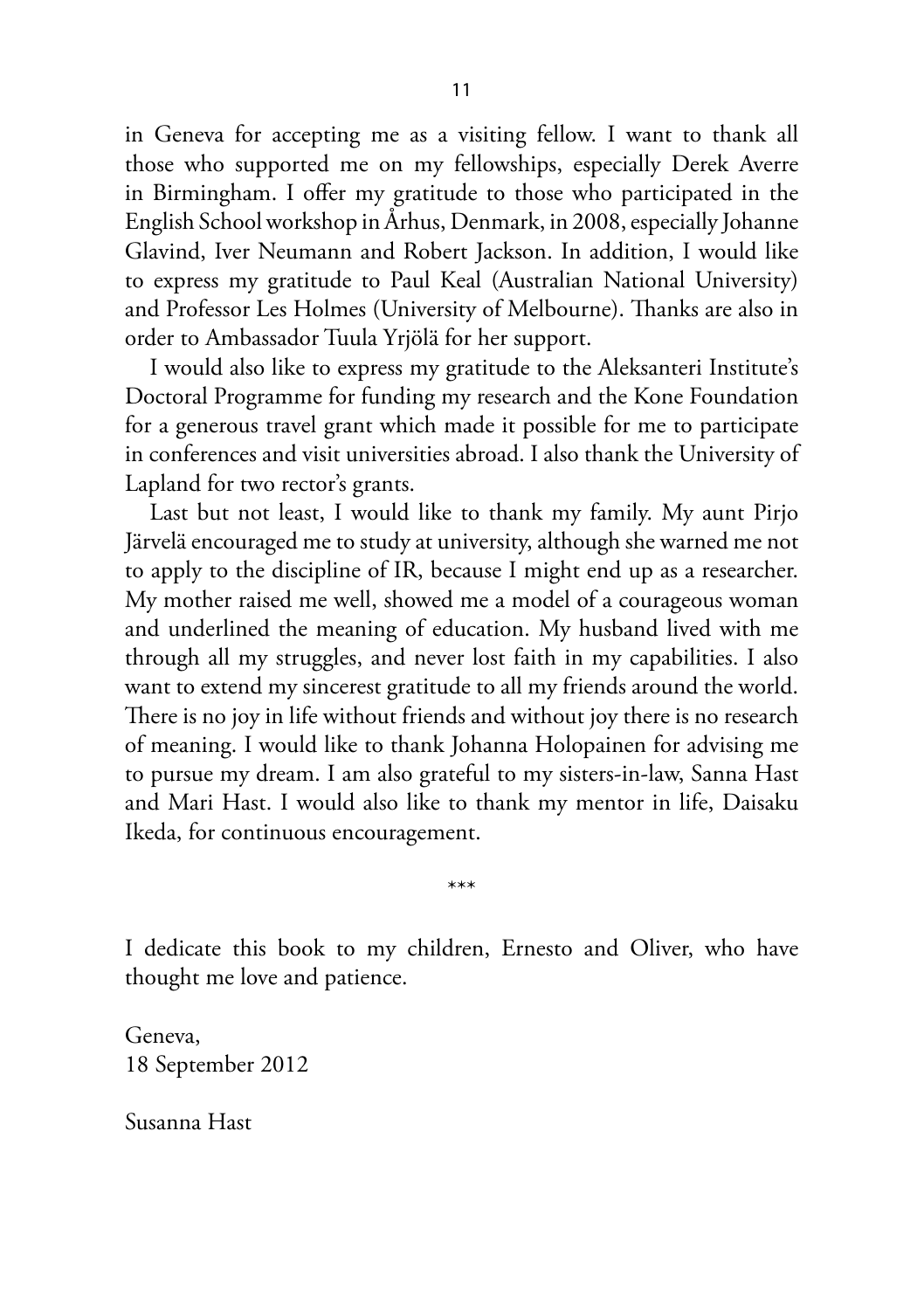in Geneva for accepting me as a visiting fellow. I want to thank all those who supported me on my fellowships, especially Derek Averre in Birmingham. I offer my gratitude to those who participated in the English School workshop in Århus, Denmark, in 2008, especially Johanne Glavind, Iver Neumann and Robert Jackson. In addition, I would like to express my gratitude to Paul Keal (Australian National University) and Professor Les Holmes (University of Melbourne). Thanks are also in order to Ambassador Tuula Yrjölä for her support.

I would also like to express my gratitude to the Aleksanteri Institute's Doctoral Programme for funding my research and the Kone Foundation for a generous travel grant which made it possible for me to participate in conferences and visit universities abroad. I also thank the University of Lapland for two rector's grants.

Last but not least, I would like to thank my family. My aunt Pirjo Järvelä encouraged me to study at university, although she warned me not to apply to the discipline of IR, because I might end up as a researcher. My mother raised me well, showed me a model of a courageous woman and underlined the meaning of education. My husband lived with me through all my struggles, and never lost faith in my capabilities. I also want to extend my sincerest gratitude to all my friends around the world. There is no joy in life without friends and without joy there is no research of meaning. I would like to thank Johanna Holopainen for advising me to pursue my dream. I am also grateful to my sisters-in-law, Sanna Hast and Mari Hast. I would also like to thank my mentor in life, Daisaku Ikeda, for continuous encouragement.

***

I dedicate this book to my children, Ernesto and Oliver, who have thought me love and patience.

Geneva,
18 September 2012

Susanna Hast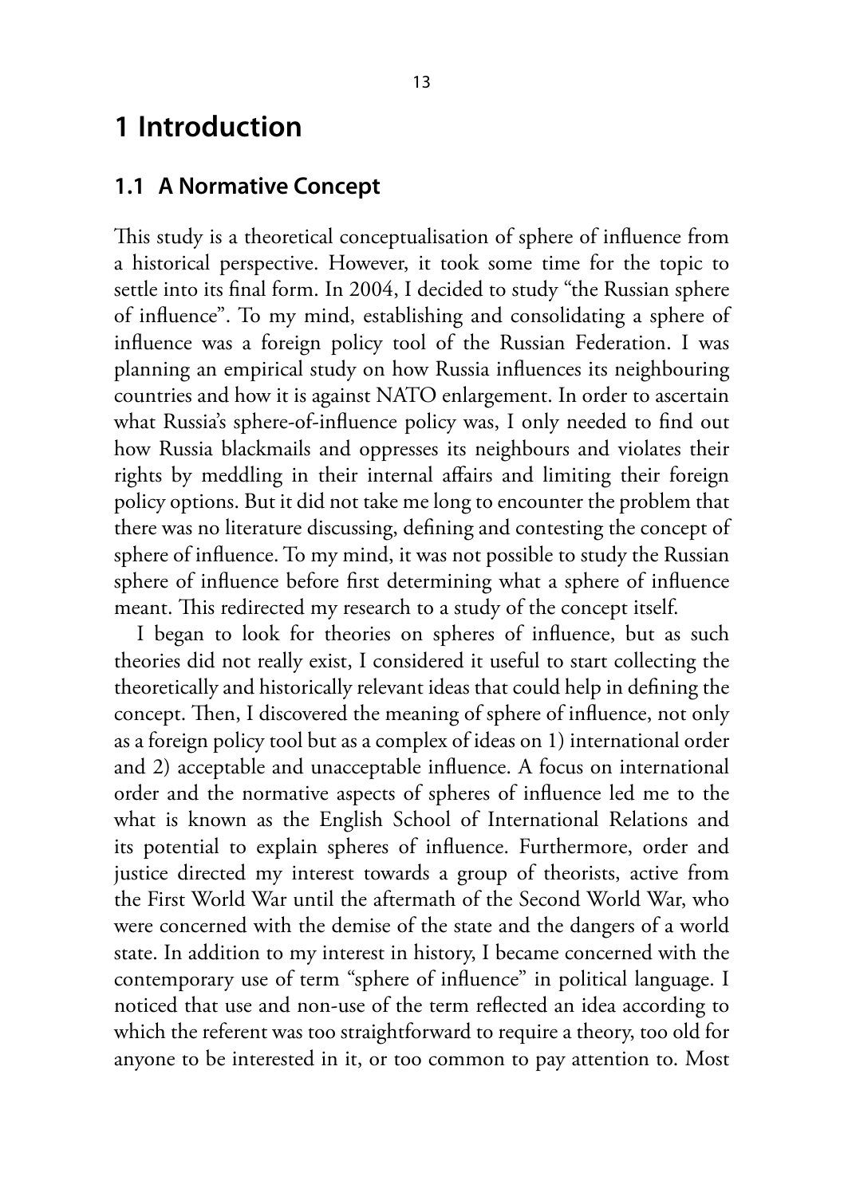# 1 Introduction

## 1.1 A Normative Concept

This study is a theoretical conceptualisation of sphere of influence from a historical perspective. However, it took some time for the topic to settle into its final form. In 2004, I decided to study "the Russian sphere of influence". To my mind, establishing and consolidating a sphere of influence was a foreign policy tool of the Russian Federation. I was planning an empirical study on how Russia influences its neighbouring countries and how it is against NATO enlargement. In order to ascertain what Russia's sphere-of-influence policy was, I only needed to find out how Russia blackmails and oppresses its neighbours and violates their rights by meddling in their internal affairs and limiting their foreign policy options. But it did not take me long to encounter the problem that there was no literature discussing, defining and contesting the concept of sphere of influence. To my mind, it was not possible to study the Russian sphere of influence before first determining what a sphere of influence meant. This redirected my research to a study of the concept itself.

I began to look for theories on spheres of influence, but as such theories did not really exist, I considered it useful to start collecting the theoretically and historically relevant ideas that could help in defining the concept. Then, I discovered the meaning of sphere of influence, not only as a foreign policy tool but as a complex of ideas on 1) international order and 2) acceptable and unacceptable influence. A focus on international order and the normative aspects of spheres of influence led me to the what is known as the English School of International Relations and its potential to explain spheres of influence. Furthermore, order and justice directed my interest towards a group of theorists, active from the First World War until the aftermath of the Second World War, who were concerned with the demise of the state and the dangers of a world state. In addition to my interest in history, I became concerned with the contemporary use of term "sphere of influence" in political language. I noticed that use and non-use of the term reflected an idea according to which the referent was too straightforward to require a theory, too old for anyone to be interested in it, or too common to pay attention to. Most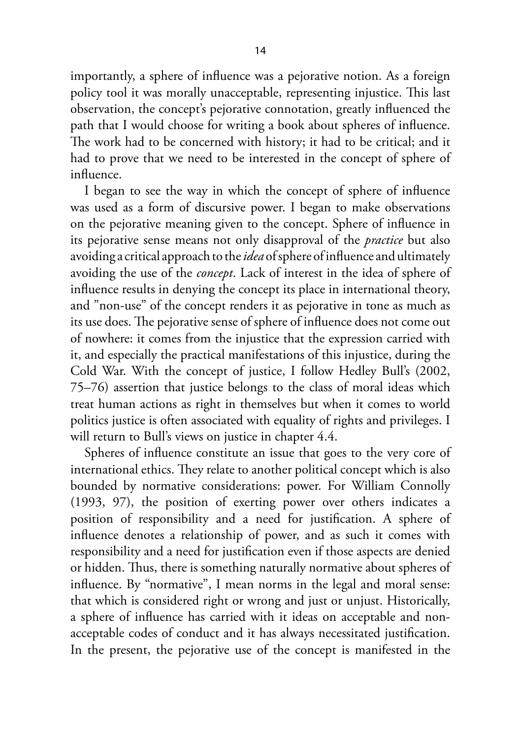importantly, a sphere of influence was a pejorative notion. As a foreign policy tool it was morally unacceptable, representing injustice. This last observation, the concept's pejorative connotation, greatly influenced the path that I would choose for writing a book about spheres of influence. The work had to be concerned with history; it had to be critical; and it had to prove that we need to be interested in the concept of sphere of influence.

I began to see the way in which the concept of sphere of influence was used as a form of discursive power. I began to make observations on the pejorative meaning given to the concept. Sphere of influence in its pejorative sense means not only disapproval of the *practice* but also avoiding a critical approach to the *idea* of sphere of influence and ultimately avoiding the use of the *concept*. Lack of interest in the idea of sphere of influence results in denying the concept its place in international theory, and "non-use" of the concept renders it as pejorative in tone as much as its use does. The pejorative sense of sphere of influence does not come out of nowhere: it comes from the injustice that the expression carried with it, and especially the practical manifestations of this injustice, during the Cold War. With the concept of justice, I follow Hedley Bull's (2002, 75–76) assertion that justice belongs to the class of moral ideas which treat human actions as right in themselves but when it comes to world politics justice is often associated with equality of rights and privileges. I will return to Bull's views on justice in chapter 4.4.

Spheres of influence constitute an issue that goes to the very core of international ethics. They relate to another political concept which is also bounded by normative considerations: power. For William Connolly (1993, 97), the position of exerting power over others indicates a position of responsibility and a need for justification. A sphere of influence denotes a relationship of power, and as such it comes with responsibility and a need for justification even if those aspects are denied or hidden. Thus, there is something naturally normative about spheres of influence. By "normative", I mean norms in the legal and moral sense: that which is considered right or wrong and just or unjust. Historically, a sphere of influence has carried with it ideas on acceptable and non-acceptable codes of conduct and it has always necessitated justification. In the present, the pejorative use of the concept is manifested in the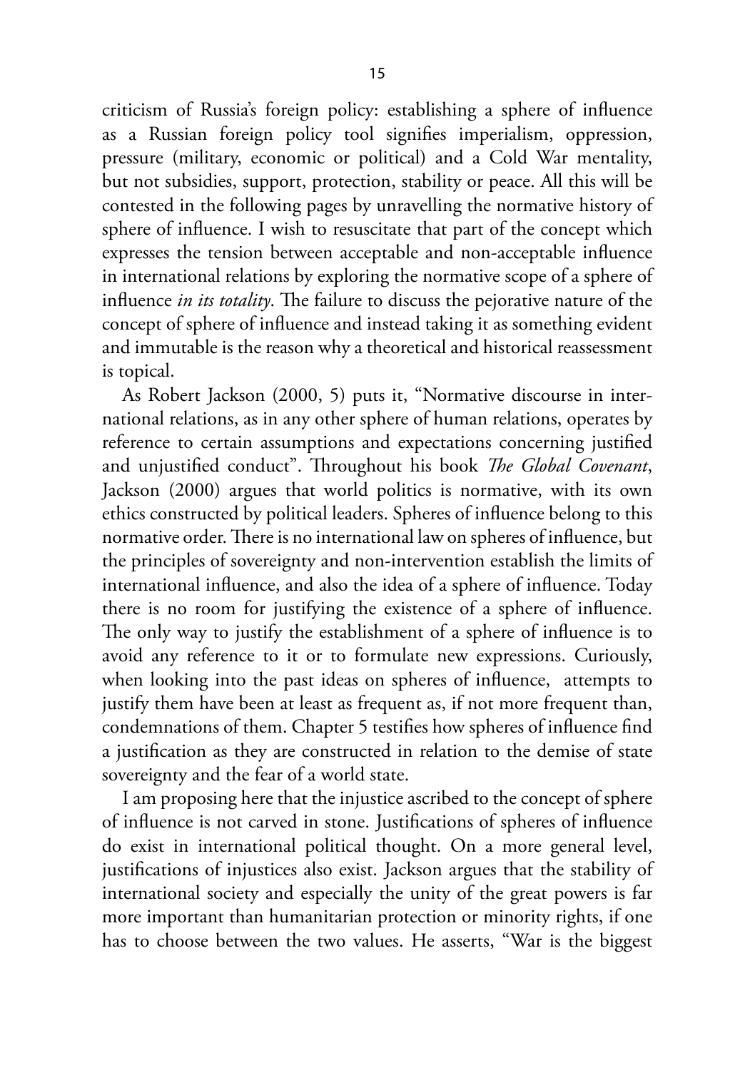criticism of Russia's foreign policy: establishing a sphere of influence as a Russian foreign policy tool signifies imperialism, oppression, pressure (military, economic or political) and a Cold War mentality, but not subsidies, support, protection, stability or peace. All this will be contested in the following pages by unravelling the normative history of sphere of influence. I wish to resuscitate that part of the concept which expresses the tension between acceptable and non-acceptable influence in international relations by exploring the normative scope of a sphere of influence *in its totality*. The failure to discuss the pejorative nature of the concept of sphere of influence and instead taking it as something evident and immutable is the reason why a theoretical and historical reassessment is topical.

As Robert Jackson (2000, 5) puts it, "Normative discourse in international relations, as in any other sphere of human relations, operates by reference to certain assumptions and expectations concerning justified and unjustified conduct". Throughout his book *The Global Covenant*, Jackson (2000) argues that world politics is normative, with its own ethics constructed by political leaders. Spheres of influence belong to this normative order. There is no international law on spheres of influence, but the principles of sovereignty and non-intervention establish the limits of international influence, and also the idea of a sphere of influence. Today there is no room for justifying the existence of a sphere of influence. The only way to justify the establishment of a sphere of influence is to avoid any reference to it or to formulate new expressions. Curiously, when looking into the past ideas on spheres of influence, attempts to justify them have been at least as frequent as, if not more frequent than, condemnations of them. Chapter 5 testifies how spheres of influence find a justification as they are constructed in relation to the demise of state sovereignty and the fear of a world state.

I am proposing here that the injustice ascribed to the concept of sphere of influence is not carved in stone. Justifications of spheres of influence do exist in international political thought. On a more general level, justifications of injustices also exist. Jackson argues that the stability of international society and especially the unity of the great powers is far more important than humanitarian protection or minority rights, if one has to choose between the two values. He asserts, "War is the biggest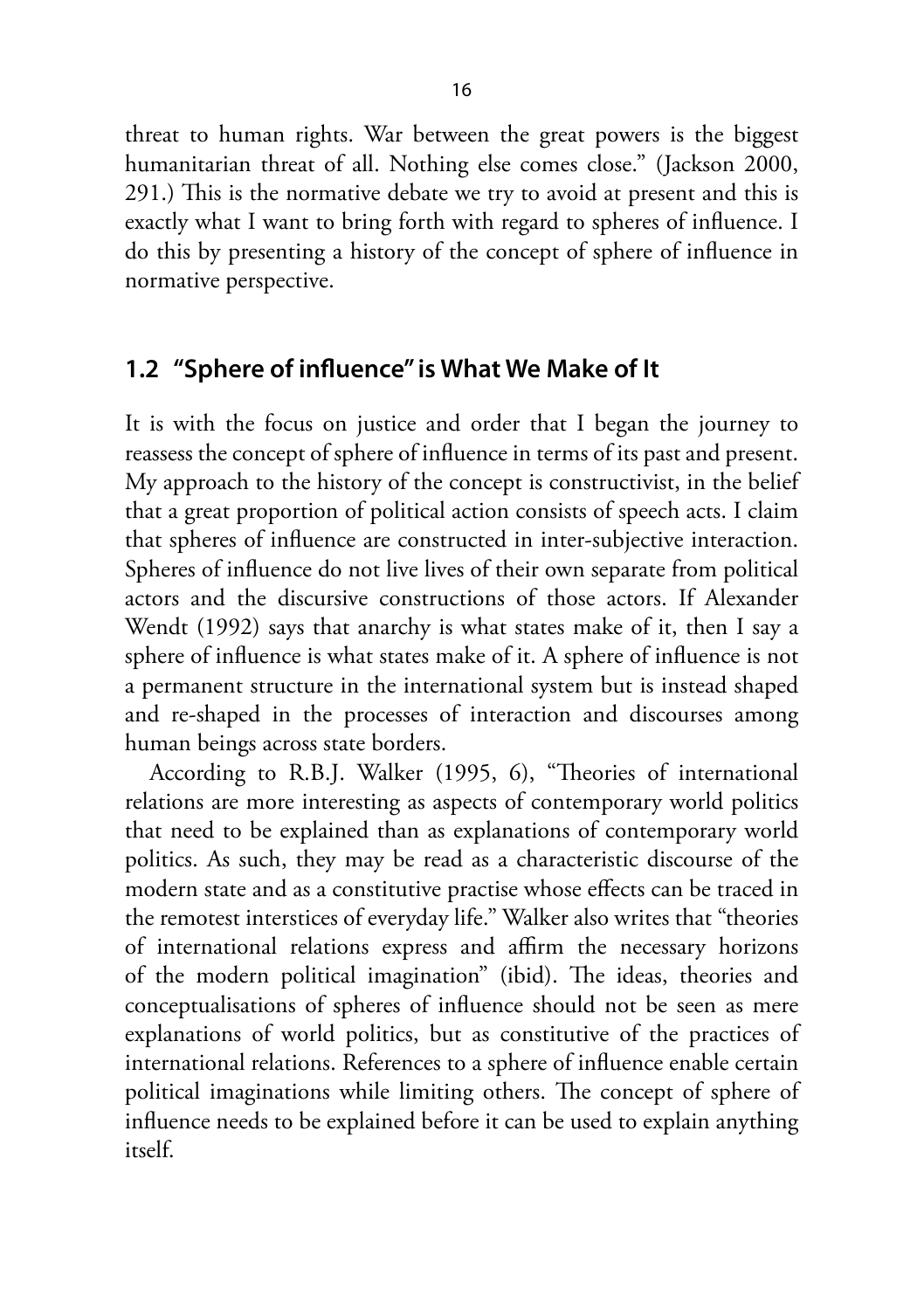threat to human rights. War between the great powers is the biggest humanitarian threat of all. Nothing else comes close." (Jackson 2000, 291.) This is the normative debate we try to avoid at present and this is exactly what I want to bring forth with regard to spheres of influence. I do this by presenting a history of the concept of sphere of influence in normative perspective.

## 1.2 "Sphere of influence" is What We Make of It

It is with the focus on justice and order that I began the journey to reassess the concept of sphere of influence in terms of its past and present. My approach to the history of the concept is constructivist, in the belief that a great proportion of political action consists of speech acts. I claim that spheres of influence are constructed in inter-subjective interaction. Spheres of influence do not live lives of their own separate from political actors and the discursive constructions of those actors. If Alexander Wendt (1992) says that anarchy is what states make of it, then I say a sphere of influence is what states make of it. A sphere of influence is not a permanent structure in the international system but is instead shaped and re-shaped in the processes of interaction and discourses among human beings across state borders.

According to R.B.J. Walker (1995, 6), "Theories of international relations are more interesting as aspects of contemporary world politics that need to be explained than as explanations of contemporary world politics. As such, they may be read as a characteristic discourse of the modern state and as a constitutive practise whose effects can be traced in the remotest interstices of everyday life." Walker also writes that "theories of international relations express and affirm the necessary horizons of the modern political imagination" (ibid). The ideas, theories and conceptualisations of spheres of influence should not be seen as mere explanations of world politics, but as constitutive of the practices of international relations. References to a sphere of influence enable certain political imaginations while limiting others. The concept of sphere of influence needs to be explained before it can be used to explain anything itself.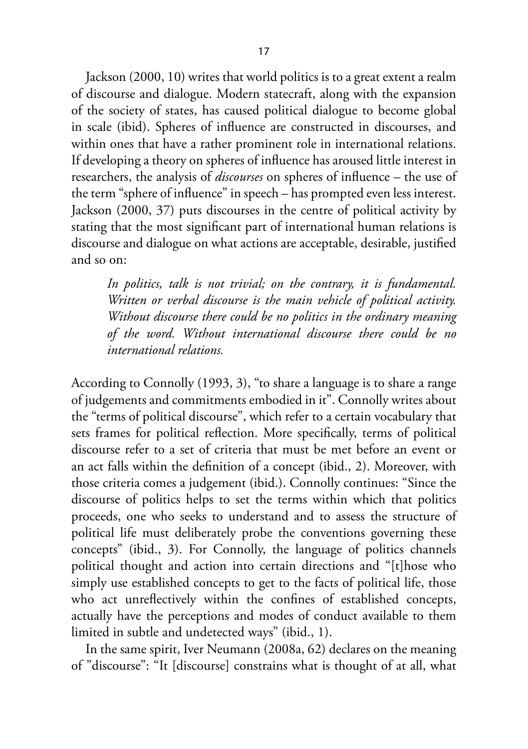Jackson (2000, 10) writes that world politics is to a great extent a realm of discourse and dialogue. Modern statecraft, along with the expansion of the society of states, has caused political dialogue to become global in scale (ibid). Spheres of influence are constructed in discourses, and within ones that have a rather prominent role in international relations. If developing a theory on spheres of influence has aroused little interest in researchers, the analysis of *discourses* on spheres of influence – the use of the term "sphere of influence" in speech – has prompted even less interest. Jackson (2000, 37) puts discourses in the centre of political activity by stating that the most significant part of international human relations is discourse and dialogue on what actions are acceptable, desirable, justified and so on:

> *In politics, talk is not trivial; on the contrary, it is fundamental. Written or verbal discourse is the main vehicle of political activity. Without discourse there could be no politics in the ordinary meaning of the word. Without international discourse there could be no international relations.*

According to Connolly (1993, 3), "to share a language is to share a range of judgements and commitments embodied in it". Connolly writes about the "terms of political discourse", which refer to a certain vocabulary that sets frames for political reflection. More specifically, terms of political discourse refer to a set of criteria that must be met before an event or an act falls within the definition of a concept (ibid., 2). Moreover, with those criteria comes a judgement (ibid.). Connolly continues: "Since the discourse of politics helps to set the terms within which that politics proceeds, one who seeks to understand and to assess the structure of political life must deliberately probe the conventions governing these concepts" (ibid., 3). For Connolly, the language of politics channels political thought and action into certain directions and "[t]hose who simply use established concepts to get to the facts of political life, those who act unreflectively within the confines of established concepts, actually have the perceptions and modes of conduct available to them limited in subtle and undetected ways" (ibid., 1).

In the same spirit, Iver Neumann (2008a, 62) declares on the meaning of "discourse": "It [discourse] constrains what is thought of at all, what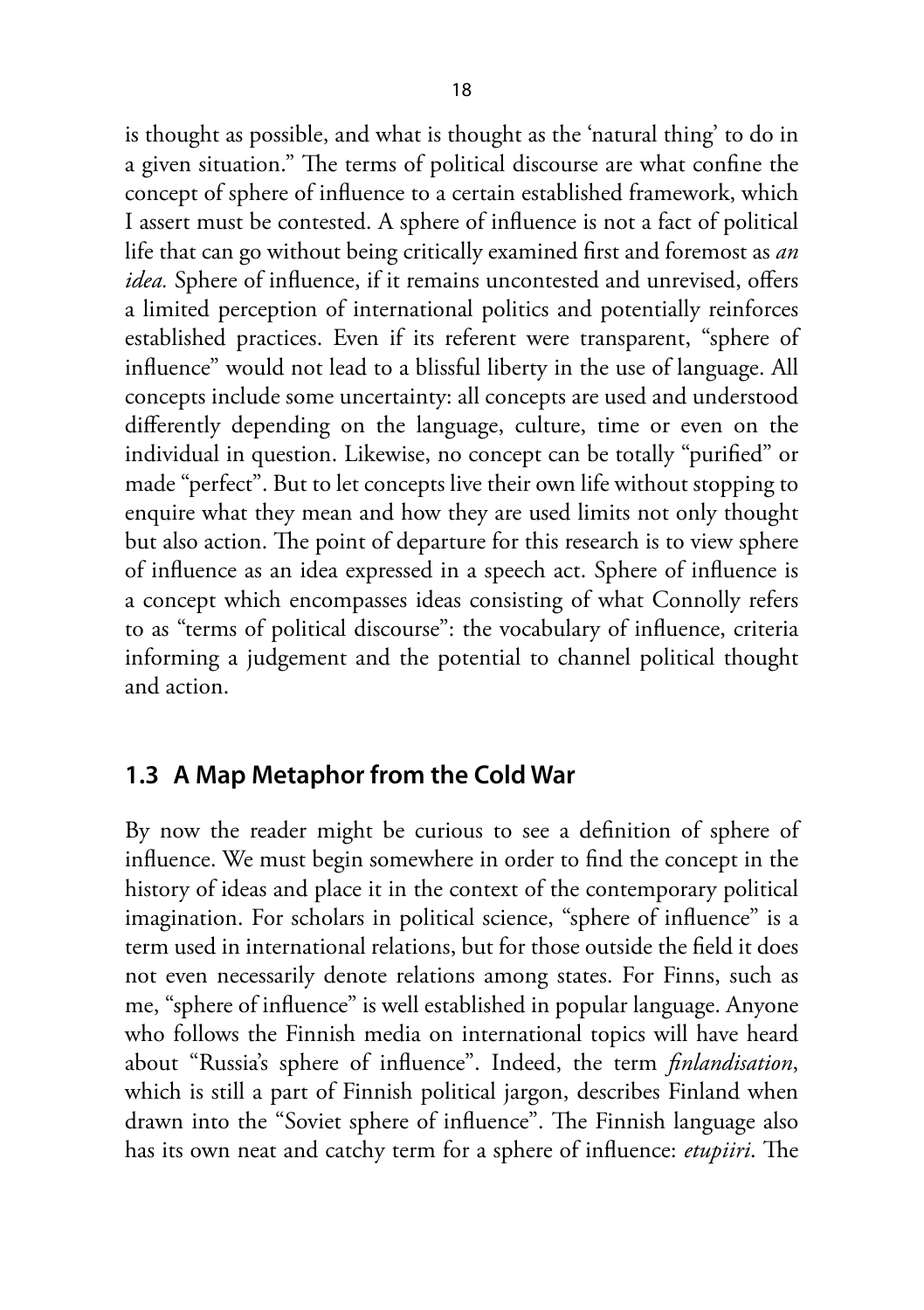is thought as possible, and what is thought as the 'natural thing' to do in a given situation." The terms of political discourse are what confine the concept of sphere of influence to a certain established framework, which I assert must be contested. A sphere of influence is not a fact of political life that can go without being critically examined first and foremost as *an idea.* Sphere of influence, if it remains uncontested and unrevised, offers a limited perception of international politics and potentially reinforces established practices. Even if its referent were transparent, "sphere of influence" would not lead to a blissful liberty in the use of language. All concepts include some uncertainty: all concepts are used and understood differently depending on the language, culture, time or even on the individual in question. Likewise, no concept can be totally "purified" or made "perfect". But to let concepts live their own life without stopping to enquire what they mean and how they are used limits not only thought but also action. The point of departure for this research is to view sphere of influence as an idea expressed in a speech act. Sphere of influence is a concept which encompasses ideas consisting of what Connolly refers to as "terms of political discourse": the vocabulary of influence, criteria informing a judgement and the potential to channel political thought and action.

## 1.3 A Map Metaphor from the Cold War

By now the reader might be curious to see a definition of sphere of influence. We must begin somewhere in order to find the concept in the history of ideas and place it in the context of the contemporary political imagination. For scholars in political science, "sphere of influence" is a term used in international relations, but for those outside the field it does not even necessarily denote relations among states. For Finns, such as me, "sphere of influence" is well established in popular language. Anyone who follows the Finnish media on international topics will have heard about "Russia's sphere of influence". Indeed, the term *finlandisation*, which is still a part of Finnish political jargon, describes Finland when drawn into the "Soviet sphere of influence". The Finnish language also has its own neat and catchy term for a sphere of influence: *etupiiri*. The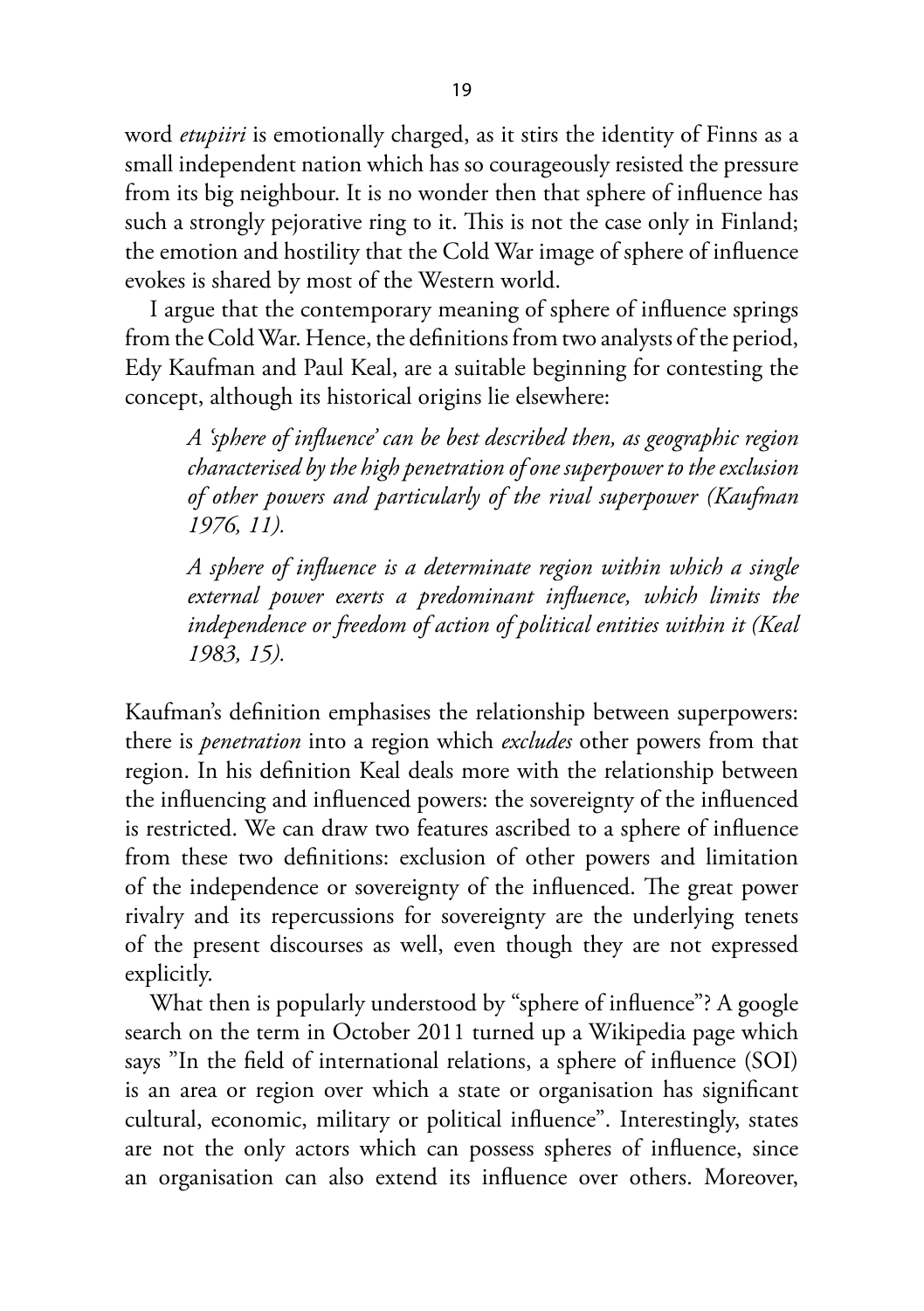word *etupiiri* is emotionally charged, as it stirs the identity of Finns as a small independent nation which has so courageously resisted the pressure from its big neighbour. It is no wonder then that sphere of influence has such a strongly pejorative ring to it. This is not the case only in Finland; the emotion and hostility that the Cold War image of sphere of influence evokes is shared by most of the Western world.

I argue that the contemporary meaning of sphere of influence springs from the Cold War. Hence, the definitions from two analysts of the period, Edy Kaufman and Paul Keal, are a suitable beginning for contesting the concept, although its historical origins lie elsewhere:

> *A 'sphere of influence' can be best described then, as geographic region characterised by the high penetration of one superpower to the exclusion of other powers and particularly of the rival superpower (Kaufman 1976, 11).*

> *A sphere of influence is a determinate region within which a single external power exerts a predominant influence, which limits the independence or freedom of action of political entities within it (Keal 1983, 15).*

Kaufman's definition emphasises the relationship between superpowers: there is *penetration* into a region which *excludes* other powers from that region. In his definition Keal deals more with the relationship between the influencing and influenced powers: the sovereignty of the influenced is restricted. We can draw two features ascribed to a sphere of influence from these two definitions: exclusion of other powers and limitation of the independence or sovereignty of the influenced. The great power rivalry and its repercussions for sovereignty are the underlying tenets of the present discourses as well, even though they are not expressed explicitly.

What then is popularly understood by "sphere of influence"? A google search on the term in October 2011 turned up a Wikipedia page which says "In the field of international relations, a sphere of influence (SOI) is an area or region over which a state or organisation has significant cultural, economic, military or political influence". Interestingly, states are not the only actors which can possess spheres of influence, since an organisation can also extend its influence over others. Moreover,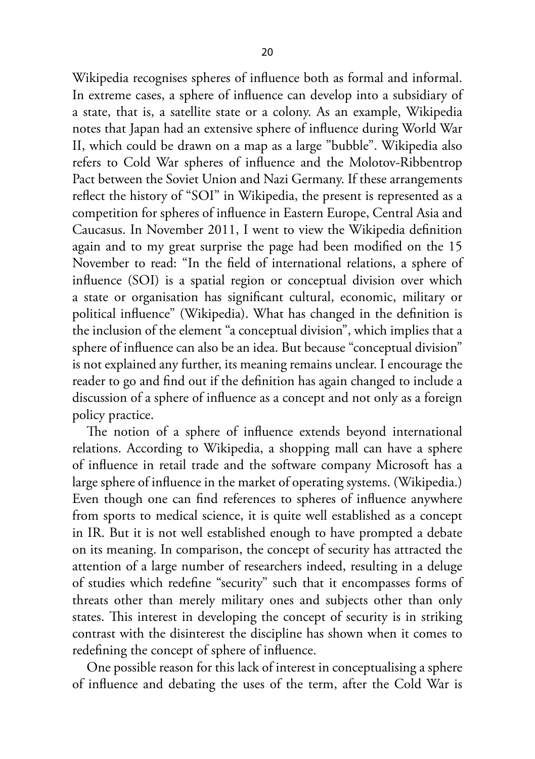Wikipedia recognises spheres of influence both as formal and informal. In extreme cases, a sphere of influence can develop into a subsidiary of a state, that is, a satellite state or a colony. As an example, Wikipedia notes that Japan had an extensive sphere of influence during World War II, which could be drawn on a map as a large "bubble". Wikipedia also refers to Cold War spheres of influence and the Molotov-Ribbentrop Pact between the Soviet Union and Nazi Germany. If these arrangements reflect the history of "SOI" in Wikipedia, the present is represented as a competition for spheres of influence in Eastern Europe, Central Asia and Caucasus. In November 2011, I went to view the Wikipedia definition again and to my great surprise the page had been modified on the 15 November to read: "In the field of international relations, a sphere of influence (SOI) is a spatial region or conceptual division over which a state or organisation has significant cultural, economic, military or political influence" (Wikipedia). What has changed in the definition is the inclusion of the element "a conceptual division", which implies that a sphere of influence can also be an idea. But because "conceptual division" is not explained any further, its meaning remains unclear. I encourage the reader to go and find out if the definition has again changed to include a discussion of a sphere of influence as a concept and not only as a foreign policy practice.

The notion of a sphere of influence extends beyond international relations. According to Wikipedia, a shopping mall can have a sphere of influence in retail trade and the software company Microsoft has a large sphere of influence in the market of operating systems. (Wikipedia.) Even though one can find references to spheres of influence anywhere from sports to medical science, it is quite well established as a concept in IR. But it is not well established enough to have prompted a debate on its meaning. In comparison, the concept of security has attracted the attention of a large number of researchers indeed, resulting in a deluge of studies which redefine "security" such that it encompasses forms of threats other than merely military ones and subjects other than only states. This interest in developing the concept of security is in striking contrast with the disinterest the discipline has shown when it comes to redefining the concept of sphere of influence.

One possible reason for this lack of interest in conceptualising a sphere of influence and debating the uses of the term, after the Cold War is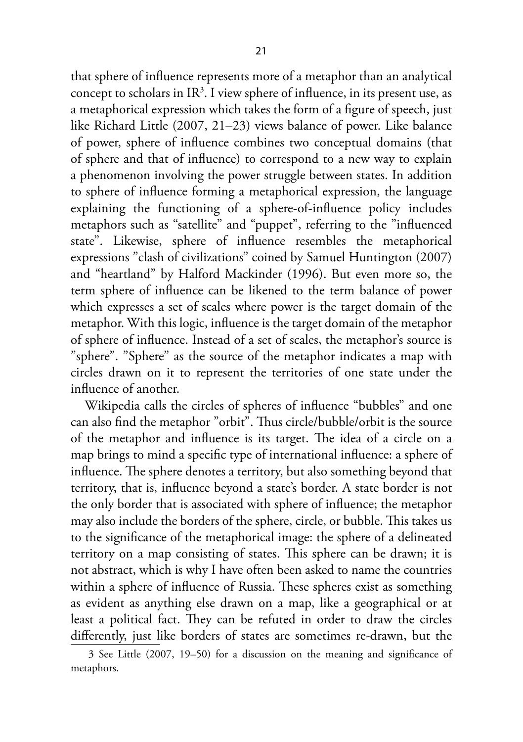that sphere of influence represents more of a metaphor than an analytical concept to scholars in IR[3]. I view sphere of influence, in its present use, as a metaphorical expression which takes the form of a figure of speech, just like Richard Little (2007, 21–23) views balance of power. Like balance of power, sphere of influence combines two conceptual domains (that of sphere and that of influence) to correspond to a new way to explain a phenomenon involving the power struggle between states. In addition to sphere of influence forming a metaphorical expression, the language explaining the functioning of a sphere-of-influence policy includes metaphors such as "satellite" and "puppet", referring to the "influenced state". Likewise, sphere of influence resembles the metaphorical expressions "clash of civilizations" coined by Samuel Huntington (2007) and "heartland" by Halford Mackinder (1996). But even more so, the term sphere of influence can be likened to the term balance of power which expresses a set of scales where power is the target domain of the metaphor. With this logic, influence is the target domain of the metaphor of sphere of influence. Instead of a set of scales, the metaphor's source is "sphere". "Sphere" as the source of the metaphor indicates a map with circles drawn on it to represent the territories of one state under the influence of another.

Wikipedia calls the circles of spheres of influence "bubbles" and one can also find the metaphor "orbit". Thus circle/bubble/orbit is the source of the metaphor and influence is its target. The idea of a circle on a map brings to mind a specific type of international influence: a sphere of influence. The sphere denotes a territory, but also something beyond that territory, that is, influence beyond a state's border. A state border is not the only border that is associated with sphere of influence; the metaphor may also include the borders of the sphere, circle, or bubble. This takes us to the significance of the metaphorical image: the sphere of a delineated territory on a map consisting of states. This sphere can be drawn; it is not abstract, which is why I have often been asked to name the countries within a sphere of influence of Russia. These spheres exist as something as evident as anything else drawn on a map, like a geographical or at least a political fact. They can be refuted in order to draw the circles differently, just like borders of states are sometimes re-drawn, but the

3 See Little (2007, 19–50) for a discussion on the meaning and significance of metaphors.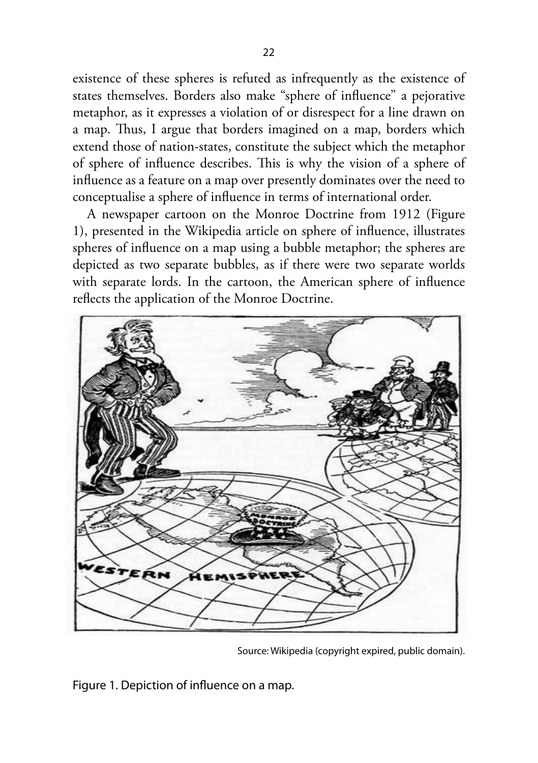existence of these spheres is refuted as infrequently as the existence of states themselves. Borders also make "sphere of influence" a pejorative metaphor, as it expresses a violation of or disrespect for a line drawn on a map. Thus, I argue that borders imagined on a map, borders which extend those of nation-states, constitute the subject which the metaphor of sphere of influence describes. This is why the vision of a sphere of influence as a feature on a map over presently dominates over the need to conceptualise a sphere of influence in terms of international order.

A newspaper cartoon on the Monroe Doctrine from 1912 (Figure 1), presented in the Wikipedia article on sphere of influence, illustrates spheres of influence on a map using a bubble metaphor; the spheres are depicted as two separate bubbles, as if there were two separate worlds with separate lords. In the cartoon, the American sphere of influence reflects the application of the Monroe Doctrine.

Source: Wikipedia (copyright expired, public domain).

Figure 1. Depiction of influence on a map.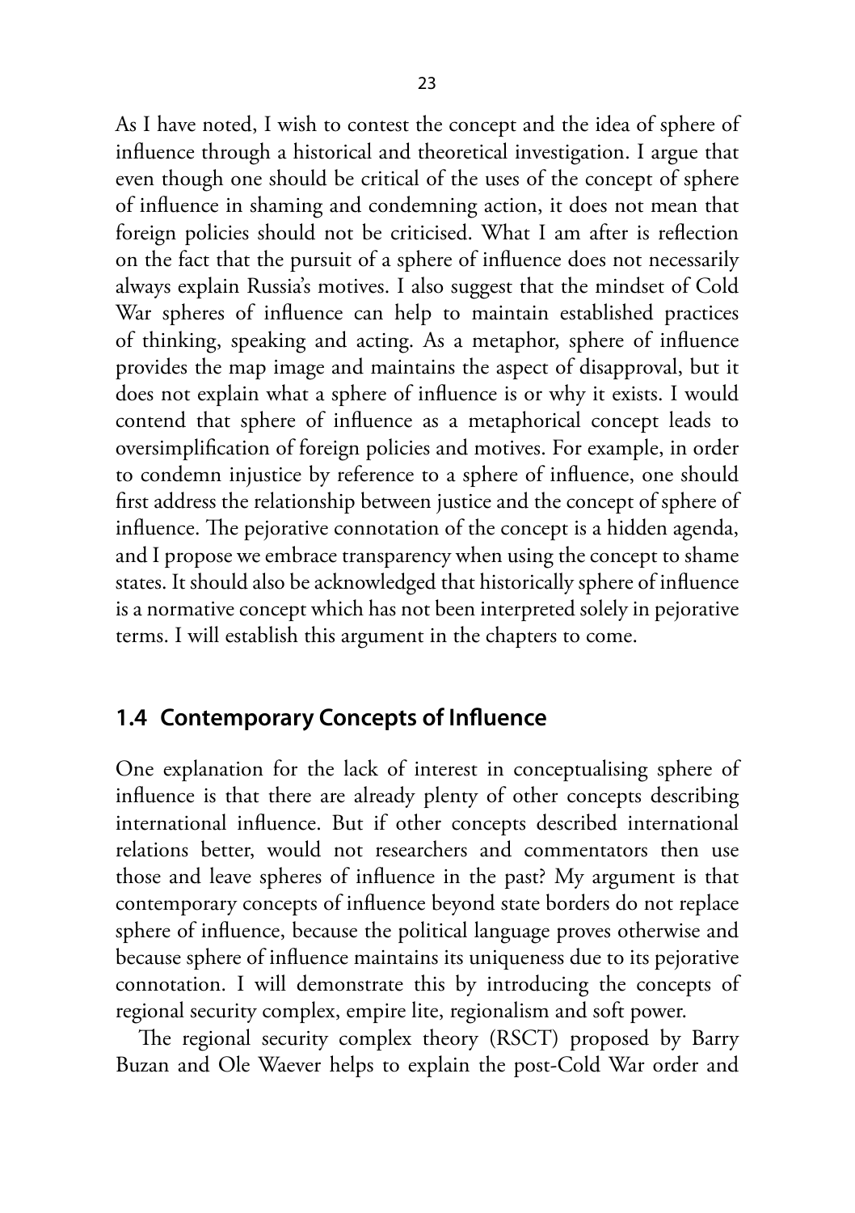As I have noted, I wish to contest the concept and the idea of sphere of influence through a historical and theoretical investigation. I argue that even though one should be critical of the uses of the concept of sphere of influence in shaming and condemning action, it does not mean that foreign policies should not be criticised. What I am after is reflection on the fact that the pursuit of a sphere of influence does not necessarily always explain Russia's motives. I also suggest that the mindset of Cold War spheres of influence can help to maintain established practices of thinking, speaking and acting. As a metaphor, sphere of influence provides the map image and maintains the aspect of disapproval, but it does not explain what a sphere of influence is or why it exists. I would contend that sphere of influence as a metaphorical concept leads to oversimplification of foreign policies and motives. For example, in order to condemn injustice by reference to a sphere of influence, one should first address the relationship between justice and the concept of sphere of influence. The pejorative connotation of the concept is a hidden agenda, and I propose we embrace transparency when using the concept to shame states. It should also be acknowledged that historically sphere of influence is a normative concept which has not been interpreted solely in pejorative terms. I will establish this argument in the chapters to come.

## 1.4 Contemporary Concepts of Influence

One explanation for the lack of interest in conceptualising sphere of influence is that there are already plenty of other concepts describing international influence. But if other concepts described international relations better, would not researchers and commentators then use those and leave spheres of influence in the past? My argument is that contemporary concepts of influence beyond state borders do not replace sphere of influence, because the political language proves otherwise and because sphere of influence maintains its uniqueness due to its pejorative connotation. I will demonstrate this by introducing the concepts of regional security complex, empire lite, regionalism and soft power.

The regional security complex theory (RSCT) proposed by Barry Buzan and Ole Waever helps to explain the post-Cold War order and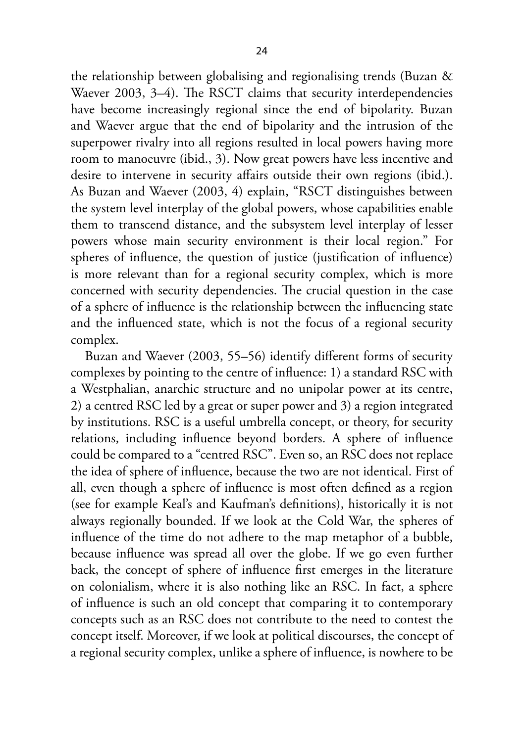the relationship between globalising and regionalising trends (Buzan & Waever 2003, 3–4). The RSCT claims that security interdependencies have become increasingly regional since the end of bipolarity. Buzan and Waever argue that the end of bipolarity and the intrusion of the superpower rivalry into all regions resulted in local powers having more room to manoeuvre (ibid., 3). Now great powers have less incentive and desire to intervene in security affairs outside their own regions (ibid.). As Buzan and Waever (2003, 4) explain, "RSCT distinguishes between the system level interplay of the global powers, whose capabilities enable them to transcend distance, and the subsystem level interplay of lesser powers whose main security environment is their local region." For spheres of influence, the question of justice (justification of influence) is more relevant than for a regional security complex, which is more concerned with security dependencies. The crucial question in the case of a sphere of influence is the relationship between the influencing state and the influenced state, which is not the focus of a regional security complex.

Buzan and Waever (2003, 55–56) identify different forms of security complexes by pointing to the centre of influence: 1) a standard RSC with a Westphalian, anarchic structure and no unipolar power at its centre, 2) a centred RSC led by a great or super power and 3) a region integrated by institutions. RSC is a useful umbrella concept, or theory, for security relations, including influence beyond borders. A sphere of influence could be compared to a "centred RSC". Even so, an RSC does not replace the idea of sphere of influence, because the two are not identical. First of all, even though a sphere of influence is most often defined as a region (see for example Keal's and Kaufman's definitions), historically it is not always regionally bounded. If we look at the Cold War, the spheres of influence of the time do not adhere to the map metaphor of a bubble, because influence was spread all over the globe. If we go even further back, the concept of sphere of influence first emerges in the literature on colonialism, where it is also nothing like an RSC. In fact, a sphere of influence is such an old concept that comparing it to contemporary concepts such as an RSC does not contribute to the need to contest the concept itself. Moreover, if we look at political discourses, the concept of a regional security complex, unlike a sphere of influence, is nowhere to be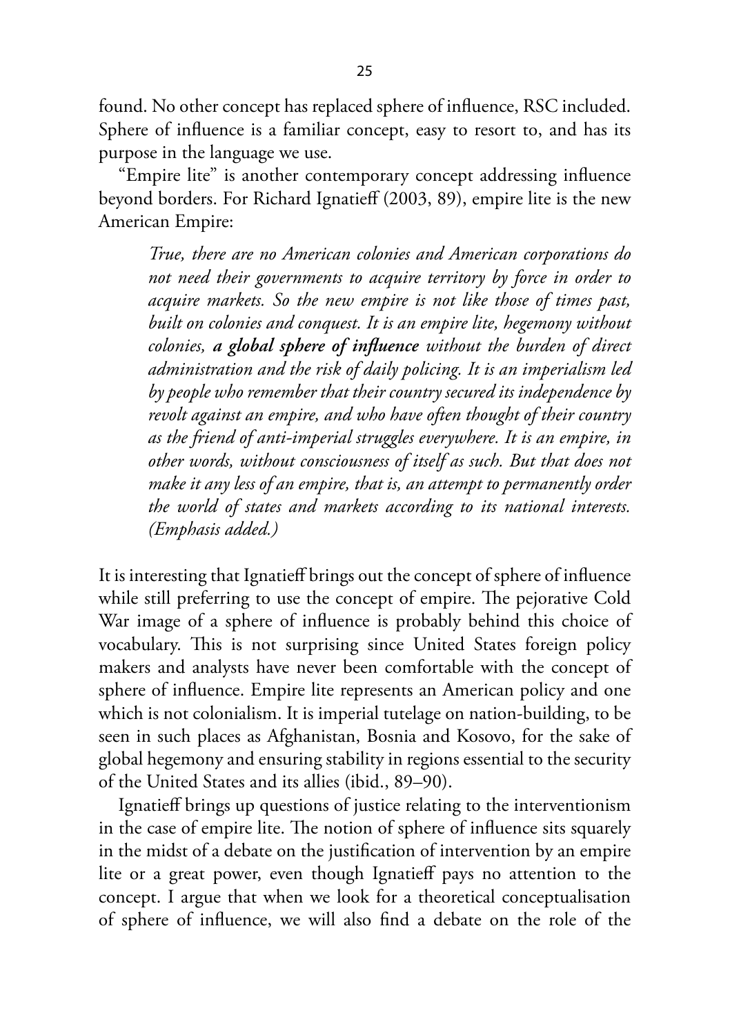found. No other concept has replaced sphere of influence, RSC included. Sphere of influence is a familiar concept, easy to resort to, and has its purpose in the language we use.

"Empire lite" is another contemporary concept addressing influence beyond borders. For Richard Ignatieff (2003, 89), empire lite is the new American Empire:

> *True, there are no American colonies and American corporations do not need their governments to acquire territory by force in order to acquire markets. So the new empire is not like those of times past, built on colonies and conquest. It is an empire lite, hegemony without colonies,* ***a global sphere of influence*** *without the burden of direct administration and the risk of daily policing. It is an imperialism led by people who remember that their country secured its independence by revolt against an empire, and who have often thought of their country as the friend of anti-imperial struggles everywhere. It is an empire, in other words, without consciousness of itself as such. But that does not make it any less of an empire, that is, an attempt to permanently order the world of states and markets according to its national interests. (Emphasis added.)*

It is interesting that Ignatieff brings out the concept of sphere of influence while still preferring to use the concept of empire. The pejorative Cold War image of a sphere of influence is probably behind this choice of vocabulary. This is not surprising since United States foreign policy makers and analysts have never been comfortable with the concept of sphere of influence. Empire lite represents an American policy and one which is not colonialism. It is imperial tutelage on nation-building, to be seen in such places as Afghanistan, Bosnia and Kosovo, for the sake of global hegemony and ensuring stability in regions essential to the security of the United States and its allies (ibid., 89–90).

Ignatieff brings up questions of justice relating to the interventionism in the case of empire lite. The notion of sphere of influence sits squarely in the midst of a debate on the justification of intervention by an empire lite or a great power, even though Ignatieff pays no attention to the concept. I argue that when we look for a theoretical conceptualisation of sphere of influence, we will also find a debate on the role of the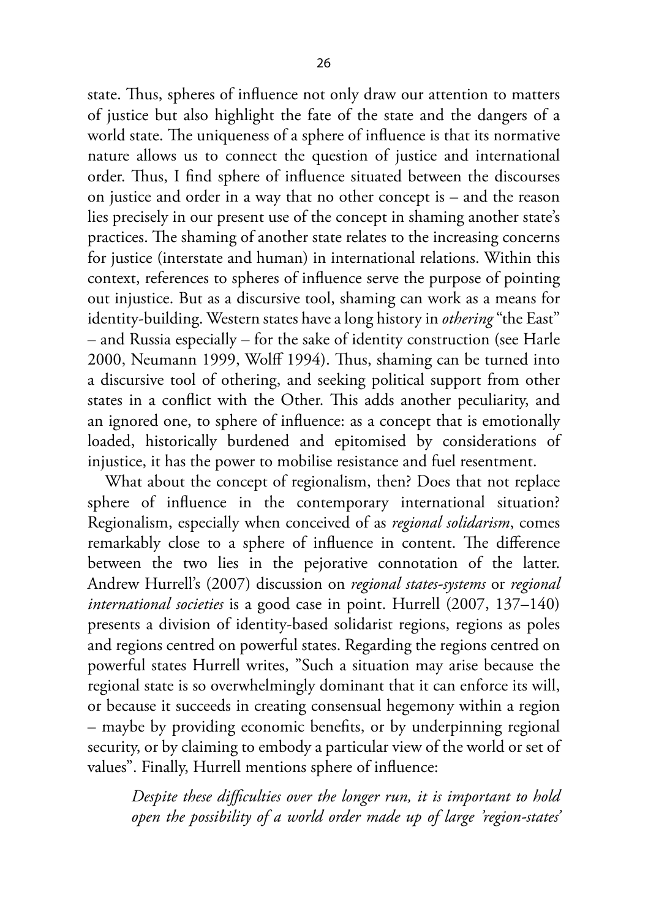state. Thus, spheres of influence not only draw our attention to matters of justice but also highlight the fate of the state and the dangers of a world state. The uniqueness of a sphere of influence is that its normative nature allows us to connect the question of justice and international order. Thus, I find sphere of influence situated between the discourses on justice and order in a way that no other concept is – and the reason lies precisely in our present use of the concept in shaming another state's practices. The shaming of another state relates to the increasing concerns for justice (interstate and human) in international relations. Within this context, references to spheres of influence serve the purpose of pointing out injustice. But as a discursive tool, shaming can work as a means for identity-building. Western states have a long history in *othering* "the East" – and Russia especially – for the sake of identity construction (see Harle 2000, Neumann 1999, Wolff 1994). Thus, shaming can be turned into a discursive tool of othering, and seeking political support from other states in a conflict with the Other. This adds another peculiarity, and an ignored one, to sphere of influence: as a concept that is emotionally loaded, historically burdened and epitomised by considerations of injustice, it has the power to mobilise resistance and fuel resentment.

What about the concept of regionalism, then? Does that not replace sphere of influence in the contemporary international situation? Regionalism, especially when conceived of as *regional solidarism*, comes remarkably close to a sphere of influence in content. The difference between the two lies in the pejorative connotation of the latter. Andrew Hurrell's (2007) discussion on *regional states-systems* or *regional international societies* is a good case in point. Hurrell (2007, 137–140) presents a division of identity-based solidarist regions, regions as poles and regions centred on powerful states. Regarding the regions centred on powerful states Hurrell writes, "Such a situation may arise because the regional state is so overwhelmingly dominant that it can enforce its will, or because it succeeds in creating consensual hegemony within a region – maybe by providing economic benefits, or by underpinning regional security, or by claiming to embody a particular view of the world or set of values". Finally, Hurrell mentions sphere of influence:

> *Despite these difficulties over the longer run, it is important to hold open the possibility of a world order made up of large 'region-states'*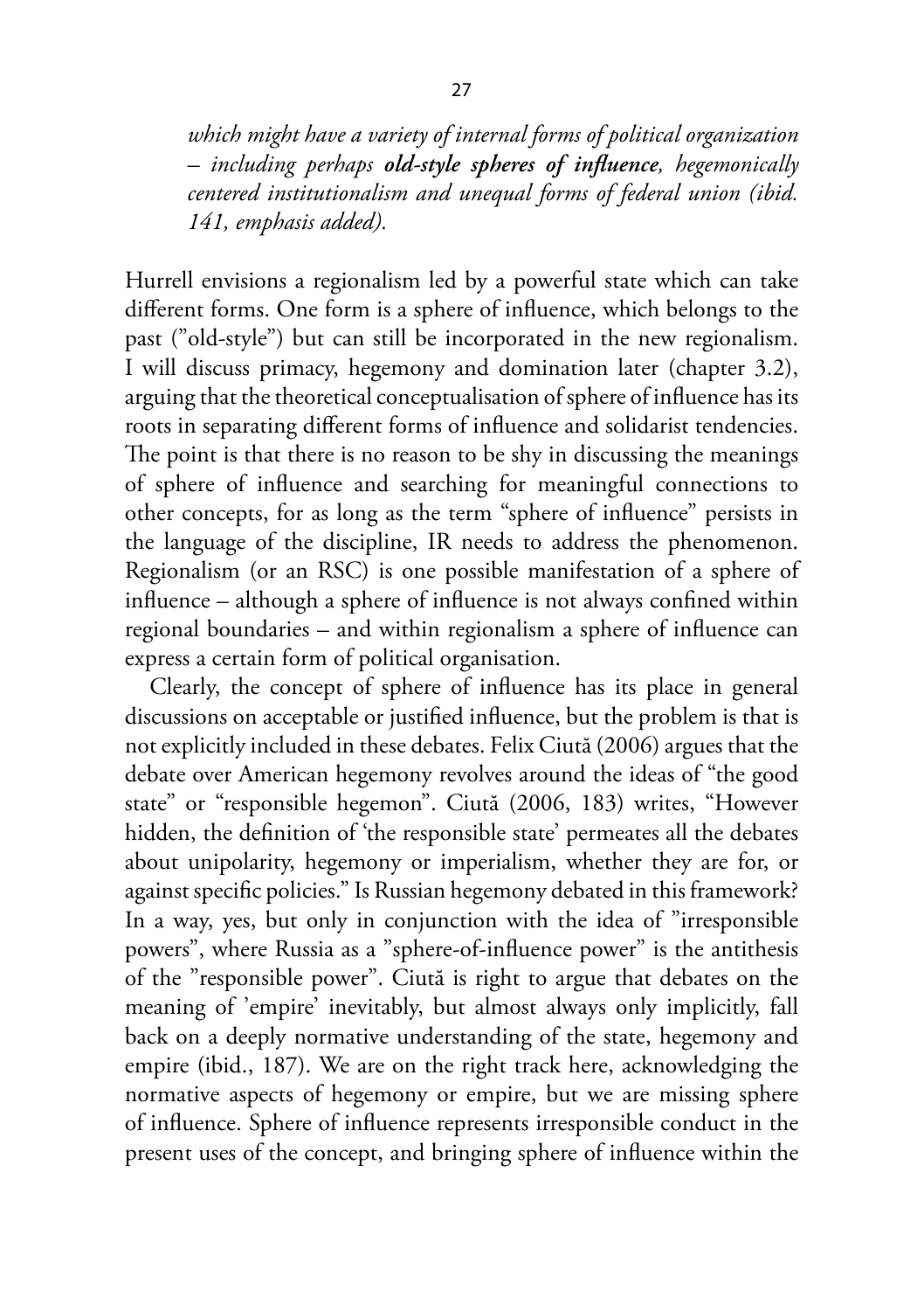*which might have a variety of internal forms of political organization – including perhaps **old-style spheres of influence**, hegemonically centered institutionalism and unequal forms of federal union (ibid. 141, emphasis added).*

Hurrell envisions a regionalism led by a powerful state which can take different forms. One form is a sphere of influence, which belongs to the past ("old-style") but can still be incorporated in the new regionalism. I will discuss primacy, hegemony and domination later (chapter 3.2), arguing that the theoretical conceptualisation of sphere of influence has its roots in separating different forms of influence and solidarist tendencies. The point is that there is no reason to be shy in discussing the meanings of sphere of influence and searching for meaningful connections to other concepts, for as long as the term "sphere of influence" persists in the language of the discipline, IR needs to address the phenomenon. Regionalism (or an RSC) is one possible manifestation of a sphere of influence – although a sphere of influence is not always confined within regional boundaries – and within regionalism a sphere of influence can express a certain form of political organisation.

Clearly, the concept of sphere of influence has its place in general discussions on acceptable or justified influence, but the problem is that is not explicitly included in these debates. Felix Ciută (2006) argues that the debate over American hegemony revolves around the ideas of "the good state" or "responsible hegemon". Ciută (2006, 183) writes, "However hidden, the definition of 'the responsible state' permeates all the debates about unipolarity, hegemony or imperialism, whether they are for, or against specific policies." Is Russian hegemony debated in this framework? In a way, yes, but only in conjunction with the idea of "irresponsible powers", where Russia as a "sphere-of-influence power" is the antithesis of the "responsible power". Ciută is right to argue that debates on the meaning of 'empire' inevitably, but almost always only implicitly, fall back on a deeply normative understanding of the state, hegemony and empire (ibid., 187). We are on the right track here, acknowledging the normative aspects of hegemony or empire, but we are missing sphere of influence. Sphere of influence represents irresponsible conduct in the present uses of the concept, and bringing sphere of influence within the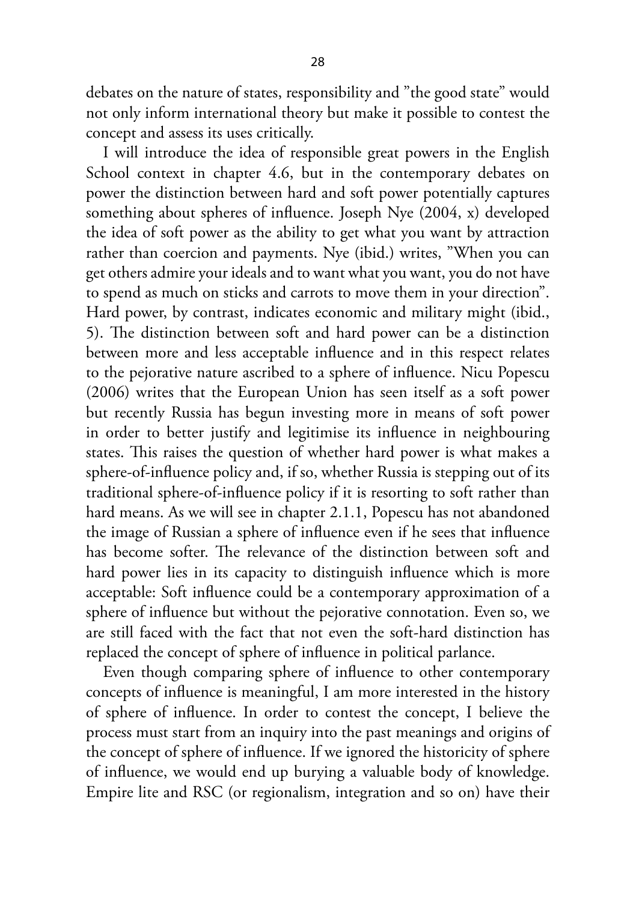debates on the nature of states, responsibility and "the good state" would not only inform international theory but make it possible to contest the concept and assess its uses critically.

I will introduce the idea of responsible great powers in the English School context in chapter 4.6, but in the contemporary debates on power the distinction between hard and soft power potentially captures something about spheres of influence. Joseph Nye (2004, x) developed the idea of soft power as the ability to get what you want by attraction rather than coercion and payments. Nye (ibid.) writes, "When you can get others admire your ideals and to want what you want, you do not have to spend as much on sticks and carrots to move them in your direction". Hard power, by contrast, indicates economic and military might (ibid., 5). The distinction between soft and hard power can be a distinction between more and less acceptable influence and in this respect relates to the pejorative nature ascribed to a sphere of influence. Nicu Popescu (2006) writes that the European Union has seen itself as a soft power but recently Russia has begun investing more in means of soft power in order to better justify and legitimise its influence in neighbouring states. This raises the question of whether hard power is what makes a sphere-of-influence policy and, if so, whether Russia is stepping out of its traditional sphere-of-influence policy if it is resorting to soft rather than hard means. As we will see in chapter 2.1.1, Popescu has not abandoned the image of Russian a sphere of influence even if he sees that influence has become softer. The relevance of the distinction between soft and hard power lies in its capacity to distinguish influence which is more acceptable: Soft influence could be a contemporary approximation of a sphere of influence but without the pejorative connotation. Even so, we are still faced with the fact that not even the soft-hard distinction has replaced the concept of sphere of influence in political parlance.

Even though comparing sphere of influence to other contemporary concepts of influence is meaningful, I am more interested in the history of sphere of influence. In order to contest the concept, I believe the process must start from an inquiry into the past meanings and origins of the concept of sphere of influence. If we ignored the historicity of sphere of influence, we would end up burying a valuable body of knowledge. Empire lite and RSC (or regionalism, integration and so on) have their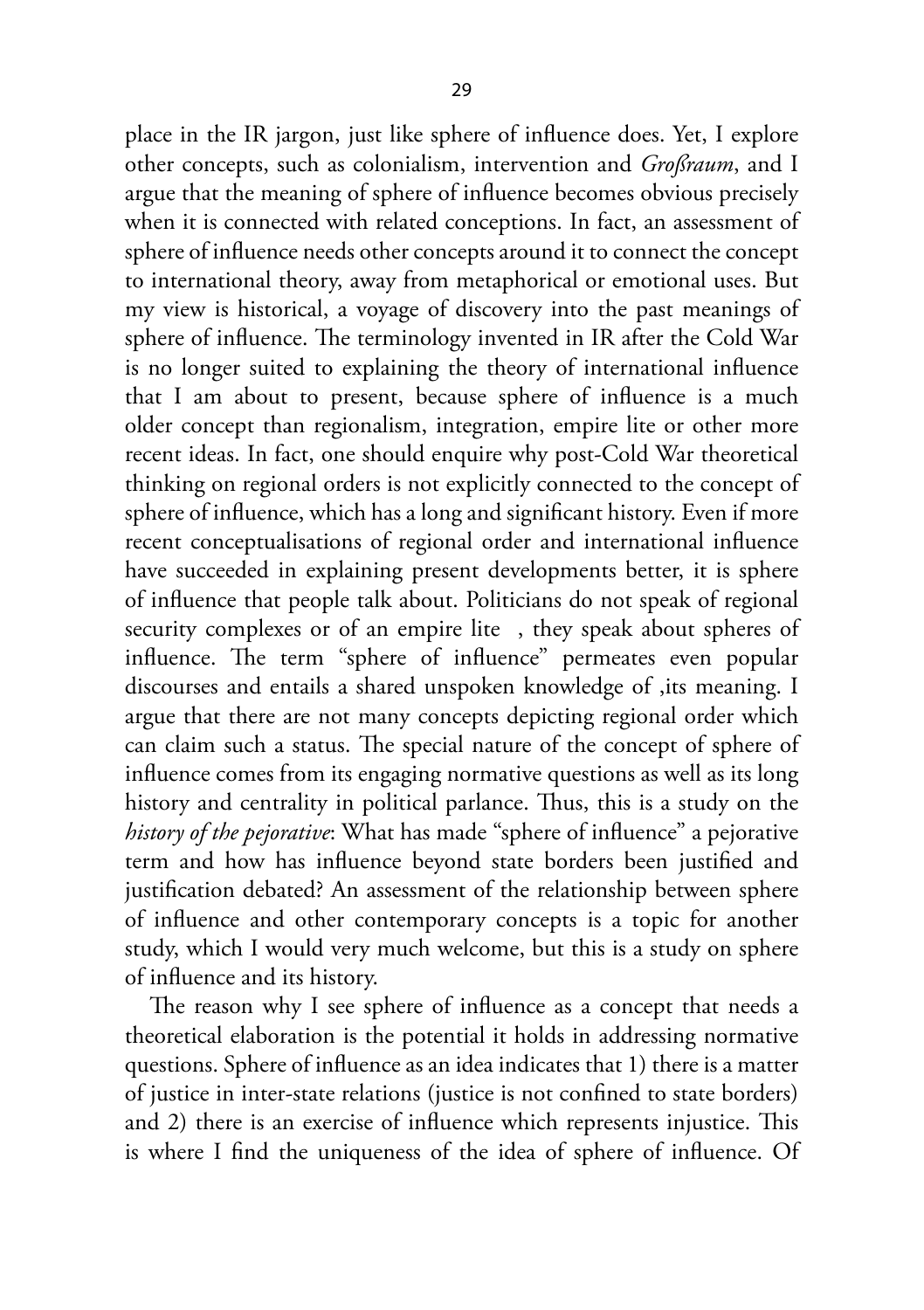place in the IR jargon, just like sphere of influence does. Yet, I explore other concepts, such as colonialism, intervention and *Großraum*, and I argue that the meaning of sphere of influence becomes obvious precisely when it is connected with related conceptions. In fact, an assessment of sphere of influence needs other concepts around it to connect the concept to international theory, away from metaphorical or emotional uses. But my view is historical, a voyage of discovery into the past meanings of sphere of influence. The terminology invented in IR after the Cold War is no longer suited to explaining the theory of international influence that I am about to present, because sphere of influence is a much older concept than regionalism, integration, empire lite or other more recent ideas. In fact, one should enquire why post-Cold War theoretical thinking on regional orders is not explicitly connected to the concept of sphere of influence, which has a long and significant history. Even if more recent conceptualisations of regional order and international influence have succeeded in explaining present developments better, it is sphere of influence that people talk about. Politicians do not speak of regional security complexes or of an empire lite , they speak about spheres of influence. The term "sphere of influence" permeates even popular discourses and entails a shared unspoken knowledge of ,its meaning. I argue that there are not many concepts depicting regional order which can claim such a status. The special nature of the concept of sphere of influence comes from its engaging normative questions as well as its long history and centrality in political parlance. Thus, this is a study on the *history of the pejorative*: What has made "sphere of influence" a pejorative term and how has influence beyond state borders been justified and justification debated? An assessment of the relationship between sphere of influence and other contemporary concepts is a topic for another study, which I would very much welcome, but this is a study on sphere of influence and its history.

The reason why I see sphere of influence as a concept that needs a theoretical elaboration is the potential it holds in addressing normative questions. Sphere of influence as an idea indicates that 1) there is a matter of justice in inter-state relations (justice is not confined to state borders) and 2) there is an exercise of influence which represents injustice. This is where I find the uniqueness of the idea of sphere of influence. Of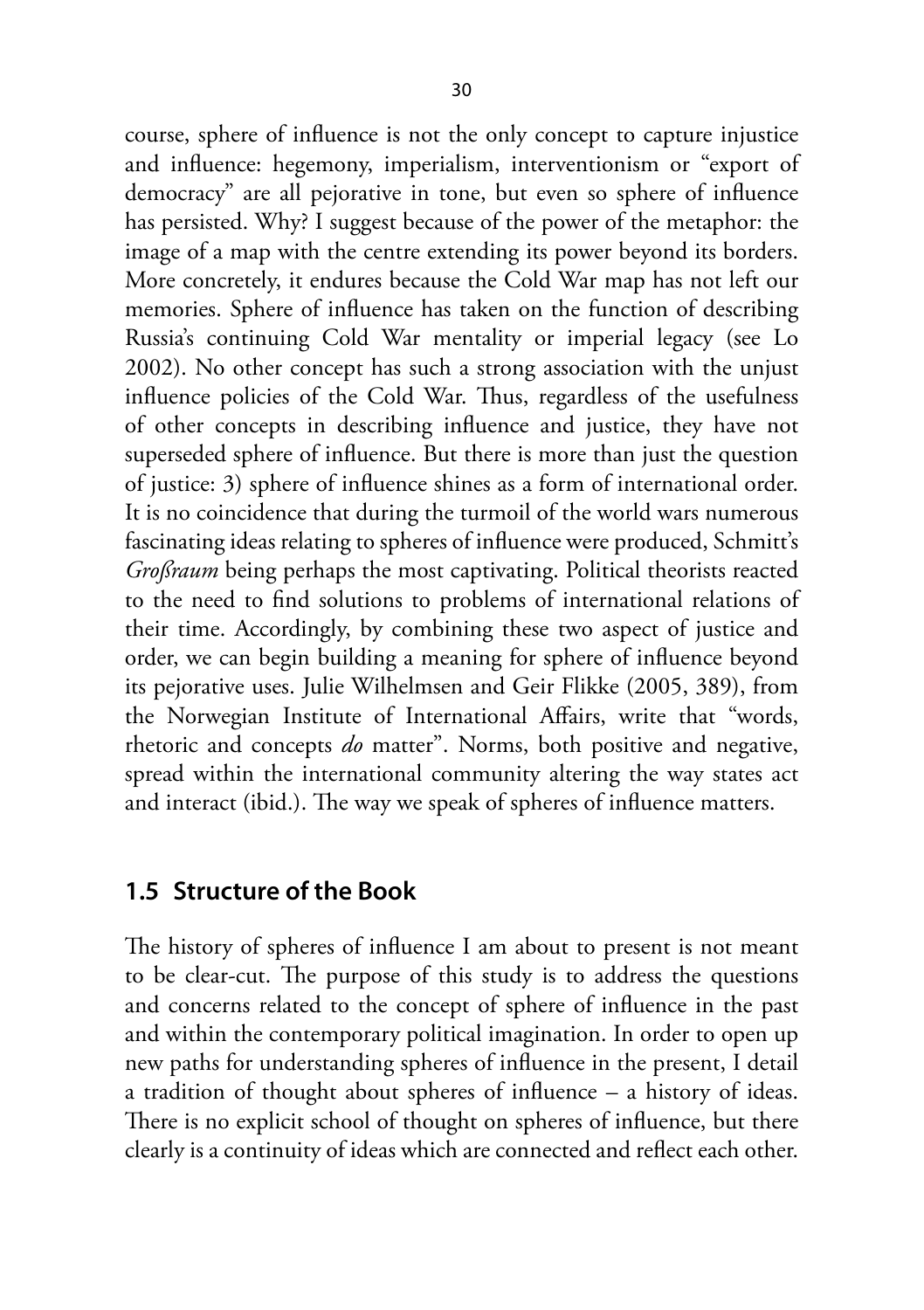course, sphere of influence is not the only concept to capture injustice and influence: hegemony, imperialism, interventionism or "export of democracy" are all pejorative in tone, but even so sphere of influence has persisted. Why? I suggest because of the power of the metaphor: the image of a map with the centre extending its power beyond its borders. More concretely, it endures because the Cold War map has not left our memories. Sphere of influence has taken on the function of describing Russia's continuing Cold War mentality or imperial legacy (see Lo 2002). No other concept has such a strong association with the unjust influence policies of the Cold War. Thus, regardless of the usefulness of other concepts in describing influence and justice, they have not superseded sphere of influence. But there is more than just the question of justice: 3) sphere of influence shines as a form of international order. It is no coincidence that during the turmoil of the world wars numerous fascinating ideas relating to spheres of influence were produced, Schmitt's *Großraum* being perhaps the most captivating. Political theorists reacted to the need to find solutions to problems of international relations of their time. Accordingly, by combining these two aspect of justice and order, we can begin building a meaning for sphere of influence beyond its pejorative uses. Julie Wilhelmsen and Geir Flikke (2005, 389), from the Norwegian Institute of International Affairs, write that "words, rhetoric and concepts *do* matter". Norms, both positive and negative, spread within the international community altering the way states act and interact (ibid.). The way we speak of spheres of influence matters.

## 1.5 Structure of the Book

The history of spheres of influence I am about to present is not meant to be clear-cut. The purpose of this study is to address the questions and concerns related to the concept of sphere of influence in the past and within the contemporary political imagination. In order to open up new paths for understanding spheres of influence in the present, I detail a tradition of thought about spheres of influence – a history of ideas. There is no explicit school of thought on spheres of influence, but there clearly is a continuity of ideas which are connected and reflect each other.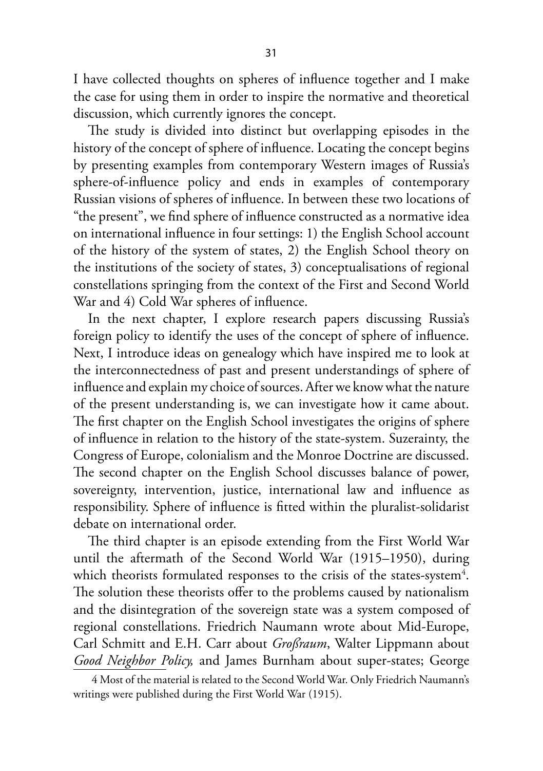I have collected thoughts on spheres of influence together and I make the case for using them in order to inspire the normative and theoretical discussion, which currently ignores the concept.

The study is divided into distinct but overlapping episodes in the history of the concept of sphere of influence. Locating the concept begins by presenting examples from contemporary Western images of Russia's sphere-of-influence policy and ends in examples of contemporary Russian visions of spheres of influence. In between these two locations of "the present", we find sphere of influence constructed as a normative idea on international influence in four settings: 1) the English School account of the history of the system of states, 2) the English School theory on the institutions of the society of states, 3) conceptualisations of regional constellations springing from the context of the First and Second World War and 4) Cold War spheres of influence.

In the next chapter, I explore research papers discussing Russia's foreign policy to identify the uses of the concept of sphere of influence. Next, I introduce ideas on genealogy which have inspired me to look at the interconnectedness of past and present understandings of sphere of influence and explain my choice of sources. After we know what the nature of the present understanding is, we can investigate how it came about. The first chapter on the English School investigates the origins of sphere of influence in relation to the history of the state-system. Suzerainty, the Congress of Europe, colonialism and the Monroe Doctrine are discussed. The second chapter on the English School discusses balance of power, sovereignty, intervention, justice, international law and influence as responsibility. Sphere of influence is fitted within the pluralist-solidarist debate on international order.

The third chapter is an episode extending from the First World War until the aftermath of the Second World War (1915–1950), during which theorists formulated responses to the crisis of the states-system[4]. The solution these theorists offer to the problems caused by nationalism and the disintegration of the sovereign state was a system composed of regional constellations. Friedrich Naumann wrote about Mid-Europe, Carl Schmitt and E.H. Carr about *Großraum*, Walter Lippmann about *Good Neighbor Policy,* and James Burnham about super-states; George

[4] Most of the material is related to the Second World War. Only Friedrich Naumann's writings were published during the First World War (1915).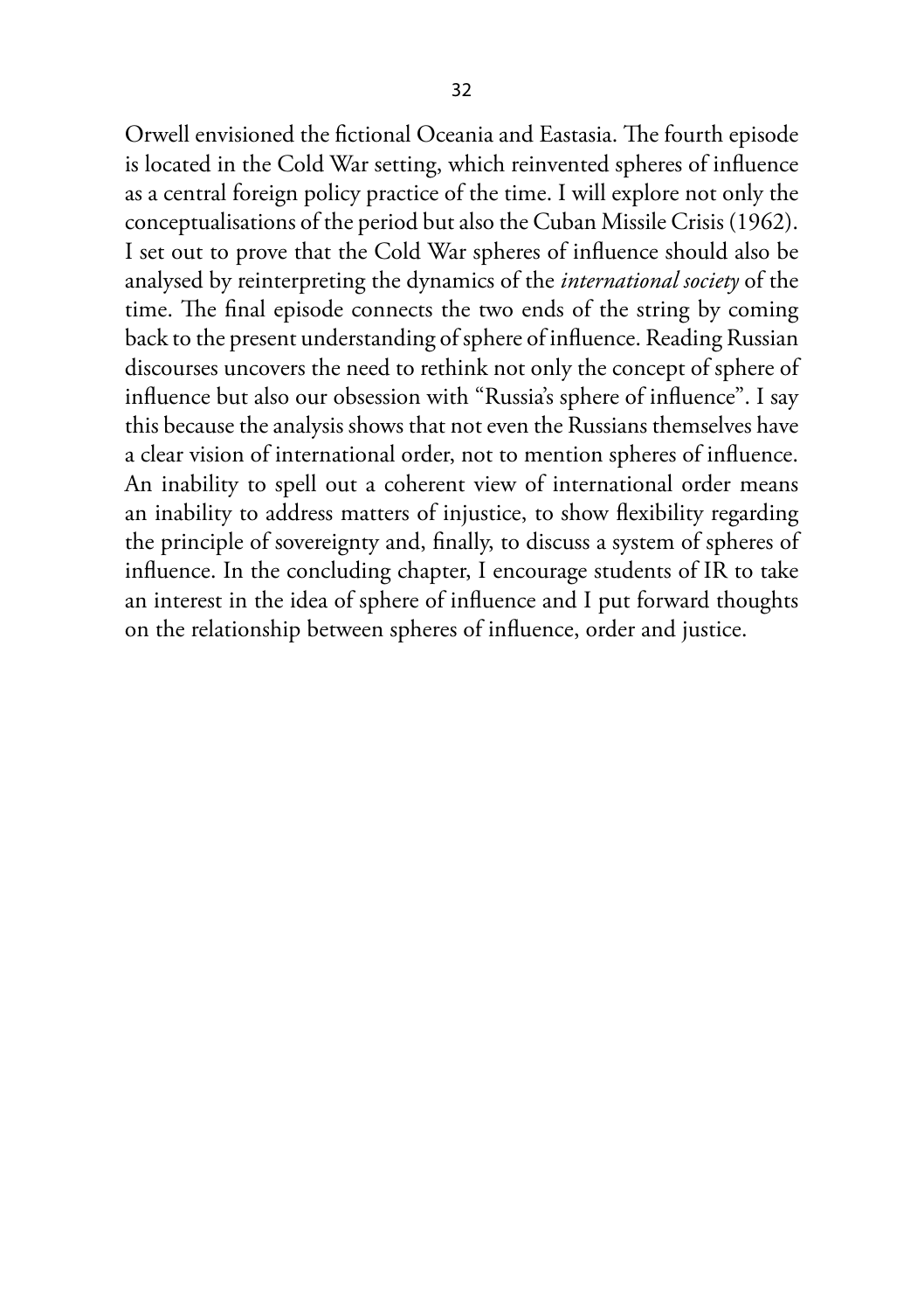Orwell envisioned the fictional Oceania and Eastasia. The fourth episode is located in the Cold War setting, which reinvented spheres of influence as a central foreign policy practice of the time. I will explore not only the conceptualisations of the period but also the Cuban Missile Crisis (1962). I set out to prove that the Cold War spheres of influence should also be analysed by reinterpreting the dynamics of the *international society* of the time. The final episode connects the two ends of the string by coming back to the present understanding of sphere of influence. Reading Russian discourses uncovers the need to rethink not only the concept of sphere of influence but also our obsession with "Russia's sphere of influence". I say this because the analysis shows that not even the Russians themselves have a clear vision of international order, not to mention spheres of influence. An inability to spell out a coherent view of international order means an inability to address matters of injustice, to show flexibility regarding the principle of sovereignty and, finally, to discuss a system of spheres of influence. In the concluding chapter, I encourage students of IR to take an interest in the idea of sphere of influence and I put forward thoughts on the relationship between spheres of influence, order and justice.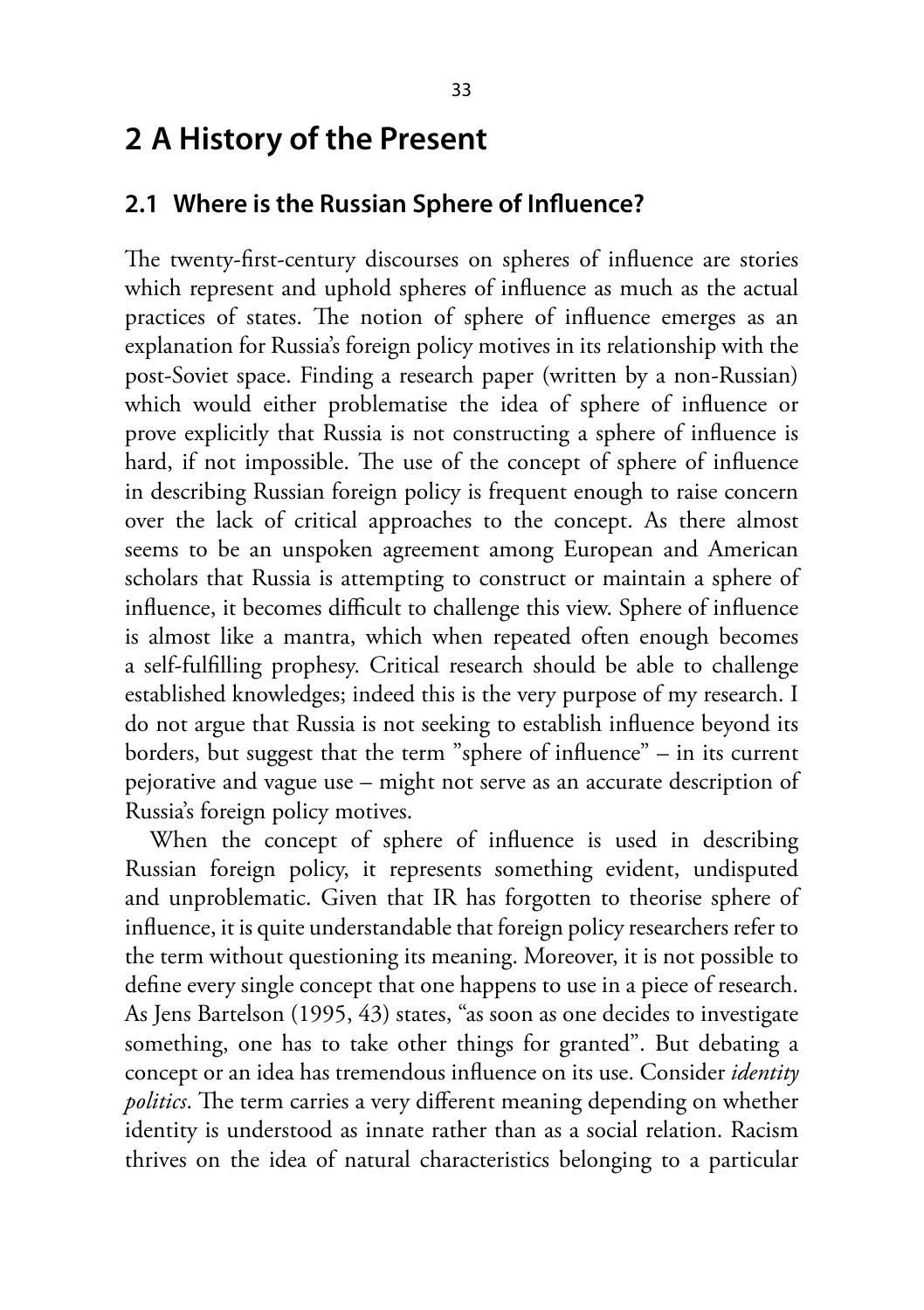# 2 A History of the Present

## 2.1 Where is the Russian Sphere of Influence?

The twenty-first-century discourses on spheres of influence are stories which represent and uphold spheres of influence as much as the actual practices of states. The notion of sphere of influence emerges as an explanation for Russia's foreign policy motives in its relationship with the post-Soviet space. Finding a research paper (written by a non-Russian) which would either problematise the idea of sphere of influence or prove explicitly that Russia is not constructing a sphere of influence is hard, if not impossible. The use of the concept of sphere of influence in describing Russian foreign policy is frequent enough to raise concern over the lack of critical approaches to the concept. As there almost seems to be an unspoken agreement among European and American scholars that Russia is attempting to construct or maintain a sphere of influence, it becomes difficult to challenge this view. Sphere of influence is almost like a mantra, which when repeated often enough becomes a self-fulfilling prophesy. Critical research should be able to challenge established knowledges; indeed this is the very purpose of my research. I do not argue that Russia is not seeking to establish influence beyond its borders, but suggest that the term "sphere of influence" – in its current pejorative and vague use – might not serve as an accurate description of Russia's foreign policy motives.

When the concept of sphere of influence is used in describing Russian foreign policy, it represents something evident, undisputed and unproblematic. Given that IR has forgotten to theorise sphere of influence, it is quite understandable that foreign policy researchers refer to the term without questioning its meaning. Moreover, it is not possible to define every single concept that one happens to use in a piece of research. As Jens Bartelson (1995, 43) states, "as soon as one decides to investigate something, one has to take other things for granted". But debating a concept or an idea has tremendous influence on its use. Consider *identity politics*. The term carries a very different meaning depending on whether identity is understood as innate rather than as a social relation. Racism thrives on the idea of natural characteristics belonging to a particular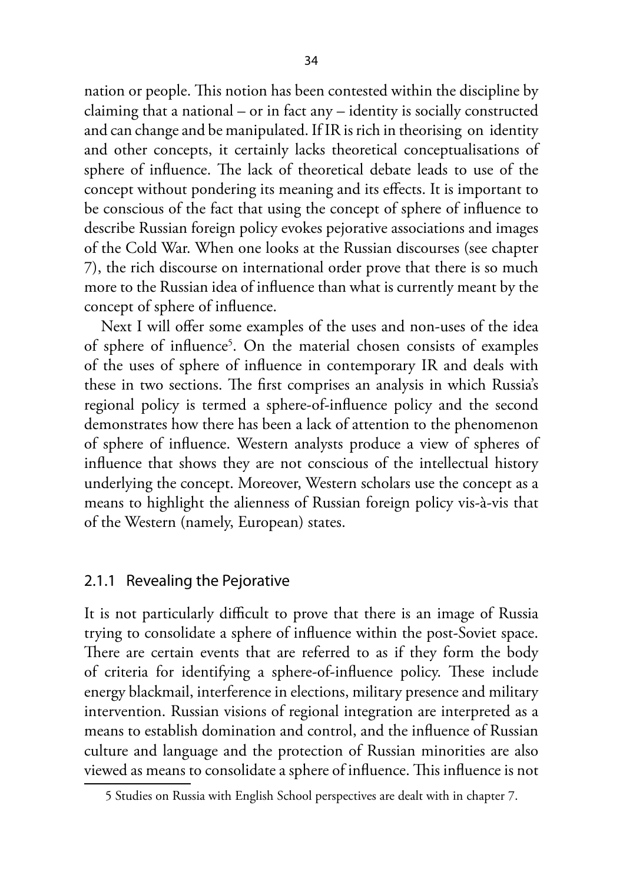nation or people. This notion has been contested within the discipline by claiming that a national – or in fact any – identity is socially constructed and can change and be manipulated. If IR is rich in theorising on identity and other concepts, it certainly lacks theoretical conceptualisations of sphere of influence. The lack of theoretical debate leads to use of the concept without pondering its meaning and its effects. It is important to be conscious of the fact that using the concept of sphere of influence to describe Russian foreign policy evokes pejorative associations and images of the Cold War. When one looks at the Russian discourses (see chapter 7), the rich discourse on international order prove that there is so much more to the Russian idea of influence than what is currently meant by the concept of sphere of influence.

Next I will offer some examples of the uses and non-uses of the idea of sphere of influence[5]. On the material chosen consists of examples of the uses of sphere of influence in contemporary IR and deals with these in two sections. The first comprises an analysis in which Russia's regional policy is termed a sphere-of-influence policy and the second demonstrates how there has been a lack of attention to the phenomenon of sphere of influence. Western analysts produce a view of spheres of influence that shows they are not conscious of the intellectual history underlying the concept. Moreover, Western scholars use the concept as a means to highlight the alienness of Russian foreign policy vis-à-vis that of the Western (namely, European) states.

### 2.1.1 Revealing the Pejorative

It is not particularly difficult to prove that there is an image of Russia trying to consolidate a sphere of influence within the post-Soviet space. There are certain events that are referred to as if they form the body of criteria for identifying a sphere-of-influence policy. These include energy blackmail, interference in elections, military presence and military intervention. Russian visions of regional integration are interpreted as a means to establish domination and control, and the influence of Russian culture and language and the protection of Russian minorities are also viewed as means to consolidate a sphere of influence. This influence is not

---

5 Studies on Russia with English School perspectives are dealt with in chapter 7.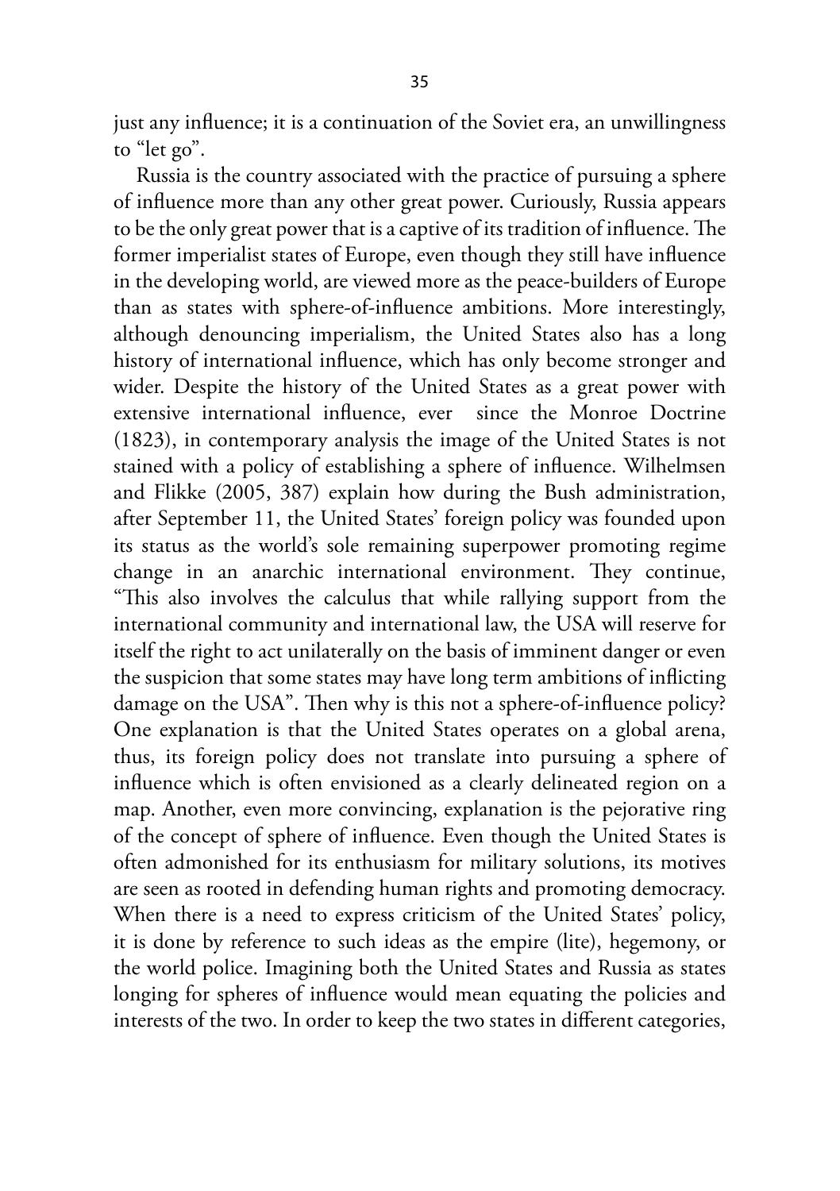just any influence; it is a continuation of the Soviet era, an unwillingness to "let go".

Russia is the country associated with the practice of pursuing a sphere of influence more than any other great power. Curiously, Russia appears to be the only great power that is a captive of its tradition of influence. The former imperialist states of Europe, even though they still have influence in the developing world, are viewed more as the peace-builders of Europe than as states with sphere-of-influence ambitions. More interestingly, although denouncing imperialism, the United States also has a long history of international influence, which has only become stronger and wider. Despite the history of the United States as a great power with extensive international influence, ever since the Monroe Doctrine (1823), in contemporary analysis the image of the United States is not stained with a policy of establishing a sphere of influence. Wilhelmsen and Flikke (2005, 387) explain how during the Bush administration, after September 11, the United States' foreign policy was founded upon its status as the world's sole remaining superpower promoting regime change in an anarchic international environment. They continue, "This also involves the calculus that while rallying support from the international community and international law, the USA will reserve for itself the right to act unilaterally on the basis of imminent danger or even the suspicion that some states may have long term ambitions of inflicting damage on the USA". Then why is this not a sphere-of-influence policy? One explanation is that the United States operates on a global arena, thus, its foreign policy does not translate into pursuing a sphere of influence which is often envisioned as a clearly delineated region on a map. Another, even more convincing, explanation is the pejorative ring of the concept of sphere of influence. Even though the United States is often admonished for its enthusiasm for military solutions, its motives are seen as rooted in defending human rights and promoting democracy. When there is a need to express criticism of the United States' policy, it is done by reference to such ideas as the empire (lite), hegemony, or the world police. Imagining both the United States and Russia as states longing for spheres of influence would mean equating the policies and interests of the two. In order to keep the two states in different categories,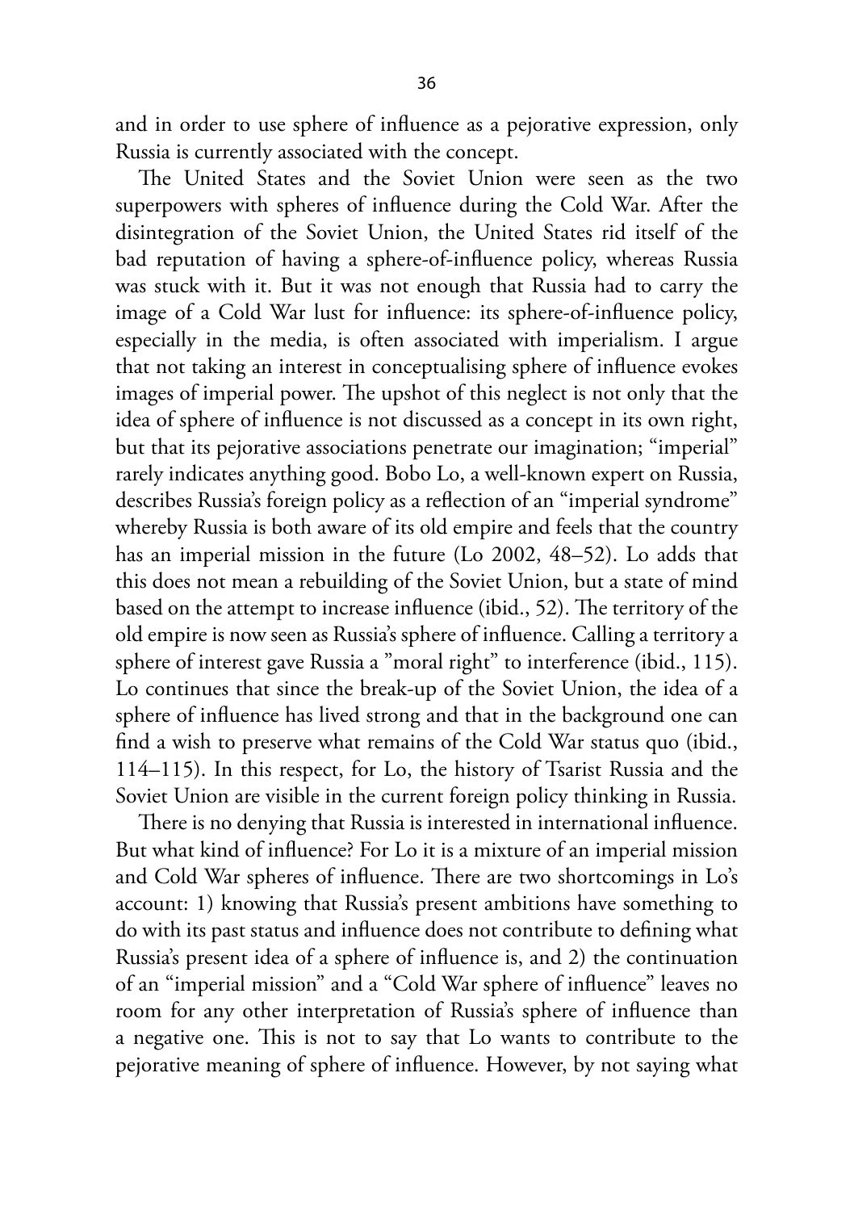and in order to use sphere of influence as a pejorative expression, only Russia is currently associated with the concept.

The United States and the Soviet Union were seen as the two superpowers with spheres of influence during the Cold War. After the disintegration of the Soviet Union, the United States rid itself of the bad reputation of having a sphere-of-influence policy, whereas Russia was stuck with it. But it was not enough that Russia had to carry the image of a Cold War lust for influence: its sphere-of-influence policy, especially in the media, is often associated with imperialism. I argue that not taking an interest in conceptualising sphere of influence evokes images of imperial power. The upshot of this neglect is not only that the idea of sphere of influence is not discussed as a concept in its own right, but that its pejorative associations penetrate our imagination; "imperial" rarely indicates anything good. Bobo Lo, a well-known expert on Russia, describes Russia's foreign policy as a reflection of an "imperial syndrome" whereby Russia is both aware of its old empire and feels that the country has an imperial mission in the future (Lo 2002, 48–52). Lo adds that this does not mean a rebuilding of the Soviet Union, but a state of mind based on the attempt to increase influence (ibid., 52). The territory of the old empire is now seen as Russia's sphere of influence. Calling a territory a sphere of interest gave Russia a "moral right" to interference (ibid., 115). Lo continues that since the break-up of the Soviet Union, the idea of a sphere of influence has lived strong and that in the background one can find a wish to preserve what remains of the Cold War status quo (ibid., 114–115). In this respect, for Lo, the history of Tsarist Russia and the Soviet Union are visible in the current foreign policy thinking in Russia.

There is no denying that Russia is interested in international influence. But what kind of influence? For Lo it is a mixture of an imperial mission and Cold War spheres of influence. There are two shortcomings in Lo's account: 1) knowing that Russia's present ambitions have something to do with its past status and influence does not contribute to defining what Russia's present idea of a sphere of influence is, and 2) the continuation of an "imperial mission" and a "Cold War sphere of influence" leaves no room for any other interpretation of Russia's sphere of influence than a negative one. This is not to say that Lo wants to contribute to the pejorative meaning of sphere of influence. However, by not saying what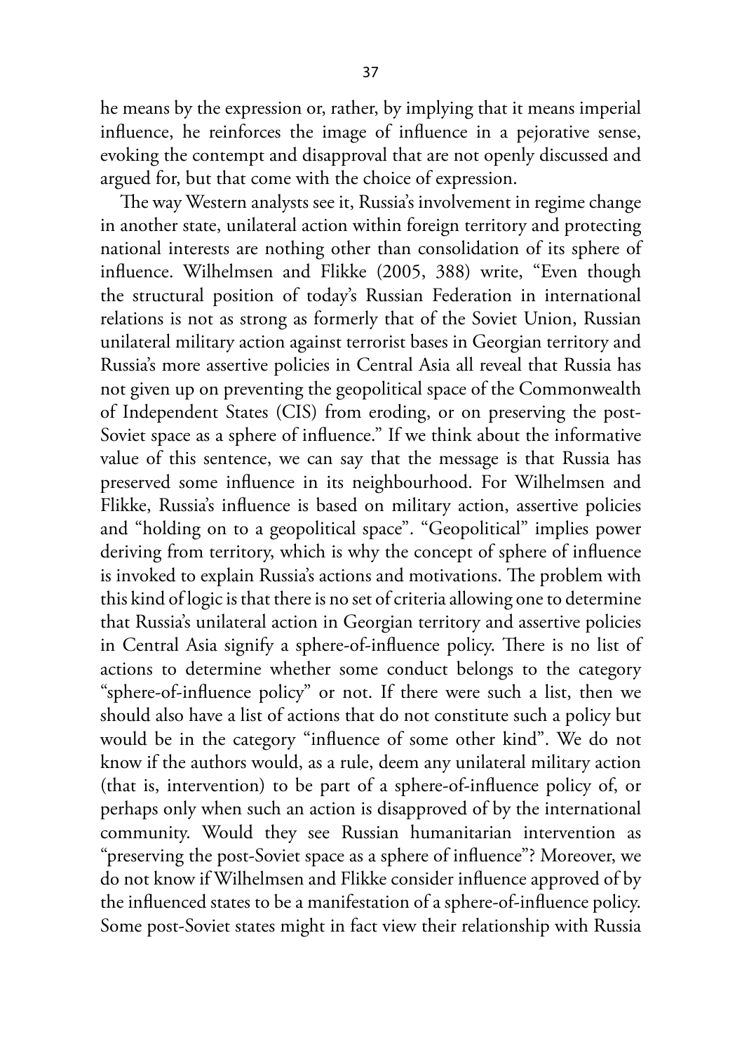he means by the expression or, rather, by implying that it means imperial influence, he reinforces the image of influence in a pejorative sense, evoking the contempt and disapproval that are not openly discussed and argued for, but that come with the choice of expression.

The way Western analysts see it, Russia's involvement in regime change in another state, unilateral action within foreign territory and protecting national interests are nothing other than consolidation of its sphere of influence. Wilhelmsen and Flikke (2005, 388) write, "Even though the structural position of today's Russian Federation in international relations is not as strong as formerly that of the Soviet Union, Russian unilateral military action against terrorist bases in Georgian territory and Russia's more assertive policies in Central Asia all reveal that Russia has not given up on preventing the geopolitical space of the Commonwealth of Independent States (CIS) from eroding, or on preserving the post-Soviet space as a sphere of influence." If we think about the informative value of this sentence, we can say that the message is that Russia has preserved some influence in its neighbourhood. For Wilhelmsen and Flikke, Russia's influence is based on military action, assertive policies and "holding on to a geopolitical space". "Geopolitical" implies power deriving from territory, which is why the concept of sphere of influence is invoked to explain Russia's actions and motivations. The problem with this kind of logic is that there is no set of criteria allowing one to determine that Russia's unilateral action in Georgian territory and assertive policies in Central Asia signify a sphere-of-influence policy. There is no list of actions to determine whether some conduct belongs to the category "sphere-of-influence policy" or not. If there were such a list, then we should also have a list of actions that do not constitute such a policy but would be in the category "influence of some other kind". We do not know if the authors would, as a rule, deem any unilateral military action (that is, intervention) to be part of a sphere-of-influence policy of, or perhaps only when such an action is disapproved of by the international community. Would they see Russian humanitarian intervention as "preserving the post-Soviet space as a sphere of influence"? Moreover, we do not know if Wilhelmsen and Flikke consider influence approved of by the influenced states to be a manifestation of a sphere-of-influence policy. Some post-Soviet states might in fact view their relationship with Russia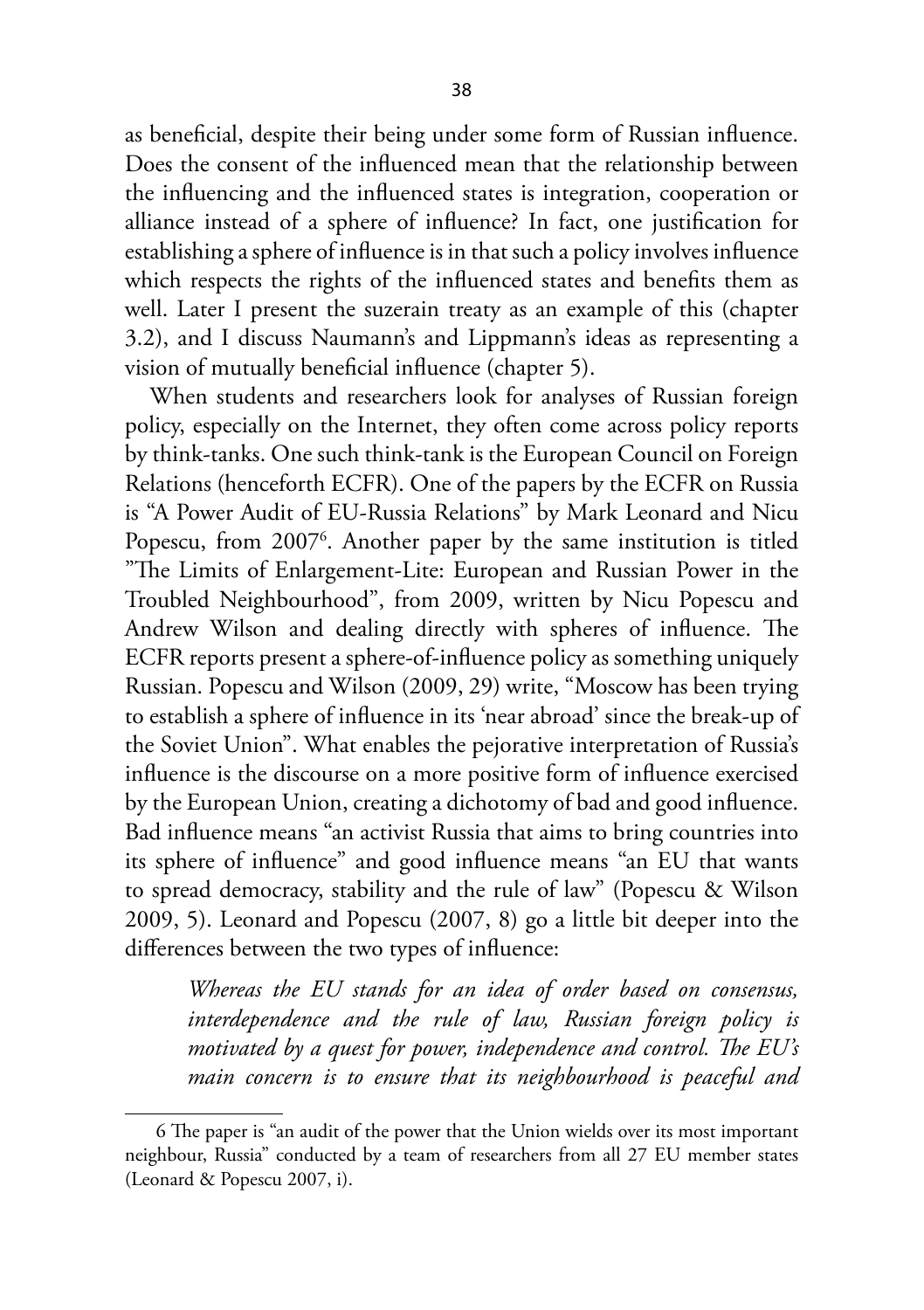as beneficial, despite their being under some form of Russian influence. Does the consent of the influenced mean that the relationship between the influencing and the influenced states is integration, cooperation or alliance instead of a sphere of influence? In fact, one justification for establishing a sphere of influence is in that such a policy involves influence which respects the rights of the influenced states and benefits them as well. Later I present the suzerain treaty as an example of this (chapter 3.2), and I discuss Naumann's and Lippmann's ideas as representing a vision of mutually beneficial influence (chapter 5).

When students and researchers look for analyses of Russian foreign policy, especially on the Internet, they often come across policy reports by think-tanks. One such think-tank is the European Council on Foreign Relations (henceforth ECFR). One of the papers by the ECFR on Russia is "A Power Audit of EU-Russia Relations" by Mark Leonard and Nicu Popescu, from 2007[6]. Another paper by the same institution is titled "The Limits of Enlargement-Lite: European and Russian Power in the Troubled Neighbourhood", from 2009, written by Nicu Popescu and Andrew Wilson and dealing directly with spheres of influence. The ECFR reports present a sphere-of-influence policy as something uniquely Russian. Popescu and Wilson (2009, 29) write, "Moscow has been trying to establish a sphere of influence in its 'near abroad' since the break-up of the Soviet Union". What enables the pejorative interpretation of Russia's influence is the discourse on a more positive form of influence exercised by the European Union, creating a dichotomy of bad and good influence. Bad influence means "an activist Russia that aims to bring countries into its sphere of influence" and good influence means "an EU that wants to spread democracy, stability and the rule of law" (Popescu & Wilson 2009, 5). Leonard and Popescu (2007, 8) go a little bit deeper into the differences between the two types of influence:

> *Whereas the EU stands for an idea of order based on consensus, interdependence and the rule of law, Russian foreign policy is motivated by a quest for power, independence and control. The EU's main concern is to ensure that its neighbourhood is peaceful and*

---

6 The paper is "an audit of the power that the Union wields over its most important neighbour, Russia" conducted by a team of researchers from all 27 EU member states (Leonard & Popescu 2007, i).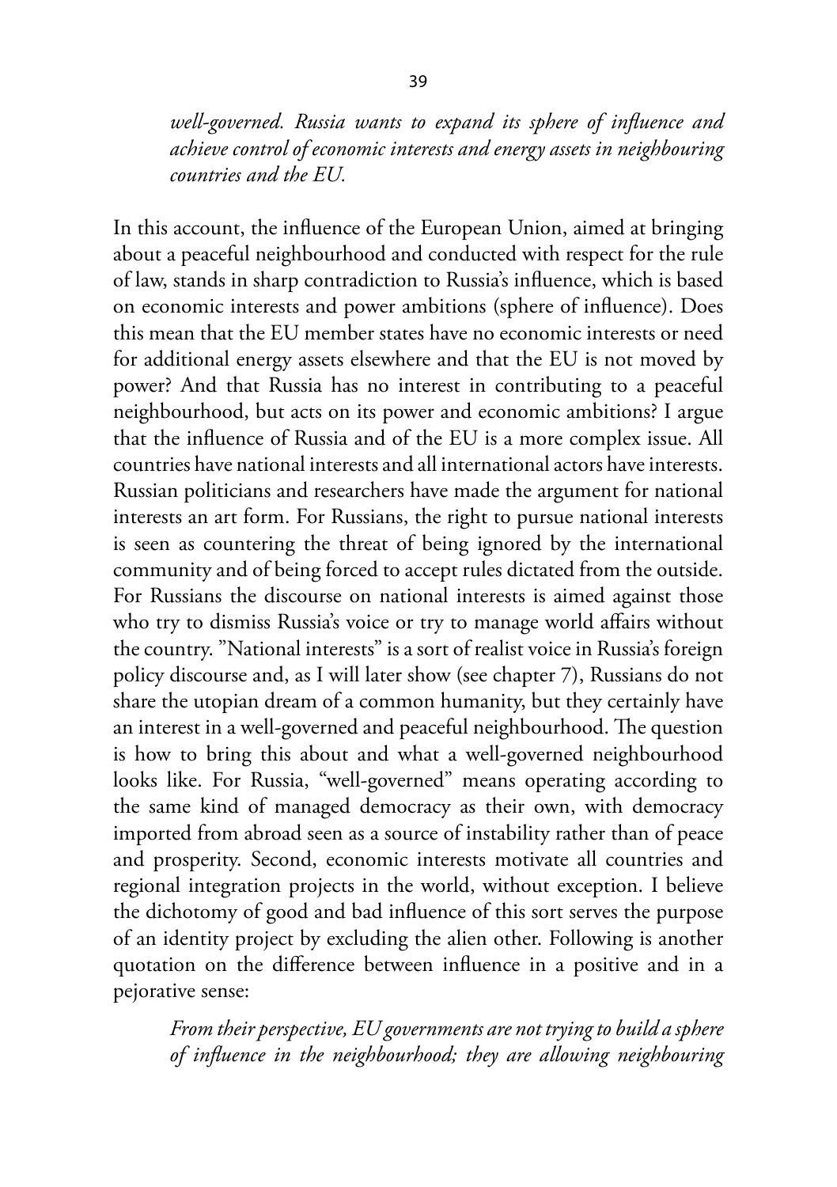*well-governed. Russia wants to expand its sphere of influence and achieve control of economic interests and energy assets in neighbouring countries and the EU.*

In this account, the influence of the European Union, aimed at bringing about a peaceful neighbourhood and conducted with respect for the rule of law, stands in sharp contradiction to Russia's influence, which is based on economic interests and power ambitions (sphere of influence). Does this mean that the EU member states have no economic interests or need for additional energy assets elsewhere and that the EU is not moved by power? And that Russia has no interest in contributing to a peaceful neighbourhood, but acts on its power and economic ambitions? I argue that the influence of Russia and of the EU is a more complex issue. All countries have national interests and all international actors have interests. Russian politicians and researchers have made the argument for national interests an art form. For Russians, the right to pursue national interests is seen as countering the threat of being ignored by the international community and of being forced to accept rules dictated from the outside. For Russians the discourse on national interests is aimed against those who try to dismiss Russia's voice or try to manage world affairs without the country. "National interests" is a sort of realist voice in Russia's foreign policy discourse and, as I will later show (see chapter 7), Russians do not share the utopian dream of a common humanity, but they certainly have an interest in a well-governed and peaceful neighbourhood. The question is how to bring this about and what a well-governed neighbourhood looks like. For Russia, "well-governed" means operating according to the same kind of managed democracy as their own, with democracy imported from abroad seen as a source of instability rather than of peace and prosperity. Second, economic interests motivate all countries and regional integration projects in the world, without exception. I believe the dichotomy of good and bad influence of this sort serves the purpose of an identity project by excluding the alien other. Following is another quotation on the difference between influence in a positive and in a pejorative sense:

*From their perspective, EU governments are not trying to build a sphere of influence in the neighbourhood; they are allowing neighbouring*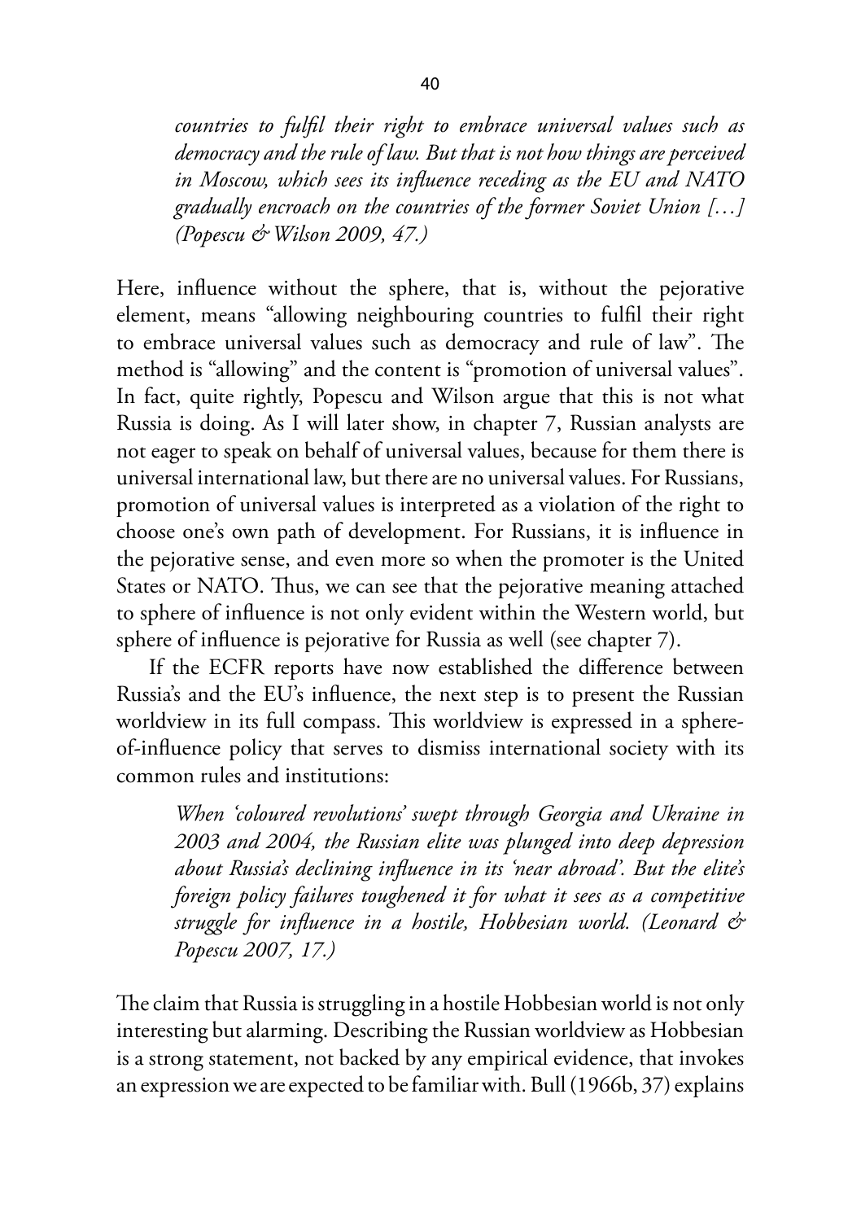> *countries to fulfil their right to embrace universal values such as democracy and the rule of law. But that is not how things are perceived in Moscow, which sees its influence receding as the EU and NATO gradually encroach on the countries of the former Soviet Union […] (Popescu & Wilson 2009, 47.)*

Here, influence without the sphere, that is, without the pejorative element, means "allowing neighbouring countries to fulfil their right to embrace universal values such as democracy and rule of law". The method is "allowing" and the content is "promotion of universal values". In fact, quite rightly, Popescu and Wilson argue that this is not what Russia is doing. As I will later show, in chapter 7, Russian analysts are not eager to speak on behalf of universal values, because for them there is universal international law, but there are no universal values. For Russians, promotion of universal values is interpreted as a violation of the right to choose one's own path of development. For Russians, it is influence in the pejorative sense, and even more so when the promoter is the United States or NATO. Thus, we can see that the pejorative meaning attached to sphere of influence is not only evident within the Western world, but sphere of influence is pejorative for Russia as well (see chapter 7).

If the ECFR reports have now established the difference between Russia's and the EU's influence, the next step is to present the Russian worldview in its full compass. This worldview is expressed in a sphere-of-influence policy that serves to dismiss international society with its common rules and institutions:

> *When 'coloured revolutions' swept through Georgia and Ukraine in 2003 and 2004, the Russian elite was plunged into deep depression about Russia's declining influence in its 'near abroad'. But the elite's foreign policy failures toughened it for what it sees as a competitive struggle for influence in a hostile, Hobbesian world. (Leonard & Popescu 2007, 17.)*

The claim that Russia is struggling in a hostile Hobbesian world is not only interesting but alarming. Describing the Russian worldview as Hobbesian is a strong statement, not backed by any empirical evidence, that invokes an expression we are expected to be familiar with. Bull (1966b, 37) explains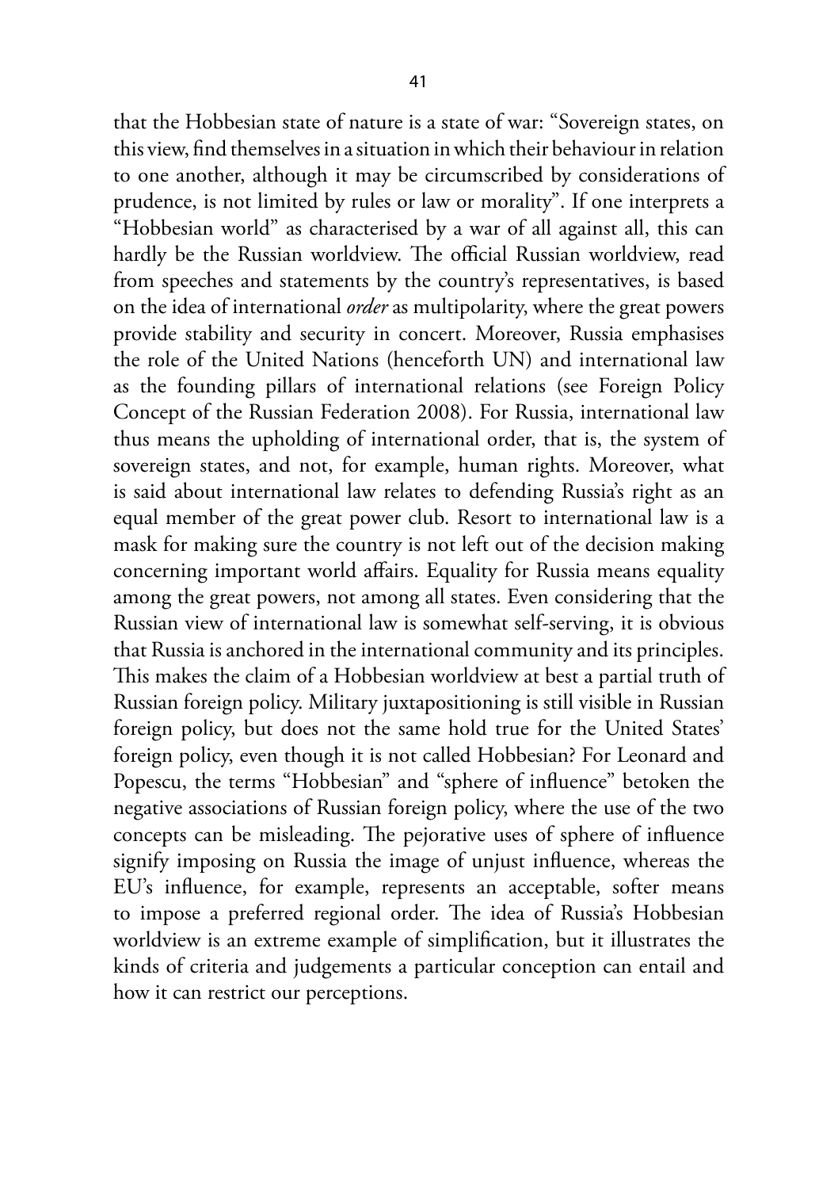that the Hobbesian state of nature is a state of war: "Sovereign states, on this view, find themselves in a situation in which their behaviour in relation to one another, although it may be circumscribed by considerations of prudence, is not limited by rules or law or morality". If one interprets a "Hobbesian world" as characterised by a war of all against all, this can hardly be the Russian worldview. The official Russian worldview, read from speeches and statements by the country's representatives, is based on the idea of international *order* as multipolarity, where the great powers provide stability and security in concert. Moreover, Russia emphasises the role of the United Nations (henceforth UN) and international law as the founding pillars of international relations (see Foreign Policy Concept of the Russian Federation 2008). For Russia, international law thus means the upholding of international order, that is, the system of sovereign states, and not, for example, human rights. Moreover, what is said about international law relates to defending Russia's right as an equal member of the great power club. Resort to international law is a mask for making sure the country is not left out of the decision making concerning important world affairs. Equality for Russia means equality among the great powers, not among all states. Even considering that the Russian view of international law is somewhat self-serving, it is obvious that Russia is anchored in the international community and its principles. This makes the claim of a Hobbesian worldview at best a partial truth of Russian foreign policy. Military juxtapositioning is still visible in Russian foreign policy, but does not the same hold true for the United States' foreign policy, even though it is not called Hobbesian? For Leonard and Popescu, the terms "Hobbesian" and "sphere of influence" betoken the negative associations of Russian foreign policy, where the use of the two concepts can be misleading. The pejorative uses of sphere of influence signify imposing on Russia the image of unjust influence, whereas the EU's influence, for example, represents an acceptable, softer means to impose a preferred regional order. The idea of Russia's Hobbesian worldview is an extreme example of simplification, but it illustrates the kinds of criteria and judgements a particular conception can entail and how it can restrict our perceptions.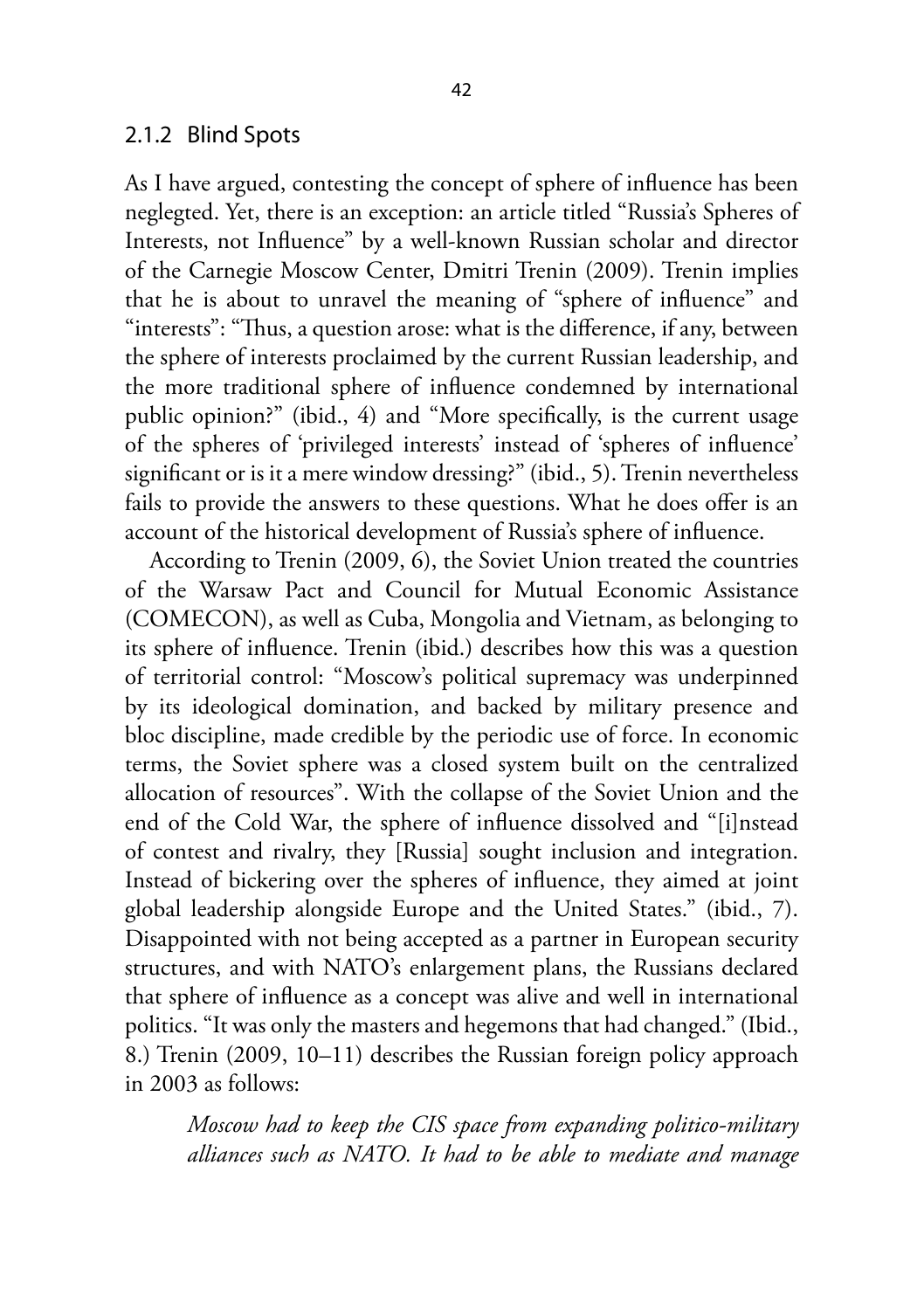### 2.1.2 Blind Spots

As I have argued, contesting the concept of sphere of influence has been neglegted. Yet, there is an exception: an article titled "Russia's Spheres of Interests, not Influence" by a well-known Russian scholar and director of the Carnegie Moscow Center, Dmitri Trenin (2009). Trenin implies that he is about to unravel the meaning of "sphere of influence" and "interests": "Thus, a question arose: what is the difference, if any, between the sphere of interests proclaimed by the current Russian leadership, and the more traditional sphere of influence condemned by international public opinion?" (ibid., 4) and "More specifically, is the current usage of the spheres of 'privileged interests' instead of 'spheres of influence' significant or is it a mere window dressing?" (ibid., 5). Trenin nevertheless fails to provide the answers to these questions. What he does offer is an account of the historical development of Russia's sphere of influence.

According to Trenin (2009, 6), the Soviet Union treated the countries of the Warsaw Pact and Council for Mutual Economic Assistance (COMECON), as well as Cuba, Mongolia and Vietnam, as belonging to its sphere of influence. Trenin (ibid.) describes how this was a question of territorial control: "Moscow's political supremacy was underpinned by its ideological domination, and backed by military presence and bloc discipline, made credible by the periodic use of force. In economic terms, the Soviet sphere was a closed system built on the centralized allocation of resources". With the collapse of the Soviet Union and the end of the Cold War, the sphere of influence dissolved and "[i]nstead of contest and rivalry, they [Russia] sought inclusion and integration. Instead of bickering over the spheres of influence, they aimed at joint global leadership alongside Europe and the United States." (ibid., 7). Disappointed with not being accepted as a partner in European security structures, and with NATO's enlargement plans, the Russians declared that sphere of influence as a concept was alive and well in international politics. "It was only the masters and hegemons that had changed." (Ibid., 8.) Trenin (2009, 10–11) describes the Russian foreign policy approach in 2003 as follows:

> *Moscow had to keep the CIS space from expanding politico-military alliances such as NATO. It had to be able to mediate and manage*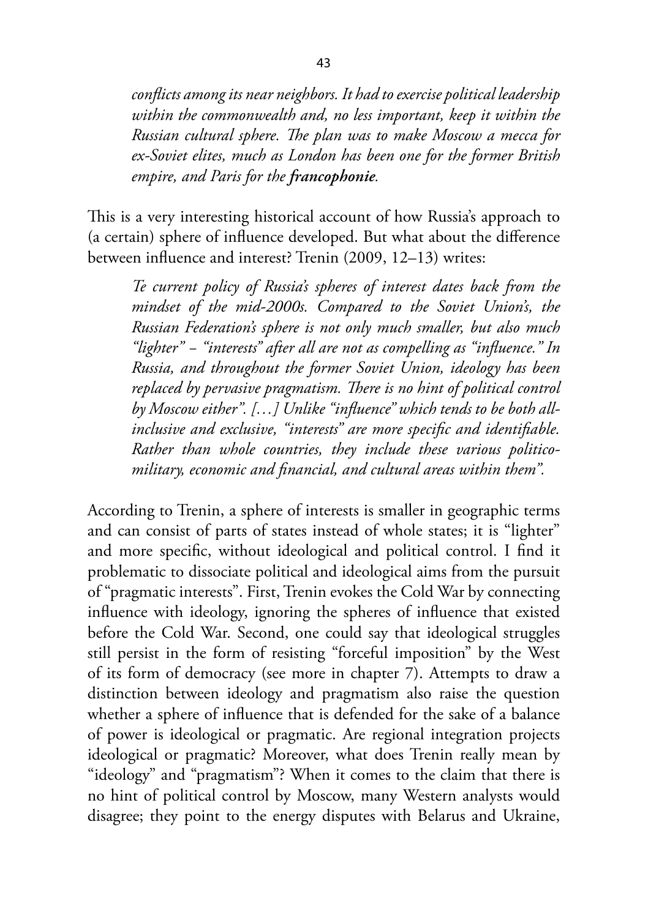> *conflicts among its near neighbors. It had to exercise political leadership within the commonwealth and, no less important, keep it within the Russian cultural sphere. The plan was to make Moscow a mecca for ex-Soviet elites, much as London has been one for the former British empire, and Paris for the* ***francophonie****.*

This is a very interesting historical account of how Russia's approach to (a certain) sphere of influence developed. But what about the difference between influence and interest? Trenin (2009, 12–13) writes:

> *Te current policy of Russia's spheres of interest dates back from the mindset of the mid-2000s. Compared to the Soviet Union's, the Russian Federation's sphere is not only much smaller, but also much "lighter" – "interests" after all are not as compelling as "influence." In Russia, and throughout the former Soviet Union, ideology has been replaced by pervasive pragmatism. There is no hint of political control by Moscow either". […] Unlike "influence" which tends to be both all-inclusive and exclusive, "interests" are more specific and identifiable. Rather than whole countries, they include these various politico-military, economic and financial, and cultural areas within them".*

According to Trenin, a sphere of interests is smaller in geographic terms and can consist of parts of states instead of whole states; it is "lighter" and more specific, without ideological and political control. I find it problematic to dissociate political and ideological aims from the pursuit of "pragmatic interests". First, Trenin evokes the Cold War by connecting influence with ideology, ignoring the spheres of influence that existed before the Cold War. Second, one could say that ideological struggles still persist in the form of resisting "forceful imposition" by the West of its form of democracy (see more in chapter 7). Attempts to draw a distinction between ideology and pragmatism also raise the question whether a sphere of influence that is defended for the sake of a balance of power is ideological or pragmatic. Are regional integration projects ideological or pragmatic? Moreover, what does Trenin really mean by "ideology" and "pragmatism"? When it comes to the claim that there is no hint of political control by Moscow, many Western analysts would disagree; they point to the energy disputes with Belarus and Ukraine,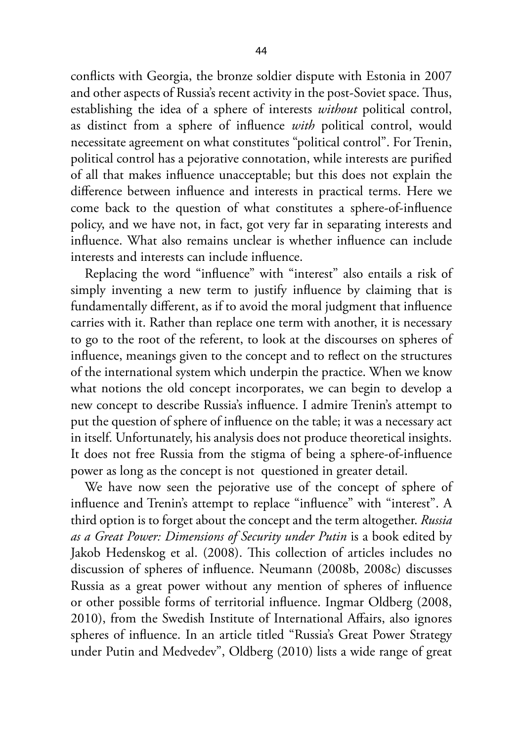conflicts with Georgia, the bronze soldier dispute with Estonia in 2007 and other aspects of Russia's recent activity in the post-Soviet space. Thus, establishing the idea of a sphere of interests *without* political control, as distinct from a sphere of influence *with* political control, would necessitate agreement on what constitutes "political control". For Trenin, political control has a pejorative connotation, while interests are purified of all that makes influence unacceptable; but this does not explain the difference between influence and interests in practical terms. Here we come back to the question of what constitutes a sphere-of-influence policy, and we have not, in fact, got very far in separating interests and influence. What also remains unclear is whether influence can include interests and interests can include influence.

Replacing the word "influence" with "interest" also entails a risk of simply inventing a new term to justify influence by claiming that is fundamentally different, as if to avoid the moral judgment that influence carries with it. Rather than replace one term with another, it is necessary to go to the root of the referent, to look at the discourses on spheres of influence, meanings given to the concept and to reflect on the structures of the international system which underpin the practice. When we know what notions the old concept incorporates, we can begin to develop a new concept to describe Russia's influence. I admire Trenin's attempt to put the question of sphere of influence on the table; it was a necessary act in itself. Unfortunately, his analysis does not produce theoretical insights. It does not free Russia from the stigma of being a sphere-of-influence power as long as the concept is not questioned in greater detail.

We have now seen the pejorative use of the concept of sphere of influence and Trenin's attempt to replace "influence" with "interest". A third option is to forget about the concept and the term altogether. *Russia as a Great Power: Dimensions of Security under Putin* is a book edited by Jakob Hedenskog et al. (2008). This collection of articles includes no discussion of spheres of influence. Neumann (2008b, 2008c) discusses Russia as a great power without any mention of spheres of influence or other possible forms of territorial influence. Ingmar Oldberg (2008, 2010), from the Swedish Institute of International Affairs, also ignores spheres of influence. In an article titled "Russia's Great Power Strategy under Putin and Medvedev", Oldberg (2010) lists a wide range of great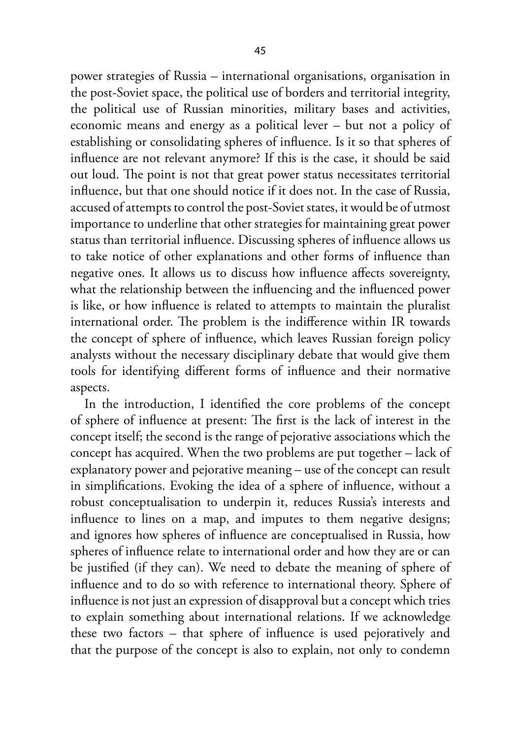power strategies of Russia – international organisations, organisation in the post-Soviet space, the political use of borders and territorial integrity, the political use of Russian minorities, military bases and activities, economic means and energy as a political lever – but not a policy of establishing or consolidating spheres of influence. Is it so that spheres of influence are not relevant anymore? If this is the case, it should be said out loud. The point is not that great power status necessitates territorial influence, but that one should notice if it does not. In the case of Russia, accused of attempts to control the post-Soviet states, it would be of utmost importance to underline that other strategies for maintaining great power status than territorial influence. Discussing spheres of influence allows us to take notice of other explanations and other forms of influence than negative ones. It allows us to discuss how influence affects sovereignty, what the relationship between the influencing and the influenced power is like, or how influence is related to attempts to maintain the pluralist international order. The problem is the indifference within IR towards the concept of sphere of influence, which leaves Russian foreign policy analysts without the necessary disciplinary debate that would give them tools for identifying different forms of influence and their normative aspects.

In the introduction, I identified the core problems of the concept of sphere of influence at present: The first is the lack of interest in the concept itself; the second is the range of pejorative associations which the concept has acquired. When the two problems are put together – lack of explanatory power and pejorative meaning – use of the concept can result in simplifications. Evoking the idea of a sphere of influence, without a robust conceptualisation to underpin it, reduces Russia's interests and influence to lines on a map, and imputes to them negative designs; and ignores how spheres of influence are conceptualised in Russia, how spheres of influence relate to international order and how they are or can be justified (if they can). We need to debate the meaning of sphere of influence and to do so with reference to international theory. Sphere of influence is not just an expression of disapproval but a concept which tries to explain something about international relations. If we acknowledge these two factors – that sphere of influence is used pejoratively and that the purpose of the concept is also to explain, not only to condemn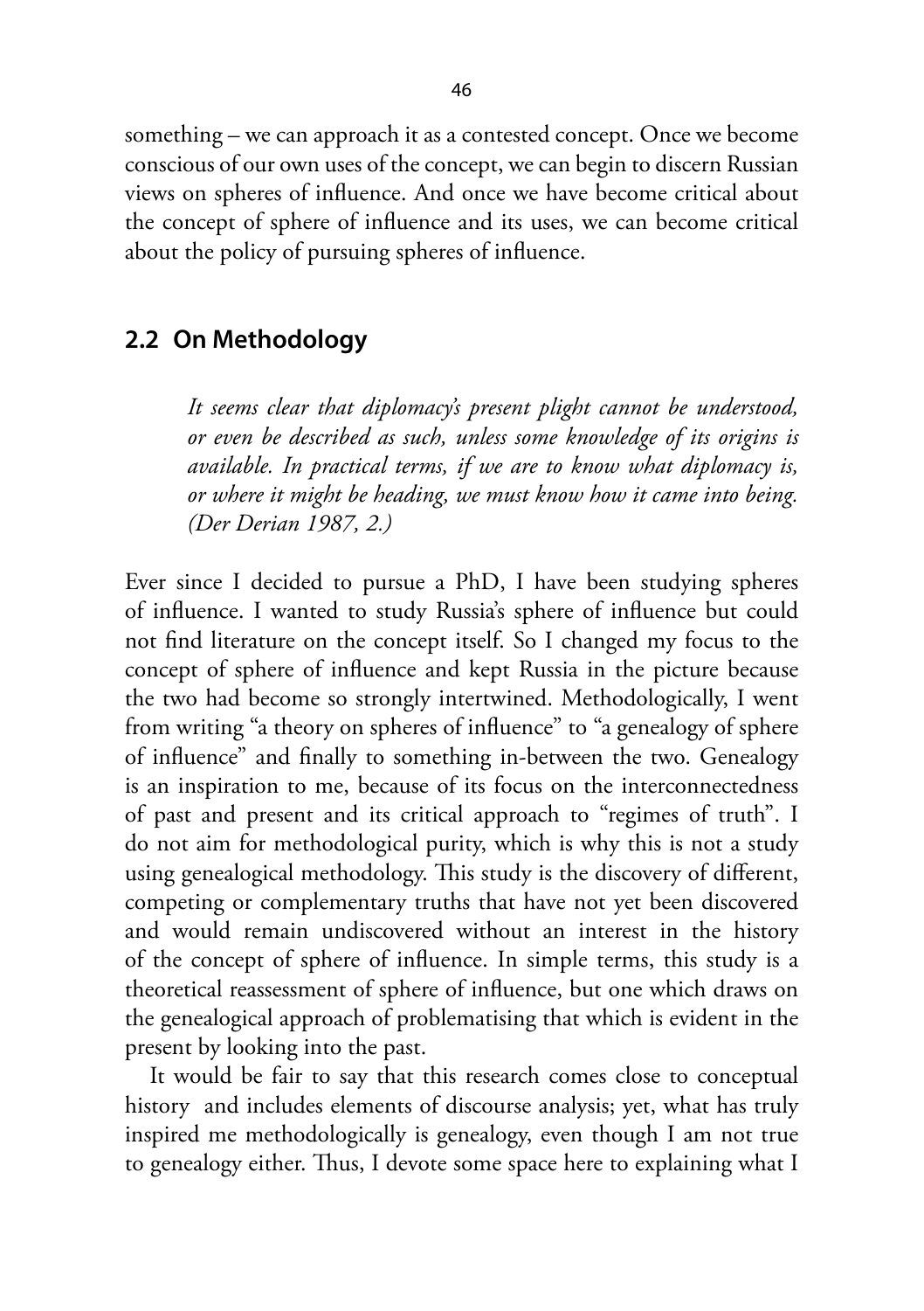something – we can approach it as a contested concept. Once we become conscious of our own uses of the concept, we can begin to discern Russian views on spheres of influence. And once we have become critical about the concept of sphere of influence and its uses, we can become critical about the policy of pursuing spheres of influence.

## 2.2 On Methodology

> *It seems clear that diplomacy's present plight cannot be understood, or even be described as such, unless some knowledge of its origins is available. In practical terms, if we are to know what diplomacy is, or where it might be heading, we must know how it came into being. (Der Derian 1987, 2.)*

Ever since I decided to pursue a PhD, I have been studying spheres of influence. I wanted to study Russia's sphere of influence but could not find literature on the concept itself. So I changed my focus to the concept of sphere of influence and kept Russia in the picture because the two had become so strongly intertwined. Methodologically, I went from writing "a theory on spheres of influence" to "a genealogy of sphere of influence" and finally to something in-between the two. Genealogy is an inspiration to me, because of its focus on the interconnectedness of past and present and its critical approach to "regimes of truth". I do not aim for methodological purity, which is why this is not a study using genealogical methodology. This study is the discovery of different, competing or complementary truths that have not yet been discovered and would remain undiscovered without an interest in the history of the concept of sphere of influence. In simple terms, this study is a theoretical reassessment of sphere of influence, but one which draws on the genealogical approach of problematising that which is evident in the present by looking into the past.

It would be fair to say that this research comes close to conceptual history and includes elements of discourse analysis; yet, what has truly inspired me methodologically is genealogy, even though I am not true to genealogy either. Thus, I devote some space here to explaining what I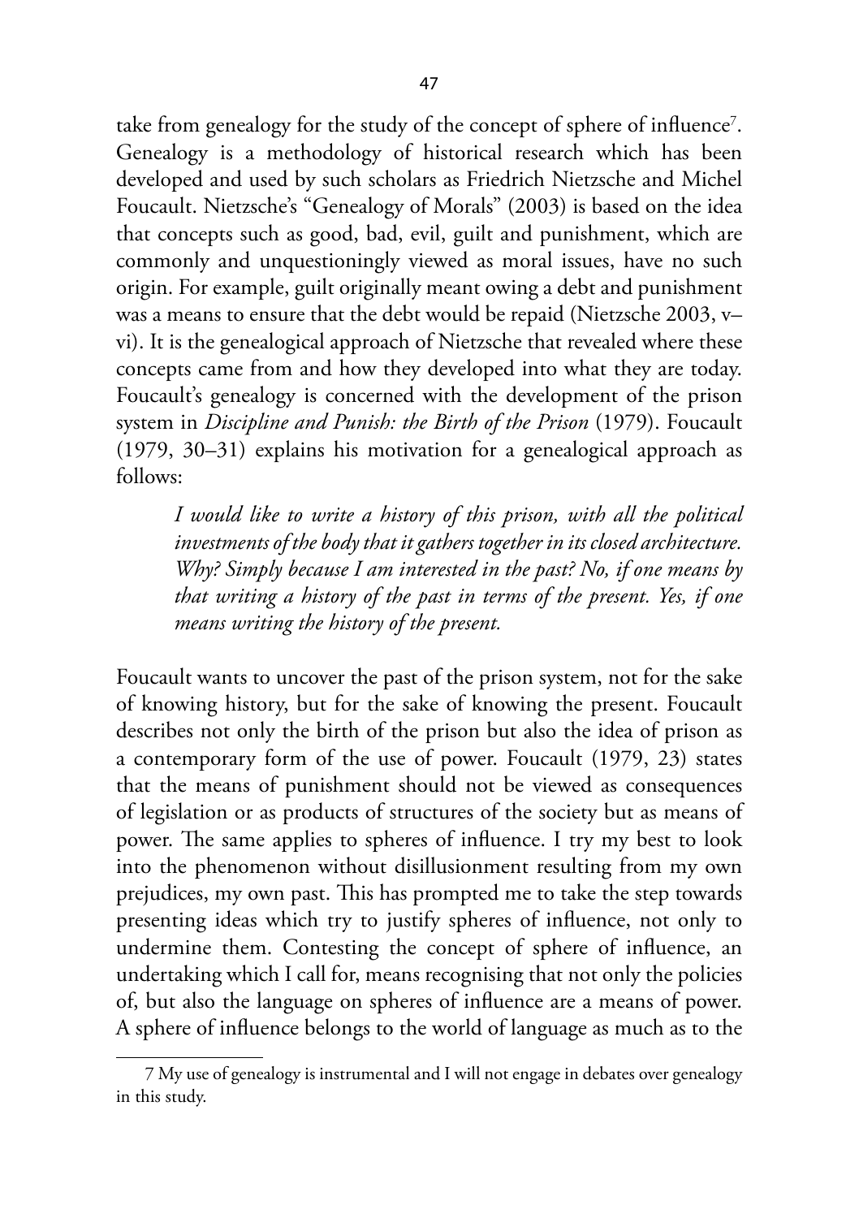take from genealogy for the study of the concept of sphere of influence[7]. Genealogy is a methodology of historical research which has been developed and used by such scholars as Friedrich Nietzsche and Michel Foucault. Nietzsche's "Genealogy of Morals" (2003) is based on the idea that concepts such as good, bad, evil, guilt and punishment, which are commonly and unquestioningly viewed as moral issues, have no such origin. For example, guilt originally meant owing a debt and punishment was a means to ensure that the debt would be repaid (Nietzsche 2003, v–vi). It is the genealogical approach of Nietzsche that revealed where these concepts came from and how they developed into what they are today. Foucault's genealogy is concerned with the development of the prison system in *Discipline and Punish: the Birth of the Prison* (1979). Foucault (1979, 30–31) explains his motivation for a genealogical approach as follows:

> *I would like to write a history of this prison, with all the political investments of the body that it gathers together in its closed architecture. Why? Simply because I am interested in the past? No, if one means by that writing a history of the past in terms of the present. Yes, if one means writing the history of the present.*

Foucault wants to uncover the past of the prison system, not for the sake of knowing history, but for the sake of knowing the present. Foucault describes not only the birth of the prison but also the idea of prison as a contemporary form of the use of power. Foucault (1979, 23) states that the means of punishment should not be viewed as consequences of legislation or as products of structures of the society but as means of power. The same applies to spheres of influence. I try my best to look into the phenomenon without disillusionment resulting from my own prejudices, my own past. This has prompted me to take the step towards presenting ideas which try to justify spheres of influence, not only to undermine them. Contesting the concept of sphere of influence, an undertaking which I call for, means recognising that not only the policies of, but also the language on spheres of influence are a means of power. A sphere of influence belongs to the world of language as much as to the

---

7 My use of genealogy is instrumental and I will not engage in debates over genealogy in this study.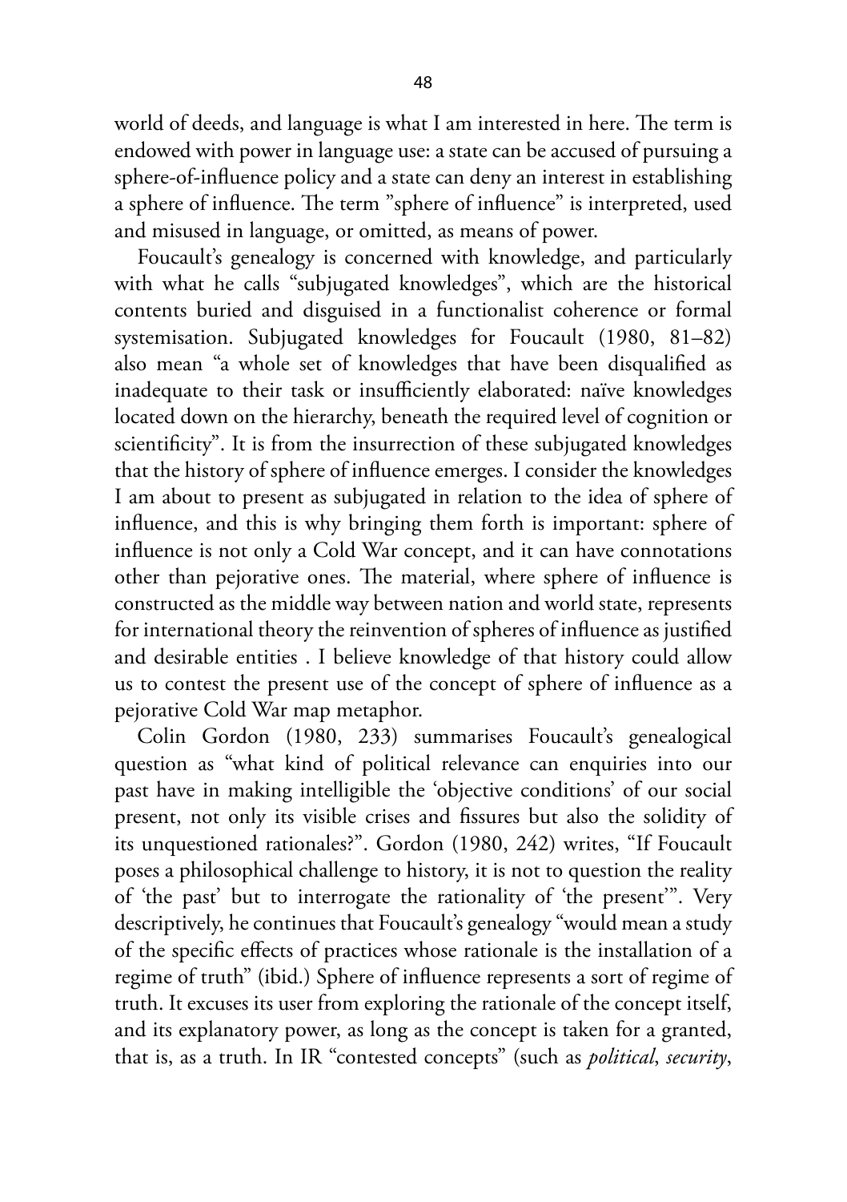world of deeds, and language is what I am interested in here. The term is endowed with power in language use: a state can be accused of pursuing a sphere-of-influence policy and a state can deny an interest in establishing a sphere of influence. The term "sphere of influence" is interpreted, used and misused in language, or omitted, as means of power.

Foucault's genealogy is concerned with knowledge, and particularly with what he calls "subjugated knowledges", which are the historical contents buried and disguised in a functionalist coherence or formal systemisation. Subjugated knowledges for Foucault (1980, 81–82) also mean "a whole set of knowledges that have been disqualified as inadequate to their task or insufficiently elaborated: naïve knowledges located down on the hierarchy, beneath the required level of cognition or scientificity". It is from the insurrection of these subjugated knowledges that the history of sphere of influence emerges. I consider the knowledges I am about to present as subjugated in relation to the idea of sphere of influence, and this is why bringing them forth is important: sphere of influence is not only a Cold War concept, and it can have connotations other than pejorative ones. The material, where sphere of influence is constructed as the middle way between nation and world state, represents for international theory the reinvention of spheres of influence as justified and desirable entities . I believe knowledge of that history could allow us to contest the present use of the concept of sphere of influence as a pejorative Cold War map metaphor.

Colin Gordon (1980, 233) summarises Foucault's genealogical question as "what kind of political relevance can enquiries into our past have in making intelligible the 'objective conditions' of our social present, not only its visible crises and fissures but also the solidity of its unquestioned rationales?". Gordon (1980, 242) writes, "If Foucault poses a philosophical challenge to history, it is not to question the reality of 'the past' but to interrogate the rationality of 'the present'". Very descriptively, he continues that Foucault's genealogy "would mean a study of the specific effects of practices whose rationale is the installation of a regime of truth" (ibid.) Sphere of influence represents a sort of regime of truth. It excuses its user from exploring the rationale of the concept itself, and its explanatory power, as long as the concept is taken for a granted, that is, as a truth. In IR "contested concepts" (such as *political*, *security*,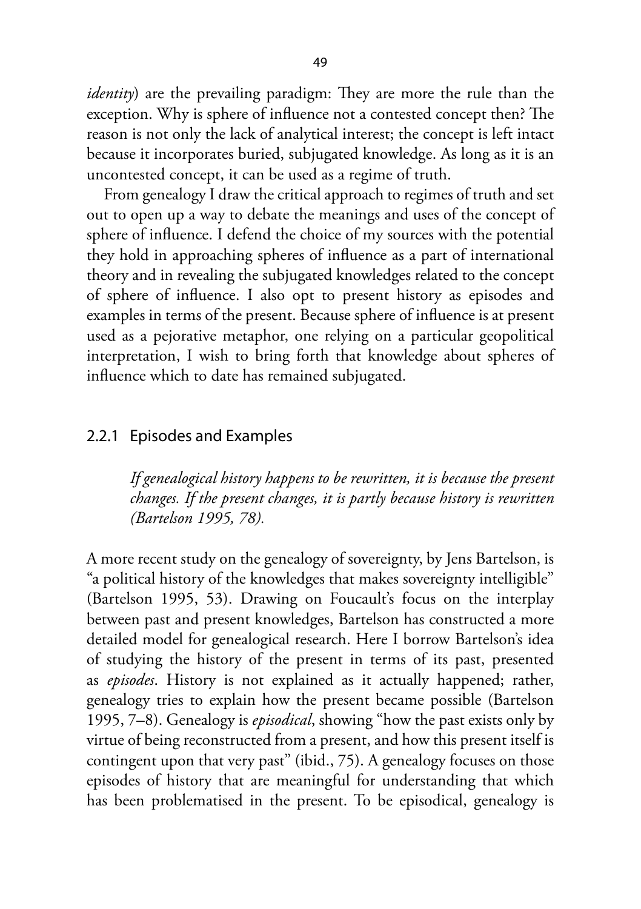*identity*) are the prevailing paradigm: They are more the rule than the exception. Why is sphere of influence not a contested concept then? The reason is not only the lack of analytical interest; the concept is left intact because it incorporates buried, subjugated knowledge. As long as it is an uncontested concept, it can be used as a regime of truth.

From genealogy I draw the critical approach to regimes of truth and set out to open up a way to debate the meanings and uses of the concept of sphere of influence. I defend the choice of my sources with the potential they hold in approaching spheres of influence as a part of international theory and in revealing the subjugated knowledges related to the concept of sphere of influence. I also opt to present history as episodes and examples in terms of the present. Because sphere of influence is at present used as a pejorative metaphor, one relying on a particular geopolitical interpretation, I wish to bring forth that knowledge about spheres of influence which to date has remained subjugated.

### 2.2.1 Episodes and Examples

> *If genealogical history happens to be rewritten, it is because the present changes. If the present changes, it is partly because history is rewritten (Bartelson 1995, 78).*

A more recent study on the genealogy of sovereignty, by Jens Bartelson, is "a political history of the knowledges that makes sovereignty intelligible" (Bartelson 1995, 53). Drawing on Foucault's focus on the interplay between past and present knowledges, Bartelson has constructed a more detailed model for genealogical research. Here I borrow Bartelson's idea of studying the history of the present in terms of its past, presented as *episodes*. History is not explained as it actually happened; rather, genealogy tries to explain how the present became possible (Bartelson 1995, 7–8). Genealogy is *episodical*, showing "how the past exists only by virtue of being reconstructed from a present, and how this present itself is contingent upon that very past" (ibid., 75). A genealogy focuses on those episodes of history that are meaningful for understanding that which has been problematised in the present. To be episodical, genealogy is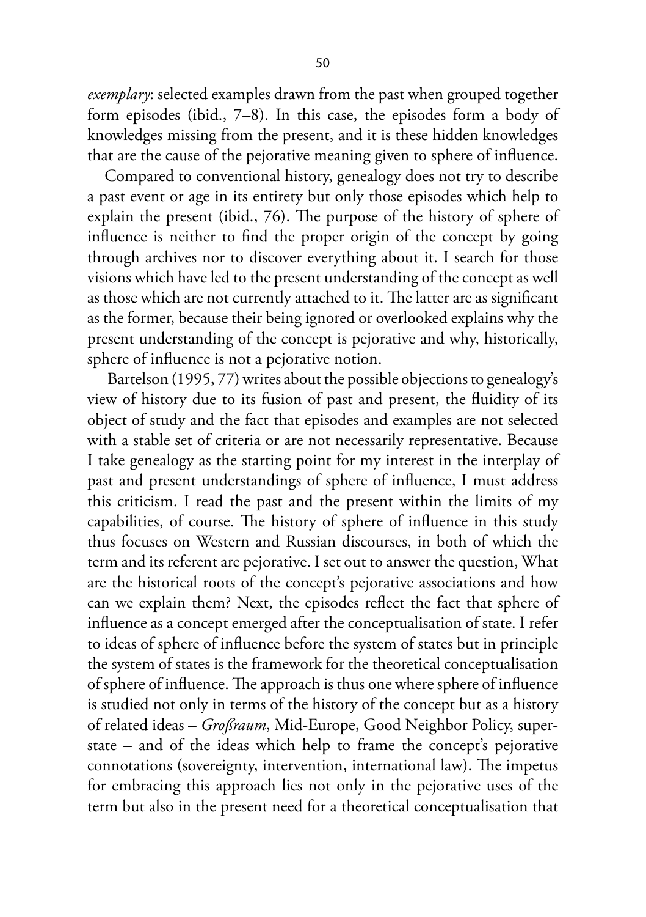*exemplary*: selected examples drawn from the past when grouped together form episodes (ibid., 7–8). In this case, the episodes form a body of knowledges missing from the present, and it is these hidden knowledges that are the cause of the pejorative meaning given to sphere of influence.

Compared to conventional history, genealogy does not try to describe a past event or age in its entirety but only those episodes which help to explain the present (ibid., 76). The purpose of the history of sphere of influence is neither to find the proper origin of the concept by going through archives nor to discover everything about it. I search for those visions which have led to the present understanding of the concept as well as those which are not currently attached to it. The latter are as significant as the former, because their being ignored or overlooked explains why the present understanding of the concept is pejorative and why, historically, sphere of influence is not a pejorative notion.

Bartelson (1995, 77) writes about the possible objections to genealogy's view of history due to its fusion of past and present, the fluidity of its object of study and the fact that episodes and examples are not selected with a stable set of criteria or are not necessarily representative. Because I take genealogy as the starting point for my interest in the interplay of past and present understandings of sphere of influence, I must address this criticism. I read the past and the present within the limits of my capabilities, of course. The history of sphere of influence in this study thus focuses on Western and Russian discourses, in both of which the term and its referent are pejorative. I set out to answer the question, What are the historical roots of the concept's pejorative associations and how can we explain them? Next, the episodes reflect the fact that sphere of influence as a concept emerged after the conceptualisation of state. I refer to ideas of sphere of influence before the system of states but in principle the system of states is the framework for the theoretical conceptualisation of sphere of influence. The approach is thus one where sphere of influence is studied not only in terms of the history of the concept but as a history of related ideas – *Großraum*, Mid-Europe, Good Neighbor Policy, super-state – and of the ideas which help to frame the concept's pejorative connotations (sovereignty, intervention, international law). The impetus for embracing this approach lies not only in the pejorative uses of the term but also in the present need for a theoretical conceptualisation that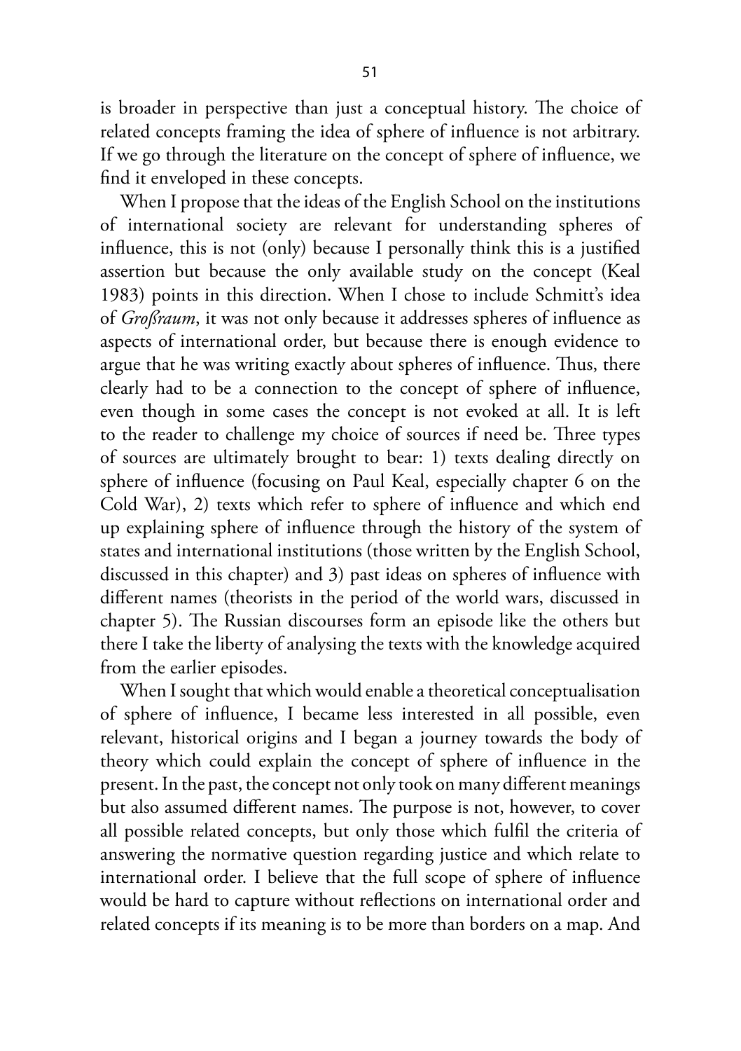is broader in perspective than just a conceptual history. The choice of related concepts framing the idea of sphere of influence is not arbitrary. If we go through the literature on the concept of sphere of influence, we find it enveloped in these concepts.

When I propose that the ideas of the English School on the institutions of international society are relevant for understanding spheres of influence, this is not (only) because I personally think this is a justified assertion but because the only available study on the concept (Keal 1983) points in this direction. When I chose to include Schmitt's idea of *Großraum*, it was not only because it addresses spheres of influence as aspects of international order, but because there is enough evidence to argue that he was writing exactly about spheres of influence. Thus, there clearly had to be a connection to the concept of sphere of influence, even though in some cases the concept is not evoked at all. It is left to the reader to challenge my choice of sources if need be. Three types of sources are ultimately brought to bear: 1) texts dealing directly on sphere of influence (focusing on Paul Keal, especially chapter 6 on the Cold War), 2) texts which refer to sphere of influence and which end up explaining sphere of influence through the history of the system of states and international institutions (those written by the English School, discussed in this chapter) and 3) past ideas on spheres of influence with different names (theorists in the period of the world wars, discussed in chapter 5). The Russian discourses form an episode like the others but there I take the liberty of analysing the texts with the knowledge acquired from the earlier episodes.

When I sought that which would enable a theoretical conceptualisation of sphere of influence, I became less interested in all possible, even relevant, historical origins and I began a journey towards the body of theory which could explain the concept of sphere of influence in the present. In the past, the concept not only took on many different meanings but also assumed different names. The purpose is not, however, to cover all possible related concepts, but only those which fulfil the criteria of answering the normative question regarding justice and which relate to international order. I believe that the full scope of sphere of influence would be hard to capture without reflections on international order and related concepts if its meaning is to be more than borders on a map. And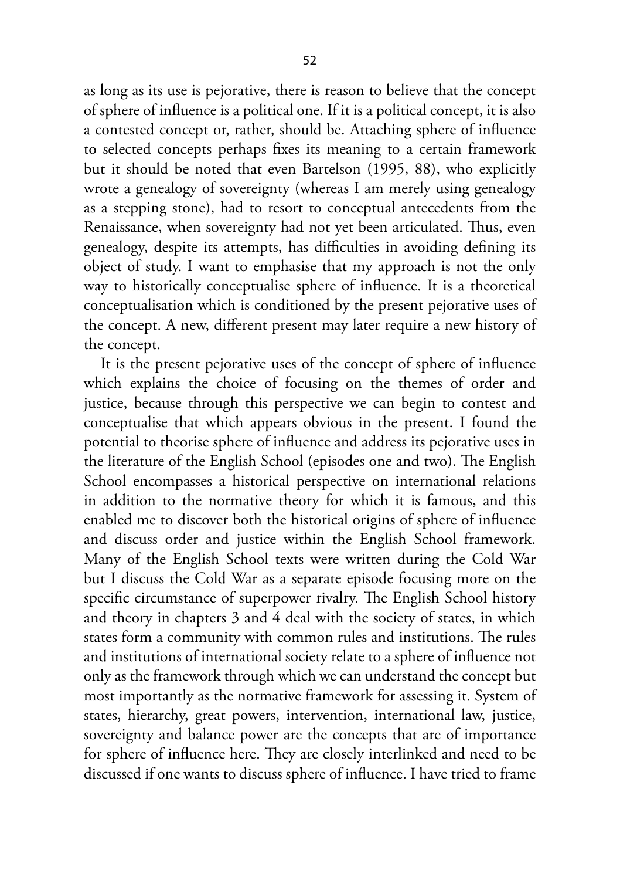as long as its use is pejorative, there is reason to believe that the concept of sphere of influence is a political one. If it is a political concept, it is also a contested concept or, rather, should be. Attaching sphere of influence to selected concepts perhaps fixes its meaning to a certain framework but it should be noted that even Bartelson (1995, 88), who explicitly wrote a genealogy of sovereignty (whereas I am merely using genealogy as a stepping stone), had to resort to conceptual antecedents from the Renaissance, when sovereignty had not yet been articulated. Thus, even genealogy, despite its attempts, has difficulties in avoiding defining its object of study. I want to emphasise that my approach is not the only way to historically conceptualise sphere of influence. It is a theoretical conceptualisation which is conditioned by the present pejorative uses of the concept. A new, different present may later require a new history of the concept.

It is the present pejorative uses of the concept of sphere of influence which explains the choice of focusing on the themes of order and justice, because through this perspective we can begin to contest and conceptualise that which appears obvious in the present. I found the potential to theorise sphere of influence and address its pejorative uses in the literature of the English School (episodes one and two). The English School encompasses a historical perspective on international relations in addition to the normative theory for which it is famous, and this enabled me to discover both the historical origins of sphere of influence and discuss order and justice within the English School framework. Many of the English School texts were written during the Cold War but I discuss the Cold War as a separate episode focusing more on the specific circumstance of superpower rivalry. The English School history and theory in chapters 3 and 4 deal with the society of states, in which states form a community with common rules and institutions. The rules and institutions of international society relate to a sphere of influence not only as the framework through which we can understand the concept but most importantly as the normative framework for assessing it. System of states, hierarchy, great powers, intervention, international law, justice, sovereignty and balance power are the concepts that are of importance for sphere of influence here. They are closely interlinked and need to be discussed if one wants to discuss sphere of influence. I have tried to frame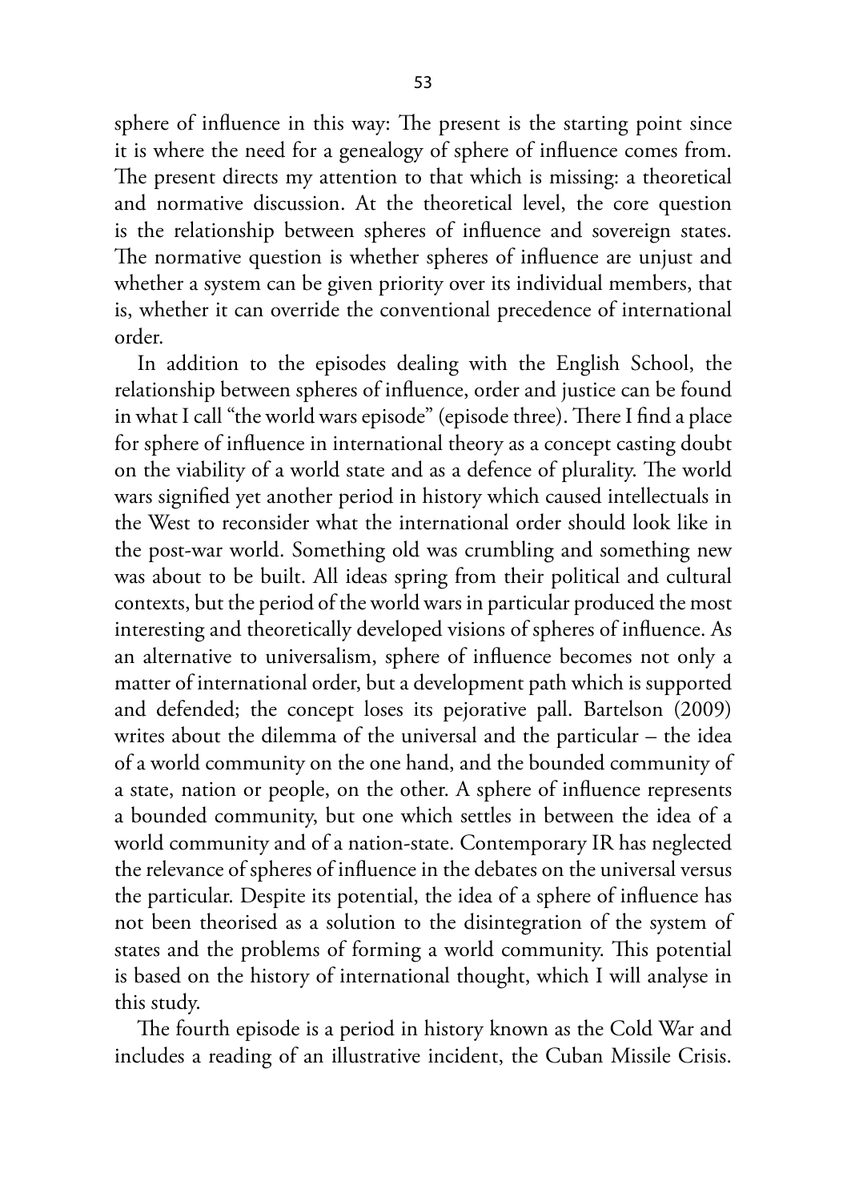sphere of influence in this way: The present is the starting point since it is where the need for a genealogy of sphere of influence comes from. The present directs my attention to that which is missing: a theoretical and normative discussion. At the theoretical level, the core question is the relationship between spheres of influence and sovereign states. The normative question is whether spheres of influence are unjust and whether a system can be given priority over its individual members, that is, whether it can override the conventional precedence of international order.

In addition to the episodes dealing with the English School, the relationship between spheres of influence, order and justice can be found in what I call "the world wars episode" (episode three). There I find a place for sphere of influence in international theory as a concept casting doubt on the viability of a world state and as a defence of plurality. The world wars signified yet another period in history which caused intellectuals in the West to reconsider what the international order should look like in the post-war world. Something old was crumbling and something new was about to be built. All ideas spring from their political and cultural contexts, but the period of the world wars in particular produced the most interesting and theoretically developed visions of spheres of influence. As an alternative to universalism, sphere of influence becomes not only a matter of international order, but a development path which is supported and defended; the concept loses its pejorative pall. Bartelson (2009) writes about the dilemma of the universal and the particular – the idea of a world community on the one hand, and the bounded community of a state, nation or people, on the other. A sphere of influence represents a bounded community, but one which settles in between the idea of a world community and of a nation-state. Contemporary IR has neglected the relevance of spheres of influence in the debates on the universal versus the particular. Despite its potential, the idea of a sphere of influence has not been theorised as a solution to the disintegration of the system of states and the problems of forming a world community. This potential is based on the history of international thought, which I will analyse in this study.

The fourth episode is a period in history known as the Cold War and includes a reading of an illustrative incident, the Cuban Missile Crisis.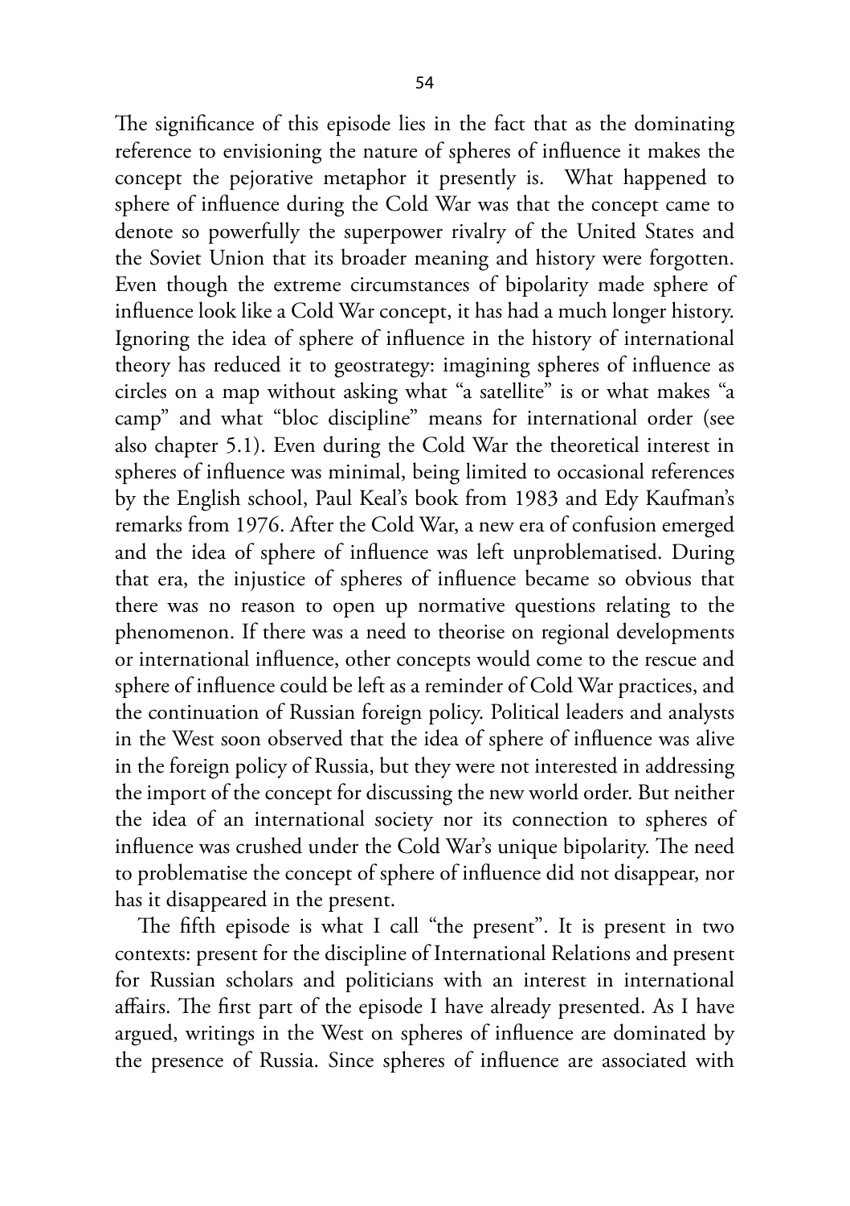The significance of this episode lies in the fact that as the dominating reference to envisioning the nature of spheres of influence it makes the concept the pejorative metaphor it presently is. What happened to sphere of influence during the Cold War was that the concept came to denote so powerfully the superpower rivalry of the United States and the Soviet Union that its broader meaning and history were forgotten. Even though the extreme circumstances of bipolarity made sphere of influence look like a Cold War concept, it has had a much longer history. Ignoring the idea of sphere of influence in the history of international theory has reduced it to geostrategy: imagining spheres of influence as circles on a map without asking what "a satellite" is or what makes "a camp" and what "bloc discipline" means for international order (see also chapter 5.1). Even during the Cold War the theoretical interest in spheres of influence was minimal, being limited to occasional references by the English school, Paul Keal's book from 1983 and Edy Kaufman's remarks from 1976. After the Cold War, a new era of confusion emerged and the idea of sphere of influence was left unproblematised. During that era, the injustice of spheres of influence became so obvious that there was no reason to open up normative questions relating to the phenomenon. If there was a need to theorise on regional developments or international influence, other concepts would come to the rescue and sphere of influence could be left as a reminder of Cold War practices, and the continuation of Russian foreign policy. Political leaders and analysts in the West soon observed that the idea of sphere of influence was alive in the foreign policy of Russia, but they were not interested in addressing the import of the concept for discussing the new world order. But neither the idea of an international society nor its connection to spheres of influence was crushed under the Cold War's unique bipolarity. The need to problematise the concept of sphere of influence did not disappear, nor has it disappeared in the present.

The fifth episode is what I call "the present". It is present in two contexts: present for the discipline of International Relations and present for Russian scholars and politicians with an interest in international affairs. The first part of the episode I have already presented. As I have argued, writings in the West on spheres of influence are dominated by the presence of Russia. Since spheres of influence are associated with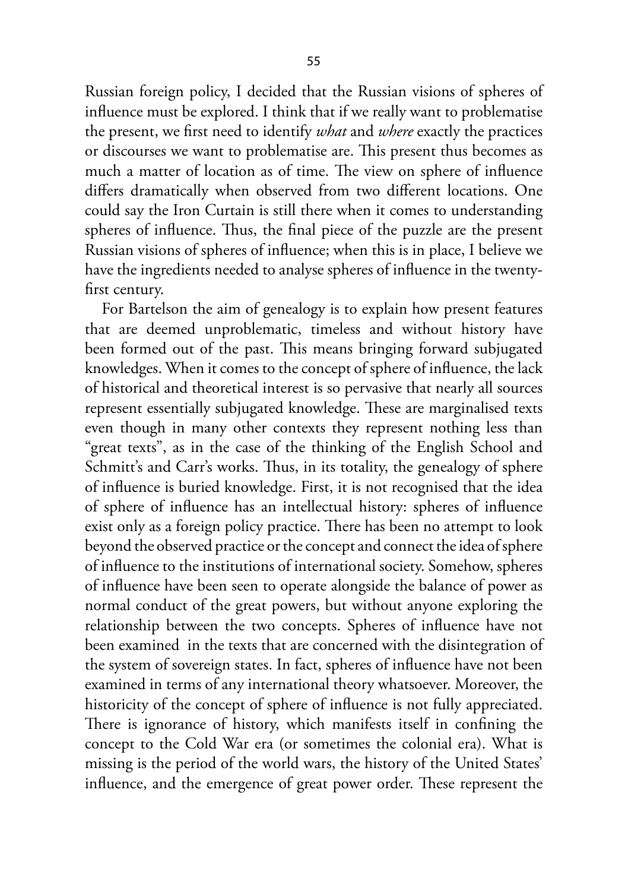Russian foreign policy, I decided that the Russian visions of spheres of influence must be explored. I think that if we really want to problematise the present, we first need to identify *what* and *where* exactly the practices or discourses we want to problematise are. This present thus becomes as much a matter of location as of time. The view on sphere of influence differs dramatically when observed from two different locations. One could say the Iron Curtain is still there when it comes to understanding spheres of influence. Thus, the final piece of the puzzle are the present Russian visions of spheres of influence; when this is in place, I believe we have the ingredients needed to analyse spheres of influence in the twenty-first century.

For Bartelson the aim of genealogy is to explain how present features that are deemed unproblematic, timeless and without history have been formed out of the past. This means bringing forward subjugated knowledges. When it comes to the concept of sphere of influence, the lack of historical and theoretical interest is so pervasive that nearly all sources represent essentially subjugated knowledge. These are marginalised texts even though in many other contexts they represent nothing less than "great texts", as in the case of the thinking of the English School and Schmitt's and Carr's works. Thus, in its totality, the genealogy of sphere of influence is buried knowledge. First, it is not recognised that the idea of sphere of influence has an intellectual history: spheres of influence exist only as a foreign policy practice. There has been no attempt to look beyond the observed practice or the concept and connect the idea of sphere of influence to the institutions of international society. Somehow, spheres of influence have been seen to operate alongside the balance of power as normal conduct of the great powers, but without anyone exploring the relationship between the two concepts. Spheres of influence have not been examined in the texts that are concerned with the disintegration of the system of sovereign states. In fact, spheres of influence have not been examined in terms of any international theory whatsoever. Moreover, the historicity of the concept of sphere of influence is not fully appreciated. There is ignorance of history, which manifests itself in confining the concept to the Cold War era (or sometimes the colonial era). What is missing is the period of the world wars, the history of the United States' influence, and the emergence of great power order. These represent the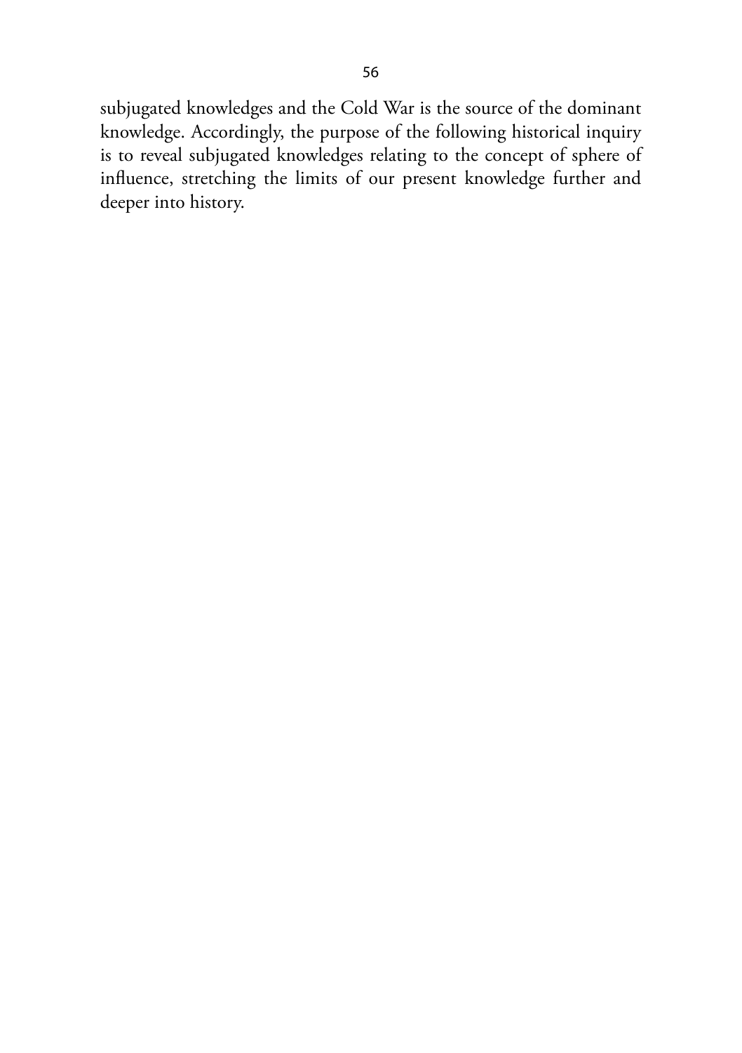subjugated knowledges and the Cold War is the source of the dominant knowledge. Accordingly, the purpose of the following historical inquiry is to reveal subjugated knowledges relating to the concept of sphere of influence, stretching the limits of our present knowledge further and deeper into history.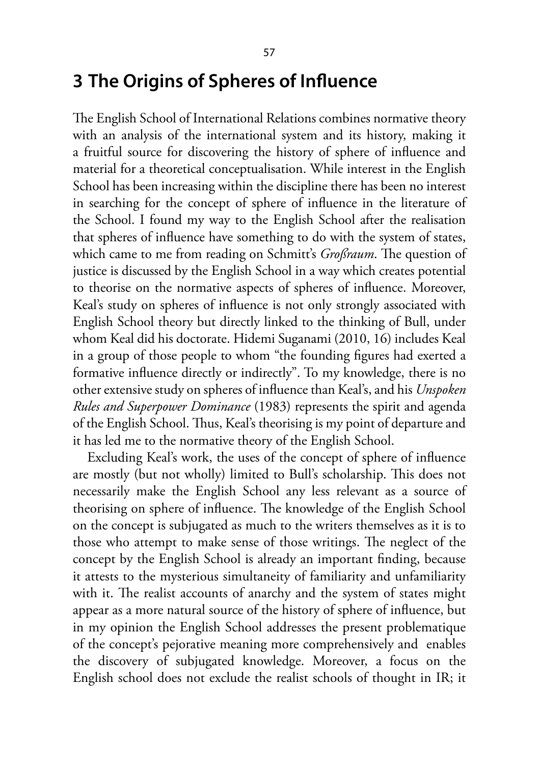# 3 The Origins of Spheres of Influence

The English School of International Relations combines normative theory with an analysis of the international system and its history, making it a fruitful source for discovering the history of sphere of influence and material for a theoretical conceptualisation. While interest in the English School has been increasing within the discipline there has been no interest in searching for the concept of sphere of influence in the literature of the School. I found my way to the English School after the realisation that spheres of influence have something to do with the system of states, which came to me from reading on Schmitt's *Großraum*. The question of justice is discussed by the English School in a way which creates potential to theorise on the normative aspects of spheres of influence. Moreover, Keal's study on spheres of influence is not only strongly associated with English School theory but directly linked to the thinking of Bull, under whom Keal did his doctorate. Hidemi Suganami (2010, 16) includes Keal in a group of those people to whom "the founding figures had exerted a formative influence directly or indirectly". To my knowledge, there is no other extensive study on spheres of influence than Keal's, and his *Unspoken Rules and Superpower Dominance* (1983) represents the spirit and agenda of the English School. Thus, Keal's theorising is my point of departure and it has led me to the normative theory of the English School.

Excluding Keal's work, the uses of the concept of sphere of influence are mostly (but not wholly) limited to Bull's scholarship. This does not necessarily make the English School any less relevant as a source of theorising on sphere of influence. The knowledge of the English School on the concept is subjugated as much to the writers themselves as it is to those who attempt to make sense of those writings. The neglect of the concept by the English School is already an important finding, because it attests to the mysterious simultaneity of familiarity and unfamiliarity with it. The realist accounts of anarchy and the system of states might appear as a more natural source of the history of sphere of influence, but in my opinion the English School addresses the present problematique of the concept's pejorative meaning more comprehensively and enables the discovery of subjugated knowledge. Moreover, a focus on the English school does not exclude the realist schools of thought in IR; it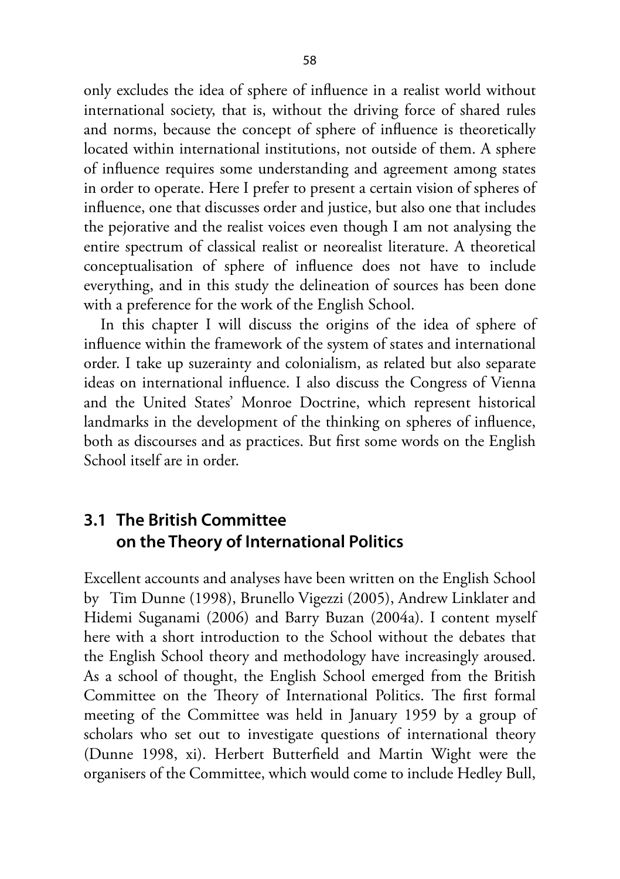only excludes the idea of sphere of influence in a realist world without international society, that is, without the driving force of shared rules and norms, because the concept of sphere of influence is theoretically located within international institutions, not outside of them. A sphere of influence requires some understanding and agreement among states in order to operate. Here I prefer to present a certain vision of spheres of influence, one that discusses order and justice, but also one that includes the pejorative and the realist voices even though I am not analysing the entire spectrum of classical realist or neorealist literature. A theoretical conceptualisation of sphere of influence does not have to include everything, and in this study the delineation of sources has been done with a preference for the work of the English School.

In this chapter I will discuss the origins of the idea of sphere of influence within the framework of the system of states and international order. I take up suzerainty and colonialism, as related but also separate ideas on international influence. I also discuss the Congress of Vienna and the United States' Monroe Doctrine, which represent historical landmarks in the development of the thinking on spheres of influence, both as discourses and as practices. But first some words on the English School itself are in order.

## 3.1 The British Committee on the Theory of International Politics

Excellent accounts and analyses have been written on the English School by Tim Dunne (1998), Brunello Vigezzi (2005), Andrew Linklater and Hidemi Suganami (2006) and Barry Buzan (2004a). I content myself here with a short introduction to the School without the debates that the English School theory and methodology have increasingly aroused. As a school of thought, the English School emerged from the British Committee on the Theory of International Politics. The first formal meeting of the Committee was held in January 1959 by a group of scholars who set out to investigate questions of international theory (Dunne 1998, xi). Herbert Butterfield and Martin Wight were the organisers of the Committee, which would come to include Hedley Bull,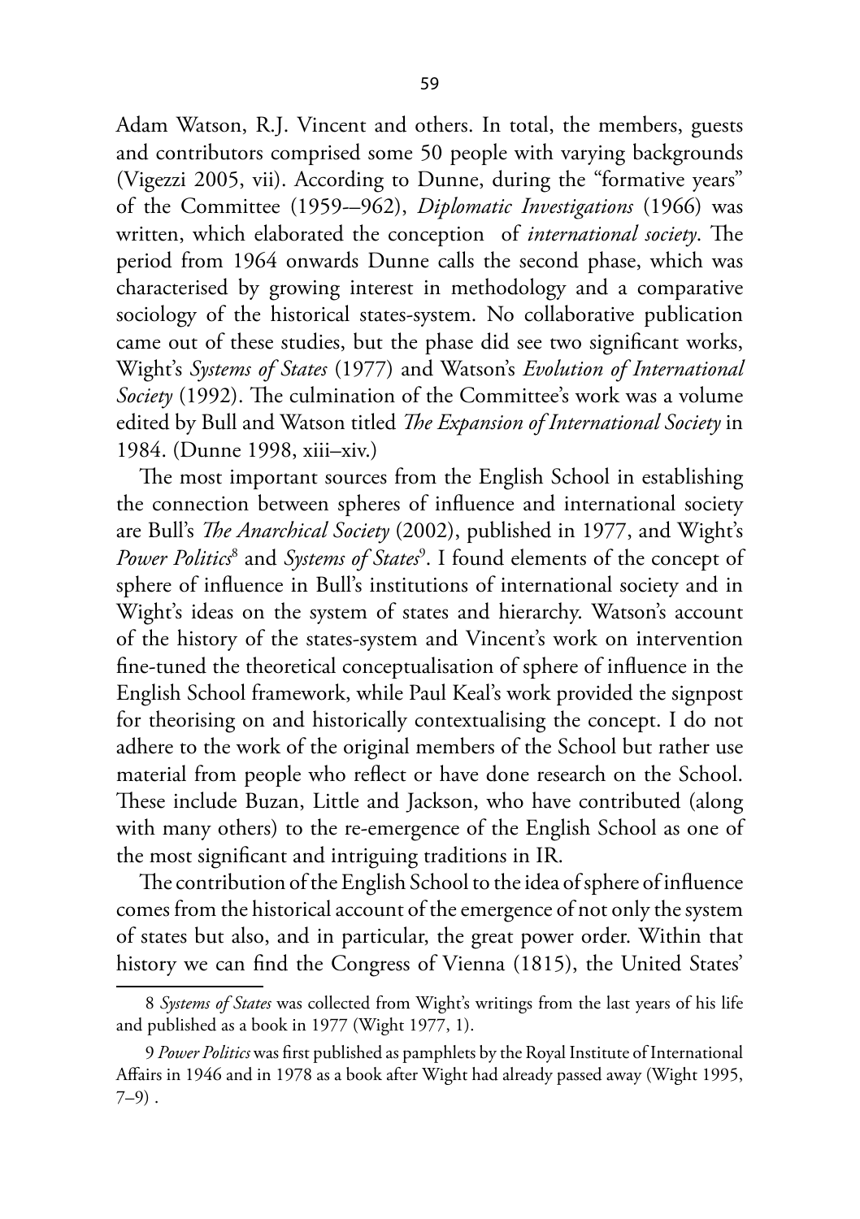Adam Watson, R.J. Vincent and others. In total, the members, guests and contributors comprised some 50 people with varying backgrounds (Vigezzi 2005, vii). According to Dunne, during the "formative years" of the Committee (1959-–962), *Diplomatic Investigations* (1966) was written, which elaborated the conception of *international society*. The period from 1964 onwards Dunne calls the second phase, which was characterised by growing interest in methodology and a comparative sociology of the historical states-system. No collaborative publication came out of these studies, but the phase did see two significant works, Wight's *Systems of States* (1977) and Watson's *Evolution of International Society* (1992). The culmination of the Committee's work was a volume edited by Bull and Watson titled *The Expansion of International Society* in 1984. (Dunne 1998, xiii–xiv.)

The most important sources from the English School in establishing the connection between spheres of influence and international society are Bull's *The Anarchical Society* (2002), published in 1977, and Wight's *Power Politics*[8] and *Systems of States*[9]. I found elements of the concept of sphere of influence in Bull's institutions of international society and in Wight's ideas on the system of states and hierarchy. Watson's account of the history of the states-system and Vincent's work on intervention fine-tuned the theoretical conceptualisation of sphere of influence in the English School framework, while Paul Keal's work provided the signpost for theorising on and historically contextualising the concept. I do not adhere to the work of the original members of the School but rather use material from people who reflect or have done research on the School. These include Buzan, Little and Jackson, who have contributed (along with many others) to the re-emergence of the English School as one of the most significant and intriguing traditions in IR.

The contribution of the English School to the idea of sphere of influence comes from the historical account of the emergence of not only the system of states but also, and in particular, the great power order. Within that history we can find the Congress of Vienna (1815), the United States'

8 *Systems of States* was collected from Wight's writings from the last years of his life and published as a book in 1977 (Wight 1977, 1).

9 *Power Politics* was first published as pamphlets by the Royal Institute of International Affairs in 1946 and in 1978 as a book after Wight had already passed away (Wight 1995, 7–9) .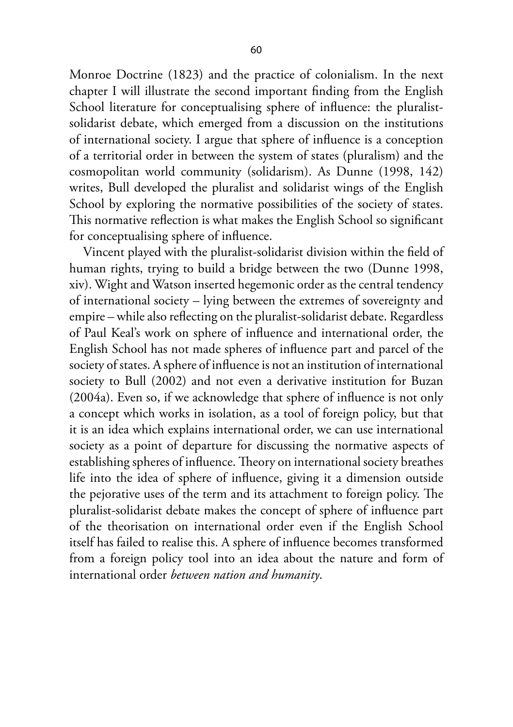Monroe Doctrine (1823) and the practice of colonialism. In the next chapter I will illustrate the second important finding from the English School literature for conceptualising sphere of influence: the pluralist-solidarist debate, which emerged from a discussion on the institutions of international society. I argue that sphere of influence is a conception of a territorial order in between the system of states (pluralism) and the cosmopolitan world community (solidarism). As Dunne (1998, 142) writes, Bull developed the pluralist and solidarist wings of the English School by exploring the normative possibilities of the society of states. This normative reflection is what makes the English School so significant for conceptualising sphere of influence.

Vincent played with the pluralist-solidarist division within the field of human rights, trying to build a bridge between the two (Dunne 1998, xiv). Wight and Watson inserted hegemonic order as the central tendency of international society – lying between the extremes of sovereignty and empire – while also reflecting on the pluralist-solidarist debate. Regardless of Paul Keal's work on sphere of influence and international order, the English School has not made spheres of influence part and parcel of the society of states. A sphere of influence is not an institution of international society to Bull (2002) and not even a derivative institution for Buzan (2004a). Even so, if we acknowledge that sphere of influence is not only a concept which works in isolation, as a tool of foreign policy, but that it is an idea which explains international order, we can use international society as a point of departure for discussing the normative aspects of establishing spheres of influence. Theory on international society breathes life into the idea of sphere of influence, giving it a dimension outside the pejorative uses of the term and its attachment to foreign policy. The pluralist-solidarist debate makes the concept of sphere of influence part of the theorisation on international order even if the English School itself has failed to realise this. A sphere of influence becomes transformed from a foreign policy tool into an idea about the nature and form of international order *between nation and humanity*.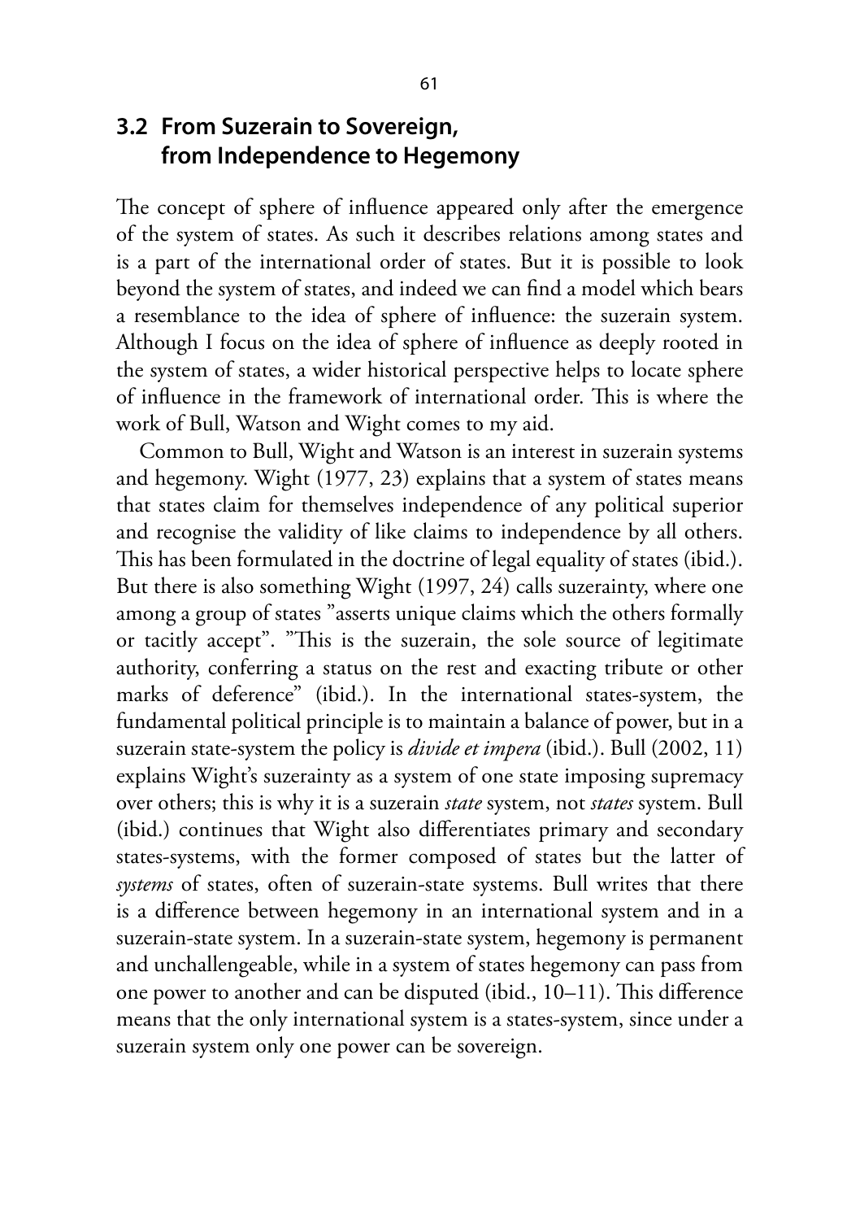## 3.2 From Suzerain to Sovereign, from Independence to Hegemony

The concept of sphere of influence appeared only after the emergence of the system of states. As such it describes relations among states and is a part of the international order of states. But it is possible to look beyond the system of states, and indeed we can find a model which bears a resemblance to the idea of sphere of influence: the suzerain system. Although I focus on the idea of sphere of influence as deeply rooted in the system of states, a wider historical perspective helps to locate sphere of influence in the framework of international order. This is where the work of Bull, Watson and Wight comes to my aid.

Common to Bull, Wight and Watson is an interest in suzerain systems and hegemony. Wight (1977, 23) explains that a system of states means that states claim for themselves independence of any political superior and recognise the validity of like claims to independence by all others. This has been formulated in the doctrine of legal equality of states (ibid.). But there is also something Wight (1997, 24) calls suzerainty, where one among a group of states "asserts unique claims which the others formally or tacitly accept". "This is the suzerain, the sole source of legitimate authority, conferring a status on the rest and exacting tribute or other marks of deference" (ibid.). In the international states-system, the fundamental political principle is to maintain a balance of power, but in a suzerain state-system the policy is *divide et impera* (ibid.). Bull (2002, 11) explains Wight's suzerainty as a system of one state imposing supremacy over others; this is why it is a suzerain *state* system, not *states* system. Bull (ibid.) continues that Wight also differentiates primary and secondary states-systems, with the former composed of states but the latter of *systems* of states, often of suzerain-state systems. Bull writes that there is a difference between hegemony in an international system and in a suzerain-state system. In a suzerain-state system, hegemony is permanent and unchallengeable, while in a system of states hegemony can pass from one power to another and can be disputed (ibid., 10–11). This difference means that the only international system is a states-system, since under a suzerain system only one power can be sovereign.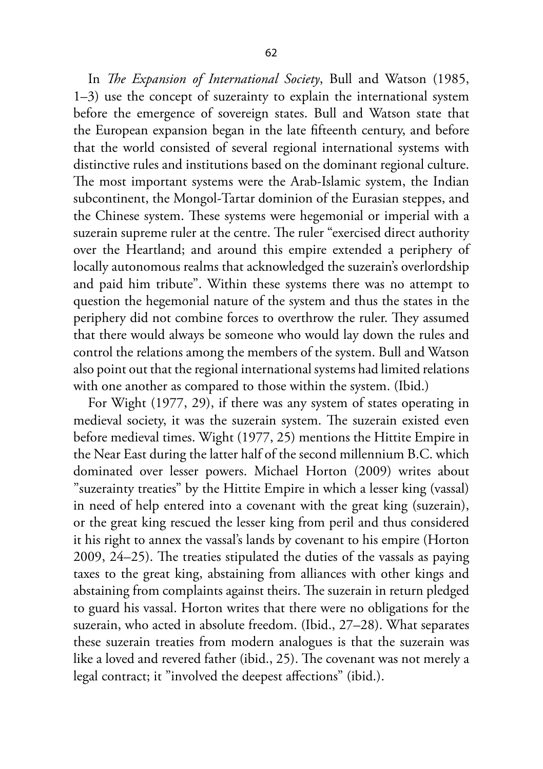In *The Expansion of International Society*, Bull and Watson (1985, 1–3) use the concept of suzerainty to explain the international system before the emergence of sovereign states. Bull and Watson state that the European expansion began in the late fifteenth century, and before that the world consisted of several regional international systems with distinctive rules and institutions based on the dominant regional culture. The most important systems were the Arab-Islamic system, the Indian subcontinent, the Mongol-Tartar dominion of the Eurasian steppes, and the Chinese system. These systems were hegemonial or imperial with a suzerain supreme ruler at the centre. The ruler "exercised direct authority over the Heartland; and around this empire extended a periphery of locally autonomous realms that acknowledged the suzerain's overlordship and paid him tribute". Within these systems there was no attempt to question the hegemonial nature of the system and thus the states in the periphery did not combine forces to overthrow the ruler. They assumed that there would always be someone who would lay down the rules and control the relations among the members of the system. Bull and Watson also point out that the regional international systems had limited relations with one another as compared to those within the system. (Ibid.)

For Wight (1977, 29), if there was any system of states operating in medieval society, it was the suzerain system. The suzerain existed even before medieval times. Wight (1977, 25) mentions the Hittite Empire in the Near East during the latter half of the second millennium B.C. which dominated over lesser powers. Michael Horton (2009) writes about "suzerainty treaties" by the Hittite Empire in which a lesser king (vassal) in need of help entered into a covenant with the great king (suzerain), or the great king rescued the lesser king from peril and thus considered it his right to annex the vassal's lands by covenant to his empire (Horton 2009, 24–25). The treaties stipulated the duties of the vassals as paying taxes to the great king, abstaining from alliances with other kings and abstaining from complaints against theirs. The suzerain in return pledged to guard his vassal. Horton writes that there were no obligations for the suzerain, who acted in absolute freedom. (Ibid., 27–28). What separates these suzerain treaties from modern analogues is that the suzerain was like a loved and revered father (ibid., 25). The covenant was not merely a legal contract; it "involved the deepest affections" (ibid.).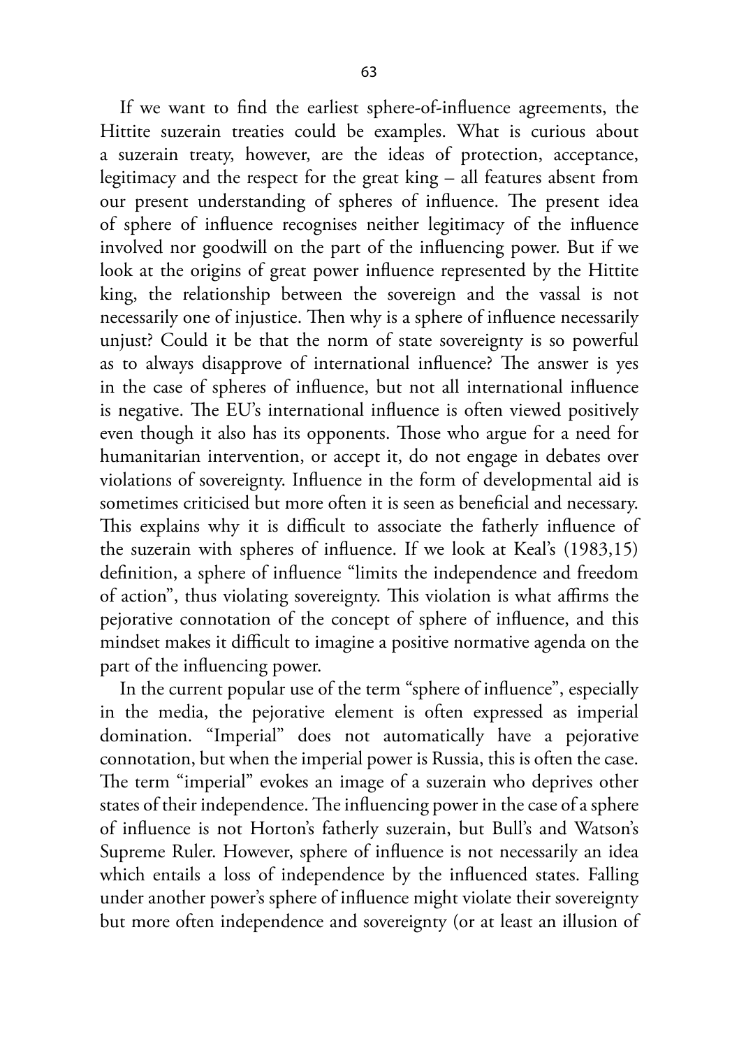If we want to find the earliest sphere-of-influence agreements, the Hittite suzerain treaties could be examples. What is curious about a suzerain treaty, however, are the ideas of protection, acceptance, legitimacy and the respect for the great king – all features absent from our present understanding of spheres of influence. The present idea of sphere of influence recognises neither legitimacy of the influence involved nor goodwill on the part of the influencing power. But if we look at the origins of great power influence represented by the Hittite king, the relationship between the sovereign and the vassal is not necessarily one of injustice. Then why is a sphere of influence necessarily unjust? Could it be that the norm of state sovereignty is so powerful as to always disapprove of international influence? The answer is yes in the case of spheres of influence, but not all international influence is negative. The EU's international influence is often viewed positively even though it also has its opponents. Those who argue for a need for humanitarian intervention, or accept it, do not engage in debates over violations of sovereignty. Influence in the form of developmental aid is sometimes criticised but more often it is seen as beneficial and necessary. This explains why it is difficult to associate the fatherly influence of the suzerain with spheres of influence. If we look at Keal's (1983,15) definition, a sphere of influence "limits the independence and freedom of action", thus violating sovereignty. This violation is what affirms the pejorative connotation of the concept of sphere of influence, and this mindset makes it difficult to imagine a positive normative agenda on the part of the influencing power.

In the current popular use of the term "sphere of influence", especially in the media, the pejorative element is often expressed as imperial domination. "Imperial" does not automatically have a pejorative connotation, but when the imperial power is Russia, this is often the case. The term "imperial" evokes an image of a suzerain who deprives other states of their independence. The influencing power in the case of a sphere of influence is not Horton's fatherly suzerain, but Bull's and Watson's Supreme Ruler. However, sphere of influence is not necessarily an idea which entails a loss of independence by the influenced states. Falling under another power's sphere of influence might violate their sovereignty but more often independence and sovereignty (or at least an illusion of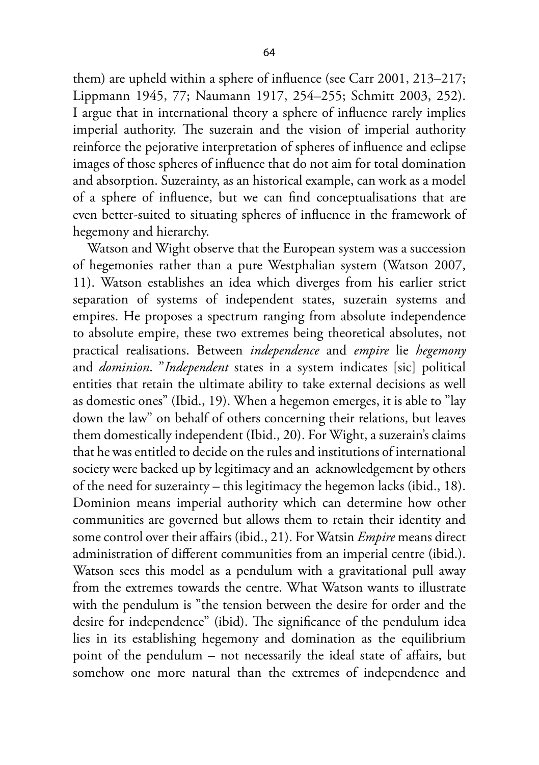them) are upheld within a sphere of influence (see Carr 2001, 213–217; Lippmann 1945, 77; Naumann 1917, 254–255; Schmitt 2003, 252). I argue that in international theory a sphere of influence rarely implies imperial authority. The suzerain and the vision of imperial authority reinforce the pejorative interpretation of spheres of influence and eclipse images of those spheres of influence that do not aim for total domination and absorption. Suzerainty, as an historical example, can work as a model of a sphere of influence, but we can find conceptualisations that are even better-suited to situating spheres of influence in the framework of hegemony and hierarchy.

Watson and Wight observe that the European system was a succession of hegemonies rather than a pure Westphalian system (Watson 2007, 11). Watson establishes an idea which diverges from his earlier strict separation of systems of independent states, suzerain systems and empires. He proposes a spectrum ranging from absolute independence to absolute empire, these two extremes being theoretical absolutes, not practical realisations. Between *independence* and *empire* lie *hegemony* and *dominion*. "*Independent* states in a system indicates [sic] political entities that retain the ultimate ability to take external decisions as well as domestic ones" (Ibid., 19). When a hegemon emerges, it is able to "lay down the law" on behalf of others concerning their relations, but leaves them domestically independent (Ibid., 20). For Wight, a suzerain's claims that he was entitled to decide on the rules and institutions of international society were backed up by legitimacy and an acknowledgement by others of the need for suzerainty – this legitimacy the hegemon lacks (ibid., 18). Dominion means imperial authority which can determine how other communities are governed but allows them to retain their identity and some control over their affairs (ibid., 21). For Watsin *Empire* means direct administration of different communities from an imperial centre (ibid.). Watson sees this model as a pendulum with a gravitational pull away from the extremes towards the centre. What Watson wants to illustrate with the pendulum is "the tension between the desire for order and the desire for independence" (ibid). The significance of the pendulum idea lies in its establishing hegemony and domination as the equilibrium point of the pendulum – not necessarily the ideal state of affairs, but somehow one more natural than the extremes of independence and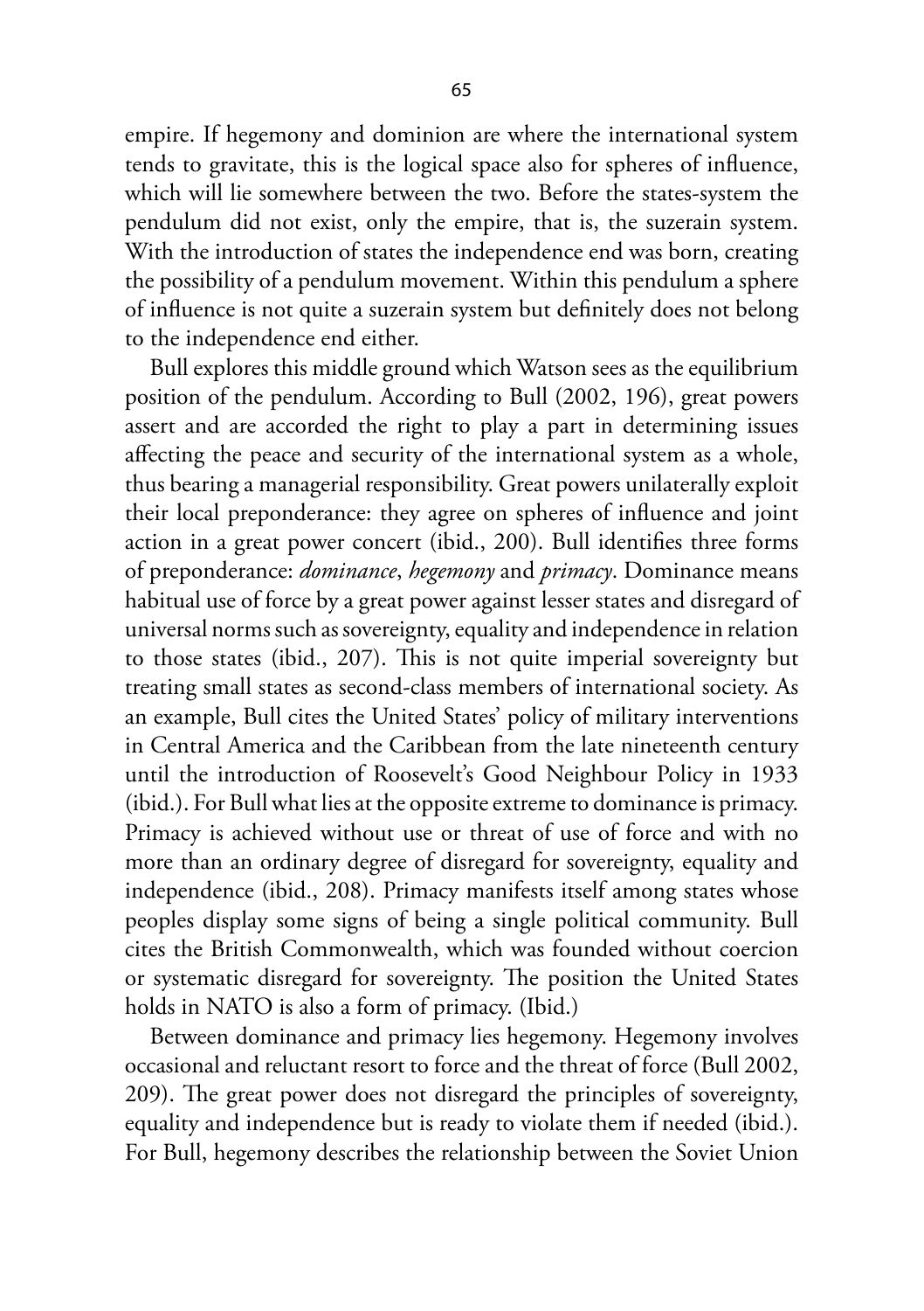empire. If hegemony and dominion are where the international system tends to gravitate, this is the logical space also for spheres of influence, which will lie somewhere between the two. Before the states-system the pendulum did not exist, only the empire, that is, the suzerain system. With the introduction of states the independence end was born, creating the possibility of a pendulum movement. Within this pendulum a sphere of influence is not quite a suzerain system but definitely does not belong to the independence end either.

Bull explores this middle ground which Watson sees as the equilibrium position of the pendulum. According to Bull (2002, 196), great powers assert and are accorded the right to play a part in determining issues affecting the peace and security of the international system as a whole, thus bearing a managerial responsibility. Great powers unilaterally exploit their local preponderance: they agree on spheres of influence and joint action in a great power concert (ibid., 200). Bull identifies three forms of preponderance: *dominance*, *hegemony* and *primacy*. Dominance means habitual use of force by a great power against lesser states and disregard of universal norms such as sovereignty, equality and independence in relation to those states (ibid., 207). This is not quite imperial sovereignty but treating small states as second-class members of international society. As an example, Bull cites the United States' policy of military interventions in Central America and the Caribbean from the late nineteenth century until the introduction of Roosevelt's Good Neighbour Policy in 1933 (ibid.). For Bull what lies at the opposite extreme to dominance is primacy. Primacy is achieved without use or threat of use of force and with no more than an ordinary degree of disregard for sovereignty, equality and independence (ibid., 208). Primacy manifests itself among states whose peoples display some signs of being a single political community. Bull cites the British Commonwealth, which was founded without coercion or systematic disregard for sovereignty. The position the United States holds in NATO is also a form of primacy. (Ibid.)

Between dominance and primacy lies hegemony. Hegemony involves occasional and reluctant resort to force and the threat of force (Bull 2002, 209). The great power does not disregard the principles of sovereignty, equality and independence but is ready to violate them if needed (ibid.). For Bull, hegemony describes the relationship between the Soviet Union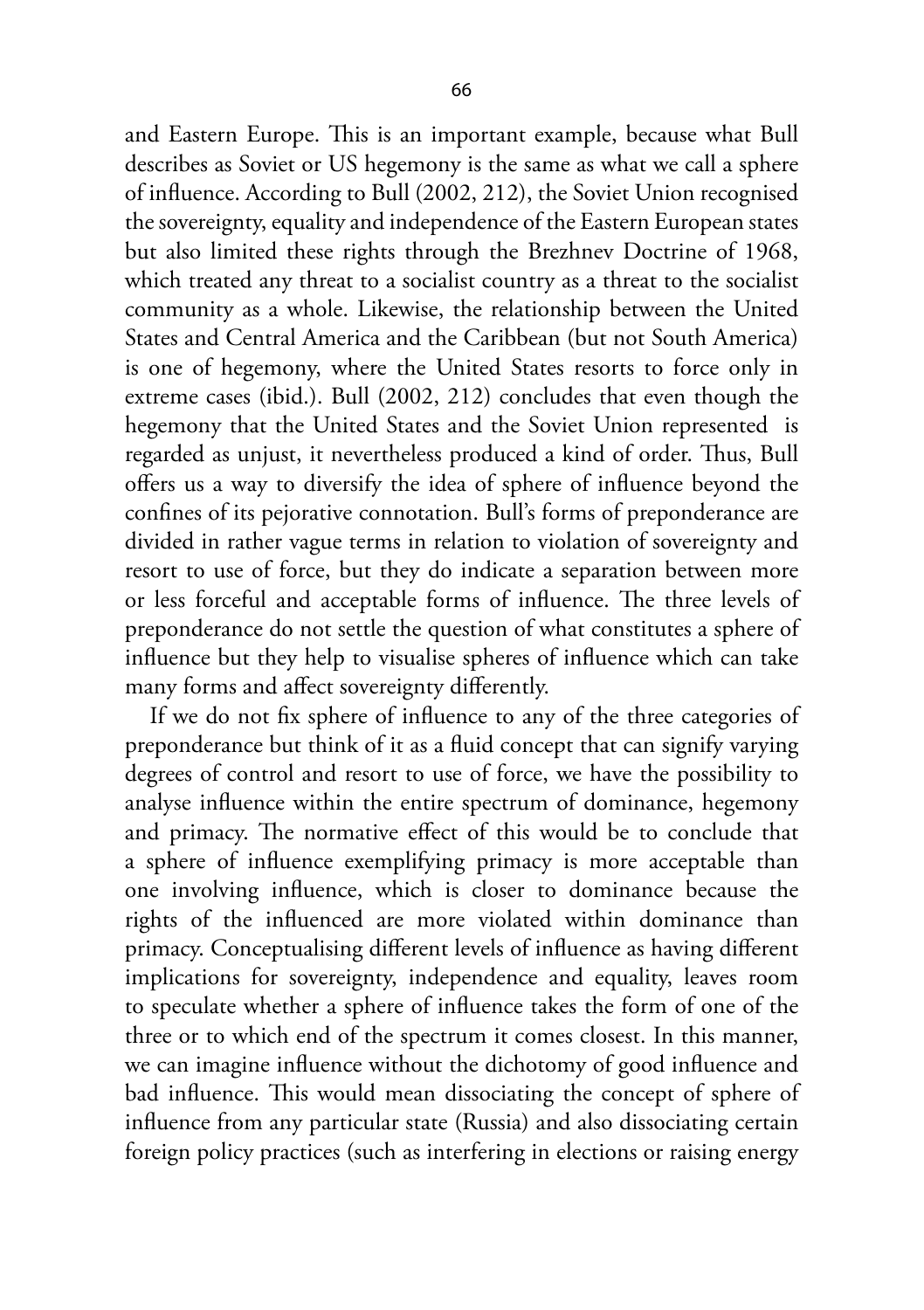and Eastern Europe. This is an important example, because what Bull describes as Soviet or US hegemony is the same as what we call a sphere of influence. According to Bull (2002, 212), the Soviet Union recognised the sovereignty, equality and independence of the Eastern European states but also limited these rights through the Brezhnev Doctrine of 1968, which treated any threat to a socialist country as a threat to the socialist community as a whole. Likewise, the relationship between the United States and Central America and the Caribbean (but not South America) is one of hegemony, where the United States resorts to force only in extreme cases (ibid.). Bull (2002, 212) concludes that even though the hegemony that the United States and the Soviet Union represented is regarded as unjust, it nevertheless produced a kind of order. Thus, Bull offers us a way to diversify the idea of sphere of influence beyond the confines of its pejorative connotation. Bull's forms of preponderance are divided in rather vague terms in relation to violation of sovereignty and resort to use of force, but they do indicate a separation between more or less forceful and acceptable forms of influence. The three levels of preponderance do not settle the question of what constitutes a sphere of influence but they help to visualise spheres of influence which can take many forms and affect sovereignty differently.

If we do not fix sphere of influence to any of the three categories of preponderance but think of it as a fluid concept that can signify varying degrees of control and resort to use of force, we have the possibility to analyse influence within the entire spectrum of dominance, hegemony and primacy. The normative effect of this would be to conclude that a sphere of influence exemplifying primacy is more acceptable than one involving influence, which is closer to dominance because the rights of the influenced are more violated within dominance than primacy. Conceptualising different levels of influence as having different implications for sovereignty, independence and equality, leaves room to speculate whether a sphere of influence takes the form of one of the three or to which end of the spectrum it comes closest. In this manner, we can imagine influence without the dichotomy of good influence and bad influence. This would mean dissociating the concept of sphere of influence from any particular state (Russia) and also dissociating certain foreign policy practices (such as interfering in elections or raising energy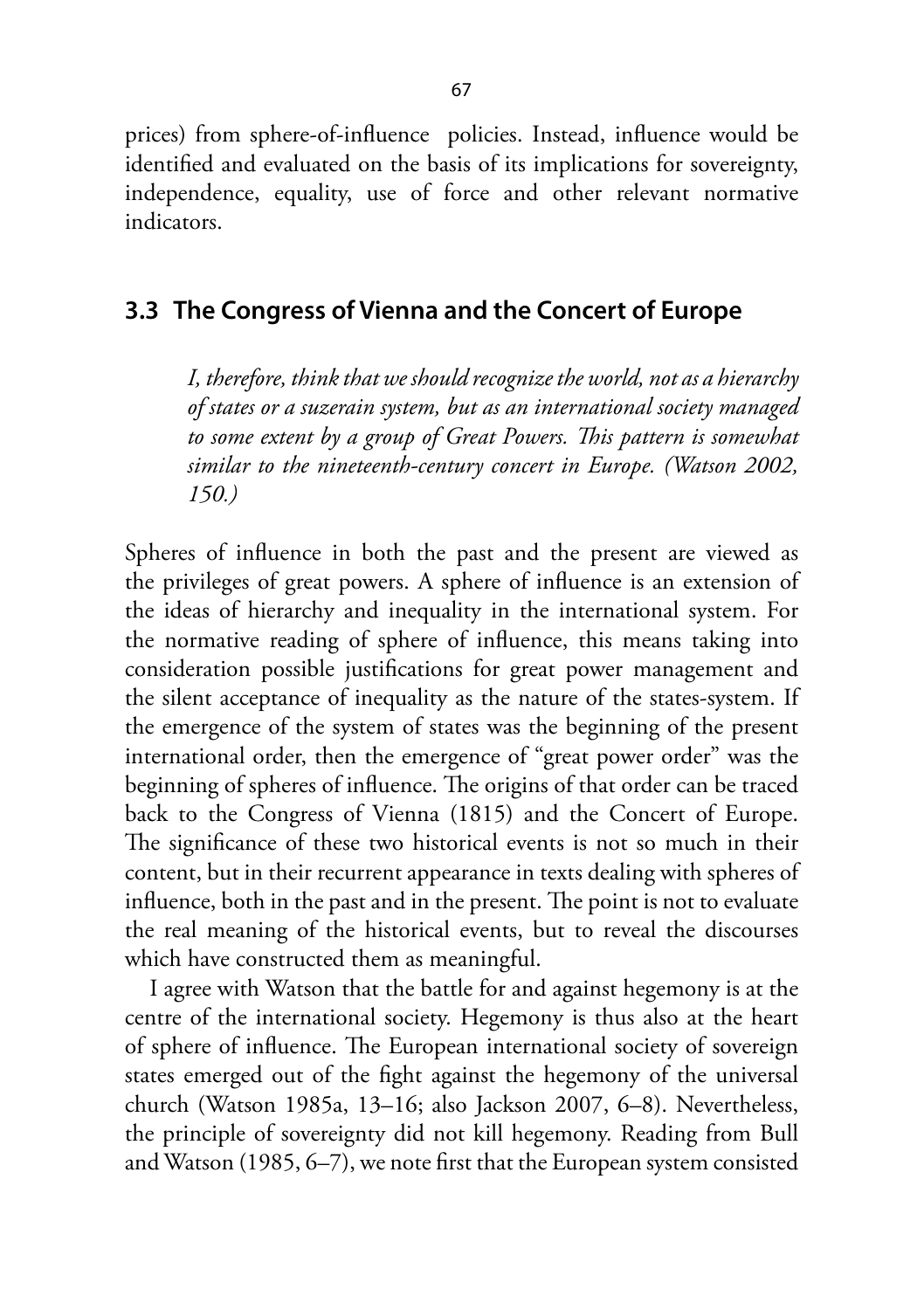prices) from sphere-of-influence policies. Instead, influence would be identified and evaluated on the basis of its implications for sovereignty, independence, equality, use of force and other relevant normative indicators.

## 3.3 The Congress of Vienna and the Concert of Europe

> *I, therefore, think that we should recognize the world, not as a hierarchy of states or a suzerain system, but as an international society managed to some extent by a group of Great Powers. This pattern is somewhat similar to the nineteenth-century concert in Europe. (Watson 2002, 150.)*

Spheres of influence in both the past and the present are viewed as the privileges of great powers. A sphere of influence is an extension of the ideas of hierarchy and inequality in the international system. For the normative reading of sphere of influence, this means taking into consideration possible justifications for great power management and the silent acceptance of inequality as the nature of the states-system. If the emergence of the system of states was the beginning of the present international order, then the emergence of "great power order" was the beginning of spheres of influence. The origins of that order can be traced back to the Congress of Vienna (1815) and the Concert of Europe. The significance of these two historical events is not so much in their content, but in their recurrent appearance in texts dealing with spheres of influence, both in the past and in the present. The point is not to evaluate the real meaning of the historical events, but to reveal the discourses which have constructed them as meaningful.

I agree with Watson that the battle for and against hegemony is at the centre of the international society. Hegemony is thus also at the heart of sphere of influence. The European international society of sovereign states emerged out of the fight against the hegemony of the universal church (Watson 1985a, 13–16; also Jackson 2007, 6–8). Nevertheless, the principle of sovereignty did not kill hegemony. Reading from Bull and Watson (1985, 6–7), we note first that the European system consisted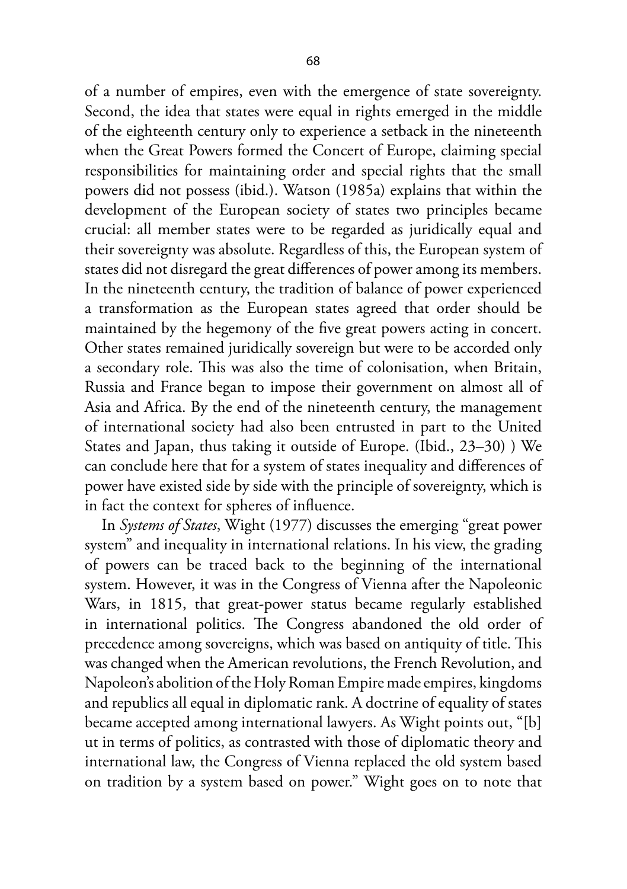of a number of empires, even with the emergence of state sovereignty. Second, the idea that states were equal in rights emerged in the middle of the eighteenth century only to experience a setback in the nineteenth when the Great Powers formed the Concert of Europe, claiming special responsibilities for maintaining order and special rights that the small powers did not possess (ibid.). Watson (1985a) explains that within the development of the European society of states two principles became crucial: all member states were to be regarded as juridically equal and their sovereignty was absolute. Regardless of this, the European system of states did not disregard the great differences of power among its members. In the nineteenth century, the tradition of balance of power experienced a transformation as the European states agreed that order should be maintained by the hegemony of the five great powers acting in concert. Other states remained juridically sovereign but were to be accorded only a secondary role. This was also the time of colonisation, when Britain, Russia and France began to impose their government on almost all of Asia and Africa. By the end of the nineteenth century, the management of international society had also been entrusted in part to the United States and Japan, thus taking it outside of Europe. (Ibid., 23–30) ) We can conclude here that for a system of states inequality and differences of power have existed side by side with the principle of sovereignty, which is in fact the context for spheres of influence.

In *Systems of States*, Wight (1977) discusses the emerging "great power system" and inequality in international relations. In his view, the grading of powers can be traced back to the beginning of the international system. However, it was in the Congress of Vienna after the Napoleonic Wars, in 1815, that great-power status became regularly established in international politics. The Congress abandoned the old order of precedence among sovereigns, which was based on antiquity of title. This was changed when the American revolutions, the French Revolution, and Napoleon's abolition of the Holy Roman Empire made empires, kingdoms and republics all equal in diplomatic rank. A doctrine of equality of states became accepted among international lawyers. As Wight points out, "[b]ut in terms of politics, as contrasted with those of diplomatic theory and international law, the Congress of Vienna replaced the old system based on tradition by a system based on power." Wight goes on to note that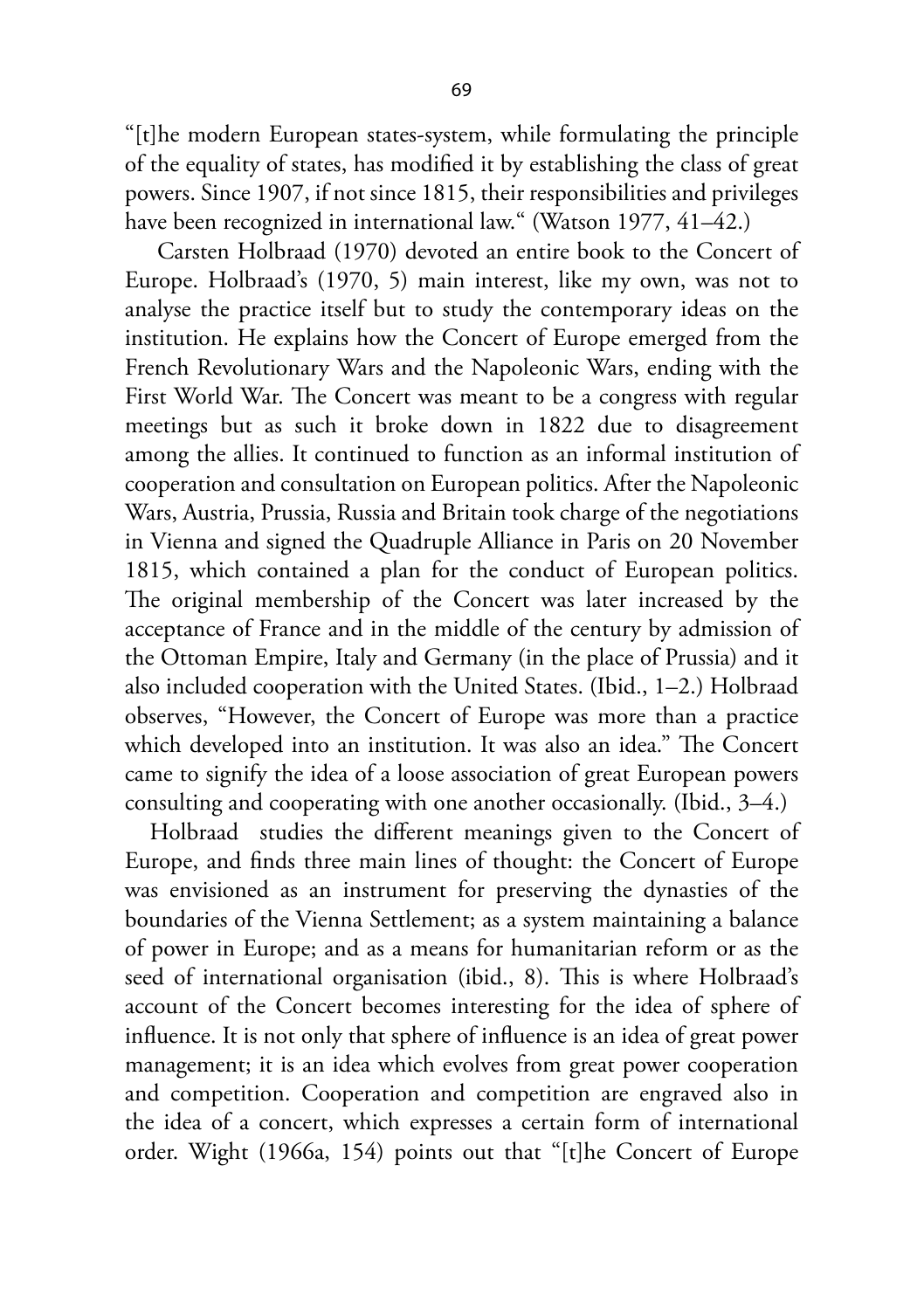"[t]he modern European states-system, while formulating the principle of the equality of states, has modified it by establishing the class of great powers. Since 1907, if not since 1815, their responsibilities and privileges have been recognized in international law." (Watson 1977, 41–42.)

Carsten Holbraad (1970) devoted an entire book to the Concert of Europe. Holbraad's (1970, 5) main interest, like my own, was not to analyse the practice itself but to study the contemporary ideas on the institution. He explains how the Concert of Europe emerged from the French Revolutionary Wars and the Napoleonic Wars, ending with the First World War. The Concert was meant to be a congress with regular meetings but as such it broke down in 1822 due to disagreement among the allies. It continued to function as an informal institution of cooperation and consultation on European politics. After the Napoleonic Wars, Austria, Prussia, Russia and Britain took charge of the negotiations in Vienna and signed the Quadruple Alliance in Paris on 20 November 1815, which contained a plan for the conduct of European politics. The original membership of the Concert was later increased by the acceptance of France and in the middle of the century by admission of the Ottoman Empire, Italy and Germany (in the place of Prussia) and it also included cooperation with the United States. (Ibid., 1–2.) Holbraad observes, "However, the Concert of Europe was more than a practice which developed into an institution. It was also an idea." The Concert came to signify the idea of a loose association of great European powers consulting and cooperating with one another occasionally. (Ibid., 3–4.)

Holbraad studies the different meanings given to the Concert of Europe, and finds three main lines of thought: the Concert of Europe was envisioned as an instrument for preserving the dynasties of the boundaries of the Vienna Settlement; as a system maintaining a balance of power in Europe; and as a means for humanitarian reform or as the seed of international organisation (ibid., 8). This is where Holbraad's account of the Concert becomes interesting for the idea of sphere of influence. It is not only that sphere of influence is an idea of great power management; it is an idea which evolves from great power cooperation and competition. Cooperation and competition are engraved also in the idea of a concert, which expresses a certain form of international order. Wight (1966a, 154) points out that "[t]he Concert of Europe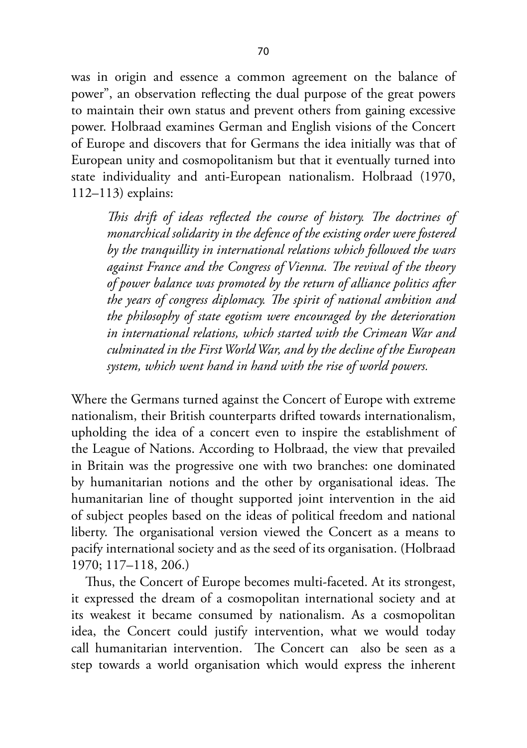was in origin and essence a common agreement on the balance of power", an observation reflecting the dual purpose of the great powers to maintain their own status and prevent others from gaining excessive power. Holbraad examines German and English visions of the Concert of Europe and discovers that for Germans the idea initially was that of European unity and cosmopolitanism but that it eventually turned into state individuality and anti-European nationalism. Holbraad (1970, 112–113) explains:

> *This drift of ideas reflected the course of history. The doctrines of monarchical solidarity in the defence of the existing order were fostered by the tranquillity in international relations which followed the wars against France and the Congress of Vienna. The revival of the theory of power balance was promoted by the return of alliance politics after the years of congress diplomacy. The spirit of national ambition and the philosophy of state egotism were encouraged by the deterioration in international relations, which started with the Crimean War and culminated in the First World War, and by the decline of the European system, which went hand in hand with the rise of world powers.*

Where the Germans turned against the Concert of Europe with extreme nationalism, their British counterparts drifted towards internationalism, upholding the idea of a concert even to inspire the establishment of the League of Nations. According to Holbraad, the view that prevailed in Britain was the progressive one with two branches: one dominated by humanitarian notions and the other by organisational ideas. The humanitarian line of thought supported joint intervention in the aid of subject peoples based on the ideas of political freedom and national liberty. The organisational version viewed the Concert as a means to pacify international society and as the seed of its organisation. (Holbraad 1970; 117–118, 206.)

Thus, the Concert of Europe becomes multi-faceted. At its strongest, it expressed the dream of a cosmopolitan international society and at its weakest it became consumed by nationalism. As a cosmopolitan idea, the Concert could justify intervention, what we would today call humanitarian intervention. The Concert can also be seen as a step towards a world organisation which would express the inherent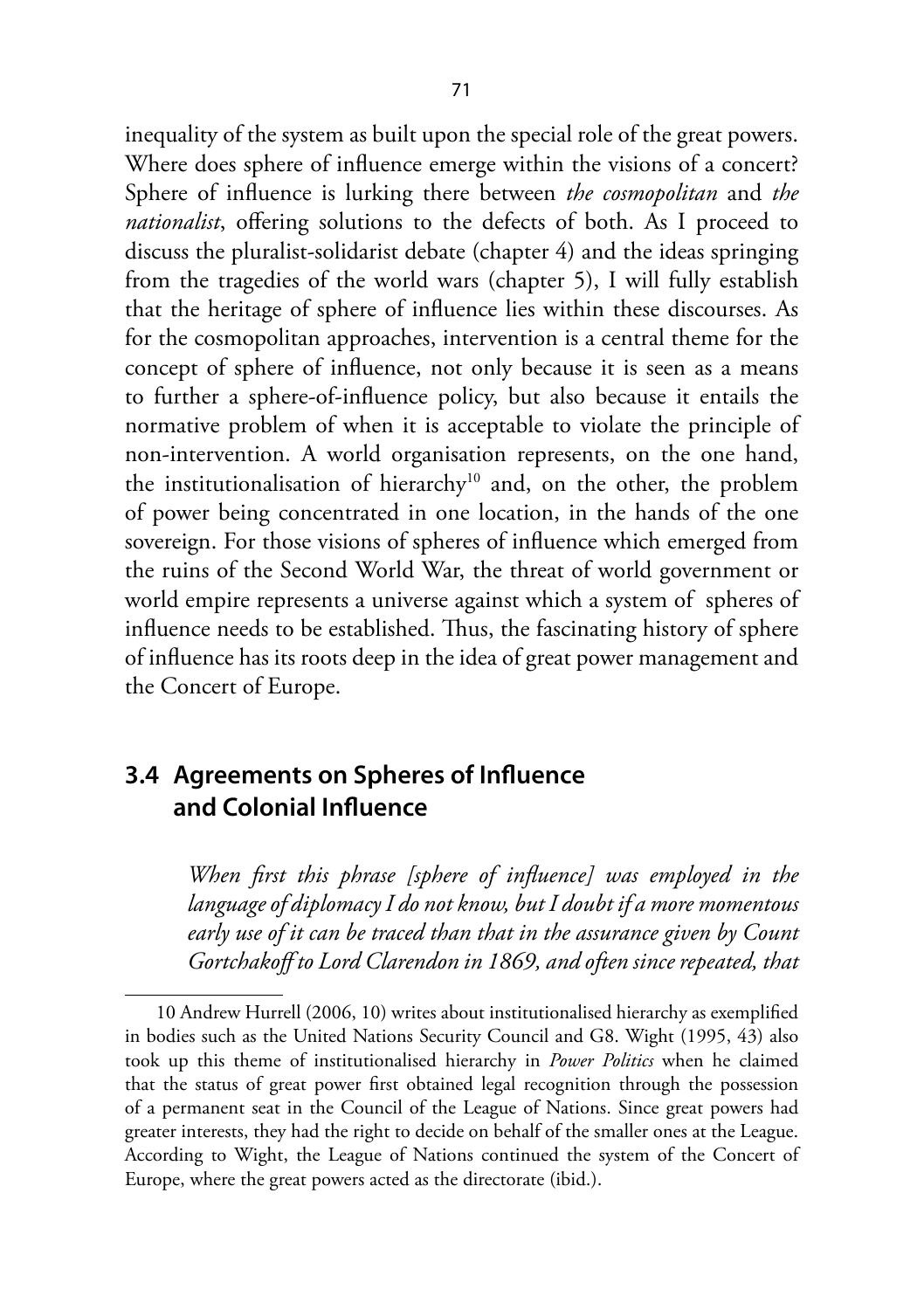inequality of the system as built upon the special role of the great powers. Where does sphere of influence emerge within the visions of a concert? Sphere of influence is lurking there between *the cosmopolitan* and *the nationalist*, offering solutions to the defects of both. As I proceed to discuss the pluralist-solidarist debate (chapter 4) and the ideas springing from the tragedies of the world wars (chapter 5), I will fully establish that the heritage of sphere of influence lies within these discourses. As for the cosmopolitan approaches, intervention is a central theme for the concept of sphere of influence, not only because it is seen as a means to further a sphere-of-influence policy, but also because it entails the normative problem of when it is acceptable to violate the principle of non-intervention. A world organisation represents, on the one hand, the institutionalisation of hierarchy[10] and, on the other, the problem of power being concentrated in one location, in the hands of the one sovereign. For those visions of spheres of influence which emerged from the ruins of the Second World War, the threat of world government or world empire represents a universe against which a system of spheres of influence needs to be established. Thus, the fascinating history of sphere of influence has its roots deep in the idea of great power management and the Concert of Europe.

## 3.4 Agreements on Spheres of Influence and Colonial Influence

> *When first this phrase [sphere of influence] was employed in the language of diplomacy I do not know, but I doubt if a more momentous early use of it can be traced than that in the assurance given by Count Gortchakoff to Lord Clarendon in 1869, and often since repeated, that*

---

10 Andrew Hurrell (2006, 10) writes about institutionalised hierarchy as exemplified in bodies such as the United Nations Security Council and G8. Wight (1995, 43) also took up this theme of institutionalised hierarchy in *Power Politics* when he claimed that the status of great power first obtained legal recognition through the possession of a permanent seat in the Council of the League of Nations. Since great powers had greater interests, they had the right to decide on behalf of the smaller ones at the League. According to Wight, the League of Nations continued the system of the Concert of Europe, where the great powers acted as the directorate (ibid.).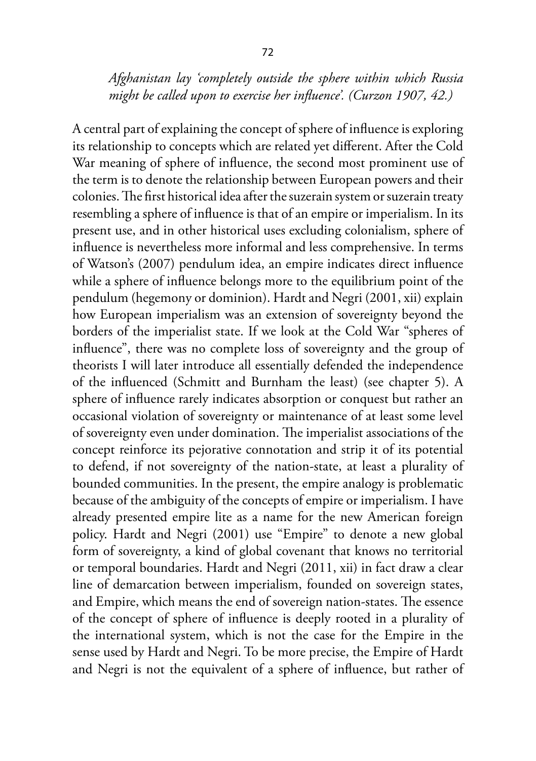*Afghanistan lay 'completely outside the sphere within which Russia might be called upon to exercise her influence'. (Curzon 1907, 42.)*

A central part of explaining the concept of sphere of influence is exploring its relationship to concepts which are related yet different. After the Cold War meaning of sphere of influence, the second most prominent use of the term is to denote the relationship between European powers and their colonies. The first historical idea after the suzerain system or suzerain treaty resembling a sphere of influence is that of an empire or imperialism. In its present use, and in other historical uses excluding colonialism, sphere of influence is nevertheless more informal and less comprehensive. In terms of Watson's (2007) pendulum idea, an empire indicates direct influence while a sphere of influence belongs more to the equilibrium point of the pendulum (hegemony or dominion). Hardt and Negri (2001, xii) explain how European imperialism was an extension of sovereignty beyond the borders of the imperialist state. If we look at the Cold War "spheres of influence", there was no complete loss of sovereignty and the group of theorists I will later introduce all essentially defended the independence of the influenced (Schmitt and Burnham the least) (see chapter 5). A sphere of influence rarely indicates absorption or conquest but rather an occasional violation of sovereignty or maintenance of at least some level of sovereignty even under domination. The imperialist associations of the concept reinforce its pejorative connotation and strip it of its potential to defend, if not sovereignty of the nation-state, at least a plurality of bounded communities. In the present, the empire analogy is problematic because of the ambiguity of the concepts of empire or imperialism. I have already presented empire lite as a name for the new American foreign policy. Hardt and Negri (2001) use "Empire" to denote a new global form of sovereignty, a kind of global covenant that knows no territorial or temporal boundaries. Hardt and Negri (2011, xii) in fact draw a clear line of demarcation between imperialism, founded on sovereign states, and Empire, which means the end of sovereign nation-states. The essence of the concept of sphere of influence is deeply rooted in a plurality of the international system, which is not the case for the Empire in the sense used by Hardt and Negri. To be more precise, the Empire of Hardt and Negri is not the equivalent of a sphere of influence, but rather of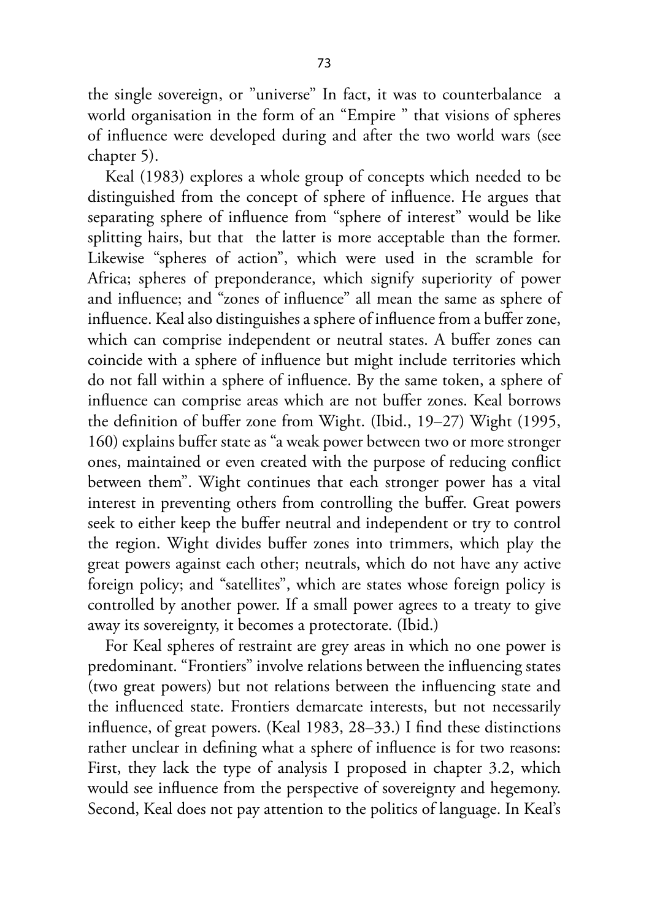the single sovereign, or "universe" In fact, it was to counterbalance a world organisation in the form of an "Empire " that visions of spheres of influence were developed during and after the two world wars (see chapter 5).

Keal (1983) explores a whole group of concepts which needed to be distinguished from the concept of sphere of influence. He argues that separating sphere of influence from "sphere of interest" would be like splitting hairs, but that the latter is more acceptable than the former. Likewise "spheres of action", which were used in the scramble for Africa; spheres of preponderance, which signify superiority of power and influence; and "zones of influence" all mean the same as sphere of influence. Keal also distinguishes a sphere of influence from a buffer zone, which can comprise independent or neutral states. A buffer zones can coincide with a sphere of influence but might include territories which do not fall within a sphere of influence. By the same token, a sphere of influence can comprise areas which are not buffer zones. Keal borrows the definition of buffer zone from Wight. (Ibid., 19–27) Wight (1995, 160) explains buffer state as "a weak power between two or more stronger ones, maintained or even created with the purpose of reducing conflict between them". Wight continues that each stronger power has a vital interest in preventing others from controlling the buffer. Great powers seek to either keep the buffer neutral and independent or try to control the region. Wight divides buffer zones into trimmers, which play the great powers against each other; neutrals, which do not have any active foreign policy; and "satellites", which are states whose foreign policy is controlled by another power. If a small power agrees to a treaty to give away its sovereignty, it becomes a protectorate. (Ibid.)

For Keal spheres of restraint are grey areas in which no one power is predominant. "Frontiers" involve relations between the influencing states (two great powers) but not relations between the influencing state and the influenced state. Frontiers demarcate interests, but not necessarily influence, of great powers. (Keal 1983, 28–33.) I find these distinctions rather unclear in defining what a sphere of influence is for two reasons: First, they lack the type of analysis I proposed in chapter 3.2, which would see influence from the perspective of sovereignty and hegemony. Second, Keal does not pay attention to the politics of language. In Keal's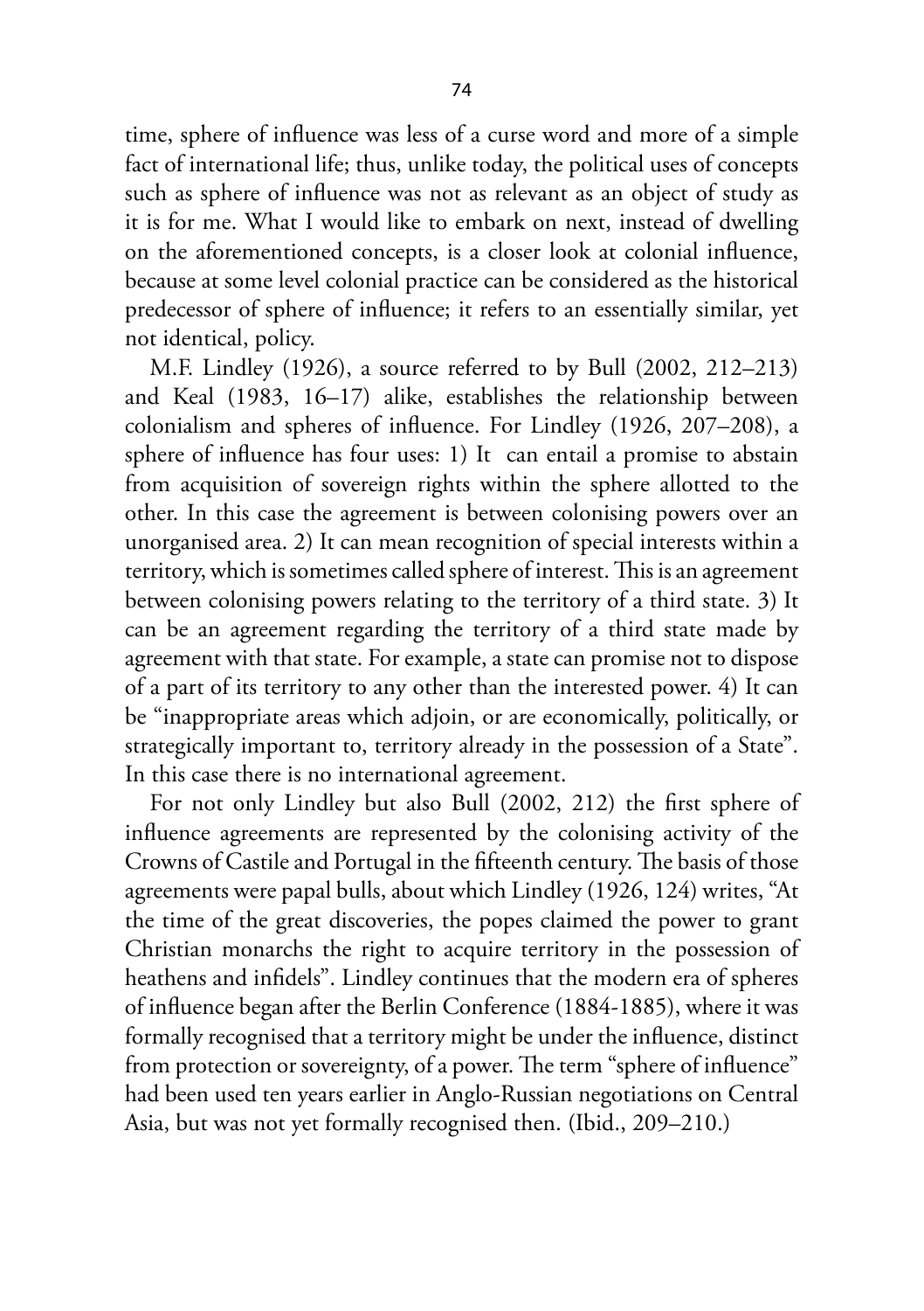time, sphere of influence was less of a curse word and more of a simple fact of international life; thus, unlike today, the political uses of concepts such as sphere of influence was not as relevant as an object of study as it is for me. What I would like to embark on next, instead of dwelling on the aforementioned concepts, is a closer look at colonial influence, because at some level colonial practice can be considered as the historical predecessor of sphere of influence; it refers to an essentially similar, yet not identical, policy.

M.F. Lindley (1926), a source referred to by Bull (2002, 212–213) and Keal (1983, 16–17) alike, establishes the relationship between colonialism and spheres of influence. For Lindley (1926, 207–208), a sphere of influence has four uses: 1) It can entail a promise to abstain from acquisition of sovereign rights within the sphere allotted to the other. In this case the agreement is between colonising powers over an unorganised area. 2) It can mean recognition of special interests within a territory, which is sometimes called sphere of interest. This is an agreement between colonising powers relating to the territory of a third state. 3) It can be an agreement regarding the territory of a third state made by agreement with that state. For example, a state can promise not to dispose of a part of its territory to any other than the interested power. 4) It can be "inappropriate areas which adjoin, or are economically, politically, or strategically important to, territory already in the possession of a State". In this case there is no international agreement.

For not only Lindley but also Bull (2002, 212) the first sphere of influence agreements are represented by the colonising activity of the Crowns of Castile and Portugal in the fifteenth century. The basis of those agreements were papal bulls, about which Lindley (1926, 124) writes, "At the time of the great discoveries, the popes claimed the power to grant Christian monarchs the right to acquire territory in the possession of heathens and infidels". Lindley continues that the modern era of spheres of influence began after the Berlin Conference (1884-1885), where it was formally recognised that a territory might be under the influence, distinct from protection or sovereignty, of a power. The term "sphere of influence" had been used ten years earlier in Anglo-Russian negotiations on Central Asia, but was not yet formally recognised then. (Ibid., 209–210.)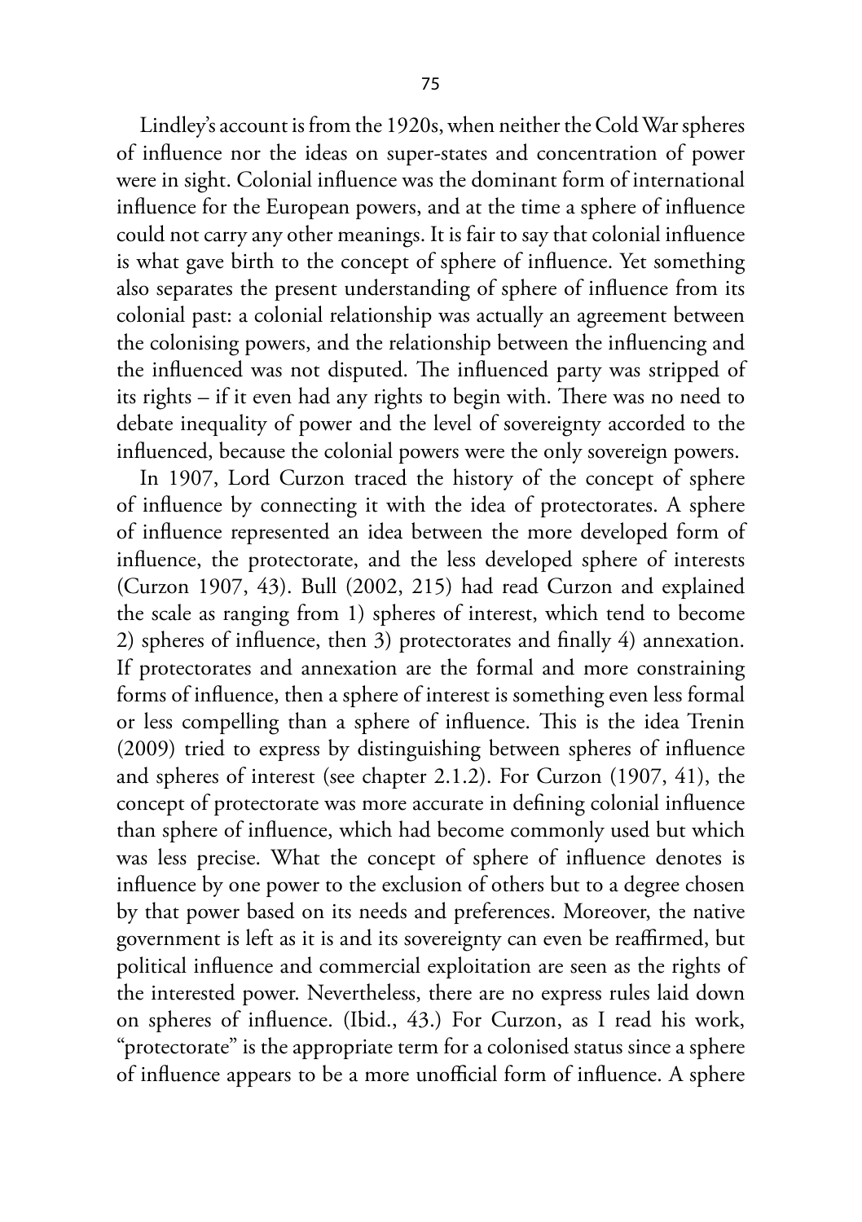Lindley's account is from the 1920s, when neither the Cold War spheres of influence nor the ideas on super-states and concentration of power were in sight. Colonial influence was the dominant form of international influence for the European powers, and at the time a sphere of influence could not carry any other meanings. It is fair to say that colonial influence is what gave birth to the concept of sphere of influence. Yet something also separates the present understanding of sphere of influence from its colonial past: a colonial relationship was actually an agreement between the colonising powers, and the relationship between the influencing and the influenced was not disputed. The influenced party was stripped of its rights – if it even had any rights to begin with. There was no need to debate inequality of power and the level of sovereignty accorded to the influenced, because the colonial powers were the only sovereign powers.

In 1907, Lord Curzon traced the history of the concept of sphere of influence by connecting it with the idea of protectorates. A sphere of influence represented an idea between the more developed form of influence, the protectorate, and the less developed sphere of interests (Curzon 1907, 43). Bull (2002, 215) had read Curzon and explained the scale as ranging from 1) spheres of interest, which tend to become 2) spheres of influence, then 3) protectorates and finally 4) annexation. If protectorates and annexation are the formal and more constraining forms of influence, then a sphere of interest is something even less formal or less compelling than a sphere of influence. This is the idea Trenin (2009) tried to express by distinguishing between spheres of influence and spheres of interest (see chapter 2.1.2). For Curzon (1907, 41), the concept of protectorate was more accurate in defining colonial influence than sphere of influence, which had become commonly used but which was less precise. What the concept of sphere of influence denotes is influence by one power to the exclusion of others but to a degree chosen by that power based on its needs and preferences. Moreover, the native government is left as it is and its sovereignty can even be reaffirmed, but political influence and commercial exploitation are seen as the rights of the interested power. Nevertheless, there are no express rules laid down on spheres of influence. (Ibid., 43.) For Curzon, as I read his work, "protectorate" is the appropriate term for a colonised status since a sphere of influence appears to be a more unofficial form of influence. A sphere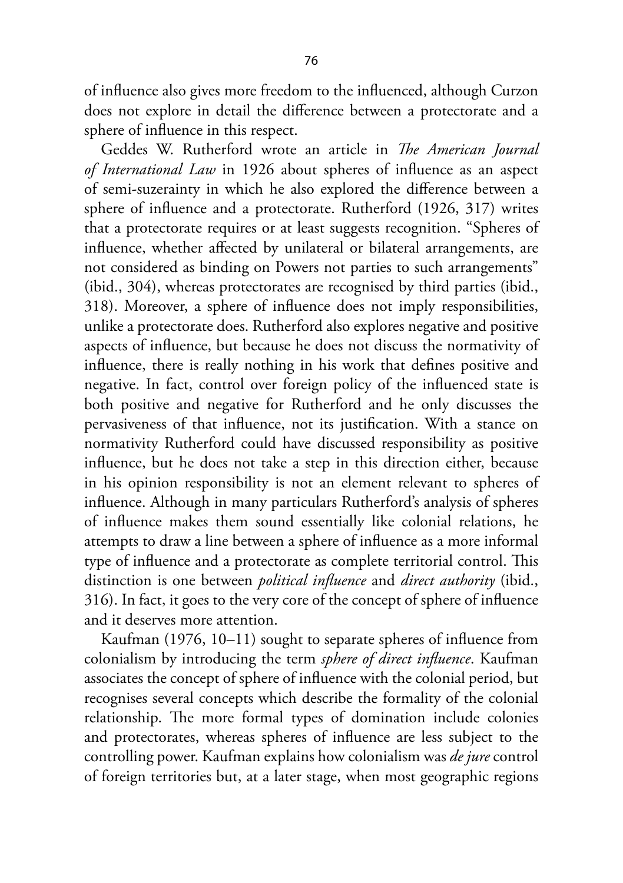of influence also gives more freedom to the influenced, although Curzon does not explore in detail the difference between a protectorate and a sphere of influence in this respect.

Geddes W. Rutherford wrote an article in *The American Journal of International Law* in 1926 about spheres of influence as an aspect of semi-suzerainty in which he also explored the difference between a sphere of influence and a protectorate. Rutherford (1926, 317) writes that a protectorate requires or at least suggests recognition. "Spheres of influence, whether affected by unilateral or bilateral arrangements, are not considered as binding on Powers not parties to such arrangements" (ibid., 304), whereas protectorates are recognised by third parties (ibid., 318). Moreover, a sphere of influence does not imply responsibilities, unlike a protectorate does. Rutherford also explores negative and positive aspects of influence, but because he does not discuss the normativity of influence, there is really nothing in his work that defines positive and negative. In fact, control over foreign policy of the influenced state is both positive and negative for Rutherford and he only discusses the pervasiveness of that influence, not its justification. With a stance on normativity Rutherford could have discussed responsibility as positive influence, but he does not take a step in this direction either, because in his opinion responsibility is not an element relevant to spheres of influence. Although in many particulars Rutherford's analysis of spheres of influence makes them sound essentially like colonial relations, he attempts to draw a line between a sphere of influence as a more informal type of influence and a protectorate as complete territorial control. This distinction is one between *political influence* and *direct authority* (ibid., 316). In fact, it goes to the very core of the concept of sphere of influence and it deserves more attention.

Kaufman (1976, 10–11) sought to separate spheres of influence from colonialism by introducing the term *sphere of direct influence*. Kaufman associates the concept of sphere of influence with the colonial period, but recognises several concepts which describe the formality of the colonial relationship. The more formal types of domination include colonies and protectorates, whereas spheres of influence are less subject to the controlling power. Kaufman explains how colonialism was *de jure* control of foreign territories but, at a later stage, when most geographic regions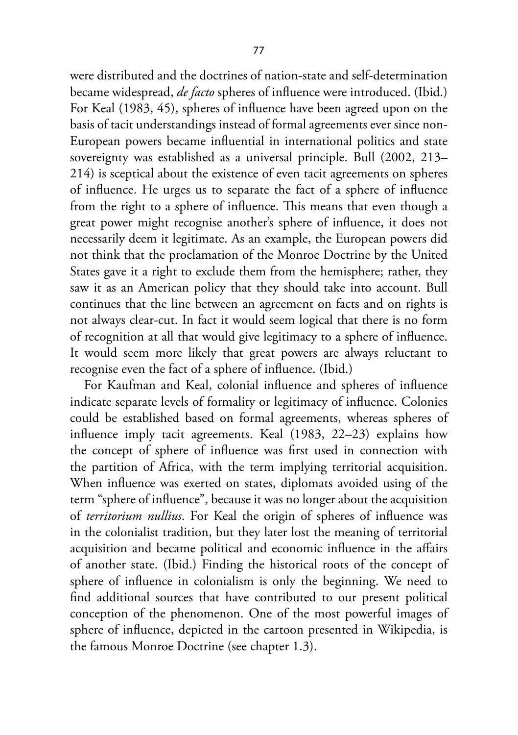were distributed and the doctrines of nation-state and self-determination became widespread, *de facto* spheres of influence were introduced. (Ibid.) For Keal (1983, 45), spheres of influence have been agreed upon on the basis of tacit understandings instead of formal agreements ever since non-European powers became influential in international politics and state sovereignty was established as a universal principle. Bull (2002, 213–214) is sceptical about the existence of even tacit agreements on spheres of influence. He urges us to separate the fact of a sphere of influence from the right to a sphere of influence. This means that even though a great power might recognise another's sphere of influence, it does not necessarily deem it legitimate. As an example, the European powers did not think that the proclamation of the Monroe Doctrine by the United States gave it a right to exclude them from the hemisphere; rather, they saw it as an American policy that they should take into account. Bull continues that the line between an agreement on facts and on rights is not always clear-cut. In fact it would seem logical that there is no form of recognition at all that would give legitimacy to a sphere of influence. It would seem more likely that great powers are always reluctant to recognise even the fact of a sphere of influence. (Ibid.)

For Kaufman and Keal, colonial influence and spheres of influence indicate separate levels of formality or legitimacy of influence. Colonies could be established based on formal agreements, whereas spheres of influence imply tacit agreements. Keal (1983, 22–23) explains how the concept of sphere of influence was first used in connection with the partition of Africa, with the term implying territorial acquisition. When influence was exerted on states, diplomats avoided using of the term "sphere of influence", because it was no longer about the acquisition of *territorium nullius*. For Keal the origin of spheres of influence was in the colonialist tradition, but they later lost the meaning of territorial acquisition and became political and economic influence in the affairs of another state. (Ibid.) Finding the historical roots of the concept of sphere of influence in colonialism is only the beginning. We need to find additional sources that have contributed to our present political conception of the phenomenon. One of the most powerful images of sphere of influence, depicted in the cartoon presented in Wikipedia, is the famous Monroe Doctrine (see chapter 1.3).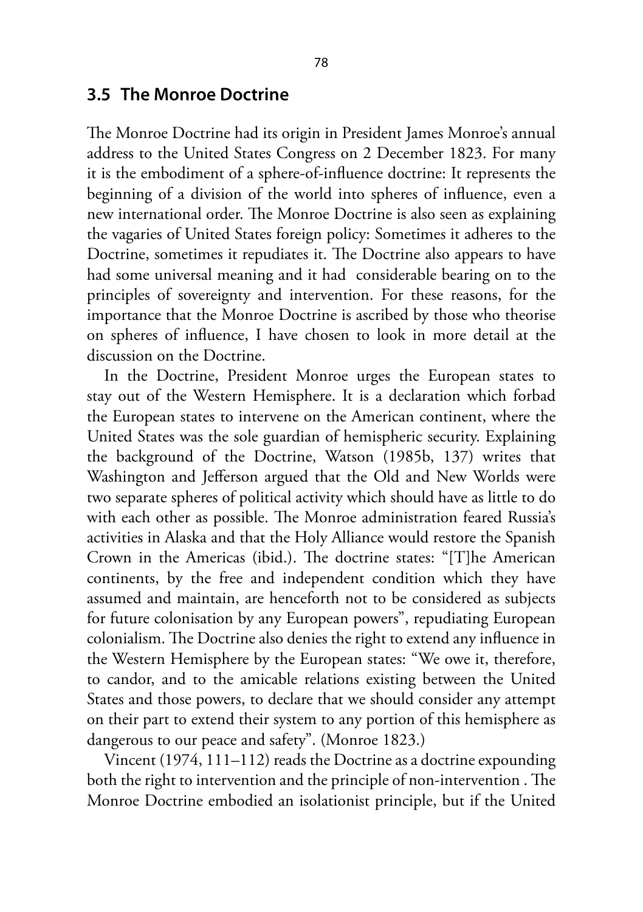## 3.5 The Monroe Doctrine

The Monroe Doctrine had its origin in President James Monroe's annual address to the United States Congress on 2 December 1823. For many it is the embodiment of a sphere-of-influence doctrine: It represents the beginning of a division of the world into spheres of influence, even a new international order. The Monroe Doctrine is also seen as explaining the vagaries of United States foreign policy: Sometimes it adheres to the Doctrine, sometimes it repudiates it. The Doctrine also appears to have had some universal meaning and it had considerable bearing on to the principles of sovereignty and intervention. For these reasons, for the importance that the Monroe Doctrine is ascribed by those who theorise on spheres of influence, I have chosen to look in more detail at the discussion on the Doctrine.

In the Doctrine, President Monroe urges the European states to stay out of the Western Hemisphere. It is a declaration which forbad the European states to intervene on the American continent, where the United States was the sole guardian of hemispheric security. Explaining the background of the Doctrine, Watson (1985b, 137) writes that Washington and Jefferson argued that the Old and New Worlds were two separate spheres of political activity which should have as little to do with each other as possible. The Monroe administration feared Russia's activities in Alaska and that the Holy Alliance would restore the Spanish Crown in the Americas (ibid.). The doctrine states: "[T]he American continents, by the free and independent condition which they have assumed and maintain, are henceforth not to be considered as subjects for future colonisation by any European powers", repudiating European colonialism. The Doctrine also denies the right to extend any influence in the Western Hemisphere by the European states: "We owe it, therefore, to candor, and to the amicable relations existing between the United States and those powers, to declare that we should consider any attempt on their part to extend their system to any portion of this hemisphere as dangerous to our peace and safety". (Monroe 1823.)

Vincent (1974, 111–112) reads the Doctrine as a doctrine expounding both the right to intervention and the principle of non-intervention . The Monroe Doctrine embodied an isolationist principle, but if the United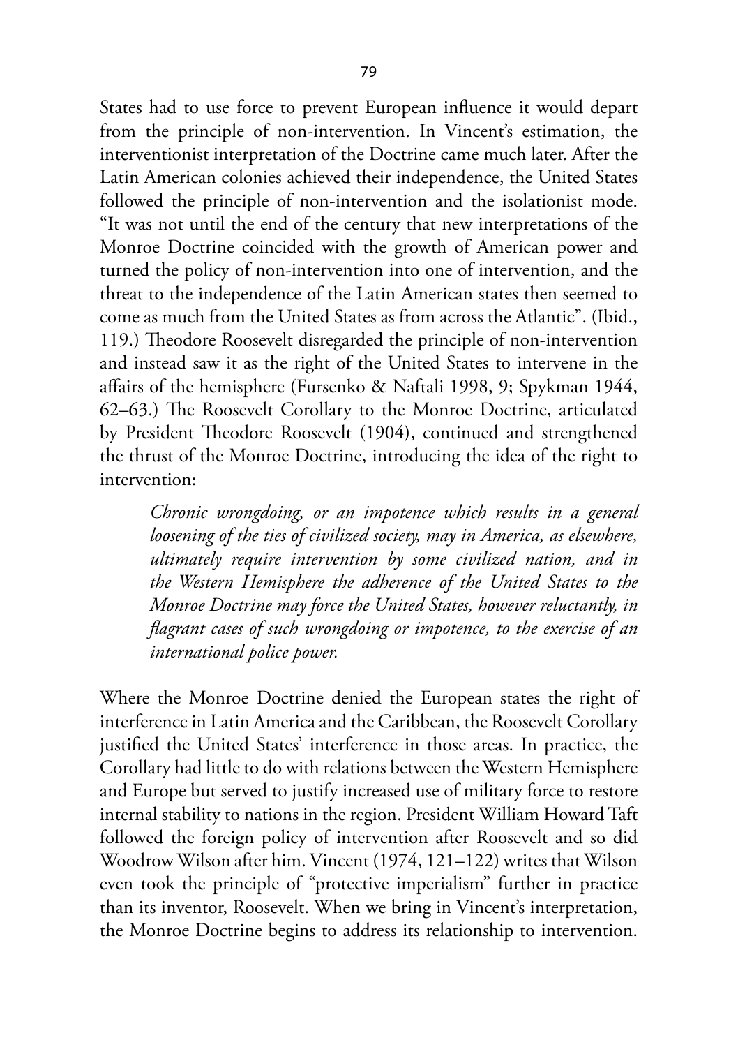States had to use force to prevent European influence it would depart from the principle of non-intervention. In Vincent's estimation, the interventionist interpretation of the Doctrine came much later. After the Latin American colonies achieved their independence, the United States followed the principle of non-intervention and the isolationist mode. "It was not until the end of the century that new interpretations of the Monroe Doctrine coincided with the growth of American power and turned the policy of non-intervention into one of intervention, and the threat to the independence of the Latin American states then seemed to come as much from the United States as from across the Atlantic". (Ibid., 119.) Theodore Roosevelt disregarded the principle of non-intervention and instead saw it as the right of the United States to intervene in the affairs of the hemisphere (Fursenko & Naftali 1998, 9; Spykman 1944, 62–63.) The Roosevelt Corollary to the Monroe Doctrine, articulated by President Theodore Roosevelt (1904), continued and strengthened the thrust of the Monroe Doctrine, introducing the idea of the right to intervention:

> *Chronic wrongdoing, or an impotence which results in a general loosening of the ties of civilized society, may in America, as elsewhere, ultimately require intervention by some civilized nation, and in the Western Hemisphere the adherence of the United States to the Monroe Doctrine may force the United States, however reluctantly, in flagrant cases of such wrongdoing or impotence, to the exercise of an international police power.*

Where the Monroe Doctrine denied the European states the right of interference in Latin America and the Caribbean, the Roosevelt Corollary justified the United States' interference in those areas. In practice, the Corollary had little to do with relations between the Western Hemisphere and Europe but served to justify increased use of military force to restore internal stability to nations in the region. President William Howard Taft followed the foreign policy of intervention after Roosevelt and so did Woodrow Wilson after him. Vincent (1974, 121–122) writes that Wilson even took the principle of "protective imperialism" further in practice than its inventor, Roosevelt. When we bring in Vincent's interpretation, the Monroe Doctrine begins to address its relationship to intervention.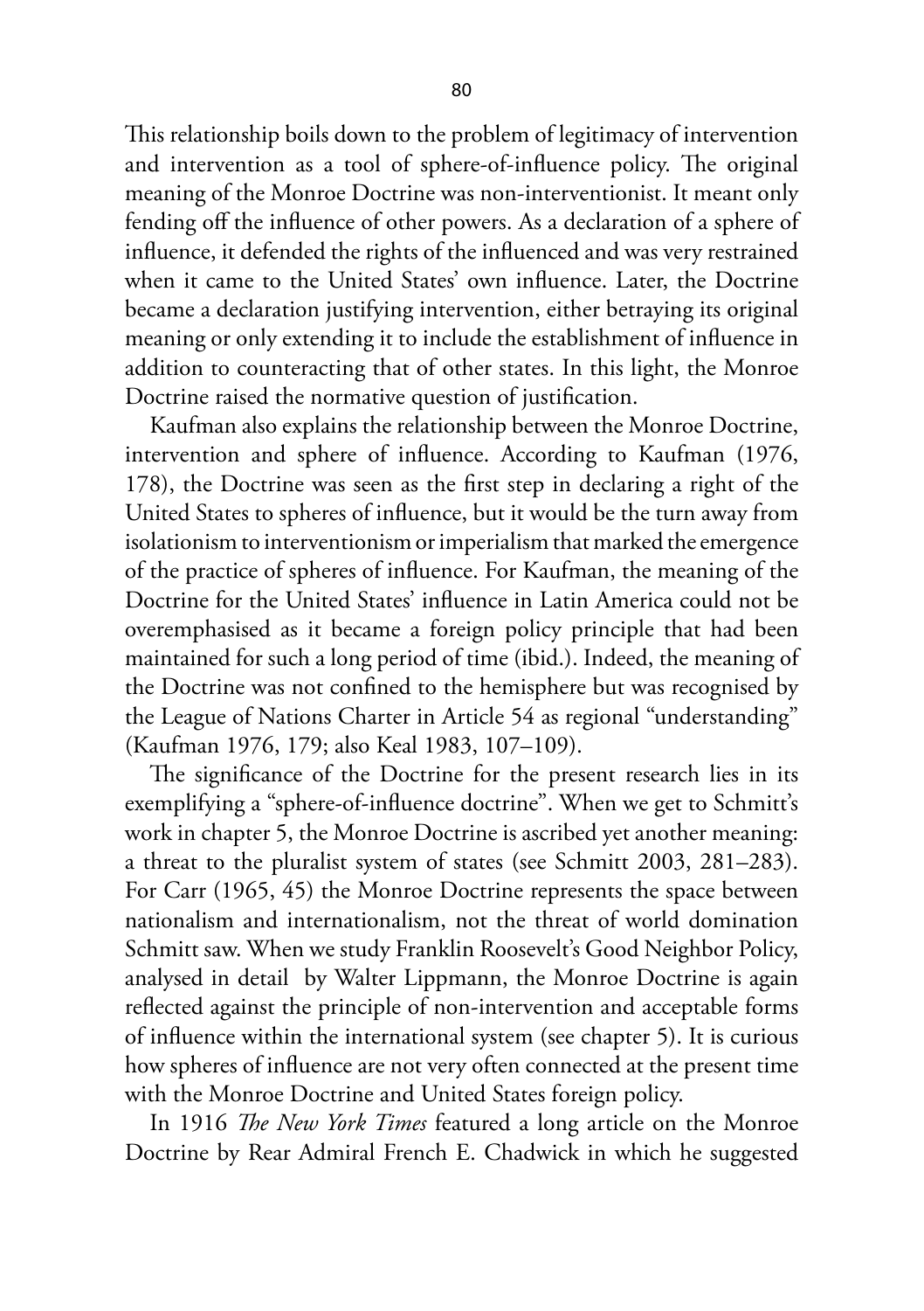This relationship boils down to the problem of legitimacy of intervention and intervention as a tool of sphere-of-influence policy. The original meaning of the Monroe Doctrine was non-interventionist. It meant only fending off the influence of other powers. As a declaration of a sphere of influence, it defended the rights of the influenced and was very restrained when it came to the United States' own influence. Later, the Doctrine became a declaration justifying intervention, either betraying its original meaning or only extending it to include the establishment of influence in addition to counteracting that of other states. In this light, the Monroe Doctrine raised the normative question of justification.

Kaufman also explains the relationship between the Monroe Doctrine, intervention and sphere of influence. According to Kaufman (1976, 178), the Doctrine was seen as the first step in declaring a right of the United States to spheres of influence, but it would be the turn away from isolationism to interventionism or imperialism that marked the emergence of the practice of spheres of influence. For Kaufman, the meaning of the Doctrine for the United States' influence in Latin America could not be overemphasised as it became a foreign policy principle that had been maintained for such a long period of time (ibid.). Indeed, the meaning of the Doctrine was not confined to the hemisphere but was recognised by the League of Nations Charter in Article 54 as regional "understanding" (Kaufman 1976, 179; also Keal 1983, 107–109).

The significance of the Doctrine for the present research lies in its exemplifying a "sphere-of-influence doctrine". When we get to Schmitt's work in chapter 5, the Monroe Doctrine is ascribed yet another meaning: a threat to the pluralist system of states (see Schmitt 2003, 281–283). For Carr (1965, 45) the Monroe Doctrine represents the space between nationalism and internationalism, not the threat of world domination Schmitt saw. When we study Franklin Roosevelt's Good Neighbor Policy, analysed in detail by Walter Lippmann, the Monroe Doctrine is again reflected against the principle of non-intervention and acceptable forms of influence within the international system (see chapter 5). It is curious how spheres of influence are not very often connected at the present time with the Monroe Doctrine and United States foreign policy.

In 1916 *The New York Times* featured a long article on the Monroe Doctrine by Rear Admiral French E. Chadwick in which he suggested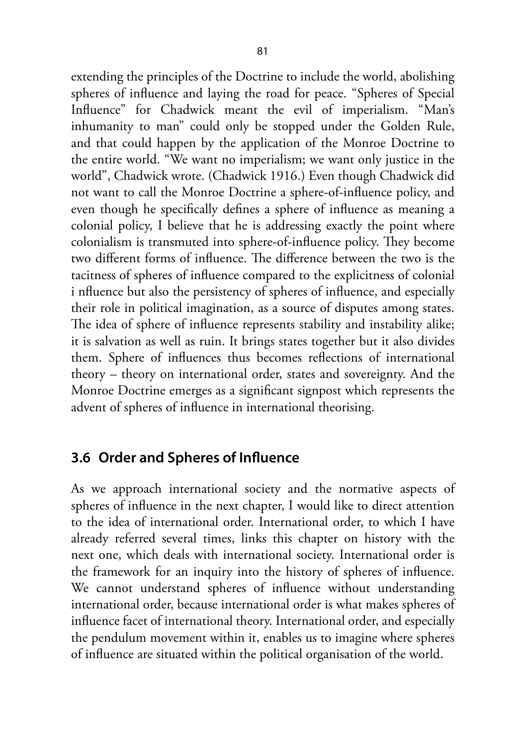extending the principles of the Doctrine to include the world, abolishing spheres of influence and laying the road for peace. "Spheres of Special Influence" for Chadwick meant the evil of imperialism. "Man's inhumanity to man" could only be stopped under the Golden Rule, and that could happen by the application of the Monroe Doctrine to the entire world. "We want no imperialism; we want only justice in the world", Chadwick wrote. (Chadwick 1916.) Even though Chadwick did not want to call the Monroe Doctrine a sphere-of-influence policy, and even though he specifically defines a sphere of influence as meaning a colonial policy, I believe that he is addressing exactly the point where colonialism is transmuted into sphere-of-influence policy. They become two different forms of influence. The difference between the two is the tacitness of spheres of influence compared to the explicitness of colonial i nfluence but also the persistency of spheres of influence, and especially their role in political imagination, as a source of disputes among states. The idea of sphere of influence represents stability and instability alike; it is salvation as well as ruin. It brings states together but it also divides them. Sphere of influences thus becomes reflections of international theory – theory on international order, states and sovereignty. And the Monroe Doctrine emerges as a significant signpost which represents the advent of spheres of influence in international theorising.

## 3.6 Order and Spheres of Influence

As we approach international society and the normative aspects of spheres of influence in the next chapter, I would like to direct attention to the idea of international order. International order, to which I have already referred several times, links this chapter on history with the next one, which deals with international society. International order is the framework for an inquiry into the history of spheres of influence. We cannot understand spheres of influence without understanding international order, because international order is what makes spheres of influence facet of international theory. International order, and especially the pendulum movement within it, enables us to imagine where spheres of influence are situated within the political organisation of the world.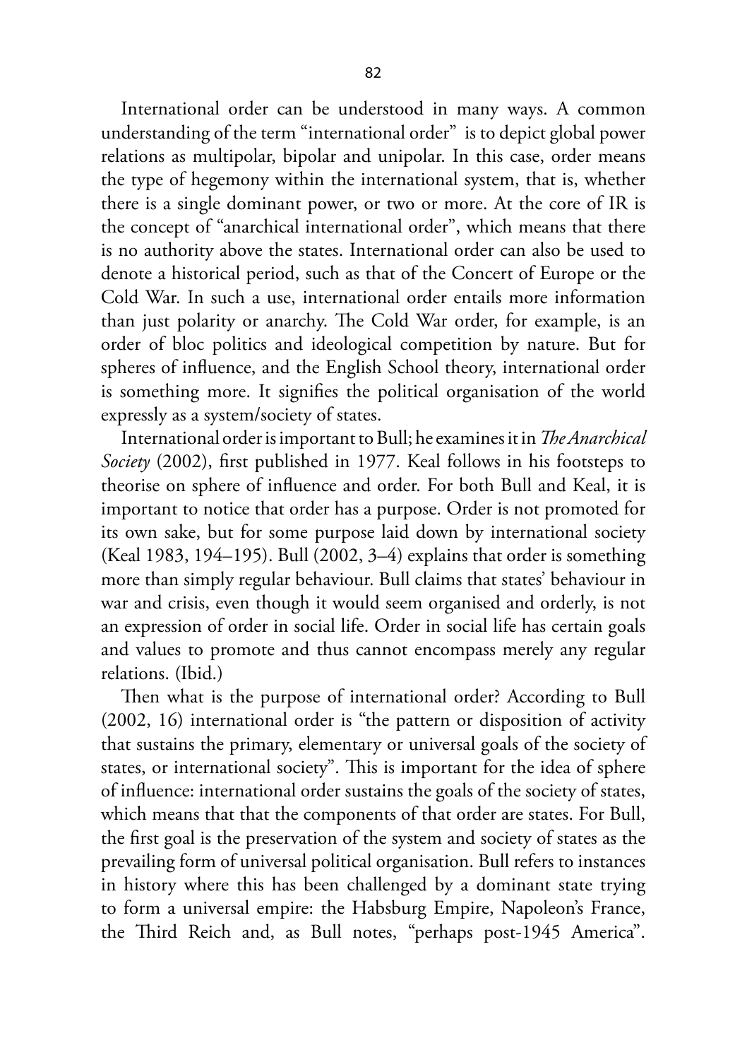International order can be understood in many ways. A common understanding of the term "international order" is to depict global power relations as multipolar, bipolar and unipolar. In this case, order means the type of hegemony within the international system, that is, whether there is a single dominant power, or two or more. At the core of IR is the concept of "anarchical international order", which means that there is no authority above the states. International order can also be used to denote a historical period, such as that of the Concert of Europe or the Cold War. In such a use, international order entails more information than just polarity or anarchy. The Cold War order, for example, is an order of bloc politics and ideological competition by nature. But for spheres of influence, and the English School theory, international order is something more. It signifies the political organisation of the world expressly as a system/society of states.

International order is important to Bull; he examines it in *The Anarchical Society* (2002), first published in 1977. Keal follows in his footsteps to theorise on sphere of influence and order. For both Bull and Keal, it is important to notice that order has a purpose. Order is not promoted for its own sake, but for some purpose laid down by international society (Keal 1983, 194–195). Bull (2002, 3–4) explains that order is something more than simply regular behaviour. Bull claims that states' behaviour in war and crisis, even though it would seem organised and orderly, is not an expression of order in social life. Order in social life has certain goals and values to promote and thus cannot encompass merely any regular relations. (Ibid.)

Then what is the purpose of international order? According to Bull (2002, 16) international order is "the pattern or disposition of activity that sustains the primary, elementary or universal goals of the society of states, or international society". This is important for the idea of sphere of influence: international order sustains the goals of the society of states, which means that that the components of that order are states. For Bull, the first goal is the preservation of the system and society of states as the prevailing form of universal political organisation. Bull refers to instances in history where this has been challenged by a dominant state trying to form a universal empire: the Habsburg Empire, Napoleon's France, the Third Reich and, as Bull notes, "perhaps post-1945 America".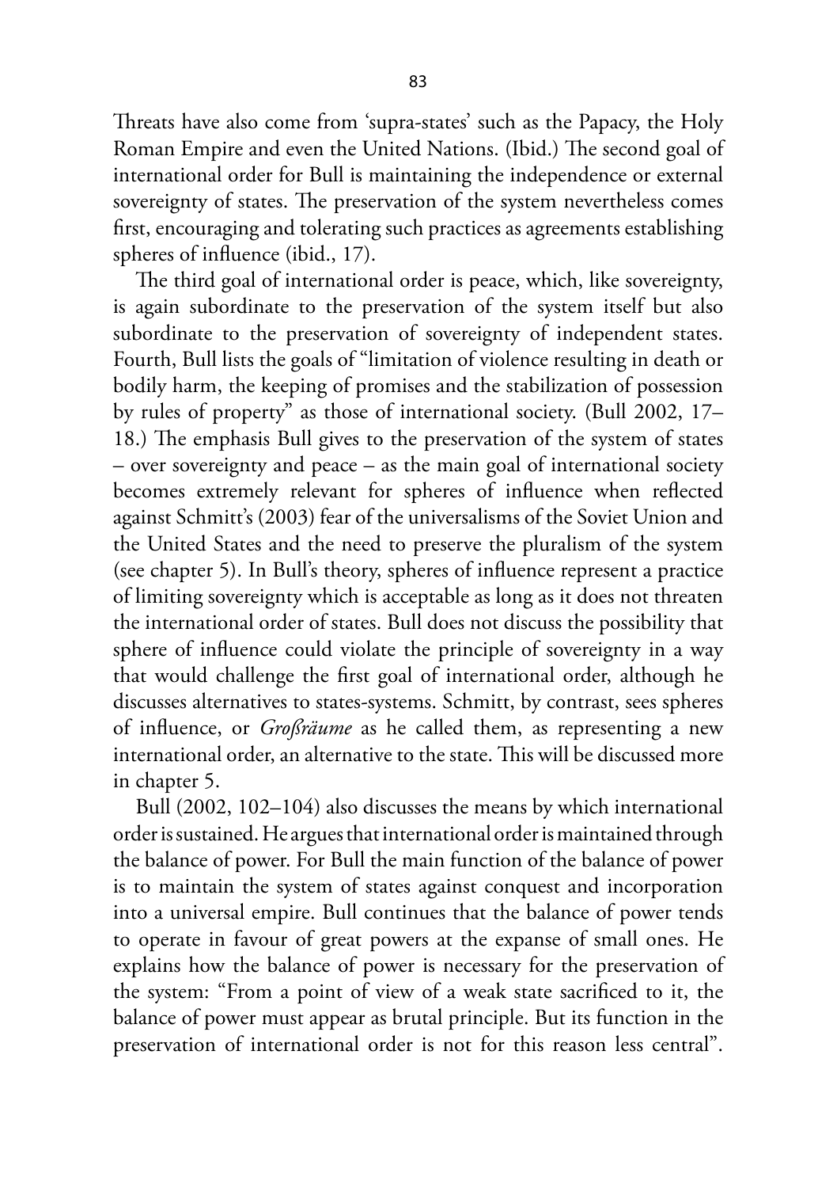Threats have also come from 'supra-states' such as the Papacy, the Holy Roman Empire and even the United Nations. (Ibid.) The second goal of international order for Bull is maintaining the independence or external sovereignty of states. The preservation of the system nevertheless comes first, encouraging and tolerating such practices as agreements establishing spheres of influence (ibid., 17).

The third goal of international order is peace, which, like sovereignty, is again subordinate to the preservation of the system itself but also subordinate to the preservation of sovereignty of independent states. Fourth, Bull lists the goals of "limitation of violence resulting in death or bodily harm, the keeping of promises and the stabilization of possession by rules of property" as those of international society. (Bull 2002, 17–18.) The emphasis Bull gives to the preservation of the system of states – over sovereignty and peace – as the main goal of international society becomes extremely relevant for spheres of influence when reflected against Schmitt's (2003) fear of the universalisms of the Soviet Union and the United States and the need to preserve the pluralism of the system (see chapter 5). In Bull's theory, spheres of influence represent a practice of limiting sovereignty which is acceptable as long as it does not threaten the international order of states. Bull does not discuss the possibility that sphere of influence could violate the principle of sovereignty in a way that would challenge the first goal of international order, although he discusses alternatives to states-systems. Schmitt, by contrast, sees spheres of influence, or *Großräume* as he called them, as representing a new international order, an alternative to the state. This will be discussed more in chapter 5.

Bull (2002, 102–104) also discusses the means by which international order is sustained. He argues that international order is maintained through the balance of power. For Bull the main function of the balance of power is to maintain the system of states against conquest and incorporation into a universal empire. Bull continues that the balance of power tends to operate in favour of great powers at the expanse of small ones. He explains how the balance of power is necessary for the preservation of the system: "From a point of view of a weak state sacrificed to it, the balance of power must appear as brutal principle. But its function in the preservation of international order is not for this reason less central".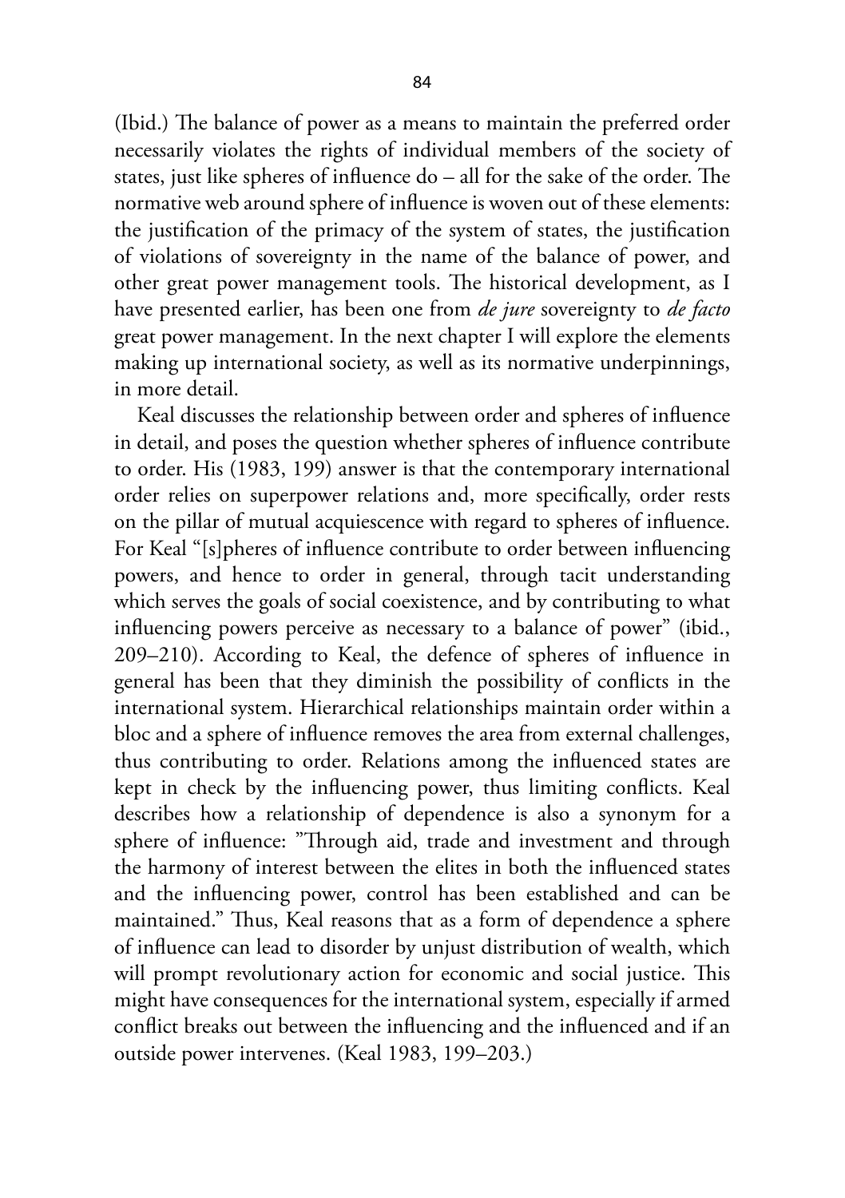(Ibid.) The balance of power as a means to maintain the preferred order necessarily violates the rights of individual members of the society of states, just like spheres of influence do – all for the sake of the order. The normative web around sphere of influence is woven out of these elements: the justification of the primacy of the system of states, the justification of violations of sovereignty in the name of the balance of power, and other great power management tools. The historical development, as I have presented earlier, has been one from *de jure* sovereignty to *de facto* great power management. In the next chapter I will explore the elements making up international society, as well as its normative underpinnings, in more detail.

Keal discusses the relationship between order and spheres of influence in detail, and poses the question whether spheres of influence contribute to order. His (1983, 199) answer is that the contemporary international order relies on superpower relations and, more specifically, order rests on the pillar of mutual acquiescence with regard to spheres of influence. For Keal "[s]pheres of influence contribute to order between influencing powers, and hence to order in general, through tacit understanding which serves the goals of social coexistence, and by contributing to what influencing powers perceive as necessary to a balance of power" (ibid., 209–210). According to Keal, the defence of spheres of influence in general has been that they diminish the possibility of conflicts in the international system. Hierarchical relationships maintain order within a bloc and a sphere of influence removes the area from external challenges, thus contributing to order. Relations among the influenced states are kept in check by the influencing power, thus limiting conflicts. Keal describes how a relationship of dependence is also a synonym for a sphere of influence: "Through aid, trade and investment and through the harmony of interest between the elites in both the influenced states and the influencing power, control has been established and can be maintained." Thus, Keal reasons that as a form of dependence a sphere of influence can lead to disorder by unjust distribution of wealth, which will prompt revolutionary action for economic and social justice. This might have consequences for the international system, especially if armed conflict breaks out between the influencing and the influenced and if an outside power intervenes. (Keal 1983, 199–203.)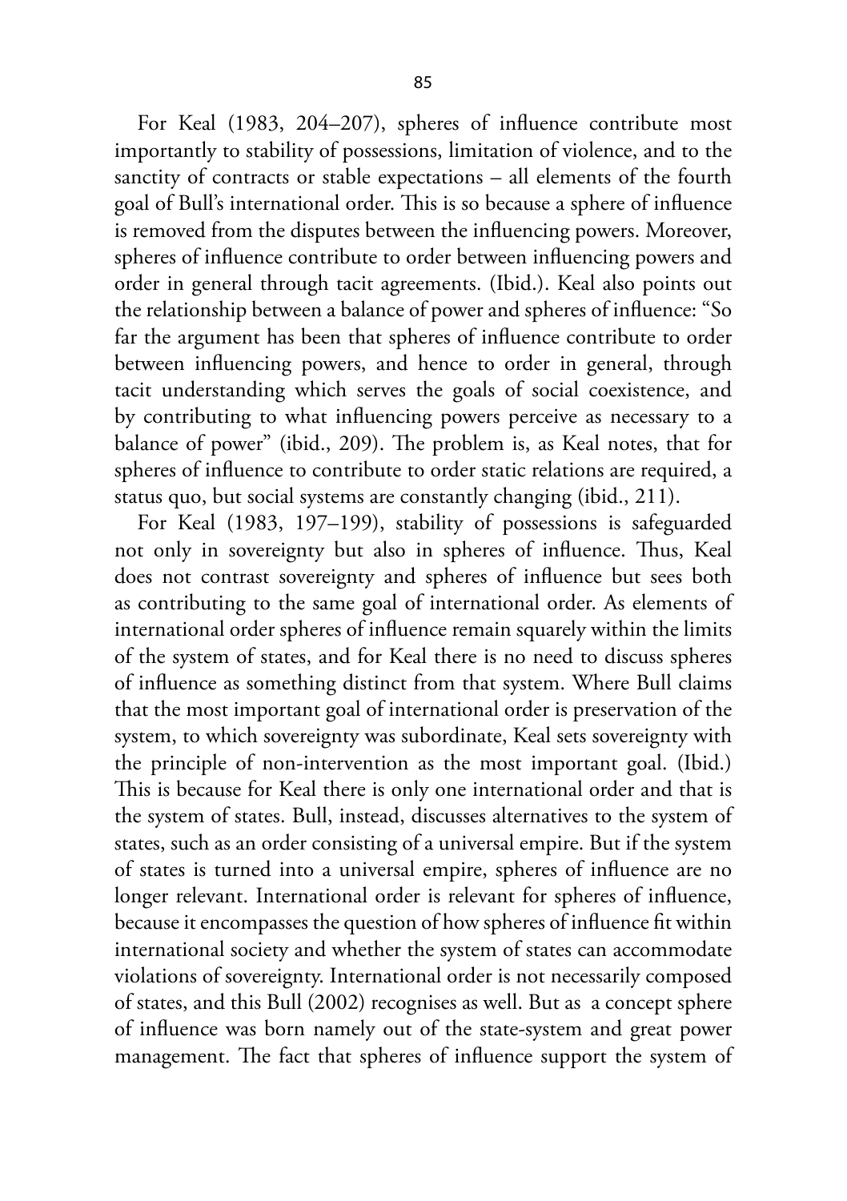For Keal (1983, 204–207), spheres of influence contribute most importantly to stability of possessions, limitation of violence, and to the sanctity of contracts or stable expectations – all elements of the fourth goal of Bull's international order. This is so because a sphere of influence is removed from the disputes between the influencing powers. Moreover, spheres of influence contribute to order between influencing powers and order in general through tacit agreements. (Ibid.). Keal also points out the relationship between a balance of power and spheres of influence: "So far the argument has been that spheres of influence contribute to order between influencing powers, and hence to order in general, through tacit understanding which serves the goals of social coexistence, and by contributing to what influencing powers perceive as necessary to a balance of power" (ibid., 209). The problem is, as Keal notes, that for spheres of influence to contribute to order static relations are required, a status quo, but social systems are constantly changing (ibid., 211).

For Keal (1983, 197–199), stability of possessions is safeguarded not only in sovereignty but also in spheres of influence. Thus, Keal does not contrast sovereignty and spheres of influence but sees both as contributing to the same goal of international order. As elements of international order spheres of influence remain squarely within the limits of the system of states, and for Keal there is no need to discuss spheres of influence as something distinct from that system. Where Bull claims that the most important goal of international order is preservation of the system, to which sovereignty was subordinate, Keal sets sovereignty with the principle of non-intervention as the most important goal. (Ibid.) This is because for Keal there is only one international order and that is the system of states. Bull, instead, discusses alternatives to the system of states, such as an order consisting of a universal empire. But if the system of states is turned into a universal empire, spheres of influence are no longer relevant. International order is relevant for spheres of influence, because it encompasses the question of how spheres of influence fit within international society and whether the system of states can accommodate violations of sovereignty. International order is not necessarily composed of states, and this Bull (2002) recognises as well. But as a concept sphere of influence was born namely out of the state-system and great power management. The fact that spheres of influence support the system of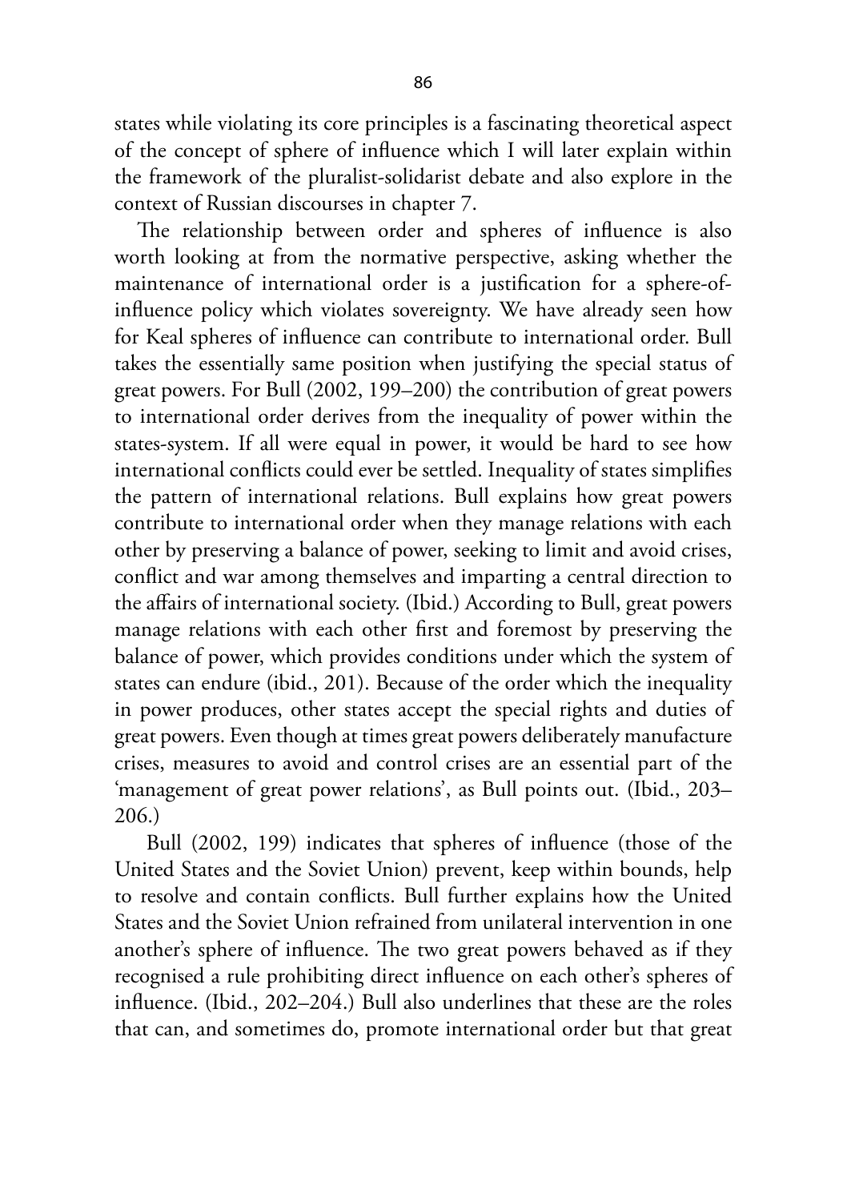states while violating its core principles is a fascinating theoretical aspect of the concept of sphere of influence which I will later explain within the framework of the pluralist-solidarist debate and also explore in the context of Russian discourses in chapter 7.

The relationship between order and spheres of influence is also worth looking at from the normative perspective, asking whether the maintenance of international order is a justification for a sphere-of-influence policy which violates sovereignty. We have already seen how for Keal spheres of influence can contribute to international order. Bull takes the essentially same position when justifying the special status of great powers. For Bull (2002, 199–200) the contribution of great powers to international order derives from the inequality of power within the states-system. If all were equal in power, it would be hard to see how international conflicts could ever be settled. Inequality of states simplifies the pattern of international relations. Bull explains how great powers contribute to international order when they manage relations with each other by preserving a balance of power, seeking to limit and avoid crises, conflict and war among themselves and imparting a central direction to the affairs of international society. (Ibid.) According to Bull, great powers manage relations with each other first and foremost by preserving the balance of power, which provides conditions under which the system of states can endure (ibid., 201). Because of the order which the inequality in power produces, other states accept the special rights and duties of great powers. Even though at times great powers deliberately manufacture crises, measures to avoid and control crises are an essential part of the 'management of great power relations', as Bull points out. (Ibid., 203–206.)

Bull (2002, 199) indicates that spheres of influence (those of the United States and the Soviet Union) prevent, keep within bounds, help to resolve and contain conflicts. Bull further explains how the United States and the Soviet Union refrained from unilateral intervention in one another's sphere of influence. The two great powers behaved as if they recognised a rule prohibiting direct influence on each other's spheres of influence. (Ibid., 202–204.) Bull also underlines that these are the roles that can, and sometimes do, promote international order but that great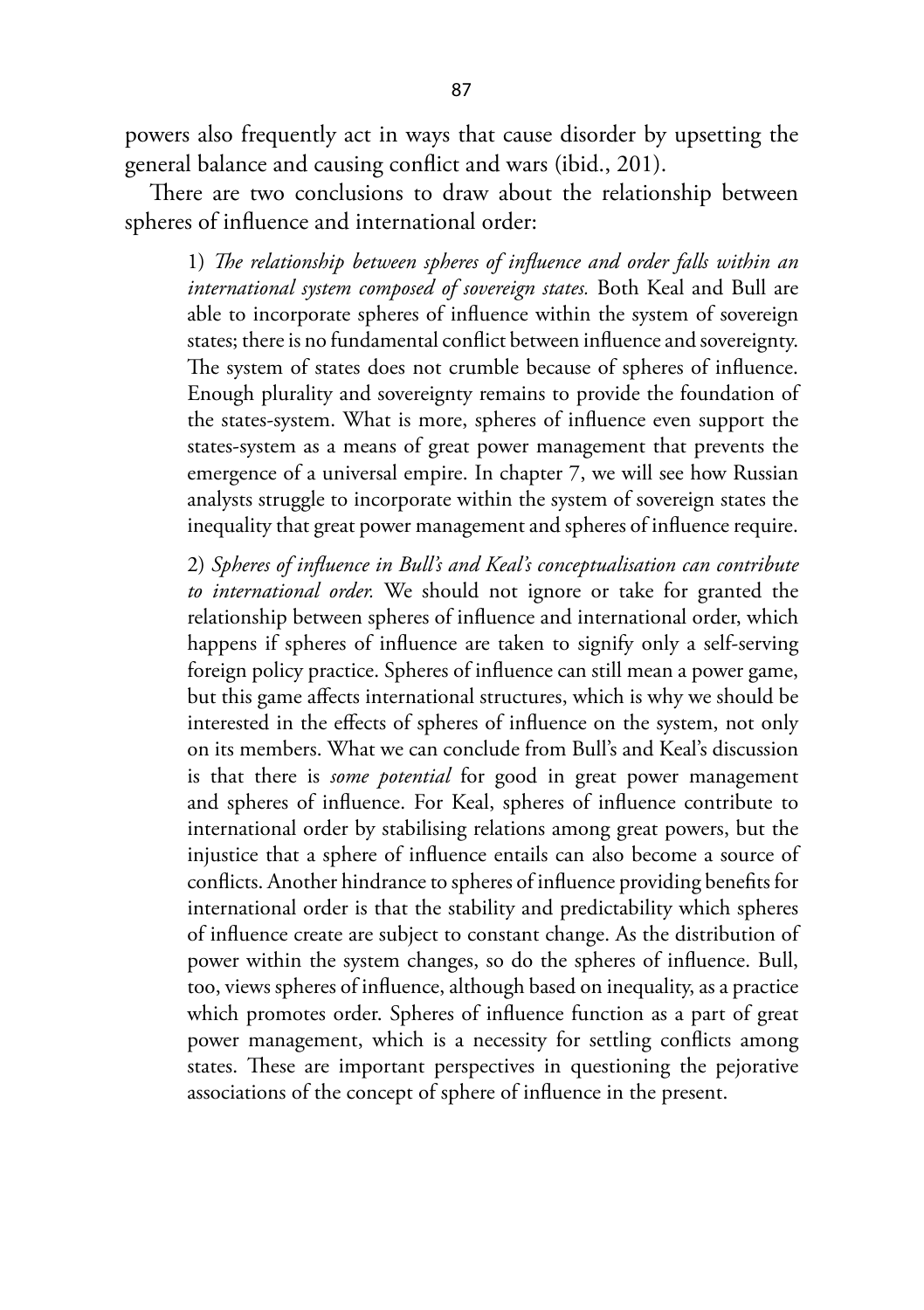powers also frequently act in ways that cause disorder by upsetting the general balance and causing conflict and wars (ibid., 201).

There are two conclusions to draw about the relationship between spheres of influence and international order:

> 1) *The relationship between spheres of influence and order falls within an international system composed of sovereign states.* Both Keal and Bull are able to incorporate spheres of influence within the system of sovereign states; there is no fundamental conflict between influence and sovereignty. The system of states does not crumble because of spheres of influence. Enough plurality and sovereignty remains to provide the foundation of the states-system. What is more, spheres of influence even support the states-system as a means of great power management that prevents the emergence of a universal empire. In chapter 7, we will see how Russian analysts struggle to incorporate within the system of sovereign states the inequality that great power management and spheres of influence require.
>
> 2) *Spheres of influence in Bull's and Keal's conceptualisation can contribute to international order.* We should not ignore or take for granted the relationship between spheres of influence and international order, which happens if spheres of influence are taken to signify only a self-serving foreign policy practice. Spheres of influence can still mean a power game, but this game affects international structures, which is why we should be interested in the effects of spheres of influence on the system, not only on its members. What we can conclude from Bull's and Keal's discussion is that there is *some potential* for good in great power management and spheres of influence. For Keal, spheres of influence contribute to international order by stabilising relations among great powers, but the injustice that a sphere of influence entails can also become a source of conflicts. Another hindrance to spheres of influence providing benefits for international order is that the stability and predictability which spheres of influence create are subject to constant change. As the distribution of power within the system changes, so do the spheres of influence. Bull, too, views spheres of influence, although based on inequality, as a practice which promotes order. Spheres of influence function as a part of great power management, which is a necessity for settling conflicts among states. These are important perspectives in questioning the pejorative associations of the concept of sphere of influence in the present.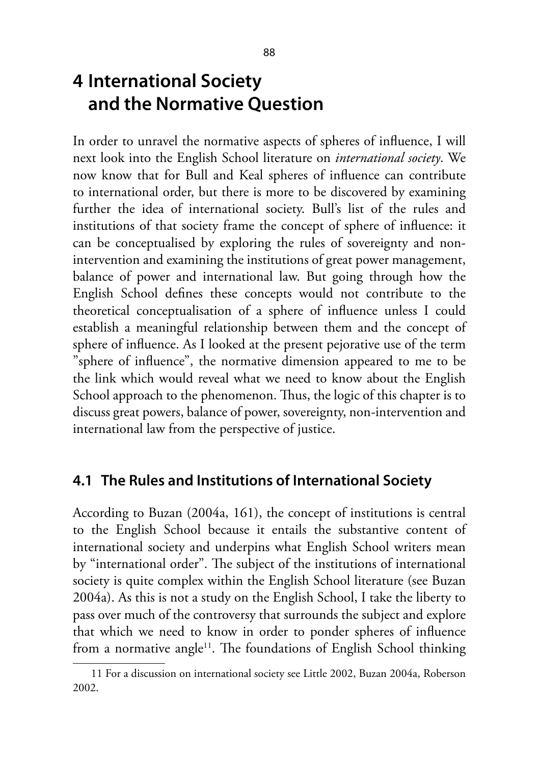# 4 International Society and the Normative Question

In order to unravel the normative aspects of spheres of influence, I will next look into the English School literature on *international society*. We now know that for Bull and Keal spheres of influence can contribute to international order, but there is more to be discovered by examining further the idea of international society. Bull's list of the rules and institutions of that society frame the concept of sphere of influence: it can be conceptualised by exploring the rules of sovereignty and non-intervention and examining the institutions of great power management, balance of power and international law. But going through how the English School defines these concepts would not contribute to the theoretical conceptualisation of a sphere of influence unless I could establish a meaningful relationship between them and the concept of sphere of influence. As I looked at the present pejorative use of the term "sphere of influence", the normative dimension appeared to me to be the link which would reveal what we need to know about the English School approach to the phenomenon. Thus, the logic of this chapter is to discuss great powers, balance of power, sovereignty, non-intervention and international law from the perspective of justice.

## 4.1 The Rules and Institutions of International Society

According to Buzan (2004a, 161), the concept of institutions is central to the English School because it entails the substantive content of international society and underpins what English School writers mean by "international order". The subject of the institutions of international society is quite complex within the English School literature (see Buzan 2004a). As this is not a study on the English School, I take the liberty to pass over much of the controversy that surrounds the subject and explore that which we need to know in order to ponder spheres of influence from a normative angle[11]. The foundations of English School thinking

11 For a discussion on international society see Little 2002, Buzan 2004a, Roberson 2002.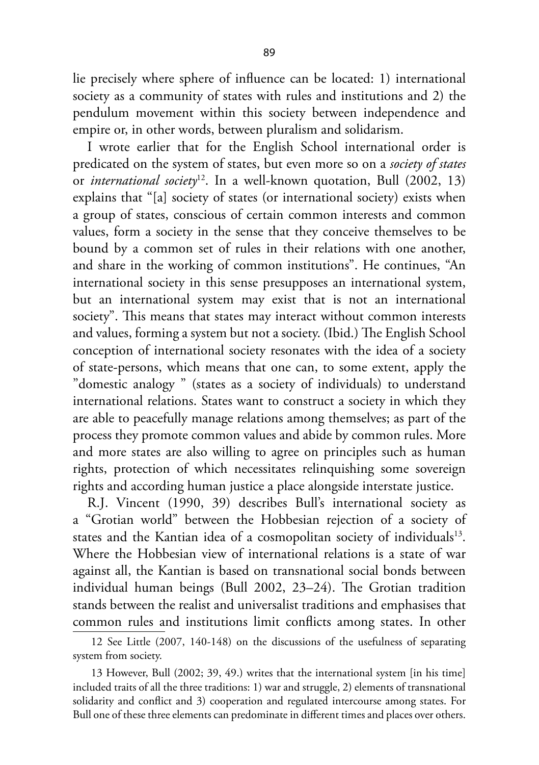lie precisely where sphere of influence can be located: 1) international society as a community of states with rules and institutions and 2) the pendulum movement within this society between independence and empire or, in other words, between pluralism and solidarism.

I wrote earlier that for the English School international order is predicated on the system of states, but even more so on a *society of states* or *international society*[12]. In a well-known quotation, Bull (2002, 13) explains that "[a] society of states (or international society) exists when a group of states, conscious of certain common interests and common values, form a society in the sense that they conceive themselves to be bound by a common set of rules in their relations with one another, and share in the working of common institutions". He continues, "An international society in this sense presupposes an international system, but an international system may exist that is not an international society". This means that states may interact without common interests and values, forming a system but not a society. (Ibid.) The English School conception of international society resonates with the idea of a society of state-persons, which means that one can, to some extent, apply the "domestic analogy " (states as a society of individuals) to understand international relations. States want to construct a society in which they are able to peacefully manage relations among themselves; as part of the process they promote common values and abide by common rules. More and more states are also willing to agree on principles such as human rights, protection of which necessitates relinquishing some sovereign rights and according human justice a place alongside interstate justice.

R.J. Vincent (1990, 39) describes Bull's international society as a "Grotian world" between the Hobbesian rejection of a society of states and the Kantian idea of a cosmopolitan society of individuals[13]. Where the Hobbesian view of international relations is a state of war against all, the Kantian is based on transnational social bonds between individual human beings (Bull 2002, 23–24). The Grotian tradition stands between the realist and universalist traditions and emphasises that common rules and institutions limit conflicts among states. In other

12 See Little (2007, 140-148) on the discussions of the usefulness of separating system from society.

13 However, Bull (2002; 39, 49.) writes that the international system [in his time] included traits of all the three traditions: 1) war and struggle, 2) elements of transnational solidarity and conflict and 3) cooperation and regulated intercourse among states. For Bull one of these three elements can predominate in different times and places over others.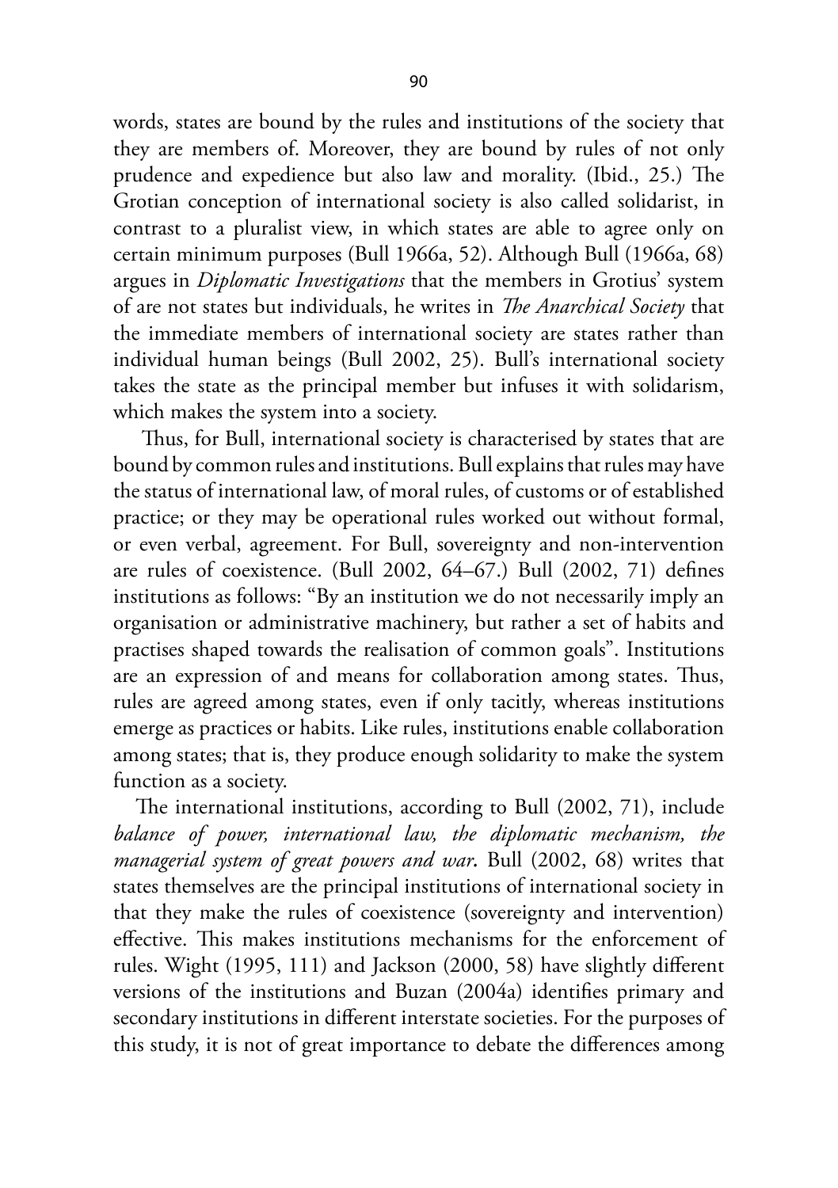words, states are bound by the rules and institutions of the society that they are members of. Moreover, they are bound by rules of not only prudence and expedience but also law and morality. (Ibid., 25.) The Grotian conception of international society is also called solidarist, in contrast to a pluralist view, in which states are able to agree only on certain minimum purposes (Bull 1966a, 52). Although Bull (1966a, 68) argues in *Diplomatic Investigations* that the members in Grotius' system of are not states but individuals, he writes in *The Anarchical Society* that the immediate members of international society are states rather than individual human beings (Bull 2002, 25). Bull's international society takes the state as the principal member but infuses it with solidarism, which makes the system into a society.

Thus, for Bull, international society is characterised by states that are bound by common rules and institutions. Bull explains that rules may have the status of international law, of moral rules, of customs or of established practice; or they may be operational rules worked out without formal, or even verbal, agreement. For Bull, sovereignty and non-intervention are rules of coexistence. (Bull 2002, 64–67.) Bull (2002, 71) defines institutions as follows: "By an institution we do not necessarily imply an organisation or administrative machinery, but rather a set of habits and practises shaped towards the realisation of common goals". Institutions are an expression of and means for collaboration among states. Thus, rules are agreed among states, even if only tacitly, whereas institutions emerge as practices or habits. Like rules, institutions enable collaboration among states; that is, they produce enough solidarity to make the system function as a society.

The international institutions, according to Bull (2002, 71), include *balance of power, international law, the diplomatic mechanism, the managerial system of great powers and war*. Bull (2002, 68) writes that states themselves are the principal institutions of international society in that they make the rules of coexistence (sovereignty and intervention) effective. This makes institutions mechanisms for the enforcement of rules. Wight (1995, 111) and Jackson (2000, 58) have slightly different versions of the institutions and Buzan (2004a) identifies primary and secondary institutions in different interstate societies. For the purposes of this study, it is not of great importance to debate the differences among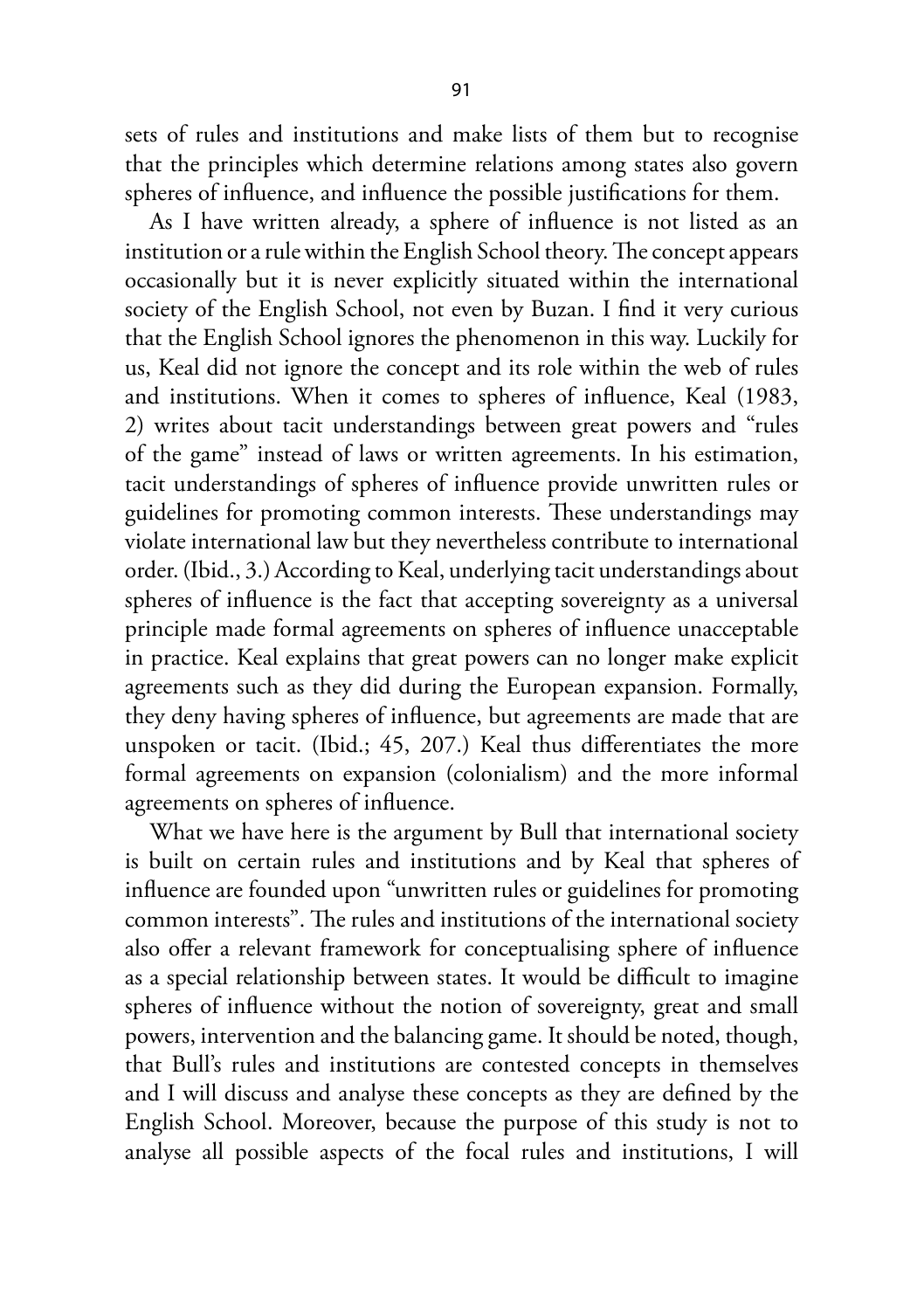sets of rules and institutions and make lists of them but to recognise that the principles which determine relations among states also govern spheres of influence, and influence the possible justifications for them.

As I have written already, a sphere of influence is not listed as an institution or a rule within the English School theory. The concept appears occasionally but it is never explicitly situated within the international society of the English School, not even by Buzan. I find it very curious that the English School ignores the phenomenon in this way. Luckily for us, Keal did not ignore the concept and its role within the web of rules and institutions. When it comes to spheres of influence, Keal (1983, 2) writes about tacit understandings between great powers and "rules of the game" instead of laws or written agreements. In his estimation, tacit understandings of spheres of influence provide unwritten rules or guidelines for promoting common interests. These understandings may violate international law but they nevertheless contribute to international order. (Ibid., 3.) According to Keal, underlying tacit understandings about spheres of influence is the fact that accepting sovereignty as a universal principle made formal agreements on spheres of influence unacceptable in practice. Keal explains that great powers can no longer make explicit agreements such as they did during the European expansion. Formally, they deny having spheres of influence, but agreements are made that are unspoken or tacit. (Ibid.; 45, 207.) Keal thus differentiates the more formal agreements on expansion (colonialism) and the more informal agreements on spheres of influence.

What we have here is the argument by Bull that international society is built on certain rules and institutions and by Keal that spheres of influence are founded upon "unwritten rules or guidelines for promoting common interests". The rules and institutions of the international society also offer a relevant framework for conceptualising sphere of influence as a special relationship between states. It would be difficult to imagine spheres of influence without the notion of sovereignty, great and small powers, intervention and the balancing game. It should be noted, though, that Bull's rules and institutions are contested concepts in themselves and I will discuss and analyse these concepts as they are defined by the English School. Moreover, because the purpose of this study is not to analyse all possible aspects of the focal rules and institutions, I will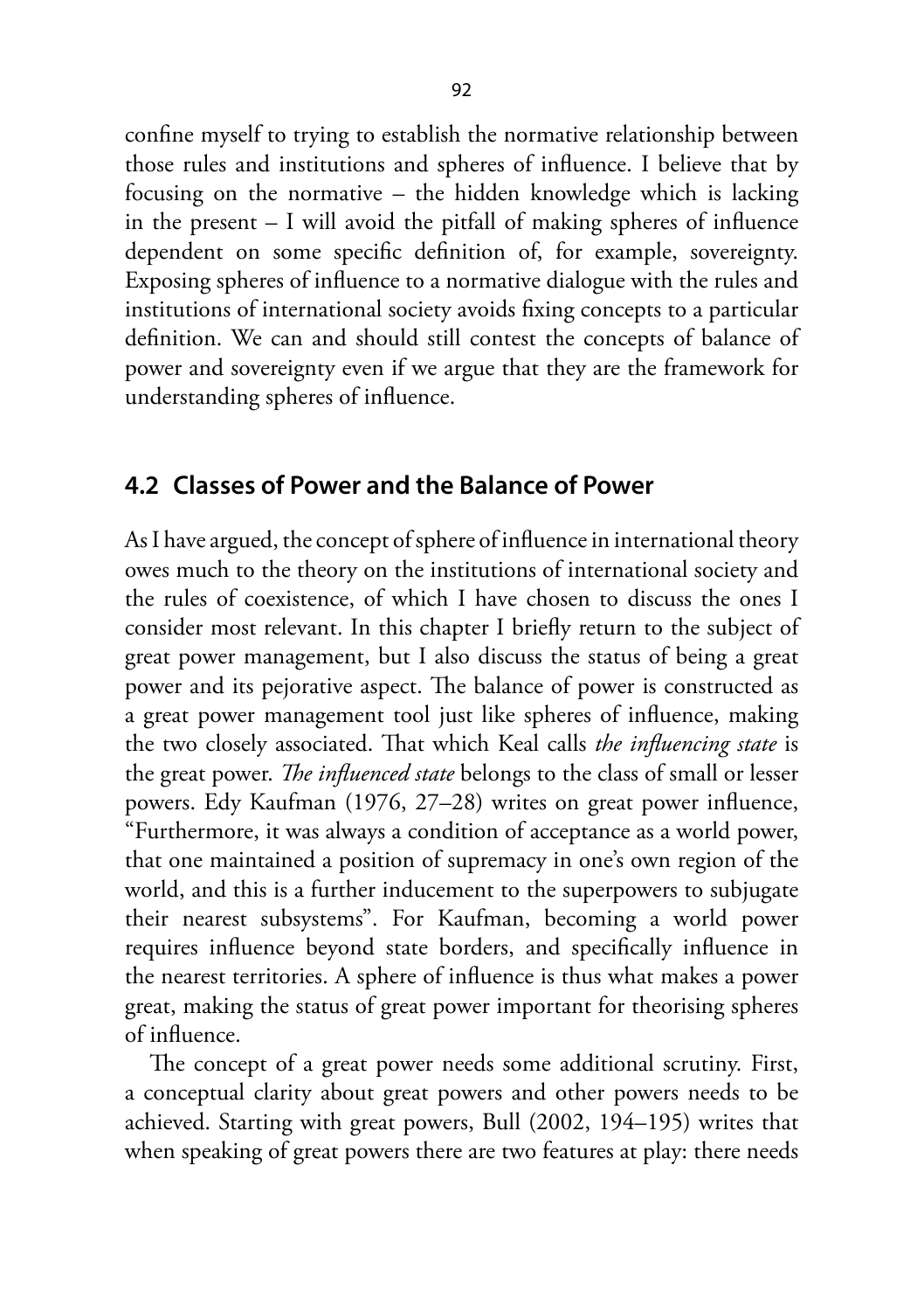confine myself to trying to establish the normative relationship between those rules and institutions and spheres of influence. I believe that by focusing on the normative – the hidden knowledge which is lacking in the present – I will avoid the pitfall of making spheres of influence dependent on some specific definition of, for example, sovereignty. Exposing spheres of influence to a normative dialogue with the rules and institutions of international society avoids fixing concepts to a particular definition. We can and should still contest the concepts of balance of power and sovereignty even if we argue that they are the framework for understanding spheres of influence.

## 4.2 Classes of Power and the Balance of Power

As I have argued, the concept of sphere of influence in international theory owes much to the theory on the institutions of international society and the rules of coexistence, of which I have chosen to discuss the ones I consider most relevant. In this chapter I briefly return to the subject of great power management, but I also discuss the status of being a great power and its pejorative aspect. The balance of power is constructed as a great power management tool just like spheres of influence, making the two closely associated. That which Keal calls *the influencing state* is the great power. *The influenced state* belongs to the class of small or lesser powers. Edy Kaufman (1976, 27–28) writes on great power influence, "Furthermore, it was always a condition of acceptance as a world power, that one maintained a position of supremacy in one's own region of the world, and this is a further inducement to the superpowers to subjugate their nearest subsystems". For Kaufman, becoming a world power requires influence beyond state borders, and specifically influence in the nearest territories. A sphere of influence is thus what makes a power great, making the status of great power important for theorising spheres of influence.

The concept of a great power needs some additional scrutiny. First, a conceptual clarity about great powers and other powers needs to be achieved. Starting with great powers, Bull (2002, 194–195) writes that when speaking of great powers there are two features at play: there needs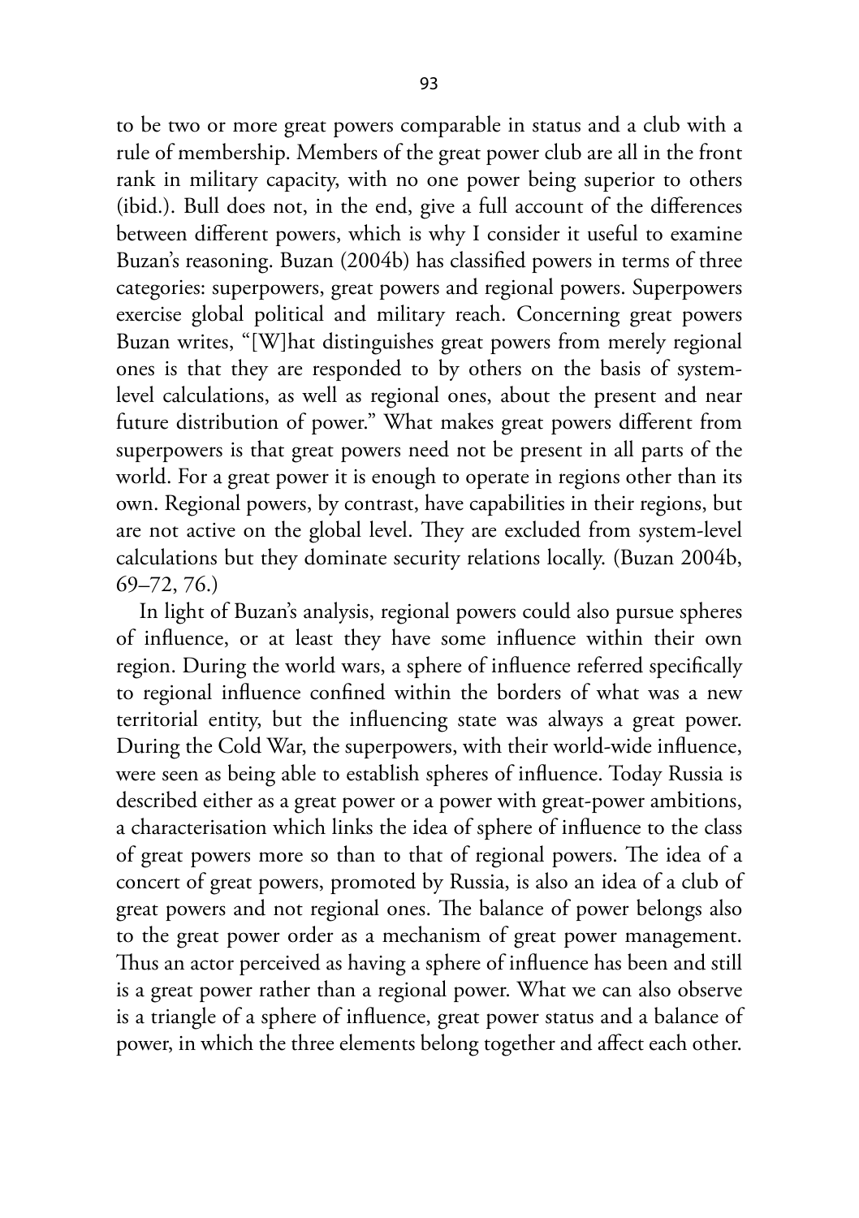to be two or more great powers comparable in status and a club with a rule of membership. Members of the great power club are all in the front rank in military capacity, with no one power being superior to others (ibid.). Bull does not, in the end, give a full account of the differences between different powers, which is why I consider it useful to examine Buzan's reasoning. Buzan (2004b) has classified powers in terms of three categories: superpowers, great powers and regional powers. Superpowers exercise global political and military reach. Concerning great powers Buzan writes, "[W]hat distinguishes great powers from merely regional ones is that they are responded to by others on the basis of system-level calculations, as well as regional ones, about the present and near future distribution of power." What makes great powers different from superpowers is that great powers need not be present in all parts of the world. For a great power it is enough to operate in regions other than its own. Regional powers, by contrast, have capabilities in their regions, but are not active on the global level. They are excluded from system-level calculations but they dominate security relations locally. (Buzan 2004b, 69–72, 76.)

In light of Buzan's analysis, regional powers could also pursue spheres of influence, or at least they have some influence within their own region. During the world wars, a sphere of influence referred specifically to regional influence confined within the borders of what was a new territorial entity, but the influencing state was always a great power. During the Cold War, the superpowers, with their world-wide influence, were seen as being able to establish spheres of influence. Today Russia is described either as a great power or a power with great-power ambitions, a characterisation which links the idea of sphere of influence to the class of great powers more so than to that of regional powers. The idea of a concert of great powers, promoted by Russia, is also an idea of a club of great powers and not regional ones. The balance of power belongs also to the great power order as a mechanism of great power management. Thus an actor perceived as having a sphere of influence has been and still is a great power rather than a regional power. What we can also observe is a triangle of a sphere of influence, great power status and a balance of power, in which the three elements belong together and affect each other.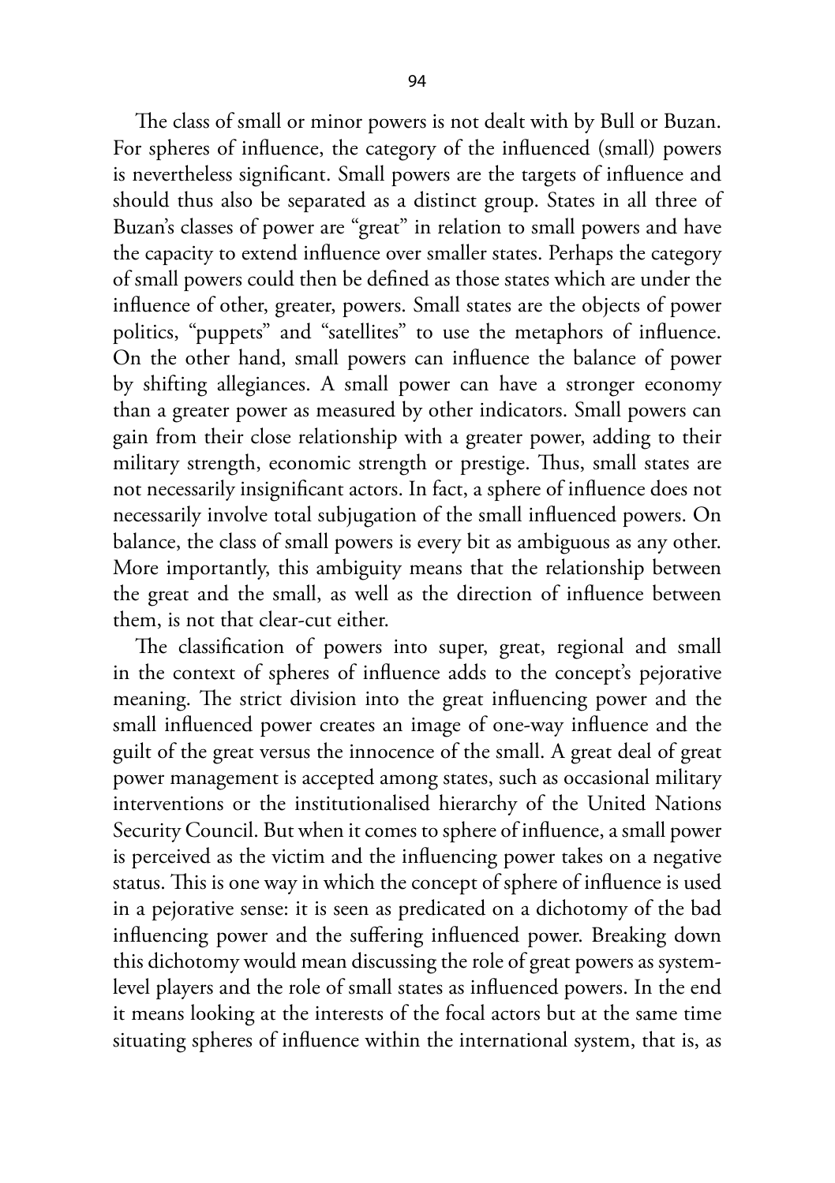The class of small or minor powers is not dealt with by Bull or Buzan. For spheres of influence, the category of the influenced (small) powers is nevertheless significant. Small powers are the targets of influence and should thus also be separated as a distinct group. States in all three of Buzan's classes of power are "great" in relation to small powers and have the capacity to extend influence over smaller states. Perhaps the category of small powers could then be defined as those states which are under the influence of other, greater, powers. Small states are the objects of power politics, "puppets" and "satellites" to use the metaphors of influence. On the other hand, small powers can influence the balance of power by shifting allegiances. A small power can have a stronger economy than a greater power as measured by other indicators. Small powers can gain from their close relationship with a greater power, adding to their military strength, economic strength or prestige. Thus, small states are not necessarily insignificant actors. In fact, a sphere of influence does not necessarily involve total subjugation of the small influenced powers. On balance, the class of small powers is every bit as ambiguous as any other. More importantly, this ambiguity means that the relationship between the great and the small, as well as the direction of influence between them, is not that clear-cut either.

The classification of powers into super, great, regional and small in the context of spheres of influence adds to the concept's pejorative meaning. The strict division into the great influencing power and the small influenced power creates an image of one-way influence and the guilt of the great versus the innocence of the small. A great deal of great power management is accepted among states, such as occasional military interventions or the institutionalised hierarchy of the United Nations Security Council. But when it comes to sphere of influence, a small power is perceived as the victim and the influencing power takes on a negative status. This is one way in which the concept of sphere of influence is used in a pejorative sense: it is seen as predicated on a dichotomy of the bad influencing power and the suffering influenced power. Breaking down this dichotomy would mean discussing the role of great powers as system-level players and the role of small states as influenced powers. In the end it means looking at the interests of the focal actors but at the same time situating spheres of influence within the international system, that is, as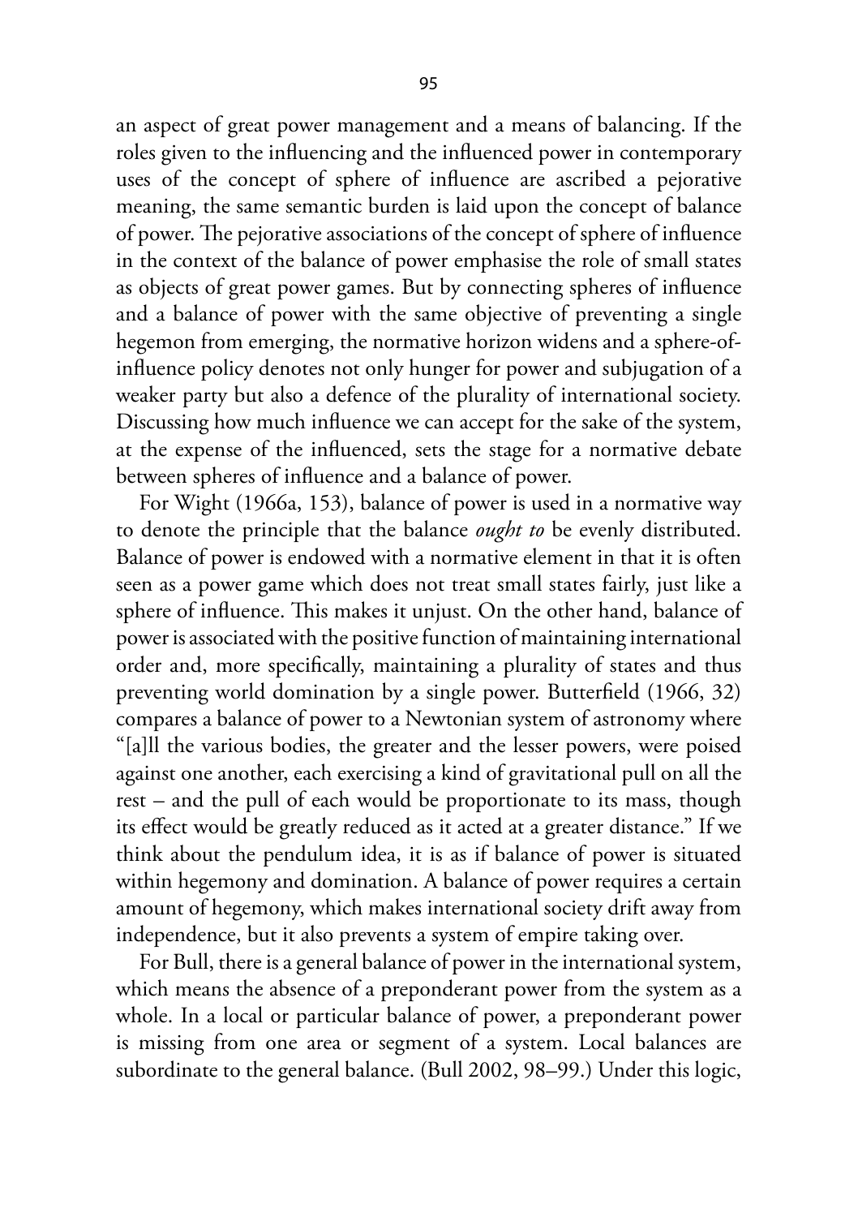an aspect of great power management and a means of balancing. If the roles given to the influencing and the influenced power in contemporary uses of the concept of sphere of influence are ascribed a pejorative meaning, the same semantic burden is laid upon the concept of balance of power. The pejorative associations of the concept of sphere of influence in the context of the balance of power emphasise the role of small states as objects of great power games. But by connecting spheres of influence and a balance of power with the same objective of preventing a single hegemon from emerging, the normative horizon widens and a sphere-of-influence policy denotes not only hunger for power and subjugation of a weaker party but also a defence of the plurality of international society. Discussing how much influence we can accept for the sake of the system, at the expense of the influenced, sets the stage for a normative debate between spheres of influence and a balance of power.

For Wight (1966a, 153), balance of power is used in a normative way to denote the principle that the balance *ought to* be evenly distributed. Balance of power is endowed with a normative element in that it is often seen as a power game which does not treat small states fairly, just like a sphere of influence. This makes it unjust. On the other hand, balance of power is associated with the positive function of maintaining international order and, more specifically, maintaining a plurality of states and thus preventing world domination by a single power. Butterfield (1966, 32) compares a balance of power to a Newtonian system of astronomy where "[a]ll the various bodies, the greater and the lesser powers, were poised against one another, each exercising a kind of gravitational pull on all the rest – and the pull of each would be proportionate to its mass, though its effect would be greatly reduced as it acted at a greater distance." If we think about the pendulum idea, it is as if balance of power is situated within hegemony and domination. A balance of power requires a certain amount of hegemony, which makes international society drift away from independence, but it also prevents a system of empire taking over.

For Bull, there is a general balance of power in the international system, which means the absence of a preponderant power from the system as a whole. In a local or particular balance of power, a preponderant power is missing from one area or segment of a system. Local balances are subordinate to the general balance. (Bull 2002, 98–99.) Under this logic,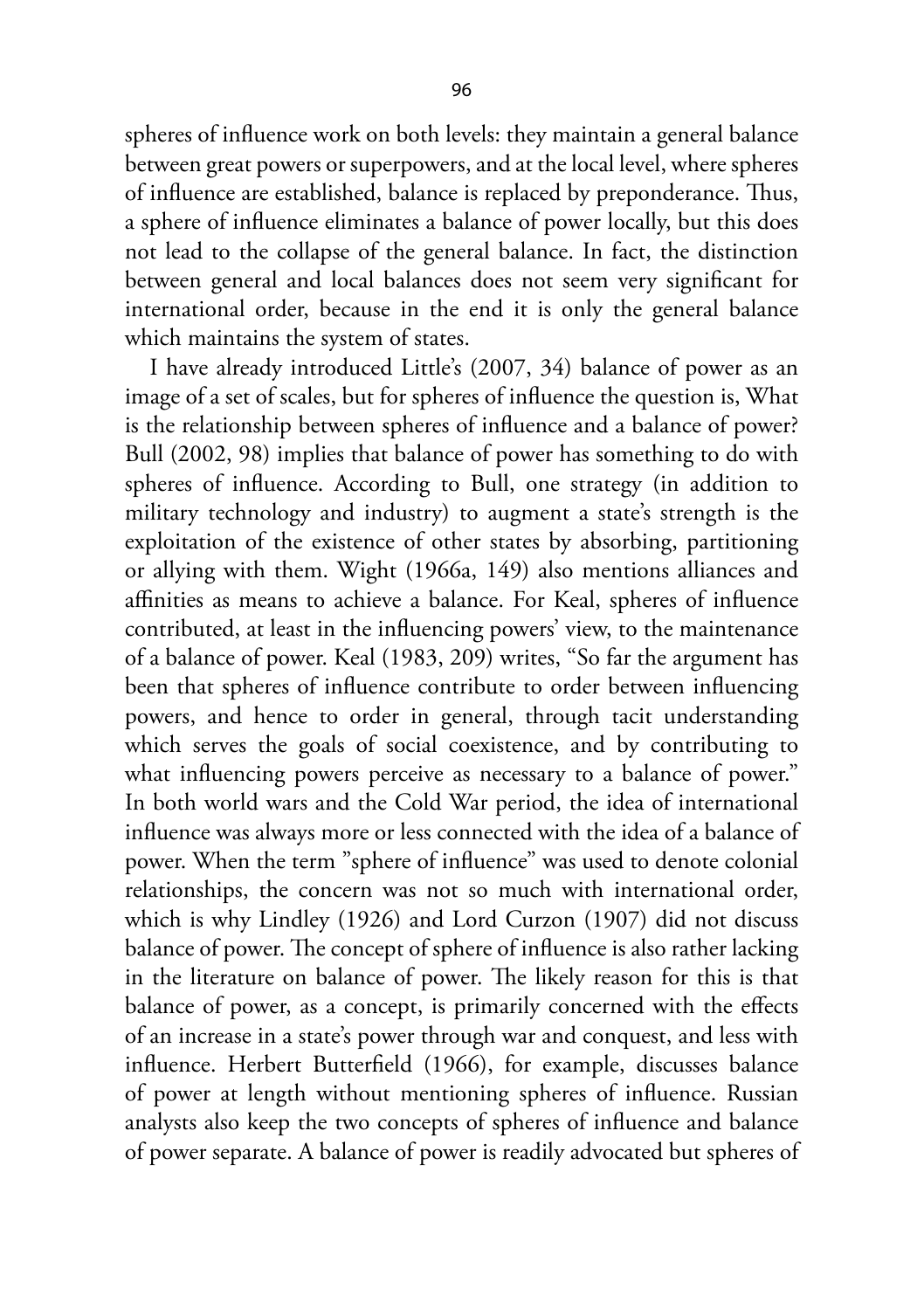spheres of influence work on both levels: they maintain a general balance between great powers or superpowers, and at the local level, where spheres of influence are established, balance is replaced by preponderance. Thus, a sphere of influence eliminates a balance of power locally, but this does not lead to the collapse of the general balance. In fact, the distinction between general and local balances does not seem very significant for international order, because in the end it is only the general balance which maintains the system of states.

I have already introduced Little's (2007, 34) balance of power as an image of a set of scales, but for spheres of influence the question is, What is the relationship between spheres of influence and a balance of power? Bull (2002, 98) implies that balance of power has something to do with spheres of influence. According to Bull, one strategy (in addition to military technology and industry) to augment a state's strength is the exploitation of the existence of other states by absorbing, partitioning or allying with them. Wight (1966a, 149) also mentions alliances and affinities as means to achieve a balance. For Keal, spheres of influence contributed, at least in the influencing powers' view, to the maintenance of a balance of power. Keal (1983, 209) writes, "So far the argument has been that spheres of influence contribute to order between influencing powers, and hence to order in general, through tacit understanding which serves the goals of social coexistence, and by contributing to what influencing powers perceive as necessary to a balance of power." In both world wars and the Cold War period, the idea of international influence was always more or less connected with the idea of a balance of power. When the term "sphere of influence" was used to denote colonial relationships, the concern was not so much with international order, which is why Lindley (1926) and Lord Curzon (1907) did not discuss balance of power. The concept of sphere of influence is also rather lacking in the literature on balance of power. The likely reason for this is that balance of power, as a concept, is primarily concerned with the effects of an increase in a state's power through war and conquest, and less with influence. Herbert Butterfield (1966), for example, discusses balance of power at length without mentioning spheres of influence. Russian analysts also keep the two concepts of spheres of influence and balance of power separate. A balance of power is readily advocated but spheres of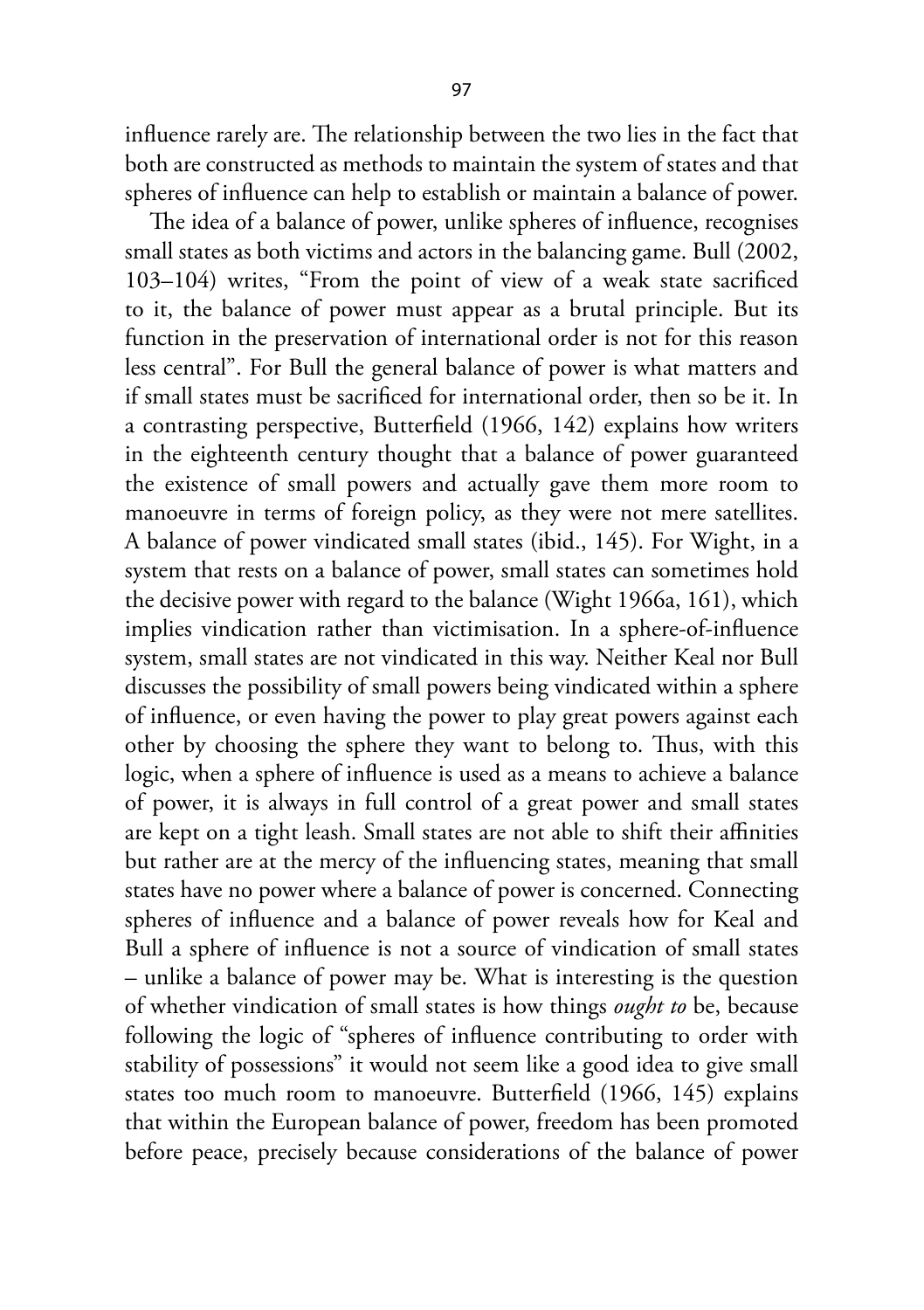influence rarely are. The relationship between the two lies in the fact that both are constructed as methods to maintain the system of states and that spheres of influence can help to establish or maintain a balance of power.

The idea of a balance of power, unlike spheres of influence, recognises small states as both victims and actors in the balancing game. Bull (2002, 103–104) writes, "From the point of view of a weak state sacrificed to it, the balance of power must appear as a brutal principle. But its function in the preservation of international order is not for this reason less central". For Bull the general balance of power is what matters and if small states must be sacrificed for international order, then so be it. In a contrasting perspective, Butterfield (1966, 142) explains how writers in the eighteenth century thought that a balance of power guaranteed the existence of small powers and actually gave them more room to manoeuvre in terms of foreign policy, as they were not mere satellites. A balance of power vindicated small states (ibid., 145). For Wight, in a system that rests on a balance of power, small states can sometimes hold the decisive power with regard to the balance (Wight 1966a, 161), which implies vindication rather than victimisation. In a sphere-of-influence system, small states are not vindicated in this way. Neither Keal nor Bull discusses the possibility of small powers being vindicated within a sphere of influence, or even having the power to play great powers against each other by choosing the sphere they want to belong to. Thus, with this logic, when a sphere of influence is used as a means to achieve a balance of power, it is always in full control of a great power and small states are kept on a tight leash. Small states are not able to shift their affinities but rather are at the mercy of the influencing states, meaning that small states have no power where a balance of power is concerned. Connecting spheres of influence and a balance of power reveals how for Keal and Bull a sphere of influence is not a source of vindication of small states – unlike a balance of power may be. What is interesting is the question of whether vindication of small states is how things *ought to* be, because following the logic of "spheres of influence contributing to order with stability of possessions" it would not seem like a good idea to give small states too much room to manoeuvre. Butterfield (1966, 145) explains that within the European balance of power, freedom has been promoted before peace, precisely because considerations of the balance of power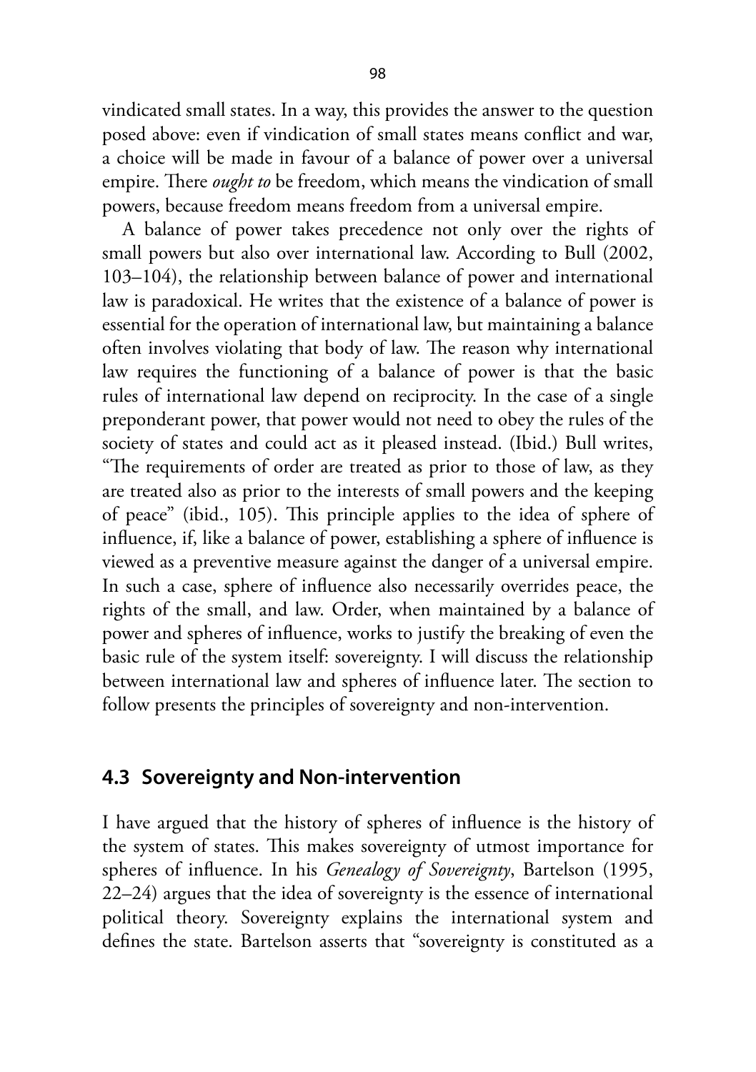vindicated small states. In a way, this provides the answer to the question posed above: even if vindication of small states means conflict and war, a choice will be made in favour of a balance of power over a universal empire. There *ought to* be freedom, which means the vindication of small powers, because freedom means freedom from a universal empire.

A balance of power takes precedence not only over the rights of small powers but also over international law. According to Bull (2002, 103–104), the relationship between balance of power and international law is paradoxical. He writes that the existence of a balance of power is essential for the operation of international law, but maintaining a balance often involves violating that body of law. The reason why international law requires the functioning of a balance of power is that the basic rules of international law depend on reciprocity. In the case of a single preponderant power, that power would not need to obey the rules of the society of states and could act as it pleased instead. (Ibid.) Bull writes, "The requirements of order are treated as prior to those of law, as they are treated also as prior to the interests of small powers and the keeping of peace" (ibid., 105). This principle applies to the idea of sphere of influence, if, like a balance of power, establishing a sphere of influence is viewed as a preventive measure against the danger of a universal empire. In such a case, sphere of influence also necessarily overrides peace, the rights of the small, and law. Order, when maintained by a balance of power and spheres of influence, works to justify the breaking of even the basic rule of the system itself: sovereignty. I will discuss the relationship between international law and spheres of influence later. The section to follow presents the principles of sovereignty and non-intervention.

## 4.3 Sovereignty and Non-intervention

I have argued that the history of spheres of influence is the history of the system of states. This makes sovereignty of utmost importance for spheres of influence. In his *Genealogy of Sovereignty*, Bartelson (1995, 22–24) argues that the idea of sovereignty is the essence of international political theory. Sovereignty explains the international system and defines the state. Bartelson asserts that "sovereignty is constituted as a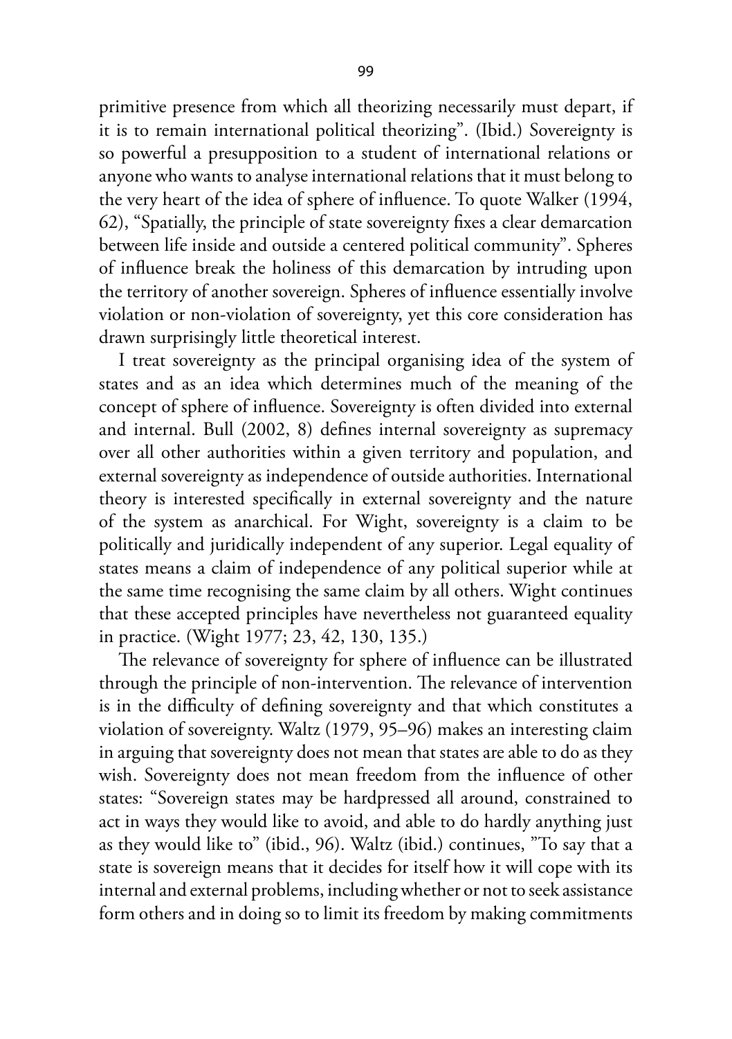primitive presence from which all theorizing necessarily must depart, if it is to remain international political theorizing". (Ibid.) Sovereignty is so powerful a presupposition to a student of international relations or anyone who wants to analyse international relations that it must belong to the very heart of the idea of sphere of influence. To quote Walker (1994, 62), "Spatially, the principle of state sovereignty fixes a clear demarcation between life inside and outside a centered political community". Spheres of influence break the holiness of this demarcation by intruding upon the territory of another sovereign. Spheres of influence essentially involve violation or non-violation of sovereignty, yet this core consideration has drawn surprisingly little theoretical interest.

I treat sovereignty as the principal organising idea of the system of states and as an idea which determines much of the meaning of the concept of sphere of influence. Sovereignty is often divided into external and internal. Bull (2002, 8) defines internal sovereignty as supremacy over all other authorities within a given territory and population, and external sovereignty as independence of outside authorities. International theory is interested specifically in external sovereignty and the nature of the system as anarchical. For Wight, sovereignty is a claim to be politically and juridically independent of any superior. Legal equality of states means a claim of independence of any political superior while at the same time recognising the same claim by all others. Wight continues that these accepted principles have nevertheless not guaranteed equality in practice. (Wight 1977; 23, 42, 130, 135.)

The relevance of sovereignty for sphere of influence can be illustrated through the principle of non-intervention. The relevance of intervention is in the difficulty of defining sovereignty and that which constitutes a violation of sovereignty. Waltz (1979, 95–96) makes an interesting claim in arguing that sovereignty does not mean that states are able to do as they wish. Sovereignty does not mean freedom from the influence of other states: "Sovereign states may be hardpressed all around, constrained to act in ways they would like to avoid, and able to do hardly anything just as they would like to" (ibid., 96). Waltz (ibid.) continues, "To say that a state is sovereign means that it decides for itself how it will cope with its internal and external problems, including whether or not to seek assistance form others and in doing so to limit its freedom by making commitments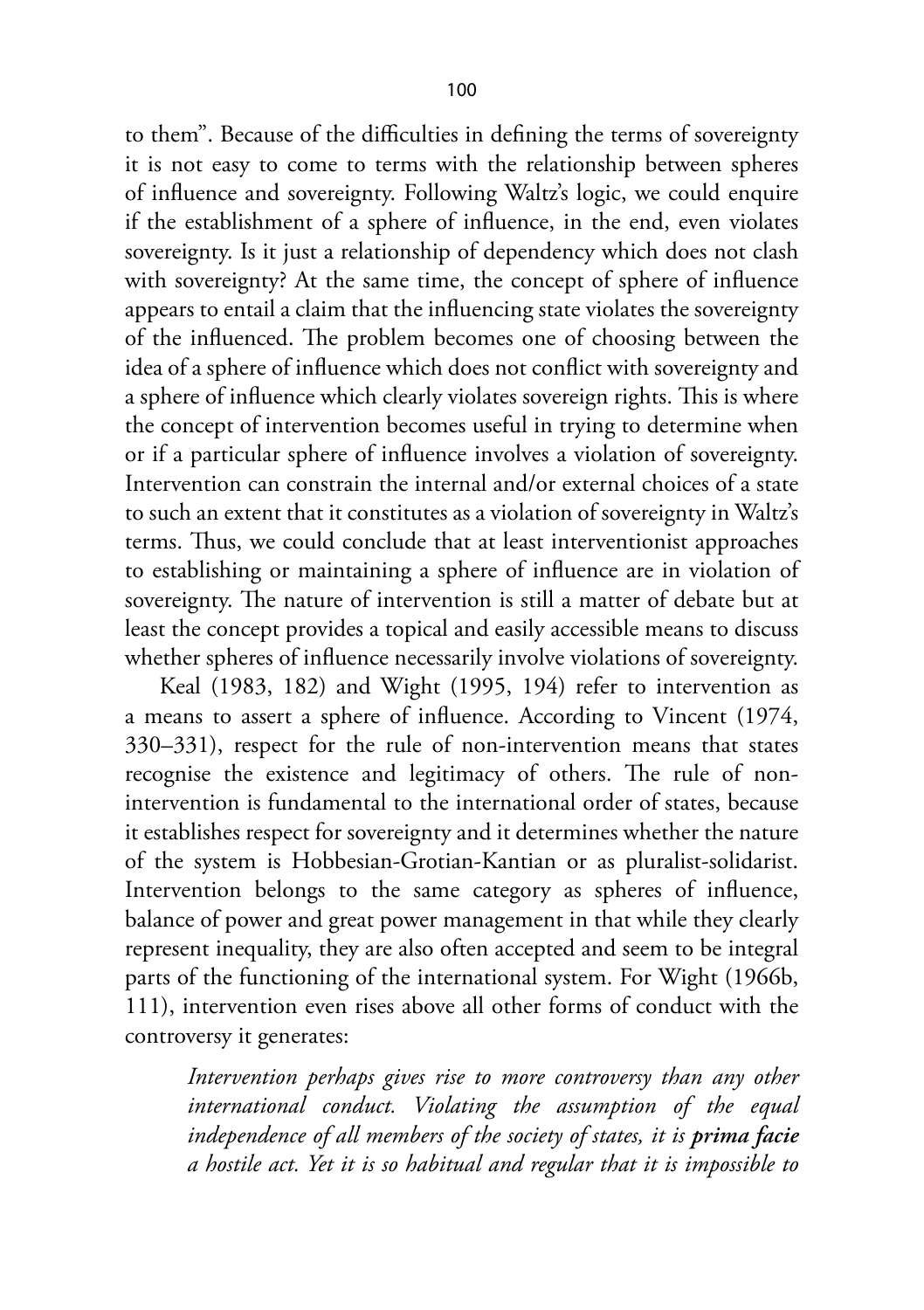to them". Because of the difficulties in defining the terms of sovereignty it is not easy to come to terms with the relationship between spheres of influence and sovereignty. Following Waltz's logic, we could enquire if the establishment of a sphere of influence, in the end, even violates sovereignty. Is it just a relationship of dependency which does not clash with sovereignty? At the same time, the concept of sphere of influence appears to entail a claim that the influencing state violates the sovereignty of the influenced. The problem becomes one of choosing between the idea of a sphere of influence which does not conflict with sovereignty and a sphere of influence which clearly violates sovereign rights. This is where the concept of intervention becomes useful in trying to determine when or if a particular sphere of influence involves a violation of sovereignty. Intervention can constrain the internal and/or external choices of a state to such an extent that it constitutes as a violation of sovereignty in Waltz's terms. Thus, we could conclude that at least interventionist approaches to establishing or maintaining a sphere of influence are in violation of sovereignty. The nature of intervention is still a matter of debate but at least the concept provides a topical and easily accessible means to discuss whether spheres of influence necessarily involve violations of sovereignty.

Keal (1983, 182) and Wight (1995, 194) refer to intervention as a means to assert a sphere of influence. According to Vincent (1974, 330–331), respect for the rule of non-intervention means that states recognise the existence and legitimacy of others. The rule of non-intervention is fundamental to the international order of states, because it establishes respect for sovereignty and it determines whether the nature of the system is Hobbesian-Grotian-Kantian or as pluralist-solidarist. Intervention belongs to the same category as spheres of influence, balance of power and great power management in that while they clearly represent inequality, they are also often accepted and seem to be integral parts of the functioning of the international system. For Wight (1966b, 111), intervention even rises above all other forms of conduct with the controversy it generates:

> *Intervention perhaps gives rise to more controversy than any other international conduct. Violating the assumption of the equal independence of all members of the society of states, it is **prima facie** a hostile act. Yet it is so habitual and regular that it is impossible to*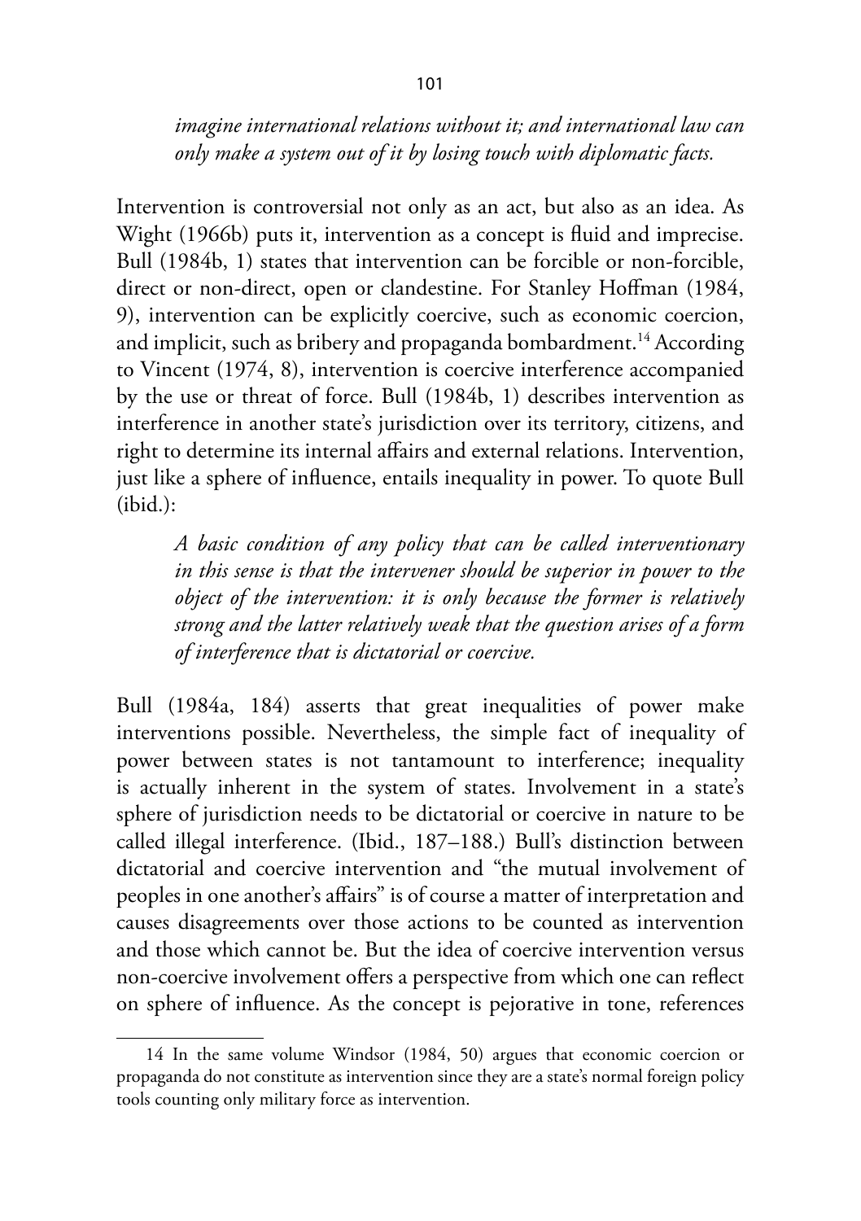*imagine international relations without it; and international law can only make a system out of it by losing touch with diplomatic facts.*

Intervention is controversial not only as an act, but also as an idea. As Wight (1966b) puts it, intervention as a concept is fluid and imprecise. Bull (1984b, 1) states that intervention can be forcible or non-forcible, direct or non-direct, open or clandestine. For Stanley Hoffman (1984, 9), intervention can be explicitly coercive, such as economic coercion, and implicit, such as bribery and propaganda bombardment.[14] According to Vincent (1974, 8), intervention is coercive interference accompanied by the use or threat of force. Bull (1984b, 1) describes intervention as interference in another state's jurisdiction over its territory, citizens, and right to determine its internal affairs and external relations. Intervention, just like a sphere of influence, entails inequality in power. To quote Bull (ibid.):

> *A basic condition of any policy that can be called interventionary in this sense is that the intervener should be superior in power to the object of the intervention: it is only because the former is relatively strong and the latter relatively weak that the question arises of a form of interference that is dictatorial or coercive.*

Bull (1984a, 184) asserts that great inequalities of power make interventions possible. Nevertheless, the simple fact of inequality of power between states is not tantamount to interference; inequality is actually inherent in the system of states. Involvement in a state's sphere of jurisdiction needs to be dictatorial or coercive in nature to be called illegal interference. (Ibid., 187–188.) Bull's distinction between dictatorial and coercive intervention and "the mutual involvement of peoples in one another's affairs" is of course a matter of interpretation and causes disagreements over those actions to be counted as intervention and those which cannot be. But the idea of coercive intervention versus non-coercive involvement offers a perspective from which one can reflect on sphere of influence. As the concept is pejorative in tone, references

---

14 In the same volume Windsor (1984, 50) argues that economic coercion or propaganda do not constitute as intervention since they are a state's normal foreign policy tools counting only military force as intervention.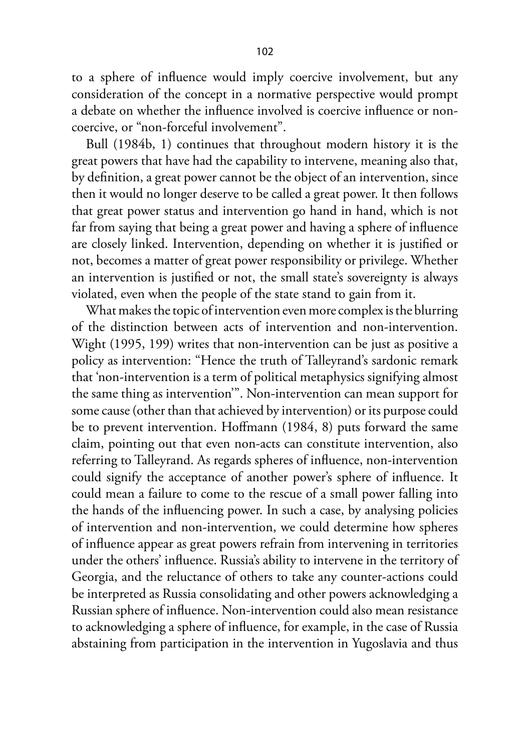to a sphere of influence would imply coercive involvement, but any consideration of the concept in a normative perspective would prompt a debate on whether the influence involved is coercive influence or non-coercive, or "non-forceful involvement".

Bull (1984b, 1) continues that throughout modern history it is the great powers that have had the capability to intervene, meaning also that, by definition, a great power cannot be the object of an intervention, since then it would no longer deserve to be called a great power. It then follows that great power status and intervention go hand in hand, which is not far from saying that being a great power and having a sphere of influence are closely linked. Intervention, depending on whether it is justified or not, becomes a matter of great power responsibility or privilege. Whether an intervention is justified or not, the small state's sovereignty is always violated, even when the people of the state stand to gain from it.

What makes the topic of intervention even more complex is the blurring of the distinction between acts of intervention and non-intervention. Wight (1995, 199) writes that non-intervention can be just as positive a policy as intervention: "Hence the truth of Talleyrand's sardonic remark that 'non-intervention is a term of political metaphysics signifying almost the same thing as intervention'". Non-intervention can mean support for some cause (other than that achieved by intervention) or its purpose could be to prevent intervention. Hoffmann (1984, 8) puts forward the same claim, pointing out that even non-acts can constitute intervention, also referring to Talleyrand. As regards spheres of influence, non-intervention could signify the acceptance of another power's sphere of influence. It could mean a failure to come to the rescue of a small power falling into the hands of the influencing power. In such a case, by analysing policies of intervention and non-intervention, we could determine how spheres of influence appear as great powers refrain from intervening in territories under the others' influence. Russia's ability to intervene in the territory of Georgia, and the reluctance of others to take any counter-actions could be interpreted as Russia consolidating and other powers acknowledging a Russian sphere of influence. Non-intervention could also mean resistance to acknowledging a sphere of influence, for example, in the case of Russia abstaining from participation in the intervention in Yugoslavia and thus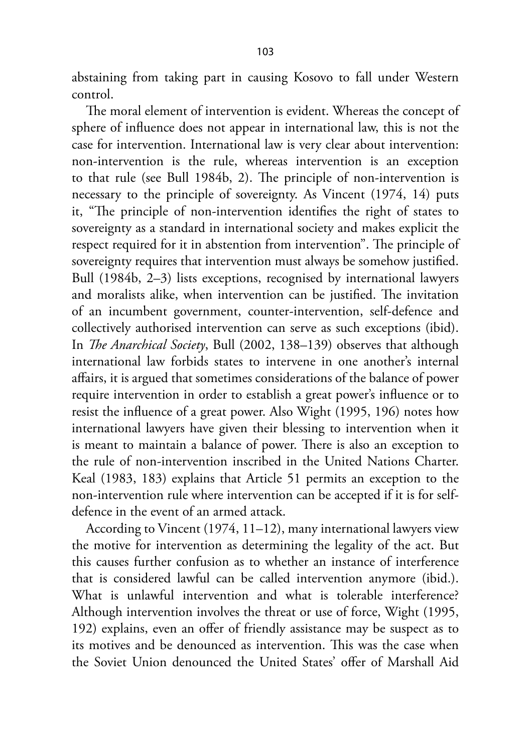abstaining from taking part in causing Kosovo to fall under Western control.

The moral element of intervention is evident. Whereas the concept of sphere of influence does not appear in international law, this is not the case for intervention. International law is very clear about intervention: non-intervention is the rule, whereas intervention is an exception to that rule (see Bull 1984b, 2). The principle of non-intervention is necessary to the principle of sovereignty. As Vincent (1974, 14) puts it, "The principle of non-intervention identifies the right of states to sovereignty as a standard in international society and makes explicit the respect required for it in abstention from intervention". The principle of sovereignty requires that intervention must always be somehow justified. Bull (1984b, 2–3) lists exceptions, recognised by international lawyers and moralists alike, when intervention can be justified. The invitation of an incumbent government, counter-intervention, self-defence and collectively authorised intervention can serve as such exceptions (ibid). In *The Anarchical Society*, Bull (2002, 138–139) observes that although international law forbids states to intervene in one another's internal affairs, it is argued that sometimes considerations of the balance of power require intervention in order to establish a great power's influence or to resist the influence of a great power. Also Wight (1995, 196) notes how international lawyers have given their blessing to intervention when it is meant to maintain a balance of power. There is also an exception to the rule of non-intervention inscribed in the United Nations Charter. Keal (1983, 183) explains that Article 51 permits an exception to the non-intervention rule where intervention can be accepted if it is for self-defence in the event of an armed attack.

According to Vincent (1974, 11–12), many international lawyers view the motive for intervention as determining the legality of the act. But this causes further confusion as to whether an instance of interference that is considered lawful can be called intervention anymore (ibid.). What is unlawful intervention and what is tolerable interference? Although intervention involves the threat or use of force, Wight (1995, 192) explains, even an offer of friendly assistance may be suspect as to its motives and be denounced as intervention. This was the case when the Soviet Union denounced the United States' offer of Marshall Aid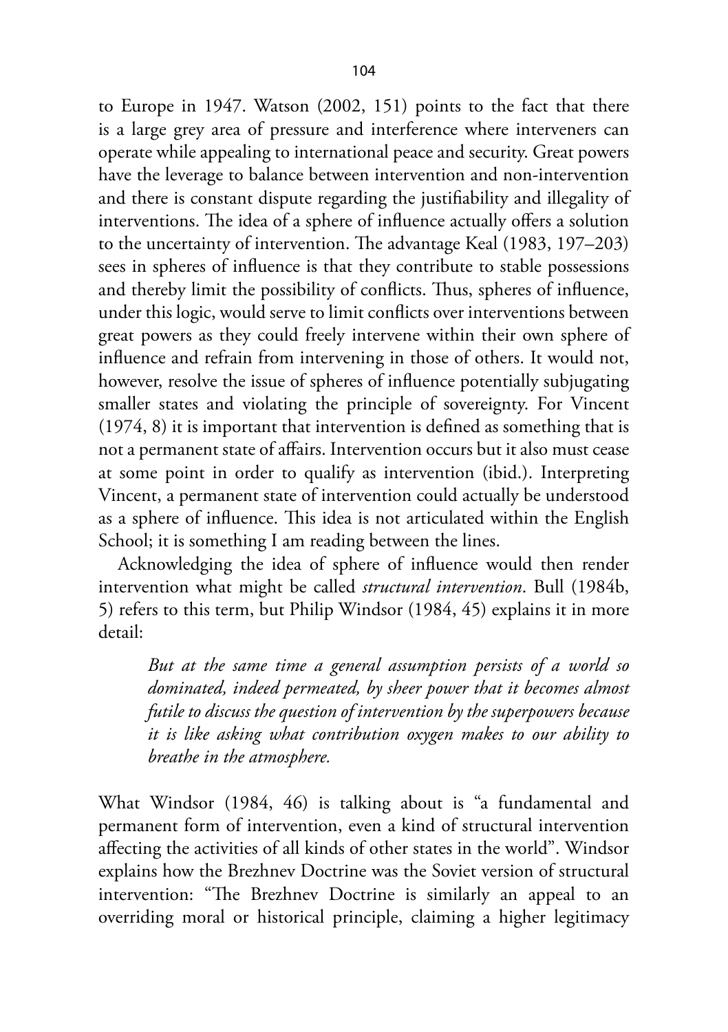to Europe in 1947. Watson (2002, 151) points to the fact that there is a large grey area of pressure and interference where interveners can operate while appealing to international peace and security. Great powers have the leverage to balance between intervention and non-intervention and there is constant dispute regarding the justifiability and illegality of interventions. The idea of a sphere of influence actually offers a solution to the uncertainty of intervention. The advantage Keal (1983, 197–203) sees in spheres of influence is that they contribute to stable possessions and thereby limit the possibility of conflicts. Thus, spheres of influence, under this logic, would serve to limit conflicts over interventions between great powers as they could freely intervene within their own sphere of influence and refrain from intervening in those of others. It would not, however, resolve the issue of spheres of influence potentially subjugating smaller states and violating the principle of sovereignty. For Vincent (1974, 8) it is important that intervention is defined as something that is not a permanent state of affairs. Intervention occurs but it also must cease at some point in order to qualify as intervention (ibid.). Interpreting Vincent, a permanent state of intervention could actually be understood as a sphere of influence. This idea is not articulated within the English School; it is something I am reading between the lines.

Acknowledging the idea of sphere of influence would then render intervention what might be called *structural intervention*. Bull (1984b, 5) refers to this term, but Philip Windsor (1984, 45) explains it in more detail:

> *But at the same time a general assumption persists of a world so dominated, indeed permeated, by sheer power that it becomes almost futile to discuss the question of intervention by the superpowers because it is like asking what contribution oxygen makes to our ability to breathe in the atmosphere.*

What Windsor (1984, 46) is talking about is "a fundamental and permanent form of intervention, even a kind of structural intervention affecting the activities of all kinds of other states in the world". Windsor explains how the Brezhnev Doctrine was the Soviet version of structural intervention: "The Brezhnev Doctrine is similarly an appeal to an overriding moral or historical principle, claiming a higher legitimacy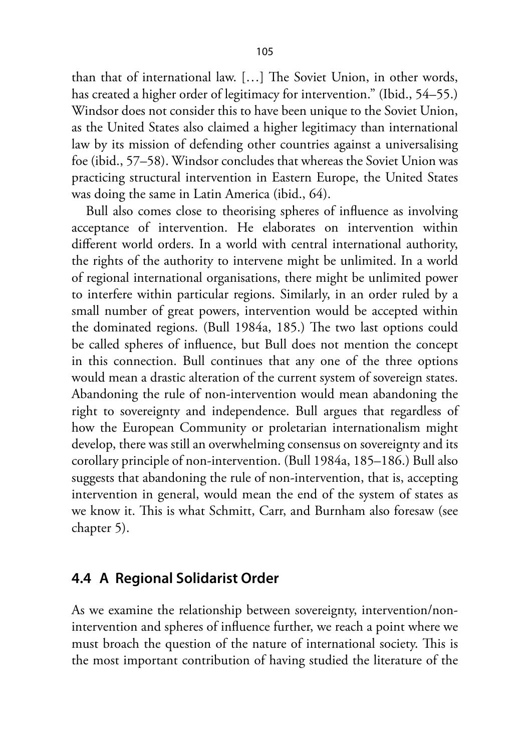than that of international law. […] The Soviet Union, in other words, has created a higher order of legitimacy for intervention." (Ibid., 54–55.) Windsor does not consider this to have been unique to the Soviet Union, as the United States also claimed a higher legitimacy than international law by its mission of defending other countries against a universalising foe (ibid., 57–58). Windsor concludes that whereas the Soviet Union was practicing structural intervention in Eastern Europe, the United States was doing the same in Latin America (ibid., 64).

Bull also comes close to theorising spheres of influence as involving acceptance of intervention. He elaborates on intervention within different world orders. In a world with central international authority, the rights of the authority to intervene might be unlimited. In a world of regional international organisations, there might be unlimited power to interfere within particular regions. Similarly, in an order ruled by a small number of great powers, intervention would be accepted within the dominated regions. (Bull 1984a, 185.) The two last options could be called spheres of influence, but Bull does not mention the concept in this connection. Bull continues that any one of the three options would mean a drastic alteration of the current system of sovereign states. Abandoning the rule of non-intervention would mean abandoning the right to sovereignty and independence. Bull argues that regardless of how the European Community or proletarian internationalism might develop, there was still an overwhelming consensus on sovereignty and its corollary principle of non-intervention. (Bull 1984a, 185–186.) Bull also suggests that abandoning the rule of non-intervention, that is, accepting intervention in general, would mean the end of the system of states as we know it. This is what Schmitt, Carr, and Burnham also foresaw (see chapter 5).

## 4.4 A Regional Solidarist Order

As we examine the relationship between sovereignty, intervention/non-intervention and spheres of influence further, we reach a point where we must broach the question of the nature of international society. This is the most important contribution of having studied the literature of the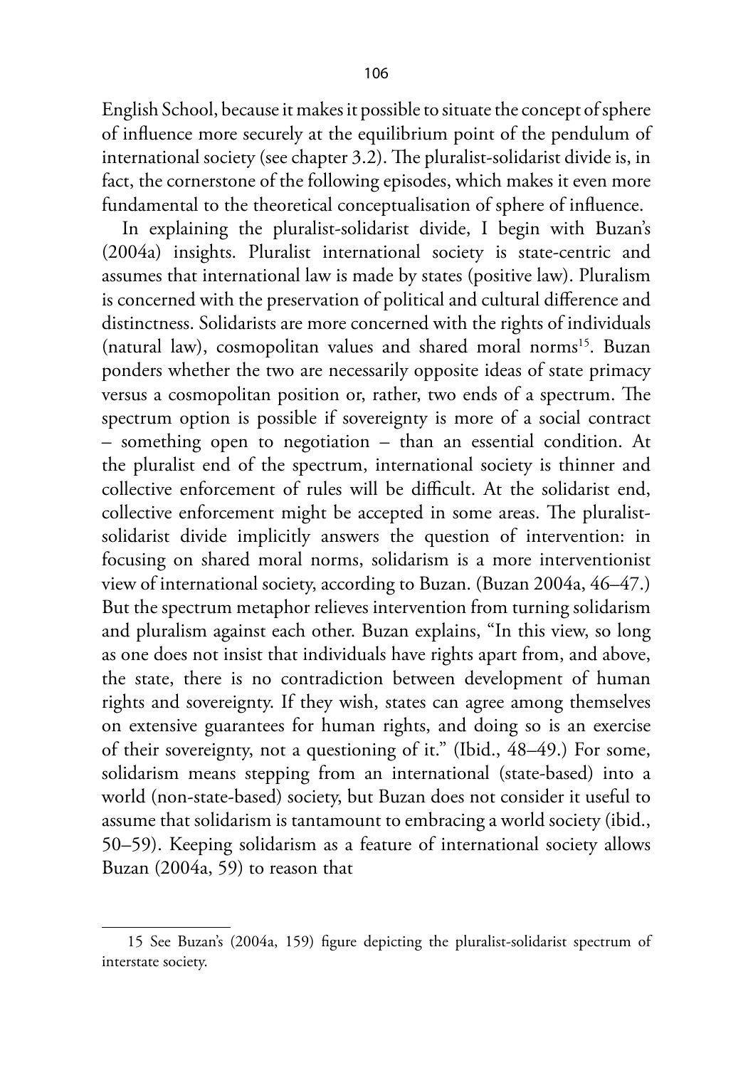English School, because it makes it possible to situate the concept of sphere of influence more securely at the equilibrium point of the pendulum of international society (see chapter 3.2). The pluralist-solidarist divide is, in fact, the cornerstone of the following episodes, which makes it even more fundamental to the theoretical conceptualisation of sphere of influence.

In explaining the pluralist-solidarist divide, I begin with Buzan's (2004a) insights. Pluralist international society is state-centric and assumes that international law is made by states (positive law). Pluralism is concerned with the preservation of political and cultural difference and distinctness. Solidarists are more concerned with the rights of individuals (natural law), cosmopolitan values and shared moral norms[15]. Buzan ponders whether the two are necessarily opposite ideas of state primacy versus a cosmopolitan position or, rather, two ends of a spectrum. The spectrum option is possible if sovereignty is more of a social contract – something open to negotiation – than an essential condition. At the pluralist end of the spectrum, international society is thinner and collective enforcement of rules will be difficult. At the solidarist end, collective enforcement might be accepted in some areas. The pluralist-solidarist divide implicitly answers the question of intervention: in focusing on shared moral norms, solidarism is a more interventionist view of international society, according to Buzan. (Buzan 2004a, 46–47.) But the spectrum metaphor relieves intervention from turning solidarism and pluralism against each other. Buzan explains, "In this view, so long as one does not insist that individuals have rights apart from, and above, the state, there is no contradiction between development of human rights and sovereignty. If they wish, states can agree among themselves on extensive guarantees for human rights, and doing so is an exercise of their sovereignty, not a questioning of it." (Ibid., 48–49.) For some, solidarism means stepping from an international (state-based) into a world (non-state-based) society, but Buzan does not consider it useful to assume that solidarism is tantamount to embracing a world society (ibid., 50–59). Keeping solidarism as a feature of international society allows Buzan (2004a, 59) to reason that

---

15 See Buzan's (2004a, 159) figure depicting the pluralist-solidarist spectrum of interstate society.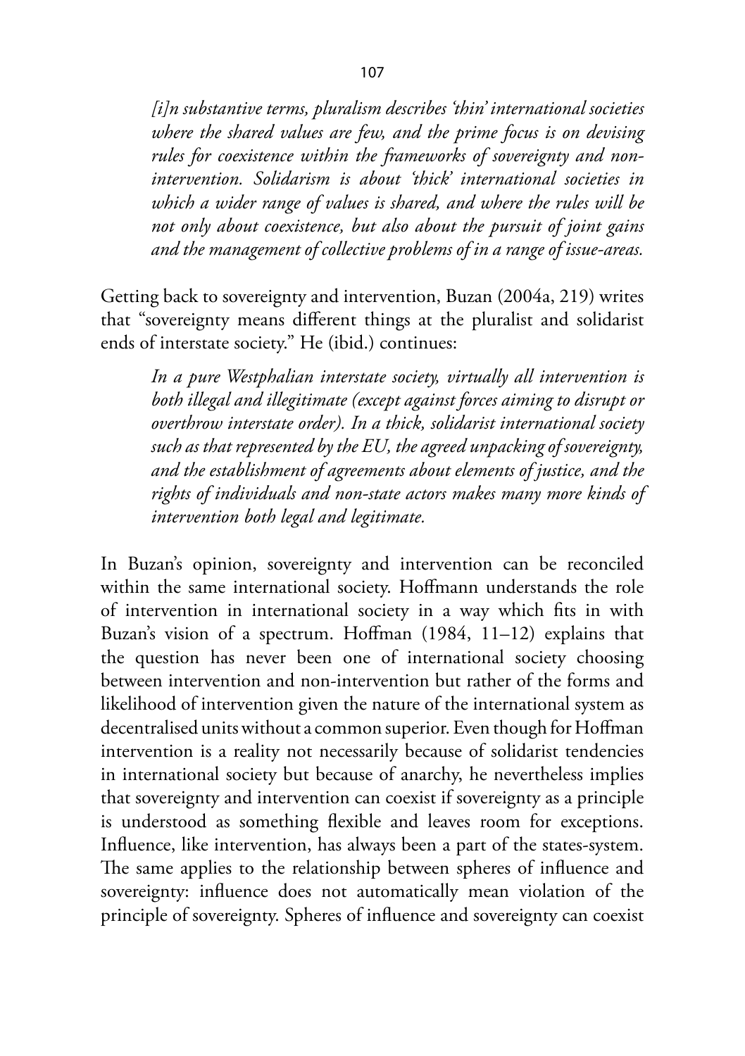> *[i]n substantive terms, pluralism describes 'thin' international societies where the shared values are few, and the prime focus is on devising rules for coexistence within the frameworks of sovereignty and non-intervention. Solidarism is about 'thick' international societies in which a wider range of values is shared, and where the rules will be not only about coexistence, but also about the pursuit of joint gains and the management of collective problems of in a range of issue-areas.*

Getting back to sovereignty and intervention, Buzan (2004a, 219) writes that "sovereignty means different things at the pluralist and solidarist ends of interstate society." He (ibid.) continues:

> *In a pure Westphalian interstate society, virtually all intervention is both illegal and illegitimate (except against forces aiming to disrupt or overthrow interstate order). In a thick, solidarist international society such as that represented by the EU, the agreed unpacking of sovereignty, and the establishment of agreements about elements of justice, and the rights of individuals and non-state actors makes many more kinds of intervention both legal and legitimate.*

In Buzan's opinion, sovereignty and intervention can be reconciled within the same international society. Hoffmann understands the role of intervention in international society in a way which fits in with Buzan's vision of a spectrum. Hoffman (1984, 11–12) explains that the question has never been one of international society choosing between intervention and non-intervention but rather of the forms and likelihood of intervention given the nature of the international system as decentralised units without a common superior. Even though for Hoffman intervention is a reality not necessarily because of solidarist tendencies in international society but because of anarchy, he nevertheless implies that sovereignty and intervention can coexist if sovereignty as a principle is understood as something flexible and leaves room for exceptions. Influence, like intervention, has always been a part of the states-system. The same applies to the relationship between spheres of influence and sovereignty: influence does not automatically mean violation of the principle of sovereignty. Spheres of influence and sovereignty can coexist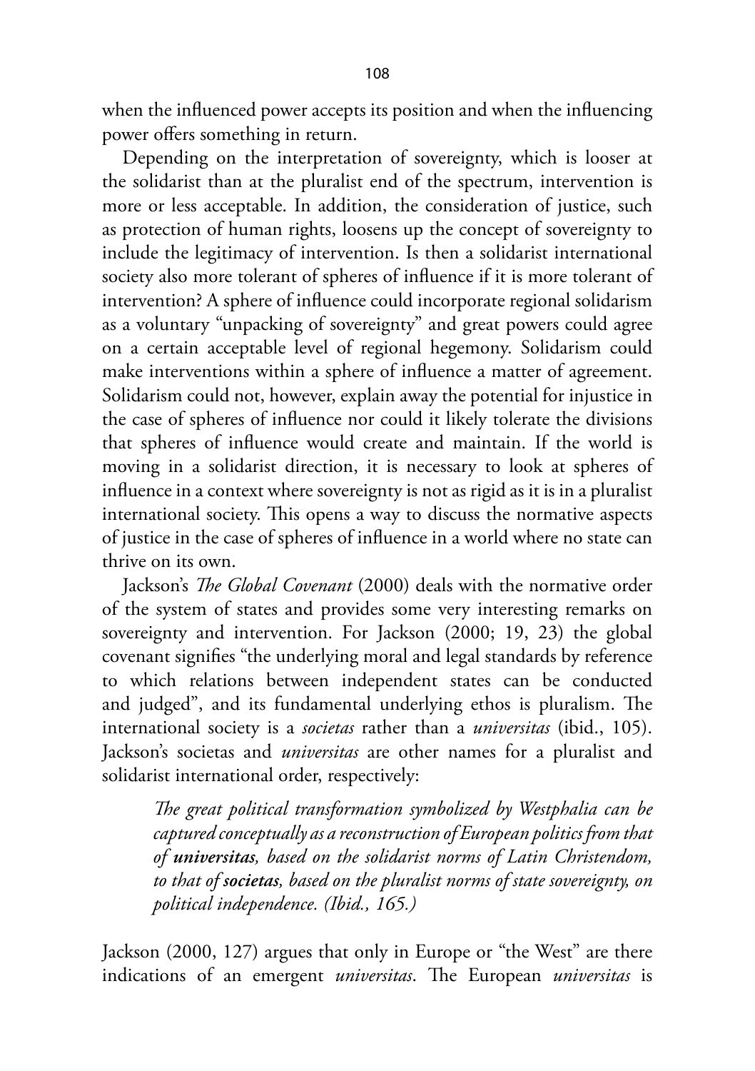when the influenced power accepts its position and when the influencing power offers something in return.

Depending on the interpretation of sovereignty, which is looser at the solidarist than at the pluralist end of the spectrum, intervention is more or less acceptable. In addition, the consideration of justice, such as protection of human rights, loosens up the concept of sovereignty to include the legitimacy of intervention. Is then a solidarist international society also more tolerant of spheres of influence if it is more tolerant of intervention? A sphere of influence could incorporate regional solidarism as a voluntary "unpacking of sovereignty" and great powers could agree on a certain acceptable level of regional hegemony. Solidarism could make interventions within a sphere of influence a matter of agreement. Solidarism could not, however, explain away the potential for injustice in the case of spheres of influence nor could it likely tolerate the divisions that spheres of influence would create and maintain. If the world is moving in a solidarist direction, it is necessary to look at spheres of influence in a context where sovereignty is not as rigid as it is in a pluralist international society. This opens a way to discuss the normative aspects of justice in the case of spheres of influence in a world where no state can thrive on its own.

Jackson's *The Global Covenant* (2000) deals with the normative order of the system of states and provides some very interesting remarks on sovereignty and intervention. For Jackson (2000; 19, 23) the global covenant signifies "the underlying moral and legal standards by reference to which relations between independent states can be conducted and judged", and its fundamental underlying ethos is pluralism. The international society is a *societas* rather than a *universitas* (ibid., 105). Jackson's societas and *universitas* are other names for a pluralist and solidarist international order, respectively:

> *The great political transformation symbolized by Westphalia can be captured conceptually as a reconstruction of European politics from that of **universitas**, based on the solidarist norms of Latin Christendom, to that of **societas**, based on the pluralist norms of state sovereignty, on political independence. (Ibid., 165.)*

Jackson (2000, 127) argues that only in Europe or "the West" are there indications of an emergent *universitas*. The European *universitas* is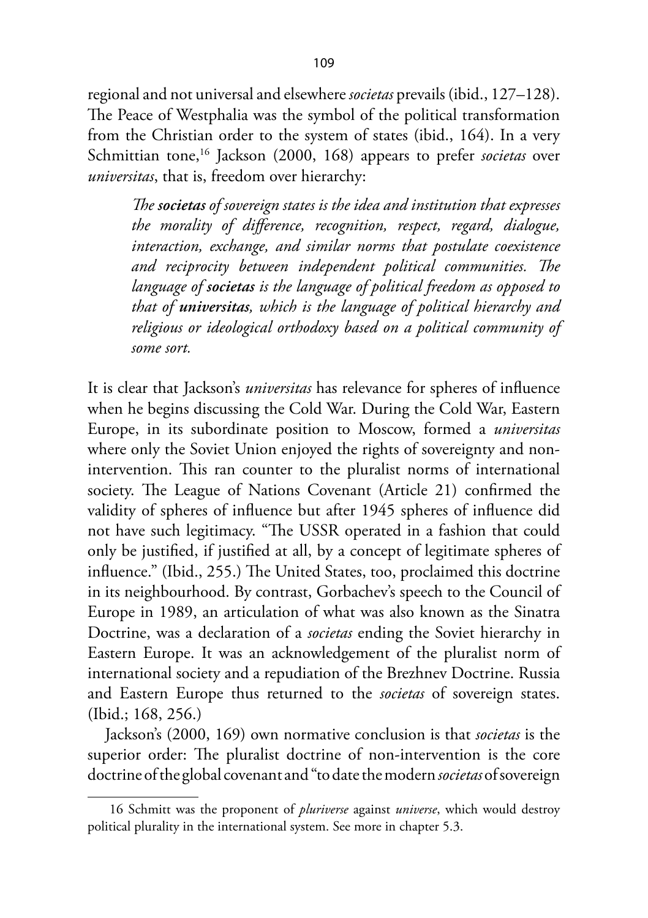regional and not universal and elsewhere *societas* prevails (ibid., 127–128). The Peace of Westphalia was the symbol of the political transformation from the Christian order to the system of states (ibid., 164). In a very Schmittian tone,[16] Jackson (2000, 168) appears to prefer *societas* over *universitas*, that is, freedom over hierarchy:

> *The **societas** of sovereign states is the idea and institution that expresses the morality of difference, recognition, respect, regard, dialogue, interaction, exchange, and similar norms that postulate coexistence and reciprocity between independent political communities. The language of **societas** is the language of political freedom as opposed to that of **universitas**, which is the language of political hierarchy and religious or ideological orthodoxy based on a political community of some sort.*

It is clear that Jackson's *universitas* has relevance for spheres of influence when he begins discussing the Cold War. During the Cold War, Eastern Europe, in its subordinate position to Moscow, formed a *universitas* where only the Soviet Union enjoyed the rights of sovereignty and non-intervention. This ran counter to the pluralist norms of international society. The League of Nations Covenant (Article 21) confirmed the validity of spheres of influence but after 1945 spheres of influence did not have such legitimacy. "The USSR operated in a fashion that could only be justified, if justified at all, by a concept of legitimate spheres of influence." (Ibid., 255.) The United States, too, proclaimed this doctrine in its neighbourhood. By contrast, Gorbachev's speech to the Council of Europe in 1989, an articulation of what was also known as the Sinatra Doctrine, was a declaration of a *societas* ending the Soviet hierarchy in Eastern Europe. It was an acknowledgement of the pluralist norm of international society and a repudiation of the Brezhnev Doctrine. Russia and Eastern Europe thus returned to the *societas* of sovereign states. (Ibid.; 168, 256.)

Jackson's (2000, 169) own normative conclusion is that *societas* is the superior order: The pluralist doctrine of non-intervention is the core doctrine of the global covenant and "to date the modern *societas* of sovereign

---

16 Schmitt was the proponent of *pluriverse* against *universe*, which would destroy political plurality in the international system. See more in chapter 5.3.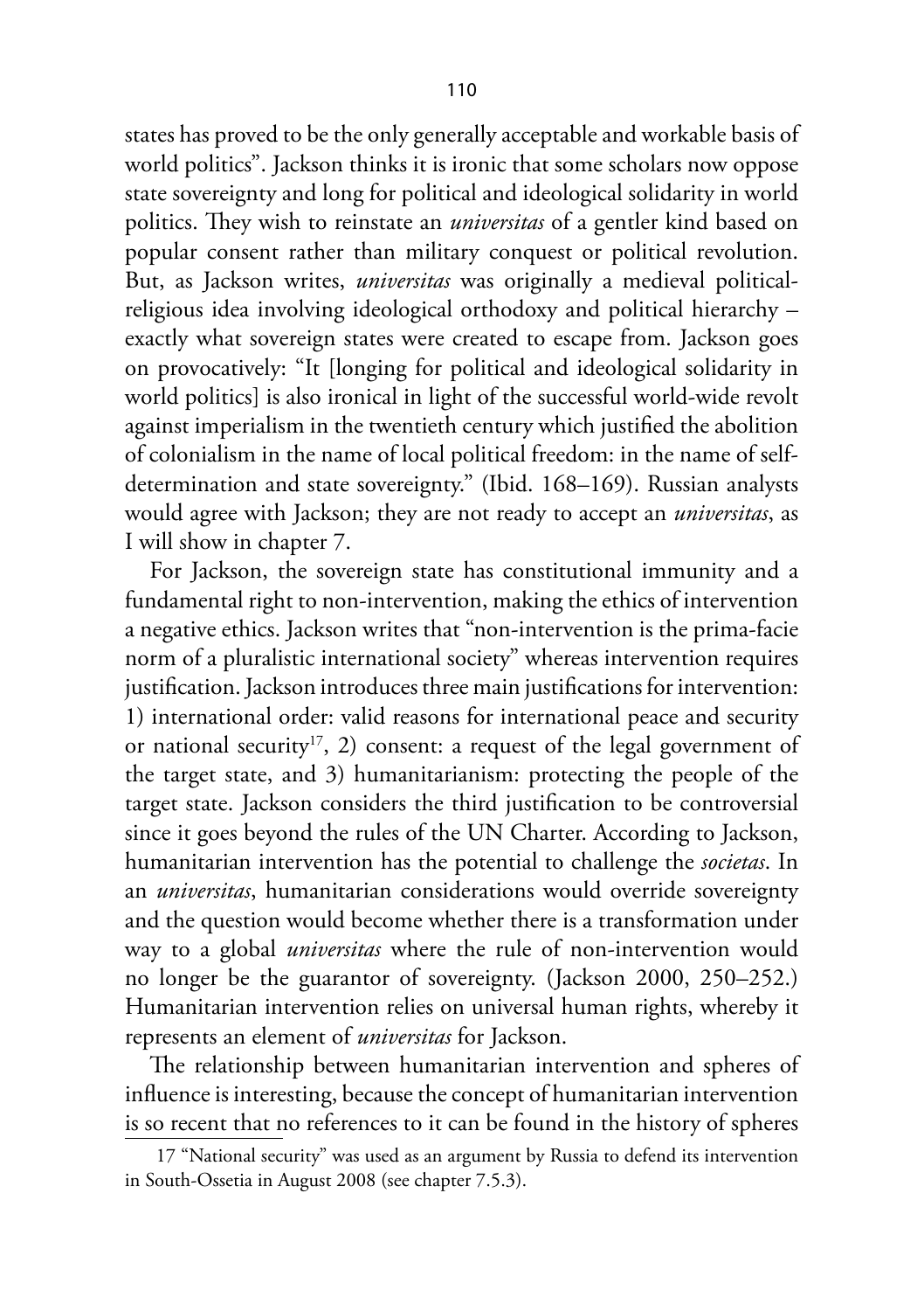states has proved to be the only generally acceptable and workable basis of world politics". Jackson thinks it is ironic that some scholars now oppose state sovereignty and long for political and ideological solidarity in world politics. They wish to reinstate an *universitas* of a gentler kind based on popular consent rather than military conquest or political revolution. But, as Jackson writes, *universitas* was originally a medieval political-religious idea involving ideological orthodoxy and political hierarchy – exactly what sovereign states were created to escape from. Jackson goes on provocatively: "It [longing for political and ideological solidarity in world politics] is also ironical in light of the successful world-wide revolt against imperialism in the twentieth century which justified the abolition of colonialism in the name of local political freedom: in the name of self-determination and state sovereignty." (Ibid. 168–169). Russian analysts would agree with Jackson; they are not ready to accept an *universitas*, as I will show in chapter 7.

For Jackson, the sovereign state has constitutional immunity and a fundamental right to non-intervention, making the ethics of intervention a negative ethics. Jackson writes that "non-intervention is the prima-facie norm of a pluralistic international society" whereas intervention requires justification. Jackson introduces three main justifications for intervention: 1) international order: valid reasons for international peace and security or national security[17], 2) consent: a request of the legal government of the target state, and 3) humanitarianism: protecting the people of the target state. Jackson considers the third justification to be controversial since it goes beyond the rules of the UN Charter. According to Jackson, humanitarian intervention has the potential to challenge the *societas*. In an *universitas*, humanitarian considerations would override sovereignty and the question would become whether there is a transformation under way to a global *universitas* where the rule of non-intervention would no longer be the guarantor of sovereignty. (Jackson 2000, 250–252.) Humanitarian intervention relies on universal human rights, whereby it represents an element of *universitas* for Jackson.

The relationship between humanitarian intervention and spheres of influence is interesting, because the concept of humanitarian intervention is so recent that no references to it can be found in the history of spheres

17 "National security" was used as an argument by Russia to defend its intervention in South-Ossetia in August 2008 (see chapter 7.5.3).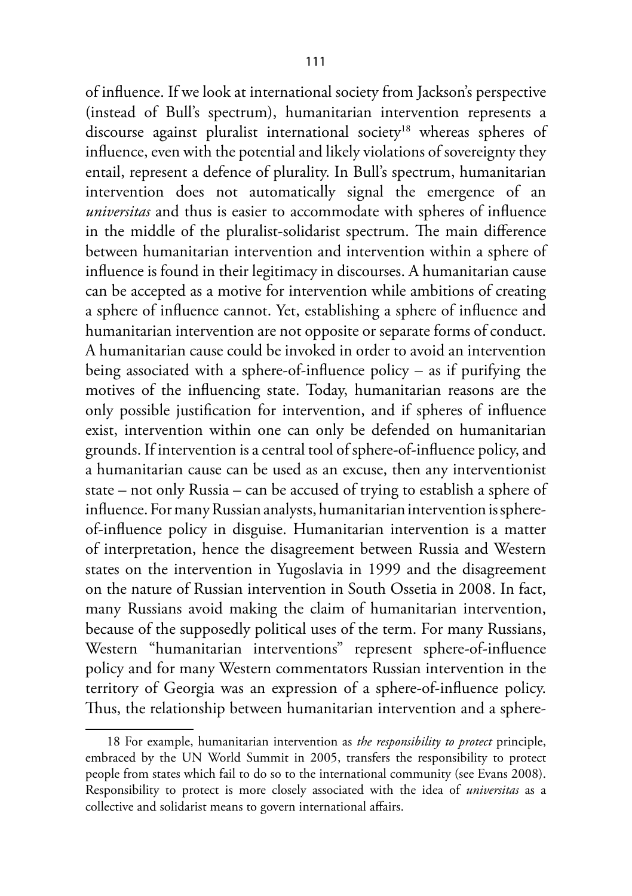of influence. If we look at international society from Jackson's perspective (instead of Bull's spectrum), humanitarian intervention represents a discourse against pluralist international society[18] whereas spheres of influence, even with the potential and likely violations of sovereignty they entail, represent a defence of plurality. In Bull's spectrum, humanitarian intervention does not automatically signal the emergence of an *universitas* and thus is easier to accommodate with spheres of influence in the middle of the pluralist-solidarist spectrum. The main difference between humanitarian intervention and intervention within a sphere of influence is found in their legitimacy in discourses. A humanitarian cause can be accepted as a motive for intervention while ambitions of creating a sphere of influence cannot. Yet, establishing a sphere of influence and humanitarian intervention are not opposite or separate forms of conduct. A humanitarian cause could be invoked in order to avoid an intervention being associated with a sphere-of-influence policy – as if purifying the motives of the influencing state. Today, humanitarian reasons are the only possible justification for intervention, and if spheres of influence exist, intervention within one can only be defended on humanitarian grounds. If intervention is a central tool of sphere-of-influence policy, and a humanitarian cause can be used as an excuse, then any interventionist state – not only Russia – can be accused of trying to establish a sphere of influence. For many Russian analysts, humanitarian intervention is sphere-of-influence policy in disguise. Humanitarian intervention is a matter of interpretation, hence the disagreement between Russia and Western states on the intervention in Yugoslavia in 1999 and the disagreement on the nature of Russian intervention in South Ossetia in 2008. In fact, many Russians avoid making the claim of humanitarian intervention, because of the supposedly political uses of the term. For many Russians, Western "humanitarian interventions" represent sphere-of-influence policy and for many Western commentators Russian intervention in the territory of Georgia was an expression of a sphere-of-influence policy. Thus, the relationship between humanitarian intervention and a sphere-

---

18 For example, humanitarian intervention as *the responsibility to protect* principle, embraced by the UN World Summit in 2005, transfers the responsibility to protect people from states which fail to do so to the international community (see Evans 2008). Responsibility to protect is more closely associated with the idea of *universitas* as a collective and solidarist means to govern international affairs.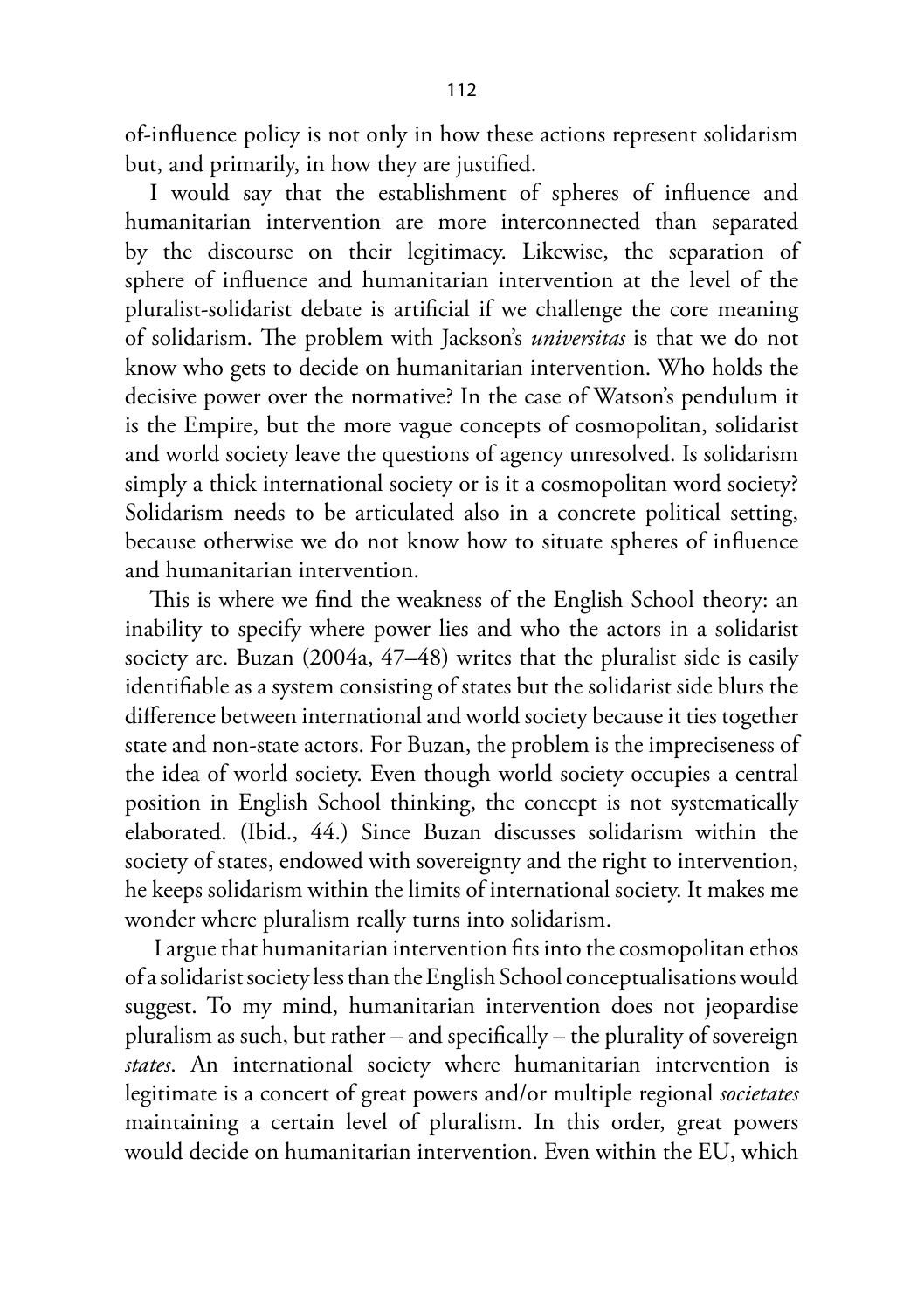of-influence policy is not only in how these actions represent solidarism but, and primarily, in how they are justified.

I would say that the establishment of spheres of influence and humanitarian intervention are more interconnected than separated by the discourse on their legitimacy. Likewise, the separation of sphere of influence and humanitarian intervention at the level of the pluralist-solidarist debate is artificial if we challenge the core meaning of solidarism. The problem with Jackson's *universitas* is that we do not know who gets to decide on humanitarian intervention. Who holds the decisive power over the normative? In the case of Watson's pendulum it is the Empire, but the more vague concepts of cosmopolitan, solidarist and world society leave the questions of agency unresolved. Is solidarism simply a thick international society or is it a cosmopolitan word society? Solidarism needs to be articulated also in a concrete political setting, because otherwise we do not know how to situate spheres of influence and humanitarian intervention.

This is where we find the weakness of the English School theory: an inability to specify where power lies and who the actors in a solidarist society are. Buzan (2004a, 47–48) writes that the pluralist side is easily identifiable as a system consisting of states but the solidarist side blurs the difference between international and world society because it ties together state and non-state actors. For Buzan, the problem is the impreciseness of the idea of world society. Even though world society occupies a central position in English School thinking, the concept is not systematically elaborated. (Ibid., 44.) Since Buzan discusses solidarism within the society of states, endowed with sovereignty and the right to intervention, he keeps solidarism within the limits of international society. It makes me wonder where pluralism really turns into solidarism.

I argue that humanitarian intervention fits into the cosmopolitan ethos of a solidarist society less than the English School conceptualisations would suggest. To my mind, humanitarian intervention does not jeopardise pluralism as such, but rather – and specifically – the plurality of sovereign *states*. An international society where humanitarian intervention is legitimate is a concert of great powers and/or multiple regional *societates* maintaining a certain level of pluralism. In this order, great powers would decide on humanitarian intervention. Even within the EU, which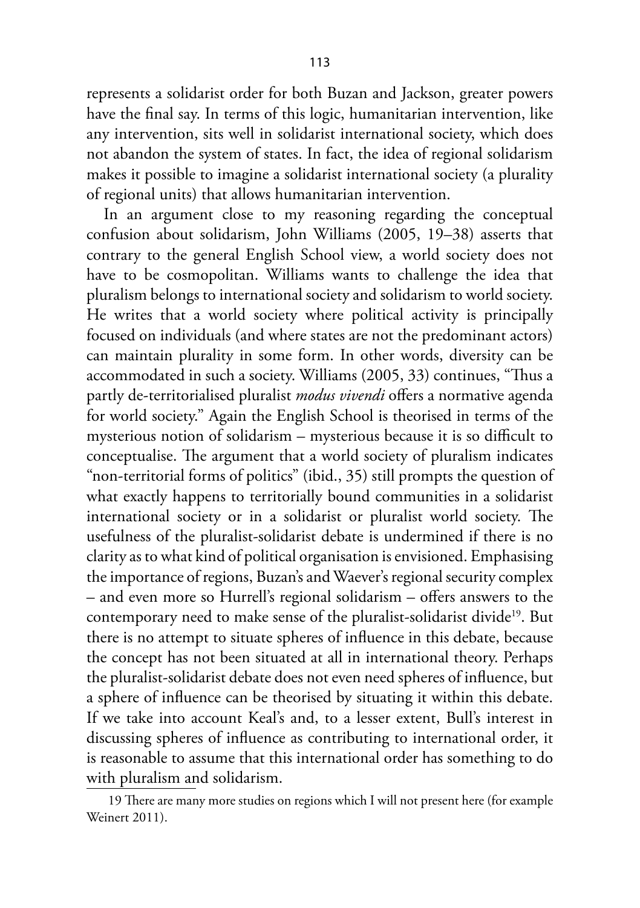represents a solidarist order for both Buzan and Jackson, greater powers have the final say. In terms of this logic, humanitarian intervention, like any intervention, sits well in solidarist international society, which does not abandon the system of states. In fact, the idea of regional solidarism makes it possible to imagine a solidarist international society (a plurality of regional units) that allows humanitarian intervention.

In an argument close to my reasoning regarding the conceptual confusion about solidarism, John Williams (2005, 19–38) asserts that contrary to the general English School view, a world society does not have to be cosmopolitan. Williams wants to challenge the idea that pluralism belongs to international society and solidarism to world society. He writes that a world society where political activity is principally focused on individuals (and where states are not the predominant actors) can maintain plurality in some form. In other words, diversity can be accommodated in such a society. Williams (2005, 33) continues, "Thus a partly de-territorialised pluralist *modus vivendi* offers a normative agenda for world society." Again the English School is theorised in terms of the mysterious notion of solidarism – mysterious because it is so difficult to conceptualise. The argument that a world society of pluralism indicates "non-territorial forms of politics" (ibid., 35) still prompts the question of what exactly happens to territorially bound communities in a solidarist international society or in a solidarist or pluralist world society. The usefulness of the pluralist-solidarist debate is undermined if there is no clarity as to what kind of political organisation is envisioned. Emphasising the importance of regions, Buzan's and Waever's regional security complex – and even more so Hurrell's regional solidarism – offers answers to the contemporary need to make sense of the pluralist-solidarist divide[19]. But there is no attempt to situate spheres of influence in this debate, because the concept has not been situated at all in international theory. Perhaps the pluralist-solidarist debate does not even need spheres of influence, but a sphere of influence can be theorised by situating it within this debate. If we take into account Keal's and, to a lesser extent, Bull's interest in discussing spheres of influence as contributing to international order, it is reasonable to assume that this international order has something to do with pluralism and solidarism.

19 There are many more studies on regions which I will not present here (for example Weinert 2011).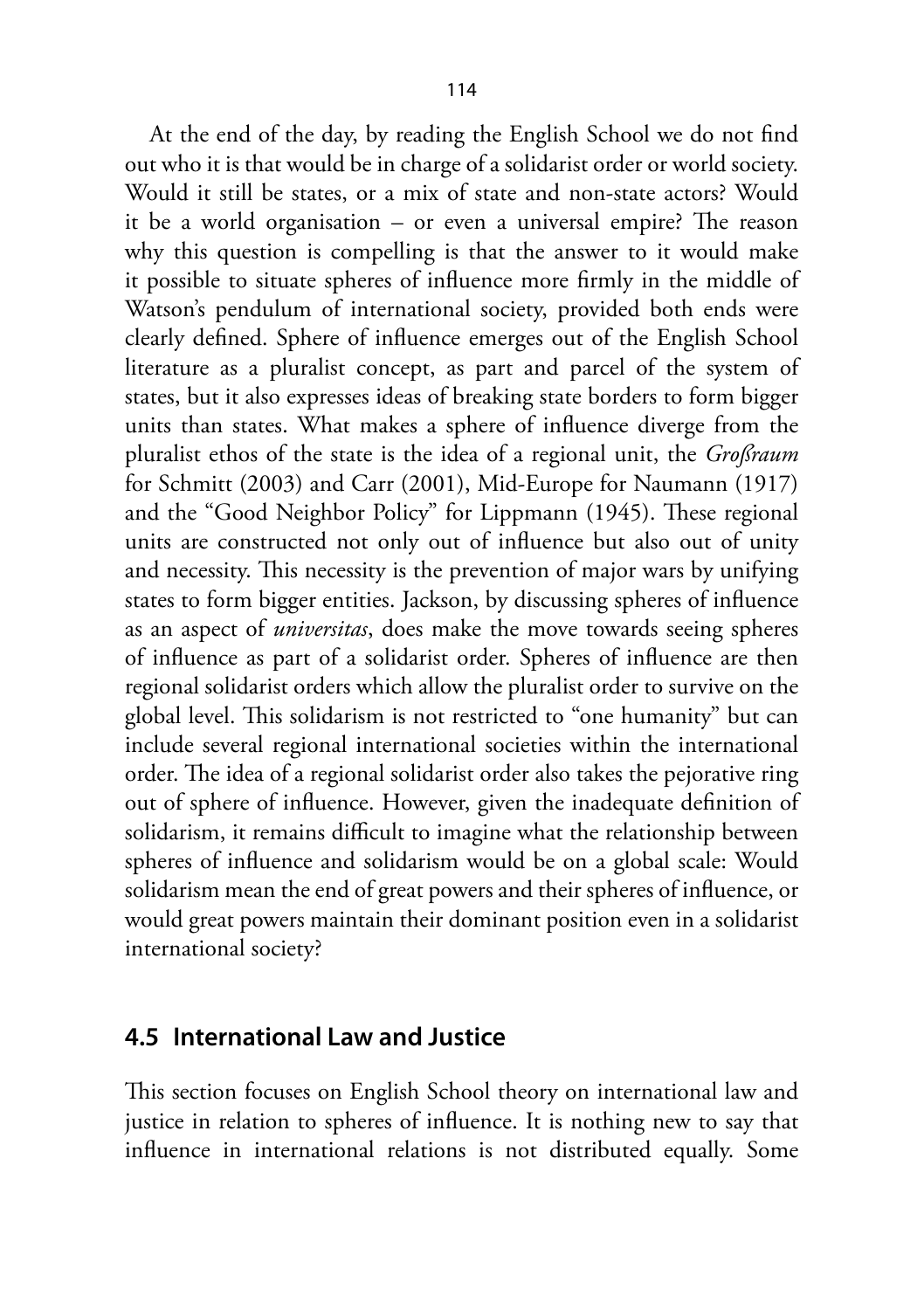At the end of the day, by reading the English School we do not find out who it is that would be in charge of a solidarist order or world society. Would it still be states, or a mix of state and non-state actors? Would it be a world organisation – or even a universal empire? The reason why this question is compelling is that the answer to it would make it possible to situate spheres of influence more firmly in the middle of Watson's pendulum of international society, provided both ends were clearly defined. Sphere of influence emerges out of the English School literature as a pluralist concept, as part and parcel of the system of states, but it also expresses ideas of breaking state borders to form bigger units than states. What makes a sphere of influence diverge from the pluralist ethos of the state is the idea of a regional unit, the *Großraum* for Schmitt (2003) and Carr (2001), Mid-Europe for Naumann (1917) and the "Good Neighbor Policy" for Lippmann (1945). These regional units are constructed not only out of influence but also out of unity and necessity. This necessity is the prevention of major wars by unifying states to form bigger entities. Jackson, by discussing spheres of influence as an aspect of *universitas*, does make the move towards seeing spheres of influence as part of a solidarist order. Spheres of influence are then regional solidarist orders which allow the pluralist order to survive on the global level. This solidarism is not restricted to "one humanity" but can include several regional international societies within the international order. The idea of a regional solidarist order also takes the pejorative ring out of sphere of influence. However, given the inadequate definition of solidarism, it remains difficult to imagine what the relationship between spheres of influence and solidarism would be on a global scale: Would solidarism mean the end of great powers and their spheres of influence, or would great powers maintain their dominant position even in a solidarist international society?

## 4.5 International Law and Justice

This section focuses on English School theory on international law and justice in relation to spheres of influence. It is nothing new to say that influence in international relations is not distributed equally. Some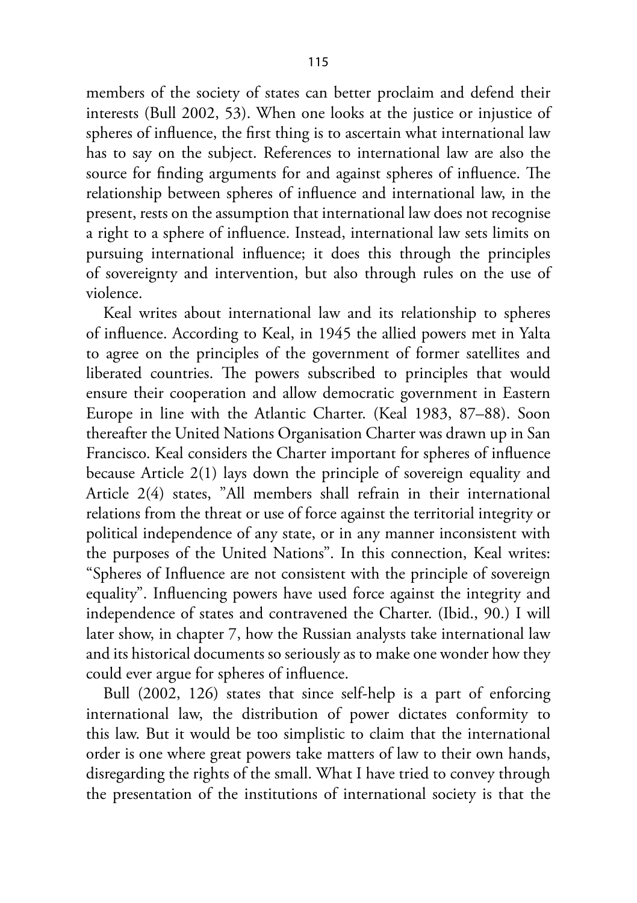members of the society of states can better proclaim and defend their interests (Bull 2002, 53). When one looks at the justice or injustice of spheres of influence, the first thing is to ascertain what international law has to say on the subject. References to international law are also the source for finding arguments for and against spheres of influence. The relationship between spheres of influence and international law, in the present, rests on the assumption that international law does not recognise a right to a sphere of influence. Instead, international law sets limits on pursuing international influence; it does this through the principles of sovereignty and intervention, but also through rules on the use of violence.

Keal writes about international law and its relationship to spheres of influence. According to Keal, in 1945 the allied powers met in Yalta to agree on the principles of the government of former satellites and liberated countries. The powers subscribed to principles that would ensure their cooperation and allow democratic government in Eastern Europe in line with the Atlantic Charter. (Keal 1983, 87–88). Soon thereafter the United Nations Organisation Charter was drawn up in San Francisco. Keal considers the Charter important for spheres of influence because Article 2(1) lays down the principle of sovereign equality and Article 2(4) states, "All members shall refrain in their international relations from the threat or use of force against the territorial integrity or political independence of any state, or in any manner inconsistent with the purposes of the United Nations". In this connection, Keal writes: "Spheres of Influence are not consistent with the principle of sovereign equality". Influencing powers have used force against the integrity and independence of states and contravened the Charter. (Ibid., 90.) I will later show, in chapter 7, how the Russian analysts take international law and its historical documents so seriously as to make one wonder how they could ever argue for spheres of influence.

Bull (2002, 126) states that since self-help is a part of enforcing international law, the distribution of power dictates conformity to this law. But it would be too simplistic to claim that the international order is one where great powers take matters of law to their own hands, disregarding the rights of the small. What I have tried to convey through the presentation of the institutions of international society is that the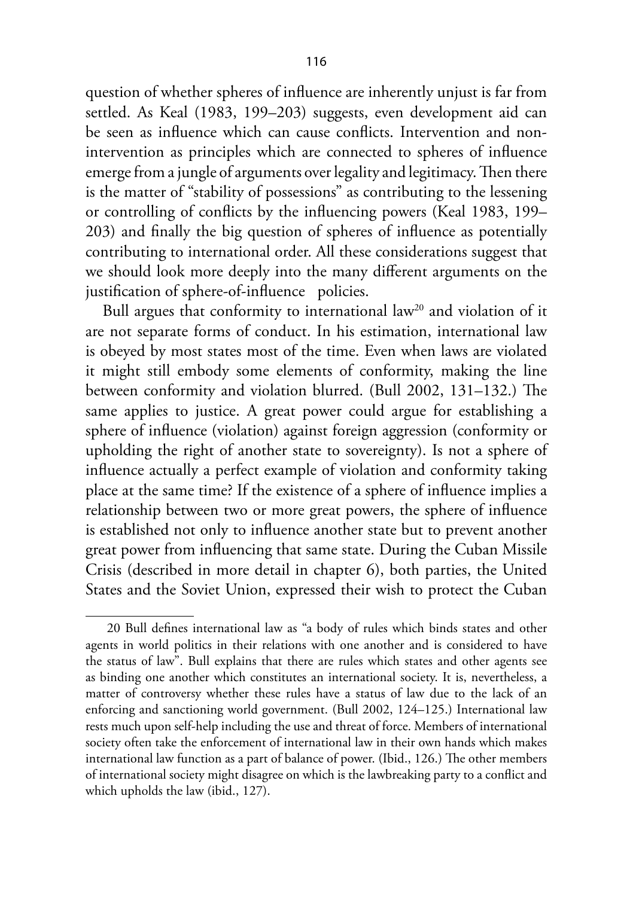question of whether spheres of influence are inherently unjust is far from settled. As Keal (1983, 199–203) suggests, even development aid can be seen as influence which can cause conflicts. Intervention and non-intervention as principles which are connected to spheres of influence emerge from a jungle of arguments over legality and legitimacy. Then there is the matter of "stability of possessions" as contributing to the lessening or controlling of conflicts by the influencing powers (Keal 1983, 199–203) and finally the big question of spheres of influence as potentially contributing to international order. All these considerations suggest that we should look more deeply into the many different arguments on the justification of sphere-of-influence policies.

Bull argues that conformity to international law[20] and violation of it are not separate forms of conduct. In his estimation, international law is obeyed by most states most of the time. Even when laws are violated it might still embody some elements of conformity, making the line between conformity and violation blurred. (Bull 2002, 131–132.) The same applies to justice. A great power could argue for establishing a sphere of influence (violation) against foreign aggression (conformity or upholding the right of another state to sovereignty). Is not a sphere of influence actually a perfect example of violation and conformity taking place at the same time? If the existence of a sphere of influence implies a relationship between two or more great powers, the sphere of influence is established not only to influence another state but to prevent another great power from influencing that same state. During the Cuban Missile Crisis (described in more detail in chapter 6), both parties, the United States and the Soviet Union, expressed their wish to protect the Cuban

---

20 Bull defines international law as "a body of rules which binds states and other agents in world politics in their relations with one another and is considered to have the status of law". Bull explains that there are rules which states and other agents see as binding one another which constitutes an international society. It is, nevertheless, a matter of controversy whether these rules have a status of law due to the lack of an enforcing and sanctioning world government. (Bull 2002, 124–125.) International law rests much upon self-help including the use and threat of force. Members of international society often take the enforcement of international law in their own hands which makes international law function as a part of balance of power. (Ibid., 126.) The other members of international society might disagree on which is the lawbreaking party to a conflict and which upholds the law (ibid., 127).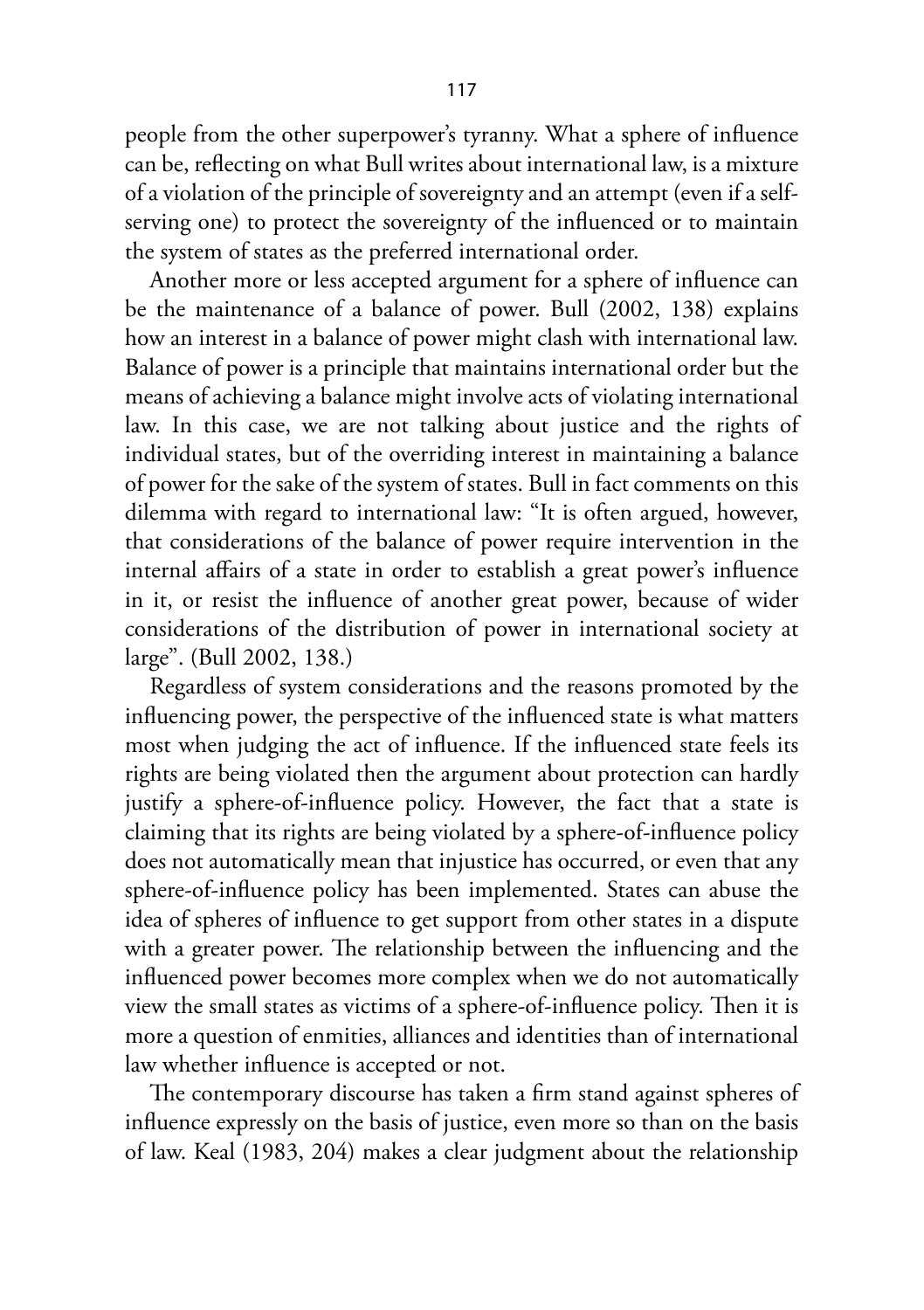people from the other superpower's tyranny. What a sphere of influence can be, reflecting on what Bull writes about international law, is a mixture of a violation of the principle of sovereignty and an attempt (even if a self-serving one) to protect the sovereignty of the influenced or to maintain the system of states as the preferred international order.

Another more or less accepted argument for a sphere of influence can be the maintenance of a balance of power. Bull (2002, 138) explains how an interest in a balance of power might clash with international law. Balance of power is a principle that maintains international order but the means of achieving a balance might involve acts of violating international law. In this case, we are not talking about justice and the rights of individual states, but of the overriding interest in maintaining a balance of power for the sake of the system of states. Bull in fact comments on this dilemma with regard to international law: "It is often argued, however, that considerations of the balance of power require intervention in the internal affairs of a state in order to establish a great power's influence in it, or resist the influence of another great power, because of wider considerations of the distribution of power in international society at large". (Bull 2002, 138.)

Regardless of system considerations and the reasons promoted by the influencing power, the perspective of the influenced state is what matters most when judging the act of influence. If the influenced state feels its rights are being violated then the argument about protection can hardly justify a sphere-of-influence policy. However, the fact that a state is claiming that its rights are being violated by a sphere-of-influence policy does not automatically mean that injustice has occurred, or even that any sphere-of-influence policy has been implemented. States can abuse the idea of spheres of influence to get support from other states in a dispute with a greater power. The relationship between the influencing and the influenced power becomes more complex when we do not automatically view the small states as victims of a sphere-of-influence policy. Then it is more a question of enmities, alliances and identities than of international law whether influence is accepted or not.

The contemporary discourse has taken a firm stand against spheres of influence expressly on the basis of justice, even more so than on the basis of law. Keal (1983, 204) makes a clear judgment about the relationship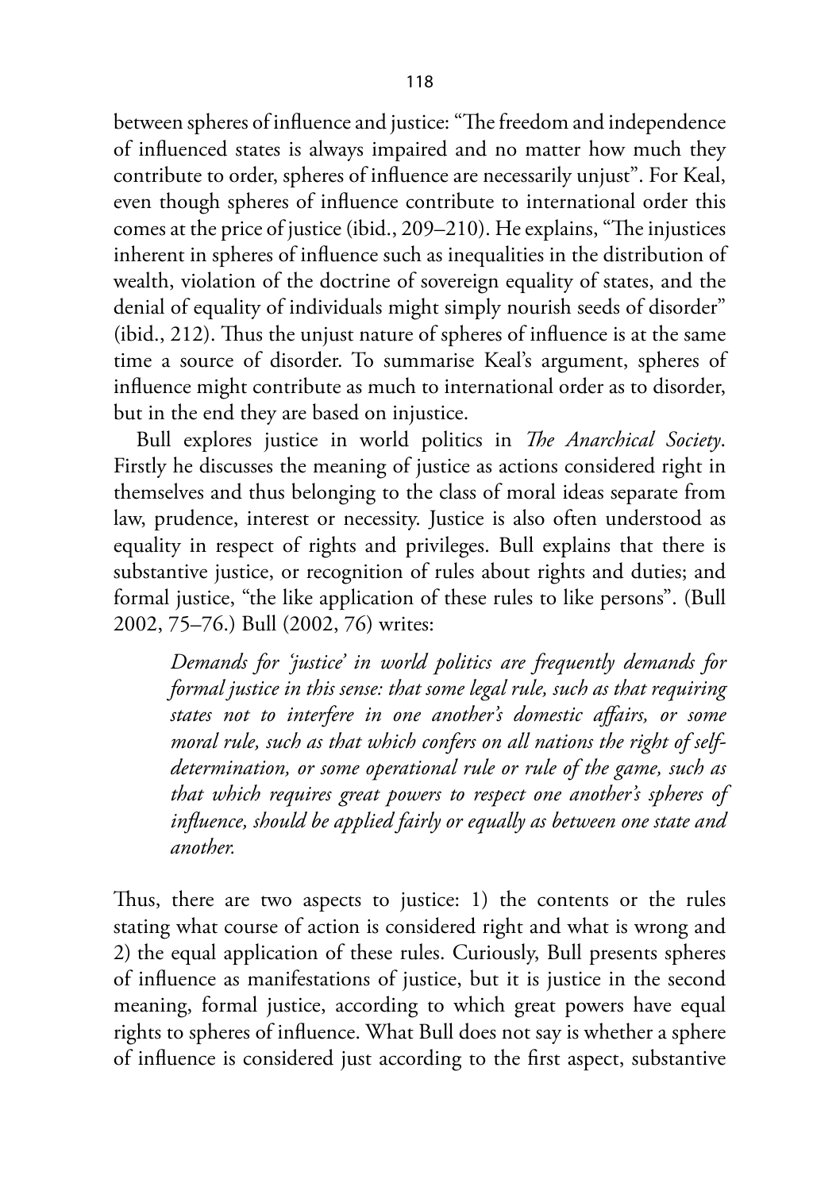between spheres of influence and justice: "The freedom and independence of influenced states is always impaired and no matter how much they contribute to order, spheres of influence are necessarily unjust". For Keal, even though spheres of influence contribute to international order this comes at the price of justice (ibid., 209–210). He explains, "The injustices inherent in spheres of influence such as inequalities in the distribution of wealth, violation of the doctrine of sovereign equality of states, and the denial of equality of individuals might simply nourish seeds of disorder" (ibid., 212). Thus the unjust nature of spheres of influence is at the same time a source of disorder. To summarise Keal's argument, spheres of influence might contribute as much to international order as to disorder, but in the end they are based on injustice.

Bull explores justice in world politics in *The Anarchical Society*. Firstly he discusses the meaning of justice as actions considered right in themselves and thus belonging to the class of moral ideas separate from law, prudence, interest or necessity. Justice is also often understood as equality in respect of rights and privileges. Bull explains that there is substantive justice, or recognition of rules about rights and duties; and formal justice, "the like application of these rules to like persons". (Bull 2002, 75–76.) Bull (2002, 76) writes:

> *Demands for 'justice' in world politics are frequently demands for formal justice in this sense: that some legal rule, such as that requiring states not to interfere in one another's domestic affairs, or some moral rule, such as that which confers on all nations the right of self-determination, or some operational rule or rule of the game, such as that which requires great powers to respect one another's spheres of influence, should be applied fairly or equally as between one state and another.*

Thus, there are two aspects to justice: 1) the contents or the rules stating what course of action is considered right and what is wrong and 2) the equal application of these rules. Curiously, Bull presents spheres of influence as manifestations of justice, but it is justice in the second meaning, formal justice, according to which great powers have equal rights to spheres of influence. What Bull does not say is whether a sphere of influence is considered just according to the first aspect, substantive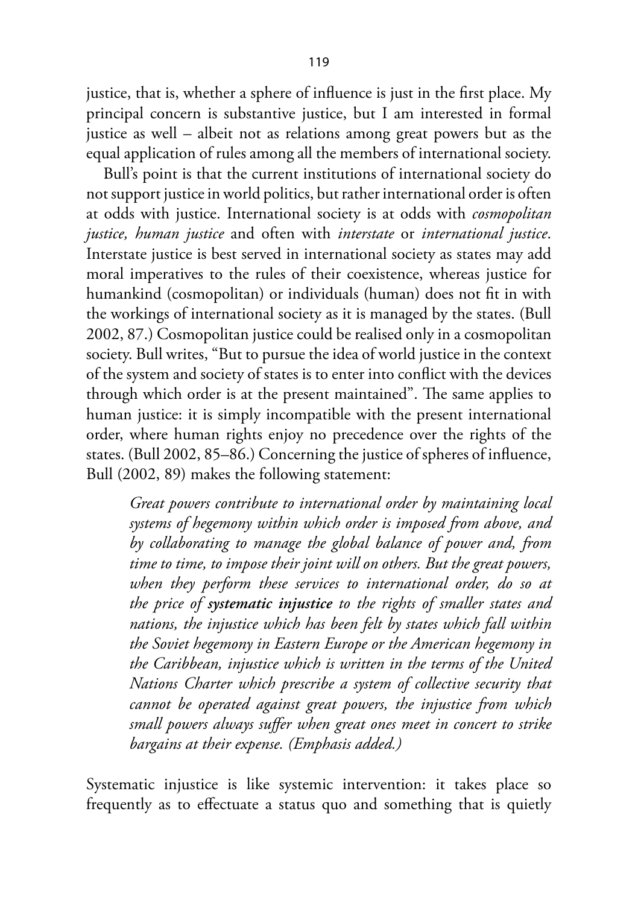justice, that is, whether a sphere of influence is just in the first place. My principal concern is substantive justice, but I am interested in formal justice as well – albeit not as relations among great powers but as the equal application of rules among all the members of international society.

Bull's point is that the current institutions of international society do not support justice in world politics, but rather international order is often at odds with justice. International society is at odds with *cosmopolitan justice, human justice* and often with *interstate* or *international justice*. Interstate justice is best served in international society as states may add moral imperatives to the rules of their coexistence, whereas justice for humankind (cosmopolitan) or individuals (human) does not fit in with the workings of international society as it is managed by the states. (Bull 2002, 87.) Cosmopolitan justice could be realised only in a cosmopolitan society. Bull writes, "But to pursue the idea of world justice in the context of the system and society of states is to enter into conflict with the devices through which order is at the present maintained". The same applies to human justice: it is simply incompatible with the present international order, where human rights enjoy no precedence over the rights of the states. (Bull 2002, 85–86.) Concerning the justice of spheres of influence, Bull (2002, 89) makes the following statement:

> *Great powers contribute to international order by maintaining local systems of hegemony within which order is imposed from above, and by collaborating to manage the global balance of power and, from time to time, to impose their joint will on others. But the great powers, when they perform these services to international order, do so at the price of* ***systematic injustice*** *to the rights of smaller states and nations, the injustice which has been felt by states which fall within the Soviet hegemony in Eastern Europe or the American hegemony in the Caribbean, injustice which is written in the terms of the United Nations Charter which prescribe a system of collective security that cannot be operated against great powers, the injustice from which small powers always suffer when great ones meet in concert to strike bargains at their expense. (Emphasis added.)*

Systematic injustice is like systemic intervention: it takes place so frequently as to effectuate a status quo and something that is quietly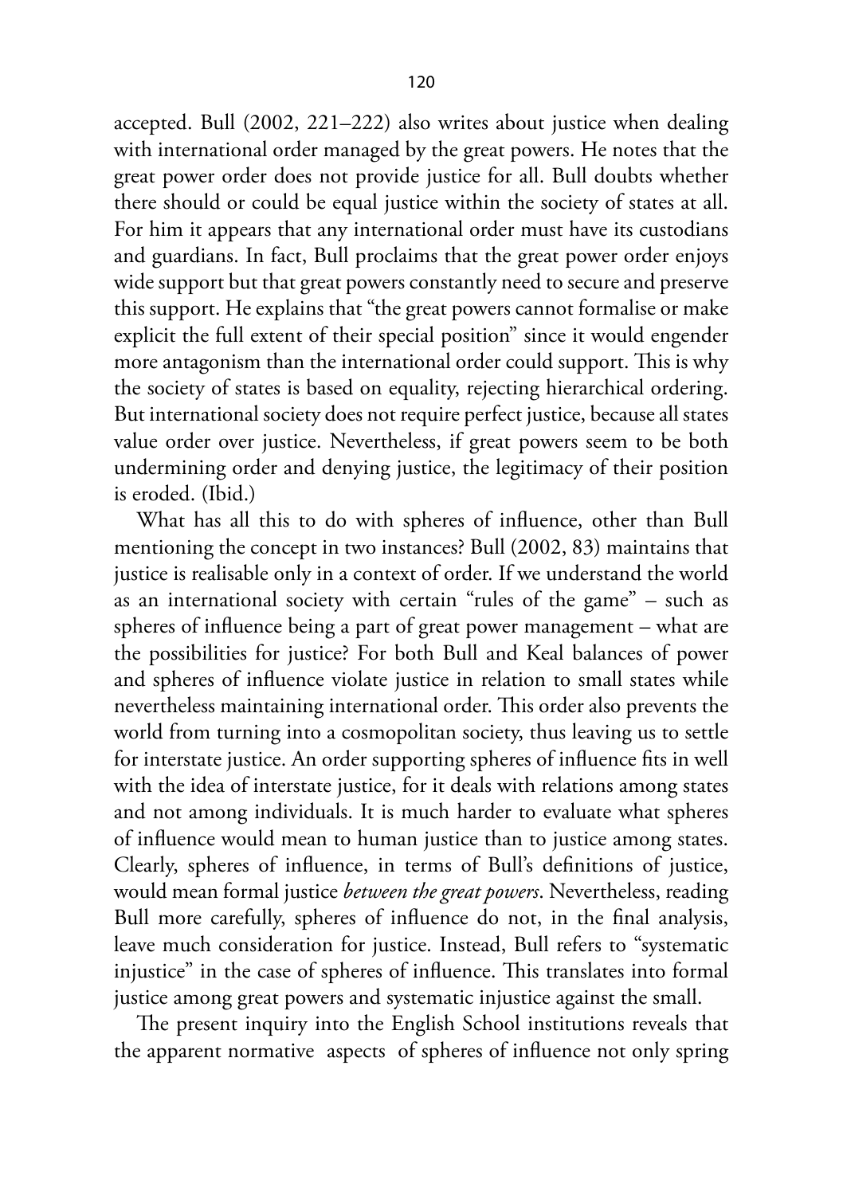accepted. Bull (2002, 221–222) also writes about justice when dealing with international order managed by the great powers. He notes that the great power order does not provide justice for all. Bull doubts whether there should or could be equal justice within the society of states at all. For him it appears that any international order must have its custodians and guardians. In fact, Bull proclaims that the great power order enjoys wide support but that great powers constantly need to secure and preserve this support. He explains that "the great powers cannot formalise or make explicit the full extent of their special position" since it would engender more antagonism than the international order could support. This is why the society of states is based on equality, rejecting hierarchical ordering. But international society does not require perfect justice, because all states value order over justice. Nevertheless, if great powers seem to be both undermining order and denying justice, the legitimacy of their position is eroded. (Ibid.)

What has all this to do with spheres of influence, other than Bull mentioning the concept in two instances? Bull (2002, 83) maintains that justice is realisable only in a context of order. If we understand the world as an international society with certain "rules of the game" – such as spheres of influence being a part of great power management – what are the possibilities for justice? For both Bull and Keal balances of power and spheres of influence violate justice in relation to small states while nevertheless maintaining international order. This order also prevents the world from turning into a cosmopolitan society, thus leaving us to settle for interstate justice. An order supporting spheres of influence fits in well with the idea of interstate justice, for it deals with relations among states and not among individuals. It is much harder to evaluate what spheres of influence would mean to human justice than to justice among states. Clearly, spheres of influence, in terms of Bull's definitions of justice, would mean formal justice *between the great powers*. Nevertheless, reading Bull more carefully, spheres of influence do not, in the final analysis, leave much consideration for justice. Instead, Bull refers to "systematic injustice" in the case of spheres of influence. This translates into formal justice among great powers and systematic injustice against the small.

The present inquiry into the English School institutions reveals that the apparent normative aspects of spheres of influence not only spring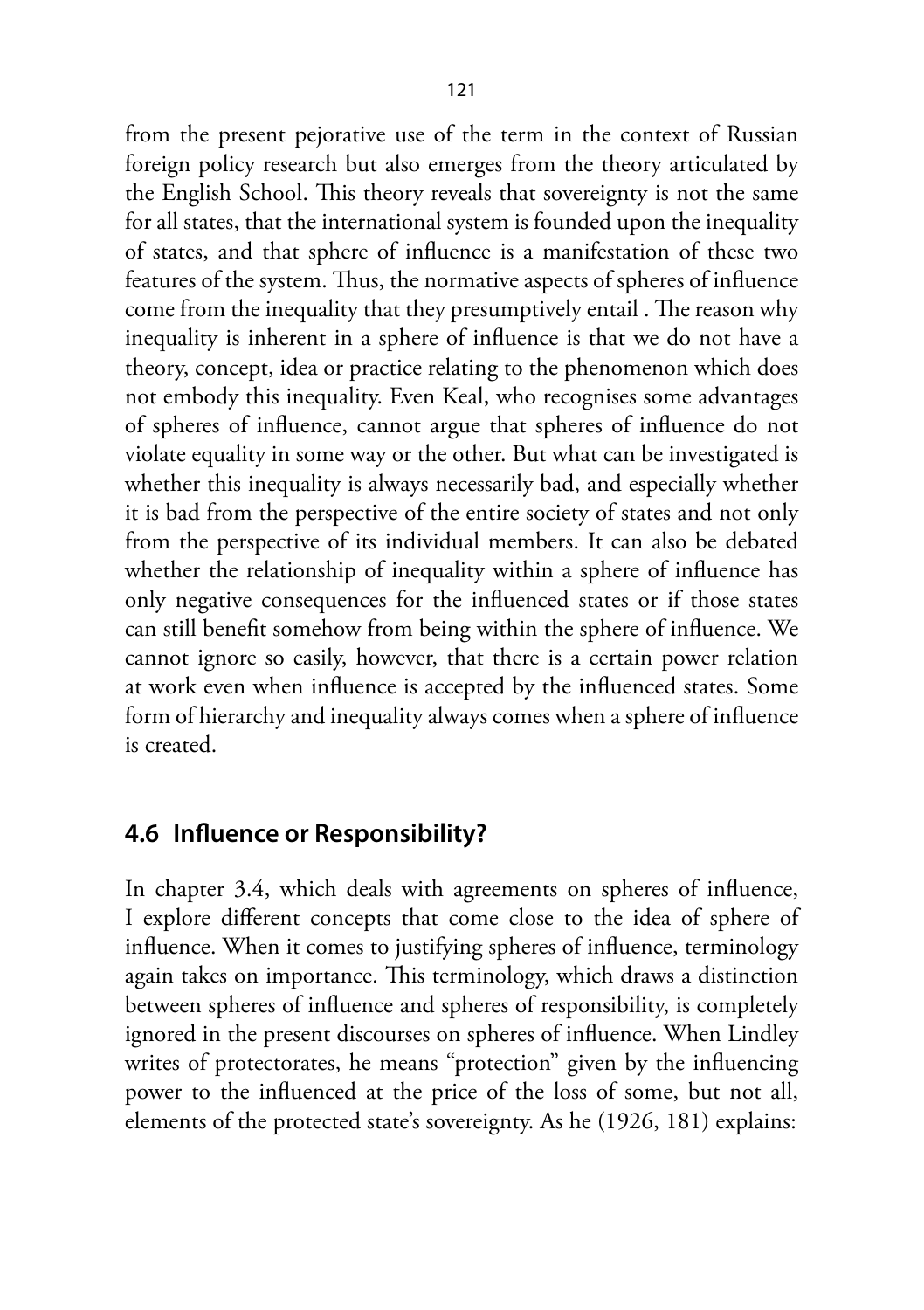from the present pejorative use of the term in the context of Russian foreign policy research but also emerges from the theory articulated by the English School. This theory reveals that sovereignty is not the same for all states, that the international system is founded upon the inequality of states, and that sphere of influence is a manifestation of these two features of the system. Thus, the normative aspects of spheres of influence come from the inequality that they presumptively entail . The reason why inequality is inherent in a sphere of influence is that we do not have a theory, concept, idea or practice relating to the phenomenon which does not embody this inequality. Even Keal, who recognises some advantages of spheres of influence, cannot argue that spheres of influence do not violate equality in some way or the other. But what can be investigated is whether this inequality is always necessarily bad, and especially whether it is bad from the perspective of the entire society of states and not only from the perspective of its individual members. It can also be debated whether the relationship of inequality within a sphere of influence has only negative consequences for the influenced states or if those states can still benefit somehow from being within the sphere of influence. We cannot ignore so easily, however, that there is a certain power relation at work even when influence is accepted by the influenced states. Some form of hierarchy and inequality always comes when a sphere of influence is created.

## 4.6 Influence or Responsibility?

In chapter 3.4, which deals with agreements on spheres of influence, I explore different concepts that come close to the idea of sphere of influence. When it comes to justifying spheres of influence, terminology again takes on importance. This terminology, which draws a distinction between spheres of influence and spheres of responsibility, is completely ignored in the present discourses on spheres of influence. When Lindley writes of protectorates, he means "protection" given by the influencing power to the influenced at the price of the loss of some, but not all, elements of the protected state's sovereignty. As he (1926, 181) explains: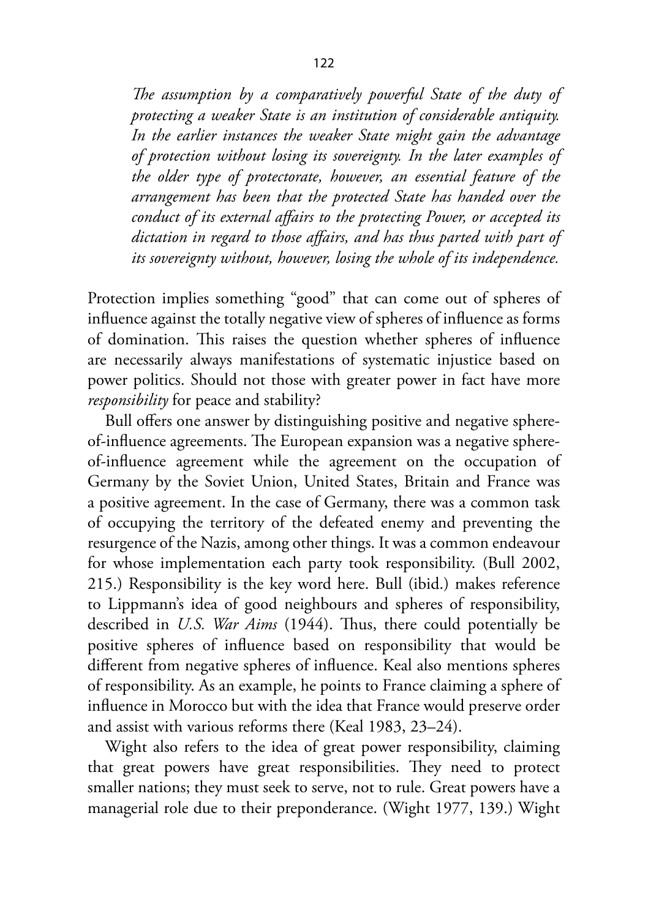*The assumption by a comparatively powerful State of the duty of protecting a weaker State is an institution of considerable antiquity. In the earlier instances the weaker State might gain the advantage of protection without losing its sovereignty. In the later examples of the older type of protectorate, however, an essential feature of the arrangement has been that the protected State has handed over the conduct of its external affairs to the protecting Power, or accepted its dictation in regard to those affairs, and has thus parted with part of its sovereignty without, however, losing the whole of its independence.*

Protection implies something "good" that can come out of spheres of influence against the totally negative view of spheres of influence as forms of domination. This raises the question whether spheres of influence are necessarily always manifestations of systematic injustice based on power politics. Should not those with greater power in fact have more *responsibility* for peace and stability?

Bull offers one answer by distinguishing positive and negative sphere-of-influence agreements. The European expansion was a negative sphere-of-influence agreement while the agreement on the occupation of Germany by the Soviet Union, United States, Britain and France was a positive agreement. In the case of Germany, there was a common task of occupying the territory of the defeated enemy and preventing the resurgence of the Nazis, among other things. It was a common endeavour for whose implementation each party took responsibility. (Bull 2002, 215.) Responsibility is the key word here. Bull (ibid.) makes reference to Lippmann's idea of good neighbours and spheres of responsibility, described in *U.S. War Aims* (1944). Thus, there could potentially be positive spheres of influence based on responsibility that would be different from negative spheres of influence. Keal also mentions spheres of responsibility. As an example, he points to France claiming a sphere of influence in Morocco but with the idea that France would preserve order and assist with various reforms there (Keal 1983, 23–24).

Wight also refers to the idea of great power responsibility, claiming that great powers have great responsibilities. They need to protect smaller nations; they must seek to serve, not to rule. Great powers have a managerial role due to their preponderance. (Wight 1977, 139.) Wight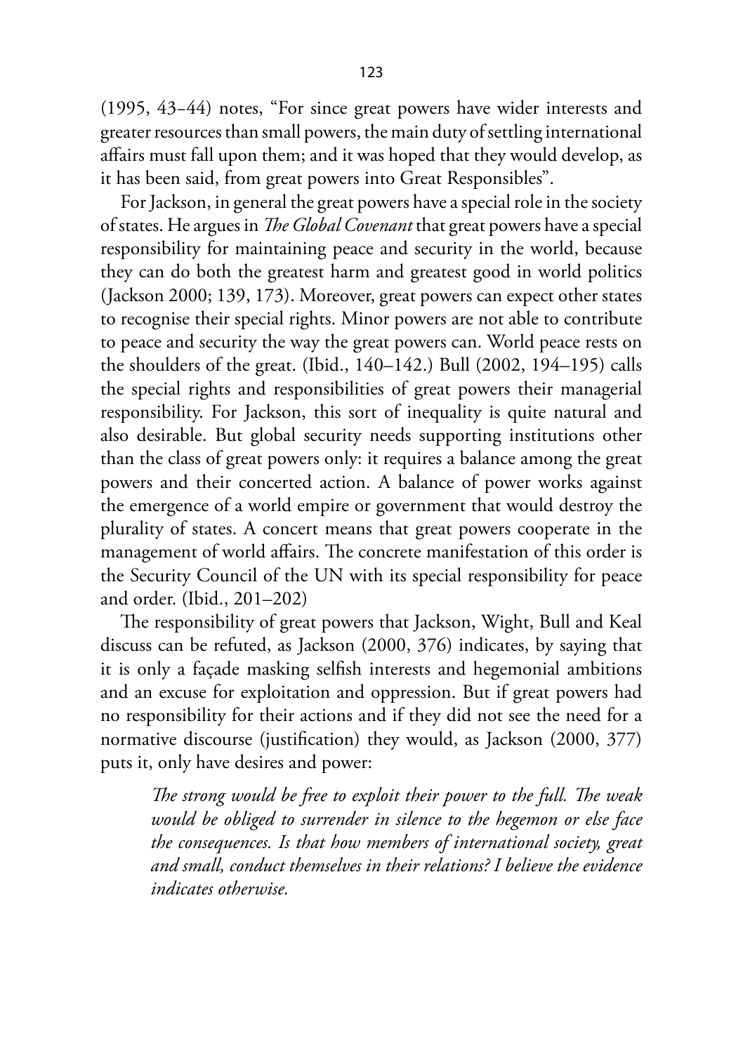(1995, 43–44) notes, "For since great powers have wider interests and greater resources than small powers, the main duty of settling international affairs must fall upon them; and it was hoped that they would develop, as it has been said, from great powers into Great Responsibles".

For Jackson, in general the great powers have a special role in the society of states. He argues in *The Global Covenant* that great powers have a special responsibility for maintaining peace and security in the world, because they can do both the greatest harm and greatest good in world politics (Jackson 2000; 139, 173). Moreover, great powers can expect other states to recognise their special rights. Minor powers are not able to contribute to peace and security the way the great powers can. World peace rests on the shoulders of the great. (Ibid., 140–142.) Bull (2002, 194–195) calls the special rights and responsibilities of great powers their managerial responsibility. For Jackson, this sort of inequality is quite natural and also desirable. But global security needs supporting institutions other than the class of great powers only: it requires a balance among the great powers and their concerted action. A balance of power works against the emergence of a world empire or government that would destroy the plurality of states. A concert means that great powers cooperate in the management of world affairs. The concrete manifestation of this order is the Security Council of the UN with its special responsibility for peace and order. (Ibid., 201–202)

The responsibility of great powers that Jackson, Wight, Bull and Keal discuss can be refuted, as Jackson (2000, 376) indicates, by saying that it is only a façade masking selfish interests and hegemonial ambitions and an excuse for exploitation and oppression. But if great powers had no responsibility for their actions and if they did not see the need for a normative discourse (justification) they would, as Jackson (2000, 377) puts it, only have desires and power:

> *The strong would be free to exploit their power to the full. The weak would be obliged to surrender in silence to the hegemon or else face the consequences. Is that how members of international society, great and small, conduct themselves in their relations? I believe the evidence indicates otherwise.*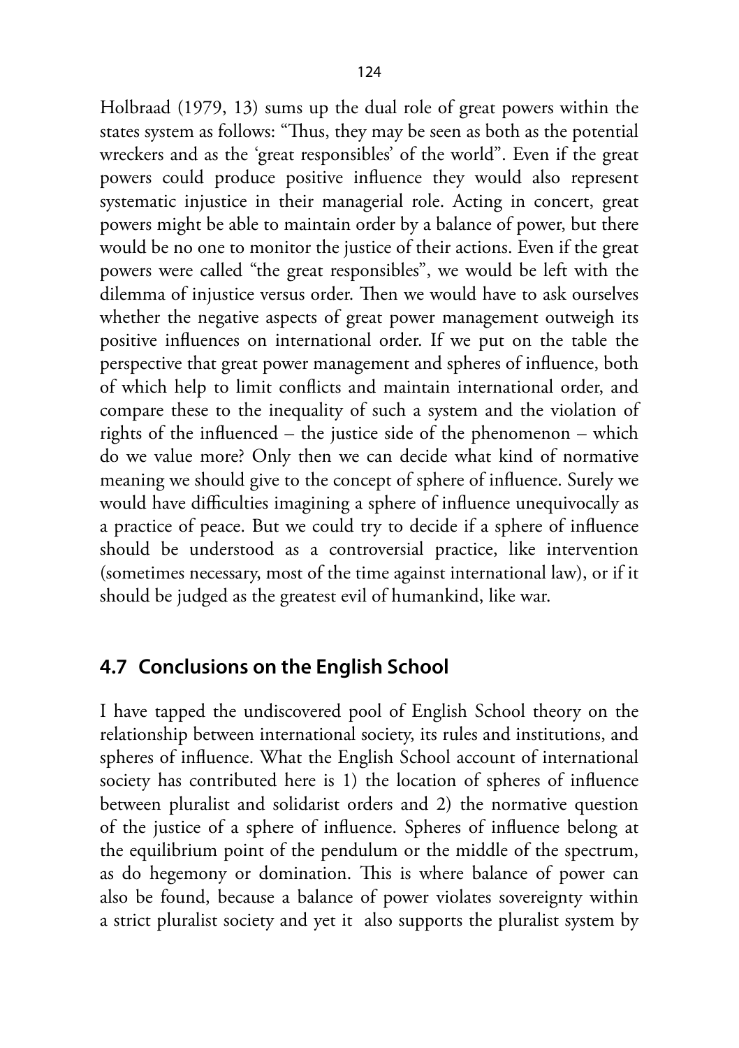Holbraad (1979, 13) sums up the dual role of great powers within the states system as follows: "Thus, they may be seen as both as the potential wreckers and as the 'great responsibles' of the world". Even if the great powers could produce positive influence they would also represent systematic injustice in their managerial role. Acting in concert, great powers might be able to maintain order by a balance of power, but there would be no one to monitor the justice of their actions. Even if the great powers were called "the great responsibles", we would be left with the dilemma of injustice versus order. Then we would have to ask ourselves whether the negative aspects of great power management outweigh its positive influences on international order. If we put on the table the perspective that great power management and spheres of influence, both of which help to limit conflicts and maintain international order, and compare these to the inequality of such a system and the violation of rights of the influenced – the justice side of the phenomenon – which do we value more? Only then we can decide what kind of normative meaning we should give to the concept of sphere of influence. Surely we would have difficulties imagining a sphere of influence unequivocally as a practice of peace. But we could try to decide if a sphere of influence should be understood as a controversial practice, like intervention (sometimes necessary, most of the time against international law), or if it should be judged as the greatest evil of humankind, like war.

## 4.7 Conclusions on the English School

I have tapped the undiscovered pool of English School theory on the relationship between international society, its rules and institutions, and spheres of influence. What the English School account of international society has contributed here is 1) the location of spheres of influence between pluralist and solidarist orders and 2) the normative question of the justice of a sphere of influence. Spheres of influence belong at the equilibrium point of the pendulum or the middle of the spectrum, as do hegemony or domination. This is where balance of power can also be found, because a balance of power violates sovereignty within a strict pluralist society and yet it also supports the pluralist system by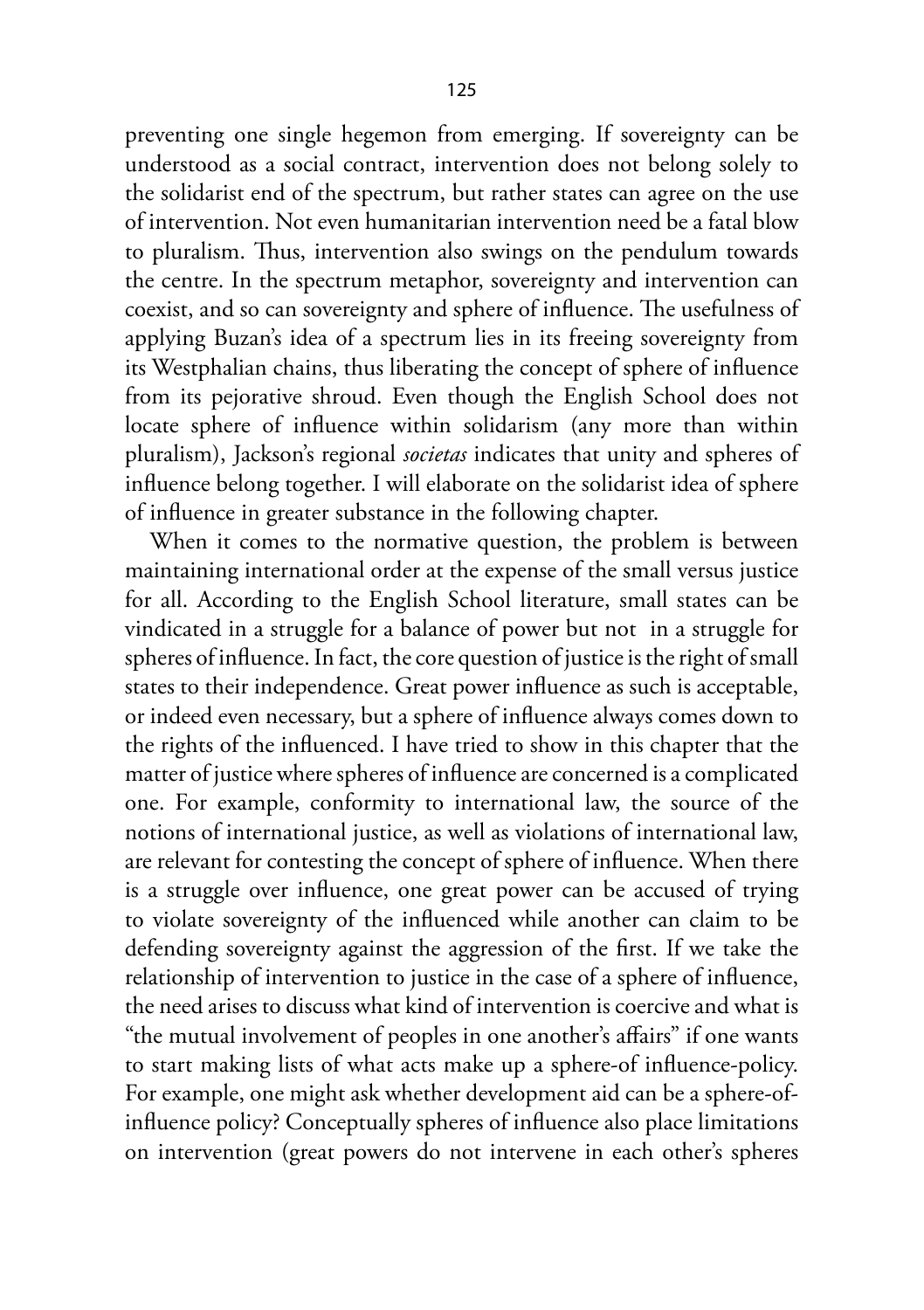preventing one single hegemon from emerging. If sovereignty can be understood as a social contract, intervention does not belong solely to the solidarist end of the spectrum, but rather states can agree on the use of intervention. Not even humanitarian intervention need be a fatal blow to pluralism. Thus, intervention also swings on the pendulum towards the centre. In the spectrum metaphor, sovereignty and intervention can coexist, and so can sovereignty and sphere of influence. The usefulness of applying Buzan's idea of a spectrum lies in its freeing sovereignty from its Westphalian chains, thus liberating the concept of sphere of influence from its pejorative shroud. Even though the English School does not locate sphere of influence within solidarism (any more than within pluralism), Jackson's regional *societas* indicates that unity and spheres of influence belong together. I will elaborate on the solidarist idea of sphere of influence in greater substance in the following chapter.

When it comes to the normative question, the problem is between maintaining international order at the expense of the small versus justice for all. According to the English School literature, small states can be vindicated in a struggle for a balance of power but not in a struggle for spheres of influence. In fact, the core question of justice is the right of small states to their independence. Great power influence as such is acceptable, or indeed even necessary, but a sphere of influence always comes down to the rights of the influenced. I have tried to show in this chapter that the matter of justice where spheres of influence are concerned is a complicated one. For example, conformity to international law, the source of the notions of international justice, as well as violations of international law, are relevant for contesting the concept of sphere of influence. When there is a struggle over influence, one great power can be accused of trying to violate sovereignty of the influenced while another can claim to be defending sovereignty against the aggression of the first. If we take the relationship of intervention to justice in the case of a sphere of influence, the need arises to discuss what kind of intervention is coercive and what is "the mutual involvement of peoples in one another's affairs" if one wants to start making lists of what acts make up a sphere-of influence-policy. For example, one might ask whether development aid can be a sphere-of-influence policy? Conceptually spheres of influence also place limitations on intervention (great powers do not intervene in each other's spheres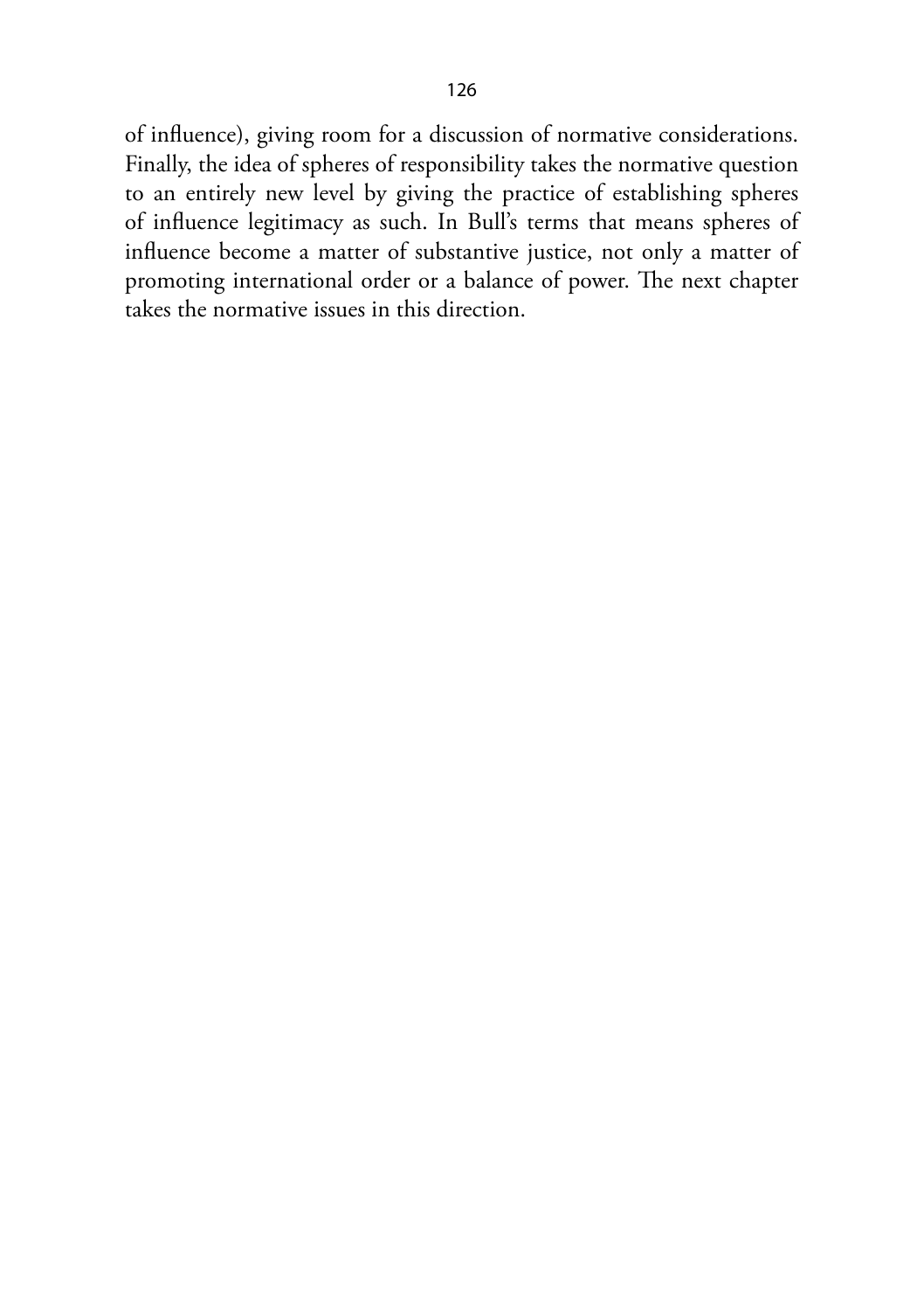of influence), giving room for a discussion of normative considerations. Finally, the idea of spheres of responsibility takes the normative question to an entirely new level by giving the practice of establishing spheres of influence legitimacy as such. In Bull's terms that means spheres of influence become a matter of substantive justice, not only a matter of promoting international order or a balance of power. The next chapter takes the normative issues in this direction.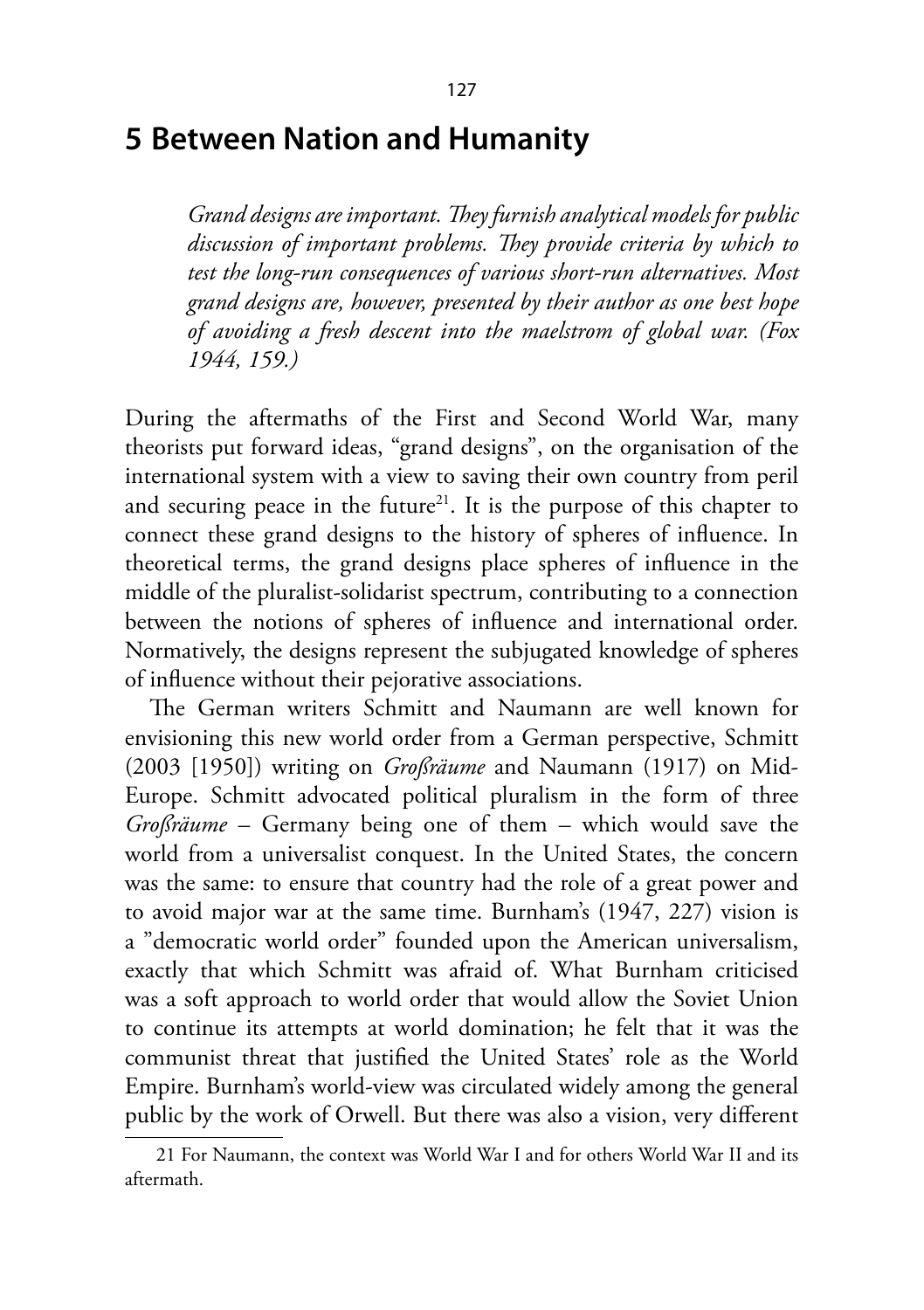# 5 Between Nation and Humanity

> *Grand designs are important. They furnish analytical models for public discussion of important problems. They provide criteria by which to test the long-run consequences of various short-run alternatives. Most grand designs are, however, presented by their author as one best hope of avoiding a fresh descent into the maelstrom of global war. (Fox 1944, 159.)*

During the aftermaths of the First and Second World War, many theorists put forward ideas, "grand designs", on the organisation of the international system with a view to saving their own country from peril and securing peace in the future[21]. It is the purpose of this chapter to connect these grand designs to the history of spheres of influence. In theoretical terms, the grand designs place spheres of influence in the middle of the pluralist-solidarist spectrum, contributing to a connection between the notions of spheres of influence and international order. Normatively, the designs represent the subjugated knowledge of spheres of influence without their pejorative associations.

The German writers Schmitt and Naumann are well known for envisioning this new world order from a German perspective, Schmitt (2003 [1950]) writing on *Großräume* and Naumann (1917) on Mid-Europe. Schmitt advocated political pluralism in the form of three *Großräume* – Germany being one of them – which would save the world from a universalist conquest. In the United States, the concern was the same: to ensure that country had the role of a great power and to avoid major war at the same time. Burnham's (1947, 227) vision is a "democratic world order" founded upon the American universalism, exactly that which Schmitt was afraid of. What Burnham criticised was a soft approach to world order that would allow the Soviet Union to continue its attempts at world domination; he felt that it was the communist threat that justified the United States' role as the World Empire. Burnham's world-view was circulated widely among the general public by the work of Orwell. But there was also a vision, very different

21 For Naumann, the context was World War I and for others World War II and its aftermath.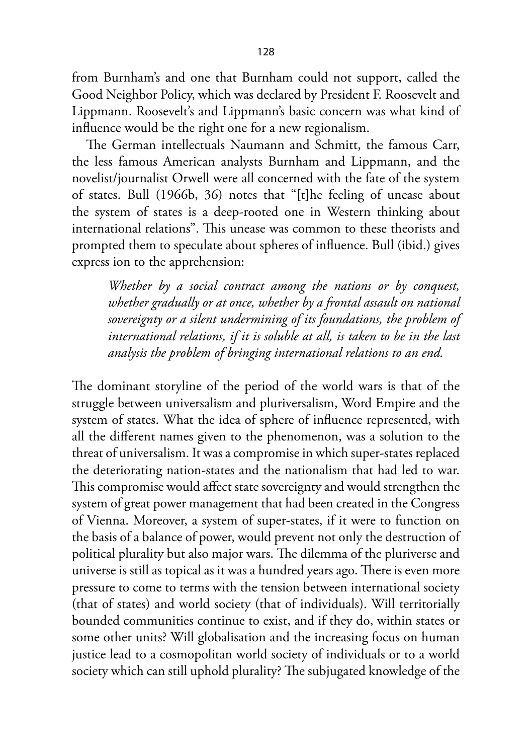from Burnham's and one that Burnham could not support, called the Good Neighbor Policy, which was declared by President F. Roosevelt and Lippmann. Roosevelt's and Lippmann's basic concern was what kind of influence would be the right one for a new regionalism.

The German intellectuals Naumann and Schmitt, the famous Carr, the less famous American analysts Burnham and Lippmann, and the novelist/journalist Orwell were all concerned with the fate of the system of states. Bull (1966b, 36) notes that "[t]he feeling of unease about the system of states is a deep-rooted one in Western thinking about international relations". This unease was common to these theorists and prompted them to speculate about spheres of influence. Bull (ibid.) gives express ion to the apprehension:

> *Whether by a social contract among the nations or by conquest, whether gradually or at once, whether by a frontal assault on national sovereignty or a silent undermining of its foundations, the problem of international relations, if it is soluble at all, is taken to be in the last analysis the problem of bringing international relations to an end.*

The dominant storyline of the period of the world wars is that of the struggle between universalism and pluriversalism, Word Empire and the system of states. What the idea of sphere of influence represented, with all the different names given to the phenomenon, was a solution to the threat of universalism. It was a compromise in which super-states replaced the deteriorating nation-states and the nationalism that had led to war. This compromise would affect state sovereignty and would strengthen the system of great power management that had been created in the Congress of Vienna. Moreover, a system of super-states, if it were to function on the basis of a balance of power, would prevent not only the destruction of political plurality but also major wars. The dilemma of the pluriverse and universe is still as topical as it was a hundred years ago. There is even more pressure to come to terms with the tension between international society (that of states) and world society (that of individuals). Will territorially bounded communities continue to exist, and if they do, within states or some other units? Will globalisation and the increasing focus on human justice lead to a cosmopolitan world society of individuals or to a world society which can still uphold plurality? The subjugated knowledge of the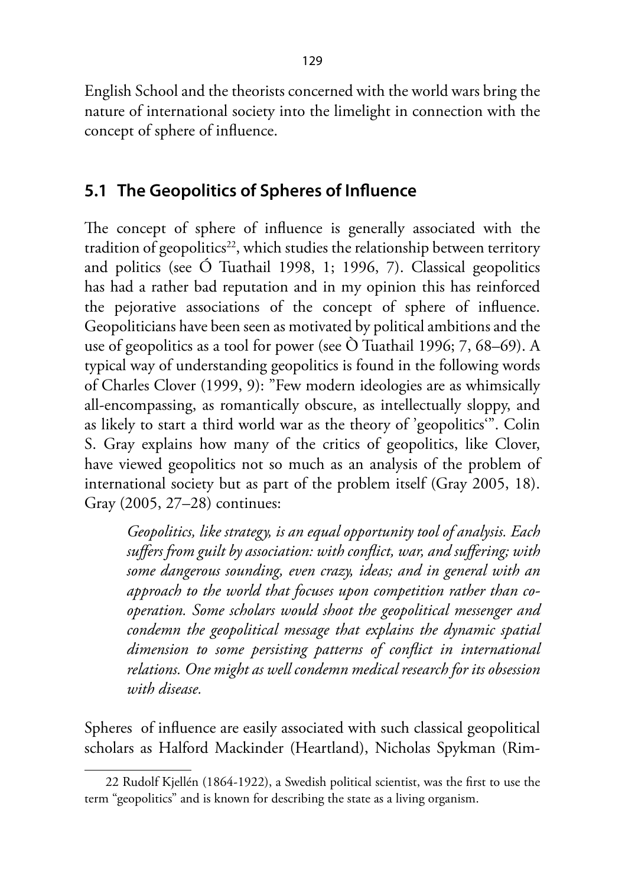English School and the theorists concerned with the world wars bring the nature of international society into the limelight in connection with the concept of sphere of influence.

## 5.1 The Geopolitics of Spheres of Influence

The concept of sphere of influence is generally associated with the tradition of geopolitics[22], which studies the relationship between territory and politics (see Ó Tuathail 1998, 1; 1996, 7). Classical geopolitics has had a rather bad reputation and in my opinion this has reinforced the pejorative associations of the concept of sphere of influence. Geopoliticians have been seen as motivated by political ambitions and the use of geopolitics as a tool for power (see Ò Tuathail 1996; 7, 68–69). A typical way of understanding geopolitics is found in the following words of Charles Clover (1999, 9): "Few modern ideologies are as whimsically all-encompassing, as romantically obscure, as intellectually sloppy, and as likely to start a third world war as the theory of 'geopolitics'". Colin S. Gray explains how many of the critics of geopolitics, like Clover, have viewed geopolitics not so much as an analysis of the problem of international society but as part of the problem itself (Gray 2005, 18). Gray (2005, 27–28) continues:

> *Geopolitics, like strategy, is an equal opportunity tool of analysis. Each suffers from guilt by association: with conflict, war, and suffering; with some dangerous sounding, even crazy, ideas; and in general with an approach to the world that focuses upon competition rather than co-operation. Some scholars would shoot the geopolitical messenger and condemn the geopolitical message that explains the dynamic spatial dimension to some persisting patterns of conflict in international relations. One might as well condemn medical research for its obsession with disease.*

Spheres of influence are easily associated with such classical geopolitical scholars as Halford Mackinder (Heartland), Nicholas Spykman (Rim-

22 Rudolf Kjellén (1864-1922), a Swedish political scientist, was the first to use the term "geopolitics" and is known for describing the state as a living organism.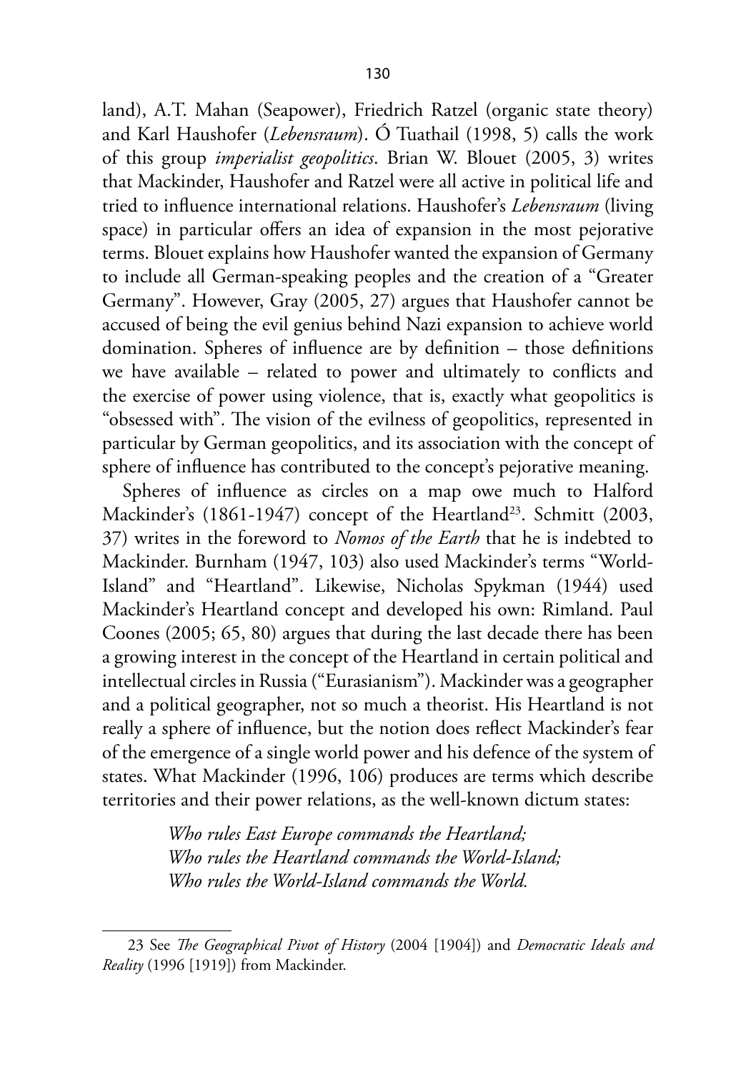land), A.T. Mahan (Seapower), Friedrich Ratzel (organic state theory) and Karl Haushofer (*Lebensraum*). Ó Tuathail (1998, 5) calls the work of this group *imperialist geopolitics*. Brian W. Blouet (2005, 3) writes that Mackinder, Haushofer and Ratzel were all active in political life and tried to influence international relations. Haushofer's *Lebensraum* (living space) in particular offers an idea of expansion in the most pejorative terms. Blouet explains how Haushofer wanted the expansion of Germany to include all German-speaking peoples and the creation of a "Greater Germany". However, Gray (2005, 27) argues that Haushofer cannot be accused of being the evil genius behind Nazi expansion to achieve world domination. Spheres of influence are by definition – those definitions we have available – related to power and ultimately to conflicts and the exercise of power using violence, that is, exactly what geopolitics is "obsessed with". The vision of the evilness of geopolitics, represented in particular by German geopolitics, and its association with the concept of sphere of influence has contributed to the concept's pejorative meaning.

Spheres of influence as circles on a map owe much to Halford Mackinder's (1861-1947) concept of the Heartland[23]. Schmitt (2003, 37) writes in the foreword to *Nomos of the Earth* that he is indebted to Mackinder. Burnham (1947, 103) also used Mackinder's terms "World-Island" and "Heartland". Likewise, Nicholas Spykman (1944) used Mackinder's Heartland concept and developed his own: Rimland. Paul Coones (2005; 65, 80) argues that during the last decade there has been a growing interest in the concept of the Heartland in certain political and intellectual circles in Russia ("Eurasianism"). Mackinder was a geographer and a political geographer, not so much a theorist. His Heartland is not really a sphere of influence, but the notion does reflect Mackinder's fear of the emergence of a single world power and his defence of the system of states. What Mackinder (1996, 106) produces are terms which describe territories and their power relations, as the well-known dictum states:

> *Who rules East Europe commands the Heartland;*
> *Who rules the Heartland commands the World-Island;*
> *Who rules the World-Island commands the World.*

---

23 See *The Geographical Pivot of History* (2004 [1904]) and *Democratic Ideals and Reality* (1996 [1919]) from Mackinder.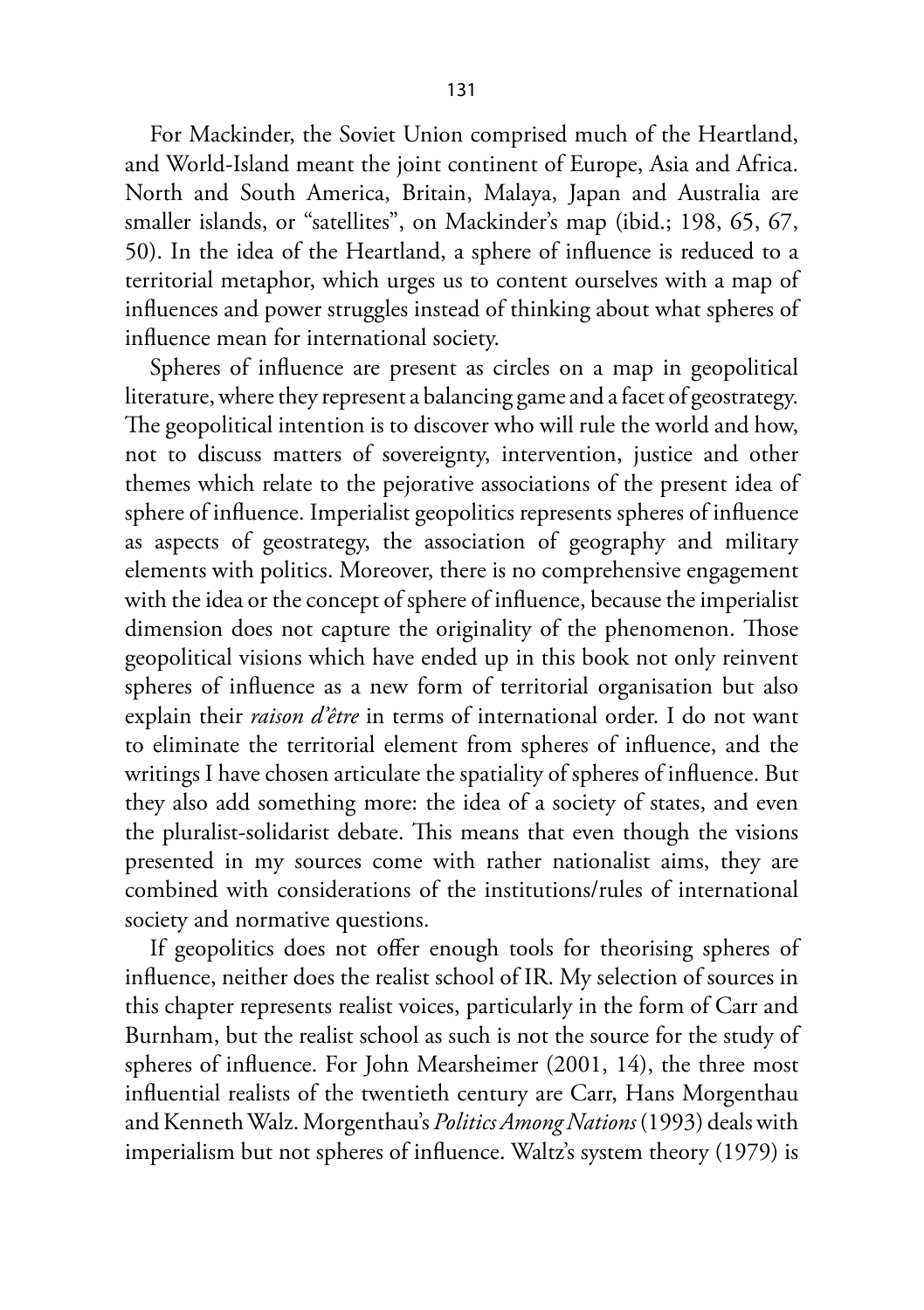For Mackinder, the Soviet Union comprised much of the Heartland, and World-Island meant the joint continent of Europe, Asia and Africa. North and South America, Britain, Malaya, Japan and Australia are smaller islands, or "satellites", on Mackinder's map (ibid.; 198, 65, 67, 50). In the idea of the Heartland, a sphere of influence is reduced to a territorial metaphor, which urges us to content ourselves with a map of influences and power struggles instead of thinking about what spheres of influence mean for international society.

Spheres of influence are present as circles on a map in geopolitical literature, where they represent a balancing game and a facet of geostrategy. The geopolitical intention is to discover who will rule the world and how, not to discuss matters of sovereignty, intervention, justice and other themes which relate to the pejorative associations of the present idea of sphere of influence. Imperialist geopolitics represents spheres of influence as aspects of geostrategy, the association of geography and military elements with politics. Moreover, there is no comprehensive engagement with the idea or the concept of sphere of influence, because the imperialist dimension does not capture the originality of the phenomenon. Those geopolitical visions which have ended up in this book not only reinvent spheres of influence as a new form of territorial organisation but also explain their *raison d'être* in terms of international order. I do not want to eliminate the territorial element from spheres of influence, and the writings I have chosen articulate the spatiality of spheres of influence. But they also add something more: the idea of a society of states, and even the pluralist-solidarist debate. This means that even though the visions presented in my sources come with rather nationalist aims, they are combined with considerations of the institutions/rules of international society and normative questions.

If geopolitics does not offer enough tools for theorising spheres of influence, neither does the realist school of IR. My selection of sources in this chapter represents realist voices, particularly in the form of Carr and Burnham, but the realist school as such is not the source for the study of spheres of influence. For John Mearsheimer (2001, 14), the three most influential realists of the twentieth century are Carr, Hans Morgenthau and Kenneth Walz. Morgenthau's *Politics Among Nations* (1993) deals with imperialism but not spheres of influence. Waltz's system theory (1979) is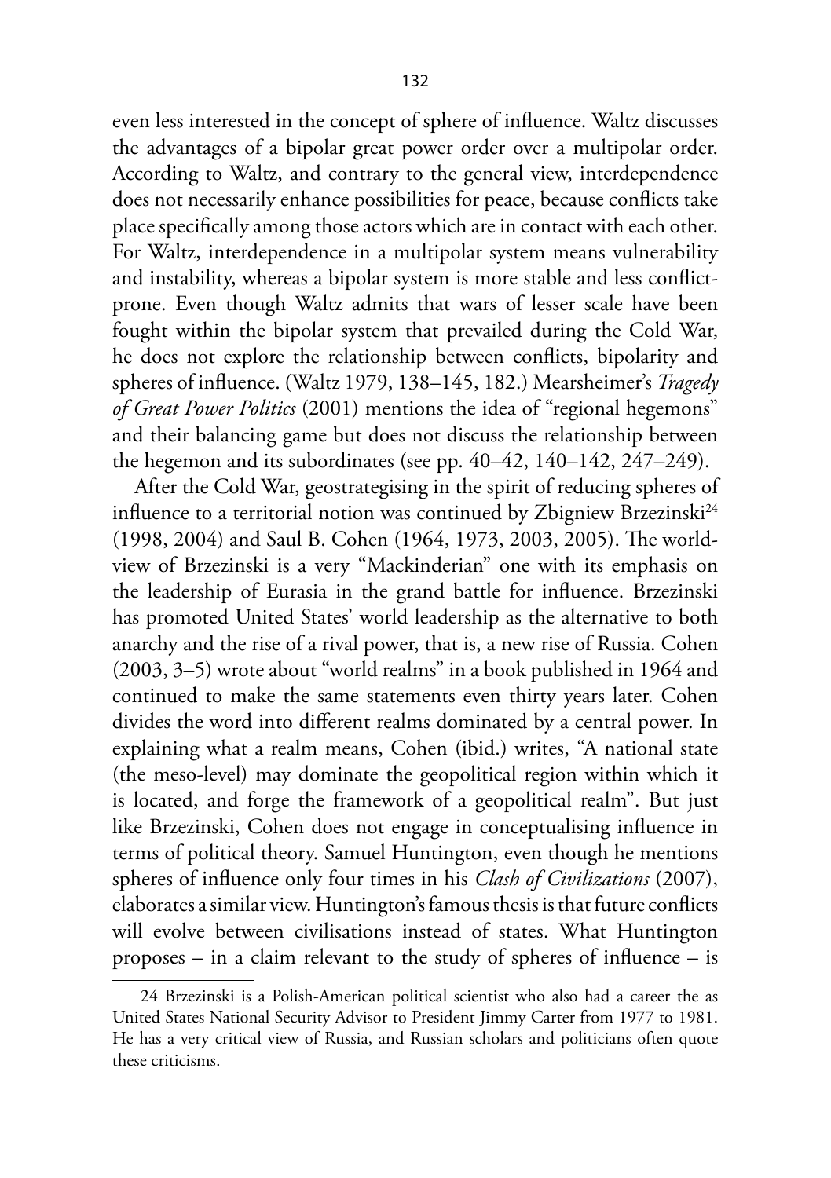even less interested in the concept of sphere of influence. Waltz discusses the advantages of a bipolar great power order over a multipolar order. According to Waltz, and contrary to the general view, interdependence does not necessarily enhance possibilities for peace, because conflicts take place specifically among those actors which are in contact with each other. For Waltz, interdependence in a multipolar system means vulnerability and instability, whereas a bipolar system is more stable and less conflict-prone. Even though Waltz admits that wars of lesser scale have been fought within the bipolar system that prevailed during the Cold War, he does not explore the relationship between conflicts, bipolarity and spheres of influence. (Waltz 1979, 138–145, 182.) Mearsheimer's *Tragedy of Great Power Politics* (2001) mentions the idea of "regional hegemons" and their balancing game but does not discuss the relationship between the hegemon and its subordinates (see pp. 40–42, 140–142, 247–249).

After the Cold War, geostrategising in the spirit of reducing spheres of influence to a territorial notion was continued by Zbigniew Brzezinski[24] (1998, 2004) and Saul B. Cohen (1964, 1973, 2003, 2005). The world-view of Brzezinski is a very "Mackinderian" one with its emphasis on the leadership of Eurasia in the grand battle for influence. Brzezinski has promoted United States' world leadership as the alternative to both anarchy and the rise of a rival power, that is, a new rise of Russia. Cohen (2003, 3–5) wrote about "world realms" in a book published in 1964 and continued to make the same statements even thirty years later. Cohen divides the word into different realms dominated by a central power. In explaining what a realm means, Cohen (ibid.) writes, "A national state (the meso-level) may dominate the geopolitical region within which it is located, and forge the framework of a geopolitical realm". But just like Brzezinski, Cohen does not engage in conceptualising influence in terms of political theory. Samuel Huntington, even though he mentions spheres of influence only four times in his *Clash of Civilizations* (2007), elaborates a similar view. Huntington's famous thesis is that future conflicts will evolve between civilisations instead of states. What Huntington proposes – in a claim relevant to the study of spheres of influence – is

24 Brzezinski is a Polish-American political scientist who also had a career the as United States National Security Advisor to President Jimmy Carter from 1977 to 1981. He has a very critical view of Russia, and Russian scholars and politicians often quote these criticisms.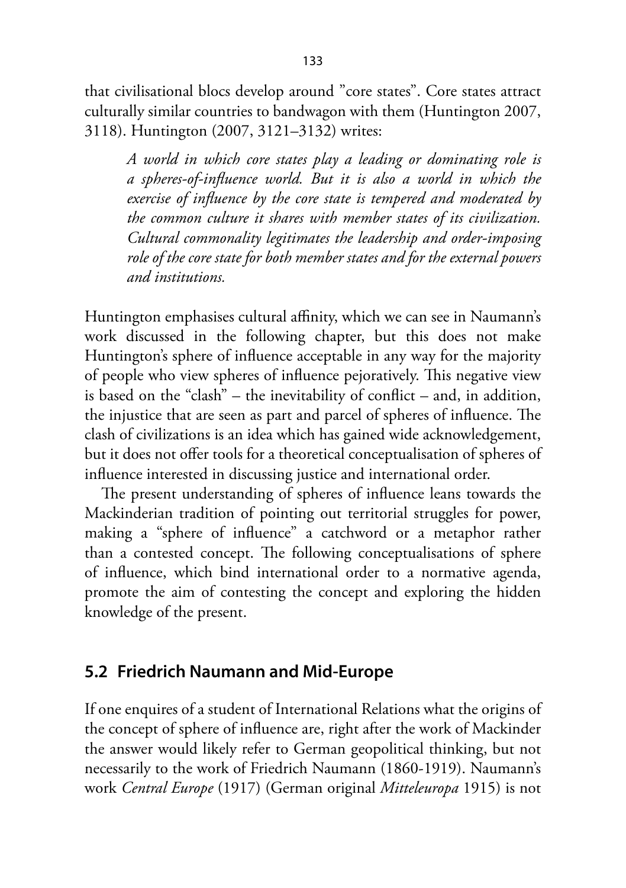that civilisational blocs develop around "core states". Core states attract culturally similar countries to bandwagon with them (Huntington 2007, 3118). Huntington (2007, 3121–3132) writes:

> *A world in which core states play a leading or dominating role is a spheres-of-influence world. But it is also a world in which the exercise of influence by the core state is tempered and moderated by the common culture it shares with member states of its civilization. Cultural commonality legitimates the leadership and order-imposing role of the core state for both member states and for the external powers and institutions.*

Huntington emphasises cultural affinity, which we can see in Naumann's work discussed in the following chapter, but this does not make Huntington's sphere of influence acceptable in any way for the majority of people who view spheres of influence pejoratively. This negative view is based on the "clash" – the inevitability of conflict – and, in addition, the injustice that are seen as part and parcel of spheres of influence. The clash of civilizations is an idea which has gained wide acknowledgement, but it does not offer tools for a theoretical conceptualisation of spheres of influence interested in discussing justice and international order.

The present understanding of spheres of influence leans towards the Mackinderian tradition of pointing out territorial struggles for power, making a "sphere of influence" a catchword or a metaphor rather than a contested concept. The following conceptualisations of sphere of influence, which bind international order to a normative agenda, promote the aim of contesting the concept and exploring the hidden knowledge of the present.

## 5.2 Friedrich Naumann and Mid-Europe

If one enquires of a student of International Relations what the origins of the concept of sphere of influence are, right after the work of Mackinder the answer would likely refer to German geopolitical thinking, but not necessarily to the work of Friedrich Naumann (1860-1919). Naumann's work *Central Europe* (1917) (German original *Mitteleuropa* 1915) is not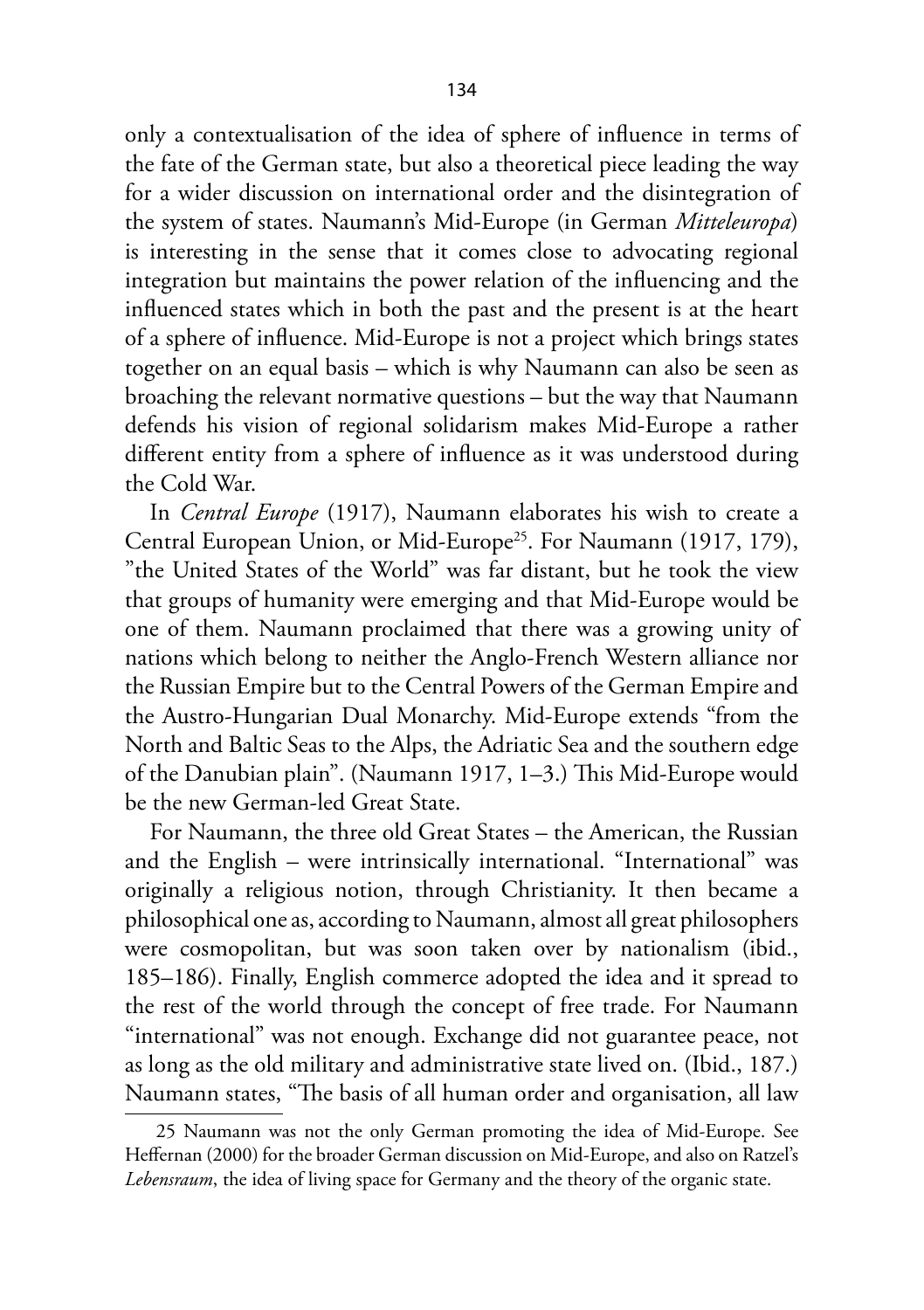only a contextualisation of the idea of sphere of influence in terms of the fate of the German state, but also a theoretical piece leading the way for a wider discussion on international order and the disintegration of the system of states. Naumann's Mid-Europe (in German *Mitteleuropa*) is interesting in the sense that it comes close to advocating regional integration but maintains the power relation of the influencing and the influenced states which in both the past and the present is at the heart of a sphere of influence. Mid-Europe is not a project which brings states together on an equal basis – which is why Naumann can also be seen as broaching the relevant normative questions – but the way that Naumann defends his vision of regional solidarism makes Mid-Europe a rather different entity from a sphere of influence as it was understood during the Cold War.

In *Central Europe* (1917), Naumann elaborates his wish to create a Central European Union, or Mid-Europe[25]. For Naumann (1917, 179), "the United States of the World" was far distant, but he took the view that groups of humanity were emerging and that Mid-Europe would be one of them. Naumann proclaimed that there was a growing unity of nations which belong to neither the Anglo-French Western alliance nor the Russian Empire but to the Central Powers of the German Empire and the Austro-Hungarian Dual Monarchy. Mid-Europe extends "from the North and Baltic Seas to the Alps, the Adriatic Sea and the southern edge of the Danubian plain". (Naumann 1917, 1–3.) This Mid-Europe would be the new German-led Great State.

For Naumann, the three old Great States – the American, the Russian and the English – were intrinsically international. "International" was originally a religious notion, through Christianity. It then became a philosophical one as, according to Naumann, almost all great philosophers were cosmopolitan, but was soon taken over by nationalism (ibid., 185–186). Finally, English commerce adopted the idea and it spread to the rest of the world through the concept of free trade. For Naumann "international" was not enough. Exchange did not guarantee peace, not as long as the old military and administrative state lived on. (Ibid., 187.) Naumann states, "The basis of all human order and organisation, all law

---

25 Naumann was not the only German promoting the idea of Mid-Europe. See Heffernan (2000) for the broader German discussion on Mid-Europe, and also on Ratzel's *Lebensraum*, the idea of living space for Germany and the theory of the organic state.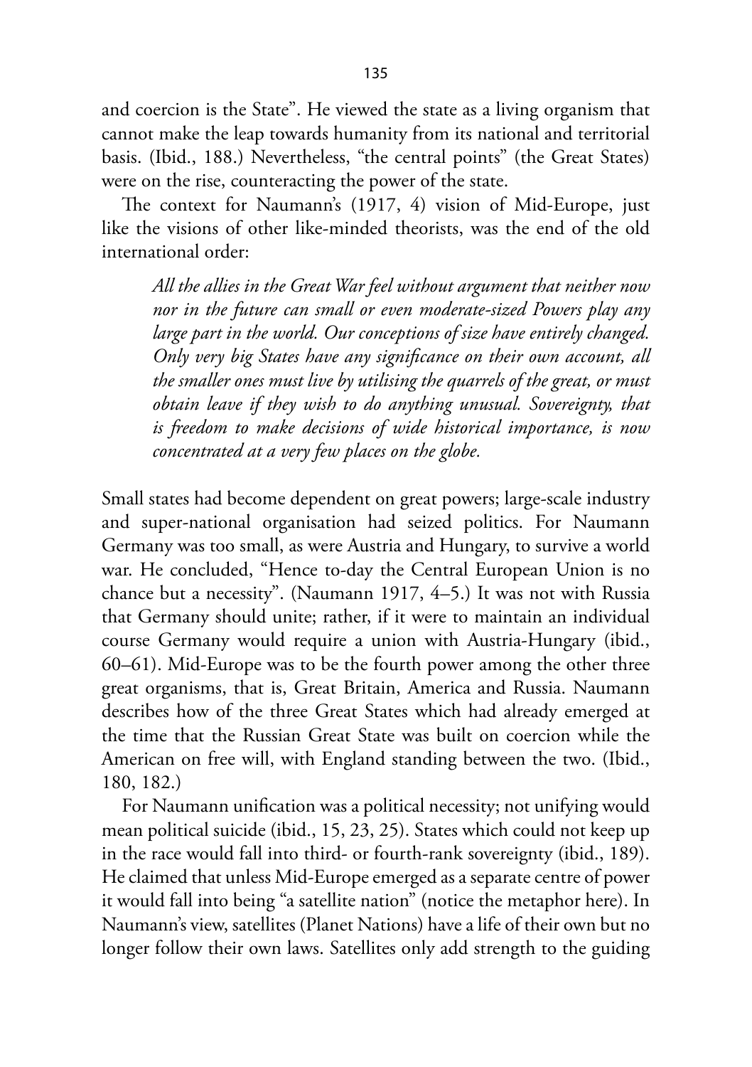and coercion is the State". He viewed the state as a living organism that cannot make the leap towards humanity from its national and territorial basis. (Ibid., 188.) Nevertheless, "the central points" (the Great States) were on the rise, counteracting the power of the state.

The context for Naumann's (1917, 4) vision of Mid-Europe, just like the visions of other like-minded theorists, was the end of the old international order:

> *All the allies in the Great War feel without argument that neither now nor in the future can small or even moderate-sized Powers play any large part in the world. Our conceptions of size have entirely changed. Only very big States have any significance on their own account, all the smaller ones must live by utilising the quarrels of the great, or must obtain leave if they wish to do anything unusual. Sovereignty, that is freedom to make decisions of wide historical importance, is now concentrated at a very few places on the globe.*

Small states had become dependent on great powers; large-scale industry and super-national organisation had seized politics. For Naumann Germany was too small, as were Austria and Hungary, to survive a world war. He concluded, "Hence to-day the Central European Union is no chance but a necessity". (Naumann 1917, 4–5.) It was not with Russia that Germany should unite; rather, if it were to maintain an individual course Germany would require a union with Austria-Hungary (ibid., 60–61). Mid-Europe was to be the fourth power among the other three great organisms, that is, Great Britain, America and Russia. Naumann describes how of the three Great States which had already emerged at the time that the Russian Great State was built on coercion while the American on free will, with England standing between the two. (Ibid., 180, 182.)

For Naumann unification was a political necessity; not unifying would mean political suicide (ibid., 15, 23, 25). States which could not keep up in the race would fall into third- or fourth-rank sovereignty (ibid., 189). He claimed that unless Mid-Europe emerged as a separate centre of power it would fall into being "a satellite nation" (notice the metaphor here). In Naumann's view, satellites (Planet Nations) have a life of their own but no longer follow their own laws. Satellites only add strength to the guiding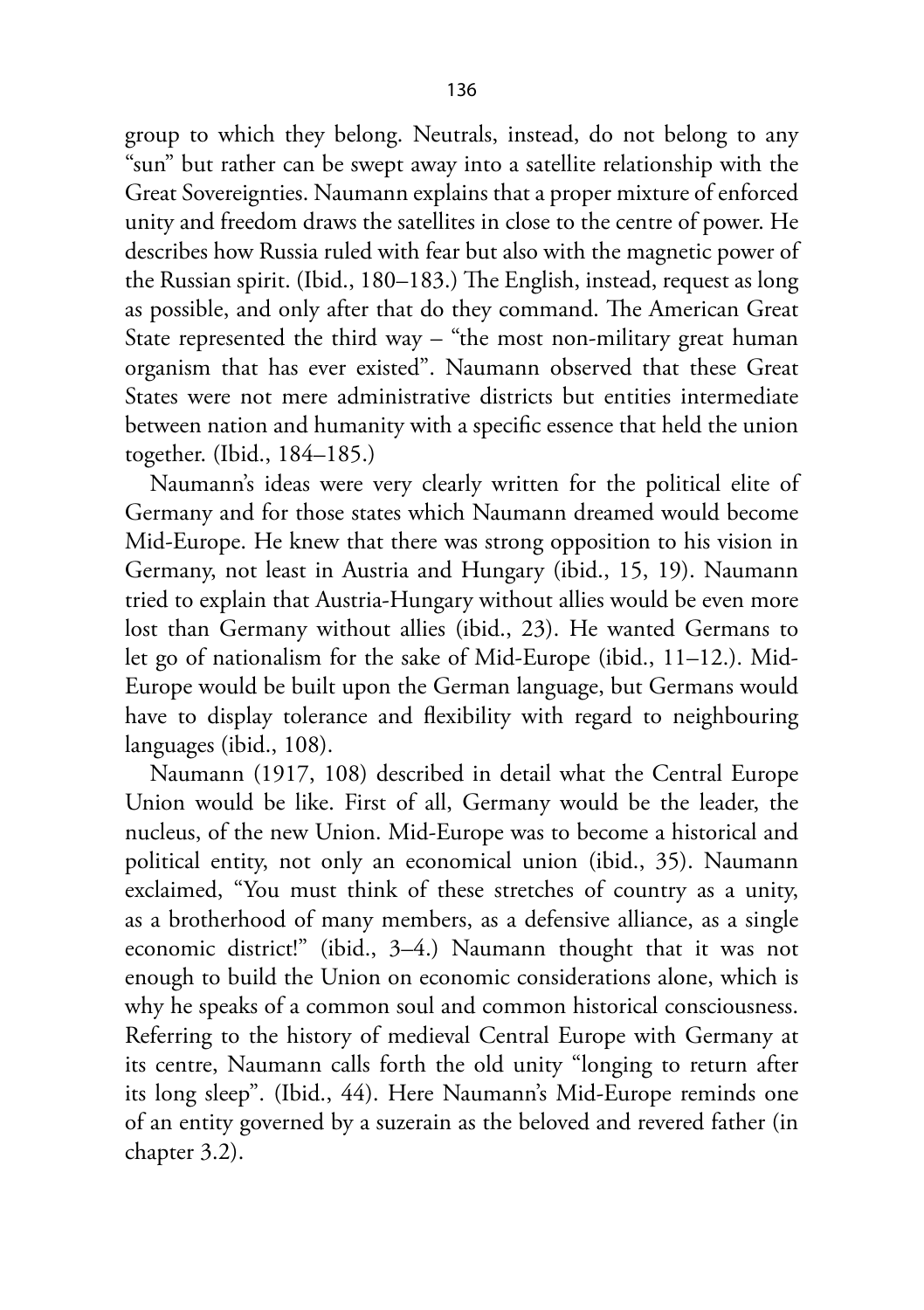group to which they belong. Neutrals, instead, do not belong to any "sun" but rather can be swept away into a satellite relationship with the Great Sovereignties. Naumann explains that a proper mixture of enforced unity and freedom draws the satellites in close to the centre of power. He describes how Russia ruled with fear but also with the magnetic power of the Russian spirit. (Ibid., 180–183.) The English, instead, request as long as possible, and only after that do they command. The American Great State represented the third way – "the most non-military great human organism that has ever existed". Naumann observed that these Great States were not mere administrative districts but entities intermediate between nation and humanity with a specific essence that held the union together. (Ibid., 184–185.)

Naumann's ideas were very clearly written for the political elite of Germany and for those states which Naumann dreamed would become Mid-Europe. He knew that there was strong opposition to his vision in Germany, not least in Austria and Hungary (ibid., 15, 19). Naumann tried to explain that Austria-Hungary without allies would be even more lost than Germany without allies (ibid., 23). He wanted Germans to let go of nationalism for the sake of Mid-Europe (ibid., 11–12.). Mid-Europe would be built upon the German language, but Germans would have to display tolerance and flexibility with regard to neighbouring languages (ibid., 108).

Naumann (1917, 108) described in detail what the Central Europe Union would be like. First of all, Germany would be the leader, the nucleus, of the new Union. Mid-Europe was to become a historical and political entity, not only an economical union (ibid., 35). Naumann exclaimed, "You must think of these stretches of country as a unity, as a brotherhood of many members, as a defensive alliance, as a single economic district!" (ibid., 3–4.) Naumann thought that it was not enough to build the Union on economic considerations alone, which is why he speaks of a common soul and common historical consciousness. Referring to the history of medieval Central Europe with Germany at its centre, Naumann calls forth the old unity "longing to return after its long sleep". (Ibid., 44). Here Naumann's Mid-Europe reminds one of an entity governed by a suzerain as the beloved and revered father (in chapter 3.2).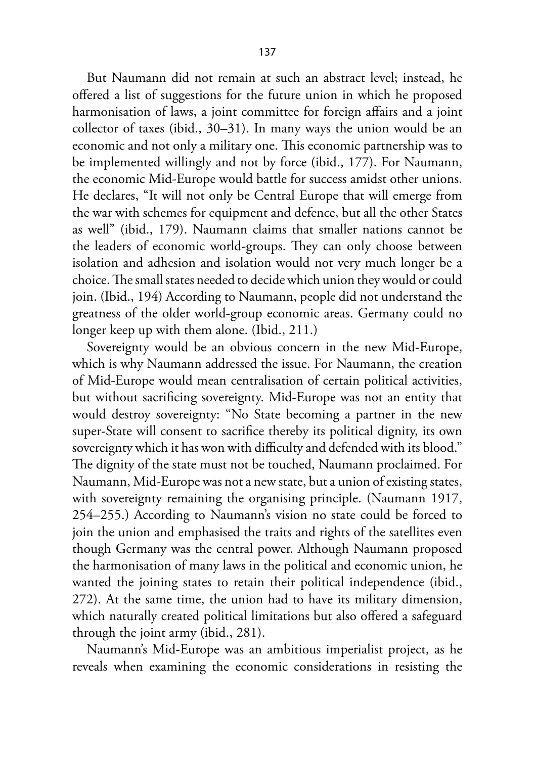But Naumann did not remain at such an abstract level; instead, he offered a list of suggestions for the future union in which he proposed harmonisation of laws, a joint committee for foreign affairs and a joint collector of taxes (ibid., 30–31). In many ways the union would be an economic and not only a military one. This economic partnership was to be implemented willingly and not by force (ibid., 177). For Naumann, the economic Mid-Europe would battle for success amidst other unions. He declares, "It will not only be Central Europe that will emerge from the war with schemes for equipment and defence, but all the other States as well" (ibid., 179). Naumann claims that smaller nations cannot be the leaders of economic world-groups. They can only choose between isolation and adhesion and isolation would not very much longer be a choice. The small states needed to decide which union they would or could join. (Ibid., 194) According to Naumann, people did not understand the greatness of the older world-group economic areas. Germany could no longer keep up with them alone. (Ibid., 211.)

Sovereignty would be an obvious concern in the new Mid-Europe, which is why Naumann addressed the issue. For Naumann, the creation of Mid-Europe would mean centralisation of certain political activities, but without sacrificing sovereignty. Mid-Europe was not an entity that would destroy sovereignty: "No State becoming a partner in the new super-State will consent to sacrifice thereby its political dignity, its own sovereignty which it has won with difficulty and defended with its blood." The dignity of the state must not be touched, Naumann proclaimed. For Naumann, Mid-Europe was not a new state, but a union of existing states, with sovereignty remaining the organising principle. (Naumann 1917, 254–255.) According to Naumann's vision no state could be forced to join the union and emphasised the traits and rights of the satellites even though Germany was the central power. Although Naumann proposed the harmonisation of many laws in the political and economic union, he wanted the joining states to retain their political independence (ibid., 272). At the same time, the union had to have its military dimension, which naturally created political limitations but also offered a safeguard through the joint army (ibid., 281).

Naumann's Mid-Europe was an ambitious imperialist project, as he reveals when examining the economic considerations in resisting the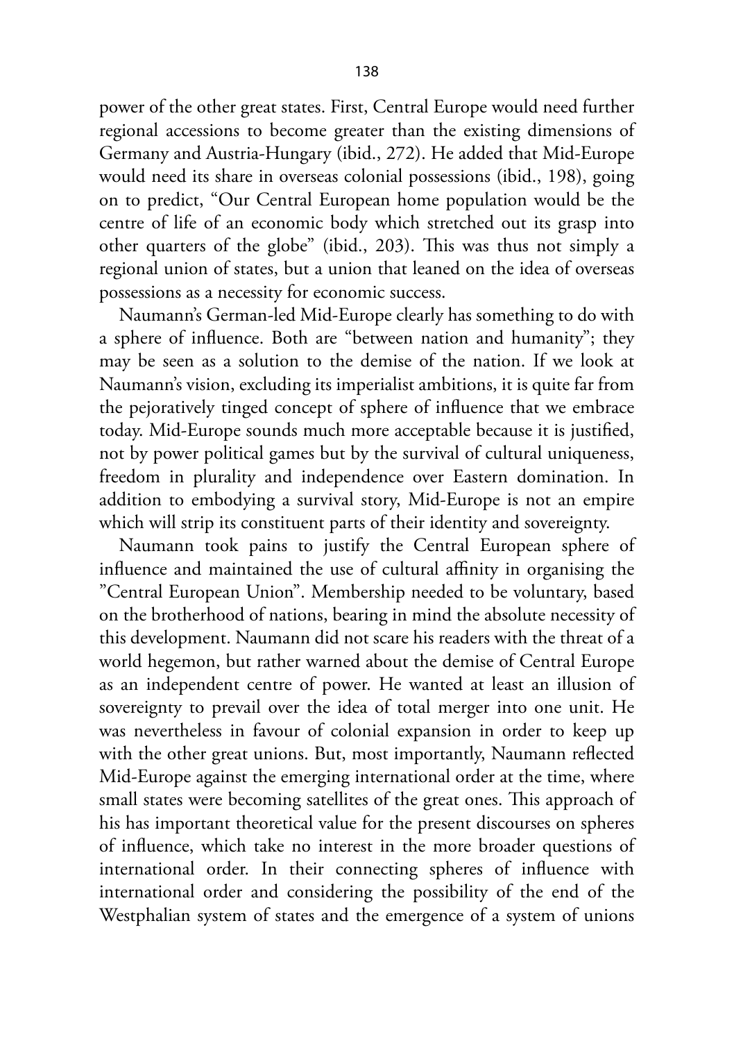power of the other great states. First, Central Europe would need further regional accessions to become greater than the existing dimensions of Germany and Austria-Hungary (ibid., 272). He added that Mid-Europe would need its share in overseas colonial possessions (ibid., 198), going on to predict, "Our Central European home population would be the centre of life of an economic body which stretched out its grasp into other quarters of the globe" (ibid., 203). This was thus not simply a regional union of states, but a union that leaned on the idea of overseas possessions as a necessity for economic success.

Naumann's German-led Mid-Europe clearly has something to do with a sphere of influence. Both are "between nation and humanity"; they may be seen as a solution to the demise of the nation. If we look at Naumann's vision, excluding its imperialist ambitions, it is quite far from the pejoratively tinged concept of sphere of influence that we embrace today. Mid-Europe sounds much more acceptable because it is justified, not by power political games but by the survival of cultural uniqueness, freedom in plurality and independence over Eastern domination. In addition to embodying a survival story, Mid-Europe is not an empire which will strip its constituent parts of their identity and sovereignty.

Naumann took pains to justify the Central European sphere of influence and maintained the use of cultural affinity in organising the "Central European Union". Membership needed to be voluntary, based on the brotherhood of nations, bearing in mind the absolute necessity of this development. Naumann did not scare his readers with the threat of a world hegemon, but rather warned about the demise of Central Europe as an independent centre of power. He wanted at least an illusion of sovereignty to prevail over the idea of total merger into one unit. He was nevertheless in favour of colonial expansion in order to keep up with the other great unions. But, most importantly, Naumann reflected Mid-Europe against the emerging international order at the time, where small states were becoming satellites of the great ones. This approach of his has important theoretical value for the present discourses on spheres of influence, which take no interest in the more broader questions of international order. In their connecting spheres of influence with international order and considering the possibility of the end of the Westphalian system of states and the emergence of a system of unions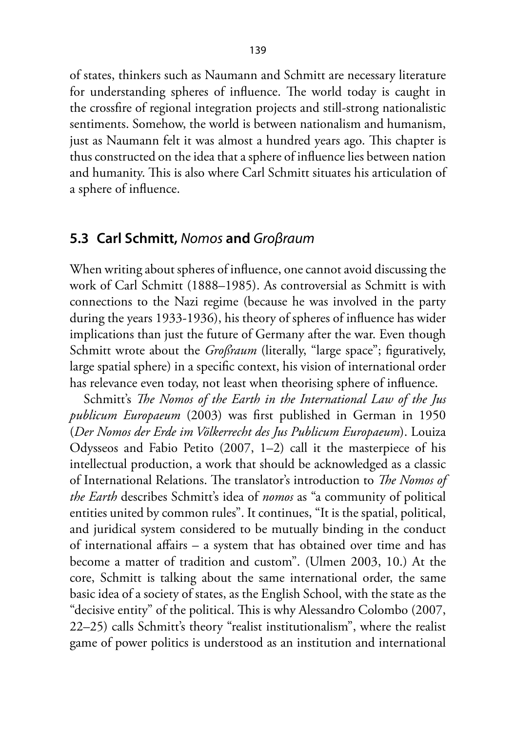of states, thinkers such as Naumann and Schmitt are necessary literature for understanding spheres of influence. The world today is caught in the crossfire of regional integration projects and still-strong nationalistic sentiments. Somehow, the world is between nationalism and humanism, just as Naumann felt it was almost a hundred years ago. This chapter is thus constructed on the idea that a sphere of influence lies between nation and humanity. This is also where Carl Schmitt situates his articulation of a sphere of influence.

## 5.3 Carl Schmitt, *Nomos* and *Groβraum*

When writing about spheres of influence, one cannot avoid discussing the work of Carl Schmitt (1888–1985). As controversial as Schmitt is with connections to the Nazi regime (because he was involved in the party during the years 1933-1936), his theory of spheres of influence has wider implications than just the future of Germany after the war. Even though Schmitt wrote about the *Groβraum* (literally, "large space"; figuratively, large spatial sphere) in a specific context, his vision of international order has relevance even today, not least when theorising sphere of influence.

Schmitt's *The Nomos of the Earth in the International Law of the Jus publicum Europaeum* (2003) was first published in German in 1950 (*Der Nomos der Erde im Völkerrecht des Jus Publicum Europaeum*). Louiza Odysseos and Fabio Petito (2007, 1–2) call it the masterpiece of his intellectual production, a work that should be acknowledged as a classic of International Relations. The translator's introduction to *The Nomos of the Earth* describes Schmitt's idea of *nomos* as "a community of political entities united by common rules". It continues, "It is the spatial, political, and juridical system considered to be mutually binding in the conduct of international affairs – a system that has obtained over time and has become a matter of tradition and custom". (Ulmen 2003, 10.) At the core, Schmitt is talking about the same international order, the same basic idea of a society of states, as the English School, with the state as the "decisive entity" of the political. This is why Alessandro Colombo (2007, 22–25) calls Schmitt's theory "realist institutionalism", where the realist game of power politics is understood as an institution and international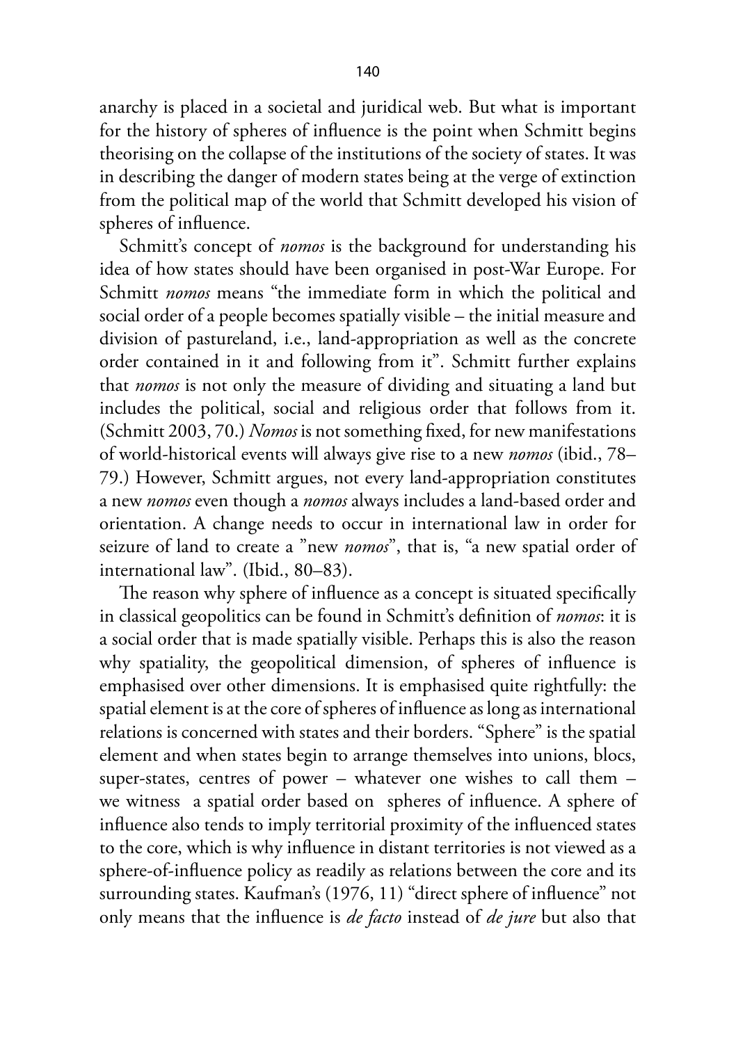anarchy is placed in a societal and juridical web. But what is important for the history of spheres of influence is the point when Schmitt begins theorising on the collapse of the institutions of the society of states. It was in describing the danger of modern states being at the verge of extinction from the political map of the world that Schmitt developed his vision of spheres of influence.

Schmitt's concept of *nomos* is the background for understanding his idea of how states should have been organised in post-War Europe. For Schmitt *nomos* means "the immediate form in which the political and social order of a people becomes spatially visible – the initial measure and division of pastureland, i.e., land-appropriation as well as the concrete order contained in it and following from it". Schmitt further explains that *nomos* is not only the measure of dividing and situating a land but includes the political, social and religious order that follows from it. (Schmitt 2003, 70.) *Nomos* is not something fixed, for new manifestations of world-historical events will always give rise to a new *nomos* (ibid., 78–79.) However, Schmitt argues, not every land-appropriation constitutes a new *nomos* even though a *nomos* always includes a land-based order and orientation. A change needs to occur in international law in order for seizure of land to create a "new *nomos*", that is, "a new spatial order of international law". (Ibid., 80–83).

The reason why sphere of influence as a concept is situated specifically in classical geopolitics can be found in Schmitt's definition of *nomos*: it is a social order that is made spatially visible. Perhaps this is also the reason why spatiality, the geopolitical dimension, of spheres of influence is emphasised over other dimensions. It is emphasised quite rightfully: the spatial element is at the core of spheres of influence as long as international relations is concerned with states and their borders. "Sphere" is the spatial element and when states begin to arrange themselves into unions, blocs, super-states, centres of power – whatever one wishes to call them – we witness a spatial order based on spheres of influence. A sphere of influence also tends to imply territorial proximity of the influenced states to the core, which is why influence in distant territories is not viewed as a sphere-of-influence policy as readily as relations between the core and its surrounding states. Kaufman's (1976, 11) "direct sphere of influence" not only means that the influence is *de facto* instead of *de jure* but also that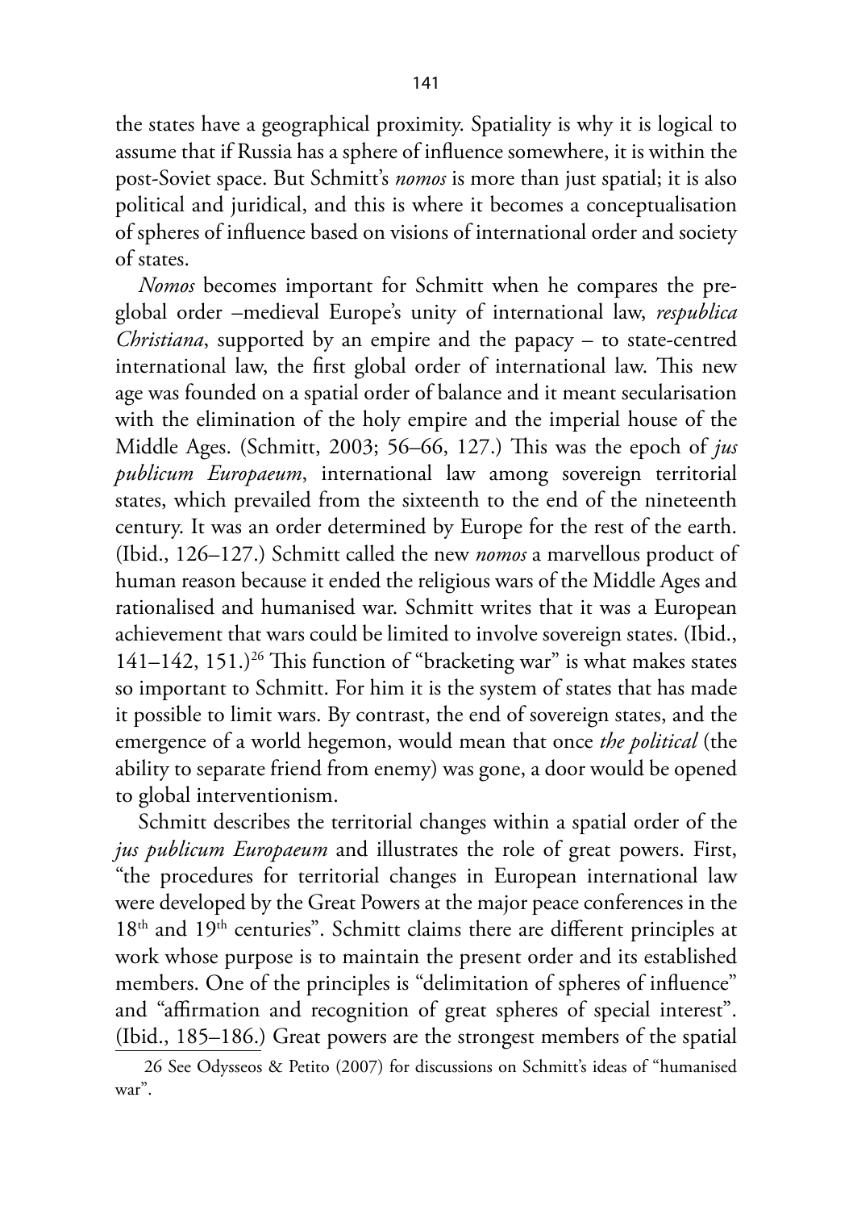the states have a geographical proximity. Spatiality is why it is logical to assume that if Russia has a sphere of influence somewhere, it is within the post-Soviet space. But Schmitt's *nomos* is more than just spatial; it is also political and juridical, and this is where it becomes a conceptualisation of spheres of influence based on visions of international order and society of states.

*Nomos* becomes important for Schmitt when he compares the pre-global order –medieval Europe's unity of international law, *respublica Christiana*, supported by an empire and the papacy – to state-centred international law, the first global order of international law. This new age was founded on a spatial order of balance and it meant secularisation with the elimination of the holy empire and the imperial house of the Middle Ages. (Schmitt, 2003; 56–66, 127.) This was the epoch of *jus publicum Europaeum*, international law among sovereign territorial states, which prevailed from the sixteenth to the end of the nineteenth century. It was an order determined by Europe for the rest of the earth. (Ibid., 126–127.) Schmitt called the new *nomos* a marvellous product of human reason because it ended the religious wars of the Middle Ages and rationalised and humanised war. Schmitt writes that it was a European achievement that wars could be limited to involve sovereign states. (Ibid., 141–142, 151.)[26] This function of "bracketing war" is what makes states so important to Schmitt. For him it is the system of states that has made it possible to limit wars. By contrast, the end of sovereign states, and the emergence of a world hegemon, would mean that once *the political* (the ability to separate friend from enemy) was gone, a door would be opened to global interventionism.

Schmitt describes the territorial changes within a spatial order of the *jus publicum Europaeum* and illustrates the role of great powers. First, "the procedures for territorial changes in European international law were developed by the Great Powers at the major peace conferences in the 18th and 19th centuries". Schmitt claims there are different principles at work whose purpose is to maintain the present order and its established members. One of the principles is "delimitation of spheres of influence" and "affirmation and recognition of great spheres of special interest". (Ibid., 185–186.) Great powers are the strongest members of the spatial

26 See Odysseos & Petito (2007) for discussions on Schmitt's ideas of "humanised war".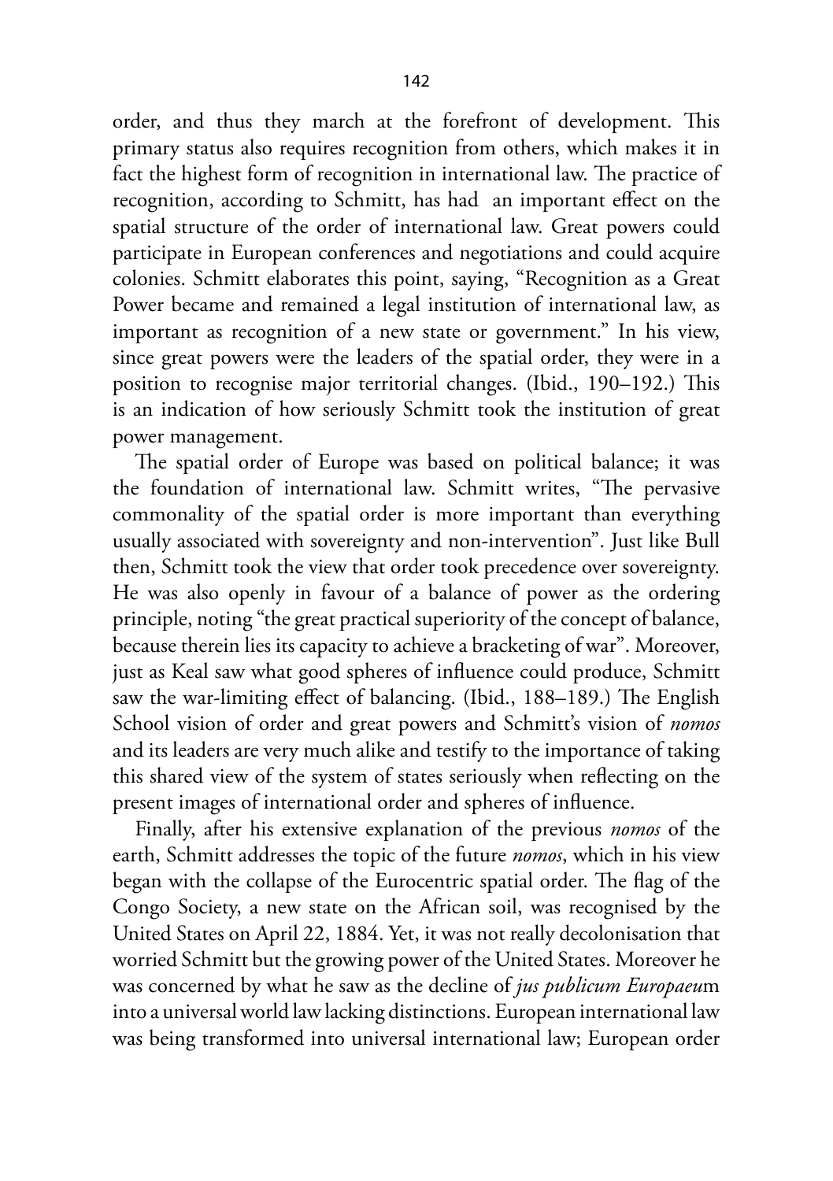order, and thus they march at the forefront of development. This primary status also requires recognition from others, which makes it in fact the highest form of recognition in international law. The practice of recognition, according to Schmitt, has had an important effect on the spatial structure of the order of international law. Great powers could participate in European conferences and negotiations and could acquire colonies. Schmitt elaborates this point, saying, "Recognition as a Great Power became and remained a legal institution of international law, as important as recognition of a new state or government." In his view, since great powers were the leaders of the spatial order, they were in a position to recognise major territorial changes. (Ibid., 190–192.) This is an indication of how seriously Schmitt took the institution of great power management.

The spatial order of Europe was based on political balance; it was the foundation of international law. Schmitt writes, "The pervasive commonality of the spatial order is more important than everything usually associated with sovereignty and non-intervention". Just like Bull then, Schmitt took the view that order took precedence over sovereignty. He was also openly in favour of a balance of power as the ordering principle, noting "the great practical superiority of the concept of balance, because therein lies its capacity to achieve a bracketing of war". Moreover, just as Keal saw what good spheres of influence could produce, Schmitt saw the war-limiting effect of balancing. (Ibid., 188–189.) The English School vision of order and great powers and Schmitt's vision of *nomos* and its leaders are very much alike and testify to the importance of taking this shared view of the system of states seriously when reflecting on the present images of international order and spheres of influence.

Finally, after his extensive explanation of the previous *nomos* of the earth, Schmitt addresses the topic of the future *nomos*, which in his view began with the collapse of the Eurocentric spatial order. The flag of the Congo Society, a new state on the African soil, was recognised by the United States on April 22, 1884. Yet, it was not really decolonisation that worried Schmitt but the growing power of the United States. Moreover he was concerned by what he saw as the decline of *jus publicum Europaeu*m into a universal world law lacking distinctions. European international law was being transformed into universal international law; European order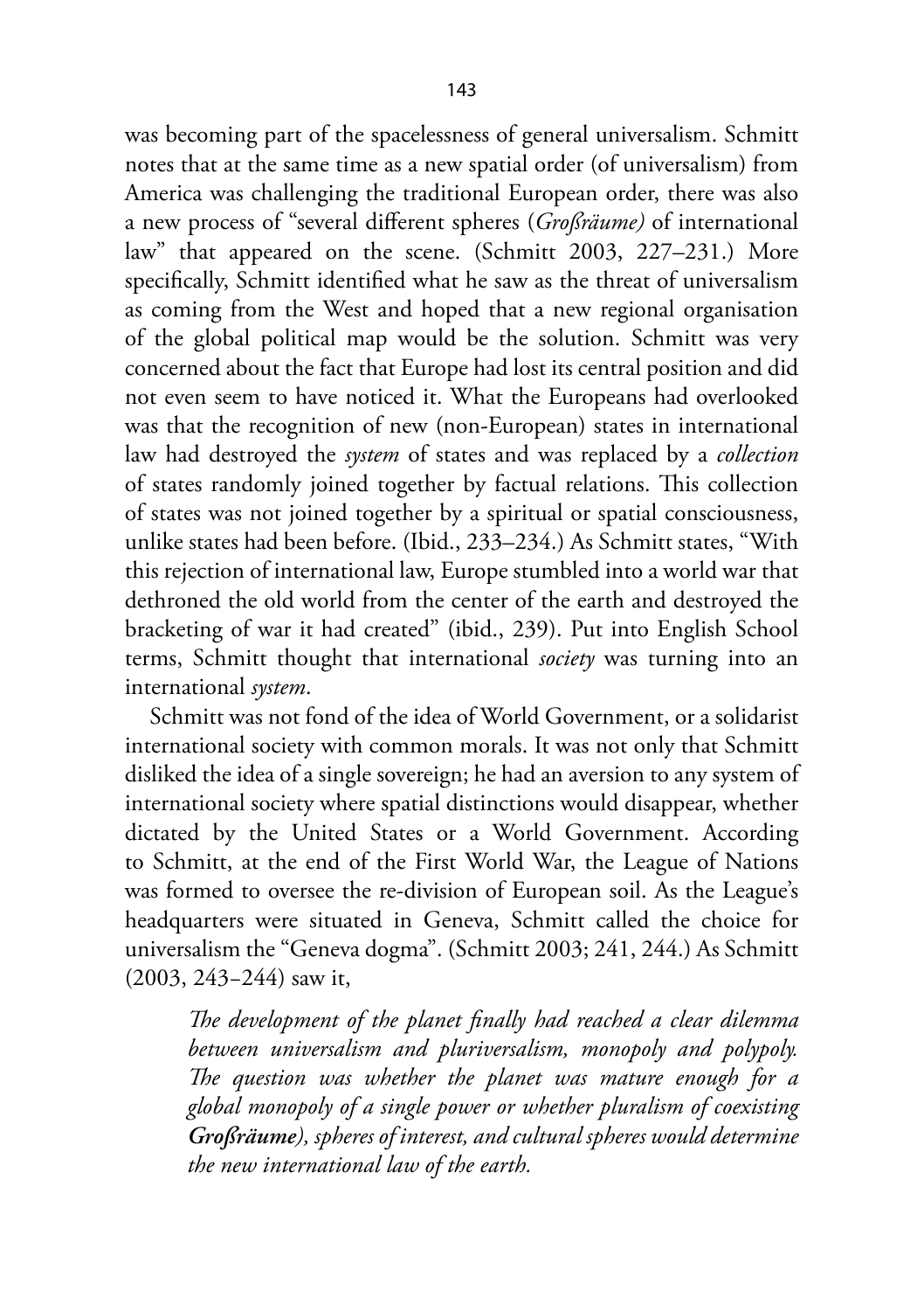was becoming part of the spacelessness of general universalism. Schmitt notes that at the same time as a new spatial order (of universalism) from America was challenging the traditional European order, there was also a new process of "several different spheres (*Großräume)* of international law" that appeared on the scene. (Schmitt 2003, 227–231.) More specifically, Schmitt identified what he saw as the threat of universalism as coming from the West and hoped that a new regional organisation of the global political map would be the solution. Schmitt was very concerned about the fact that Europe had lost its central position and did not even seem to have noticed it. What the Europeans had overlooked was that the recognition of new (non-European) states in international law had destroyed the *system* of states and was replaced by a *collection* of states randomly joined together by factual relations. This collection of states was not joined together by a spiritual or spatial consciousness, unlike states had been before. (Ibid., 233–234.) As Schmitt states, "With this rejection of international law, Europe stumbled into a world war that dethroned the old world from the center of the earth and destroyed the bracketing of war it had created" (ibid., 239). Put into English School terms, Schmitt thought that international *society* was turning into an international *system*.

Schmitt was not fond of the idea of World Government, or a solidarist international society with common morals. It was not only that Schmitt disliked the idea of a single sovereign; he had an aversion to any system of international society where spatial distinctions would disappear, whether dictated by the United States or a World Government. According to Schmitt, at the end of the First World War, the League of Nations was formed to oversee the re-division of European soil. As the League's headquarters were situated in Geneva, Schmitt called the choice for universalism the "Geneva dogma". (Schmitt 2003; 241, 244.) As Schmitt (2003, 243–244) saw it,

> *The development of the planet finally had reached a clear dilemma between universalism and pluriversalism, monopoly and polypoly. The question was whether the planet was mature enough for a global monopoly of a single power or whether pluralism of coexisting* ***Großräume****), spheres of interest, and cultural spheres would determine the new international law of the earth.*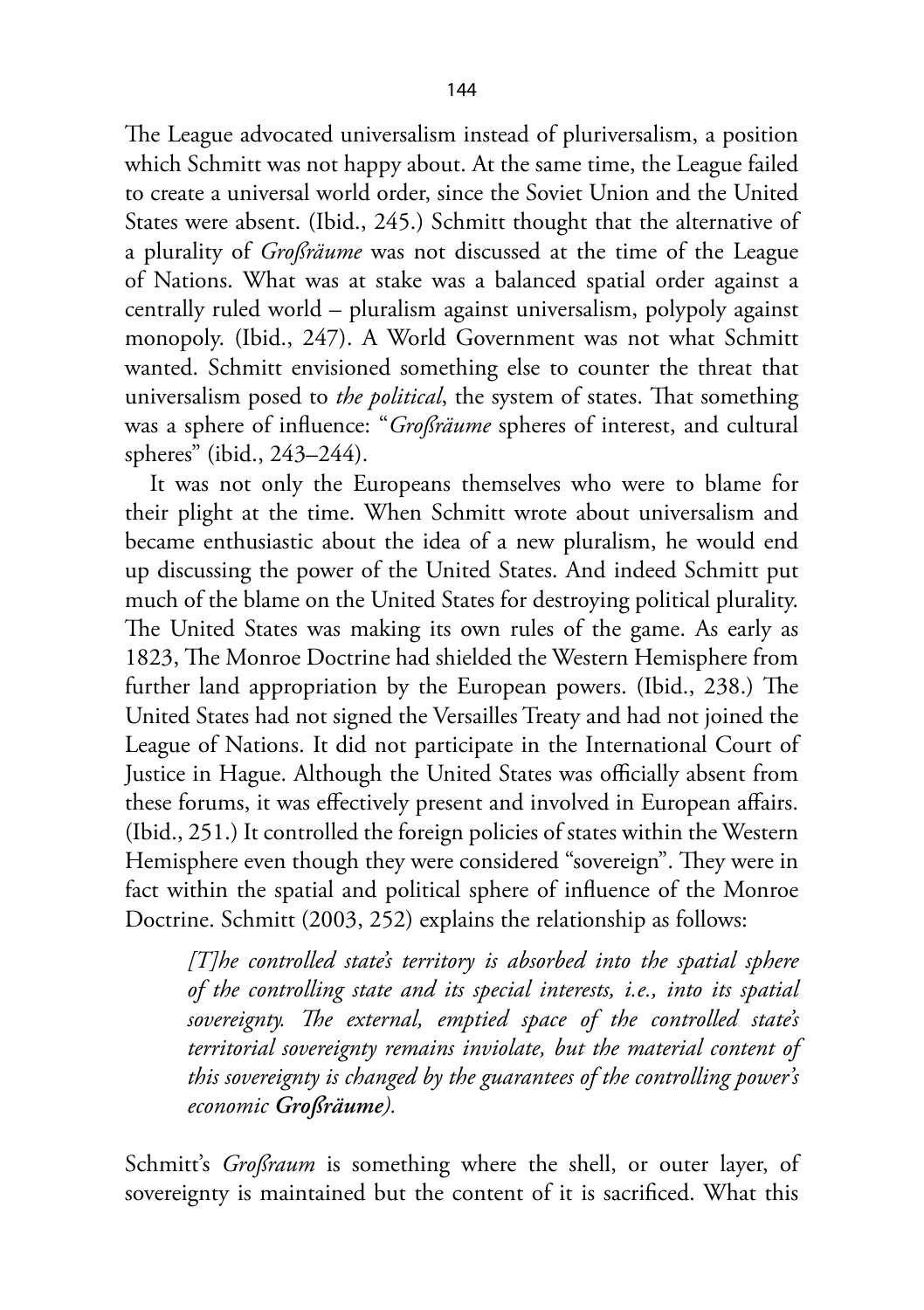The League advocated universalism instead of pluriversalism, a position which Schmitt was not happy about. At the same time, the League failed to create a universal world order, since the Soviet Union and the United States were absent. (Ibid., 245.) Schmitt thought that the alternative of a plurality of *Großräume* was not discussed at the time of the League of Nations. What was at stake was a balanced spatial order against a centrally ruled world – pluralism against universalism, polypoly against monopoly. (Ibid., 247). A World Government was not what Schmitt wanted. Schmitt envisioned something else to counter the threat that universalism posed to *the political*, the system of states. That something was a sphere of influence: "*Großräume* spheres of interest, and cultural spheres" (ibid., 243–244).

It was not only the Europeans themselves who were to blame for their plight at the time. When Schmitt wrote about universalism and became enthusiastic about the idea of a new pluralism, he would end up discussing the power of the United States. And indeed Schmitt put much of the blame on the United States for destroying political plurality. The United States was making its own rules of the game. As early as 1823, The Monroe Doctrine had shielded the Western Hemisphere from further land appropriation by the European powers. (Ibid., 238.) The United States had not signed the Versailles Treaty and had not joined the League of Nations. It did not participate in the International Court of Justice in Hague. Although the United States was officially absent from these forums, it was effectively present and involved in European affairs. (Ibid., 251.) It controlled the foreign policies of states within the Western Hemisphere even though they were considered "sovereign". They were in fact within the spatial and political sphere of influence of the Monroe Doctrine. Schmitt (2003, 252) explains the relationship as follows:

> *[T]he controlled state's territory is absorbed into the spatial sphere of the controlling state and its special interests, i.e., into its spatial sovereignty. The external, emptied space of the controlled state's territorial sovereignty remains inviolate, but the material content of this sovereignty is changed by the guarantees of the controlling power's economic* ***Großräume****).*

Schmitt's *Großraum* is something where the shell, or outer layer, of sovereignty is maintained but the content of it is sacrificed. What this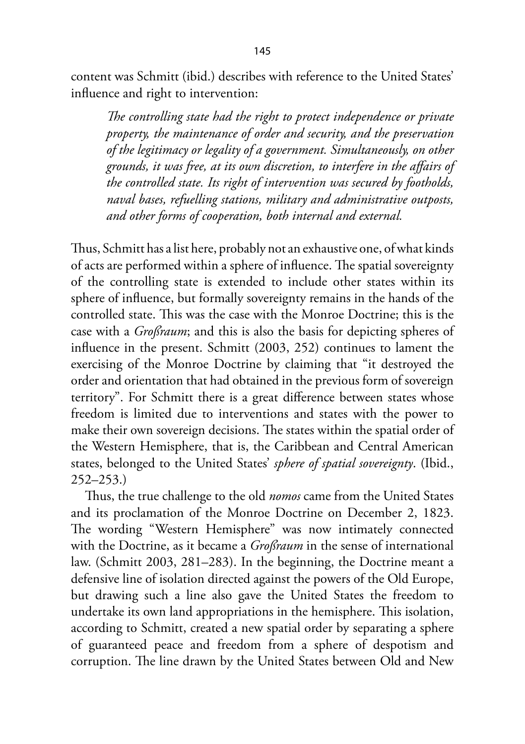content was Schmitt (ibid.) describes with reference to the United States' influence and right to intervention:

> *The controlling state had the right to protect independence or private property, the maintenance of order and security, and the preservation of the legitimacy or legality of a government. Simultaneously, on other grounds, it was free, at its own discretion, to interfere in the affairs of the controlled state. Its right of intervention was secured by footholds, naval bases, refuelling stations, military and administrative outposts, and other forms of cooperation, both internal and external.*

Thus, Schmitt has a list here, probably not an exhaustive one, of what kinds of acts are performed within a sphere of influence. The spatial sovereignty of the controlling state is extended to include other states within its sphere of influence, but formally sovereignty remains in the hands of the controlled state. This was the case with the Monroe Doctrine; this is the case with a *Großraum*; and this is also the basis for depicting spheres of influence in the present. Schmitt (2003, 252) continues to lament the exercising of the Monroe Doctrine by claiming that "it destroyed the order and orientation that had obtained in the previous form of sovereign territory". For Schmitt there is a great difference between states whose freedom is limited due to interventions and states with the power to make their own sovereign decisions. The states within the spatial order of the Western Hemisphere, that is, the Caribbean and Central American states, belonged to the United States' *sphere of spatial sovereignty*. (Ibid., 252–253.)

Thus, the true challenge to the old *nomos* came from the United States and its proclamation of the Monroe Doctrine on December 2, 1823. The wording "Western Hemisphere" was now intimately connected with the Doctrine, as it became a *Großraum* in the sense of international law. (Schmitt 2003, 281–283). In the beginning, the Doctrine meant a defensive line of isolation directed against the powers of the Old Europe, but drawing such a line also gave the United States the freedom to undertake its own land appropriations in the hemisphere. This isolation, according to Schmitt, created a new spatial order by separating a sphere of guaranteed peace and freedom from a sphere of despotism and corruption. The line drawn by the United States between Old and New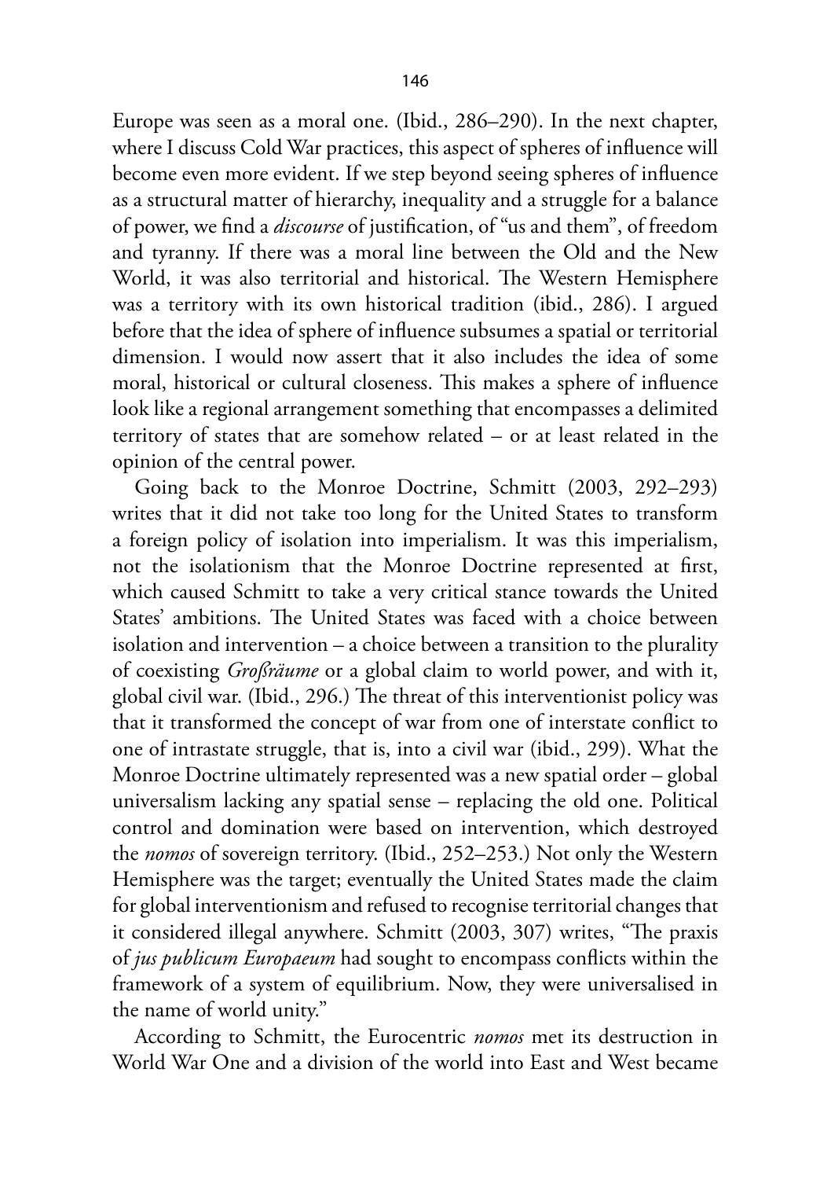Europe was seen as a moral one. (Ibid., 286–290). In the next chapter, where I discuss Cold War practices, this aspect of spheres of influence will become even more evident. If we step beyond seeing spheres of influence as a structural matter of hierarchy, inequality and a struggle for a balance of power, we find a *discourse* of justification, of "us and them", of freedom and tyranny. If there was a moral line between the Old and the New World, it was also territorial and historical. The Western Hemisphere was a territory with its own historical tradition (ibid., 286). I argued before that the idea of sphere of influence subsumes a spatial or territorial dimension. I would now assert that it also includes the idea of some moral, historical or cultural closeness. This makes a sphere of influence look like a regional arrangement something that encompasses a delimited territory of states that are somehow related – or at least related in the opinion of the central power.

Going back to the Monroe Doctrine, Schmitt (2003, 292–293) writes that it did not take too long for the United States to transform a foreign policy of isolation into imperialism. It was this imperialism, not the isolationism that the Monroe Doctrine represented at first, which caused Schmitt to take a very critical stance towards the United States' ambitions. The United States was faced with a choice between isolation and intervention – a choice between a transition to the plurality of coexisting *Großräume* or a global claim to world power, and with it, global civil war. (Ibid., 296.) The threat of this interventionist policy was that it transformed the concept of war from one of interstate conflict to one of intrastate struggle, that is, into a civil war (ibid., 299). What the Monroe Doctrine ultimately represented was a new spatial order – global universalism lacking any spatial sense – replacing the old one. Political control and domination were based on intervention, which destroyed the *nomos* of sovereign territory. (Ibid., 252–253.) Not only the Western Hemisphere was the target; eventually the United States made the claim for global interventionism and refused to recognise territorial changes that it considered illegal anywhere. Schmitt (2003, 307) writes, "The praxis of *jus publicum Europaeum* had sought to encompass conflicts within the framework of a system of equilibrium. Now, they were universalised in the name of world unity."

According to Schmitt, the Eurocentric *nomos* met its destruction in World War One and a division of the world into East and West became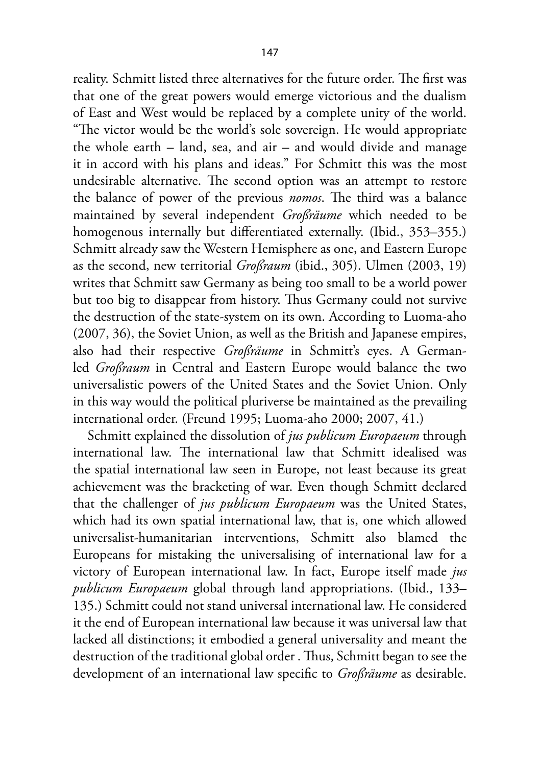reality. Schmitt listed three alternatives for the future order. The first was that one of the great powers would emerge victorious and the dualism of East and West would be replaced by a complete unity of the world. "The victor would be the world's sole sovereign. He would appropriate the whole earth – land, sea, and air – and would divide and manage it in accord with his plans and ideas." For Schmitt this was the most undesirable alternative. The second option was an attempt to restore the balance of power of the previous *nomos*. The third was a balance maintained by several independent *Großräume* which needed to be homogenous internally but differentiated externally. (Ibid., 353–355.) Schmitt already saw the Western Hemisphere as one, and Eastern Europe as the second, new territorial *Großraum* (ibid., 305). Ulmen (2003, 19) writes that Schmitt saw Germany as being too small to be a world power but too big to disappear from history. Thus Germany could not survive the destruction of the state-system on its own. According to Luoma-aho (2007, 36), the Soviet Union, as well as the British and Japanese empires, also had their respective *Großräume* in Schmitt's eyes. A German-led *Großraum* in Central and Eastern Europe would balance the two universalistic powers of the United States and the Soviet Union. Only in this way would the political pluriverse be maintained as the prevailing international order. (Freund 1995; Luoma-aho 2000; 2007, 41.)

Schmitt explained the dissolution of *jus publicum Europaeum* through international law. The international law that Schmitt idealised was the spatial international law seen in Europe, not least because its great achievement was the bracketing of war. Even though Schmitt declared that the challenger of *jus publicum Europaeum* was the United States, which had its own spatial international law, that is, one which allowed universalist-humanitarian interventions, Schmitt also blamed the Europeans for mistaking the universalising of international law for a victory of European international law. In fact, Europe itself made *jus publicum Europaeum* global through land appropriations. (Ibid., 133–135.) Schmitt could not stand universal international law. He considered it the end of European international law because it was universal law that lacked all distinctions; it embodied a general universality and meant the destruction of the traditional global order . Thus, Schmitt began to see the development of an international law specific to *Großräume* as desirable.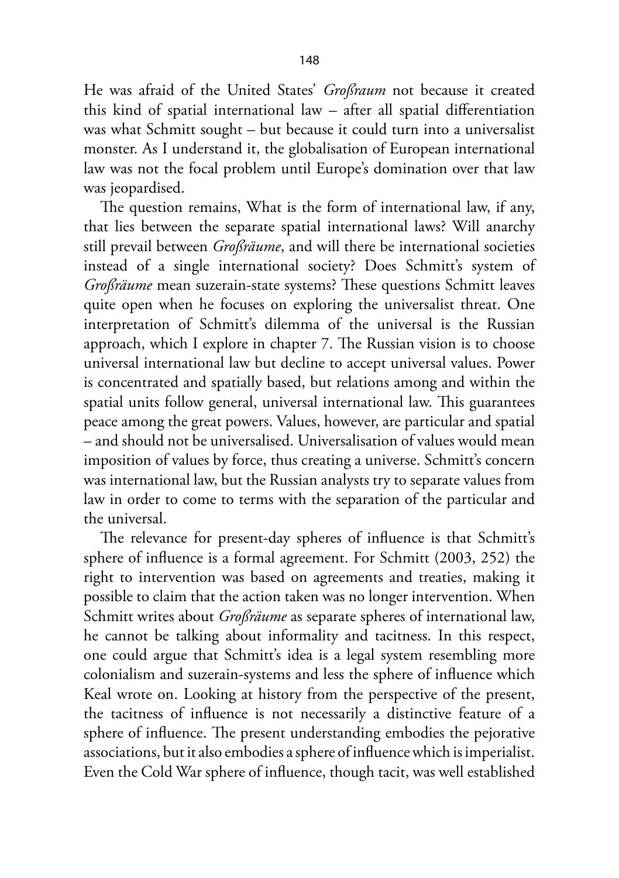He was afraid of the United States' *Großraum* not because it created this kind of spatial international law – after all spatial differentiation was what Schmitt sought – but because it could turn into a universalist monster. As I understand it, the globalisation of European international law was not the focal problem until Europe's domination over that law was jeopardised.

The question remains, What is the form of international law, if any, that lies between the separate spatial international laws? Will anarchy still prevail between *Großräume*, and will there be international societies instead of a single international society? Does Schmitt's system of *Großräume* mean suzerain-state systems? These questions Schmitt leaves quite open when he focuses on exploring the universalist threat. One interpretation of Schmitt's dilemma of the universal is the Russian approach, which I explore in chapter 7. The Russian vision is to choose universal international law but decline to accept universal values. Power is concentrated and spatially based, but relations among and within the spatial units follow general, universal international law. This guarantees peace among the great powers. Values, however, are particular and spatial – and should not be universalised. Universalisation of values would mean imposition of values by force, thus creating a universe. Schmitt's concern was international law, but the Russian analysts try to separate values from law in order to come to terms with the separation of the particular and the universal.

The relevance for present-day spheres of influence is that Schmitt's sphere of influence is a formal agreement. For Schmitt (2003, 252) the right to intervention was based on agreements and treaties, making it possible to claim that the action taken was no longer intervention. When Schmitt writes about *Großräume* as separate spheres of international law, he cannot be talking about informality and tacitness. In this respect, one could argue that Schmitt's idea is a legal system resembling more colonialism and suzerain-systems and less the sphere of influence which Keal wrote on. Looking at history from the perspective of the present, the tacitness of influence is not necessarily a distinctive feature of a sphere of influence. The present understanding embodies the pejorative associations, but it also embodies a sphere of influence which is imperialist. Even the Cold War sphere of influence, though tacit, was well established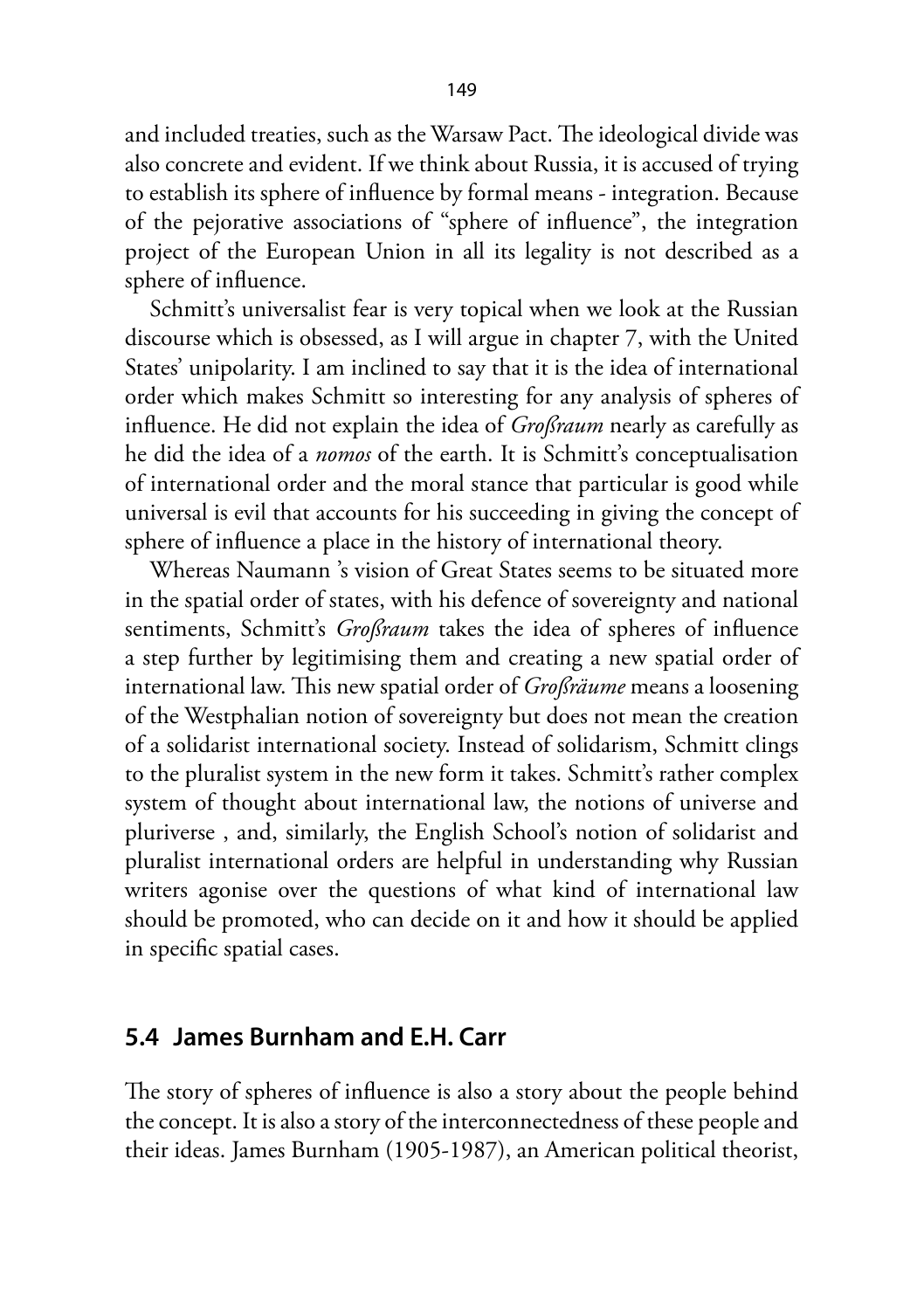and included treaties, such as the Warsaw Pact. The ideological divide was also concrete and evident. If we think about Russia, it is accused of trying to establish its sphere of influence by formal means - integration. Because of the pejorative associations of "sphere of influence", the integration project of the European Union in all its legality is not described as a sphere of influence.

Schmitt's universalist fear is very topical when we look at the Russian discourse which is obsessed, as I will argue in chapter 7, with the United States' unipolarity. I am inclined to say that it is the idea of international order which makes Schmitt so interesting for any analysis of spheres of influence. He did not explain the idea of *Großraum* nearly as carefully as he did the idea of a *nomos* of the earth. It is Schmitt's conceptualisation of international order and the moral stance that particular is good while universal is evil that accounts for his succeeding in giving the concept of sphere of influence a place in the history of international theory.

Whereas Naumann 's vision of Great States seems to be situated more in the spatial order of states, with his defence of sovereignty and national sentiments, Schmitt's *Großraum* takes the idea of spheres of influence a step further by legitimising them and creating a new spatial order of international law. This new spatial order of *Großräume* means a loosening of the Westphalian notion of sovereignty but does not mean the creation of a solidarist international society. Instead of solidarism, Schmitt clings to the pluralist system in the new form it takes. Schmitt's rather complex system of thought about international law, the notions of universe and pluriverse , and, similarly, the English School's notion of solidarist and pluralist international orders are helpful in understanding why Russian writers agonise over the questions of what kind of international law should be promoted, who can decide on it and how it should be applied in specific spatial cases.

## 5.4 James Burnham and E.H. Carr

The story of spheres of influence is also a story about the people behind the concept. It is also a story of the interconnectedness of these people and their ideas. James Burnham (1905-1987), an American political theorist,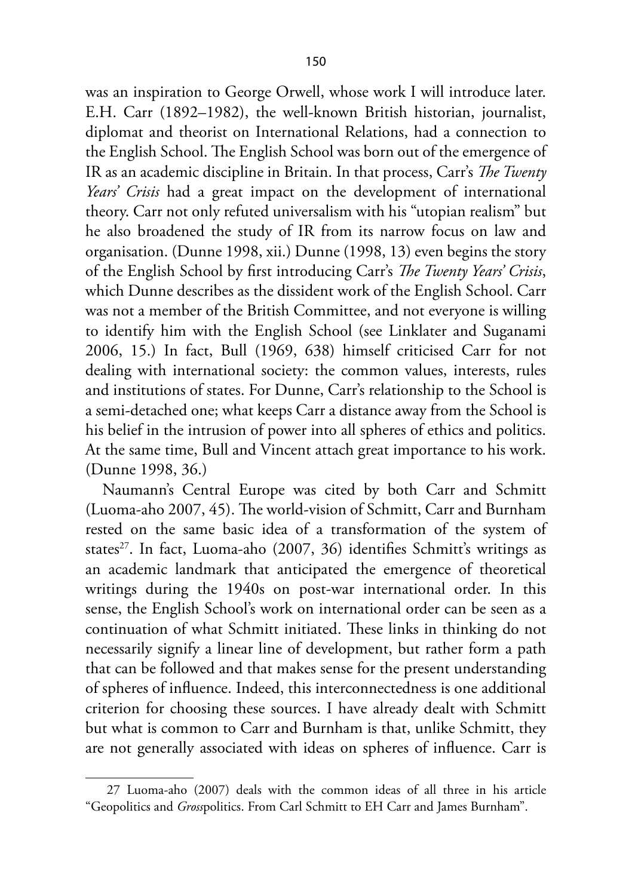was an inspiration to George Orwell, whose work I will introduce later. E.H. Carr (1892–1982), the well-known British historian, journalist, diplomat and theorist on International Relations, had a connection to the English School. The English School was born out of the emergence of IR as an academic discipline in Britain. In that process, Carr's *The Twenty Years' Crisis* had a great impact on the development of international theory. Carr not only refuted universalism with his "utopian realism" but he also broadened the study of IR from its narrow focus on law and organisation. (Dunne 1998, xii.) Dunne (1998, 13) even begins the story of the English School by first introducing Carr's *The Twenty Years' Crisis*, which Dunne describes as the dissident work of the English School. Carr was not a member of the British Committee, and not everyone is willing to identify him with the English School (see Linklater and Suganami 2006, 15.) In fact, Bull (1969, 638) himself criticised Carr for not dealing with international society: the common values, interests, rules and institutions of states. For Dunne, Carr's relationship to the School is a semi-detached one; what keeps Carr a distance away from the School is his belief in the intrusion of power into all spheres of ethics and politics. At the same time, Bull and Vincent attach great importance to his work. (Dunne 1998, 36.)

Naumann's Central Europe was cited by both Carr and Schmitt (Luoma-aho 2007, 45). The world-vision of Schmitt, Carr and Burnham rested on the same basic idea of a transformation of the system of states[27]. In fact, Luoma-aho (2007, 36) identifies Schmitt's writings as an academic landmark that anticipated the emergence of theoretical writings during the 1940s on post-war international order. In this sense, the English School's work on international order can be seen as a continuation of what Schmitt initiated. These links in thinking do not necessarily signify a linear line of development, but rather form a path that can be followed and that makes sense for the present understanding of spheres of influence. Indeed, this interconnectedness is one additional criterion for choosing these sources. I have already dealt with Schmitt but what is common to Carr and Burnham is that, unlike Schmitt, they are not generally associated with ideas on spheres of influence. Carr is

---

27 Luoma-aho (2007) deals with the common ideas of all three in his article "Geopolitics and *Gross*politics. From Carl Schmitt to EH Carr and James Burnham".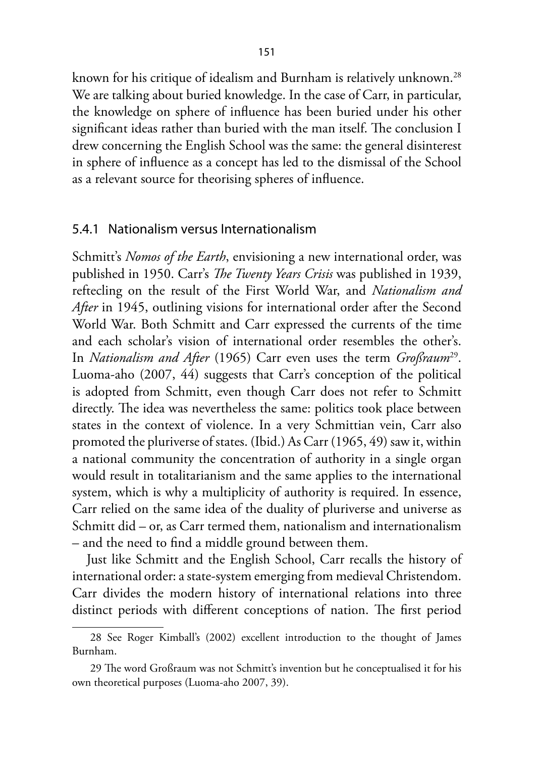known for his critique of idealism and Burnham is relatively unknown.[28] We are talking about buried knowledge. In the case of Carr, in particular, the knowledge on sphere of influence has been buried under his other significant ideas rather than buried with the man itself. The conclusion I drew concerning the English School was the same: the general disinterest in sphere of influence as a concept has led to the dismissal of the School as a relevant source for theorising spheres of influence.

### 5.4.1 Nationalism versus Internationalism

Schmitt's *Nomos of the Earth*, envisioning a new international order, was published in 1950. Carr's *The Twenty Years Crisis* was published in 1939, reftecling on the result of the First World War, and *Nationalism and After* in 1945, outlining visions for international order after the Second World War. Both Schmitt and Carr expressed the currents of the time and each scholar's vision of international order resembles the other's. In *Nationalism and After* (1965) Carr even uses the term *Großraum*[29]. Luoma-aho (2007, 44) suggests that Carr's conception of the political is adopted from Schmitt, even though Carr does not refer to Schmitt directly. The idea was nevertheless the same: politics took place between states in the context of violence. In a very Schmittian vein, Carr also promoted the pluriverse of states. (Ibid.) As Carr (1965, 49) saw it, within a national community the concentration of authority in a single organ would result in totalitarianism and the same applies to the international system, which is why a multiplicity of authority is required. In essence, Carr relied on the same idea of the duality of pluriverse and universe as Schmitt did – or, as Carr termed them, nationalism and internationalism – and the need to find a middle ground between them.

Just like Schmitt and the English School, Carr recalls the history of international order: a state-system emerging from medieval Christendom. Carr divides the modern history of international relations into three distinct periods with different conceptions of nation. The first period

---

28 See Roger Kimball's (2002) excellent introduction to the thought of James Burnham.

29 The word Großraum was not Schmitt's invention but he conceptualised it for his own theoretical purposes (Luoma-aho 2007, 39).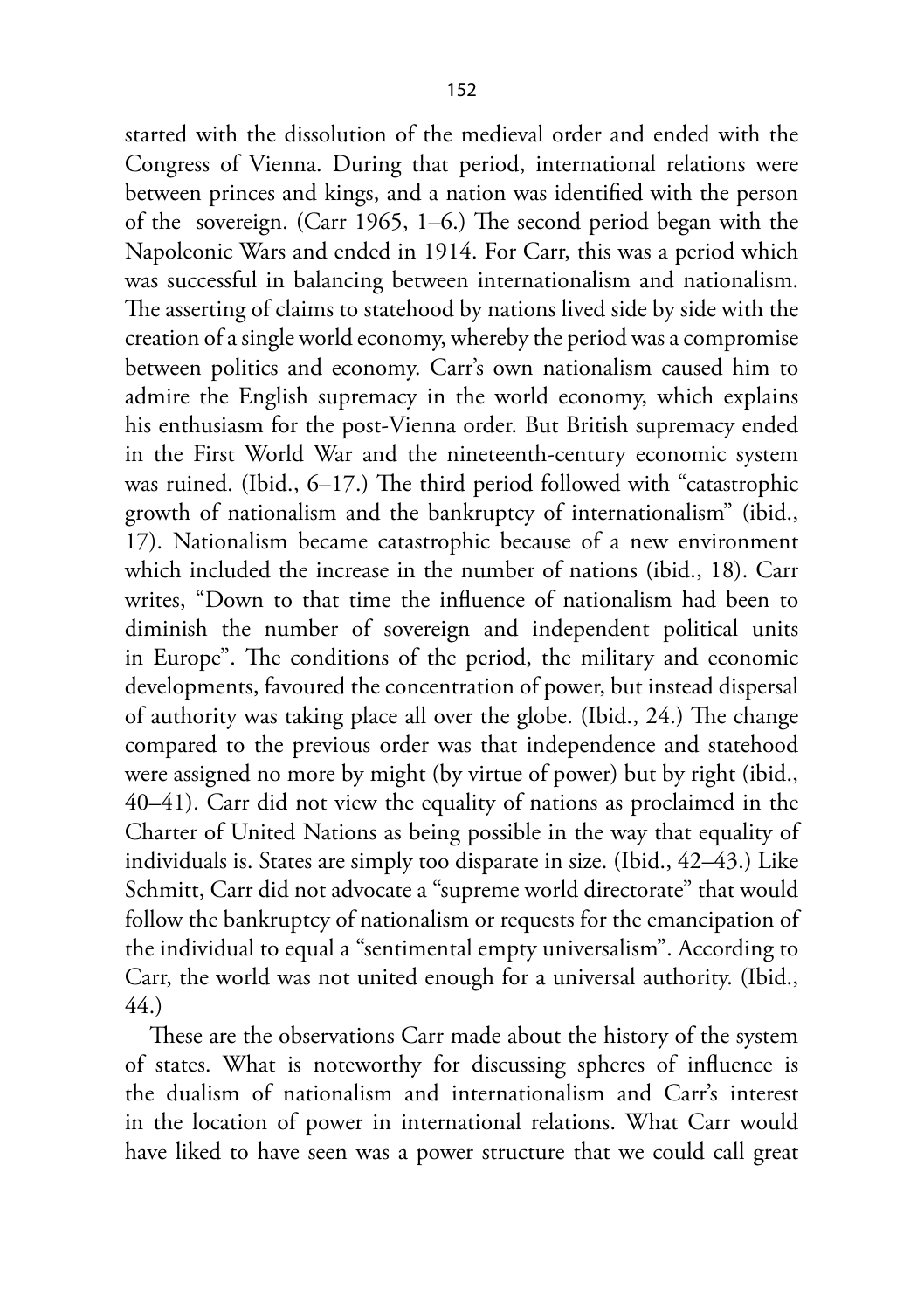started with the dissolution of the medieval order and ended with the Congress of Vienna. During that period, international relations were between princes and kings, and a nation was identified with the person of the sovereign. (Carr 1965, 1–6.) The second period began with the Napoleonic Wars and ended in 1914. For Carr, this was a period which was successful in balancing between internationalism and nationalism. The asserting of claims to statehood by nations lived side by side with the creation of a single world economy, whereby the period was a compromise between politics and economy. Carr's own nationalism caused him to admire the English supremacy in the world economy, which explains his enthusiasm for the post-Vienna order. But British supremacy ended in the First World War and the nineteenth-century economic system was ruined. (Ibid., 6–17.) The third period followed with "catastrophic growth of nationalism and the bankruptcy of internationalism" (ibid., 17). Nationalism became catastrophic because of a new environment which included the increase in the number of nations (ibid., 18). Carr writes, "Down to that time the influence of nationalism had been to diminish the number of sovereign and independent political units in Europe". The conditions of the period, the military and economic developments, favoured the concentration of power, but instead dispersal of authority was taking place all over the globe. (Ibid., 24.) The change compared to the previous order was that independence and statehood were assigned no more by might (by virtue of power) but by right (ibid., 40–41). Carr did not view the equality of nations as proclaimed in the Charter of United Nations as being possible in the way that equality of individuals is. States are simply too disparate in size. (Ibid., 42–43.) Like Schmitt, Carr did not advocate a "supreme world directorate" that would follow the bankruptcy of nationalism or requests for the emancipation of the individual to equal a "sentimental empty universalism". According to Carr, the world was not united enough for a universal authority. (Ibid., 44.)

These are the observations Carr made about the history of the system of states. What is noteworthy for discussing spheres of influence is the dualism of nationalism and internationalism and Carr's interest in the location of power in international relations. What Carr would have liked to have seen was a power structure that we could call great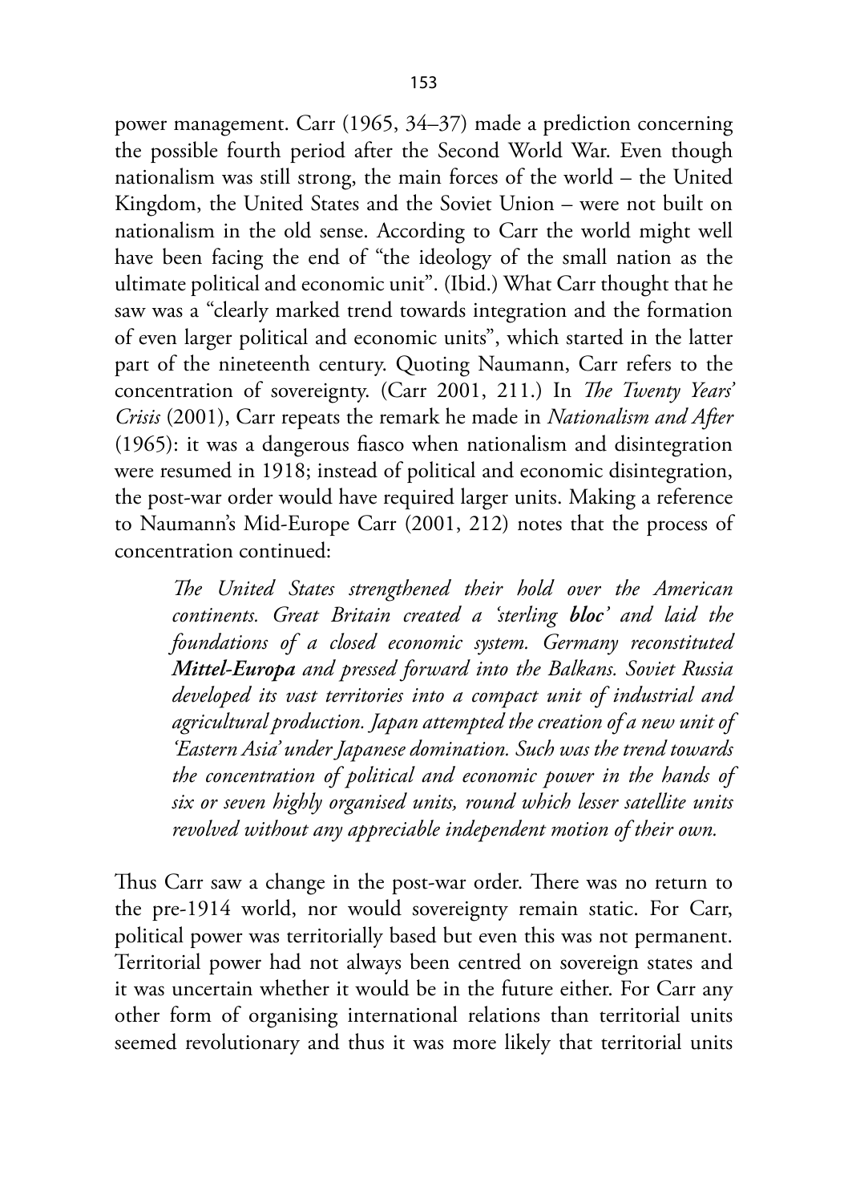power management. Carr (1965, 34–37) made a prediction concerning the possible fourth period after the Second World War. Even though nationalism was still strong, the main forces of the world – the United Kingdom, the United States and the Soviet Union – were not built on nationalism in the old sense. According to Carr the world might well have been facing the end of "the ideology of the small nation as the ultimate political and economic unit". (Ibid.) What Carr thought that he saw was a "clearly marked trend towards integration and the formation of even larger political and economic units", which started in the latter part of the nineteenth century. Quoting Naumann, Carr refers to the concentration of sovereignty. (Carr 2001, 211.) In *The Twenty Years' Crisis* (2001), Carr repeats the remark he made in *Nationalism and After* (1965): it was a dangerous fiasco when nationalism and disintegration were resumed in 1918; instead of political and economic disintegration, the post-war order would have required larger units. Making a reference to Naumann's Mid-Europe Carr (2001, 212) notes that the process of concentration continued:

> *The United States strengthened their hold over the American continents. Great Britain created a 'sterling **bloc**' and laid the foundations of a closed economic system. Germany reconstituted **Mittel-Europa** and pressed forward into the Balkans. Soviet Russia developed its vast territories into a compact unit of industrial and agricultural production. Japan attempted the creation of a new unit of 'Eastern Asia' under Japanese domination. Such was the trend towards the concentration of political and economic power in the hands of six or seven highly organised units, round which lesser satellite units revolved without any appreciable independent motion of their own.*

Thus Carr saw a change in the post-war order. There was no return to the pre-1914 world, nor would sovereignty remain static. For Carr, political power was territorially based but even this was not permanent. Territorial power had not always been centred on sovereign states and it was uncertain whether it would be in the future either. For Carr any other form of organising international relations than territorial units seemed revolutionary and thus it was more likely that territorial units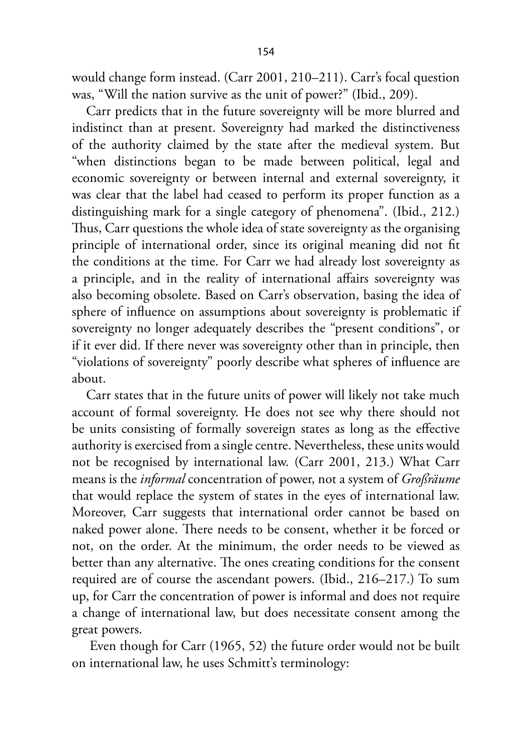would change form instead. (Carr 2001, 210–211). Carr's focal question was, "Will the nation survive as the unit of power?" (Ibid., 209).

Carr predicts that in the future sovereignty will be more blurred and indistinct than at present. Sovereignty had marked the distinctiveness of the authority claimed by the state after the medieval system. But "when distinctions began to be made between political, legal and economic sovereignty or between internal and external sovereignty, it was clear that the label had ceased to perform its proper function as a distinguishing mark for a single category of phenomena". (Ibid., 212.) Thus, Carr questions the whole idea of state sovereignty as the organising principle of international order, since its original meaning did not fit the conditions at the time. For Carr we had already lost sovereignty as a principle, and in the reality of international affairs sovereignty was also becoming obsolete. Based on Carr's observation, basing the idea of sphere of influence on assumptions about sovereignty is problematic if sovereignty no longer adequately describes the "present conditions", or if it ever did. If there never was sovereignty other than in principle, then "violations of sovereignty" poorly describe what spheres of influence are about.

Carr states that in the future units of power will likely not take much account of formal sovereignty. He does not see why there should not be units consisting of formally sovereign states as long as the effective authority is exercised from a single centre. Nevertheless, these units would not be recognised by international law. (Carr 2001, 213.) What Carr means is the *informal* concentration of power, not a system of *Großräume* that would replace the system of states in the eyes of international law. Moreover, Carr suggests that international order cannot be based on naked power alone. There needs to be consent, whether it be forced or not, on the order. At the minimum, the order needs to be viewed as better than any alternative. The ones creating conditions for the consent required are of course the ascendant powers. (Ibid., 216–217.) To sum up, for Carr the concentration of power is informal and does not require a change of international law, but does necessitate consent among the great powers.

Even though for Carr (1965, 52) the future order would not be built on international law, he uses Schmitt's terminology: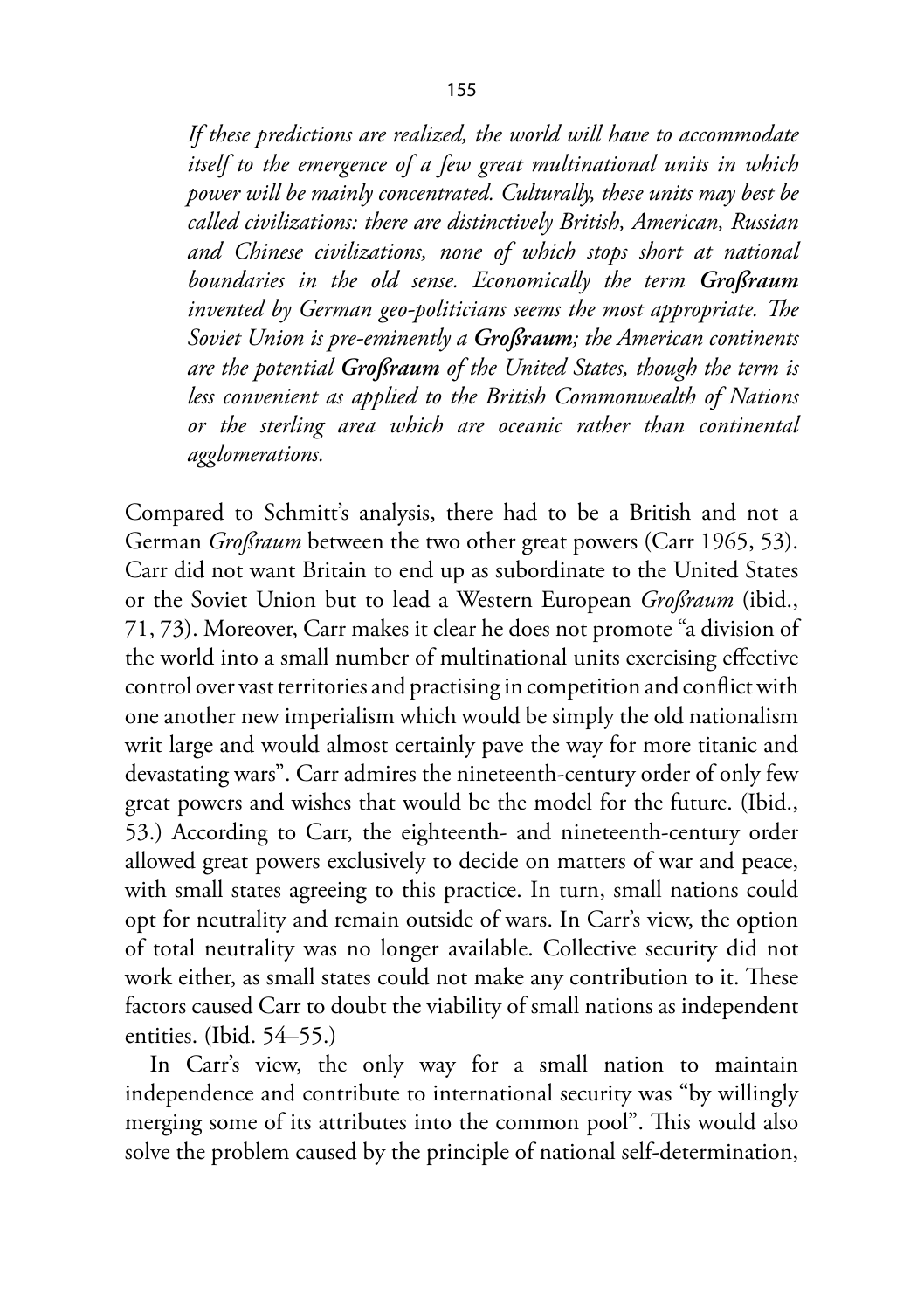> *If these predictions are realized, the world will have to accommodate itself to the emergence of a few great multinational units in which power will be mainly concentrated. Culturally, these units may best be called civilizations: there are distinctively British, American, Russian and Chinese civilizations, none of which stops short at national boundaries in the old sense. Economically the term **Großraum** invented by German geo-politicians seems the most appropriate. The Soviet Union is pre-eminently a **Großraum**; the American continents are the potential **Großraum** of the United States, though the term is less convenient as applied to the British Commonwealth of Nations or the sterling area which are oceanic rather than continental agglomerations.*

Compared to Schmitt's analysis, there had to be a British and not a German *Großraum* between the two other great powers (Carr 1965, 53). Carr did not want Britain to end up as subordinate to the United States or the Soviet Union but to lead a Western European *Großraum* (ibid., 71, 73). Moreover, Carr makes it clear he does not promote "a division of the world into a small number of multinational units exercising effective control over vast territories and practising in competition and conflict with one another new imperialism which would be simply the old nationalism writ large and would almost certainly pave the way for more titanic and devastating wars". Carr admires the nineteenth-century order of only few great powers and wishes that would be the model for the future. (Ibid., 53.) According to Carr, the eighteenth- and nineteenth-century order allowed great powers exclusively to decide on matters of war and peace, with small states agreeing to this practice. In turn, small nations could opt for neutrality and remain outside of wars. In Carr's view, the option of total neutrality was no longer available. Collective security did not work either, as small states could not make any contribution to it. These factors caused Carr to doubt the viability of small nations as independent entities. (Ibid. 54–55.)

In Carr's view, the only way for a small nation to maintain independence and contribute to international security was "by willingly merging some of its attributes into the common pool". This would also solve the problem caused by the principle of national self-determination,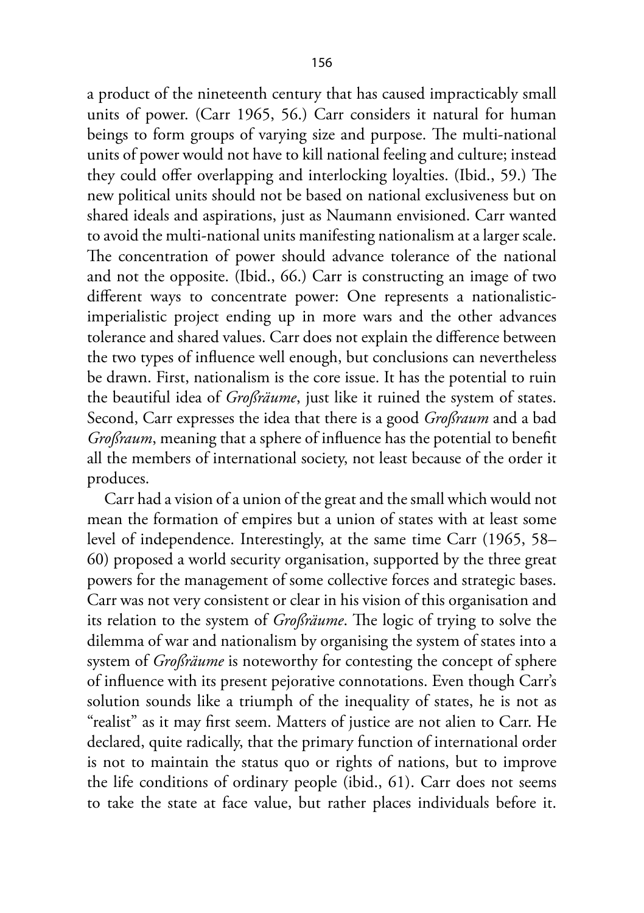a product of the nineteenth century that has caused impracticably small units of power. (Carr 1965, 56.) Carr considers it natural for human beings to form groups of varying size and purpose. The multi-national units of power would not have to kill national feeling and culture; instead they could offer overlapping and interlocking loyalties. (Ibid., 59.) The new political units should not be based on national exclusiveness but on shared ideals and aspirations, just as Naumann envisioned. Carr wanted to avoid the multi-national units manifesting nationalism at a larger scale. The concentration of power should advance tolerance of the national and not the opposite. (Ibid., 66.) Carr is constructing an image of two different ways to concentrate power: One represents a nationalistic-imperialistic project ending up in more wars and the other advances tolerance and shared values. Carr does not explain the difference between the two types of influence well enough, but conclusions can nevertheless be drawn. First, nationalism is the core issue. It has the potential to ruin the beautiful idea of *Großräume*, just like it ruined the system of states. Second, Carr expresses the idea that there is a good *Großraum* and a bad *Großraum*, meaning that a sphere of influence has the potential to benefit all the members of international society, not least because of the order it produces.

Carr had a vision of a union of the great and the small which would not mean the formation of empires but a union of states with at least some level of independence. Interestingly, at the same time Carr (1965, 58–60) proposed a world security organisation, supported by the three great powers for the management of some collective forces and strategic bases. Carr was not very consistent or clear in his vision of this organisation and its relation to the system of *Großräume*. The logic of trying to solve the dilemma of war and nationalism by organising the system of states into a system of *Großräume* is noteworthy for contesting the concept of sphere of influence with its present pejorative connotations. Even though Carr's solution sounds like a triumph of the inequality of states, he is not as "realist" as it may first seem. Matters of justice are not alien to Carr. He declared, quite radically, that the primary function of international order is not to maintain the status quo or rights of nations, but to improve the life conditions of ordinary people (ibid., 61). Carr does not seems to take the state at face value, but rather places individuals before it.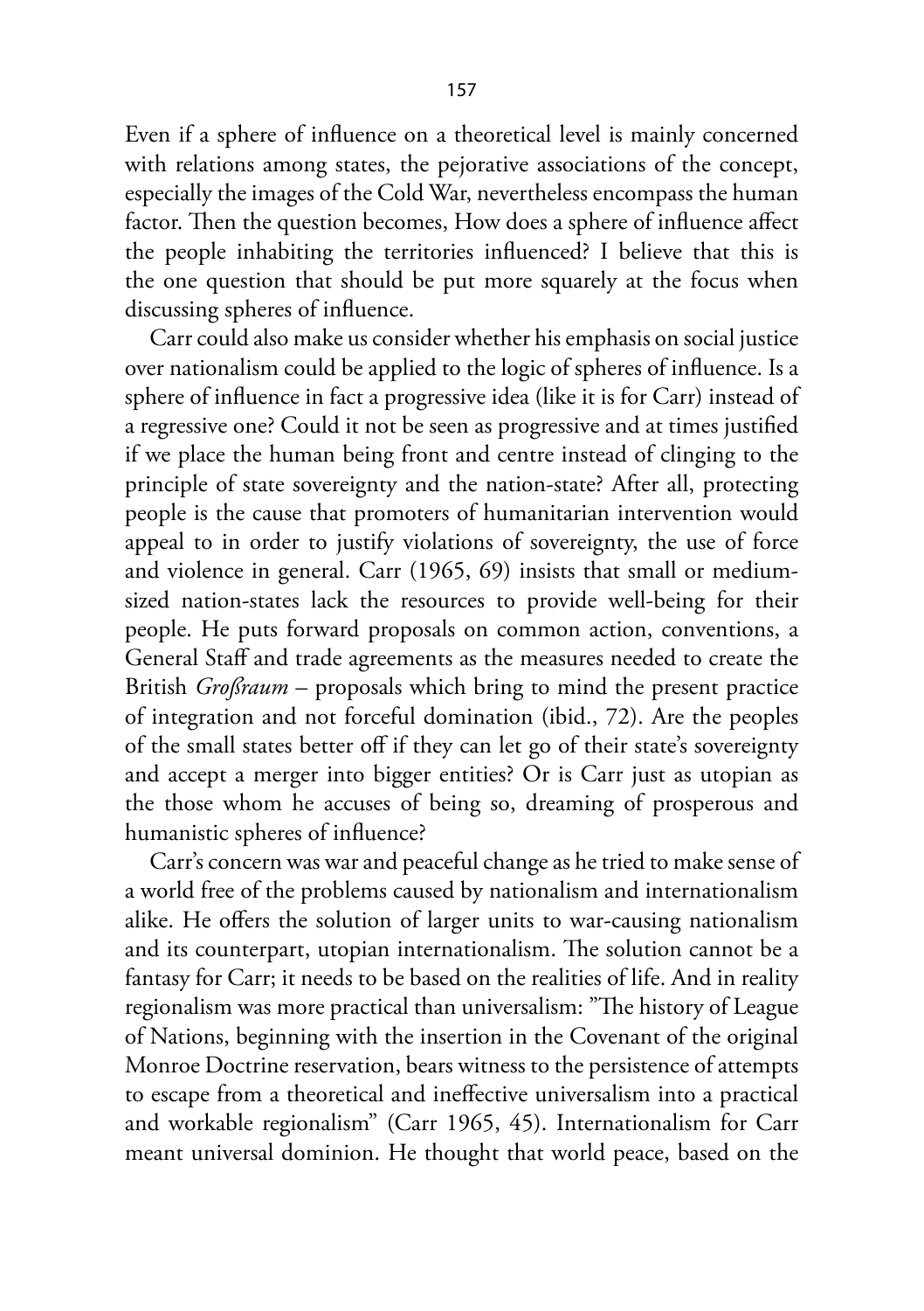Even if a sphere of influence on a theoretical level is mainly concerned with relations among states, the pejorative associations of the concept, especially the images of the Cold War, nevertheless encompass the human factor. Then the question becomes, How does a sphere of influence affect the people inhabiting the territories influenced? I believe that this is the one question that should be put more squarely at the focus when discussing spheres of influence.

Carr could also make us consider whether his emphasis on social justice over nationalism could be applied to the logic of spheres of influence. Is a sphere of influence in fact a progressive idea (like it is for Carr) instead of a regressive one? Could it not be seen as progressive and at times justified if we place the human being front and centre instead of clinging to the principle of state sovereignty and the nation-state? After all, protecting people is the cause that promoters of humanitarian intervention would appeal to in order to justify violations of sovereignty, the use of force and violence in general. Carr (1965, 69) insists that small or medium-sized nation-states lack the resources to provide well-being for their people. He puts forward proposals on common action, conventions, a General Staff and trade agreements as the measures needed to create the British *Großraum* – proposals which bring to mind the present practice of integration and not forceful domination (ibid., 72). Are the peoples of the small states better off if they can let go of their state's sovereignty and accept a merger into bigger entities? Or is Carr just as utopian as the those whom he accuses of being so, dreaming of prosperous and humanistic spheres of influence?

Carr's concern was war and peaceful change as he tried to make sense of a world free of the problems caused by nationalism and internationalism alike. He offers the solution of larger units to war-causing nationalism and its counterpart, utopian internationalism. The solution cannot be a fantasy for Carr; it needs to be based on the realities of life. And in reality regionalism was more practical than universalism: "The history of League of Nations, beginning with the insertion in the Covenant of the original Monroe Doctrine reservation, bears witness to the persistence of attempts to escape from a theoretical and ineffective universalism into a practical and workable regionalism" (Carr 1965, 45). Internationalism for Carr meant universal dominion. He thought that world peace, based on the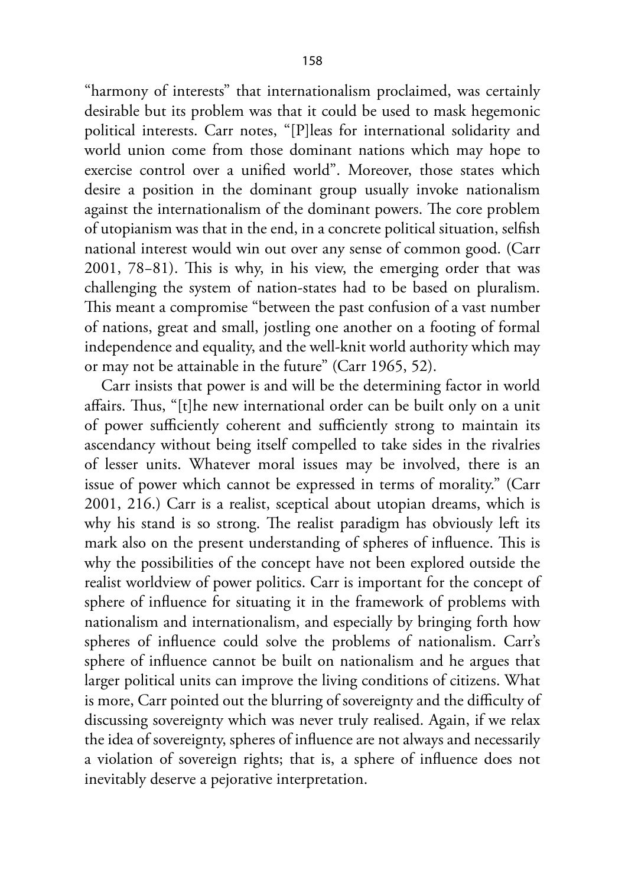"harmony of interests" that internationalism proclaimed, was certainly desirable but its problem was that it could be used to mask hegemonic political interests. Carr notes, "[P]leas for international solidarity and world union come from those dominant nations which may hope to exercise control over a unified world". Moreover, those states which desire a position in the dominant group usually invoke nationalism against the internationalism of the dominant powers. The core problem of utopianism was that in the end, in a concrete political situation, selfish national interest would win out over any sense of common good. (Carr 2001, 78–81). This is why, in his view, the emerging order that was challenging the system of nation-states had to be based on pluralism. This meant a compromise "between the past confusion of a vast number of nations, great and small, jostling one another on a footing of formal independence and equality, and the well-knit world authority which may or may not be attainable in the future" (Carr 1965, 52).

Carr insists that power is and will be the determining factor in world affairs. Thus, "[t]he new international order can be built only on a unit of power sufficiently coherent and sufficiently strong to maintain its ascendancy without being itself compelled to take sides in the rivalries of lesser units. Whatever moral issues may be involved, there is an issue of power which cannot be expressed in terms of morality." (Carr 2001, 216.) Carr is a realist, sceptical about utopian dreams, which is why his stand is so strong. The realist paradigm has obviously left its mark also on the present understanding of spheres of influence. This is why the possibilities of the concept have not been explored outside the realist worldview of power politics. Carr is important for the concept of sphere of influence for situating it in the framework of problems with nationalism and internationalism, and especially by bringing forth how spheres of influence could solve the problems of nationalism. Carr's sphere of influence cannot be built on nationalism and he argues that larger political units can improve the living conditions of citizens. What is more, Carr pointed out the blurring of sovereignty and the difficulty of discussing sovereignty which was never truly realised. Again, if we relax the idea of sovereignty, spheres of influence are not always and necessarily a violation of sovereign rights; that is, a sphere of influence does not inevitably deserve a pejorative interpretation.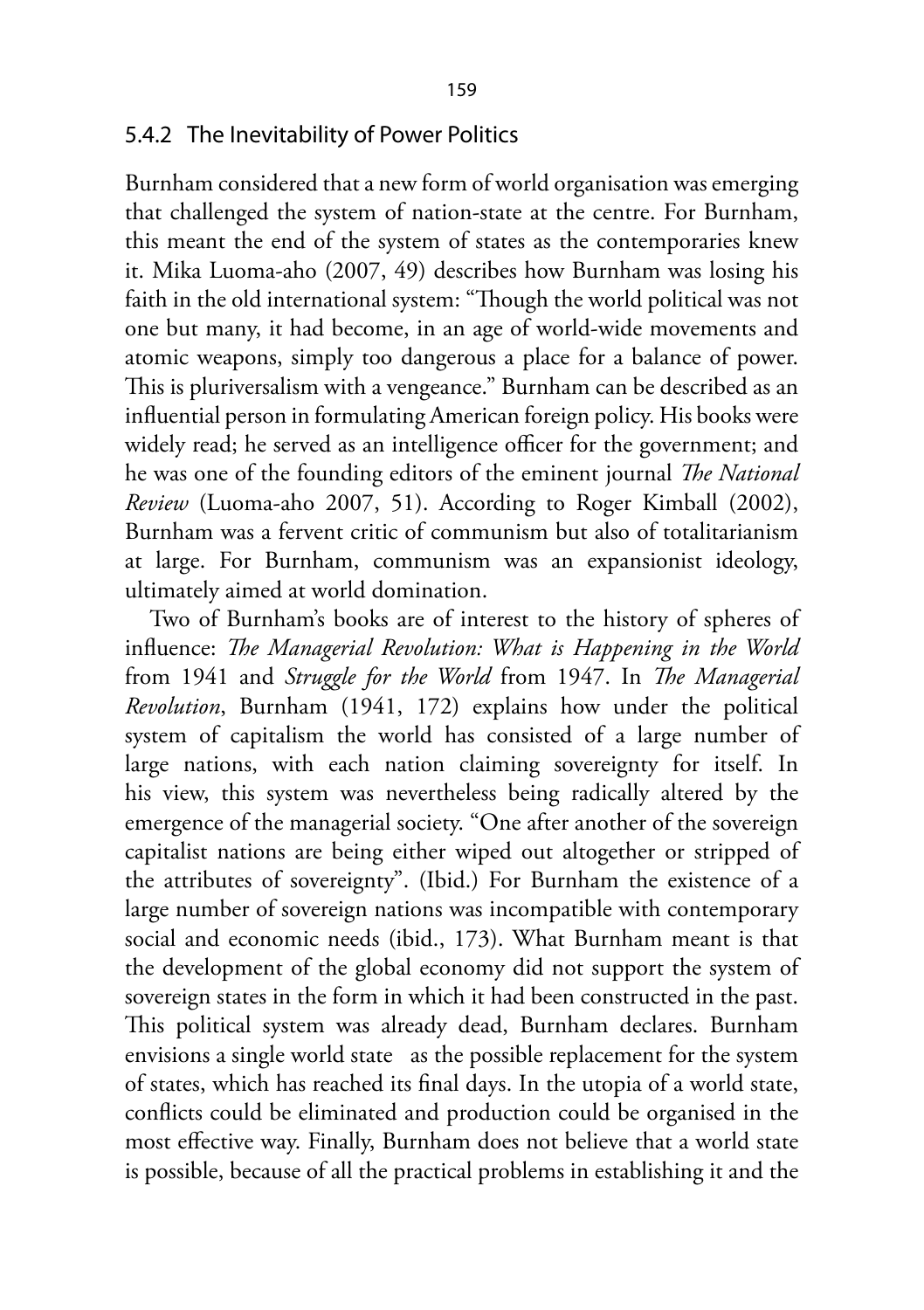### 5.4.2 The Inevitability of Power Politics

Burnham considered that a new form of world organisation was emerging that challenged the system of nation-state at the centre. For Burnham, this meant the end of the system of states as the contemporaries knew it. Mika Luoma-aho (2007, 49) describes how Burnham was losing his faith in the old international system: "Though the world political was not one but many, it had become, in an age of world-wide movements and atomic weapons, simply too dangerous a place for a balance of power. This is pluriversalism with a vengeance." Burnham can be described as an influential person in formulating American foreign policy. His books were widely read; he served as an intelligence officer for the government; and he was one of the founding editors of the eminent journal *The National Review* (Luoma-aho 2007, 51). According to Roger Kimball (2002), Burnham was a fervent critic of communism but also of totalitarianism at large. For Burnham, communism was an expansionist ideology, ultimately aimed at world domination.

Two of Burnham's books are of interest to the history of spheres of influence: *The Managerial Revolution: What is Happening in the World* from 1941 and *Struggle for the World* from 1947. In *The Managerial Revolution*, Burnham (1941, 172) explains how under the political system of capitalism the world has consisted of a large number of large nations, with each nation claiming sovereignty for itself. In his view, this system was nevertheless being radically altered by the emergence of the managerial society. "One after another of the sovereign capitalist nations are being either wiped out altogether or stripped of the attributes of sovereignty". (Ibid.) For Burnham the existence of a large number of sovereign nations was incompatible with contemporary social and economic needs (ibid., 173). What Burnham meant is that the development of the global economy did not support the system of sovereign states in the form in which it had been constructed in the past. This political system was already dead, Burnham declares. Burnham envisions a single world state as the possible replacement for the system of states, which has reached its final days. In the utopia of a world state, conflicts could be eliminated and production could be organised in the most effective way. Finally, Burnham does not believe that a world state is possible, because of all the practical problems in establishing it and the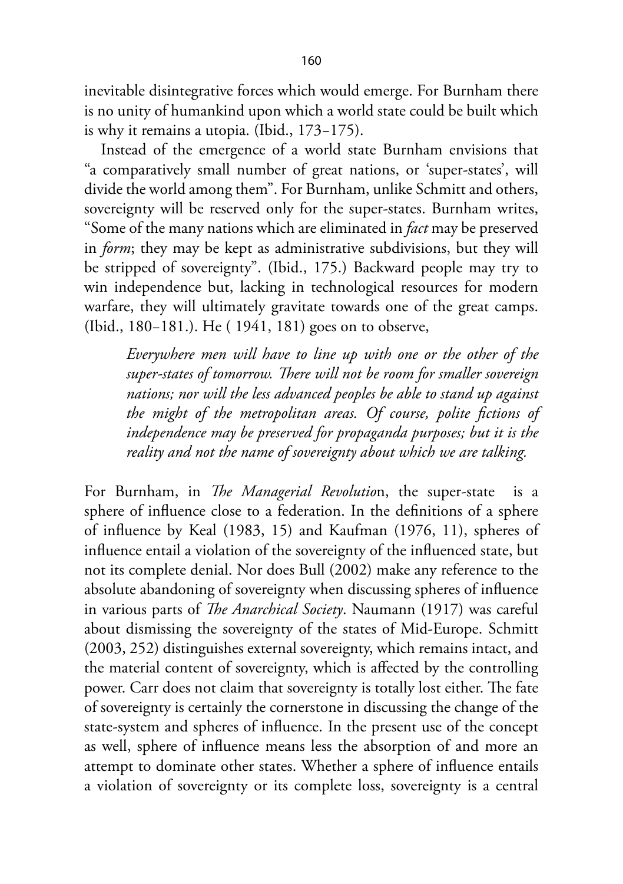inevitable disintegrative forces which would emerge. For Burnham there is no unity of humankind upon which a world state could be built which is why it remains a utopia. (Ibid., 173–175).

Instead of the emergence of a world state Burnham envisions that "a comparatively small number of great nations, or 'super-states', will divide the world among them". For Burnham, unlike Schmitt and others, sovereignty will be reserved only for the super-states. Burnham writes, "Some of the many nations which are eliminated in *fact* may be preserved in *form*; they may be kept as administrative subdivisions, but they will be stripped of sovereignty". (Ibid., 175.) Backward people may try to win independence but, lacking in technological resources for modern warfare, they will ultimately gravitate towards one of the great camps. (Ibid., 180–181.). He ( 1941, 181) goes on to observe,

> *Everywhere men will have to line up with one or the other of the super-states of tomorrow. There will not be room for smaller sovereign nations; nor will the less advanced peoples be able to stand up against the might of the metropolitan areas. Of course, polite fictions of independence may be preserved for propaganda purposes; but it is the reality and not the name of sovereignty about which we are talking.*

For Burnham, in *The Managerial Revolution*, the super-state is a sphere of influence close to a federation. In the definitions of a sphere of influence by Keal (1983, 15) and Kaufman (1976, 11), spheres of influence entail a violation of the sovereignty of the influenced state, but not its complete denial. Nor does Bull (2002) make any reference to the absolute abandoning of sovereignty when discussing spheres of influence in various parts of *The Anarchical Society*. Naumann (1917) was careful about dismissing the sovereignty of the states of Mid-Europe. Schmitt (2003, 252) distinguishes external sovereignty, which remains intact, and the material content of sovereignty, which is affected by the controlling power. Carr does not claim that sovereignty is totally lost either. The fate of sovereignty is certainly the cornerstone in discussing the change of the state-system and spheres of influence. In the present use of the concept as well, sphere of influence means less the absorption of and more an attempt to dominate other states. Whether a sphere of influence entails a violation of sovereignty or its complete loss, sovereignty is a central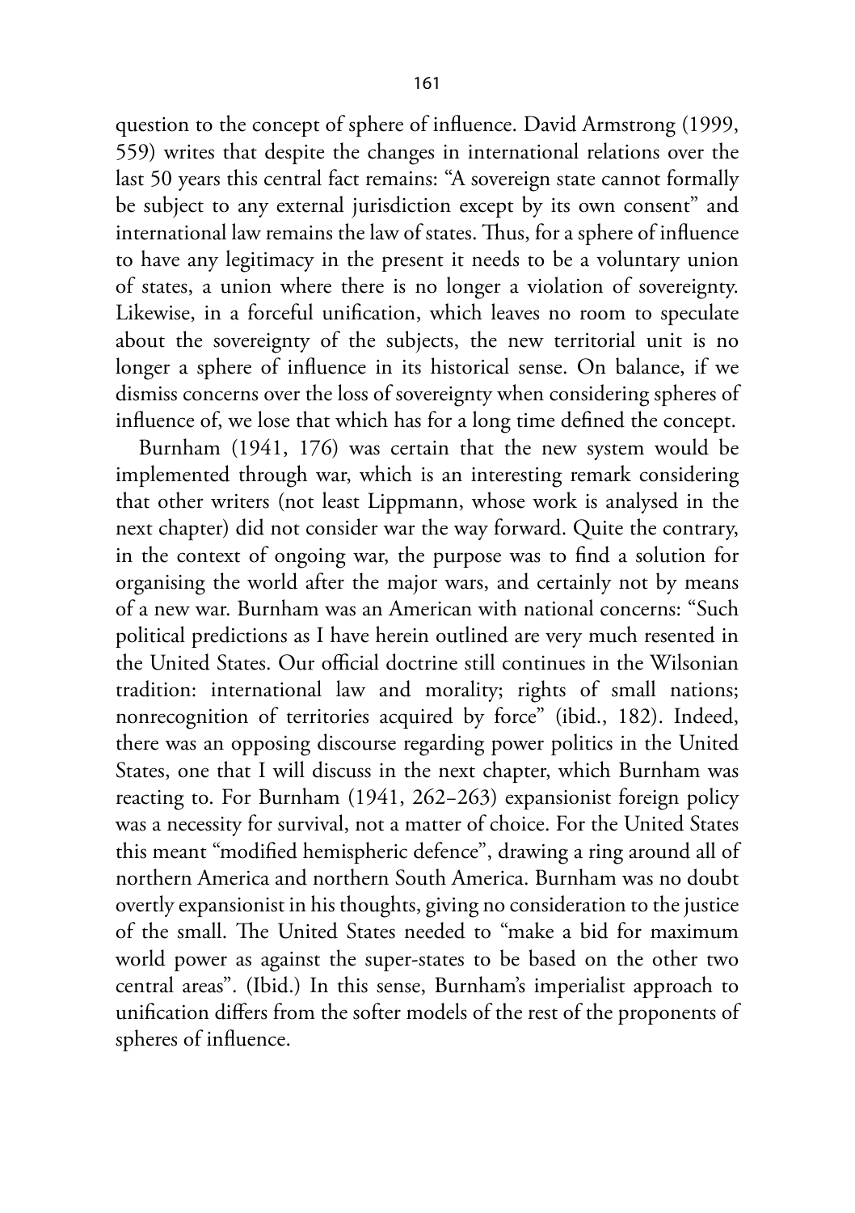question to the concept of sphere of influence. David Armstrong (1999, 559) writes that despite the changes in international relations over the last 50 years this central fact remains: "A sovereign state cannot formally be subject to any external jurisdiction except by its own consent" and international law remains the law of states. Thus, for a sphere of influence to have any legitimacy in the present it needs to be a voluntary union of states, a union where there is no longer a violation of sovereignty. Likewise, in a forceful unification, which leaves no room to speculate about the sovereignty of the subjects, the new territorial unit is no longer a sphere of influence in its historical sense. On balance, if we dismiss concerns over the loss of sovereignty when considering spheres of influence of, we lose that which has for a long time defined the concept.

Burnham (1941, 176) was certain that the new system would be implemented through war, which is an interesting remark considering that other writers (not least Lippmann, whose work is analysed in the next chapter) did not consider war the way forward. Quite the contrary, in the context of ongoing war, the purpose was to find a solution for organising the world after the major wars, and certainly not by means of a new war. Burnham was an American with national concerns: "Such political predictions as I have herein outlined are very much resented in the United States. Our official doctrine still continues in the Wilsonian tradition: international law and morality; rights of small nations; nonrecognition of territories acquired by force" (ibid., 182). Indeed, there was an opposing discourse regarding power politics in the United States, one that I will discuss in the next chapter, which Burnham was reacting to. For Burnham (1941, 262–263) expansionist foreign policy was a necessity for survival, not a matter of choice. For the United States this meant "modified hemispheric defence", drawing a ring around all of northern America and northern South America. Burnham was no doubt overtly expansionist in his thoughts, giving no consideration to the justice of the small. The United States needed to "make a bid for maximum world power as against the super-states to be based on the other two central areas". (Ibid.) In this sense, Burnham's imperialist approach to unification differs from the softer models of the rest of the proponents of spheres of influence.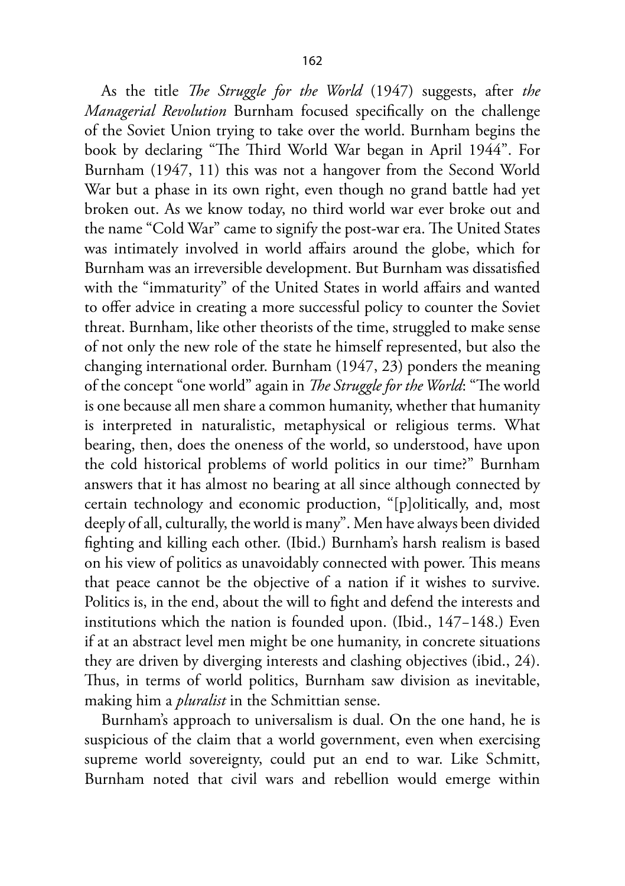As the title *The Struggle for the World* (1947) suggests, after *the Managerial Revolution* Burnham focused specifically on the challenge of the Soviet Union trying to take over the world. Burnham begins the book by declaring "The Third World War began in April 1944". For Burnham (1947, 11) this was not a hangover from the Second World War but a phase in its own right, even though no grand battle had yet broken out. As we know today, no third world war ever broke out and the name "Cold War" came to signify the post-war era. The United States was intimately involved in world affairs around the globe, which for Burnham was an irreversible development. But Burnham was dissatisfied with the "immaturity" of the United States in world affairs and wanted to offer advice in creating a more successful policy to counter the Soviet threat. Burnham, like other theorists of the time, struggled to make sense of not only the new role of the state he himself represented, but also the changing international order. Burnham (1947, 23) ponders the meaning of the concept "one world" again in *The Struggle for the World*: "The world is one because all men share a common humanity, whether that humanity is interpreted in naturalistic, metaphysical or religious terms. What bearing, then, does the oneness of the world, so understood, have upon the cold historical problems of world politics in our time?" Burnham answers that it has almost no bearing at all since although connected by certain technology and economic production, "[p]olitically, and, most deeply of all, culturally, the world is many". Men have always been divided fighting and killing each other. (Ibid.) Burnham's harsh realism is based on his view of politics as unavoidably connected with power. This means that peace cannot be the objective of a nation if it wishes to survive. Politics is, in the end, about the will to fight and defend the interests and institutions which the nation is founded upon. (Ibid., 147–148.) Even if at an abstract level men might be one humanity, in concrete situations they are driven by diverging interests and clashing objectives (ibid., 24). Thus, in terms of world politics, Burnham saw division as inevitable, making him a *pluralist* in the Schmittian sense.

Burnham's approach to universalism is dual. On the one hand, he is suspicious of the claim that a world government, even when exercising supreme world sovereignty, could put an end to war. Like Schmitt, Burnham noted that civil wars and rebellion would emerge within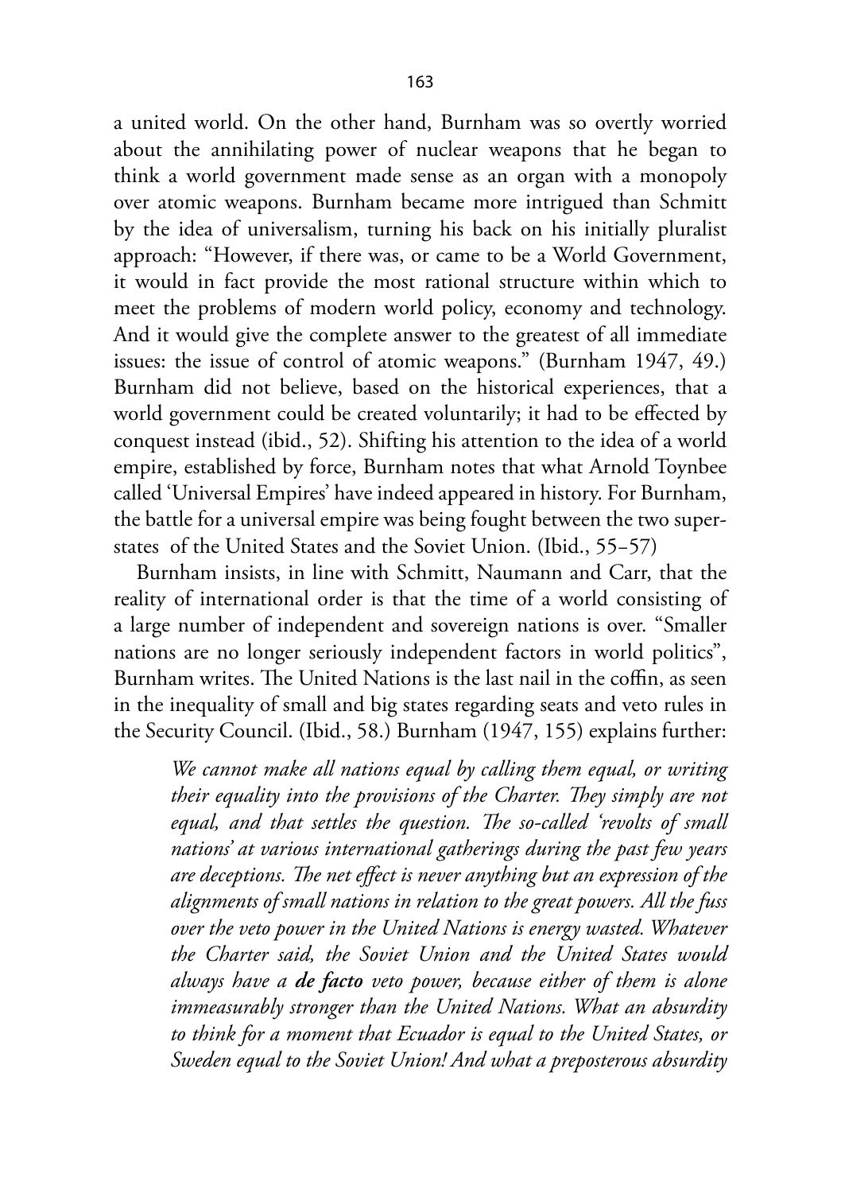a united world. On the other hand, Burnham was so overtly worried about the annihilating power of nuclear weapons that he began to think a world government made sense as an organ with a monopoly over atomic weapons. Burnham became more intrigued than Schmitt by the idea of universalism, turning his back on his initially pluralist approach: "However, if there was, or came to be a World Government, it would in fact provide the most rational structure within which to meet the problems of modern world policy, economy and technology. And it would give the complete answer to the greatest of all immediate issues: the issue of control of atomic weapons." (Burnham 1947, 49.) Burnham did not believe, based on the historical experiences, that a world government could be created voluntarily; it had to be effected by conquest instead (ibid., 52). Shifting his attention to the idea of a world empire, established by force, Burnham notes that what Arnold Toynbee called 'Universal Empires' have indeed appeared in history. For Burnham, the battle for a universal empire was being fought between the two super-states of the United States and the Soviet Union. (Ibid., 55–57)

Burnham insists, in line with Schmitt, Naumann and Carr, that the reality of international order is that the time of a world consisting of a large number of independent and sovereign nations is over. "Smaller nations are no longer seriously independent factors in world politics", Burnham writes. The United Nations is the last nail in the coffin, as seen in the inequality of small and big states regarding seats and veto rules in the Security Council. (Ibid., 58.) Burnham (1947, 155) explains further:

> *We cannot make all nations equal by calling them equal, or writing their equality into the provisions of the Charter. They simply are not equal, and that settles the question. The so-called 'revolts of small nations' at various international gatherings during the past few years are deceptions. The net effect is never anything but an expression of the alignments of small nations in relation to the great powers. All the fuss over the veto power in the United Nations is energy wasted. Whatever the Charter said, the Soviet Union and the United States would always have a* ***de facto*** *veto power, because either of them is alone immeasurably stronger than the United Nations. What an absurdity to think for a moment that Ecuador is equal to the United States, or Sweden equal to the Soviet Union! And what a preposterous absurdity*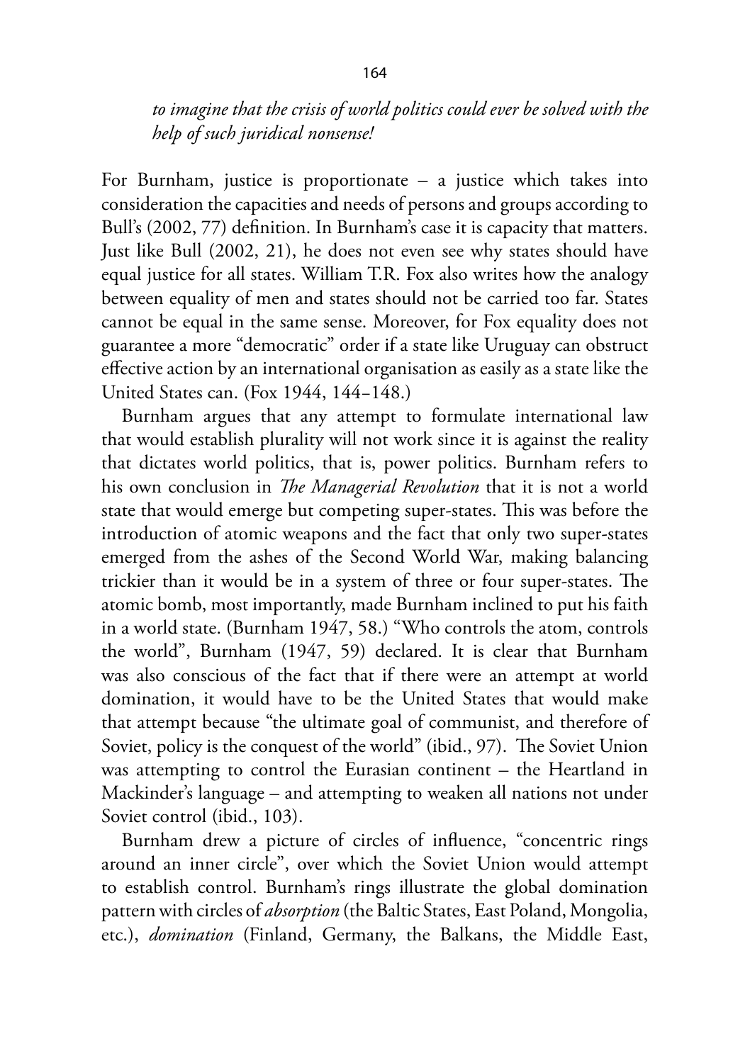*to imagine that the crisis of world politics could ever be solved with the help of such juridical nonsense!*

For Burnham, justice is proportionate – a justice which takes into consideration the capacities and needs of persons and groups according to Bull's (2002, 77) definition. In Burnham's case it is capacity that matters. Just like Bull (2002, 21), he does not even see why states should have equal justice for all states. William T.R. Fox also writes how the analogy between equality of men and states should not be carried too far. States cannot be equal in the same sense. Moreover, for Fox equality does not guarantee a more "democratic" order if a state like Uruguay can obstruct effective action by an international organisation as easily as a state like the United States can. (Fox 1944, 144–148.)

Burnham argues that any attempt to formulate international law that would establish plurality will not work since it is against the reality that dictates world politics, that is, power politics. Burnham refers to his own conclusion in *The Managerial Revolution* that it is not a world state that would emerge but competing super-states. This was before the introduction of atomic weapons and the fact that only two super-states emerged from the ashes of the Second World War, making balancing trickier than it would be in a system of three or four super-states. The atomic bomb, most importantly, made Burnham inclined to put his faith in a world state. (Burnham 1947, 58.) "Who controls the atom, controls the world", Burnham (1947, 59) declared. It is clear that Burnham was also conscious of the fact that if there were an attempt at world domination, it would have to be the United States that would make that attempt because "the ultimate goal of communist, and therefore of Soviet, policy is the conquest of the world" (ibid., 97). The Soviet Union was attempting to control the Eurasian continent – the Heartland in Mackinder's language – and attempting to weaken all nations not under Soviet control (ibid., 103).

Burnham drew a picture of circles of influence, "concentric rings around an inner circle", over which the Soviet Union would attempt to establish control. Burnham's rings illustrate the global domination pattern with circles of *absorption* (the Baltic States, East Poland, Mongolia, etc.), *domination* (Finland, Germany, the Balkans, the Middle East,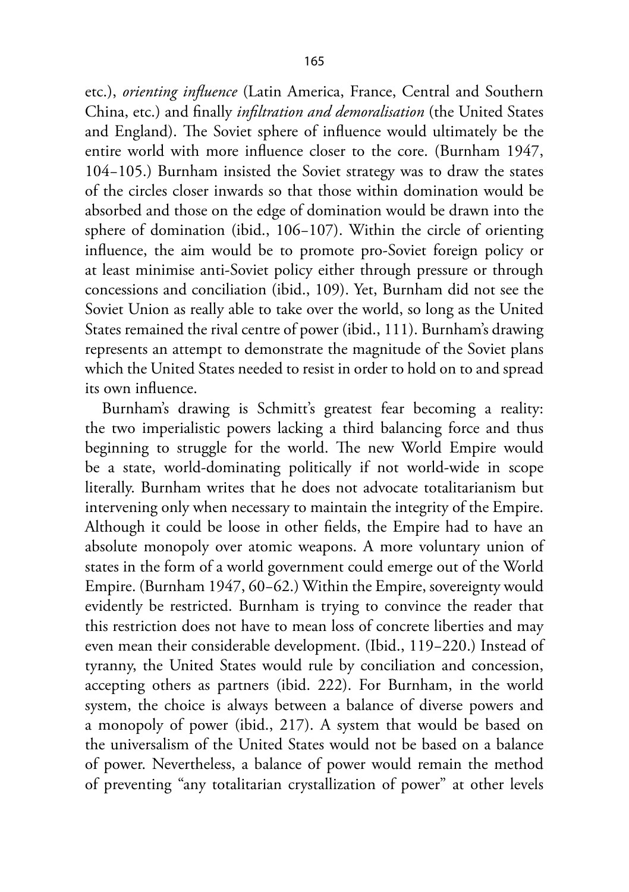etc.), *orienting influence* (Latin America, France, Central and Southern China, etc.) and finally *infiltration and demoralisation* (the United States and England). The Soviet sphere of influence would ultimately be the entire world with more influence closer to the core. (Burnham 1947, 104–105.) Burnham insisted the Soviet strategy was to draw the states of the circles closer inwards so that those within domination would be absorbed and those on the edge of domination would be drawn into the sphere of domination (ibid., 106–107). Within the circle of orienting influence, the aim would be to promote pro-Soviet foreign policy or at least minimise anti-Soviet policy either through pressure or through concessions and conciliation (ibid., 109). Yet, Burnham did not see the Soviet Union as really able to take over the world, so long as the United States remained the rival centre of power (ibid., 111). Burnham's drawing represents an attempt to demonstrate the magnitude of the Soviet plans which the United States needed to resist in order to hold on to and spread its own influence.

Burnham's drawing is Schmitt's greatest fear becoming a reality: the two imperialistic powers lacking a third balancing force and thus beginning to struggle for the world. The new World Empire would be a state, world-dominating politically if not world-wide in scope literally. Burnham writes that he does not advocate totalitarianism but intervening only when necessary to maintain the integrity of the Empire. Although it could be loose in other fields, the Empire had to have an absolute monopoly over atomic weapons. A more voluntary union of states in the form of a world government could emerge out of the World Empire. (Burnham 1947, 60–62.) Within the Empire, sovereignty would evidently be restricted. Burnham is trying to convince the reader that this restriction does not have to mean loss of concrete liberties and may even mean their considerable development. (Ibid., 119–220.) Instead of tyranny, the United States would rule by conciliation and concession, accepting others as partners (ibid. 222). For Burnham, in the world system, the choice is always between a balance of diverse powers and a monopoly of power (ibid., 217). A system that would be based on the universalism of the United States would not be based on a balance of power. Nevertheless, a balance of power would remain the method of preventing "any totalitarian crystallization of power" at other levels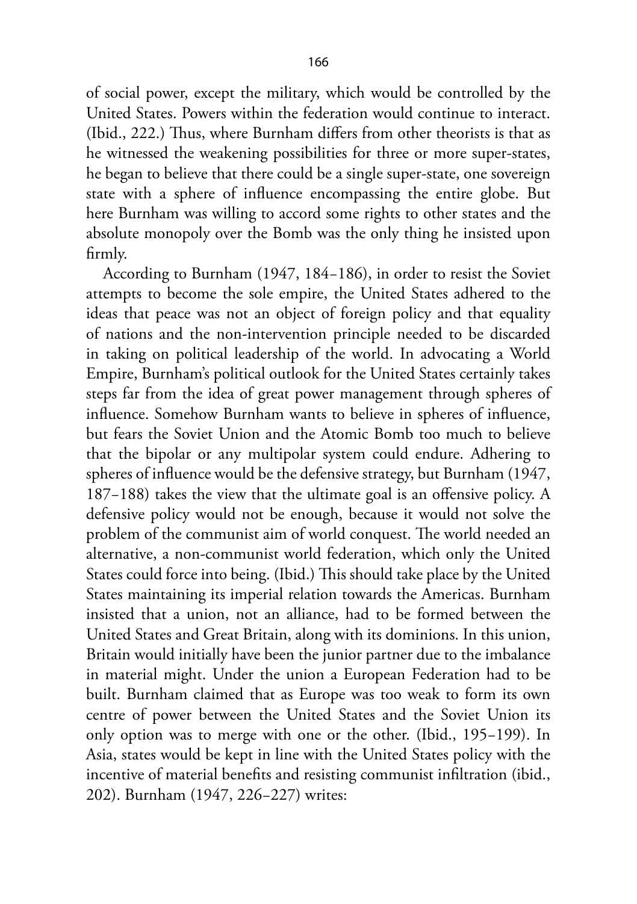of social power, except the military, which would be controlled by the United States. Powers within the federation would continue to interact. (Ibid., 222.) Thus, where Burnham differs from other theorists is that as he witnessed the weakening possibilities for three or more super-states, he began to believe that there could be a single super-state, one sovereign state with a sphere of influence encompassing the entire globe. But here Burnham was willing to accord some rights to other states and the absolute monopoly over the Bomb was the only thing he insisted upon firmly.

According to Burnham (1947, 184–186), in order to resist the Soviet attempts to become the sole empire, the United States adhered to the ideas that peace was not an object of foreign policy and that equality of nations and the non-intervention principle needed to be discarded in taking on political leadership of the world. In advocating a World Empire, Burnham's political outlook for the United States certainly takes steps far from the idea of great power management through spheres of influence. Somehow Burnham wants to believe in spheres of influence, but fears the Soviet Union and the Atomic Bomb too much to believe that the bipolar or any multipolar system could endure. Adhering to spheres of influence would be the defensive strategy, but Burnham (1947, 187–188) takes the view that the ultimate goal is an offensive policy. A defensive policy would not be enough, because it would not solve the problem of the communist aim of world conquest. The world needed an alternative, a non-communist world federation, which only the United States could force into being. (Ibid.) This should take place by the United States maintaining its imperial relation towards the Americas. Burnham insisted that a union, not an alliance, had to be formed between the United States and Great Britain, along with its dominions. In this union, Britain would initially have been the junior partner due to the imbalance in material might. Under the union a European Federation had to be built. Burnham claimed that as Europe was too weak to form its own centre of power between the United States and the Soviet Union its only option was to merge with one or the other. (Ibid., 195–199). In Asia, states would be kept in line with the United States policy with the incentive of material benefits and resisting communist infiltration (ibid., 202). Burnham (1947, 226–227) writes: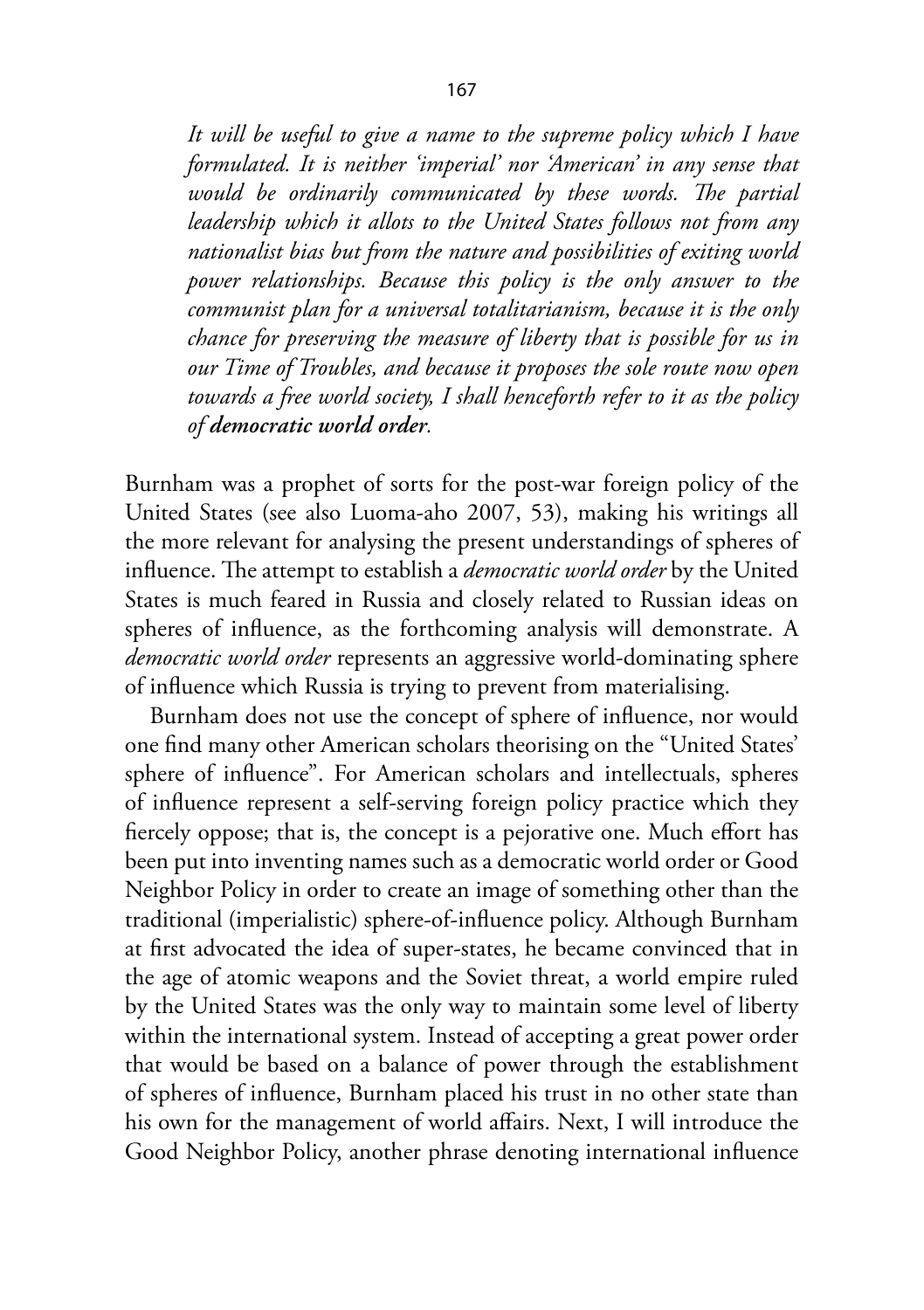> *It will be useful to give a name to the supreme policy which I have formulated. It is neither 'imperial' nor 'American' in any sense that would be ordinarily communicated by these words. The partial leadership which it allots to the United States follows not from any nationalist bias but from the nature and possibilities of exiting world power relationships. Because this policy is the only answer to the communist plan for a universal totalitarianism, because it is the only chance for preserving the measure of liberty that is possible for us in our Time of Troubles, and because it proposes the sole route now open towards a free world society, I shall henceforth refer to it as the policy of* ***democratic world order****.*

Burnham was a prophet of sorts for the post-war foreign policy of the United States (see also Luoma-aho 2007, 53), making his writings all the more relevant for analysing the present understandings of spheres of influence. The attempt to establish a *democratic world order* by the United States is much feared in Russia and closely related to Russian ideas on spheres of influence, as the forthcoming analysis will demonstrate. A *democratic world order* represents an aggressive world-dominating sphere of influence which Russia is trying to prevent from materialising.

Burnham does not use the concept of sphere of influence, nor would one find many other American scholars theorising on the "United States' sphere of influence". For American scholars and intellectuals, spheres of influence represent a self-serving foreign policy practice which they fiercely oppose; that is, the concept is a pejorative one. Much effort has been put into inventing names such as a democratic world order or Good Neighbor Policy in order to create an image of something other than the traditional (imperialistic) sphere-of-influence policy. Although Burnham at first advocated the idea of super-states, he became convinced that in the age of atomic weapons and the Soviet threat, a world empire ruled by the United States was the only way to maintain some level of liberty within the international system. Instead of accepting a great power order that would be based on a balance of power through the establishment of spheres of influence, Burnham placed his trust in no other state than his own for the management of world affairs. Next, I will introduce the Good Neighbor Policy, another phrase denoting international influence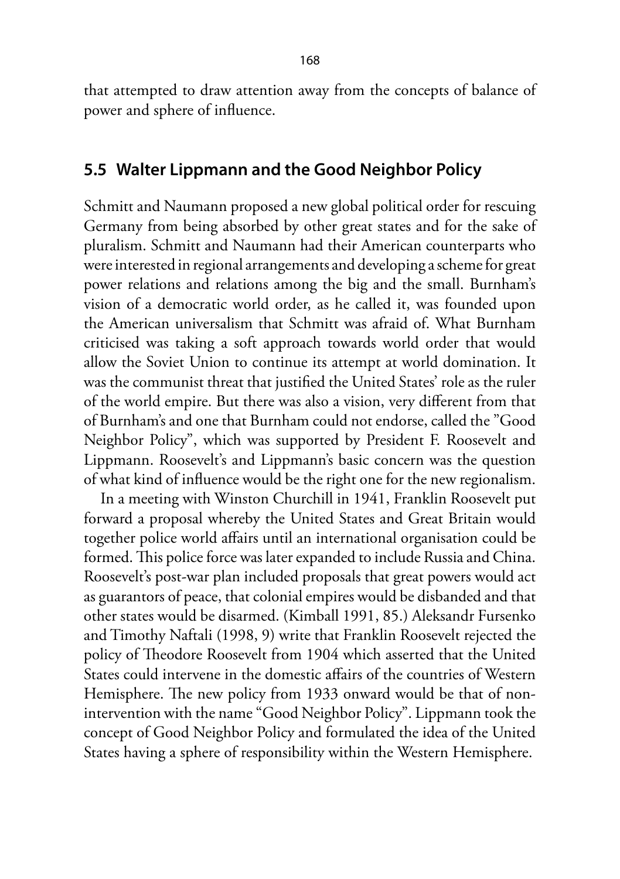that attempted to draw attention away from the concepts of balance of power and sphere of influence.

## 5.5 Walter Lippmann and the Good Neighbor Policy

Schmitt and Naumann proposed a new global political order for rescuing Germany from being absorbed by other great states and for the sake of pluralism. Schmitt and Naumann had their American counterparts who were interested in regional arrangements and developing a scheme for great power relations and relations among the big and the small. Burnham's vision of a democratic world order, as he called it, was founded upon the American universalism that Schmitt was afraid of. What Burnham criticised was taking a soft approach towards world order that would allow the Soviet Union to continue its attempt at world domination. It was the communist threat that justified the United States' role as the ruler of the world empire. But there was also a vision, very different from that of Burnham's and one that Burnham could not endorse, called the "Good Neighbor Policy", which was supported by President F. Roosevelt and Lippmann. Roosevelt's and Lippmann's basic concern was the question of what kind of influence would be the right one for the new regionalism.

In a meeting with Winston Churchill in 1941, Franklin Roosevelt put forward a proposal whereby the United States and Great Britain would together police world affairs until an international organisation could be formed. This police force was later expanded to include Russia and China. Roosevelt's post-war plan included proposals that great powers would act as guarantors of peace, that colonial empires would be disbanded and that other states would be disarmed. (Kimball 1991, 85.) Aleksandr Fursenko and Timothy Naftali (1998, 9) write that Franklin Roosevelt rejected the policy of Theodore Roosevelt from 1904 which asserted that the United States could intervene in the domestic affairs of the countries of Western Hemisphere. The new policy from 1933 onward would be that of non-intervention with the name "Good Neighbor Policy". Lippmann took the concept of Good Neighbor Policy and formulated the idea of the United States having a sphere of responsibility within the Western Hemisphere.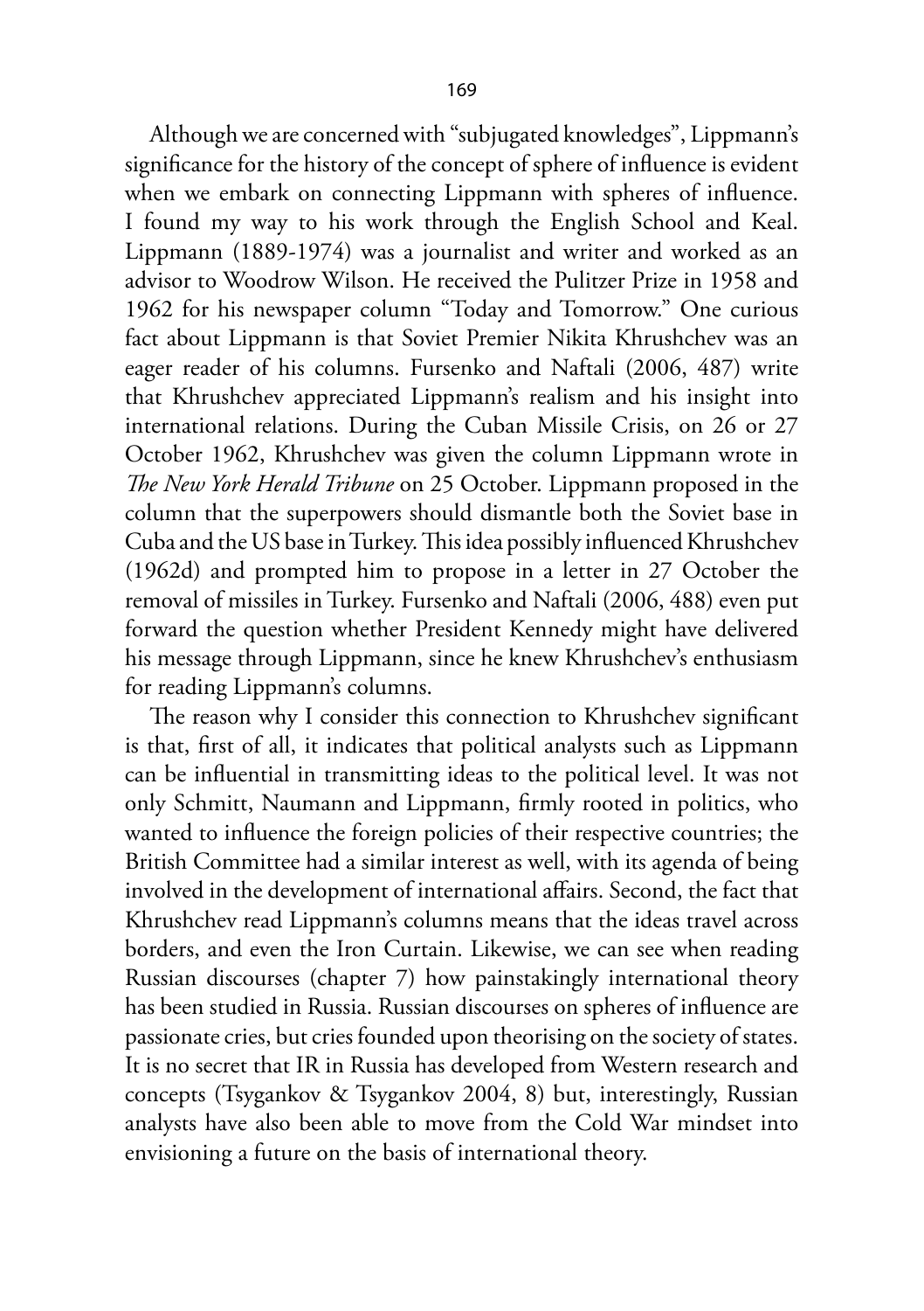Although we are concerned with "subjugated knowledges", Lippmann's significance for the history of the concept of sphere of influence is evident when we embark on connecting Lippmann with spheres of influence. I found my way to his work through the English School and Keal. Lippmann (1889-1974) was a journalist and writer and worked as an advisor to Woodrow Wilson. He received the Pulitzer Prize in 1958 and 1962 for his newspaper column "Today and Tomorrow." One curious fact about Lippmann is that Soviet Premier Nikita Khrushchev was an eager reader of his columns. Fursenko and Naftali (2006, 487) write that Khrushchev appreciated Lippmann's realism and his insight into international relations. During the Cuban Missile Crisis, on 26 or 27 October 1962, Khrushchev was given the column Lippmann wrote in *The New York Herald Tribune* on 25 October. Lippmann proposed in the column that the superpowers should dismantle both the Soviet base in Cuba and the US base in Turkey. This idea possibly influenced Khrushchev (1962d) and prompted him to propose in a letter in 27 October the removal of missiles in Turkey. Fursenko and Naftali (2006, 488) even put forward the question whether President Kennedy might have delivered his message through Lippmann, since he knew Khrushchev's enthusiasm for reading Lippmann's columns.

The reason why I consider this connection to Khrushchev significant is that, first of all, it indicates that political analysts such as Lippmann can be influential in transmitting ideas to the political level. It was not only Schmitt, Naumann and Lippmann, firmly rooted in politics, who wanted to influence the foreign policies of their respective countries; the British Committee had a similar interest as well, with its agenda of being involved in the development of international affairs. Second, the fact that Khrushchev read Lippmann's columns means that the ideas travel across borders, and even the Iron Curtain. Likewise, we can see when reading Russian discourses (chapter 7) how painstakingly international theory has been studied in Russia. Russian discourses on spheres of influence are passionate cries, but cries founded upon theorising on the society of states. It is no secret that IR in Russia has developed from Western research and concepts (Tsygankov & Tsygankov 2004, 8) but, interestingly, Russian analysts have also been able to move from the Cold War mindset into envisioning a future on the basis of international theory.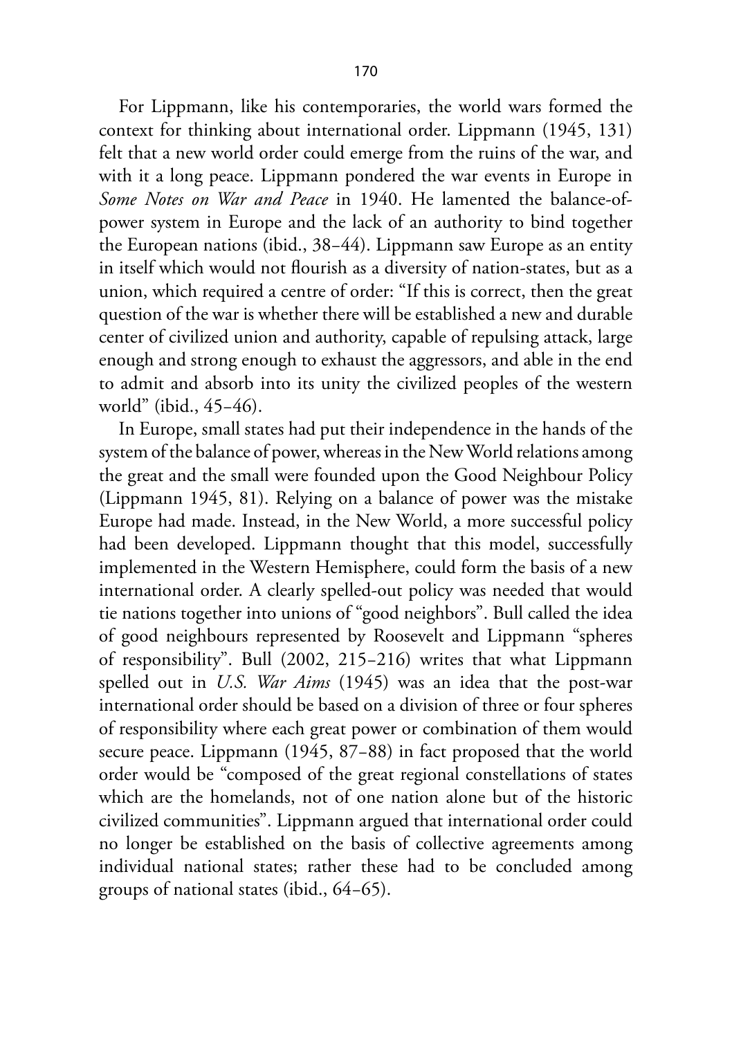For Lippmann, like his contemporaries, the world wars formed the context for thinking about international order. Lippmann (1945, 131) felt that a new world order could emerge from the ruins of the war, and with it a long peace. Lippmann pondered the war events in Europe in *Some Notes on War and Peace* in 1940. He lamented the balance-of-power system in Europe and the lack of an authority to bind together the European nations (ibid., 38–44). Lippmann saw Europe as an entity in itself which would not flourish as a diversity of nation-states, but as a union, which required a centre of order: "If this is correct, then the great question of the war is whether there will be established a new and durable center of civilized union and authority, capable of repulsing attack, large enough and strong enough to exhaust the aggressors, and able in the end to admit and absorb into its unity the civilized peoples of the western world" (ibid., 45–46).

In Europe, small states had put their independence in the hands of the system of the balance of power, whereas in the New World relations among the great and the small were founded upon the Good Neighbour Policy (Lippmann 1945, 81). Relying on a balance of power was the mistake Europe had made. Instead, in the New World, a more successful policy had been developed. Lippmann thought that this model, successfully implemented in the Western Hemisphere, could form the basis of a new international order. A clearly spelled-out policy was needed that would tie nations together into unions of "good neighbors". Bull called the idea of good neighbours represented by Roosevelt and Lippmann "spheres of responsibility". Bull (2002, 215–216) writes that what Lippmann spelled out in *U.S. War Aims* (1945) was an idea that the post-war international order should be based on a division of three or four spheres of responsibility where each great power or combination of them would secure peace. Lippmann (1945, 87–88) in fact proposed that the world order would be "composed of the great regional constellations of states which are the homelands, not of one nation alone but of the historic civilized communities". Lippmann argued that international order could no longer be established on the basis of collective agreements among individual national states; rather these had to be concluded among groups of national states (ibid., 64–65).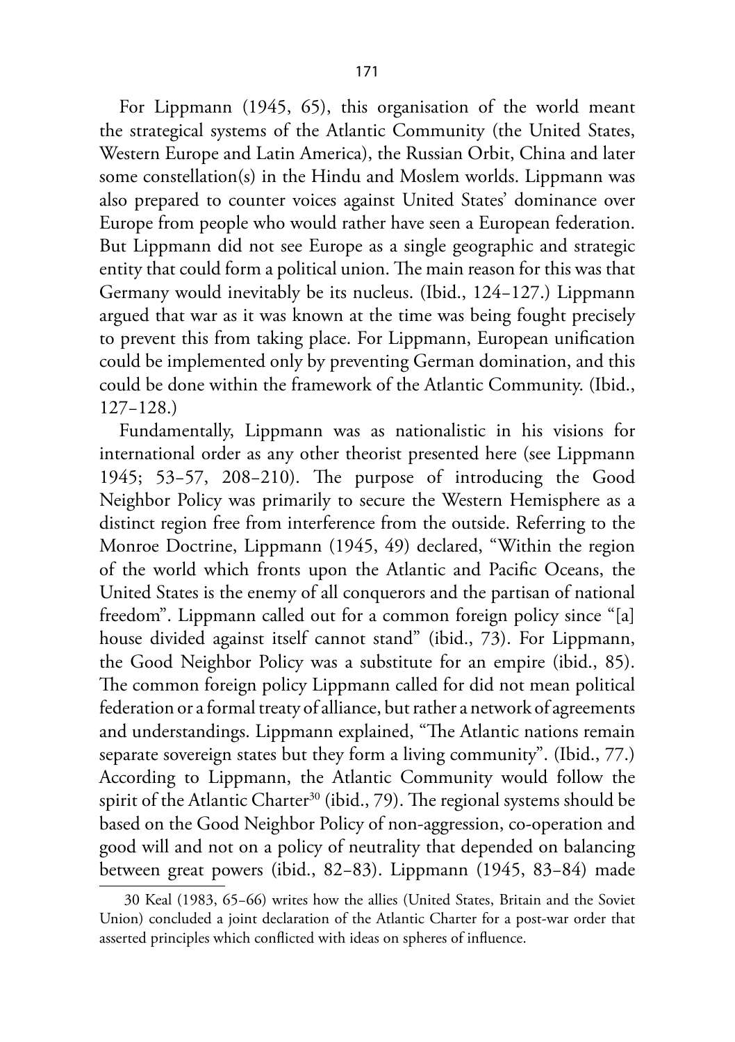For Lippmann (1945, 65), this organisation of the world meant the strategical systems of the Atlantic Community (the United States, Western Europe and Latin America), the Russian Orbit, China and later some constellation(s) in the Hindu and Moslem worlds. Lippmann was also prepared to counter voices against United States' dominance over Europe from people who would rather have seen a European federation. But Lippmann did not see Europe as a single geographic and strategic entity that could form a political union. The main reason for this was that Germany would inevitably be its nucleus. (Ibid., 124–127.) Lippmann argued that war as it was known at the time was being fought precisely to prevent this from taking place. For Lippmann, European unification could be implemented only by preventing German domination, and this could be done within the framework of the Atlantic Community. (Ibid., 127–128.)

Fundamentally, Lippmann was as nationalistic in his visions for international order as any other theorist presented here (see Lippmann 1945; 53–57, 208–210). The purpose of introducing the Good Neighbor Policy was primarily to secure the Western Hemisphere as a distinct region free from interference from the outside. Referring to the Monroe Doctrine, Lippmann (1945, 49) declared, "Within the region of the world which fronts upon the Atlantic and Pacific Oceans, the United States is the enemy of all conquerors and the partisan of national freedom". Lippmann called out for a common foreign policy since "[a] house divided against itself cannot stand" (ibid., 73). For Lippmann, the Good Neighbor Policy was a substitute for an empire (ibid., 85). The common foreign policy Lippmann called for did not mean political federation or a formal treaty of alliance, but rather a network of agreements and understandings. Lippmann explained, "The Atlantic nations remain separate sovereign states but they form a living community". (Ibid., 77.) According to Lippmann, the Atlantic Community would follow the spirit of the Atlantic Charter[30] (ibid., 79). The regional systems should be based on the Good Neighbor Policy of non-aggression, co-operation and good will and not on a policy of neutrality that depended on balancing between great powers (ibid., 82–83). Lippmann (1945, 83–84) made

[30] Keal (1983, 65–66) writes how the allies (United States, Britain and the Soviet Union) concluded a joint declaration of the Atlantic Charter for a post-war order that asserted principles which conflicted with ideas on spheres of influence.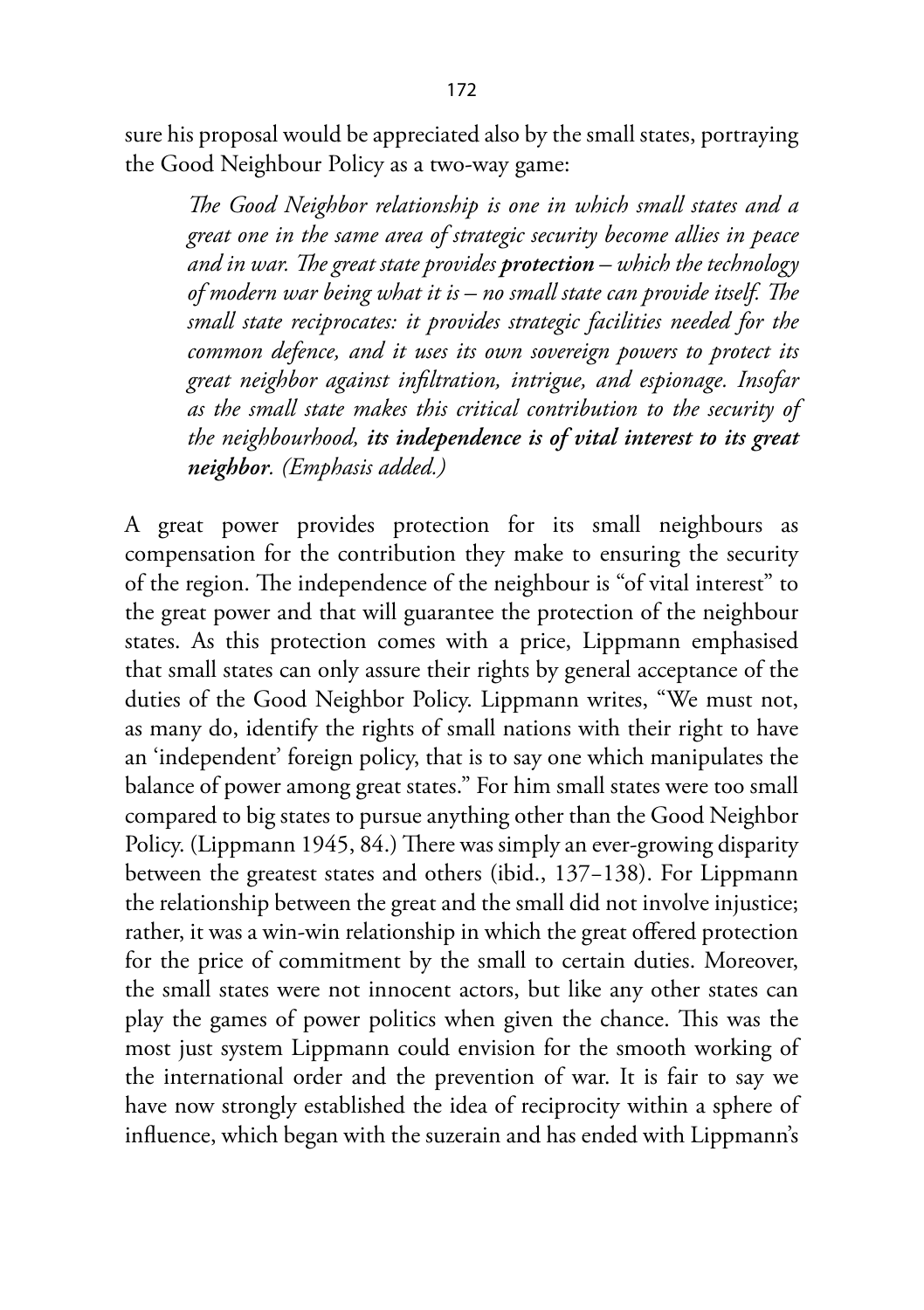sure his proposal would be appreciated also by the small states, portraying the Good Neighbour Policy as a two-way game:

> *The Good Neighbor relationship is one in which small states and a great one in the same area of strategic security become allies in peace and in war. The great state provides* ***protection*** *– which the technology of modern war being what it is – no small state can provide itself. The small state reciprocates: it provides strategic facilities needed for the common defence, and it uses its own sovereign powers to protect its great neighbor against infiltration, intrigue, and espionage. Insofar as the small state makes this critical contribution to the security of the neighbourhood,* ***its independence is of vital interest to its great neighbor****. (Emphasis added.)*

A great power provides protection for its small neighbours as compensation for the contribution they make to ensuring the security of the region. The independence of the neighbour is "of vital interest" to the great power and that will guarantee the protection of the neighbour states. As this protection comes with a price, Lippmann emphasised that small states can only assure their rights by general acceptance of the duties of the Good Neighbor Policy. Lippmann writes, "We must not, as many do, identify the rights of small nations with their right to have an 'independent' foreign policy, that is to say one which manipulates the balance of power among great states." For him small states were too small compared to big states to pursue anything other than the Good Neighbor Policy. (Lippmann 1945, 84.) There was simply an ever-growing disparity between the greatest states and others (ibid., 137–138). For Lippmann the relationship between the great and the small did not involve injustice; rather, it was a win-win relationship in which the great offered protection for the price of commitment by the small to certain duties. Moreover, the small states were not innocent actors, but like any other states can play the games of power politics when given the chance. This was the most just system Lippmann could envision for the smooth working of the international order and the prevention of war. It is fair to say we have now strongly established the idea of reciprocity within a sphere of influence, which began with the suzerain and has ended with Lippmann's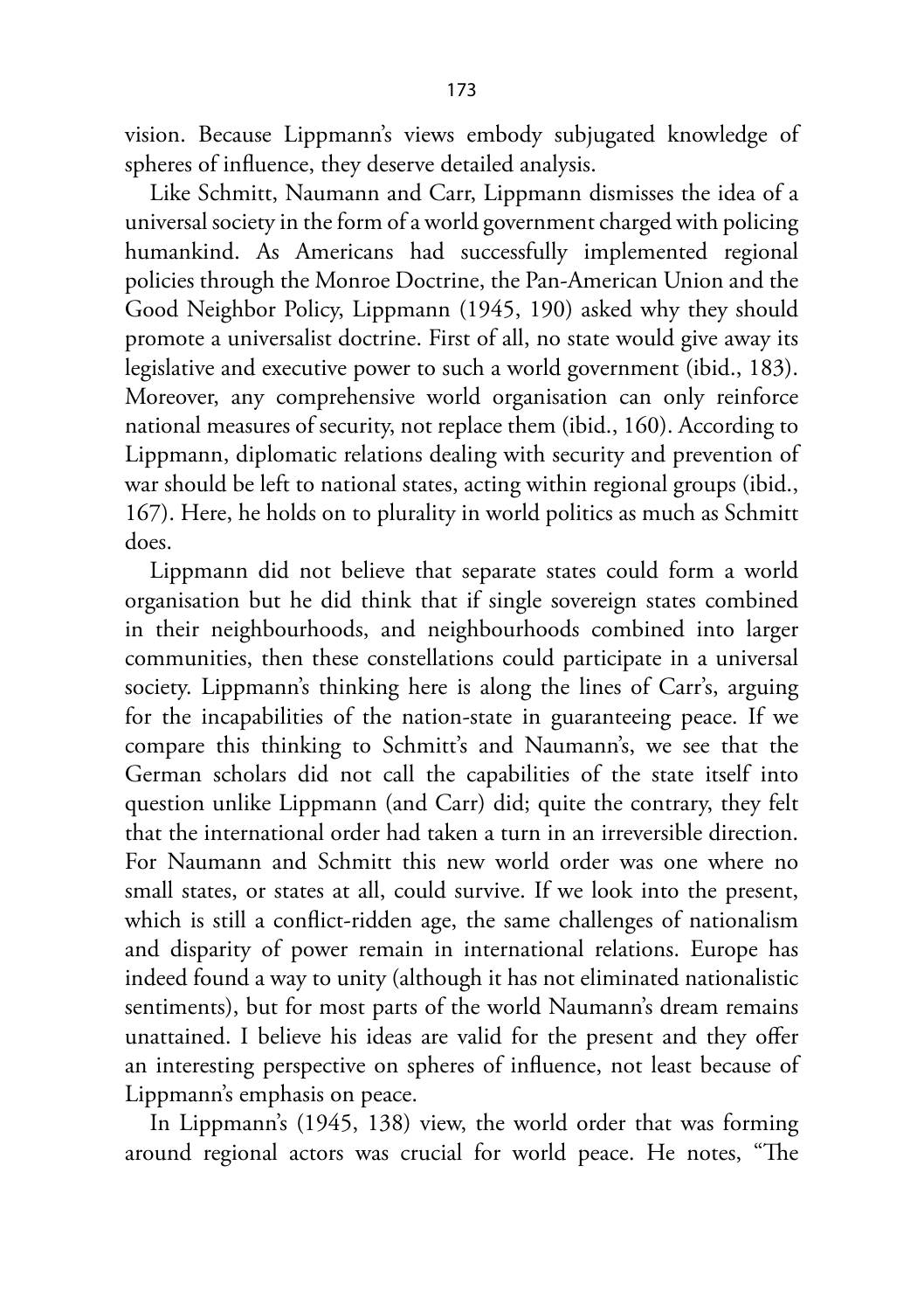vision. Because Lippmann's views embody subjugated knowledge of spheres of influence, they deserve detailed analysis.

Like Schmitt, Naumann and Carr, Lippmann dismisses the idea of a universal society in the form of a world government charged with policing humankind. As Americans had successfully implemented regional policies through the Monroe Doctrine, the Pan-American Union and the Good Neighbor Policy, Lippmann (1945, 190) asked why they should promote a universalist doctrine. First of all, no state would give away its legislative and executive power to such a world government (ibid., 183). Moreover, any comprehensive world organisation can only reinforce national measures of security, not replace them (ibid., 160). According to Lippmann, diplomatic relations dealing with security and prevention of war should be left to national states, acting within regional groups (ibid., 167). Here, he holds on to plurality in world politics as much as Schmitt does.

Lippmann did not believe that separate states could form a world organisation but he did think that if single sovereign states combined in their neighbourhoods, and neighbourhoods combined into larger communities, then these constellations could participate in a universal society. Lippmann's thinking here is along the lines of Carr's, arguing for the incapabilities of the nation-state in guaranteeing peace. If we compare this thinking to Schmitt's and Naumann's, we see that the German scholars did not call the capabilities of the state itself into question unlike Lippmann (and Carr) did; quite the contrary, they felt that the international order had taken a turn in an irreversible direction. For Naumann and Schmitt this new world order was one where no small states, or states at all, could survive. If we look into the present, which is still a conflict-ridden age, the same challenges of nationalism and disparity of power remain in international relations. Europe has indeed found a way to unity (although it has not eliminated nationalistic sentiments), but for most parts of the world Naumann's dream remains unattained. I believe his ideas are valid for the present and they offer an interesting perspective on spheres of influence, not least because of Lippmann's emphasis on peace.

In Lippmann's (1945, 138) view, the world order that was forming around regional actors was crucial for world peace. He notes, "The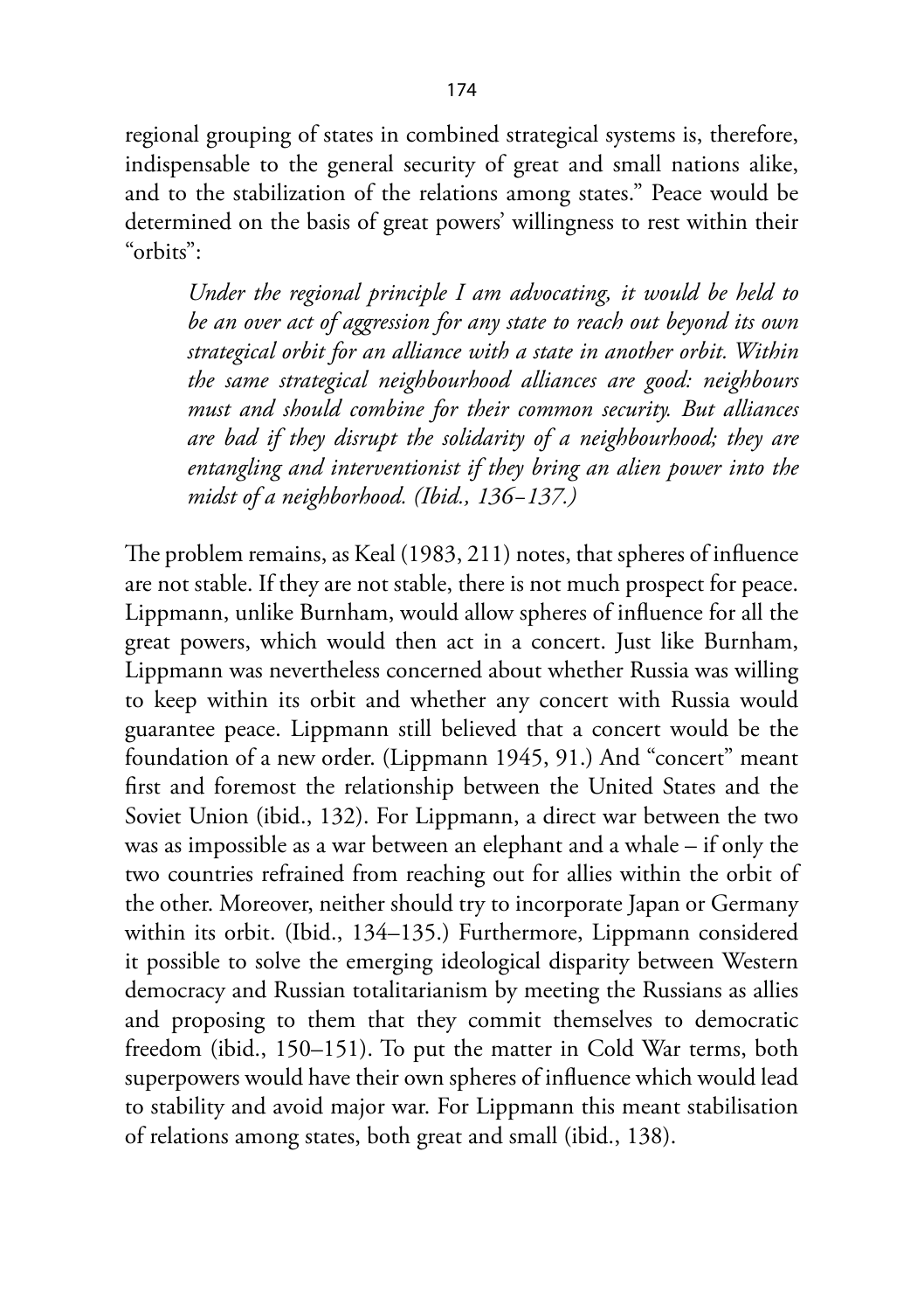regional grouping of states in combined strategical systems is, therefore, indispensable to the general security of great and small nations alike, and to the stabilization of the relations among states." Peace would be determined on the basis of great powers' willingness to rest within their "orbits":

> *Under the regional principle I am advocating, it would be held to be an over act of aggression for any state to reach out beyond its own strategical orbit for an alliance with a state in another orbit. Within the same strategical neighbourhood alliances are good: neighbours must and should combine for their common security. But alliances are bad if they disrupt the solidarity of a neighbourhood; they are entangling and interventionist if they bring an alien power into the midst of a neighborhood. (Ibid., 136–137.)*

The problem remains, as Keal (1983, 211) notes, that spheres of influence are not stable. If they are not stable, there is not much prospect for peace. Lippmann, unlike Burnham, would allow spheres of influence for all the great powers, which would then act in a concert. Just like Burnham, Lippmann was nevertheless concerned about whether Russia was willing to keep within its orbit and whether any concert with Russia would guarantee peace. Lippmann still believed that a concert would be the foundation of a new order. (Lippmann 1945, 91.) And "concert" meant first and foremost the relationship between the United States and the Soviet Union (ibid., 132). For Lippmann, a direct war between the two was as impossible as a war between an elephant and a whale – if only the two countries refrained from reaching out for allies within the orbit of the other. Moreover, neither should try to incorporate Japan or Germany within its orbit. (Ibid., 134–135.) Furthermore, Lippmann considered it possible to solve the emerging ideological disparity between Western democracy and Russian totalitarianism by meeting the Russians as allies and proposing to them that they commit themselves to democratic freedom (ibid., 150–151). To put the matter in Cold War terms, both superpowers would have their own spheres of influence which would lead to stability and avoid major war. For Lippmann this meant stabilisation of relations among states, both great and small (ibid., 138).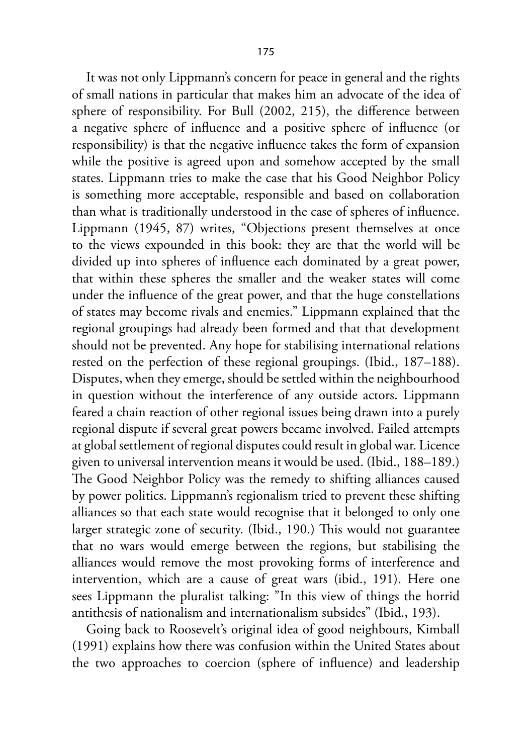It was not only Lippmann's concern for peace in general and the rights of small nations in particular that makes him an advocate of the idea of sphere of responsibility. For Bull (2002, 215), the difference between a negative sphere of influence and a positive sphere of influence (or responsibility) is that the negative influence takes the form of expansion while the positive is agreed upon and somehow accepted by the small states. Lippmann tries to make the case that his Good Neighbor Policy is something more acceptable, responsible and based on collaboration than what is traditionally understood in the case of spheres of influence. Lippmann (1945, 87) writes, "Objections present themselves at once to the views expounded in this book: they are that the world will be divided up into spheres of influence each dominated by a great power, that within these spheres the smaller and the weaker states will come under the influence of the great power, and that the huge constellations of states may become rivals and enemies." Lippmann explained that the regional groupings had already been formed and that that development should not be prevented. Any hope for stabilising international relations rested on the perfection of these regional groupings. (Ibid., 187–188). Disputes, when they emerge, should be settled within the neighbourhood in question without the interference of any outside actors. Lippmann feared a chain reaction of other regional issues being drawn into a purely regional dispute if several great powers became involved. Failed attempts at global settlement of regional disputes could result in global war. Licence given to universal intervention means it would be used. (Ibid., 188–189.) The Good Neighbor Policy was the remedy to shifting alliances caused by power politics. Lippmann's regionalism tried to prevent these shifting alliances so that each state would recognise that it belonged to only one larger strategic zone of security. (Ibid., 190.) This would not guarantee that no wars would emerge between the regions, but stabilising the alliances would remove the most provoking forms of interference and intervention, which are a cause of great wars (ibid., 191). Here one sees Lippmann the pluralist talking: "In this view of things the horrid antithesis of nationalism and internationalism subsides" (Ibid., 193).

Going back to Roosevelt's original idea of good neighbours, Kimball (1991) explains how there was confusion within the United States about the two approaches to coercion (sphere of influence) and leadership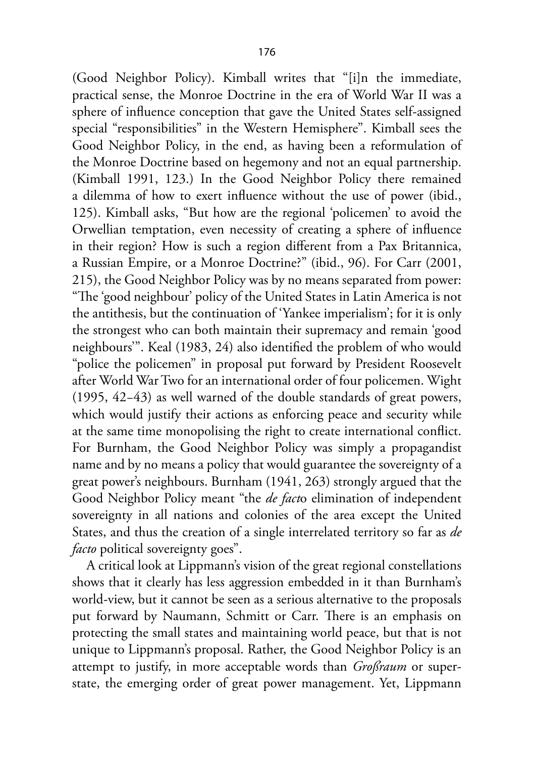(Good Neighbor Policy). Kimball writes that "[i]n the immediate, practical sense, the Monroe Doctrine in the era of World War II was a sphere of influence conception that gave the United States self-assigned special "responsibilities" in the Western Hemisphere". Kimball sees the Good Neighbor Policy, in the end, as having been a reformulation of the Monroe Doctrine based on hegemony and not an equal partnership. (Kimball 1991, 123.) In the Good Neighbor Policy there remained a dilemma of how to exert influence without the use of power (ibid., 125). Kimball asks, "But how are the regional 'policemen' to avoid the Orwellian temptation, even necessity of creating a sphere of influence in their region? How is such a region different from a Pax Britannica, a Russian Empire, or a Monroe Doctrine?" (ibid., 96). For Carr (2001, 215), the Good Neighbor Policy was by no means separated from power: "The 'good neighbour' policy of the United States in Latin America is not the antithesis, but the continuation of 'Yankee imperialism'; for it is only the strongest who can both maintain their supremacy and remain 'good neighbours'". Keal (1983, 24) also identified the problem of who would "police the policemen" in proposal put forward by President Roosevelt after World War Two for an international order of four policemen. Wight (1995, 42–43) as well warned of the double standards of great powers, which would justify their actions as enforcing peace and security while at the same time monopolising the right to create international conflict. For Burnham, the Good Neighbor Policy was simply a propagandist name and by no means a policy that would guarantee the sovereignty of a great power's neighbours. Burnham (1941, 263) strongly argued that the Good Neighbor Policy meant "the *de fact*o elimination of independent sovereignty in all nations and colonies of the area except the United States, and thus the creation of a single interrelated territory so far as *de facto* political sovereignty goes".

A critical look at Lippmann's vision of the great regional constellations shows that it clearly has less aggression embedded in it than Burnham's world-view, but it cannot be seen as a serious alternative to the proposals put forward by Naumann, Schmitt or Carr. There is an emphasis on protecting the small states and maintaining world peace, but that is not unique to Lippmann's proposal. Rather, the Good Neighbor Policy is an attempt to justify, in more acceptable words than *Großraum* or super-state, the emerging order of great power management. Yet, Lippmann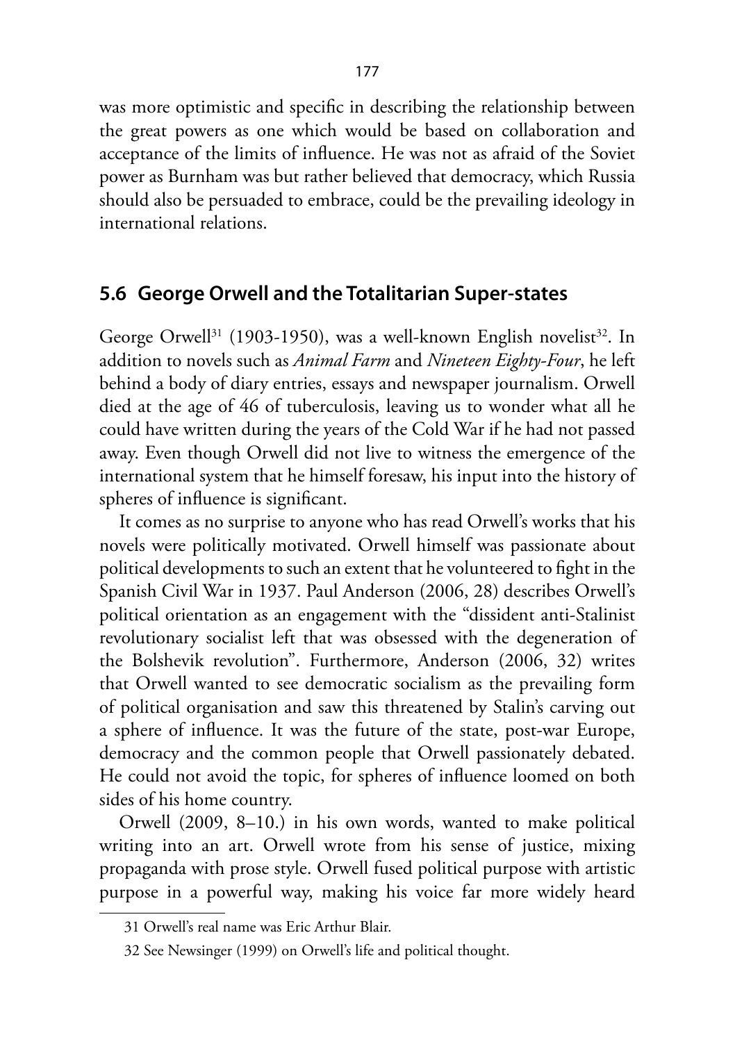was more optimistic and specific in describing the relationship between the great powers as one which would be based on collaboration and acceptance of the limits of influence. He was not as afraid of the Soviet power as Burnham was but rather believed that democracy, which Russia should also be persuaded to embrace, could be the prevailing ideology in international relations.

## 5.6 George Orwell and the Totalitarian Super-states

George Orwell[31] (1903-1950), was a well-known English novelist[32]. In addition to novels such as *Animal Farm* and *Nineteen Eighty-Four*, he left behind a body of diary entries, essays and newspaper journalism. Orwell died at the age of 46 of tuberculosis, leaving us to wonder what all he could have written during the years of the Cold War if he had not passed away. Even though Orwell did not live to witness the emergence of the international system that he himself foresaw, his input into the history of spheres of influence is significant.

It comes as no surprise to anyone who has read Orwell's works that his novels were politically motivated. Orwell himself was passionate about political developments to such an extent that he volunteered to fight in the Spanish Civil War in 1937. Paul Anderson (2006, 28) describes Orwell's political orientation as an engagement with the "dissident anti-Stalinist revolutionary socialist left that was obsessed with the degeneration of the Bolshevik revolution". Furthermore, Anderson (2006, 32) writes that Orwell wanted to see democratic socialism as the prevailing form of political organisation and saw this threatened by Stalin's carving out a sphere of influence. It was the future of the state, post-war Europe, democracy and the common people that Orwell passionately debated. He could not avoid the topic, for spheres of influence loomed on both sides of his home country.

Orwell (2009, 8–10.) in his own words, wanted to make political writing into an art. Orwell wrote from his sense of justice, mixing propaganda with prose style. Orwell fused political purpose with artistic purpose in a powerful way, making his voice far more widely heard

31 Orwell's real name was Eric Arthur Blair.

32 See Newsinger (1999) on Orwell's life and political thought.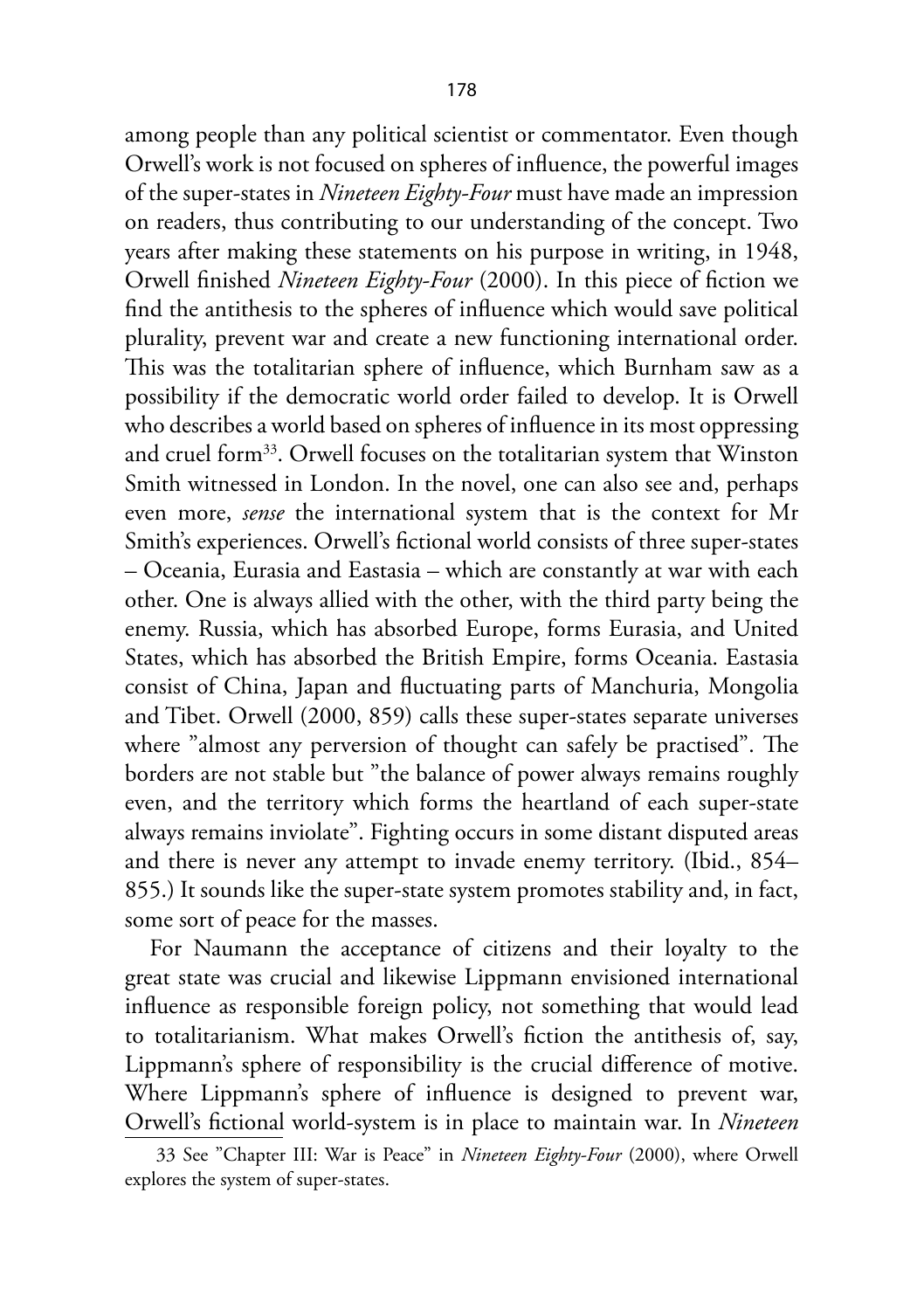among people than any political scientist or commentator. Even though Orwell's work is not focused on spheres of influence, the powerful images of the super-states in *Nineteen Eighty-Four* must have made an impression on readers, thus contributing to our understanding of the concept. Two years after making these statements on his purpose in writing, in 1948, Orwell finished *Nineteen Eighty-Four* (2000). In this piece of fiction we find the antithesis to the spheres of influence which would save political plurality, prevent war and create a new functioning international order. This was the totalitarian sphere of influence, which Burnham saw as a possibility if the democratic world order failed to develop. It is Orwell who describes a world based on spheres of influence in its most oppressing and cruel form[33]. Orwell focuses on the totalitarian system that Winston Smith witnessed in London. In the novel, one can also see and, perhaps even more, *sense* the international system that is the context for Mr Smith's experiences. Orwell's fictional world consists of three super-states – Oceania, Eurasia and Eastasia – which are constantly at war with each other. One is always allied with the other, with the third party being the enemy. Russia, which has absorbed Europe, forms Eurasia, and United States, which has absorbed the British Empire, forms Oceania. Eastasia consist of China, Japan and fluctuating parts of Manchuria, Mongolia and Tibet. Orwell (2000, 859) calls these super-states separate universes where "almost any perversion of thought can safely be practised". The borders are not stable but "the balance of power always remains roughly even, and the territory which forms the heartland of each super-state always remains inviolate". Fighting occurs in some distant disputed areas and there is never any attempt to invade enemy territory. (Ibid., 854–855.) It sounds like the super-state system promotes stability and, in fact, some sort of peace for the masses.

For Naumann the acceptance of citizens and their loyalty to the great state was crucial and likewise Lippmann envisioned international influence as responsible foreign policy, not something that would lead to totalitarianism. What makes Orwell's fiction the antithesis of, say, Lippmann's sphere of responsibility is the crucial difference of motive. Where Lippmann's sphere of influence is designed to prevent war, Orwell's fictional world-system is in place to maintain war. In *Nineteen*

33 See "Chapter III: War is Peace" in *Nineteen Eighty-Four* (2000), where Orwell explores the system of super-states.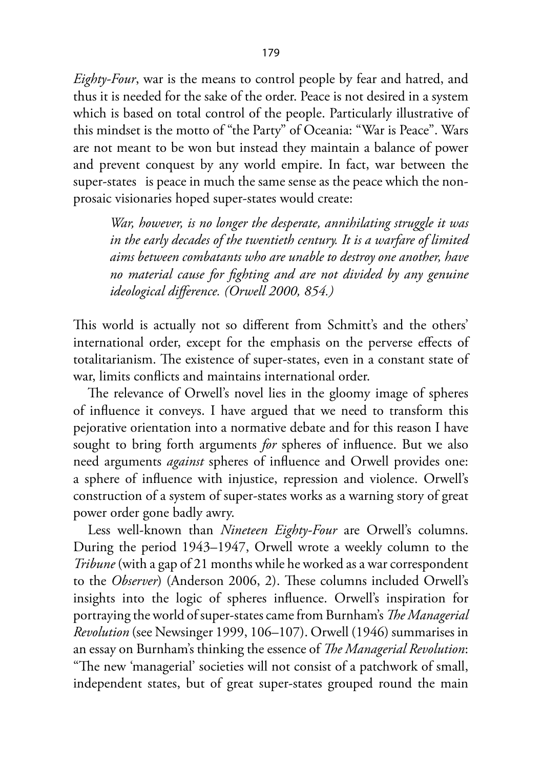*Eighty-Four*, war is the means to control people by fear and hatred, and thus it is needed for the sake of the order. Peace is not desired in a system which is based on total control of the people. Particularly illustrative of this mindset is the motto of "the Party" of Oceania: "War is Peace". Wars are not meant to be won but instead they maintain a balance of power and prevent conquest by any world empire. In fact, war between the super-states is peace in much the same sense as the peace which the non-prosaic visionaries hoped super-states would create:

> *War, however, is no longer the desperate, annihilating struggle it was in the early decades of the twentieth century. It is a warfare of limited aims between combatants who are unable to destroy one another, have no material cause for fighting and are not divided by any genuine ideological difference. (Orwell 2000, 854.)*

This world is actually not so different from Schmitt's and the others' international order, except for the emphasis on the perverse effects of totalitarianism. The existence of super-states, even in a constant state of war, limits conflicts and maintains international order.

The relevance of Orwell's novel lies in the gloomy image of spheres of influence it conveys. I have argued that we need to transform this pejorative orientation into a normative debate and for this reason I have sought to bring forth arguments *for* spheres of influence. But we also need arguments *against* spheres of influence and Orwell provides one: a sphere of influence with injustice, repression and violence. Orwell's construction of a system of super-states works as a warning story of great power order gone badly awry.

Less well-known than *Nineteen Eighty-Four* are Orwell's columns. During the period 1943–1947, Orwell wrote a weekly column to the *Tribune* (with a gap of 21 months while he worked as a war correspondent to the *Observer*) (Anderson 2006, 2). These columns included Orwell's insights into the logic of spheres influence. Orwell's inspiration for portraying the world of super-states came from Burnham's *The Managerial Revolution* (see Newsinger 1999, 106–107). Orwell (1946) summarises in an essay on Burnham's thinking the essence of *The Managerial Revolution*: "The new 'managerial' societies will not consist of a patchwork of small, independent states, but of great super-states grouped round the main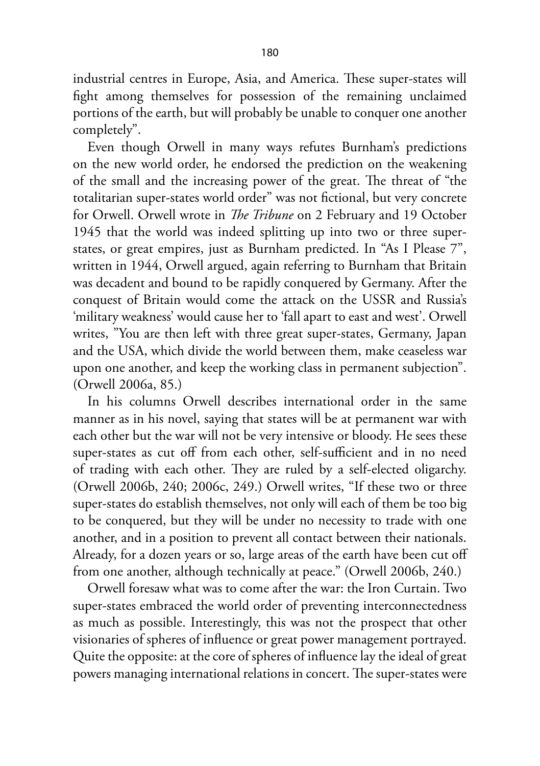industrial centres in Europe, Asia, and America. These super-states will fight among themselves for possession of the remaining unclaimed portions of the earth, but will probably be unable to conquer one another completely".

Even though Orwell in many ways refutes Burnham's predictions on the new world order, he endorsed the prediction on the weakening of the small and the increasing power of the great. The threat of "the totalitarian super-states world order" was not fictional, but very concrete for Orwell. Orwell wrote in *The Tribune* on 2 February and 19 October 1945 that the world was indeed splitting up into two or three super-states, or great empires, just as Burnham predicted. In "As I Please 7", written in 1944, Orwell argued, again referring to Burnham that Britain was decadent and bound to be rapidly conquered by Germany. After the conquest of Britain would come the attack on the USSR and Russia's 'military weakness' would cause her to 'fall apart to east and west'. Orwell writes, "You are then left with three great super-states, Germany, Japan and the USA, which divide the world between them, make ceaseless war upon one another, and keep the working class in permanent subjection". (Orwell 2006a, 85.)

In his columns Orwell describes international order in the same manner as in his novel, saying that states will be at permanent war with each other but the war will not be very intensive or bloody. He sees these super-states as cut off from each other, self-sufficient and in no need of trading with each other. They are ruled by a self-elected oligarchy. (Orwell 2006b, 240; 2006c, 249.) Orwell writes, "If these two or three super-states do establish themselves, not only will each of them be too big to be conquered, but they will be under no necessity to trade with one another, and in a position to prevent all contact between their nationals. Already, for a dozen years or so, large areas of the earth have been cut off from one another, although technically at peace." (Orwell 2006b, 240.)

Orwell foresaw what was to come after the war: the Iron Curtain. Two super-states embraced the world order of preventing interconnectedness as much as possible. Interestingly, this was not the prospect that other visionaries of spheres of influence or great power management portrayed. Quite the opposite: at the core of spheres of influence lay the ideal of great powers managing international relations in concert. The super-states were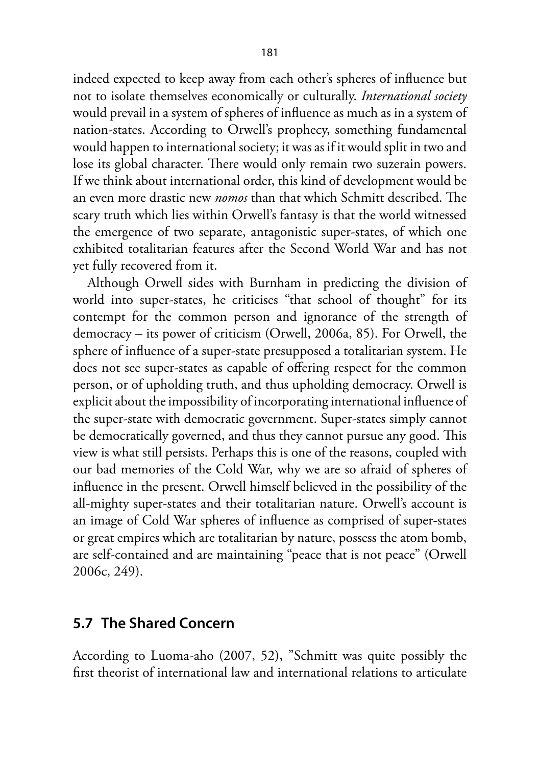indeed expected to keep away from each other's spheres of influence but not to isolate themselves economically or culturally. *International society* would prevail in a system of spheres of influence as much as in a system of nation-states. According to Orwell's prophecy, something fundamental would happen to international society; it was as if it would split in two and lose its global character. There would only remain two suzerain powers. If we think about international order, this kind of development would be an even more drastic new *nomos* than that which Schmitt described. The scary truth which lies within Orwell's fantasy is that the world witnessed the emergence of two separate, antagonistic super-states, of which one exhibited totalitarian features after the Second World War and has not yet fully recovered from it.

Although Orwell sides with Burnham in predicting the division of world into super-states, he criticises "that school of thought" for its contempt for the common person and ignorance of the strength of democracy – its power of criticism (Orwell, 2006a, 85). For Orwell, the sphere of influence of a super-state presupposed a totalitarian system. He does not see super-states as capable of offering respect for the common person, or of upholding truth, and thus upholding democracy. Orwell is explicit about the impossibility of incorporating international influence of the super-state with democratic government. Super-states simply cannot be democratically governed, and thus they cannot pursue any good. This view is what still persists. Perhaps this is one of the reasons, coupled with our bad memories of the Cold War, why we are so afraid of spheres of influence in the present. Orwell himself believed in the possibility of the all-mighty super-states and their totalitarian nature. Orwell's account is an image of Cold War spheres of influence as comprised of super-states or great empires which are totalitarian by nature, possess the atom bomb, are self-contained and are maintaining "peace that is not peace" (Orwell 2006c, 249).

## 5.7 The Shared Concern

According to Luoma-aho (2007, 52), "Schmitt was quite possibly the first theorist of international law and international relations to articulate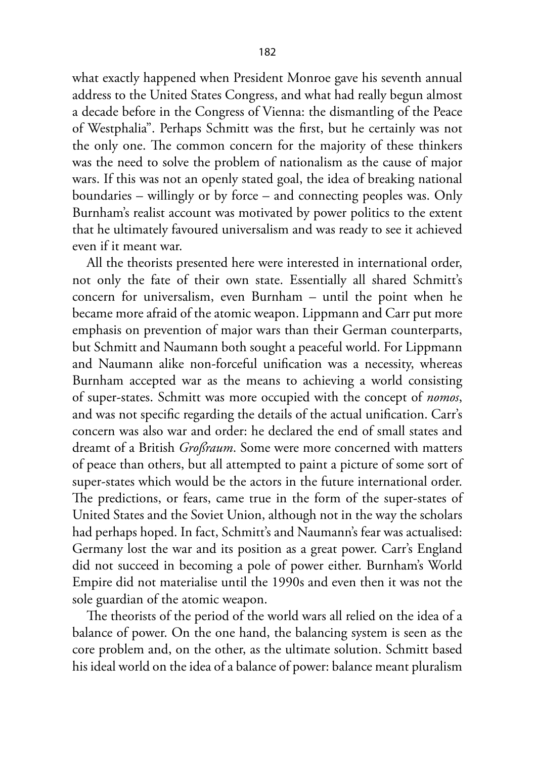what exactly happened when President Monroe gave his seventh annual address to the United States Congress, and what had really begun almost a decade before in the Congress of Vienna: the dismantling of the Peace of Westphalia". Perhaps Schmitt was the first, but he certainly was not the only one. The common concern for the majority of these thinkers was the need to solve the problem of nationalism as the cause of major wars. If this was not an openly stated goal, the idea of breaking national boundaries – willingly or by force – and connecting peoples was. Only Burnham's realist account was motivated by power politics to the extent that he ultimately favoured universalism and was ready to see it achieved even if it meant war.

All the theorists presented here were interested in international order, not only the fate of their own state. Essentially all shared Schmitt's concern for universalism, even Burnham – until the point when he became more afraid of the atomic weapon. Lippmann and Carr put more emphasis on prevention of major wars than their German counterparts, but Schmitt and Naumann both sought a peaceful world. For Lippmann and Naumann alike non-forceful unification was a necessity, whereas Burnham accepted war as the means to achieving a world consisting of super-states. Schmitt was more occupied with the concept of *nomos*, and was not specific regarding the details of the actual unification. Carr's concern was also war and order: he declared the end of small states and dreamt of a British *Großraum*. Some were more concerned with matters of peace than others, but all attempted to paint a picture of some sort of super-states which would be the actors in the future international order. The predictions, or fears, came true in the form of the super-states of United States and the Soviet Union, although not in the way the scholars had perhaps hoped. In fact, Schmitt's and Naumann's fear was actualised: Germany lost the war and its position as a great power. Carr's England did not succeed in becoming a pole of power either. Burnham's World Empire did not materialise until the 1990s and even then it was not the sole guardian of the atomic weapon.

The theorists of the period of the world wars all relied on the idea of a balance of power. On the one hand, the balancing system is seen as the core problem and, on the other, as the ultimate solution. Schmitt based his ideal world on the idea of a balance of power: balance meant pluralism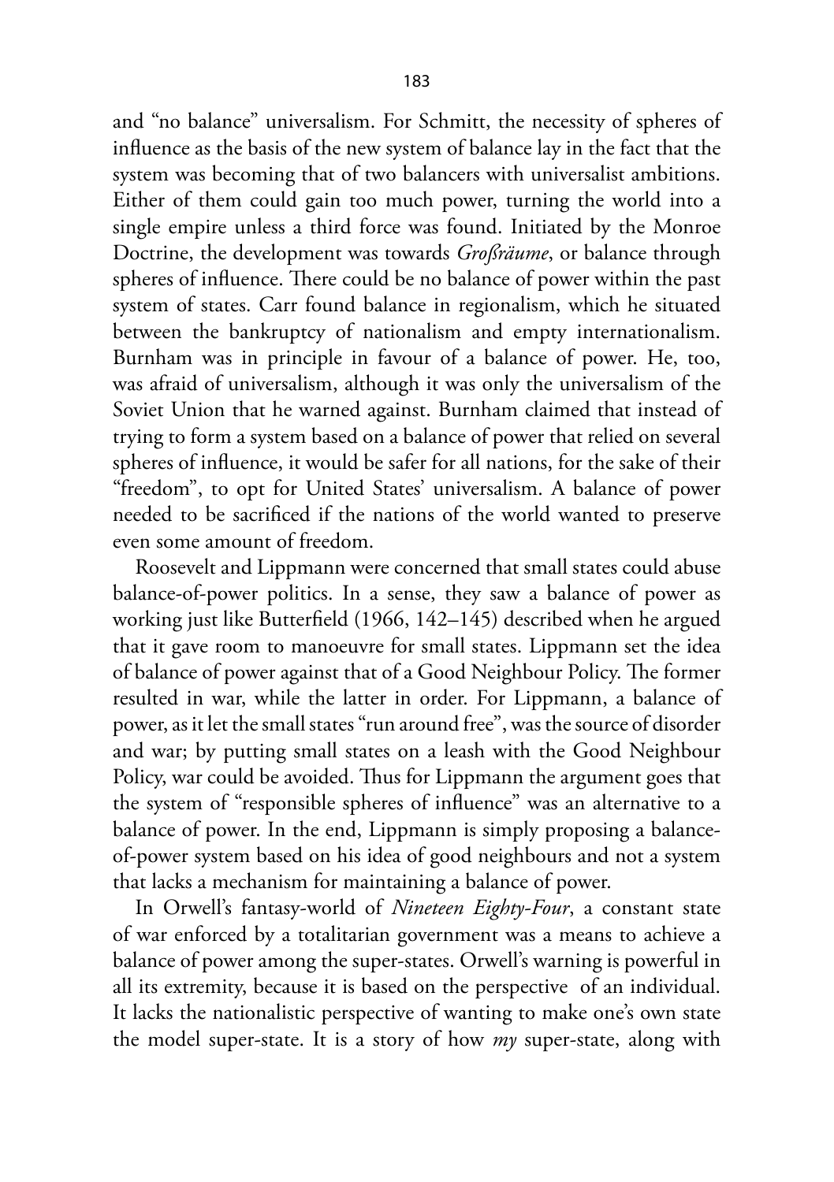and "no balance" universalism. For Schmitt, the necessity of spheres of influence as the basis of the new system of balance lay in the fact that the system was becoming that of two balancers with universalist ambitions. Either of them could gain too much power, turning the world into a single empire unless a third force was found. Initiated by the Monroe Doctrine, the development was towards *Großräume*, or balance through spheres of influence. There could be no balance of power within the past system of states. Carr found balance in regionalism, which he situated between the bankruptcy of nationalism and empty internationalism. Burnham was in principle in favour of a balance of power. He, too, was afraid of universalism, although it was only the universalism of the Soviet Union that he warned against. Burnham claimed that instead of trying to form a system based on a balance of power that relied on several spheres of influence, it would be safer for all nations, for the sake of their "freedom", to opt for United States' universalism. A balance of power needed to be sacrificed if the nations of the world wanted to preserve even some amount of freedom.

Roosevelt and Lippmann were concerned that small states could abuse balance-of-power politics. In a sense, they saw a balance of power as working just like Butterfield (1966, 142–145) described when he argued that it gave room to manoeuvre for small states. Lippmann set the idea of balance of power against that of a Good Neighbour Policy. The former resulted in war, while the latter in order. For Lippmann, a balance of power, as it let the small states "run around free", was the source of disorder and war; by putting small states on a leash with the Good Neighbour Policy, war could be avoided. Thus for Lippmann the argument goes that the system of "responsible spheres of influence" was an alternative to a balance of power. In the end, Lippmann is simply proposing a balance-of-power system based on his idea of good neighbours and not a system that lacks a mechanism for maintaining a balance of power.

In Orwell's fantasy-world of *Nineteen Eighty-Four*, a constant state of war enforced by a totalitarian government was a means to achieve a balance of power among the super-states. Orwell's warning is powerful in all its extremity, because it is based on the perspective of an individual. It lacks the nationalistic perspective of wanting to make one's own state the model super-state. It is a story of how *my* super-state, along with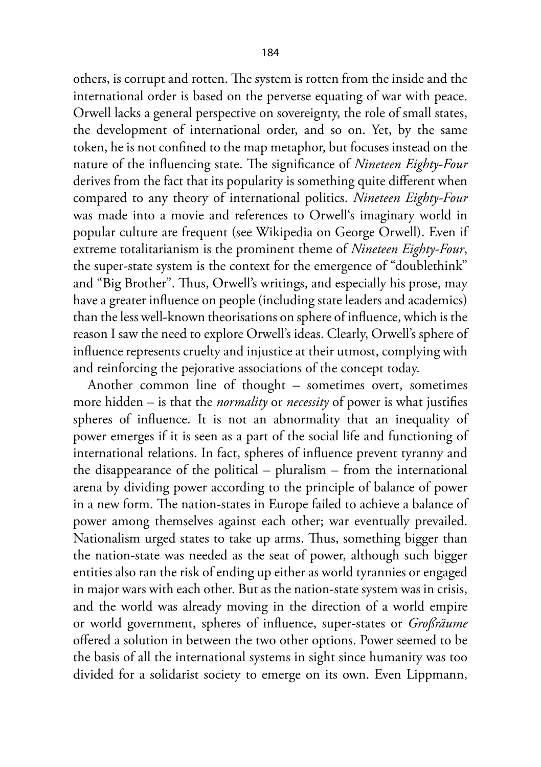others, is corrupt and rotten. The system is rotten from the inside and the international order is based on the perverse equating of war with peace. Orwell lacks a general perspective on sovereignty, the role of small states, the development of international order, and so on. Yet, by the same token, he is not confined to the map metaphor, but focuses instead on the nature of the influencing state. The significance of *Nineteen Eighty-Four* derives from the fact that its popularity is something quite different when compared to any theory of international politics. *Nineteen Eighty-Four* was made into a movie and references to Orwell's imaginary world in popular culture are frequent (see Wikipedia on George Orwell). Even if extreme totalitarianism is the prominent theme of *Nineteen Eighty-Four*, the super-state system is the context for the emergence of "doublethink" and "Big Brother". Thus, Orwell's writings, and especially his prose, may have a greater influence on people (including state leaders and academics) than the less well-known theorisations on sphere of influence, which is the reason I saw the need to explore Orwell's ideas. Clearly, Orwell's sphere of influence represents cruelty and injustice at their utmost, complying with and reinforcing the pejorative associations of the concept today.

Another common line of thought – sometimes overt, sometimes more hidden – is that the *normality* or *necessity* of power is what justifies spheres of influence. It is not an abnormality that an inequality of power emerges if it is seen as a part of the social life and functioning of international relations. In fact, spheres of influence prevent tyranny and the disappearance of the political – pluralism – from the international arena by dividing power according to the principle of balance of power in a new form. The nation-states in Europe failed to achieve a balance of power among themselves against each other; war eventually prevailed. Nationalism urged states to take up arms. Thus, something bigger than the nation-state was needed as the seat of power, although such bigger entities also ran the risk of ending up either as world tyrannies or engaged in major wars with each other. But as the nation-state system was in crisis, and the world was already moving in the direction of a world empire or world government, spheres of influence, super-states or *Großräume* offered a solution in between the two other options. Power seemed to be the basis of all the international systems in sight since humanity was too divided for a solidarist society to emerge on its own. Even Lippmann,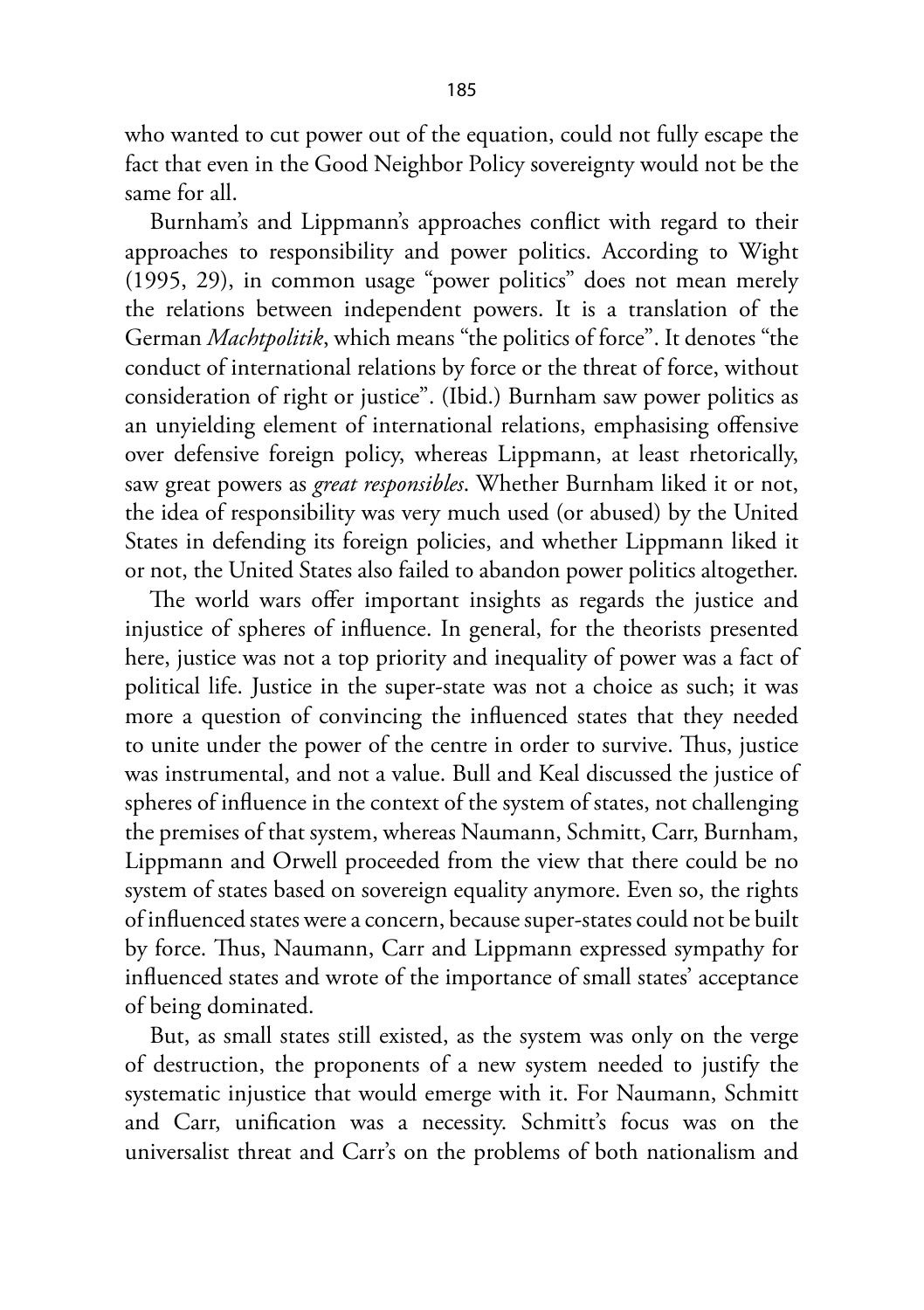who wanted to cut power out of the equation, could not fully escape the fact that even in the Good Neighbor Policy sovereignty would not be the same for all.

Burnham's and Lippmann's approaches conflict with regard to their approaches to responsibility and power politics. According to Wight (1995, 29), in common usage "power politics" does not mean merely the relations between independent powers. It is a translation of the German *Machtpolitik*, which means "the politics of force". It denotes "the conduct of international relations by force or the threat of force, without consideration of right or justice". (Ibid.) Burnham saw power politics as an unyielding element of international relations, emphasising offensive over defensive foreign policy, whereas Lippmann, at least rhetorically, saw great powers as *great responsibles*. Whether Burnham liked it or not, the idea of responsibility was very much used (or abused) by the United States in defending its foreign policies, and whether Lippmann liked it or not, the United States also failed to abandon power politics altogether.

The world wars offer important insights as regards the justice and injustice of spheres of influence. In general, for the theorists presented here, justice was not a top priority and inequality of power was a fact of political life. Justice in the super-state was not a choice as such; it was more a question of convincing the influenced states that they needed to unite under the power of the centre in order to survive. Thus, justice was instrumental, and not a value. Bull and Keal discussed the justice of spheres of influence in the context of the system of states, not challenging the premises of that system, whereas Naumann, Schmitt, Carr, Burnham, Lippmann and Orwell proceeded from the view that there could be no system of states based on sovereign equality anymore. Even so, the rights of influenced states were a concern, because super-states could not be built by force. Thus, Naumann, Carr and Lippmann expressed sympathy for influenced states and wrote of the importance of small states' acceptance of being dominated.

But, as small states still existed, as the system was only on the verge of destruction, the proponents of a new system needed to justify the systematic injustice that would emerge with it. For Naumann, Schmitt and Carr, unification was a necessity. Schmitt's focus was on the universalist threat and Carr's on the problems of both nationalism and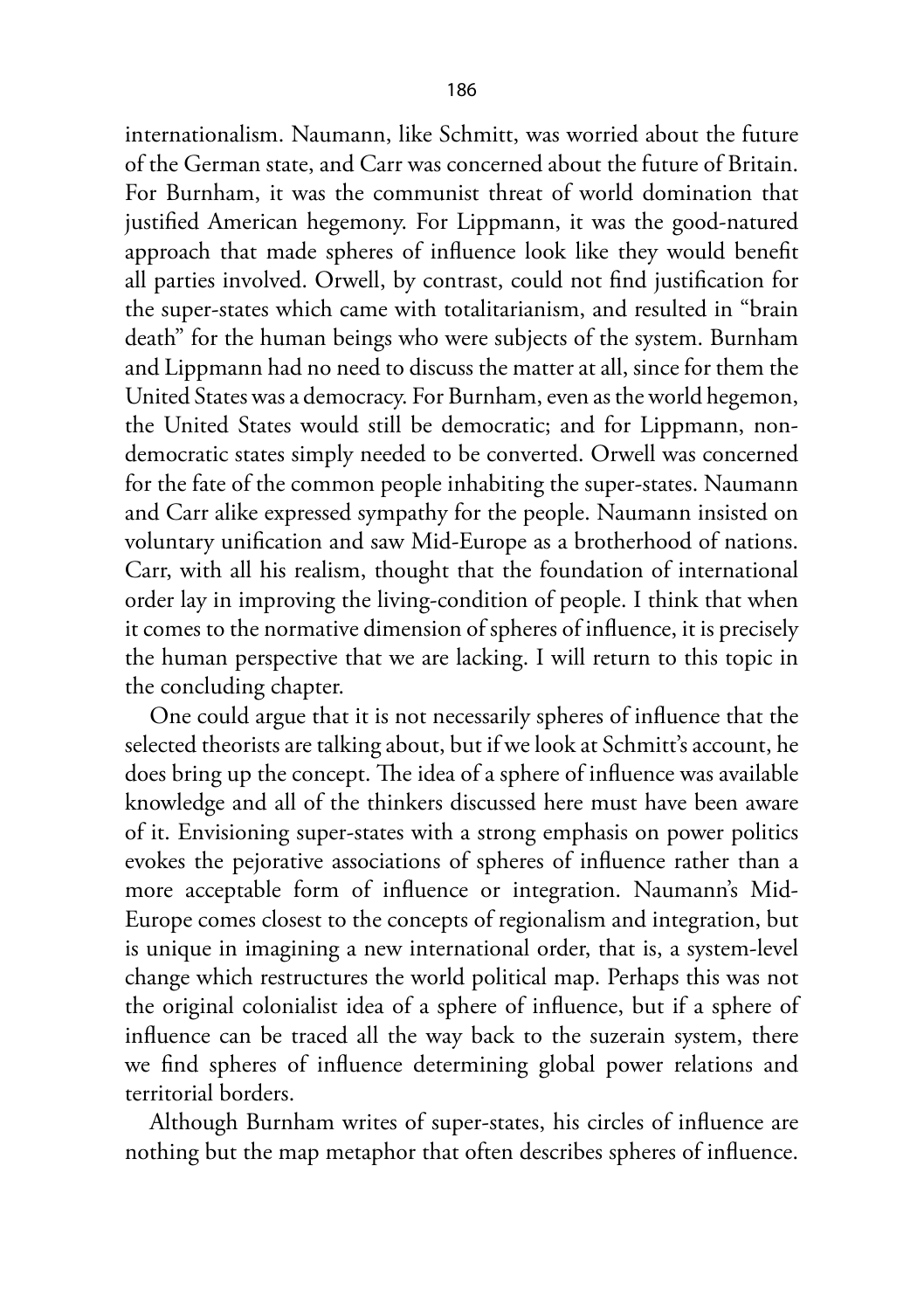internationalism. Naumann, like Schmitt, was worried about the future of the German state, and Carr was concerned about the future of Britain. For Burnham, it was the communist threat of world domination that justified American hegemony. For Lippmann, it was the good-natured approach that made spheres of influence look like they would benefit all parties involved. Orwell, by contrast, could not find justification for the super-states which came with totalitarianism, and resulted in "brain death" for the human beings who were subjects of the system. Burnham and Lippmann had no need to discuss the matter at all, since for them the United States was a democracy. For Burnham, even as the world hegemon, the United States would still be democratic; and for Lippmann, non-democratic states simply needed to be converted. Orwell was concerned for the fate of the common people inhabiting the super-states. Naumann and Carr alike expressed sympathy for the people. Naumann insisted on voluntary unification and saw Mid-Europe as a brotherhood of nations. Carr, with all his realism, thought that the foundation of international order lay in improving the living-condition of people. I think that when it comes to the normative dimension of spheres of influence, it is precisely the human perspective that we are lacking. I will return to this topic in the concluding chapter.

One could argue that it is not necessarily spheres of influence that the selected theorists are talking about, but if we look at Schmitt's account, he does bring up the concept. The idea of a sphere of influence was available knowledge and all of the thinkers discussed here must have been aware of it. Envisioning super-states with a strong emphasis on power politics evokes the pejorative associations of spheres of influence rather than a more acceptable form of influence or integration. Naumann's Mid-Europe comes closest to the concepts of regionalism and integration, but is unique in imagining a new international order, that is, a system-level change which restructures the world political map. Perhaps this was not the original colonialist idea of a sphere of influence, but if a sphere of influence can be traced all the way back to the suzerain system, there we find spheres of influence determining global power relations and territorial borders.

Although Burnham writes of super-states, his circles of influence are nothing but the map metaphor that often describes spheres of influence.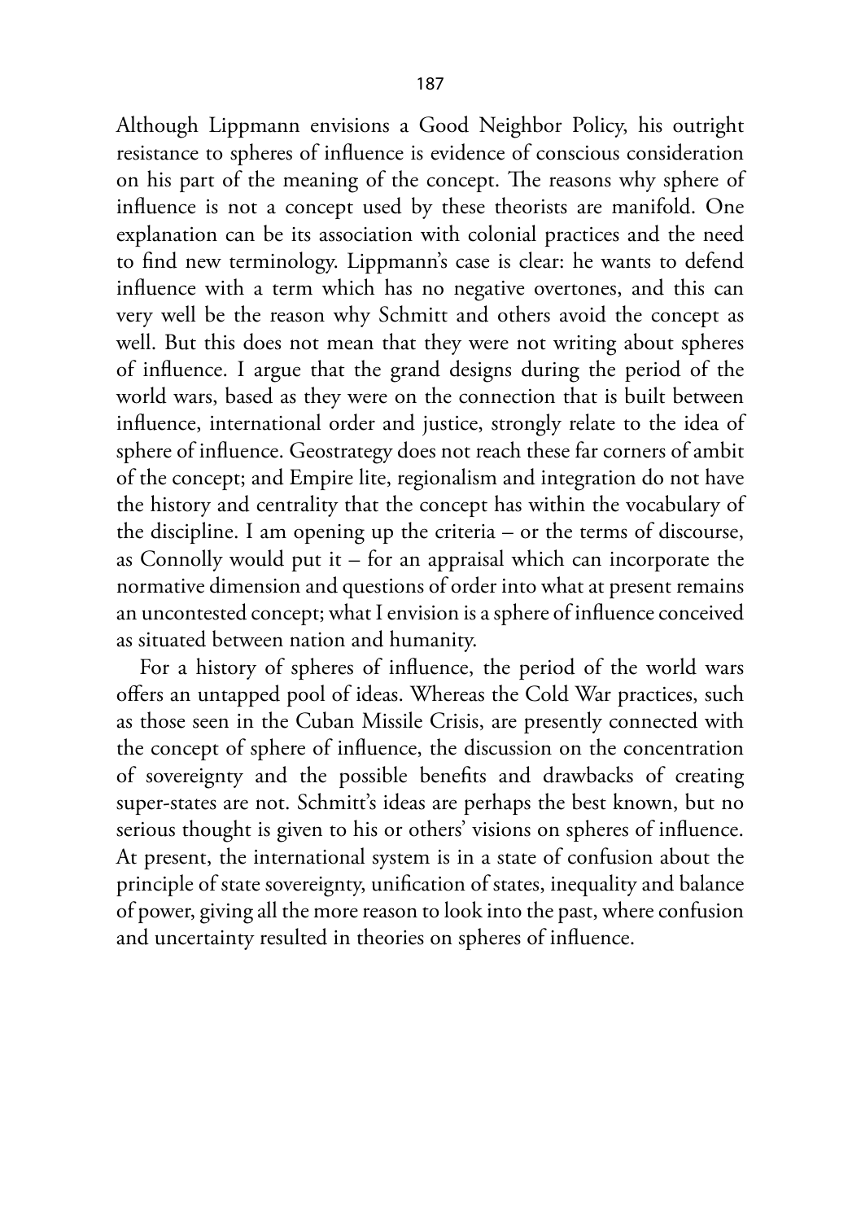Although Lippmann envisions a Good Neighbor Policy, his outright resistance to spheres of influence is evidence of conscious consideration on his part of the meaning of the concept. The reasons why sphere of influence is not a concept used by these theorists are manifold. One explanation can be its association with colonial practices and the need to find new terminology. Lippmann's case is clear: he wants to defend influence with a term which has no negative overtones, and this can very well be the reason why Schmitt and others avoid the concept as well. But this does not mean that they were not writing about spheres of influence. I argue that the grand designs during the period of the world wars, based as they were on the connection that is built between influence, international order and justice, strongly relate to the idea of sphere of influence. Geostrategy does not reach these far corners of ambit of the concept; and Empire lite, regionalism and integration do not have the history and centrality that the concept has within the vocabulary of the discipline. I am opening up the criteria – or the terms of discourse, as Connolly would put it – for an appraisal which can incorporate the normative dimension and questions of order into what at present remains an uncontested concept; what I envision is a sphere of influence conceived as situated between nation and humanity.

For a history of spheres of influence, the period of the world wars offers an untapped pool of ideas. Whereas the Cold War practices, such as those seen in the Cuban Missile Crisis, are presently connected with the concept of sphere of influence, the discussion on the concentration of sovereignty and the possible benefits and drawbacks of creating super-states are not. Schmitt's ideas are perhaps the best known, but no serious thought is given to his or others' visions on spheres of influence. At present, the international system is in a state of confusion about the principle of state sovereignty, unification of states, inequality and balance of power, giving all the more reason to look into the past, where confusion and uncertainty resulted in theories on spheres of influence.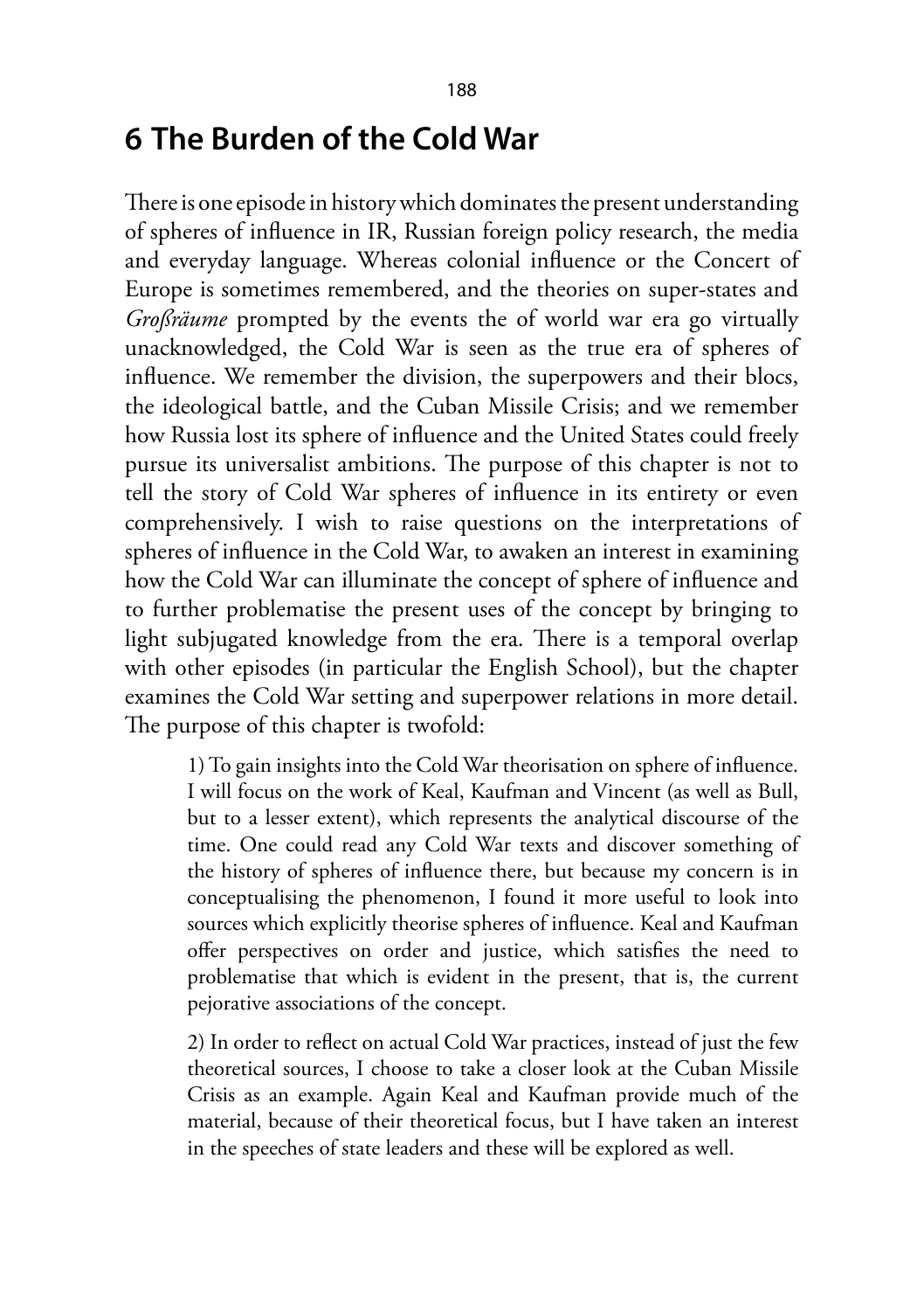# 6 The Burden of the Cold War

There is one episode in history which dominates the present understanding of spheres of influence in IR, Russian foreign policy research, the media and everyday language. Whereas colonial influence or the Concert of Europe is sometimes remembered, and the theories on super-states and *Großräume* prompted by the events the of world war era go virtually unacknowledged, the Cold War is seen as the true era of spheres of influence. We remember the division, the superpowers and their blocs, the ideological battle, and the Cuban Missile Crisis; and we remember how Russia lost its sphere of influence and the United States could freely pursue its universalist ambitions. The purpose of this chapter is not to tell the story of Cold War spheres of influence in its entirety or even comprehensively. I wish to raise questions on the interpretations of spheres of influence in the Cold War, to awaken an interest in examining how the Cold War can illuminate the concept of sphere of influence and to further problematise the present uses of the concept by bringing to light subjugated knowledge from the era. There is a temporal overlap with other episodes (in particular the English School), but the chapter examines the Cold War setting and superpower relations in more detail. The purpose of this chapter is twofold:

> 1) To gain insights into the Cold War theorisation on sphere of influence. I will focus on the work of Keal, Kaufman and Vincent (as well as Bull, but to a lesser extent), which represents the analytical discourse of the time. One could read any Cold War texts and discover something of the history of spheres of influence there, but because my concern is in conceptualising the phenomenon, I found it more useful to look into sources which explicitly theorise spheres of influence. Keal and Kaufman offer perspectives on order and justice, which satisfies the need to problematise that which is evident in the present, that is, the current pejorative associations of the concept.
>
> 2) In order to reflect on actual Cold War practices, instead of just the few theoretical sources, I choose to take a closer look at the Cuban Missile Crisis as an example. Again Keal and Kaufman provide much of the material, because of their theoretical focus, but I have taken an interest in the speeches of state leaders and these will be explored as well.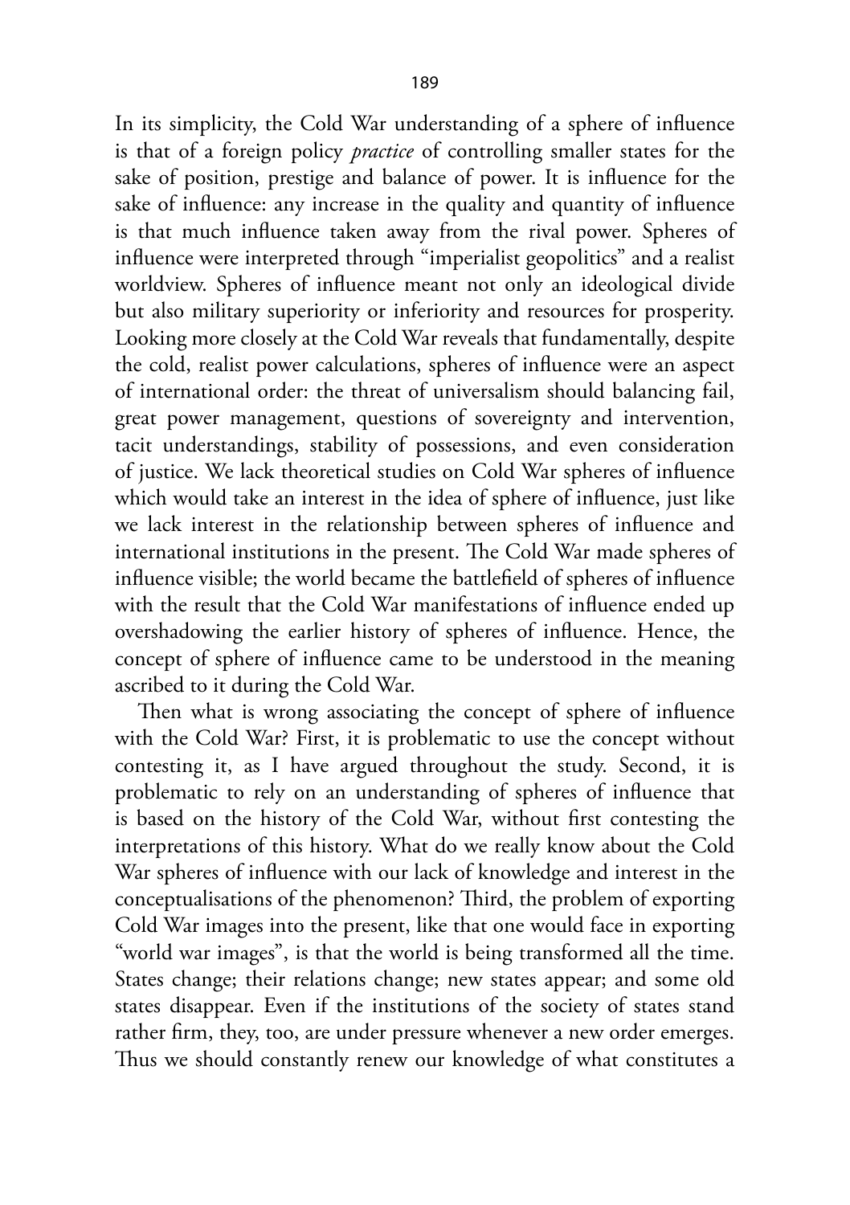In its simplicity, the Cold War understanding of a sphere of influence is that of a foreign policy *practice* of controlling smaller states for the sake of position, prestige and balance of power. It is influence for the sake of influence: any increase in the quality and quantity of influence is that much influence taken away from the rival power. Spheres of influence were interpreted through "imperialist geopolitics" and a realist worldview. Spheres of influence meant not only an ideological divide but also military superiority or inferiority and resources for prosperity. Looking more closely at the Cold War reveals that fundamentally, despite the cold, realist power calculations, spheres of influence were an aspect of international order: the threat of universalism should balancing fail, great power management, questions of sovereignty and intervention, tacit understandings, stability of possessions, and even consideration of justice. We lack theoretical studies on Cold War spheres of influence which would take an interest in the idea of sphere of influence, just like we lack interest in the relationship between spheres of influence and international institutions in the present. The Cold War made spheres of influence visible; the world became the battlefield of spheres of influence with the result that the Cold War manifestations of influence ended up overshadowing the earlier history of spheres of influence. Hence, the concept of sphere of influence came to be understood in the meaning ascribed to it during the Cold War.

Then what is wrong associating the concept of sphere of influence with the Cold War? First, it is problematic to use the concept without contesting it, as I have argued throughout the study. Second, it is problematic to rely on an understanding of spheres of influence that is based on the history of the Cold War, without first contesting the interpretations of this history. What do we really know about the Cold War spheres of influence with our lack of knowledge and interest in the conceptualisations of the phenomenon? Third, the problem of exporting Cold War images into the present, like that one would face in exporting "world war images", is that the world is being transformed all the time. States change; their relations change; new states appear; and some old states disappear. Even if the institutions of the society of states stand rather firm, they, too, are under pressure whenever a new order emerges. Thus we should constantly renew our knowledge of what constitutes a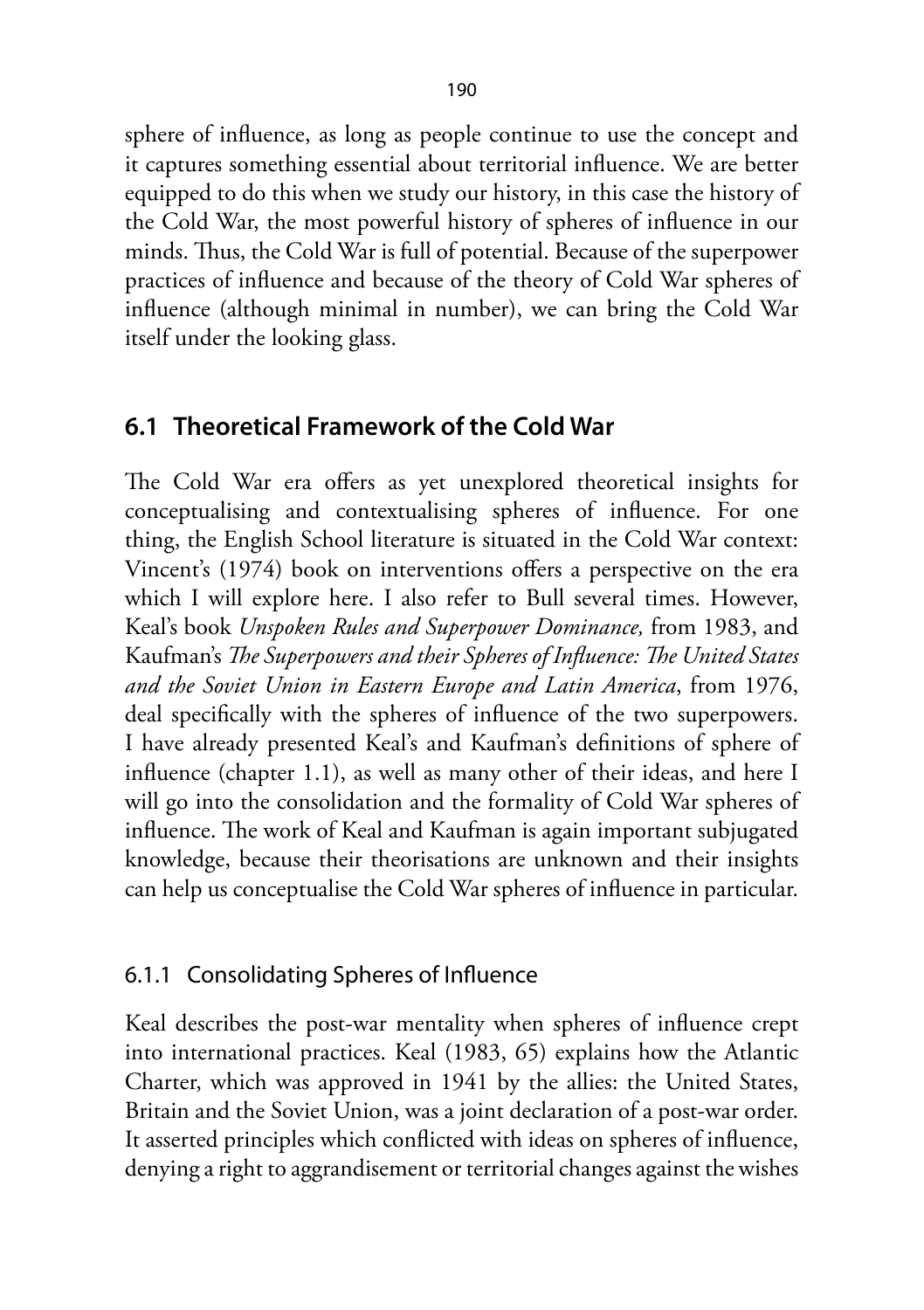sphere of influence, as long as people continue to use the concept and it captures something essential about territorial influence. We are better equipped to do this when we study our history, in this case the history of the Cold War, the most powerful history of spheres of influence in our minds. Thus, the Cold War is full of potential. Because of the superpower practices of influence and because of the theory of Cold War spheres of influence (although minimal in number), we can bring the Cold War itself under the looking glass.

## 6.1 Theoretical Framework of the Cold War

The Cold War era offers as yet unexplored theoretical insights for conceptualising and contextualising spheres of influence. For one thing, the English School literature is situated in the Cold War context: Vincent's (1974) book on interventions offers a perspective on the era which I will explore here. I also refer to Bull several times. However, Keal's book *Unspoken Rules and Superpower Dominance,* from 1983, and Kaufman's *The Superpowers and their Spheres of Influence: The United States and the Soviet Union in Eastern Europe and Latin America*, from 1976, deal specifically with the spheres of influence of the two superpowers. I have already presented Keal's and Kaufman's definitions of sphere of influence (chapter 1.1), as well as many other of their ideas, and here I will go into the consolidation and the formality of Cold War spheres of influence. The work of Keal and Kaufman is again important subjugated knowledge, because their theorisations are unknown and their insights can help us conceptualise the Cold War spheres of influence in particular.

### 6.1.1 Consolidating Spheres of Influence

Keal describes the post-war mentality when spheres of influence crept into international practices. Keal (1983, 65) explains how the Atlantic Charter, which was approved in 1941 by the allies: the United States, Britain and the Soviet Union, was a joint declaration of a post-war order. It asserted principles which conflicted with ideas on spheres of influence, denying a right to aggrandisement or territorial changes against the wishes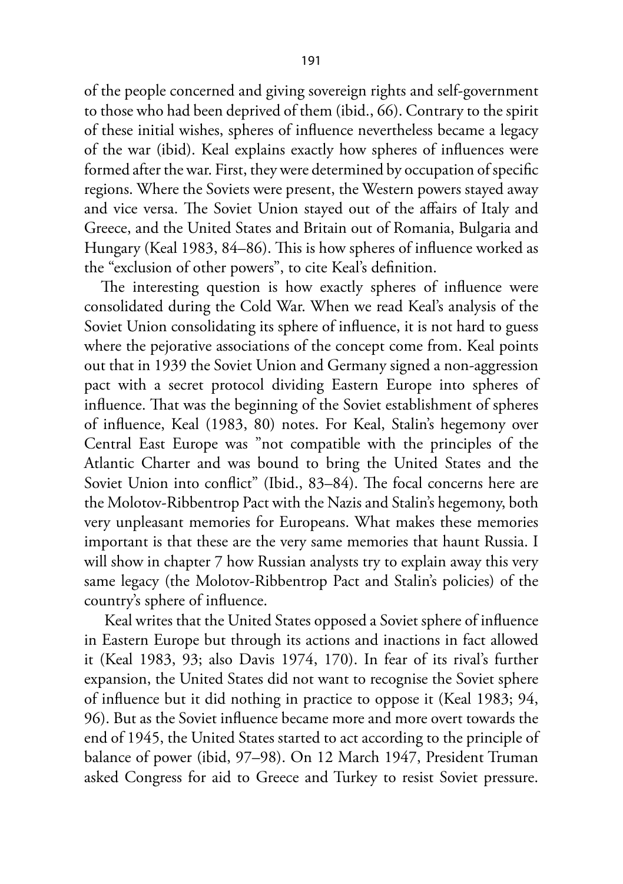of the people concerned and giving sovereign rights and self-government to those who had been deprived of them (ibid., 66). Contrary to the spirit of these initial wishes, spheres of influence nevertheless became a legacy of the war (ibid). Keal explains exactly how spheres of influences were formed after the war. First, they were determined by occupation of specific regions. Where the Soviets were present, the Western powers stayed away and vice versa. The Soviet Union stayed out of the affairs of Italy and Greece, and the United States and Britain out of Romania, Bulgaria and Hungary (Keal 1983, 84–86). This is how spheres of influence worked as the "exclusion of other powers", to cite Keal's definition.

The interesting question is how exactly spheres of influence were consolidated during the Cold War. When we read Keal's analysis of the Soviet Union consolidating its sphere of influence, it is not hard to guess where the pejorative associations of the concept come from. Keal points out that in 1939 the Soviet Union and Germany signed a non-aggression pact with a secret protocol dividing Eastern Europe into spheres of influence. That was the beginning of the Soviet establishment of spheres of influence, Keal (1983, 80) notes. For Keal, Stalin's hegemony over Central East Europe was "not compatible with the principles of the Atlantic Charter and was bound to bring the United States and the Soviet Union into conflict" (Ibid., 83–84). The focal concerns here are the Molotov-Ribbentrop Pact with the Nazis and Stalin's hegemony, both very unpleasant memories for Europeans. What makes these memories important is that these are the very same memories that haunt Russia. I will show in chapter 7 how Russian analysts try to explain away this very same legacy (the Molotov-Ribbentrop Pact and Stalin's policies) of the country's sphere of influence.

Keal writes that the United States opposed a Soviet sphere of influence in Eastern Europe but through its actions and inactions in fact allowed it (Keal 1983, 93; also Davis 1974, 170). In fear of its rival's further expansion, the United States did not want to recognise the Soviet sphere of influence but it did nothing in practice to oppose it (Keal 1983; 94, 96). But as the Soviet influence became more and more overt towards the end of 1945, the United States started to act according to the principle of balance of power (ibid, 97–98). On 12 March 1947, President Truman asked Congress for aid to Greece and Turkey to resist Soviet pressure.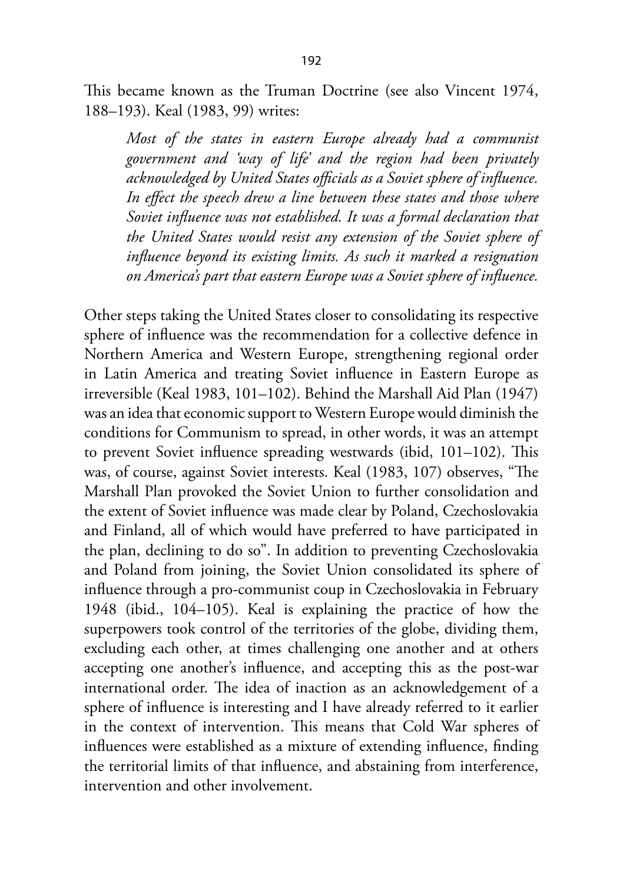This became known as the Truman Doctrine (see also Vincent 1974, 188–193). Keal (1983, 99) writes:

> *Most of the states in eastern Europe already had a communist government and 'way of life' and the region had been privately acknowledged by United States officials as a Soviet sphere of influence. In effect the speech drew a line between these states and those where Soviet influence was not established. It was a formal declaration that the United States would resist any extension of the Soviet sphere of influence beyond its existing limits. As such it marked a resignation on America's part that eastern Europe was a Soviet sphere of influence.*

Other steps taking the United States closer to consolidating its respective sphere of influence was the recommendation for a collective defence in Northern America and Western Europe, strengthening regional order in Latin America and treating Soviet influence in Eastern Europe as irreversible (Keal 1983, 101–102). Behind the Marshall Aid Plan (1947) was an idea that economic support to Western Europe would diminish the conditions for Communism to spread, in other words, it was an attempt to prevent Soviet influence spreading westwards (ibid, 101–102). This was, of course, against Soviet interests. Keal (1983, 107) observes, "The Marshall Plan provoked the Soviet Union to further consolidation and the extent of Soviet influence was made clear by Poland, Czechoslovakia and Finland, all of which would have preferred to have participated in the plan, declining to do so". In addition to preventing Czechoslovakia and Poland from joining, the Soviet Union consolidated its sphere of influence through a pro-communist coup in Czechoslovakia in February 1948 (ibid., 104–105). Keal is explaining the practice of how the superpowers took control of the territories of the globe, dividing them, excluding each other, at times challenging one another and at others accepting one another's influence, and accepting this as the post-war international order. The idea of inaction as an acknowledgement of a sphere of influence is interesting and I have already referred to it earlier in the context of intervention. This means that Cold War spheres of influences were established as a mixture of extending influence, finding the territorial limits of that influence, and abstaining from interference, intervention and other involvement.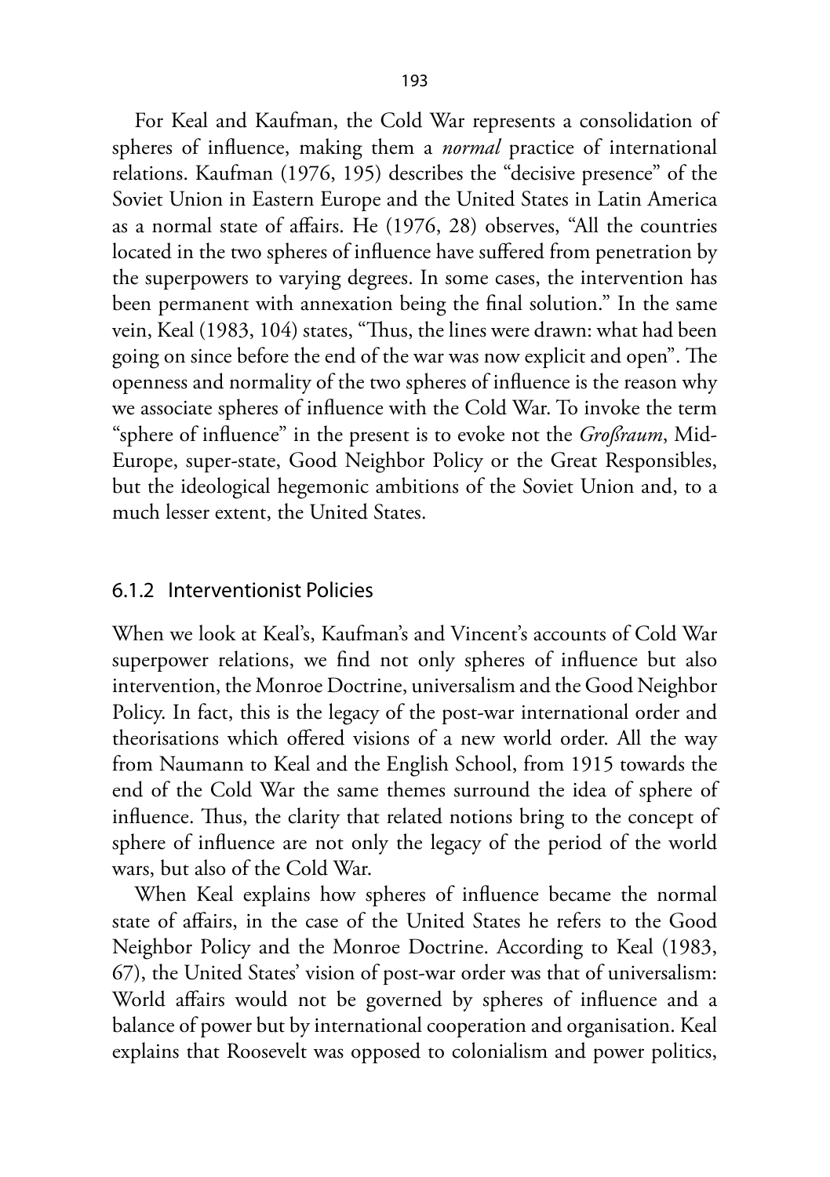For Keal and Kaufman, the Cold War represents a consolidation of spheres of influence, making them a *normal* practice of international relations. Kaufman (1976, 195) describes the "decisive presence" of the Soviet Union in Eastern Europe and the United States in Latin America as a normal state of affairs. He (1976, 28) observes, "All the countries located in the two spheres of influence have suffered from penetration by the superpowers to varying degrees. In some cases, the intervention has been permanent with annexation being the final solution." In the same vein, Keal (1983, 104) states, "Thus, the lines were drawn: what had been going on since before the end of the war was now explicit and open". The openness and normality of the two spheres of influence is the reason why we associate spheres of influence with the Cold War. To invoke the term "sphere of influence" in the present is to evoke not the *Großraum*, Mid-Europe, super-state, Good Neighbor Policy or the Great Responsibles, but the ideological hegemonic ambitions of the Soviet Union and, to a much lesser extent, the United States.

### 6.1.2 Interventionist Policies

When we look at Keal's, Kaufman's and Vincent's accounts of Cold War superpower relations, we find not only spheres of influence but also intervention, the Monroe Doctrine, universalism and the Good Neighbor Policy. In fact, this is the legacy of the post-war international order and theorisations which offered visions of a new world order. All the way from Naumann to Keal and the English School, from 1915 towards the end of the Cold War the same themes surround the idea of sphere of influence. Thus, the clarity that related notions bring to the concept of sphere of influence are not only the legacy of the period of the world wars, but also of the Cold War.

When Keal explains how spheres of influence became the normal state of affairs, in the case of the United States he refers to the Good Neighbor Policy and the Monroe Doctrine. According to Keal (1983, 67), the United States' vision of post-war order was that of universalism: World affairs would not be governed by spheres of influence and a balance of power but by international cooperation and organisation. Keal explains that Roosevelt was opposed to colonialism and power politics,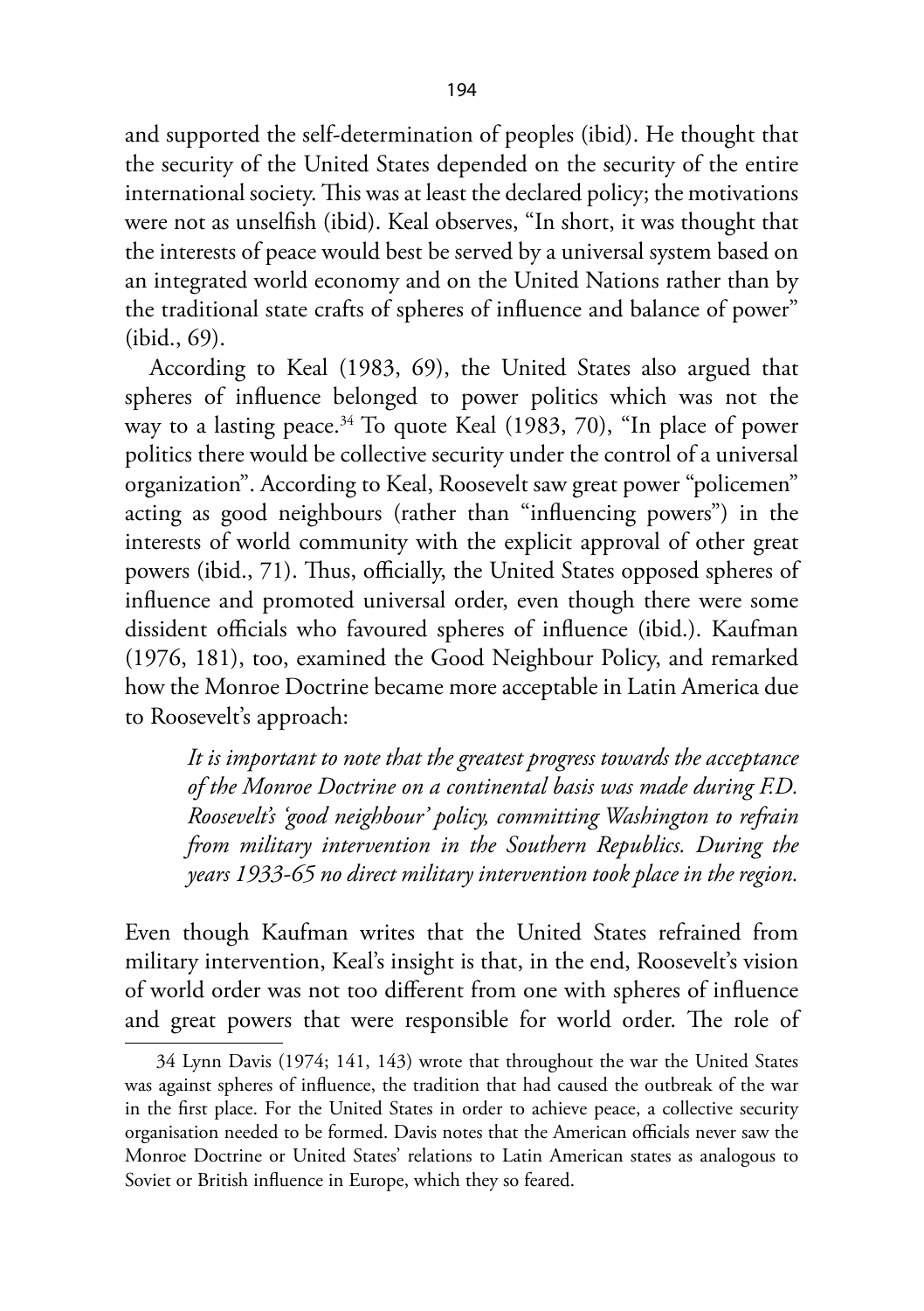and supported the self-determination of peoples (ibid). He thought that the security of the United States depended on the security of the entire international society. This was at least the declared policy; the motivations were not as unselfish (ibid). Keal observes, "In short, it was thought that the interests of peace would best be served by a universal system based on an integrated world economy and on the United Nations rather than by the traditional state crafts of spheres of influence and balance of power" (ibid., 69).

According to Keal (1983, 69), the United States also argued that spheres of influence belonged to power politics which was not the way to a lasting peace.[34] To quote Keal (1983, 70), "In place of power politics there would be collective security under the control of a universal organization". According to Keal, Roosevelt saw great power "policemen" acting as good neighbours (rather than "influencing powers") in the interests of world community with the explicit approval of other great powers (ibid., 71). Thus, officially, the United States opposed spheres of influence and promoted universal order, even though there were some dissident officials who favoured spheres of influence (ibid.). Kaufman (1976, 181), too, examined the Good Neighbour Policy, and remarked how the Monroe Doctrine became more acceptable in Latin America due to Roosevelt's approach:

> *It is important to note that the greatest progress towards the acceptance of the Monroe Doctrine on a continental basis was made during F.D. Roosevelt's 'good neighbour' policy, committing Washington to refrain from military intervention in the Southern Republics. During the years 1933-65 no direct military intervention took place in the region.*

Even though Kaufman writes that the United States refrained from military intervention, Keal's insight is that, in the end, Roosevelt's vision of world order was not too different from one with spheres of influence and great powers that were responsible for world order. The role of

---

34 Lynn Davis (1974; 141, 143) wrote that throughout the war the United States was against spheres of influence, the tradition that had caused the outbreak of the war in the first place. For the United States in order to achieve peace, a collective security organisation needed to be formed. Davis notes that the American officials never saw the Monroe Doctrine or United States' relations to Latin American states as analogous to Soviet or British influence in Europe, which they so feared.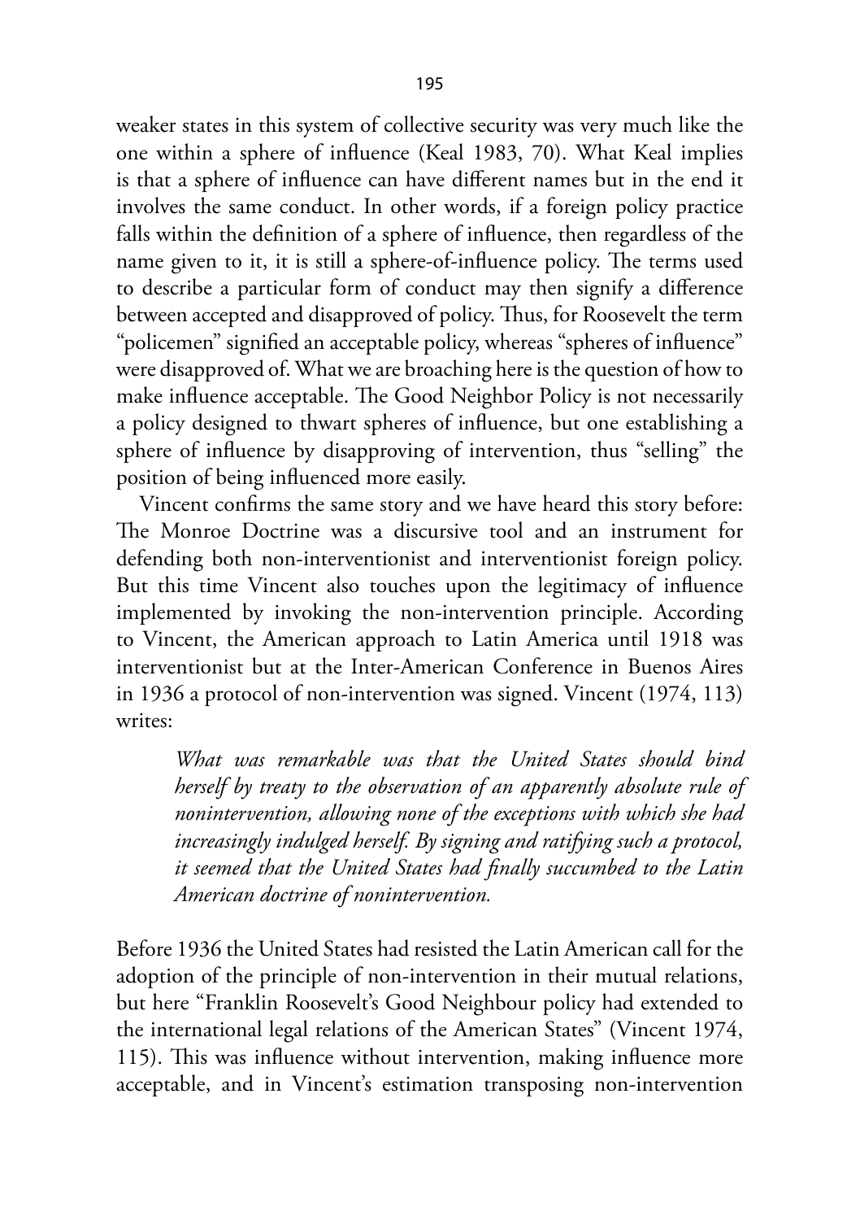weaker states in this system of collective security was very much like the one within a sphere of influence (Keal 1983, 70). What Keal implies is that a sphere of influence can have different names but in the end it involves the same conduct. In other words, if a foreign policy practice falls within the definition of a sphere of influence, then regardless of the name given to it, it is still a sphere-of-influence policy. The terms used to describe a particular form of conduct may then signify a difference between accepted and disapproved of policy. Thus, for Roosevelt the term "policemen" signified an acceptable policy, whereas "spheres of influence" were disapproved of. What we are broaching here is the question of how to make influence acceptable. The Good Neighbor Policy is not necessarily a policy designed to thwart spheres of influence, but one establishing a sphere of influence by disapproving of intervention, thus "selling" the position of being influenced more easily.

Vincent confirms the same story and we have heard this story before: The Monroe Doctrine was a discursive tool and an instrument for defending both non-interventionist and interventionist foreign policy. But this time Vincent also touches upon the legitimacy of influence implemented by invoking the non-intervention principle. According to Vincent, the American approach to Latin America until 1918 was interventionist but at the Inter-American Conference in Buenos Aires in 1936 a protocol of non-intervention was signed. Vincent (1974, 113) writes:

> *What was remarkable was that the United States should bind herself by treaty to the observation of an apparently absolute rule of nonintervention, allowing none of the exceptions with which she had increasingly indulged herself. By signing and ratifying such a protocol, it seemed that the United States had finally succumbed to the Latin American doctrine of nonintervention.*

Before 1936 the United States had resisted the Latin American call for the adoption of the principle of non-intervention in their mutual relations, but here "Franklin Roosevelt's Good Neighbour policy had extended to the international legal relations of the American States" (Vincent 1974, 115). This was influence without intervention, making influence more acceptable, and in Vincent's estimation transposing non-intervention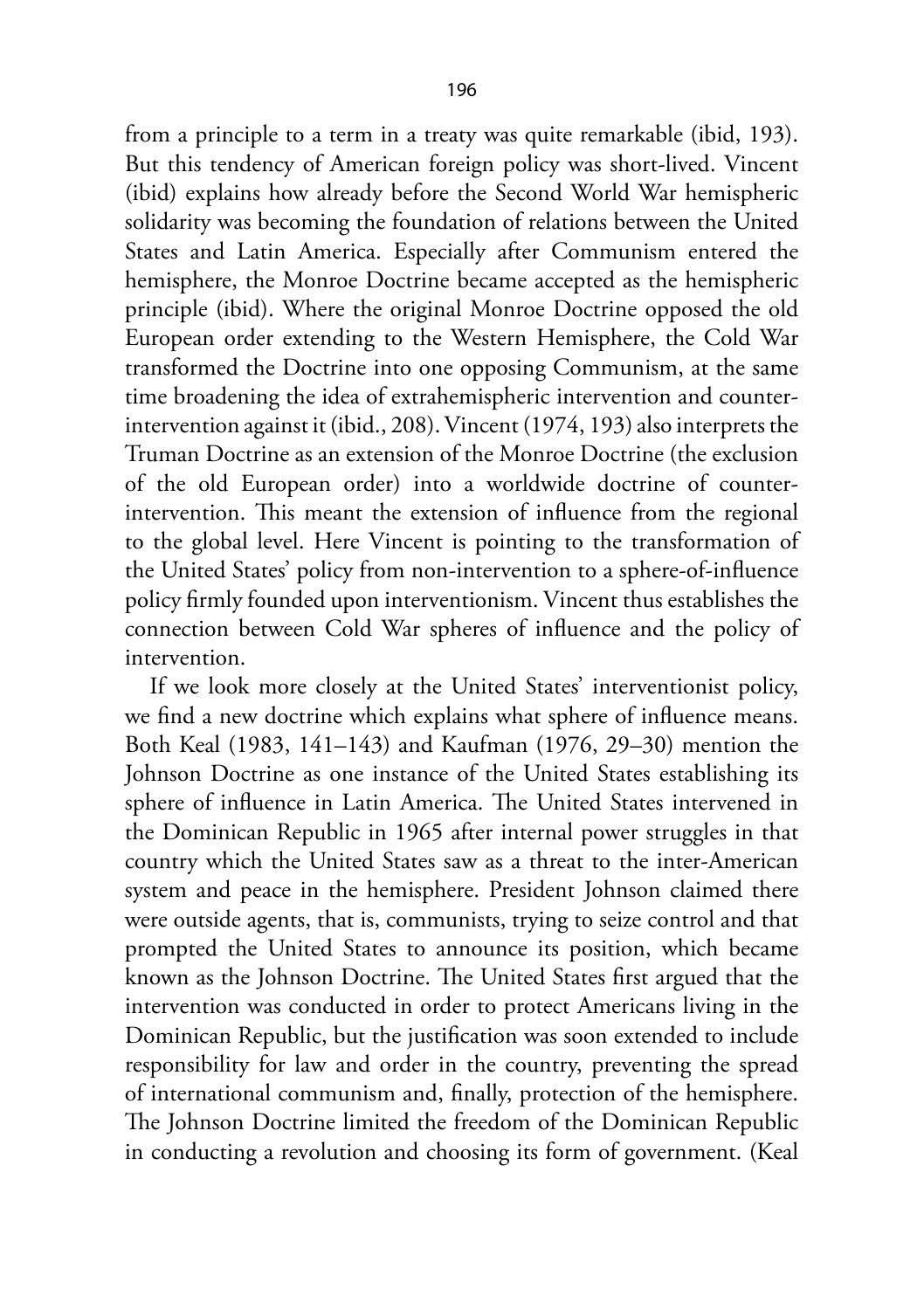from a principle to a term in a treaty was quite remarkable (ibid, 193). But this tendency of American foreign policy was short-lived. Vincent (ibid) explains how already before the Second World War hemispheric solidarity was becoming the foundation of relations between the United States and Latin America. Especially after Communism entered the hemisphere, the Monroe Doctrine became accepted as the hemispheric principle (ibid). Where the original Monroe Doctrine opposed the old European order extending to the Western Hemisphere, the Cold War transformed the Doctrine into one opposing Communism, at the same time broadening the idea of extrahemispheric intervention and counter-intervention against it (ibid., 208). Vincent (1974, 193) also interprets the Truman Doctrine as an extension of the Monroe Doctrine (the exclusion of the old European order) into a worldwide doctrine of counter-intervention. This meant the extension of influence from the regional to the global level. Here Vincent is pointing to the transformation of the United States' policy from non-intervention to a sphere-of-influence policy firmly founded upon interventionism. Vincent thus establishes the connection between Cold War spheres of influence and the policy of intervention.

If we look more closely at the United States' interventionist policy, we find a new doctrine which explains what sphere of influence means. Both Keal (1983, 141–143) and Kaufman (1976, 29–30) mention the Johnson Doctrine as one instance of the United States establishing its sphere of influence in Latin America. The United States intervened in the Dominican Republic in 1965 after internal power struggles in that country which the United States saw as a threat to the inter-American system and peace in the hemisphere. President Johnson claimed there were outside agents, that is, communists, trying to seize control and that prompted the United States to announce its position, which became known as the Johnson Doctrine. The United States first argued that the intervention was conducted in order to protect Americans living in the Dominican Republic, but the justification was soon extended to include responsibility for law and order in the country, preventing the spread of international communism and, finally, protection of the hemisphere. The Johnson Doctrine limited the freedom of the Dominican Republic in conducting a revolution and choosing its form of government. (Keal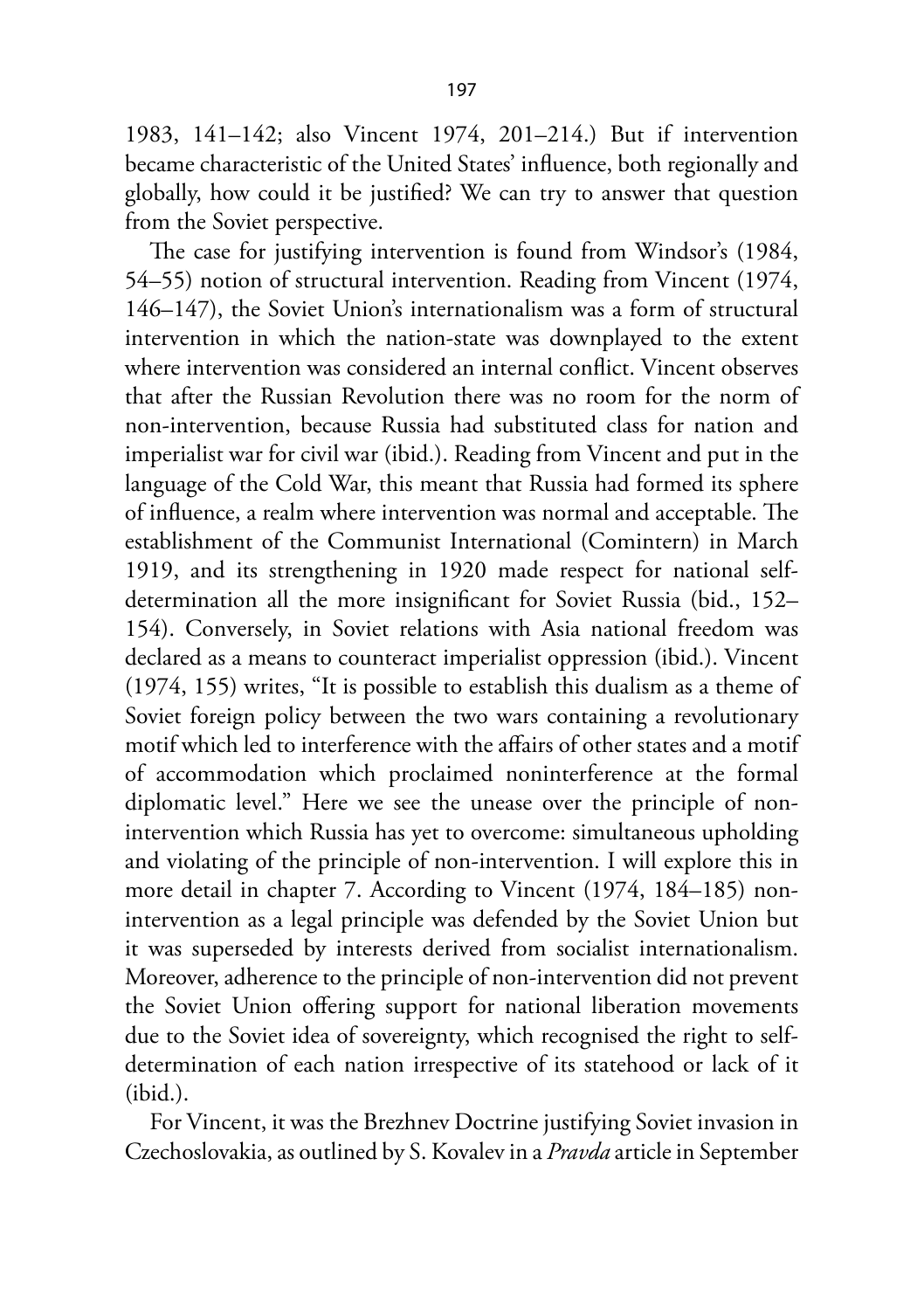1983, 141–142; also Vincent 1974, 201–214.) But if intervention became characteristic of the United States' influence, both regionally and globally, how could it be justified? We can try to answer that question from the Soviet perspective.

The case for justifying intervention is found from Windsor's (1984, 54–55) notion of structural intervention. Reading from Vincent (1974, 146–147), the Soviet Union's internationalism was a form of structural intervention in which the nation-state was downplayed to the extent where intervention was considered an internal conflict. Vincent observes that after the Russian Revolution there was no room for the norm of non-intervention, because Russia had substituted class for nation and imperialist war for civil war (ibid.). Reading from Vincent and put in the language of the Cold War, this meant that Russia had formed its sphere of influence, a realm where intervention was normal and acceptable. The establishment of the Communist International (Comintern) in March 1919, and its strengthening in 1920 made respect for national self-determination all the more insignificant for Soviet Russia (bid., 152–154). Conversely, in Soviet relations with Asia national freedom was declared as a means to counteract imperialist oppression (ibid.). Vincent (1974, 155) writes, "It is possible to establish this dualism as a theme of Soviet foreign policy between the two wars containing a revolutionary motif which led to interference with the affairs of other states and a motif of accommodation which proclaimed noninterference at the formal diplomatic level." Here we see the unease over the principle of non-intervention which Russia has yet to overcome: simultaneous upholding and violating of the principle of non-intervention. I will explore this in more detail in chapter 7. According to Vincent (1974, 184–185) non-intervention as a legal principle was defended by the Soviet Union but it was superseded by interests derived from socialist internationalism. Moreover, adherence to the principle of non-intervention did not prevent the Soviet Union offering support for national liberation movements due to the Soviet idea of sovereignty, which recognised the right to self-determination of each nation irrespective of its statehood or lack of it (ibid.).

For Vincent, it was the Brezhnev Doctrine justifying Soviet invasion in Czechoslovakia, as outlined by S. Kovalev in a *Pravda* article in September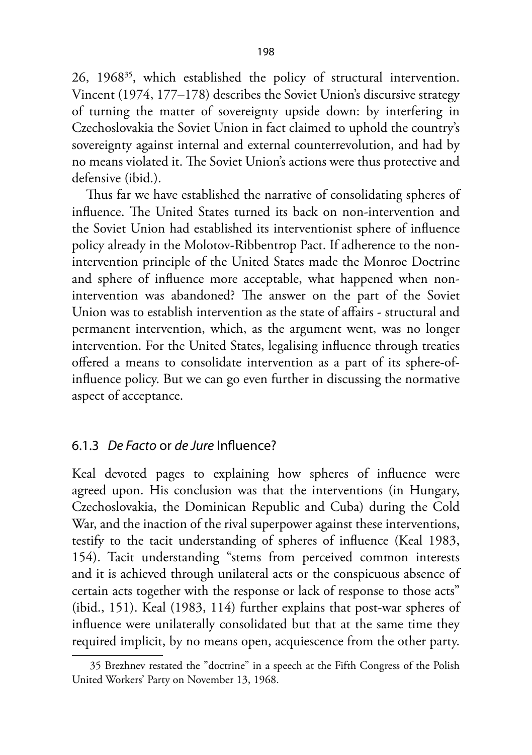26, 1968[35], which established the policy of structural intervention. Vincent (1974, 177–178) describes the Soviet Union's discursive strategy of turning the matter of sovereignty upside down: by interfering in Czechoslovakia the Soviet Union in fact claimed to uphold the country's sovereignty against internal and external counterrevolution, and had by no means violated it. The Soviet Union's actions were thus protective and defensive (ibid.).

Thus far we have established the narrative of consolidating spheres of influence. The United States turned its back on non-intervention and the Soviet Union had established its interventionist sphere of influence policy already in the Molotov-Ribbentrop Pact. If adherence to the non-intervention principle of the United States made the Monroe Doctrine and sphere of influence more acceptable, what happened when non-intervention was abandoned? The answer on the part of the Soviet Union was to establish intervention as the state of affairs - structural and permanent intervention, which, as the argument went, was no longer intervention. For the United States, legalising influence through treaties offered a means to consolidate intervention as a part of its sphere-of-influence policy. But we can go even further in discussing the normative aspect of acceptance.

### 6.1.3 *De Facto* or *de Jure* Influence?

Keal devoted pages to explaining how spheres of influence were agreed upon. His conclusion was that the interventions (in Hungary, Czechoslovakia, the Dominican Republic and Cuba) during the Cold War, and the inaction of the rival superpower against these interventions, testify to the tacit understanding of spheres of influence (Keal 1983, 154). Tacit understanding "stems from perceived common interests and it is achieved through unilateral acts or the conspicuous absence of certain acts together with the response or lack of response to those acts" (ibid., 151). Keal (1983, 114) further explains that post-war spheres of influence were unilaterally consolidated but that at the same time they required implicit, by no means open, acquiescence from the other party.

35 Brezhnev restated the "doctrine" in a speech at the Fifth Congress of the Polish United Workers' Party on November 13, 1968.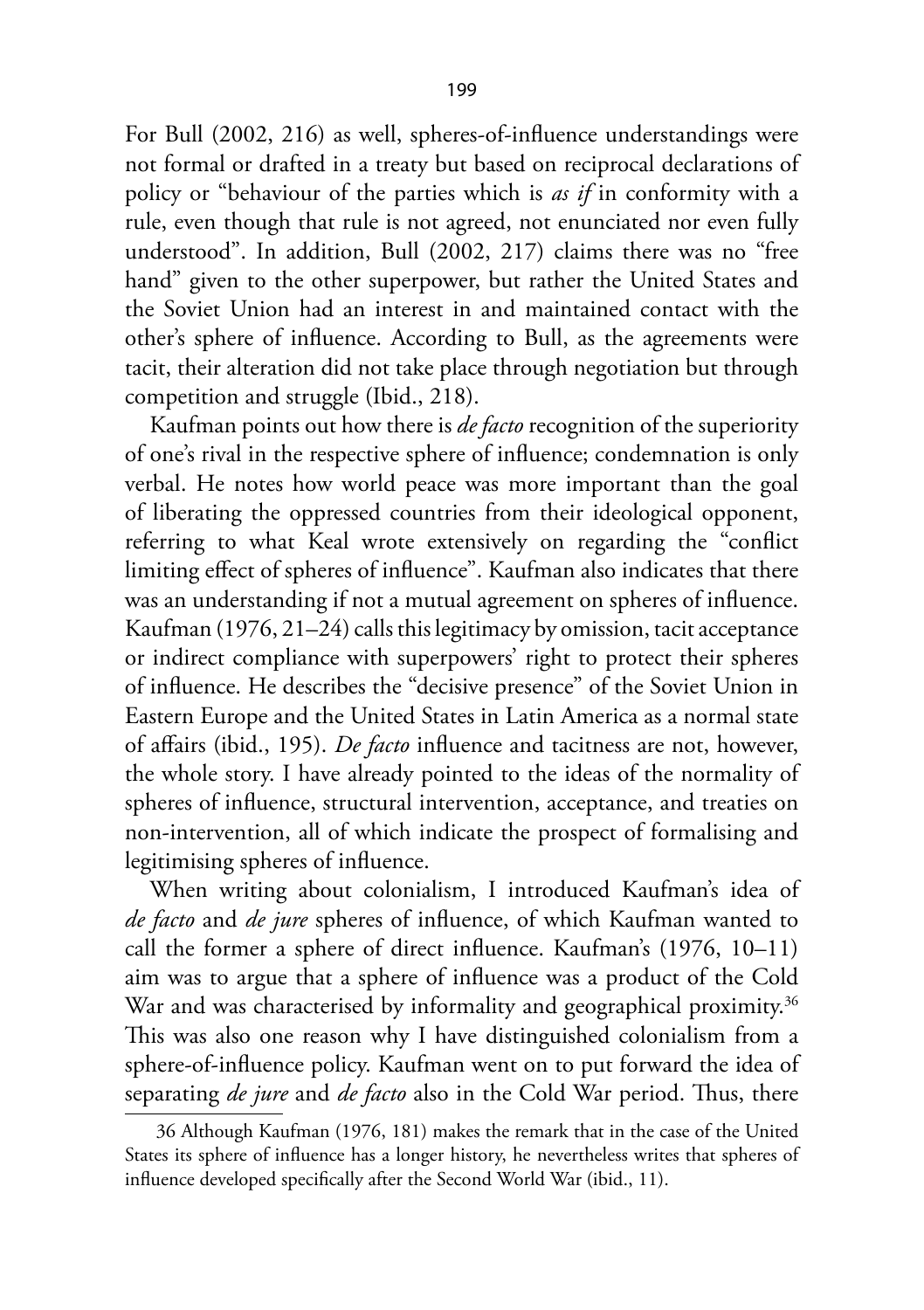For Bull (2002, 216) as well, spheres-of-influence understandings were not formal or drafted in a treaty but based on reciprocal declarations of policy or "behaviour of the parties which is *as if* in conformity with a rule, even though that rule is not agreed, not enunciated nor even fully understood". In addition, Bull (2002, 217) claims there was no "free hand" given to the other superpower, but rather the United States and the Soviet Union had an interest in and maintained contact with the other's sphere of influence. According to Bull, as the agreements were tacit, their alteration did not take place through negotiation but through competition and struggle (Ibid., 218).

Kaufman points out how there is *de facto* recognition of the superiority of one's rival in the respective sphere of influence; condemnation is only verbal. He notes how world peace was more important than the goal of liberating the oppressed countries from their ideological opponent, referring to what Keal wrote extensively on regarding the "conflict limiting effect of spheres of influence". Kaufman also indicates that there was an understanding if not a mutual agreement on spheres of influence. Kaufman (1976, 21–24) calls this legitimacy by omission, tacit acceptance or indirect compliance with superpowers' right to protect their spheres of influence. He describes the "decisive presence" of the Soviet Union in Eastern Europe and the United States in Latin America as a normal state of affairs (ibid., 195). *De facto* influence and tacitness are not, however, the whole story. I have already pointed to the ideas of the normality of spheres of influence, structural intervention, acceptance, and treaties on non-intervention, all of which indicate the prospect of formalising and legitimising spheres of influence.

When writing about colonialism, I introduced Kaufman's idea of *de facto* and *de jure* spheres of influence, of which Kaufman wanted to call the former a sphere of direct influence. Kaufman's (1976, 10–11) aim was to argue that a sphere of influence was a product of the Cold War and was characterised by informality and geographical proximity.[36] This was also one reason why I have distinguished colonialism from a sphere-of-influence policy. Kaufman went on to put forward the idea of separating *de jure* and *de facto* also in the Cold War period. Thus, there

36 Although Kaufman (1976, 181) makes the remark that in the case of the United States its sphere of influence has a longer history, he nevertheless writes that spheres of influence developed specifically after the Second World War (ibid., 11).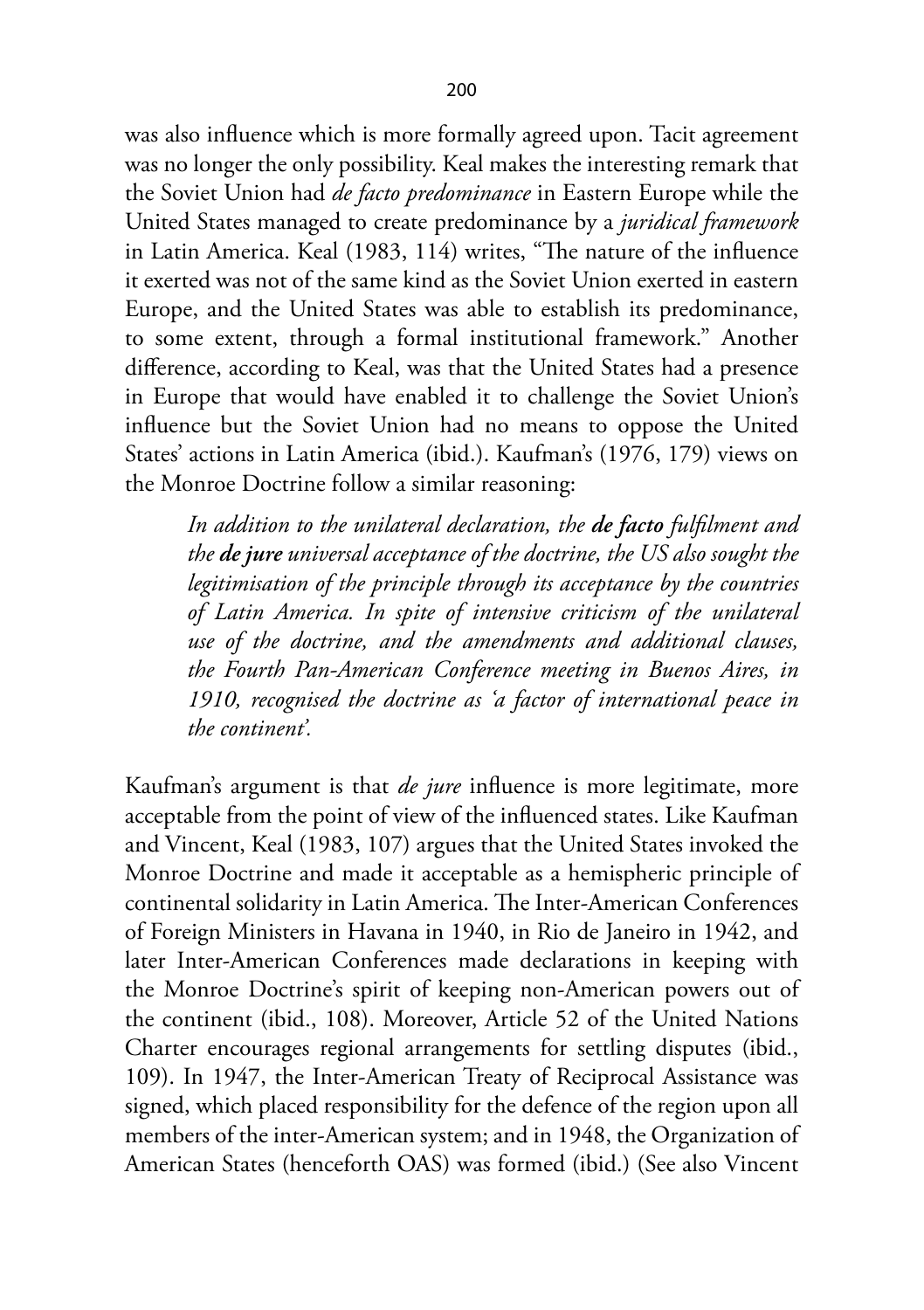was also influence which is more formally agreed upon. Tacit agreement was no longer the only possibility. Keal makes the interesting remark that the Soviet Union had *de facto predominance* in Eastern Europe while the United States managed to create predominance by a *juridical framework* in Latin America. Keal (1983, 114) writes, "The nature of the influence it exerted was not of the same kind as the Soviet Union exerted in eastern Europe, and the United States was able to establish its predominance, to some extent, through a formal institutional framework." Another difference, according to Keal, was that the United States had a presence in Europe that would have enabled it to challenge the Soviet Union's influence but the Soviet Union had no means to oppose the United States' actions in Latin America (ibid.). Kaufman's (1976, 179) views on the Monroe Doctrine follow a similar reasoning:

> *In addition to the unilateral declaration, the **de facto** fulfilment and the **de jure** universal acceptance of the doctrine, the US also sought the legitimisation of the principle through its acceptance by the countries of Latin America. In spite of intensive criticism of the unilateral use of the doctrine, and the amendments and additional clauses, the Fourth Pan-American Conference meeting in Buenos Aires, in 1910, recognised the doctrine as 'a factor of international peace in the continent'.*

Kaufman's argument is that *de jure* influence is more legitimate, more acceptable from the point of view of the influenced states. Like Kaufman and Vincent, Keal (1983, 107) argues that the United States invoked the Monroe Doctrine and made it acceptable as a hemispheric principle of continental solidarity in Latin America. The Inter-American Conferences of Foreign Ministers in Havana in 1940, in Rio de Janeiro in 1942, and later Inter-American Conferences made declarations in keeping with the Monroe Doctrine's spirit of keeping non-American powers out of the continent (ibid., 108). Moreover, Article 52 of the United Nations Charter encourages regional arrangements for settling disputes (ibid., 109). In 1947, the Inter-American Treaty of Reciprocal Assistance was signed, which placed responsibility for the defence of the region upon all members of the inter-American system; and in 1948, the Organization of American States (henceforth OAS) was formed (ibid.) (See also Vincent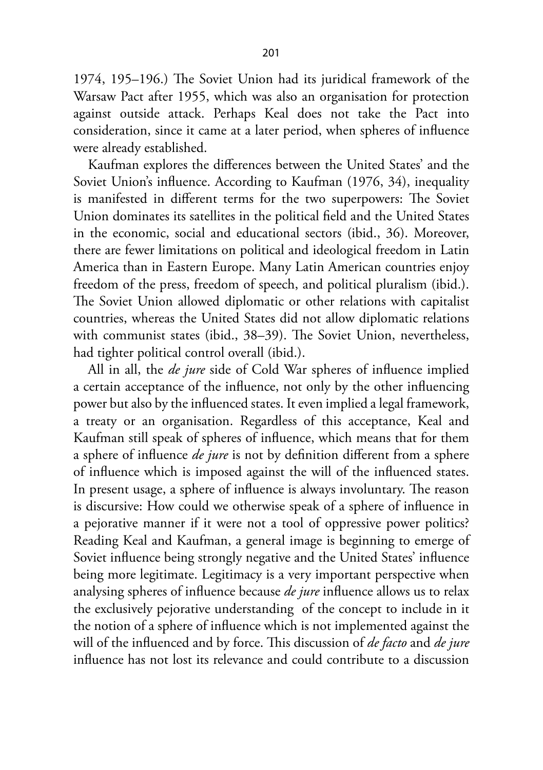1974, 195–196.) The Soviet Union had its juridical framework of the Warsaw Pact after 1955, which was also an organisation for protection against outside attack. Perhaps Keal does not take the Pact into consideration, since it came at a later period, when spheres of influence were already established.

Kaufman explores the differences between the United States' and the Soviet Union's influence. According to Kaufman (1976, 34), inequality is manifested in different terms for the two superpowers: The Soviet Union dominates its satellites in the political field and the United States in the economic, social and educational sectors (ibid., 36). Moreover, there are fewer limitations on political and ideological freedom in Latin America than in Eastern Europe. Many Latin American countries enjoy freedom of the press, freedom of speech, and political pluralism (ibid.). The Soviet Union allowed diplomatic or other relations with capitalist countries, whereas the United States did not allow diplomatic relations with communist states (ibid., 38–39). The Soviet Union, nevertheless, had tighter political control overall (ibid.).

All in all, the *de jure* side of Cold War spheres of influence implied a certain acceptance of the influence, not only by the other influencing power but also by the influenced states. It even implied a legal framework, a treaty or an organisation. Regardless of this acceptance, Keal and Kaufman still speak of spheres of influence, which means that for them a sphere of influence *de jure* is not by definition different from a sphere of influence which is imposed against the will of the influenced states. In present usage, a sphere of influence is always involuntary. The reason is discursive: How could we otherwise speak of a sphere of influence in a pejorative manner if it were not a tool of oppressive power politics? Reading Keal and Kaufman, a general image is beginning to emerge of Soviet influence being strongly negative and the United States' influence being more legitimate. Legitimacy is a very important perspective when analysing spheres of influence because *de jure* influence allows us to relax the exclusively pejorative understanding of the concept to include in it the notion of a sphere of influence which is not implemented against the will of the influenced and by force. This discussion of *de facto* and *de jure* influence has not lost its relevance and could contribute to a discussion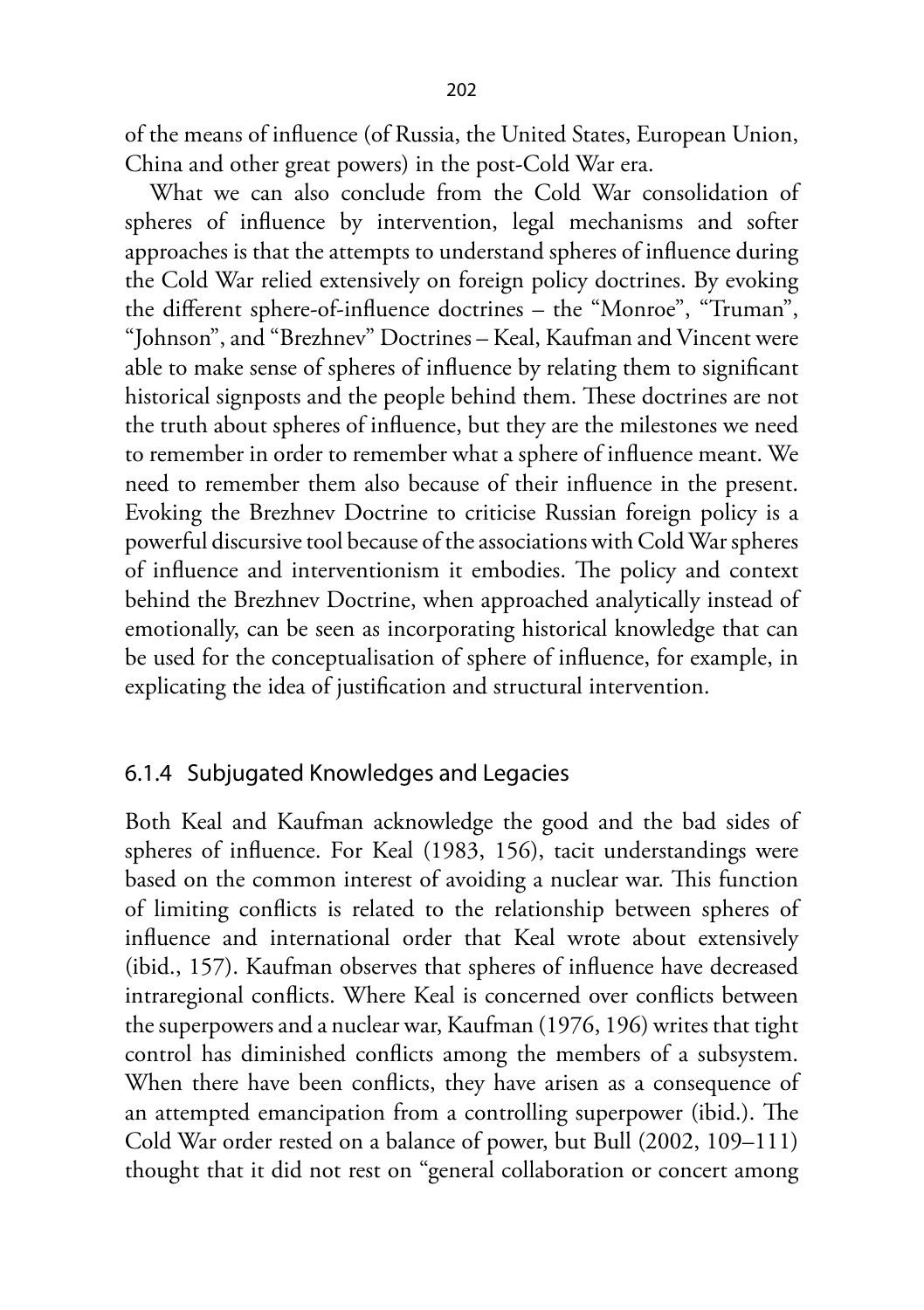of the means of influence (of Russia, the United States, European Union, China and other great powers) in the post-Cold War era.

What we can also conclude from the Cold War consolidation of spheres of influence by intervention, legal mechanisms and softer approaches is that the attempts to understand spheres of influence during the Cold War relied extensively on foreign policy doctrines. By evoking the different sphere-of-influence doctrines – the "Monroe", "Truman", "Johnson", and "Brezhnev" Doctrines – Keal, Kaufman and Vincent were able to make sense of spheres of influence by relating them to significant historical signposts and the people behind them. These doctrines are not the truth about spheres of influence, but they are the milestones we need to remember in order to remember what a sphere of influence meant. We need to remember them also because of their influence in the present. Evoking the Brezhnev Doctrine to criticise Russian foreign policy is a powerful discursive tool because of the associations with Cold War spheres of influence and interventionism it embodies. The policy and context behind the Brezhnev Doctrine, when approached analytically instead of emotionally, can be seen as incorporating historical knowledge that can be used for the conceptualisation of sphere of influence, for example, in explicating the idea of justification and structural intervention.

### 6.1.4 Subjugated Knowledges and Legacies

Both Keal and Kaufman acknowledge the good and the bad sides of spheres of influence. For Keal (1983, 156), tacit understandings were based on the common interest of avoiding a nuclear war. This function of limiting conflicts is related to the relationship between spheres of influence and international order that Keal wrote about extensively (ibid., 157). Kaufman observes that spheres of influence have decreased intraregional conflicts. Where Keal is concerned over conflicts between the superpowers and a nuclear war, Kaufman (1976, 196) writes that tight control has diminished conflicts among the members of a subsystem. When there have been conflicts, they have arisen as a consequence of an attempted emancipation from a controlling superpower (ibid.). The Cold War order rested on a balance of power, but Bull (2002, 109–111) thought that it did not rest on "general collaboration or concert among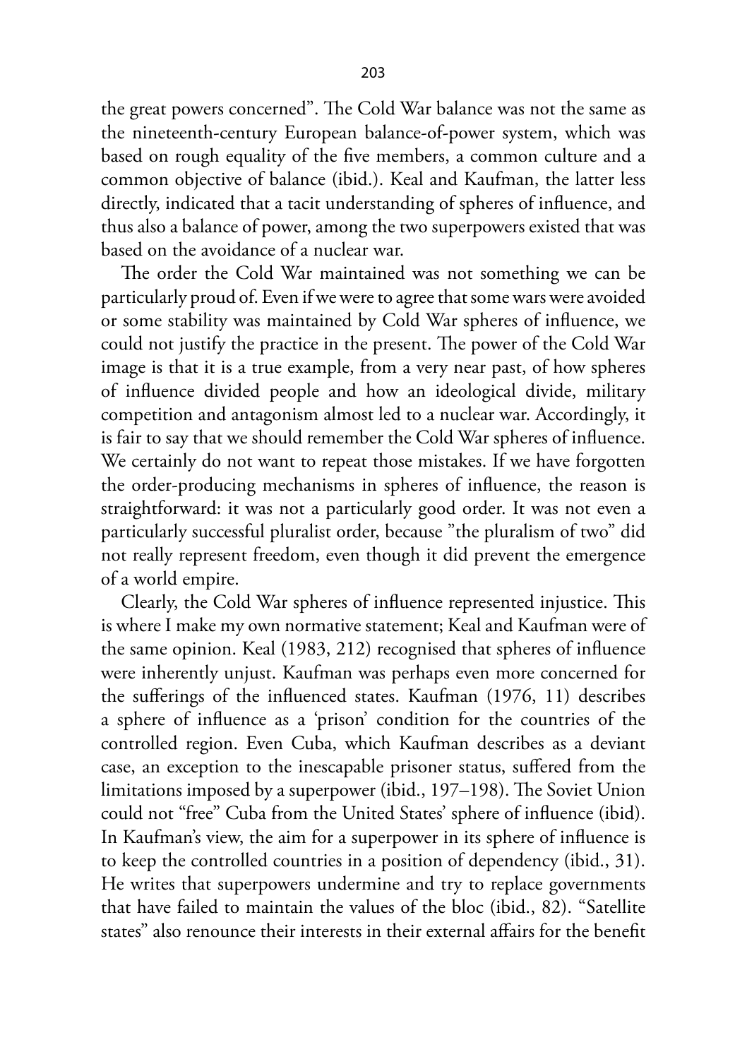the great powers concerned". The Cold War balance was not the same as the nineteenth-century European balance-of-power system, which was based on rough equality of the five members, a common culture and a common objective of balance (ibid.). Keal and Kaufman, the latter less directly, indicated that a tacit understanding of spheres of influence, and thus also a balance of power, among the two superpowers existed that was based on the avoidance of a nuclear war.

The order the Cold War maintained was not something we can be particularly proud of. Even if we were to agree that some wars were avoided or some stability was maintained by Cold War spheres of influence, we could not justify the practice in the present. The power of the Cold War image is that it is a true example, from a very near past, of how spheres of influence divided people and how an ideological divide, military competition and antagonism almost led to a nuclear war. Accordingly, it is fair to say that we should remember the Cold War spheres of influence. We certainly do not want to repeat those mistakes. If we have forgotten the order-producing mechanisms in spheres of influence, the reason is straightforward: it was not a particularly good order. It was not even a particularly successful pluralist order, because "the pluralism of two" did not really represent freedom, even though it did prevent the emergence of a world empire.

Clearly, the Cold War spheres of influence represented injustice. This is where I make my own normative statement; Keal and Kaufman were of the same opinion. Keal (1983, 212) recognised that spheres of influence were inherently unjust. Kaufman was perhaps even more concerned for the sufferings of the influenced states. Kaufman (1976, 11) describes a sphere of influence as a 'prison' condition for the countries of the controlled region. Even Cuba, which Kaufman describes as a deviant case, an exception to the inescapable prisoner status, suffered from the limitations imposed by a superpower (ibid., 197–198). The Soviet Union could not "free" Cuba from the United States' sphere of influence (ibid). In Kaufman's view, the aim for a superpower in its sphere of influence is to keep the controlled countries in a position of dependency (ibid., 31). He writes that superpowers undermine and try to replace governments that have failed to maintain the values of the bloc (ibid., 82). "Satellite states" also renounce their interests in their external affairs for the benefit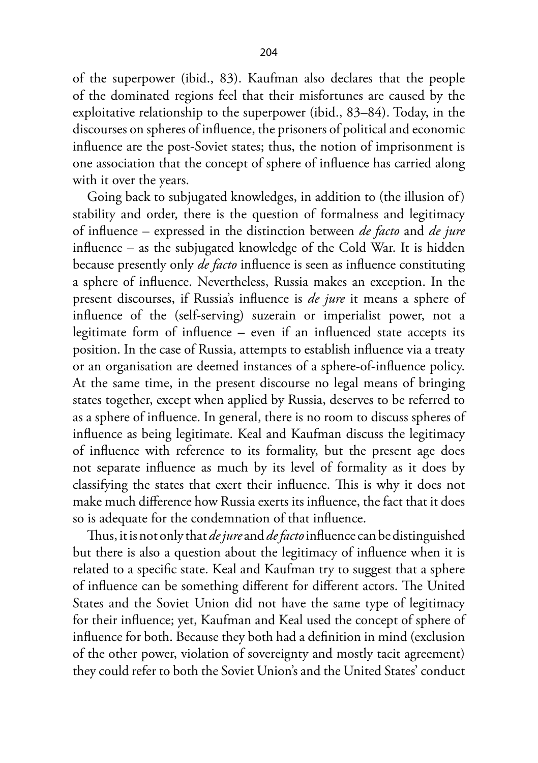of the superpower (ibid., 83). Kaufman also declares that the people of the dominated regions feel that their misfortunes are caused by the exploitative relationship to the superpower (ibid., 83–84). Today, in the discourses on spheres of influence, the prisoners of political and economic influence are the post-Soviet states; thus, the notion of imprisonment is one association that the concept of sphere of influence has carried along with it over the years.

Going back to subjugated knowledges, in addition to (the illusion of) stability and order, there is the question of formalness and legitimacy of influence – expressed in the distinction between *de facto* and *de jure* influence – as the subjugated knowledge of the Cold War. It is hidden because presently only *de facto* influence is seen as influence constituting a sphere of influence. Nevertheless, Russia makes an exception. In the present discourses, if Russia's influence is *de jure* it means a sphere of influence of the (self-serving) suzerain or imperialist power, not a legitimate form of influence – even if an influenced state accepts its position. In the case of Russia, attempts to establish influence via a treaty or an organisation are deemed instances of a sphere-of-influence policy. At the same time, in the present discourse no legal means of bringing states together, except when applied by Russia, deserves to be referred to as a sphere of influence. In general, there is no room to discuss spheres of influence as being legitimate. Keal and Kaufman discuss the legitimacy of influence with reference to its formality, but the present age does not separate influence as much by its level of formality as it does by classifying the states that exert their influence. This is why it does not make much difference how Russia exerts its influence, the fact that it does so is adequate for the condemnation of that influence.

Thus, it is not only that *de jure* and *de facto* influence can be distinguished but there is also a question about the legitimacy of influence when it is related to a specific state. Keal and Kaufman try to suggest that a sphere of influence can be something different for different actors. The United States and the Soviet Union did not have the same type of legitimacy for their influence; yet, Kaufman and Keal used the concept of sphere of influence for both. Because they both had a definition in mind (exclusion of the other power, violation of sovereignty and mostly tacit agreement) they could refer to both the Soviet Union's and the United States' conduct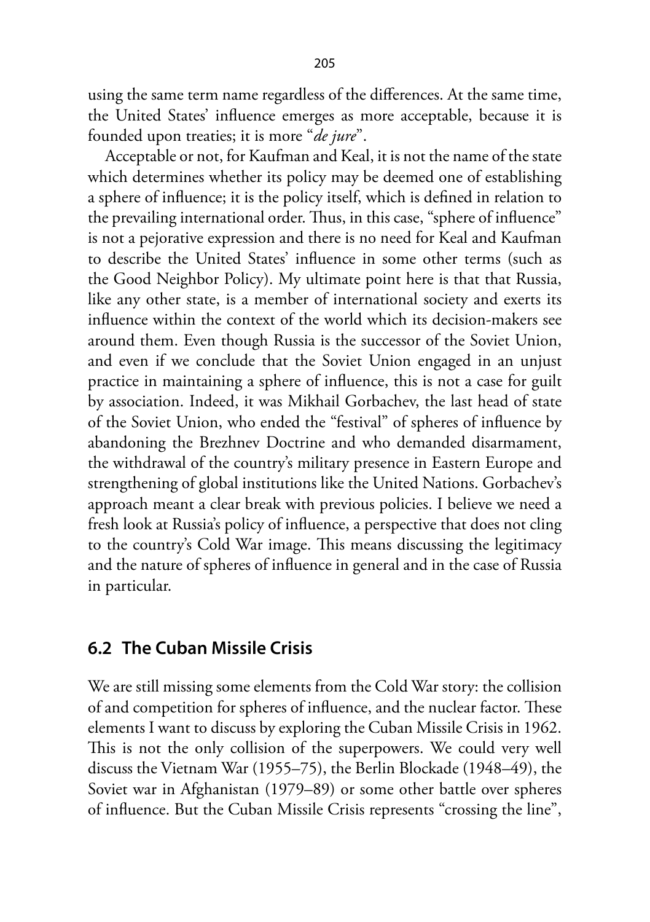using the same term name regardless of the differences. At the same time, the United States' influence emerges as more acceptable, because it is founded upon treaties; it is more "*de jure*".

Acceptable or not, for Kaufman and Keal, it is not the name of the state which determines whether its policy may be deemed one of establishing a sphere of influence; it is the policy itself, which is defined in relation to the prevailing international order. Thus, in this case, "sphere of influence" is not a pejorative expression and there is no need for Keal and Kaufman to describe the United States' influence in some other terms (such as the Good Neighbor Policy). My ultimate point here is that that Russia, like any other state, is a member of international society and exerts its influence within the context of the world which its decision-makers see around them. Even though Russia is the successor of the Soviet Union, and even if we conclude that the Soviet Union engaged in an unjust practice in maintaining a sphere of influence, this is not a case for guilt by association. Indeed, it was Mikhail Gorbachev, the last head of state of the Soviet Union, who ended the "festival" of spheres of influence by abandoning the Brezhnev Doctrine and who demanded disarmament, the withdrawal of the country's military presence in Eastern Europe and strengthening of global institutions like the United Nations. Gorbachev's approach meant a clear break with previous policies. I believe we need a fresh look at Russia's policy of influence, a perspective that does not cling to the country's Cold War image. This means discussing the legitimacy and the nature of spheres of influence in general and in the case of Russia in particular.

## 6.2 The Cuban Missile Crisis

We are still missing some elements from the Cold War story: the collision of and competition for spheres of influence, and the nuclear factor. These elements I want to discuss by exploring the Cuban Missile Crisis in 1962. This is not the only collision of the superpowers. We could very well discuss the Vietnam War (1955–75), the Berlin Blockade (1948–49), the Soviet war in Afghanistan (1979–89) or some other battle over spheres of influence. But the Cuban Missile Crisis represents "crossing the line",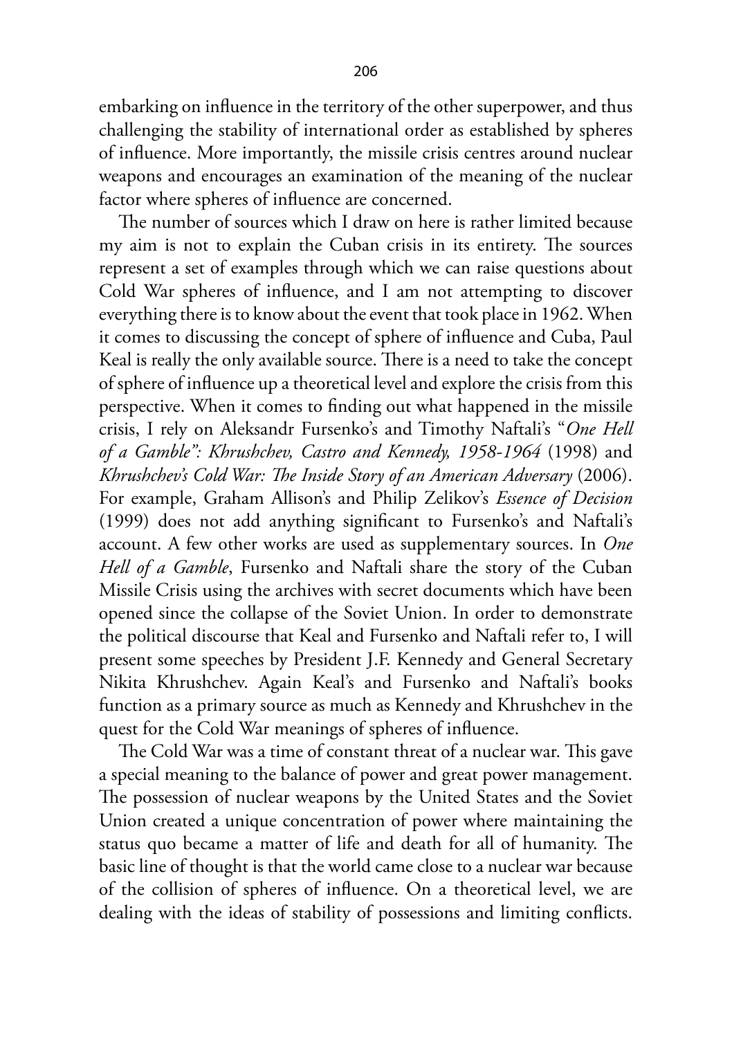embarking on influence in the territory of the other superpower, and thus challenging the stability of international order as established by spheres of influence. More importantly, the missile crisis centres around nuclear weapons and encourages an examination of the meaning of the nuclear factor where spheres of influence are concerned.

The number of sources which I draw on here is rather limited because my aim is not to explain the Cuban crisis in its entirety. The sources represent a set of examples through which we can raise questions about Cold War spheres of influence, and I am not attempting to discover everything there is to know about the event that took place in 1962. When it comes to discussing the concept of sphere of influence and Cuba, Paul Keal is really the only available source. There is a need to take the concept of sphere of influence up a theoretical level and explore the crisis from this perspective. When it comes to finding out what happened in the missile crisis, I rely on Aleksandr Fursenko's and Timothy Naftali's "*One Hell of a Gamble": Khrushchev, Castro and Kennedy, 1958-1964* (1998) and *Khrushchev's Cold War: The Inside Story of an American Adversary* (2006). For example, Graham Allison's and Philip Zelikov's *Essence of Decision* (1999) does not add anything significant to Fursenko's and Naftali's account. A few other works are used as supplementary sources. In *One Hell of a Gamble*, Fursenko and Naftali share the story of the Cuban Missile Crisis using the archives with secret documents which have been opened since the collapse of the Soviet Union. In order to demonstrate the political discourse that Keal and Fursenko and Naftali refer to, I will present some speeches by President J.F. Kennedy and General Secretary Nikita Khrushchev. Again Keal's and Fursenko and Naftali's books function as a primary source as much as Kennedy and Khrushchev in the quest for the Cold War meanings of spheres of influence.

The Cold War was a time of constant threat of a nuclear war. This gave a special meaning to the balance of power and great power management. The possession of nuclear weapons by the United States and the Soviet Union created a unique concentration of power where maintaining the status quo became a matter of life and death for all of humanity. The basic line of thought is that the world came close to a nuclear war because of the collision of spheres of influence. On a theoretical level, we are dealing with the ideas of stability of possessions and limiting conflicts.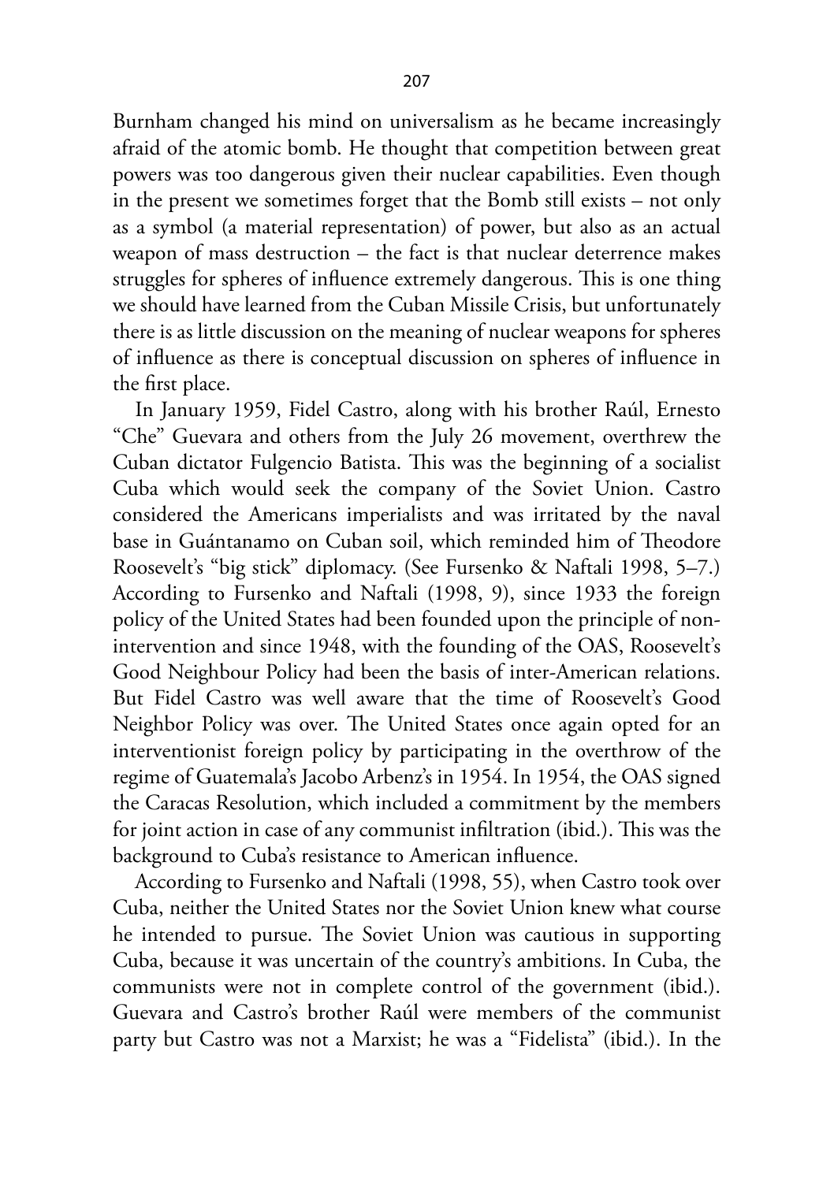Burnham changed his mind on universalism as he became increasingly afraid of the atomic bomb. He thought that competition between great powers was too dangerous given their nuclear capabilities. Even though in the present we sometimes forget that the Bomb still exists – not only as a symbol (a material representation) of power, but also as an actual weapon of mass destruction – the fact is that nuclear deterrence makes struggles for spheres of influence extremely dangerous. This is one thing we should have learned from the Cuban Missile Crisis, but unfortunately there is as little discussion on the meaning of nuclear weapons for spheres of influence as there is conceptual discussion on spheres of influence in the first place.

In January 1959, Fidel Castro, along with his brother Raúl, Ernesto "Che" Guevara and others from the July 26 movement, overthrew the Cuban dictator Fulgencio Batista. This was the beginning of a socialist Cuba which would seek the company of the Soviet Union. Castro considered the Americans imperialists and was irritated by the naval base in Guántanamo on Cuban soil, which reminded him of Theodore Roosevelt's "big stick" diplomacy. (See Fursenko & Naftali 1998, 5–7.) According to Fursenko and Naftali (1998, 9), since 1933 the foreign policy of the United States had been founded upon the principle of non-intervention and since 1948, with the founding of the OAS, Roosevelt's Good Neighbour Policy had been the basis of inter-American relations. But Fidel Castro was well aware that the time of Roosevelt's Good Neighbor Policy was over. The United States once again opted for an interventionist foreign policy by participating in the overthrow of the regime of Guatemala's Jacobo Arbenz's in 1954. In 1954, the OAS signed the Caracas Resolution, which included a commitment by the members for joint action in case of any communist infiltration (ibid.). This was the background to Cuba's resistance to American influence.

According to Fursenko and Naftali (1998, 55), when Castro took over Cuba, neither the United States nor the Soviet Union knew what course he intended to pursue. The Soviet Union was cautious in supporting Cuba, because it was uncertain of the country's ambitions. In Cuba, the communists were not in complete control of the government (ibid.). Guevara and Castro's brother Raúl were members of the communist party but Castro was not a Marxist; he was a "Fidelista" (ibid.). In the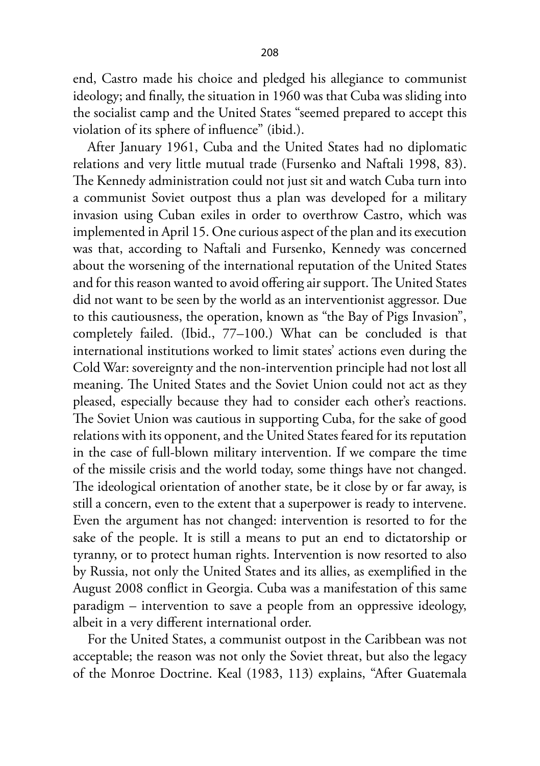end, Castro made his choice and pledged his allegiance to communist ideology; and finally, the situation in 1960 was that Cuba was sliding into the socialist camp and the United States "seemed prepared to accept this violation of its sphere of influence" (ibid.).

After January 1961, Cuba and the United States had no diplomatic relations and very little mutual trade (Fursenko and Naftali 1998, 83). The Kennedy administration could not just sit and watch Cuba turn into a communist Soviet outpost thus a plan was developed for a military invasion using Cuban exiles in order to overthrow Castro, which was implemented in April 15. One curious aspect of the plan and its execution was that, according to Naftali and Fursenko, Kennedy was concerned about the worsening of the international reputation of the United States and for this reason wanted to avoid offering air support. The United States did not want to be seen by the world as an interventionist aggressor. Due to this cautiousness, the operation, known as "the Bay of Pigs Invasion", completely failed. (Ibid., 77–100.) What can be concluded is that international institutions worked to limit states' actions even during the Cold War: sovereignty and the non-intervention principle had not lost all meaning. The United States and the Soviet Union could not act as they pleased, especially because they had to consider each other's reactions. The Soviet Union was cautious in supporting Cuba, for the sake of good relations with its opponent, and the United States feared for its reputation in the case of full-blown military intervention. If we compare the time of the missile crisis and the world today, some things have not changed. The ideological orientation of another state, be it close by or far away, is still a concern, even to the extent that a superpower is ready to intervene. Even the argument has not changed: intervention is resorted to for the sake of the people. It is still a means to put an end to dictatorship or tyranny, or to protect human rights. Intervention is now resorted to also by Russia, not only the United States and its allies, as exemplified in the August 2008 conflict in Georgia. Cuba was a manifestation of this same paradigm – intervention to save a people from an oppressive ideology, albeit in a very different international order.

For the United States, a communist outpost in the Caribbean was not acceptable; the reason was not only the Soviet threat, but also the legacy of the Monroe Doctrine. Keal (1983, 113) explains, "After Guatemala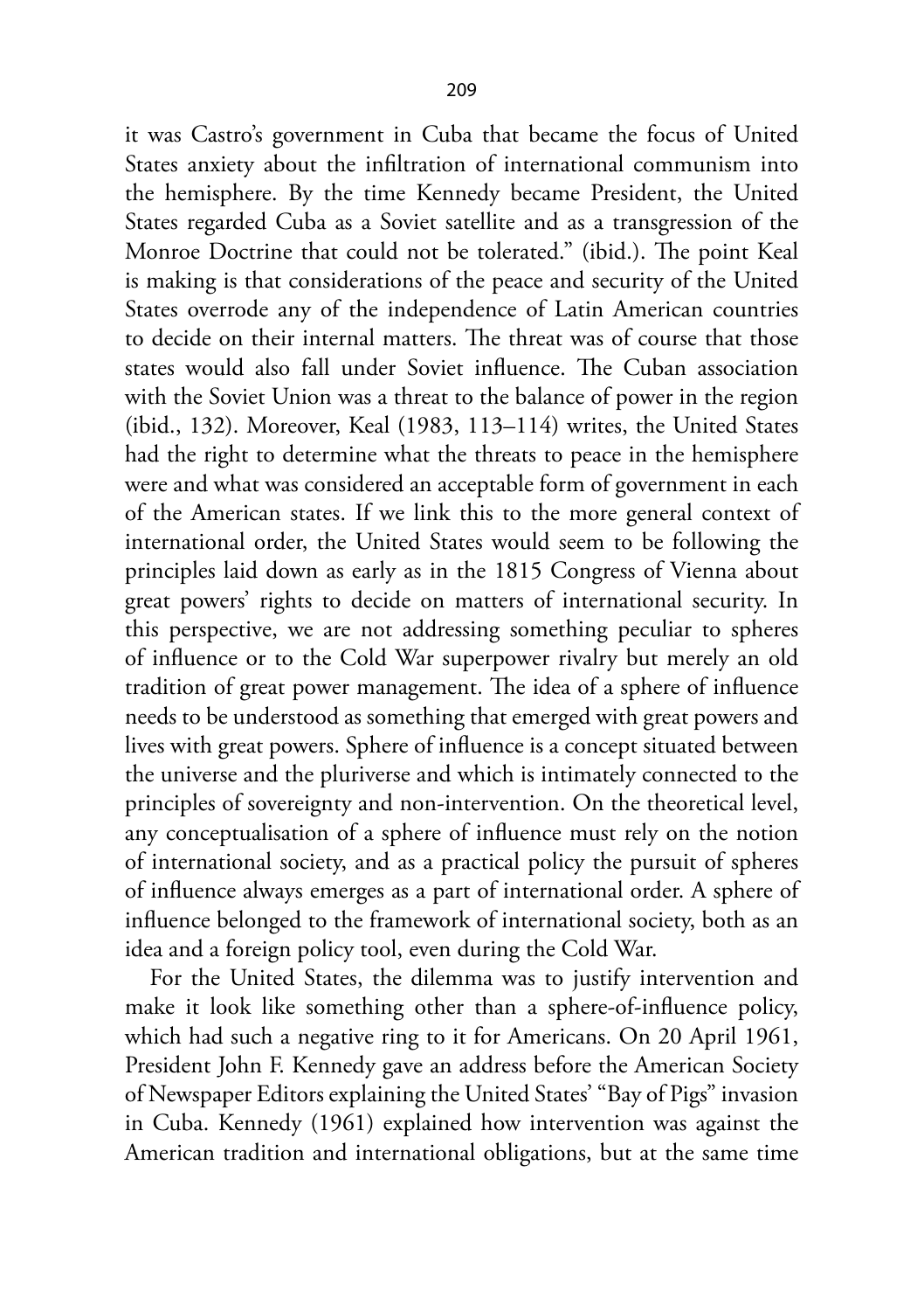it was Castro's government in Cuba that became the focus of United States anxiety about the infiltration of international communism into the hemisphere. By the time Kennedy became President, the United States regarded Cuba as a Soviet satellite and as a transgression of the Monroe Doctrine that could not be tolerated." (ibid.). The point Keal is making is that considerations of the peace and security of the United States overrode any of the independence of Latin American countries to decide on their internal matters. The threat was of course that those states would also fall under Soviet influence. The Cuban association with the Soviet Union was a threat to the balance of power in the region (ibid., 132). Moreover, Keal (1983, 113–114) writes, the United States had the right to determine what the threats to peace in the hemisphere were and what was considered an acceptable form of government in each of the American states. If we link this to the more general context of international order, the United States would seem to be following the principles laid down as early as in the 1815 Congress of Vienna about great powers' rights to decide on matters of international security. In this perspective, we are not addressing something peculiar to spheres of influence or to the Cold War superpower rivalry but merely an old tradition of great power management. The idea of a sphere of influence needs to be understood as something that emerged with great powers and lives with great powers. Sphere of influence is a concept situated between the universe and the pluriverse and which is intimately connected to the principles of sovereignty and non-intervention. On the theoretical level, any conceptualisation of a sphere of influence must rely on the notion of international society, and as a practical policy the pursuit of spheres of influence always emerges as a part of international order. A sphere of influence belonged to the framework of international society, both as an idea and a foreign policy tool, even during the Cold War.

For the United States, the dilemma was to justify intervention and make it look like something other than a sphere-of-influence policy, which had such a negative ring to it for Americans. On 20 April 1961, President John F. Kennedy gave an address before the American Society of Newspaper Editors explaining the United States' "Bay of Pigs" invasion in Cuba. Kennedy (1961) explained how intervention was against the American tradition and international obligations, but at the same time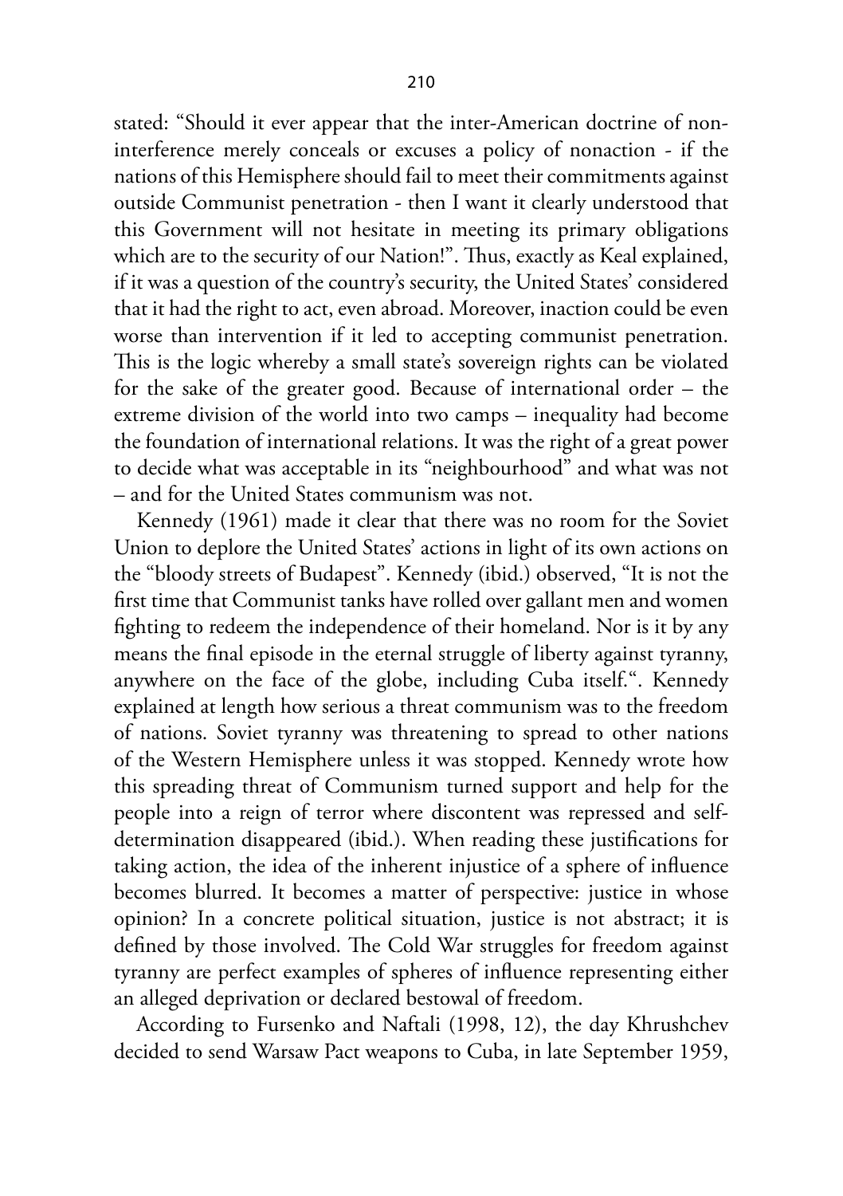stated: "Should it ever appear that the inter-American doctrine of non-interference merely conceals or excuses a policy of nonaction - if the nations of this Hemisphere should fail to meet their commitments against outside Communist penetration - then I want it clearly understood that this Government will not hesitate in meeting its primary obligations which are to the security of our Nation!". Thus, exactly as Keal explained, if it was a question of the country's security, the United States' considered that it had the right to act, even abroad. Moreover, inaction could be even worse than intervention if it led to accepting communist penetration. This is the logic whereby a small state's sovereign rights can be violated for the sake of the greater good. Because of international order – the extreme division of the world into two camps – inequality had become the foundation of international relations. It was the right of a great power to decide what was acceptable in its "neighbourhood" and what was not – and for the United States communism was not.

Kennedy (1961) made it clear that there was no room for the Soviet Union to deplore the United States' actions in light of its own actions on the "bloody streets of Budapest". Kennedy (ibid.) observed, "It is not the first time that Communist tanks have rolled over gallant men and women fighting to redeem the independence of their homeland. Nor is it by any means the final episode in the eternal struggle of liberty against tyranny, anywhere on the face of the globe, including Cuba itself.". Kennedy explained at length how serious a threat communism was to the freedom of nations. Soviet tyranny was threatening to spread to other nations of the Western Hemisphere unless it was stopped. Kennedy wrote how this spreading threat of Communism turned support and help for the people into a reign of terror where discontent was repressed and self-determination disappeared (ibid.). When reading these justifications for taking action, the idea of the inherent injustice of a sphere of influence becomes blurred. It becomes a matter of perspective: justice in whose opinion? In a concrete political situation, justice is not abstract; it is defined by those involved. The Cold War struggles for freedom against tyranny are perfect examples of spheres of influence representing either an alleged deprivation or declared bestowal of freedom.

According to Fursenko and Naftali (1998, 12), the day Khrushchev decided to send Warsaw Pact weapons to Cuba, in late September 1959,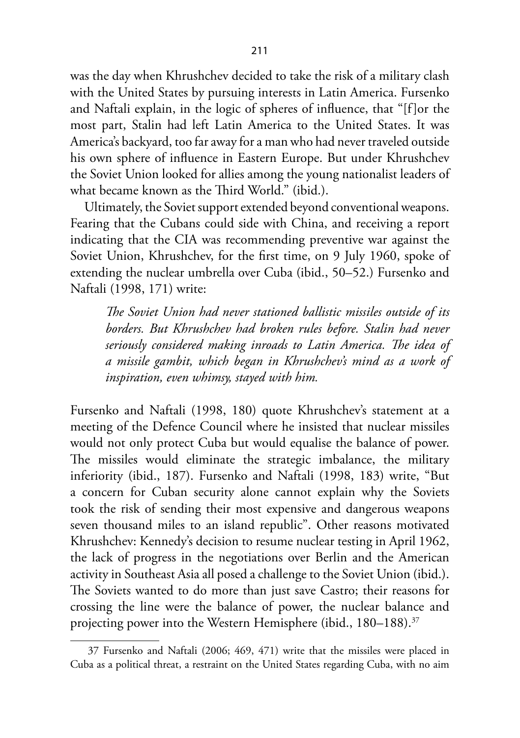was the day when Khrushchev decided to take the risk of a military clash with the United States by pursuing interests in Latin America. Fursenko and Naftali explain, in the logic of spheres of influence, that "[f]or the most part, Stalin had left Latin America to the United States. It was America's backyard, too far away for a man who had never traveled outside his own sphere of influence in Eastern Europe. But under Khrushchev the Soviet Union looked for allies among the young nationalist leaders of what became known as the Third World." (ibid.).

Ultimately, the Soviet support extended beyond conventional weapons. Fearing that the Cubans could side with China, and receiving a report indicating that the CIA was recommending preventive war against the Soviet Union, Khrushchev, for the first time, on 9 July 1960, spoke of extending the nuclear umbrella over Cuba (ibid., 50–52.) Fursenko and Naftali (1998, 171) write:

> *The Soviet Union had never stationed ballistic missiles outside of its borders. But Khrushchev had broken rules before. Stalin had never seriously considered making inroads to Latin America. The idea of a missile gambit, which began in Khrushchev's mind as a work of inspiration, even whimsy, stayed with him.*

Fursenko and Naftali (1998, 180) quote Khrushchev's statement at a meeting of the Defence Council where he insisted that nuclear missiles would not only protect Cuba but would equalise the balance of power. The missiles would eliminate the strategic imbalance, the military inferiority (ibid., 187). Fursenko and Naftali (1998, 183) write, "But a concern for Cuban security alone cannot explain why the Soviets took the risk of sending their most expensive and dangerous weapons seven thousand miles to an island republic". Other reasons motivated Khrushchev: Kennedy's decision to resume nuclear testing in April 1962, the lack of progress in the negotiations over Berlin and the American activity in Southeast Asia all posed a challenge to the Soviet Union (ibid.). The Soviets wanted to do more than just save Castro; their reasons for crossing the line were the balance of power, the nuclear balance and projecting power into the Western Hemisphere (ibid., 180–188).[37]

---

37 Fursenko and Naftali (2006; 469, 471) write that the missiles were placed in Cuba as a political threat, a restraint on the United States regarding Cuba, with no aim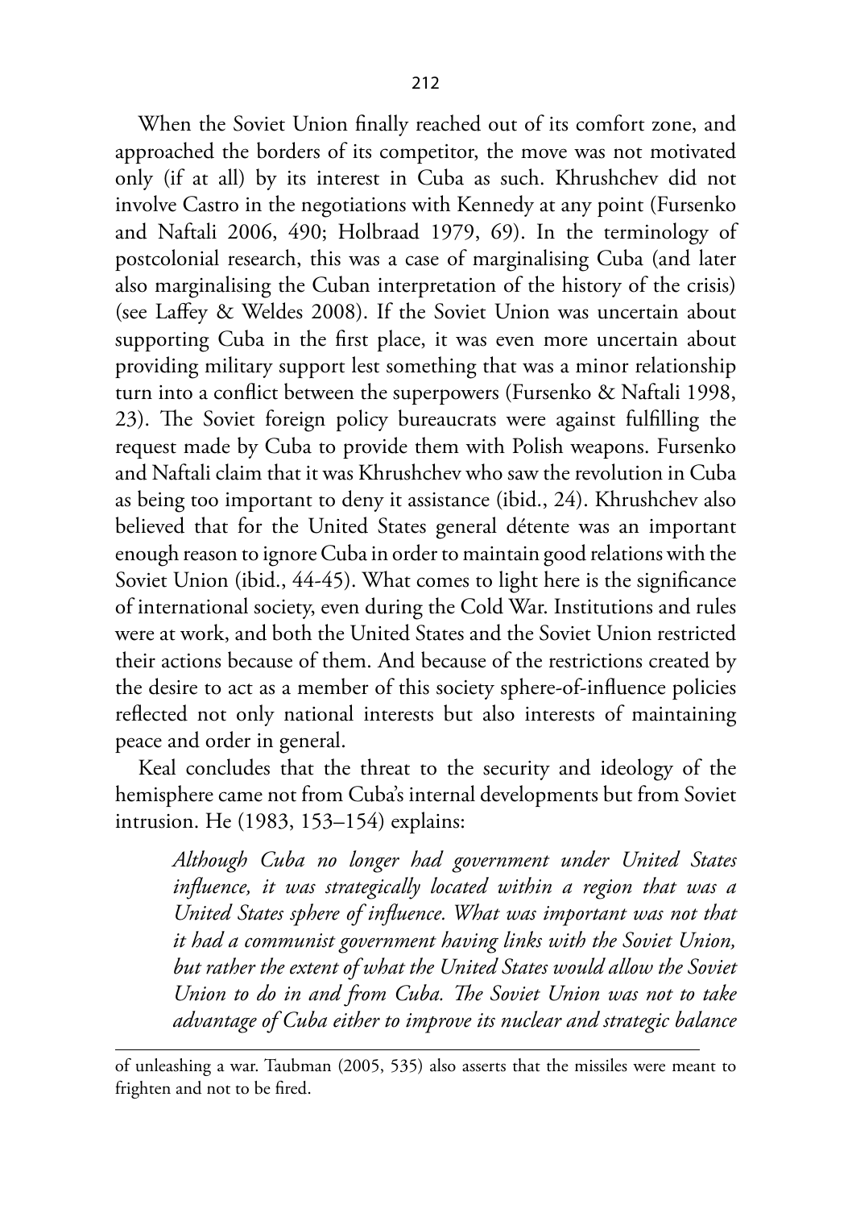When the Soviet Union finally reached out of its comfort zone, and approached the borders of its competitor, the move was not motivated only (if at all) by its interest in Cuba as such. Khrushchev did not involve Castro in the negotiations with Kennedy at any point (Fursenko and Naftali 2006, 490; Holbraad 1979, 69). In the terminology of postcolonial research, this was a case of marginalising Cuba (and later also marginalising the Cuban interpretation of the history of the crisis) (see Laffey & Weldes 2008). If the Soviet Union was uncertain about supporting Cuba in the first place, it was even more uncertain about providing military support lest something that was a minor relationship turn into a conflict between the superpowers (Fursenko & Naftali 1998, 23). The Soviet foreign policy bureaucrats were against fulfilling the request made by Cuba to provide them with Polish weapons. Fursenko and Naftali claim that it was Khrushchev who saw the revolution in Cuba as being too important to deny it assistance (ibid., 24). Khrushchev also believed that for the United States general détente was an important enough reason to ignore Cuba in order to maintain good relations with the Soviet Union (ibid., 44-45). What comes to light here is the significance of international society, even during the Cold War. Institutions and rules were at work, and both the United States and the Soviet Union restricted their actions because of them. And because of the restrictions created by the desire to act as a member of this society sphere-of-influence policies reflected not only national interests but also interests of maintaining peace and order in general.

Keal concludes that the threat to the security and ideology of the hemisphere came not from Cuba's internal developments but from Soviet intrusion. He (1983, 153–154) explains:

> *Although Cuba no longer had government under United States influence, it was strategically located within a region that was a United States sphere of influence. What was important was not that it had a communist government having links with the Soviet Union, but rather the extent of what the United States would allow the Soviet Union to do in and from Cuba. The Soviet Union was not to take advantage of Cuba either to improve its nuclear and strategic balance*

of unleashing a war. Taubman (2005, 535) also asserts that the missiles were meant to frighten and not to be fired.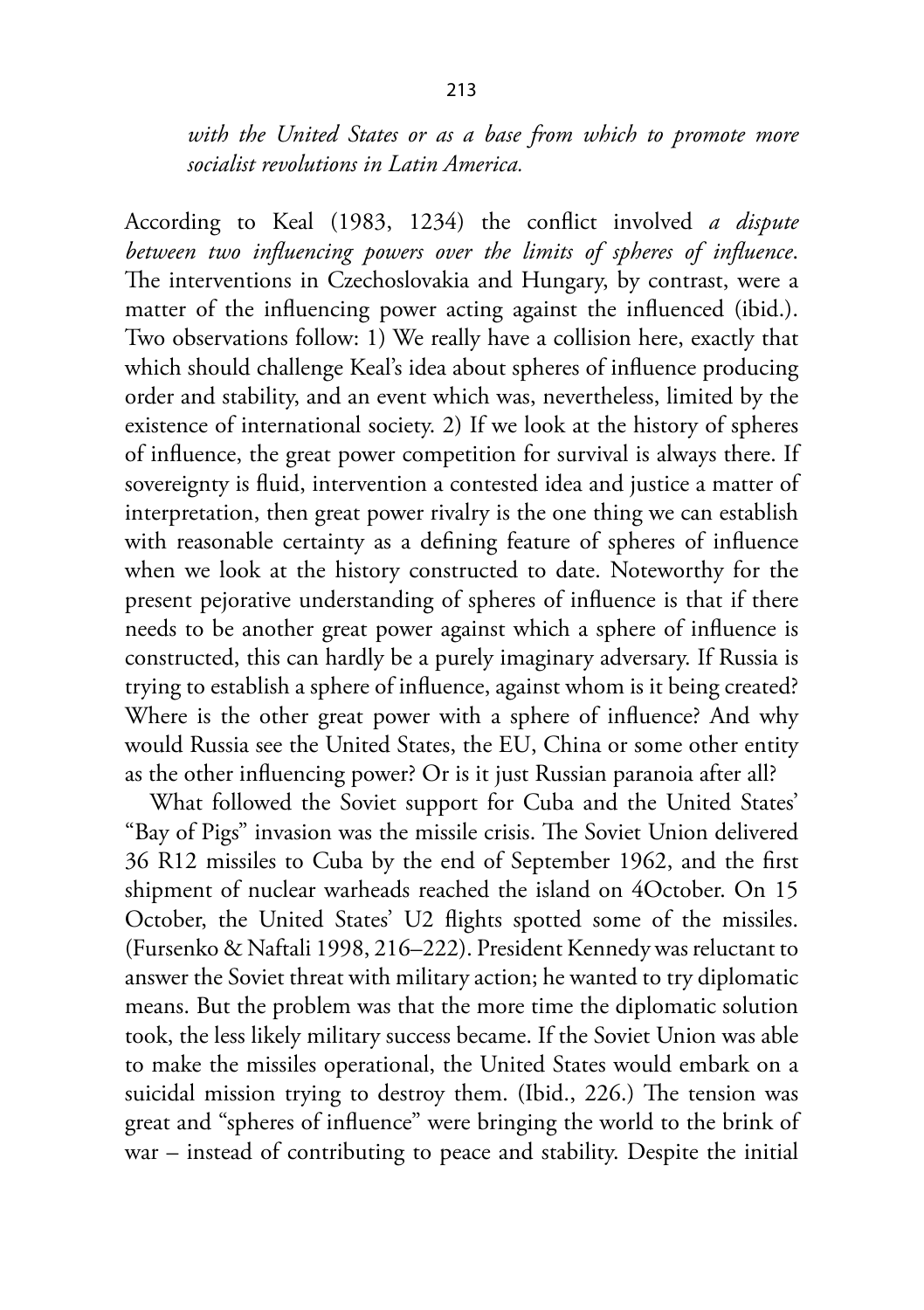*with the United States or as a base from which to promote more socialist revolutions in Latin America.*

According to Keal (1983, 1234) the conflict involved *a dispute between two influencing powers over the limits of spheres of influence*. The interventions in Czechoslovakia and Hungary, by contrast, were a matter of the influencing power acting against the influenced (ibid.). Two observations follow: 1) We really have a collision here, exactly that which should challenge Keal's idea about spheres of influence producing order and stability, and an event which was, nevertheless, limited by the existence of international society. 2) If we look at the history of spheres of influence, the great power competition for survival is always there. If sovereignty is fluid, intervention a contested idea and justice a matter of interpretation, then great power rivalry is the one thing we can establish with reasonable certainty as a defining feature of spheres of influence when we look at the history constructed to date. Noteworthy for the present pejorative understanding of spheres of influence is that if there needs to be another great power against which a sphere of influence is constructed, this can hardly be a purely imaginary adversary. If Russia is trying to establish a sphere of influence, against whom is it being created? Where is the other great power with a sphere of influence? And why would Russia see the United States, the EU, China or some other entity as the other influencing power? Or is it just Russian paranoia after all?

What followed the Soviet support for Cuba and the United States' "Bay of Pigs" invasion was the missile crisis. The Soviet Union delivered 36 R12 missiles to Cuba by the end of September 1962, and the first shipment of nuclear warheads reached the island on 4October. On 15 October, the United States' U2 flights spotted some of the missiles. (Fursenko & Naftali 1998, 216–222). President Kennedy was reluctant to answer the Soviet threat with military action; he wanted to try diplomatic means. But the problem was that the more time the diplomatic solution took, the less likely military success became. If the Soviet Union was able to make the missiles operational, the United States would embark on a suicidal mission trying to destroy them. (Ibid., 226.) The tension was great and "spheres of influence" were bringing the world to the brink of war – instead of contributing to peace and stability. Despite the initial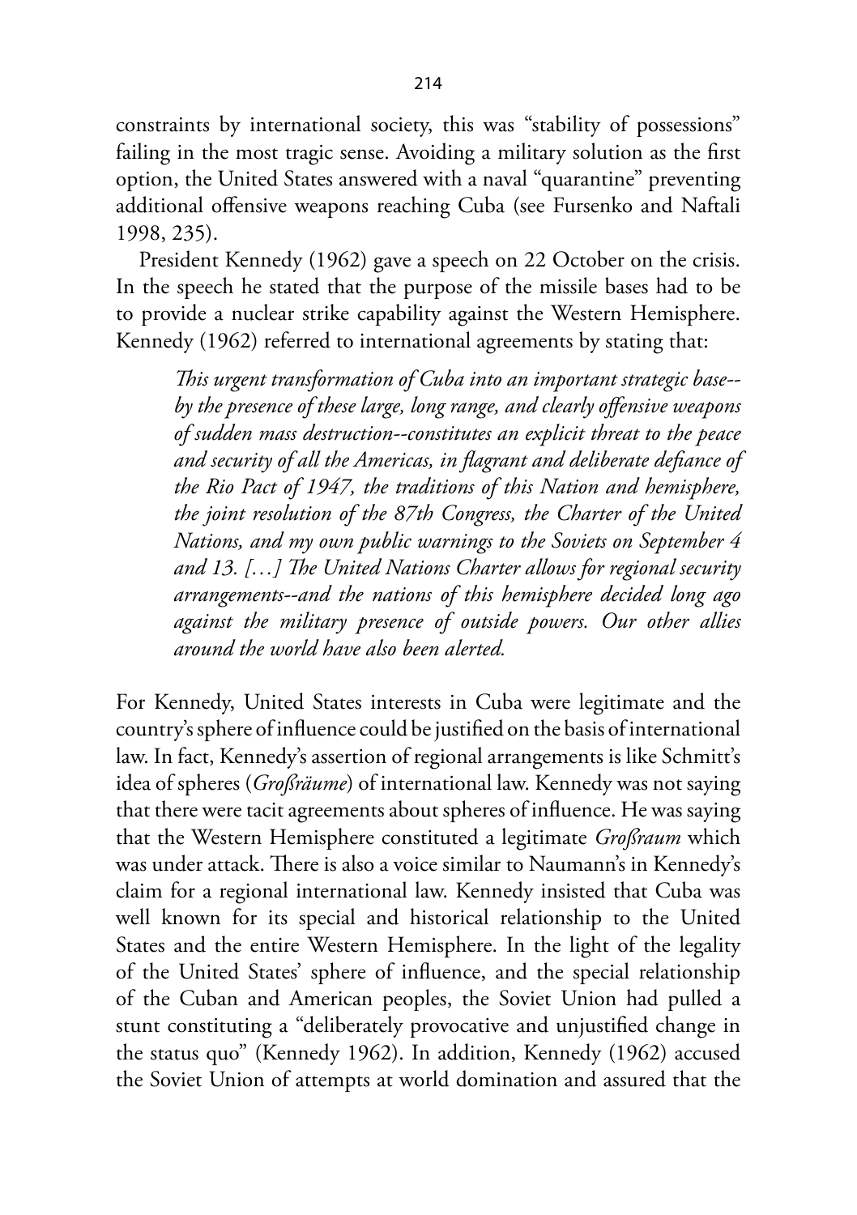constraints by international society, this was "stability of possessions" failing in the most tragic sense. Avoiding a military solution as the first option, the United States answered with a naval "quarantine" preventing additional offensive weapons reaching Cuba (see Fursenko and Naftali 1998, 235).

President Kennedy (1962) gave a speech on 22 October on the crisis. In the speech he stated that the purpose of the missile bases had to be to provide a nuclear strike capability against the Western Hemisphere. Kennedy (1962) referred to international agreements by stating that:

> *This urgent transformation of Cuba into an important strategic base--by the presence of these large, long range, and clearly offensive weapons of sudden mass destruction--constitutes an explicit threat to the peace and security of all the Americas, in flagrant and deliberate defiance of the Rio Pact of 1947, the traditions of this Nation and hemisphere, the joint resolution of the 87th Congress, the Charter of the United Nations, and my own public warnings to the Soviets on September 4 and 13. […] The United Nations Charter allows for regional security arrangements--and the nations of this hemisphere decided long ago against the military presence of outside powers. Our other allies around the world have also been alerted.*

For Kennedy, United States interests in Cuba were legitimate and the country's sphere of influence could be justified on the basis of international law. In fact, Kennedy's assertion of regional arrangements is like Schmitt's idea of spheres (*Großräume*) of international law. Kennedy was not saying that there were tacit agreements about spheres of influence. He was saying that the Western Hemisphere constituted a legitimate *Großraum* which was under attack. There is also a voice similar to Naumann's in Kennedy's claim for a regional international law. Kennedy insisted that Cuba was well known for its special and historical relationship to the United States and the entire Western Hemisphere. In the light of the legality of the United States' sphere of influence, and the special relationship of the Cuban and American peoples, the Soviet Union had pulled a stunt constituting a "deliberately provocative and unjustified change in the status quo" (Kennedy 1962). In addition, Kennedy (1962) accused the Soviet Union of attempts at world domination and assured that the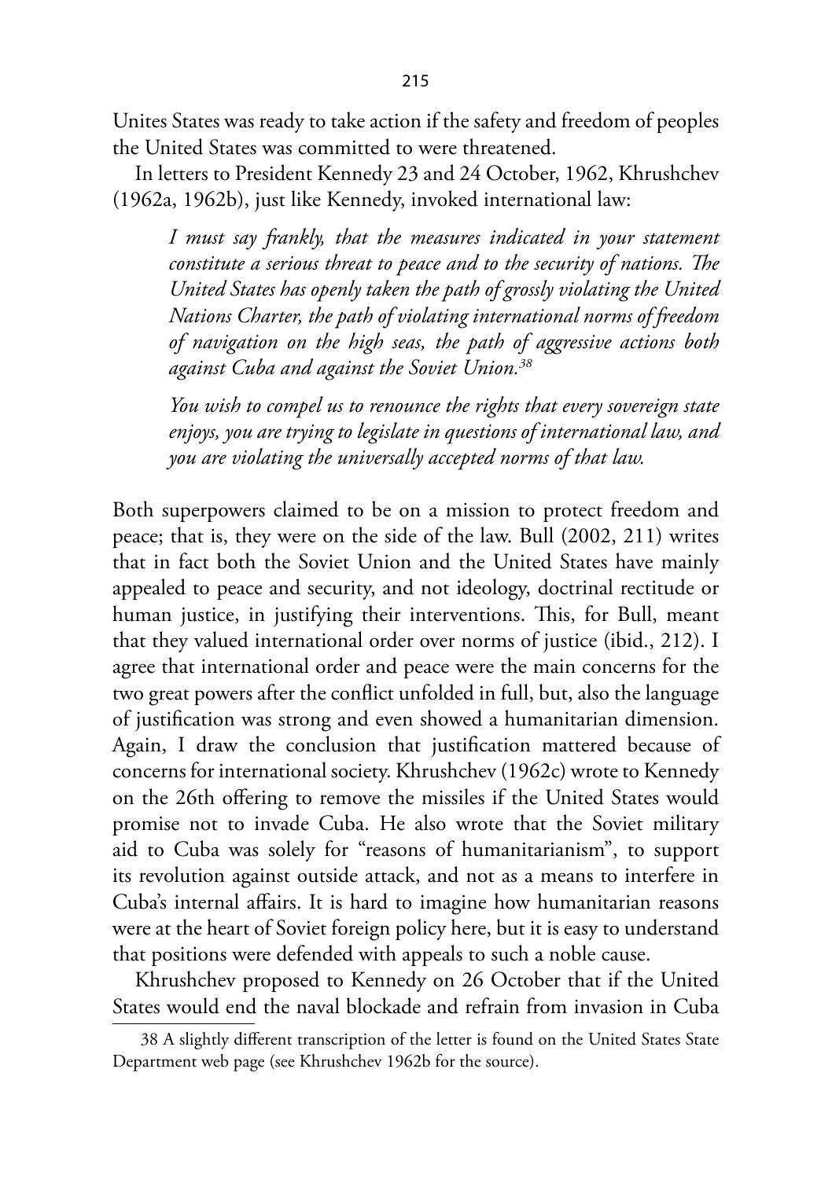Unites States was ready to take action if the safety and freedom of peoples the United States was committed to were threatened.

In letters to President Kennedy 23 and 24 October, 1962, Khrushchev (1962a, 1962b), just like Kennedy, invoked international law:

> *I must say frankly, that the measures indicated in your statement constitute a serious threat to peace and to the security of nations. The United States has openly taken the path of grossly violating the United Nations Charter, the path of violating international norms of freedom of navigation on the high seas, the path of aggressive actions both against Cuba and against the Soviet Union.*[38]
>
> *You wish to compel us to renounce the rights that every sovereign state enjoys, you are trying to legislate in questions of international law, and you are violating the universally accepted norms of that law.*

Both superpowers claimed to be on a mission to protect freedom and peace; that is, they were on the side of the law. Bull (2002, 211) writes that in fact both the Soviet Union and the United States have mainly appealed to peace and security, and not ideology, doctrinal rectitude or human justice, in justifying their interventions. This, for Bull, meant that they valued international order over norms of justice (ibid., 212). I agree that international order and peace were the main concerns for the two great powers after the conflict unfolded in full, but, also the language of justification was strong and even showed a humanitarian dimension. Again, I draw the conclusion that justification mattered because of concerns for international society. Khrushchev (1962c) wrote to Kennedy on the 26th offering to remove the missiles if the United States would promise not to invade Cuba. He also wrote that the Soviet military aid to Cuba was solely for "reasons of humanitarianism", to support its revolution against outside attack, and not as a means to interfere in Cuba's internal affairs. It is hard to imagine how humanitarian reasons were at the heart of Soviet foreign policy here, but it is easy to understand that positions were defended with appeals to such a noble cause.

Khrushchev proposed to Kennedy on 26 October that if the United States would end the naval blockade and refrain from invasion in Cuba

---

38 A slightly different transcription of the letter is found on the United States State Department web page (see Khrushchev 1962b for the source).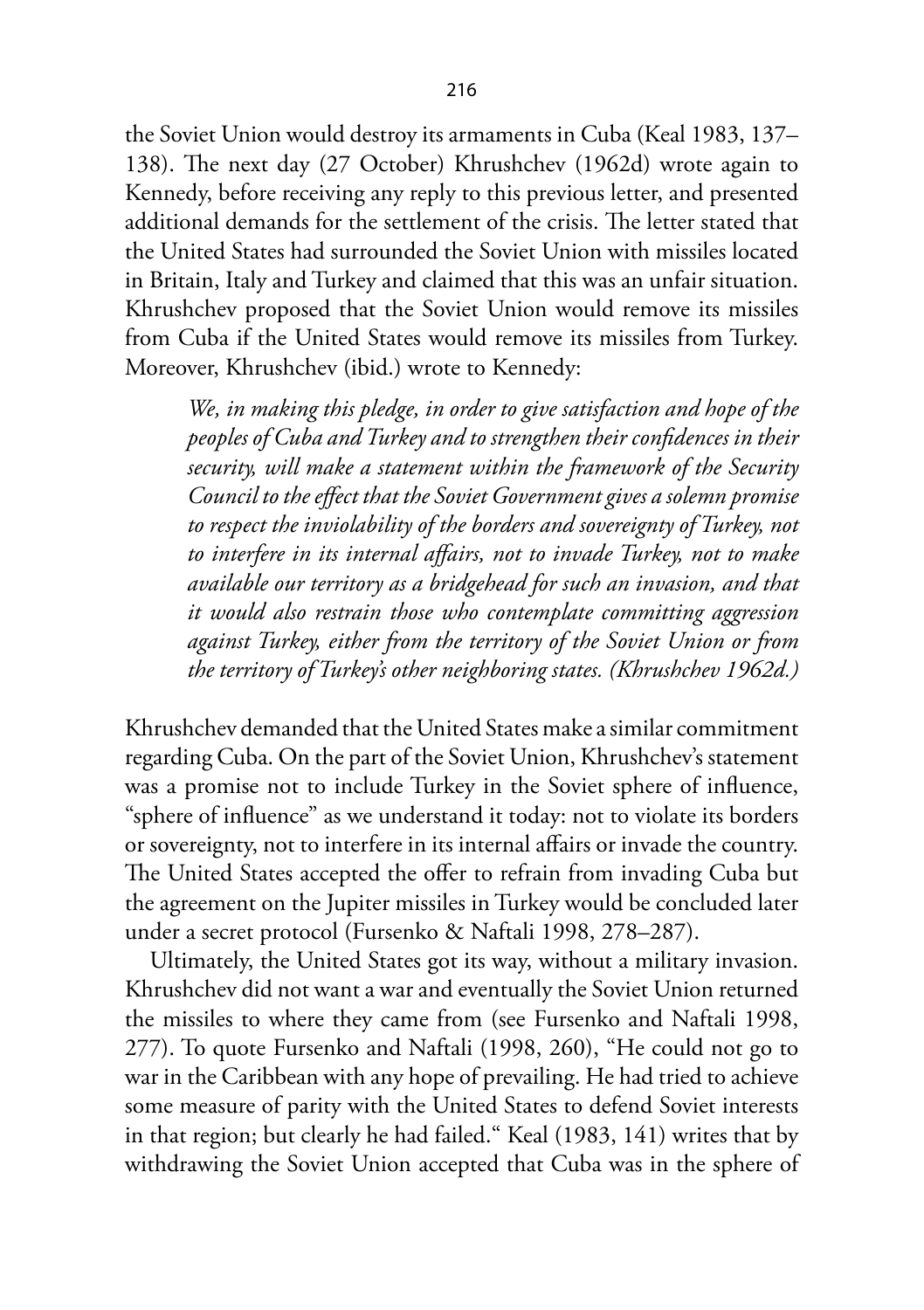the Soviet Union would destroy its armaments in Cuba (Keal 1983, 137–138). The next day (27 October) Khrushchev (1962d) wrote again to Kennedy, before receiving any reply to this previous letter, and presented additional demands for the settlement of the crisis. The letter stated that the United States had surrounded the Soviet Union with missiles located in Britain, Italy and Turkey and claimed that this was an unfair situation. Khrushchev proposed that the Soviet Union would remove its missiles from Cuba if the United States would remove its missiles from Turkey. Moreover, Khrushchev (ibid.) wrote to Kennedy:

> *We, in making this pledge, in order to give satisfaction and hope of the peoples of Cuba and Turkey and to strengthen their confidences in their security, will make a statement within the framework of the Security Council to the effect that the Soviet Government gives a solemn promise to respect the inviolability of the borders and sovereignty of Turkey, not to interfere in its internal affairs, not to invade Turkey, not to make available our territory as a bridgehead for such an invasion, and that it would also restrain those who contemplate committing aggression against Turkey, either from the territory of the Soviet Union or from the territory of Turkey's other neighboring states. (Khrushchev 1962d.)*

Khrushchev demanded that the United States make a similar commitment regarding Cuba. On the part of the Soviet Union, Khrushchev's statement was a promise not to include Turkey in the Soviet sphere of influence, "sphere of influence" as we understand it today: not to violate its borders or sovereignty, not to interfere in its internal affairs or invade the country. The United States accepted the offer to refrain from invading Cuba but the agreement on the Jupiter missiles in Turkey would be concluded later under a secret protocol (Fursenko & Naftali 1998, 278–287).

Ultimately, the United States got its way, without a military invasion. Khrushchev did not want a war and eventually the Soviet Union returned the missiles to where they came from (see Fursenko and Naftali 1998, 277). To quote Fursenko and Naftali (1998, 260), "He could not go to war in the Caribbean with any hope of prevailing. He had tried to achieve some measure of parity with the United States to defend Soviet interests in that region; but clearly he had failed." Keal (1983, 141) writes that by withdrawing the Soviet Union accepted that Cuba was in the sphere of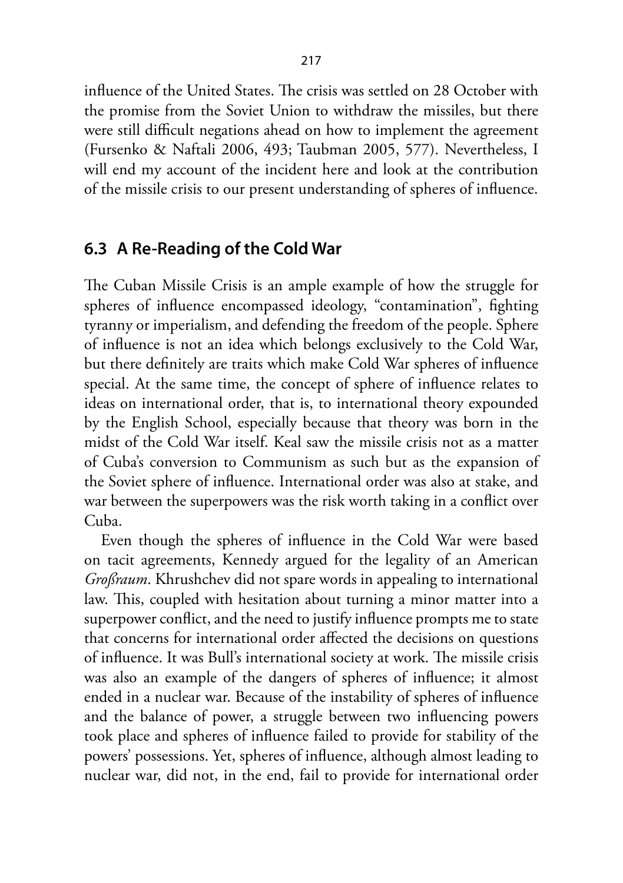influence of the United States. The crisis was settled on 28 October with the promise from the Soviet Union to withdraw the missiles, but there were still difficult negations ahead on how to implement the agreement (Fursenko & Naftali 2006, 493; Taubman 2005, 577). Nevertheless, I will end my account of the incident here and look at the contribution of the missile crisis to our present understanding of spheres of influence.

## 6.3 A Re-Reading of the Cold War

The Cuban Missile Crisis is an ample example of how the struggle for spheres of influence encompassed ideology, "contamination", fighting tyranny or imperialism, and defending the freedom of the people. Sphere of influence is not an idea which belongs exclusively to the Cold War, but there definitely are traits which make Cold War spheres of influence special. At the same time, the concept of sphere of influence relates to ideas on international order, that is, to international theory expounded by the English School, especially because that theory was born in the midst of the Cold War itself. Keal saw the missile crisis not as a matter of Cuba's conversion to Communism as such but as the expansion of the Soviet sphere of influence. International order was also at stake, and war between the superpowers was the risk worth taking in a conflict over Cuba.

Even though the spheres of influence in the Cold War were based on tacit agreements, Kennedy argued for the legality of an American *Großraum*. Khrushchev did not spare words in appealing to international law. This, coupled with hesitation about turning a minor matter into a superpower conflict, and the need to justify influence prompts me to state that concerns for international order affected the decisions on questions of influence. It was Bull's international society at work. The missile crisis was also an example of the dangers of spheres of influence; it almost ended in a nuclear war. Because of the instability of spheres of influence and the balance of power, a struggle between two influencing powers took place and spheres of influence failed to provide for stability of the powers' possessions. Yet, spheres of influence, although almost leading to nuclear war, did not, in the end, fail to provide for international order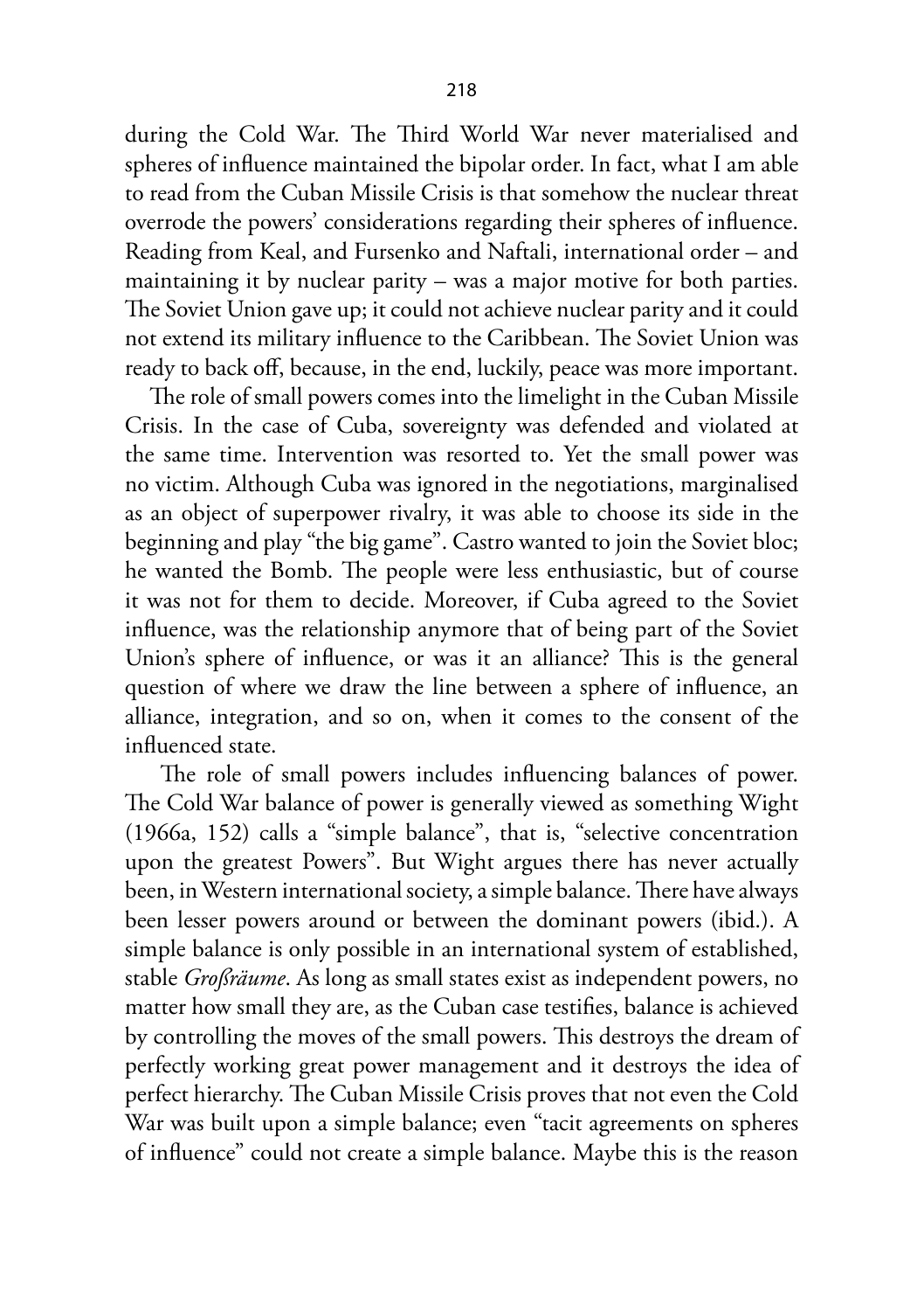during the Cold War. The Third World War never materialised and spheres of influence maintained the bipolar order. In fact, what I am able to read from the Cuban Missile Crisis is that somehow the nuclear threat overrode the powers' considerations regarding their spheres of influence. Reading from Keal, and Fursenko and Naftali, international order – and maintaining it by nuclear parity – was a major motive for both parties. The Soviet Union gave up; it could not achieve nuclear parity and it could not extend its military influence to the Caribbean. The Soviet Union was ready to back off, because, in the end, luckily, peace was more important.

The role of small powers comes into the limelight in the Cuban Missile Crisis. In the case of Cuba, sovereignty was defended and violated at the same time. Intervention was resorted to. Yet the small power was no victim. Although Cuba was ignored in the negotiations, marginalised as an object of superpower rivalry, it was able to choose its side in the beginning and play "the big game". Castro wanted to join the Soviet bloc; he wanted the Bomb. The people were less enthusiastic, but of course it was not for them to decide. Moreover, if Cuba agreed to the Soviet influence, was the relationship anymore that of being part of the Soviet Union's sphere of influence, or was it an alliance? This is the general question of where we draw the line between a sphere of influence, an alliance, integration, and so on, when it comes to the consent of the influenced state.

The role of small powers includes influencing balances of power. The Cold War balance of power is generally viewed as something Wight (1966a, 152) calls a "simple balance", that is, "selective concentration upon the greatest Powers". But Wight argues there has never actually been, in Western international society, a simple balance. There have always been lesser powers around or between the dominant powers (ibid.). A simple balance is only possible in an international system of established, stable *Großräume*. As long as small states exist as independent powers, no matter how small they are, as the Cuban case testifies, balance is achieved by controlling the moves of the small powers. This destroys the dream of perfectly working great power management and it destroys the idea of perfect hierarchy. The Cuban Missile Crisis proves that not even the Cold War was built upon a simple balance; even "tacit agreements on spheres of influence" could not create a simple balance. Maybe this is the reason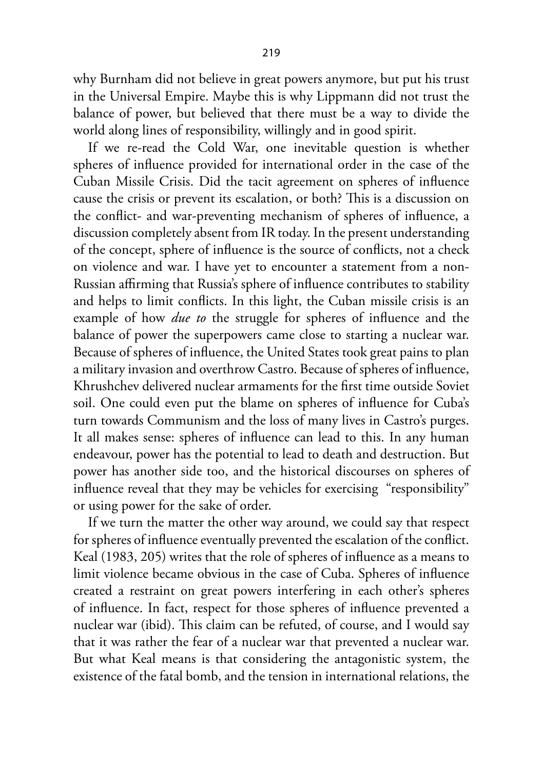why Burnham did not believe in great powers anymore, but put his trust in the Universal Empire. Maybe this is why Lippmann did not trust the balance of power, but believed that there must be a way to divide the world along lines of responsibility, willingly and in good spirit.

If we re-read the Cold War, one inevitable question is whether spheres of influence provided for international order in the case of the Cuban Missile Crisis. Did the tacit agreement on spheres of influence cause the crisis or prevent its escalation, or both? This is a discussion on the conflict- and war-preventing mechanism of spheres of influence, a discussion completely absent from IR today. In the present understanding of the concept, sphere of influence is the source of conflicts, not a check on violence and war. I have yet to encounter a statement from a non-Russian affirming that Russia's sphere of influence contributes to stability and helps to limit conflicts. In this light, the Cuban missile crisis is an example of how *due to* the struggle for spheres of influence and the balance of power the superpowers came close to starting a nuclear war. Because of spheres of influence, the United States took great pains to plan a military invasion and overthrow Castro. Because of spheres of influence, Khrushchev delivered nuclear armaments for the first time outside Soviet soil. One could even put the blame on spheres of influence for Cuba's turn towards Communism and the loss of many lives in Castro's purges. It all makes sense: spheres of influence can lead to this. In any human endeavour, power has the potential to lead to death and destruction. But power has another side too, and the historical discourses on spheres of influence reveal that they may be vehicles for exercising "responsibility" or using power for the sake of order.

If we turn the matter the other way around, we could say that respect for spheres of influence eventually prevented the escalation of the conflict. Keal (1983, 205) writes that the role of spheres of influence as a means to limit violence became obvious in the case of Cuba. Spheres of influence created a restraint on great powers interfering in each other's spheres of influence. In fact, respect for those spheres of influence prevented a nuclear war (ibid). This claim can be refuted, of course, and I would say that it was rather the fear of a nuclear war that prevented a nuclear war. But what Keal means is that considering the antagonistic system, the existence of the fatal bomb, and the tension in international relations, the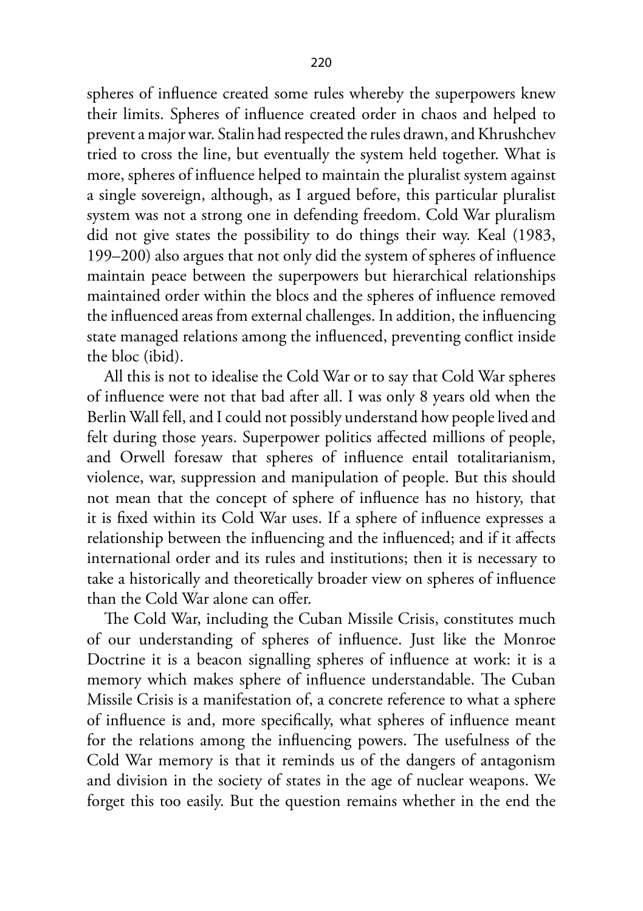spheres of influence created some rules whereby the superpowers knew their limits. Spheres of influence created order in chaos and helped to prevent a major war. Stalin had respected the rules drawn, and Khrushchev tried to cross the line, but eventually the system held together. What is more, spheres of influence helped to maintain the pluralist system against a single sovereign, although, as I argued before, this particular pluralist system was not a strong one in defending freedom. Cold War pluralism did not give states the possibility to do things their way. Keal (1983, 199–200) also argues that not only did the system of spheres of influence maintain peace between the superpowers but hierarchical relationships maintained order within the blocs and the spheres of influence removed the influenced areas from external challenges. In addition, the influencing state managed relations among the influenced, preventing conflict inside the bloc (ibid).

All this is not to idealise the Cold War or to say that Cold War spheres of influence were not that bad after all. I was only 8 years old when the Berlin Wall fell, and I could not possibly understand how people lived and felt during those years. Superpower politics affected millions of people, and Orwell foresaw that spheres of influence entail totalitarianism, violence, war, suppression and manipulation of people. But this should not mean that the concept of sphere of influence has no history, that it is fixed within its Cold War uses. If a sphere of influence expresses a relationship between the influencing and the influenced; and if it affects international order and its rules and institutions; then it is necessary to take a historically and theoretically broader view on spheres of influence than the Cold War alone can offer.

The Cold War, including the Cuban Missile Crisis, constitutes much of our understanding of spheres of influence. Just like the Monroe Doctrine it is a beacon signalling spheres of influence at work: it is a memory which makes sphere of influence understandable. The Cuban Missile Crisis is a manifestation of, a concrete reference to what a sphere of influence is and, more specifically, what spheres of influence meant for the relations among the influencing powers. The usefulness of the Cold War memory is that it reminds us of the dangers of antagonism and division in the society of states in the age of nuclear weapons. We forget this too easily. But the question remains whether in the end the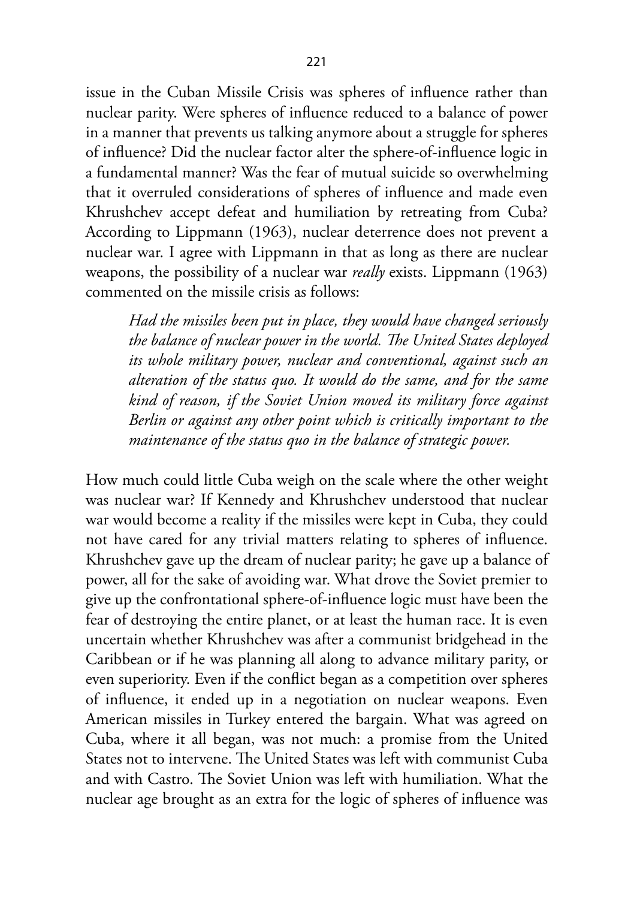issue in the Cuban Missile Crisis was spheres of influence rather than nuclear parity. Were spheres of influence reduced to a balance of power in a manner that prevents us talking anymore about a struggle for spheres of influence? Did the nuclear factor alter the sphere-of-influence logic in a fundamental manner? Was the fear of mutual suicide so overwhelming that it overruled considerations of spheres of influence and made even Khrushchev accept defeat and humiliation by retreating from Cuba? According to Lippmann (1963), nuclear deterrence does not prevent a nuclear war. I agree with Lippmann in that as long as there are nuclear weapons, the possibility of a nuclear war *really* exists. Lippmann (1963) commented on the missile crisis as follows:

> *Had the missiles been put in place, they would have changed seriously the balance of nuclear power in the world. The United States deployed its whole military power, nuclear and conventional, against such an alteration of the status quo. It would do the same, and for the same kind of reason, if the Soviet Union moved its military force against Berlin or against any other point which is critically important to the maintenance of the status quo in the balance of strategic power.*

How much could little Cuba weigh on the scale where the other weight was nuclear war? If Kennedy and Khrushchev understood that nuclear war would become a reality if the missiles were kept in Cuba, they could not have cared for any trivial matters relating to spheres of influence. Khrushchev gave up the dream of nuclear parity; he gave up a balance of power, all for the sake of avoiding war. What drove the Soviet premier to give up the confrontational sphere-of-influence logic must have been the fear of destroying the entire planet, or at least the human race. It is even uncertain whether Khrushchev was after a communist bridgehead in the Caribbean or if he was planning all along to advance military parity, or even superiority. Even if the conflict began as a competition over spheres of influence, it ended up in a negotiation on nuclear weapons. Even American missiles in Turkey entered the bargain. What was agreed on Cuba, where it all began, was not much: a promise from the United States not to intervene. The United States was left with communist Cuba and with Castro. The Soviet Union was left with humiliation. What the nuclear age brought as an extra for the logic of spheres of influence was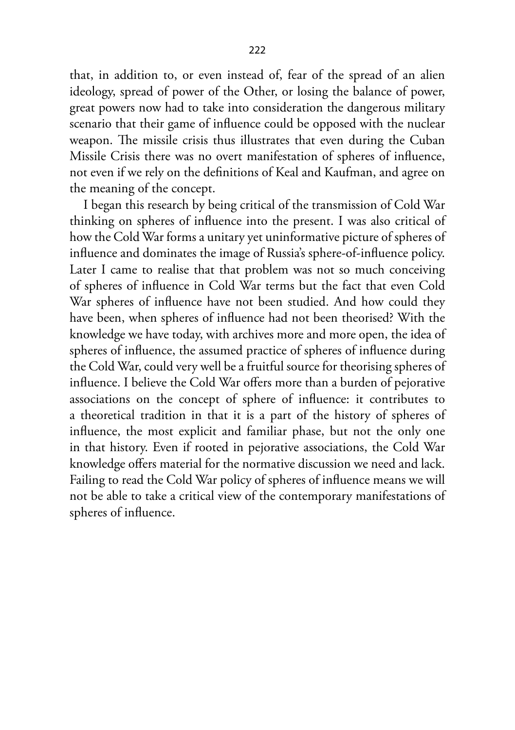that, in addition to, or even instead of, fear of the spread of an alien ideology, spread of power of the Other, or losing the balance of power, great powers now had to take into consideration the dangerous military scenario that their game of influence could be opposed with the nuclear weapon. The missile crisis thus illustrates that even during the Cuban Missile Crisis there was no overt manifestation of spheres of influence, not even if we rely on the definitions of Keal and Kaufman, and agree on the meaning of the concept.

I began this research by being critical of the transmission of Cold War thinking on spheres of influence into the present. I was also critical of how the Cold War forms a unitary yet uninformative picture of spheres of influence and dominates the image of Russia's sphere-of-influence policy. Later I came to realise that that problem was not so much conceiving of spheres of influence in Cold War terms but the fact that even Cold War spheres of influence have not been studied. And how could they have been, when spheres of influence had not been theorised? With the knowledge we have today, with archives more and more open, the idea of spheres of influence, the assumed practice of spheres of influence during the Cold War, could very well be a fruitful source for theorising spheres of influence. I believe the Cold War offers more than a burden of pejorative associations on the concept of sphere of influence: it contributes to a theoretical tradition in that it is a part of the history of spheres of influence, the most explicit and familiar phase, but not the only one in that history. Even if rooted in pejorative associations, the Cold War knowledge offers material for the normative discussion we need and lack. Failing to read the Cold War policy of spheres of influence means we will not be able to take a critical view of the contemporary manifestations of spheres of influence.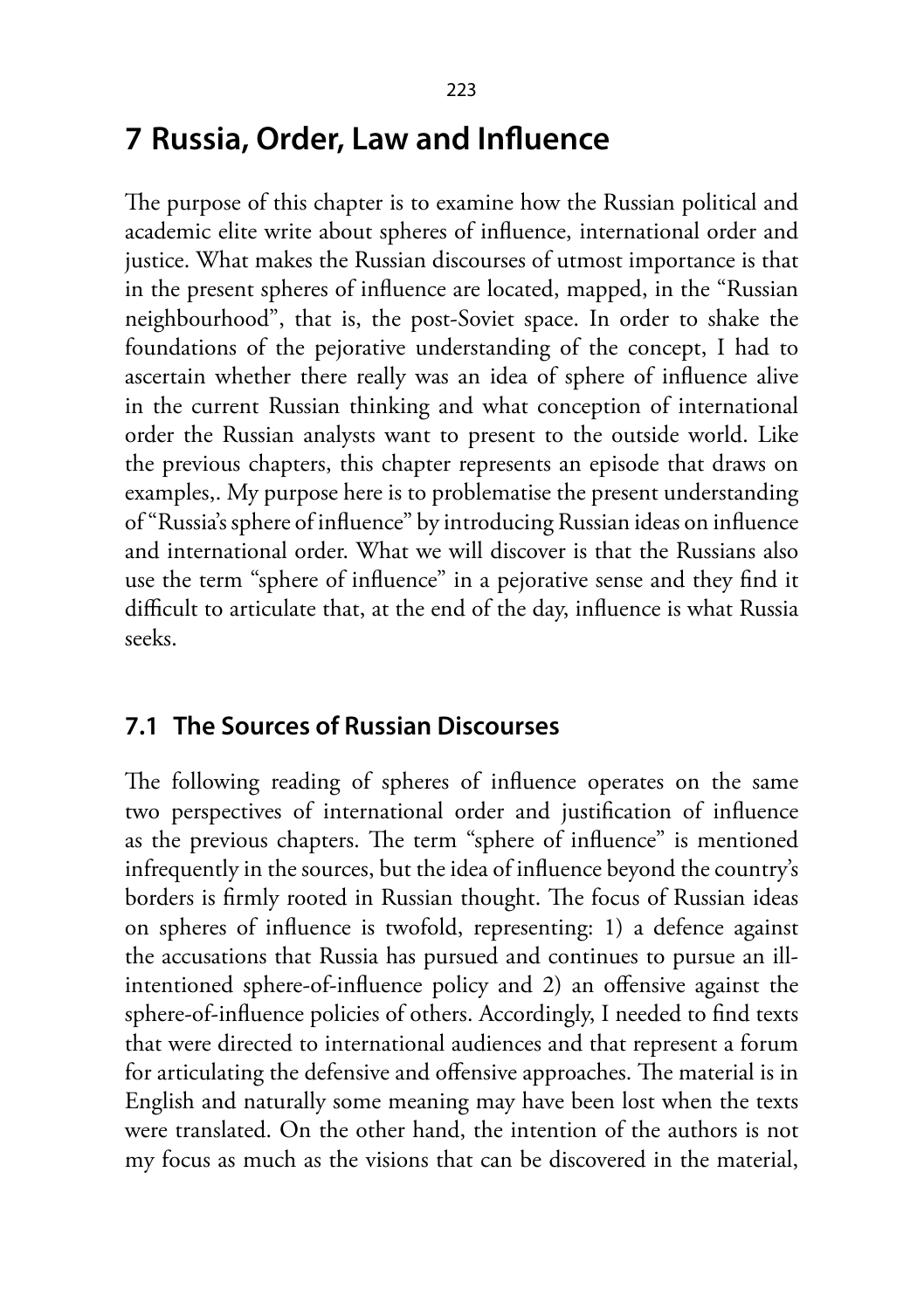# 7 Russia, Order, Law and Influence

The purpose of this chapter is to examine how the Russian political and academic elite write about spheres of influence, international order and justice. What makes the Russian discourses of utmost importance is that in the present spheres of influence are located, mapped, in the "Russian neighbourhood", that is, the post-Soviet space. In order to shake the foundations of the pejorative understanding of the concept, I had to ascertain whether there really was an idea of sphere of influence alive in the current Russian thinking and what conception of international order the Russian analysts want to present to the outside world. Like the previous chapters, this chapter represents an episode that draws on examples,. My purpose here is to problematise the present understanding of "Russia's sphere of influence" by introducing Russian ideas on influence and international order. What we will discover is that the Russians also use the term "sphere of influence" in a pejorative sense and they find it difficult to articulate that, at the end of the day, influence is what Russia seeks.

## 7.1 The Sources of Russian Discourses

The following reading of spheres of influence operates on the same two perspectives of international order and justification of influence as the previous chapters. The term "sphere of influence" is mentioned infrequently in the sources, but the idea of influence beyond the country's borders is firmly rooted in Russian thought. The focus of Russian ideas on spheres of influence is twofold, representing: 1) a defence against the accusations that Russia has pursued and continues to pursue an ill-intentioned sphere-of-influence policy and 2) an offensive against the sphere-of-influence policies of others. Accordingly, I needed to find texts that were directed to international audiences and that represent a forum for articulating the defensive and offensive approaches. The material is in English and naturally some meaning may have been lost when the texts were translated. On the other hand, the intention of the authors is not my focus as much as the visions that can be discovered in the material,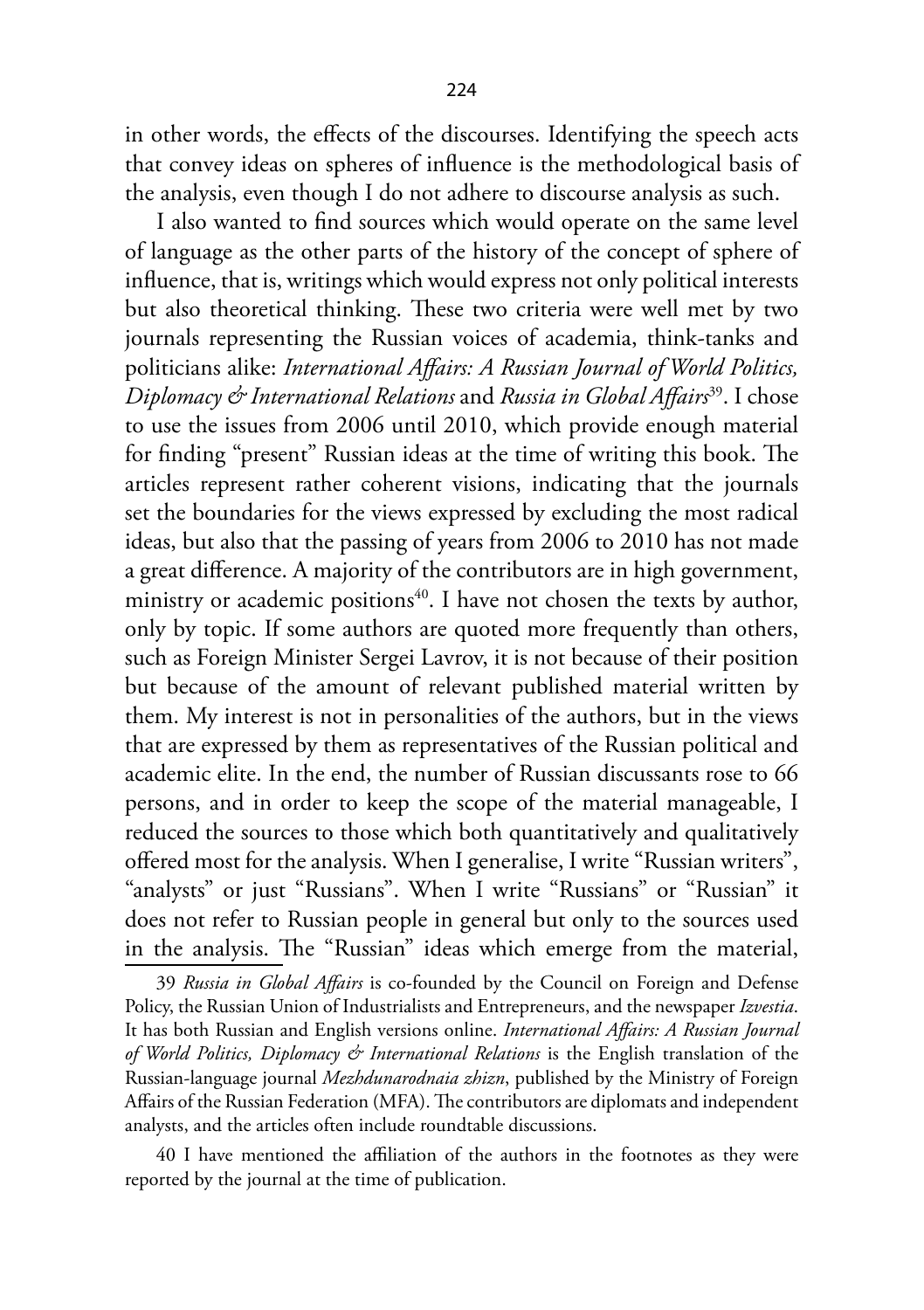in other words, the effects of the discourses. Identifying the speech acts that convey ideas on spheres of influence is the methodological basis of the analysis, even though I do not adhere to discourse analysis as such.

I also wanted to find sources which would operate on the same level of language as the other parts of the history of the concept of sphere of influence, that is, writings which would express not only political interests but also theoretical thinking. These two criteria were well met by two journals representing the Russian voices of academia, think-tanks and politicians alike: *International Affairs: A Russian Journal of World Politics, Diplomacy & International Relations* and *Russia in Global Affairs*[39]. I chose to use the issues from 2006 until 2010, which provide enough material for finding "present" Russian ideas at the time of writing this book. The articles represent rather coherent visions, indicating that the journals set the boundaries for the views expressed by excluding the most radical ideas, but also that the passing of years from 2006 to 2010 has not made a great difference. A majority of the contributors are in high government, ministry or academic positions[40]. I have not chosen the texts by author, only by topic. If some authors are quoted more frequently than others, such as Foreign Minister Sergei Lavrov, it is not because of their position but because of the amount of relevant published material written by them. My interest is not in personalities of the authors, but in the views that are expressed by them as representatives of the Russian political and academic elite. In the end, the number of Russian discussants rose to 66 persons, and in order to keep the scope of the material manageable, I reduced the sources to those which both quantitatively and qualitatively offered most for the analysis. When I generalise, I write "Russian writers", "analysts" or just "Russians". When I write "Russians" or "Russian" it does not refer to Russian people in general but only to the sources used in the analysis. The "Russian" ideas which emerge from the material,

---

39 *Russia in Global Affairs* is co-founded by the Council on Foreign and Defense Policy, the Russian Union of Industrialists and Entrepreneurs, and the newspaper *Izvestia*. It has both Russian and English versions online. *International Affairs: A Russian Journal of World Politics, Diplomacy & International Relations* is the English translation of the Russian-language journal *Mezhdunarodnaia zhizn*, published by the Ministry of Foreign Affairs of the Russian Federation (MFA). The contributors are diplomats and independent analysts, and the articles often include roundtable discussions.

40 I have mentioned the affiliation of the authors in the footnotes as they were reported by the journal at the time of publication.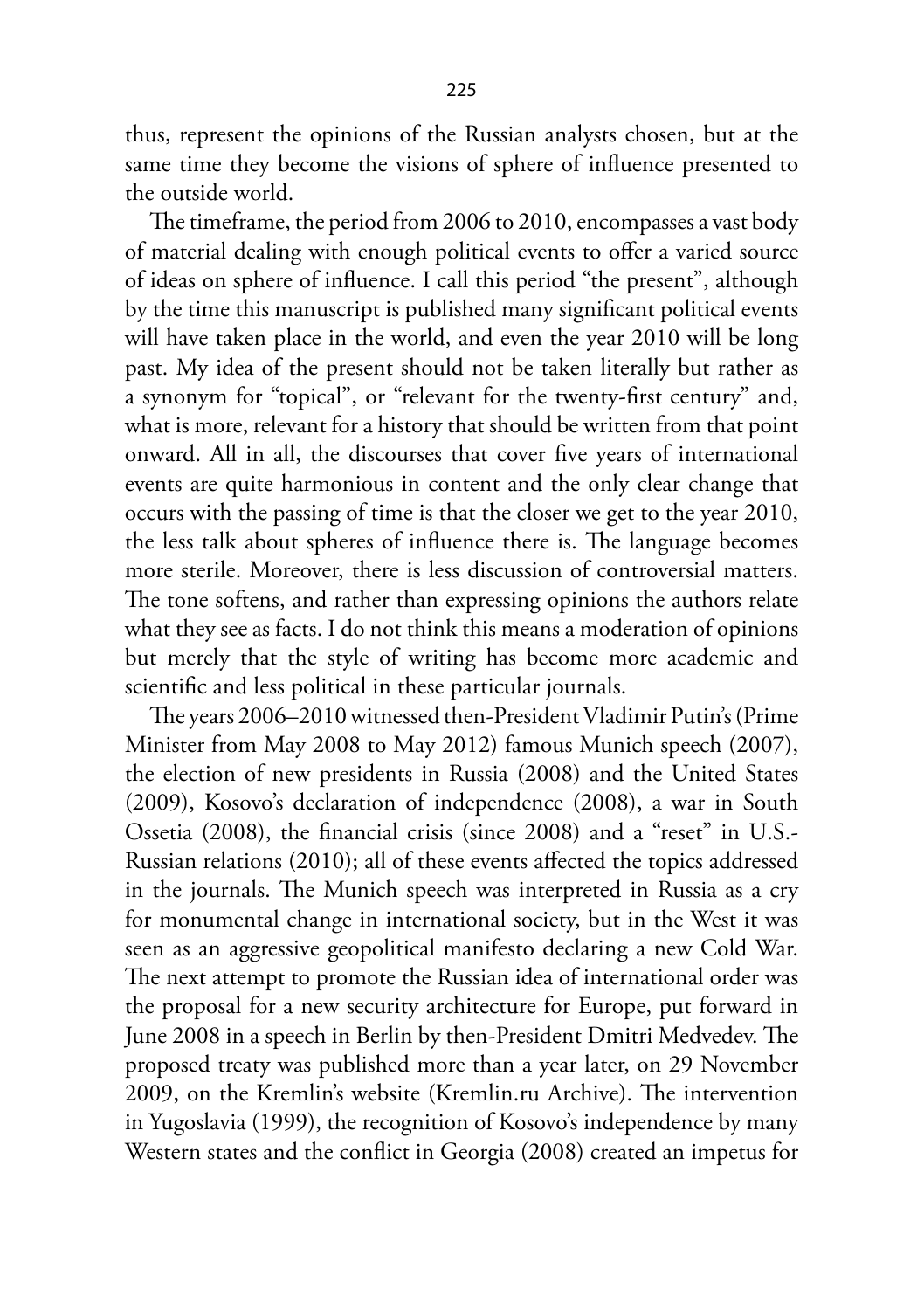thus, represent the opinions of the Russian analysts chosen, but at the same time they become the visions of sphere of influence presented to the outside world.

The timeframe, the period from 2006 to 2010, encompasses a vast body of material dealing with enough political events to offer a varied source of ideas on sphere of influence. I call this period "the present", although by the time this manuscript is published many significant political events will have taken place in the world, and even the year 2010 will be long past. My idea of the present should not be taken literally but rather as a synonym for "topical", or "relevant for the twenty-first century" and, what is more, relevant for a history that should be written from that point onward. All in all, the discourses that cover five years of international events are quite harmonious in content and the only clear change that occurs with the passing of time is that the closer we get to the year 2010, the less talk about spheres of influence there is. The language becomes more sterile. Moreover, there is less discussion of controversial matters. The tone softens, and rather than expressing opinions the authors relate what they see as facts. I do not think this means a moderation of opinions but merely that the style of writing has become more academic and scientific and less political in these particular journals.

The years 2006–2010 witnessed then-President Vladimir Putin's (Prime Minister from May 2008 to May 2012) famous Munich speech (2007), the election of new presidents in Russia (2008) and the United States (2009), Kosovo's declaration of independence (2008), a war in South Ossetia (2008), the financial crisis (since 2008) and a "reset" in U.S.-Russian relations (2010); all of these events affected the topics addressed in the journals. The Munich speech was interpreted in Russia as a cry for monumental change in international society, but in the West it was seen as an aggressive geopolitical manifesto declaring a new Cold War. The next attempt to promote the Russian idea of international order was the proposal for a new security architecture for Europe, put forward in June 2008 in a speech in Berlin by then-President Dmitri Medvedev. The proposed treaty was published more than a year later, on 29 November 2009, on the Kremlin's website (Kremlin.ru Archive). The intervention in Yugoslavia (1999), the recognition of Kosovo's independence by many Western states and the conflict in Georgia (2008) created an impetus for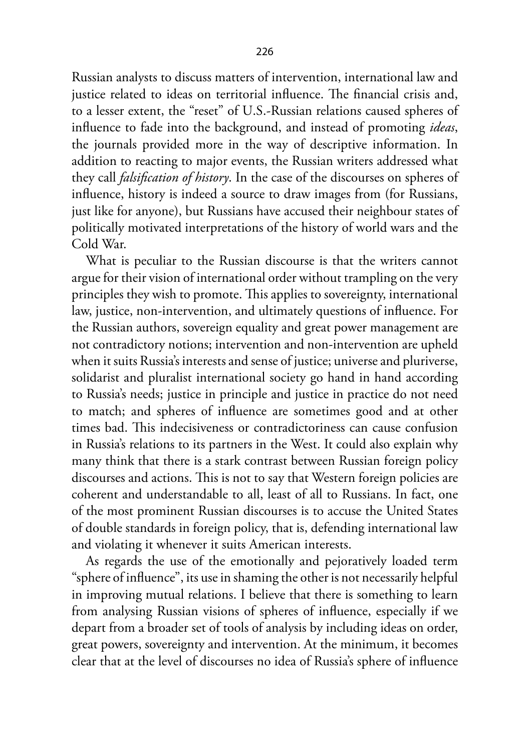Russian analysts to discuss matters of intervention, international law and justice related to ideas on territorial influence. The financial crisis and, to a lesser extent, the "reset" of U.S.-Russian relations caused spheres of influence to fade into the background, and instead of promoting *ideas*, the journals provided more in the way of descriptive information. In addition to reacting to major events, the Russian writers addressed what they call *falsification of history*. In the case of the discourses on spheres of influence, history is indeed a source to draw images from (for Russians, just like for anyone), but Russians have accused their neighbour states of politically motivated interpretations of the history of world wars and the Cold War.

What is peculiar to the Russian discourse is that the writers cannot argue for their vision of international order without trampling on the very principles they wish to promote. This applies to sovereignty, international law, justice, non-intervention, and ultimately questions of influence. For the Russian authors, sovereign equality and great power management are not contradictory notions; intervention and non-intervention are upheld when it suits Russia's interests and sense of justice; universe and pluriverse, solidarist and pluralist international society go hand in hand according to Russia's needs; justice in principle and justice in practice do not need to match; and spheres of influence are sometimes good and at other times bad. This indecisiveness or contradictoriness can cause confusion in Russia's relations to its partners in the West. It could also explain why many think that there is a stark contrast between Russian foreign policy discourses and actions. This is not to say that Western foreign policies are coherent and understandable to all, least of all to Russians. In fact, one of the most prominent Russian discourses is to accuse the United States of double standards in foreign policy, that is, defending international law and violating it whenever it suits American interests.

As regards the use of the emotionally and pejoratively loaded term "sphere of influence", its use in shaming the other is not necessarily helpful in improving mutual relations. I believe that there is something to learn from analysing Russian visions of spheres of influence, especially if we depart from a broader set of tools of analysis by including ideas on order, great powers, sovereignty and intervention. At the minimum, it becomes clear that at the level of discourses no idea of Russia's sphere of influence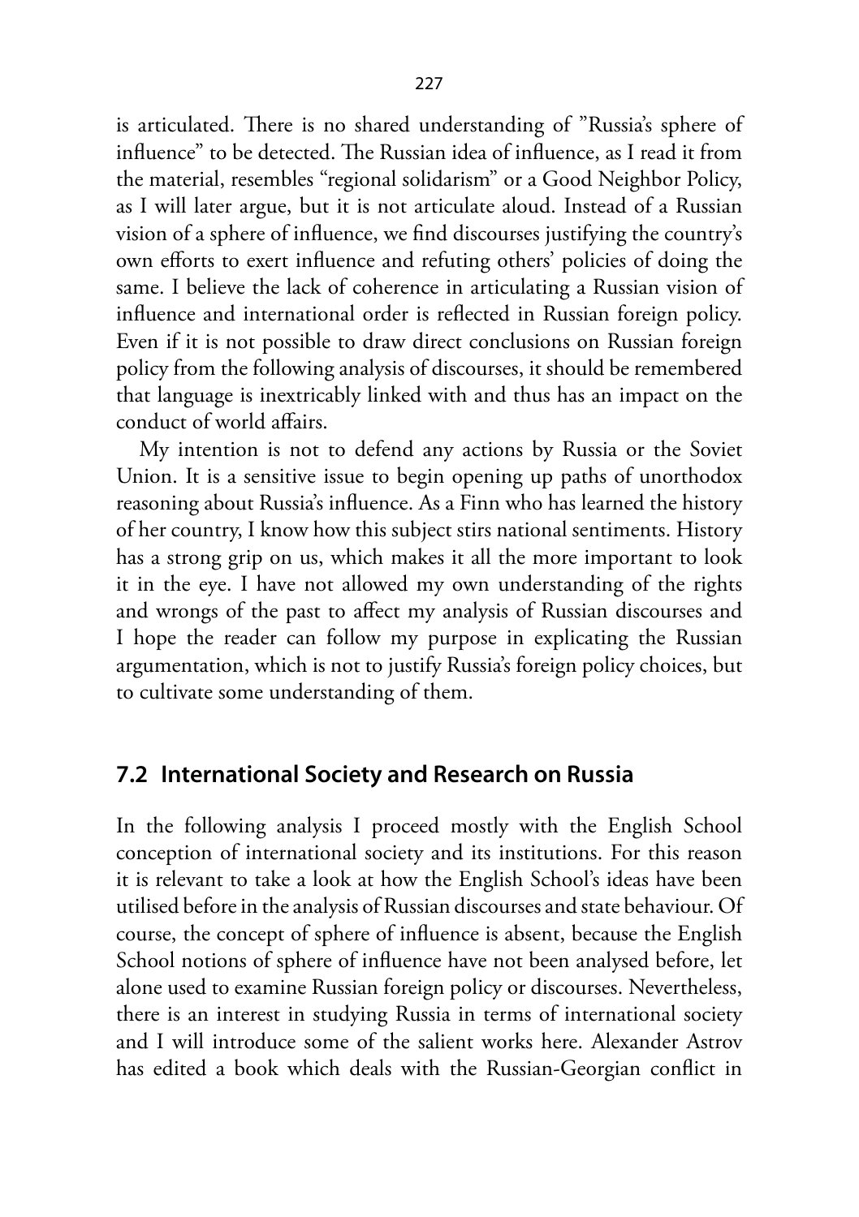is articulated. There is no shared understanding of ”Russia's sphere of influence” to be detected. The Russian idea of influence, as I read it from the material, resembles “regional solidarism” or a Good Neighbor Policy, as I will later argue, but it is not articulate aloud. Instead of a Russian vision of a sphere of influence, we find discourses justifying the country's own efforts to exert influence and refuting others' policies of doing the same. I believe the lack of coherence in articulating a Russian vision of influence and international order is reflected in Russian foreign policy. Even if it is not possible to draw direct conclusions on Russian foreign policy from the following analysis of discourses, it should be remembered that language is inextricably linked with and thus has an impact on the conduct of world affairs.

My intention is not to defend any actions by Russia or the Soviet Union. It is a sensitive issue to begin opening up paths of unorthodox reasoning about Russia's influence. As a Finn who has learned the history of her country, I know how this subject stirs national sentiments. History has a strong grip on us, which makes it all the more important to look it in the eye. I have not allowed my own understanding of the rights and wrongs of the past to affect my analysis of Russian discourses and I hope the reader can follow my purpose in explicating the Russian argumentation, which is not to justify Russia's foreign policy choices, but to cultivate some understanding of them.

## 7.2 International Society and Research on Russia

In the following analysis I proceed mostly with the English School conception of international society and its institutions. For this reason it is relevant to take a look at how the English School's ideas have been utilised before in the analysis of Russian discourses and state behaviour. Of course, the concept of sphere of influence is absent, because the English School notions of sphere of influence have not been analysed before, let alone used to examine Russian foreign policy or discourses. Nevertheless, there is an interest in studying Russia in terms of international society and I will introduce some of the salient works here. Alexander Astrov has edited a book which deals with the Russian-Georgian conflict in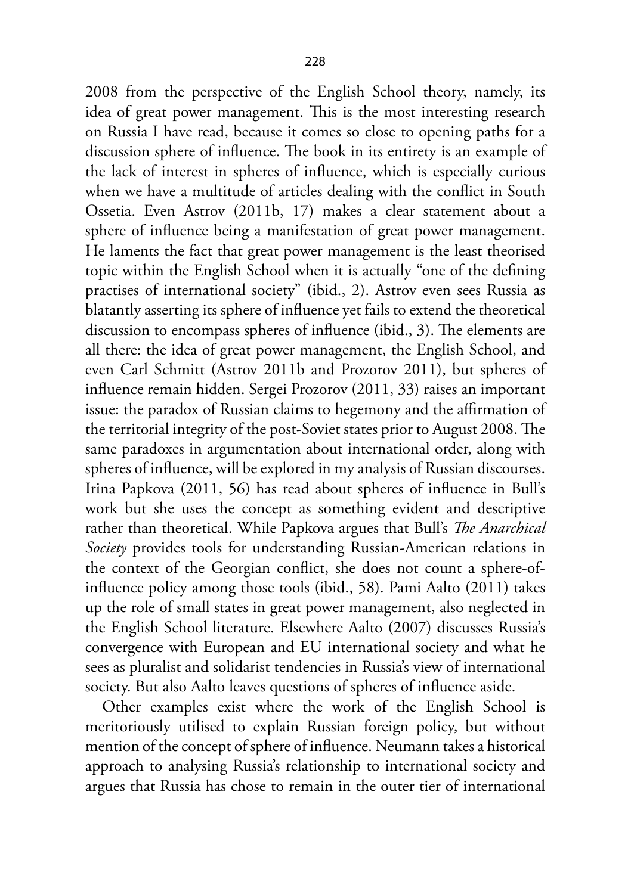2008 from the perspective of the English School theory, namely, its idea of great power management. This is the most interesting research on Russia I have read, because it comes so close to opening paths for a discussion sphere of influence. The book in its entirety is an example of the lack of interest in spheres of influence, which is especially curious when we have a multitude of articles dealing with the conflict in South Ossetia. Even Astrov (2011b, 17) makes a clear statement about a sphere of influence being a manifestation of great power management. He laments the fact that great power management is the least theorised topic within the English School when it is actually "one of the defining practises of international society" (ibid., 2). Astrov even sees Russia as blatantly asserting its sphere of influence yet fails to extend the theoretical discussion to encompass spheres of influence (ibid., 3). The elements are all there: the idea of great power management, the English School, and even Carl Schmitt (Astrov 2011b and Prozorov 2011), but spheres of influence remain hidden. Sergei Prozorov (2011, 33) raises an important issue: the paradox of Russian claims to hegemony and the affirmation of the territorial integrity of the post-Soviet states prior to August 2008. The same paradoxes in argumentation about international order, along with spheres of influence, will be explored in my analysis of Russian discourses. Irina Papkova (2011, 56) has read about spheres of influence in Bull's work but she uses the concept as something evident and descriptive rather than theoretical. While Papkova argues that Bull's *The Anarchical Society* provides tools for understanding Russian-American relations in the context of the Georgian conflict, she does not count a sphere-of-influence policy among those tools (ibid., 58). Pami Aalto (2011) takes up the role of small states in great power management, also neglected in the English School literature. Elsewhere Aalto (2007) discusses Russia's convergence with European and EU international society and what he sees as pluralist and solidarist tendencies in Russia's view of international society. But also Aalto leaves questions of spheres of influence aside.

Other examples exist where the work of the English School is meritoriously utilised to explain Russian foreign policy, but without mention of the concept of sphere of influence. Neumann takes a historical approach to analysing Russia's relationship to international society and argues that Russia has chose to remain in the outer tier of international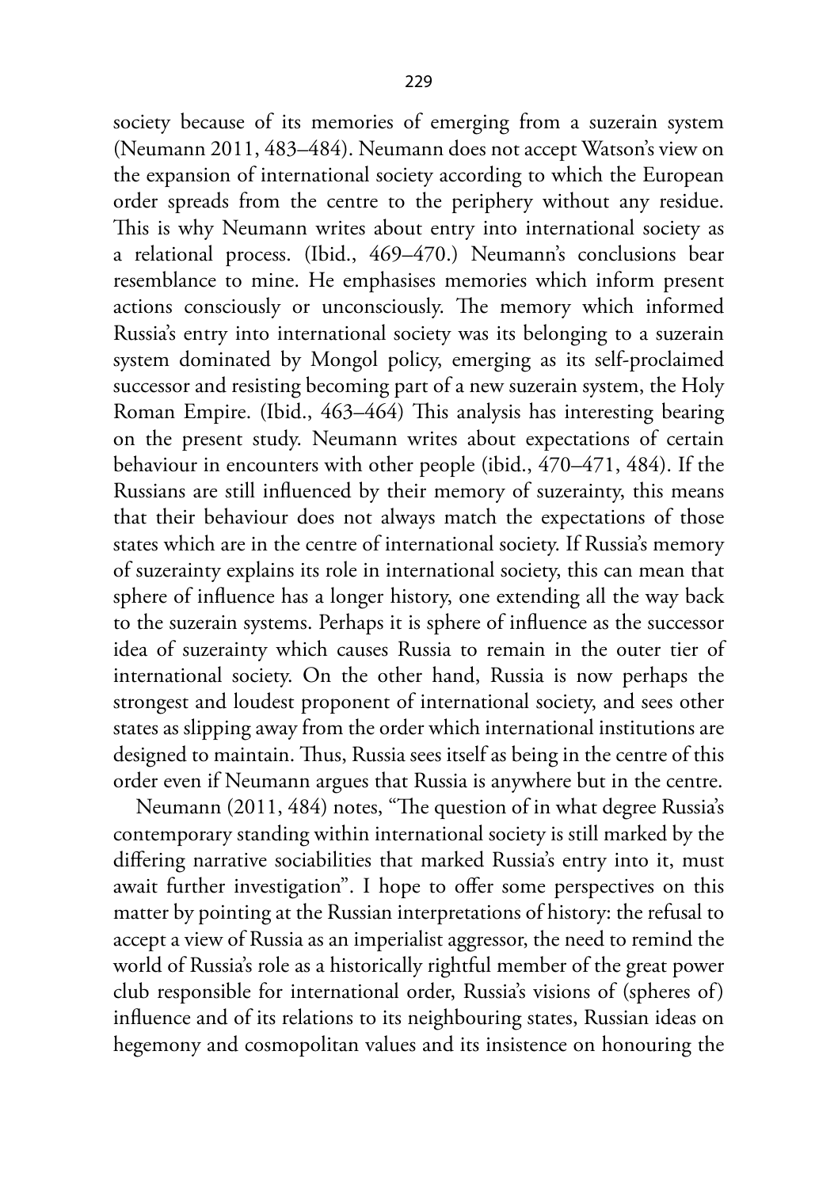society because of its memories of emerging from a suzerain system (Neumann 2011, 483–484). Neumann does not accept Watson's view on the expansion of international society according to which the European order spreads from the centre to the periphery without any residue. This is why Neumann writes about entry into international society as a relational process. (Ibid., 469–470.) Neumann's conclusions bear resemblance to mine. He emphasises memories which inform present actions consciously or unconsciously. The memory which informed Russia's entry into international society was its belonging to a suzerain system dominated by Mongol policy, emerging as its self-proclaimed successor and resisting becoming part of a new suzerain system, the Holy Roman Empire. (Ibid., 463–464) This analysis has interesting bearing on the present study. Neumann writes about expectations of certain behaviour in encounters with other people (ibid., 470–471, 484). If the Russians are still influenced by their memory of suzerainty, this means that their behaviour does not always match the expectations of those states which are in the centre of international society. If Russia's memory of suzerainty explains its role in international society, this can mean that sphere of influence has a longer history, one extending all the way back to the suzerain systems. Perhaps it is sphere of influence as the successor idea of suzerainty which causes Russia to remain in the outer tier of international society. On the other hand, Russia is now perhaps the strongest and loudest proponent of international society, and sees other states as slipping away from the order which international institutions are designed to maintain. Thus, Russia sees itself as being in the centre of this order even if Neumann argues that Russia is anywhere but in the centre.

Neumann (2011, 484) notes, "The question of in what degree Russia's contemporary standing within international society is still marked by the differing narrative sociabilities that marked Russia's entry into it, must await further investigation". I hope to offer some perspectives on this matter by pointing at the Russian interpretations of history: the refusal to accept a view of Russia as an imperialist aggressor, the need to remind the world of Russia's role as a historically rightful member of the great power club responsible for international order, Russia's visions of (spheres of) influence and of its relations to its neighbouring states, Russian ideas on hegemony and cosmopolitan values and its insistence on honouring the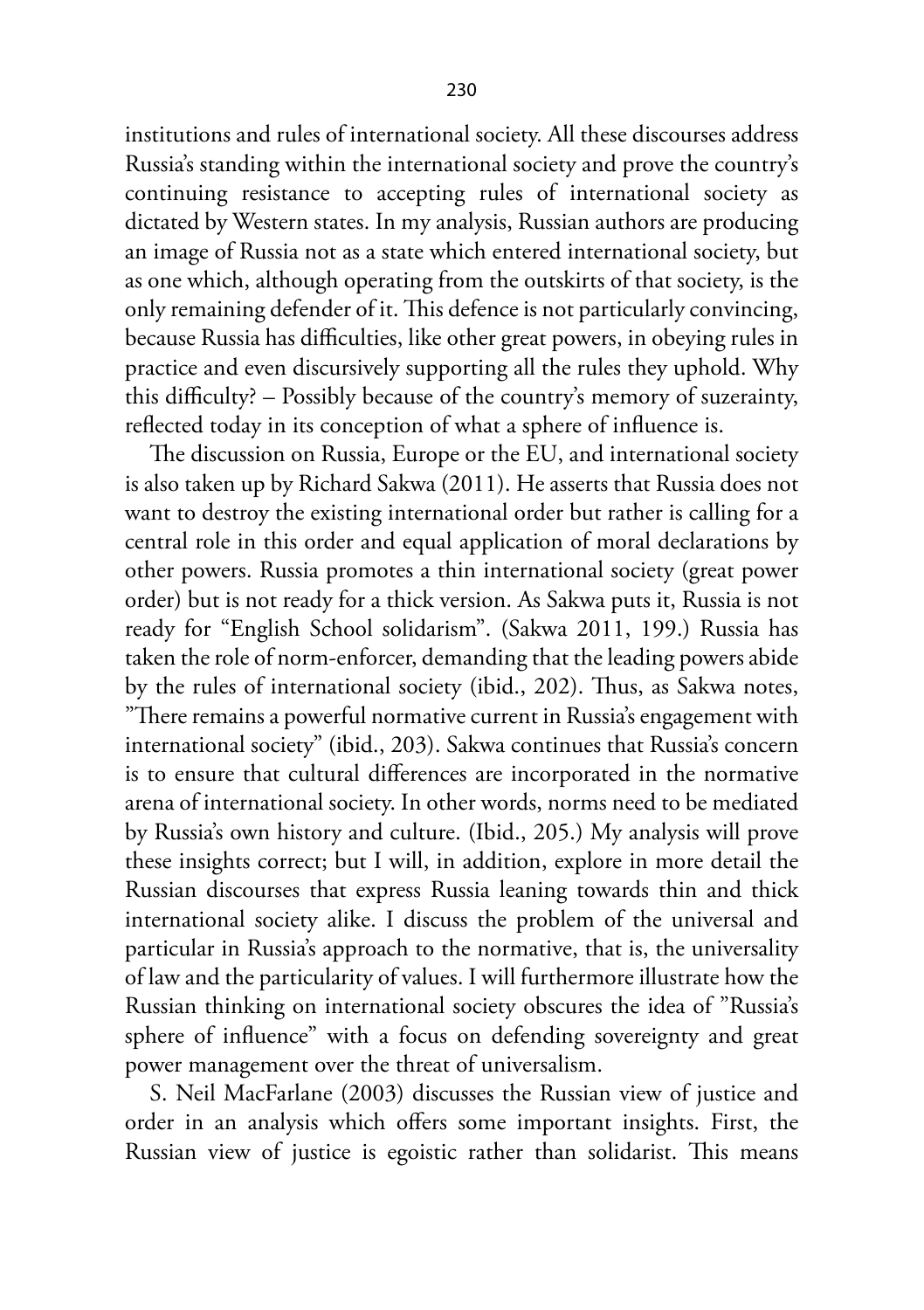institutions and rules of international society. All these discourses address Russia's standing within the international society and prove the country's continuing resistance to accepting rules of international society as dictated by Western states. In my analysis, Russian authors are producing an image of Russia not as a state which entered international society, but as one which, although operating from the outskirts of that society, is the only remaining defender of it. This defence is not particularly convincing, because Russia has difficulties, like other great powers, in obeying rules in practice and even discursively supporting all the rules they uphold. Why this difficulty? – Possibly because of the country's memory of suzerainty, reflected today in its conception of what a sphere of influence is.

The discussion on Russia, Europe or the EU, and international society is also taken up by Richard Sakwa (2011). He asserts that Russia does not want to destroy the existing international order but rather is calling for a central role in this order and equal application of moral declarations by other powers. Russia promotes a thin international society (great power order) but is not ready for a thick version. As Sakwa puts it, Russia is not ready for "English School solidarism". (Sakwa 2011, 199.) Russia has taken the role of norm-enforcer, demanding that the leading powers abide by the rules of international society (ibid., 202). Thus, as Sakwa notes, "There remains a powerful normative current in Russia's engagement with international society" (ibid., 203). Sakwa continues that Russia's concern is to ensure that cultural differences are incorporated in the normative arena of international society. In other words, norms need to be mediated by Russia's own history and culture. (Ibid., 205.) My analysis will prove these insights correct; but I will, in addition, explore in more detail the Russian discourses that express Russia leaning towards thin and thick international society alike. I discuss the problem of the universal and particular in Russia's approach to the normative, that is, the universality of law and the particularity of values. I will furthermore illustrate how the Russian thinking on international society obscures the idea of "Russia's sphere of influence" with a focus on defending sovereignty and great power management over the threat of universalism.

S. Neil MacFarlane (2003) discusses the Russian view of justice and order in an analysis which offers some important insights. First, the Russian view of justice is egoistic rather than solidarist. This means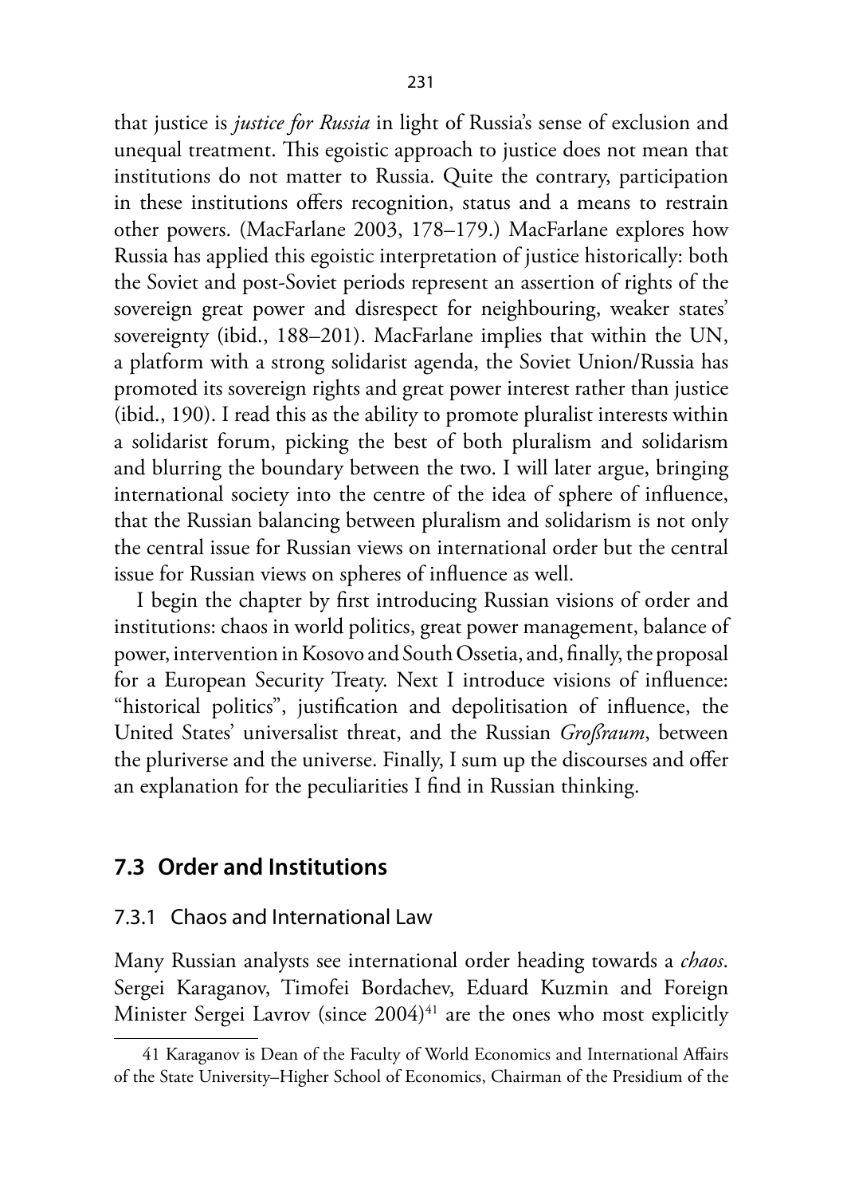that justice is *justice for Russia* in light of Russia's sense of exclusion and unequal treatment. This egoistic approach to justice does not mean that institutions do not matter to Russia. Quite the contrary, participation in these institutions offers recognition, status and a means to restrain other powers. (MacFarlane 2003, 178–179.) MacFarlane explores how Russia has applied this egoistic interpretation of justice historically: both the Soviet and post-Soviet periods represent an assertion of rights of the sovereign great power and disrespect for neighbouring, weaker states' sovereignty (ibid., 188–201). MacFarlane implies that within the UN, a platform with a strong solidarist agenda, the Soviet Union/Russia has promoted its sovereign rights and great power interest rather than justice (ibid., 190). I read this as the ability to promote pluralist interests within a solidarist forum, picking the best of both pluralism and solidarism and blurring the boundary between the two. I will later argue, bringing international society into the centre of the idea of sphere of influence, that the Russian balancing between pluralism and solidarism is not only the central issue for Russian views on international order but the central issue for Russian views on spheres of influence as well.

I begin the chapter by first introducing Russian visions of order and institutions: chaos in world politics, great power management, balance of power, intervention in Kosovo and South Ossetia, and, finally, the proposal for a European Security Treaty. Next I introduce visions of influence: "historical politics", justification and depoliticisation of influence, the United States' universalist threat, and the Russian *Großraum*, between the pluriverse and the universe. Finally, I sum up the discourses and offer an explanation for the peculiarities I find in Russian thinking.

## 7.3 Order and Institutions

### 7.3.1 Chaos and International Law

Many Russian analysts see international order heading towards a *chaos*. Sergei Karaganov, Timofei Bordachev, Eduard Kuzmin and Foreign Minister Sergei Lavrov (since 2004)[41] are the ones who most explicitly

---

41 Karaganov is Dean of the Faculty of World Economics and International Affairs of the State University–Higher School of Economics, Chairman of the Presidium of the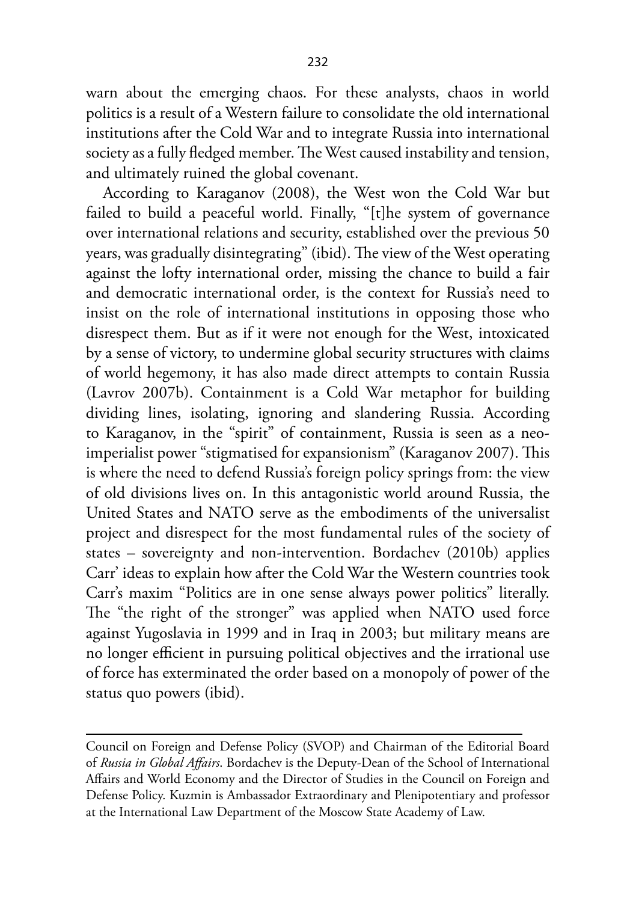warn about the emerging chaos. For these analysts, chaos in world politics is a result of a Western failure to consolidate the old international institutions after the Cold War and to integrate Russia into international society as a fully fledged member. The West caused instability and tension, and ultimately ruined the global covenant.

According to Karaganov (2008), the West won the Cold War but failed to build a peaceful world. Finally, "[t]he system of governance over international relations and security, established over the previous 50 years, was gradually disintegrating" (ibid). The view of the West operating against the lofty international order, missing the chance to build a fair and democratic international order, is the context for Russia's need to insist on the role of international institutions in opposing those who disrespect them. But as if it were not enough for the West, intoxicated by a sense of victory, to undermine global security structures with claims of world hegemony, it has also made direct attempts to contain Russia (Lavrov 2007b). Containment is a Cold War metaphor for building dividing lines, isolating, ignoring and slandering Russia. According to Karaganov, in the "spirit" of containment, Russia is seen as a neo-imperialist power "stigmatised for expansionism" (Karaganov 2007). This is where the need to defend Russia's foreign policy springs from: the view of old divisions lives on. In this antagonistic world around Russia, the United States and NATO serve as the embodiments of the universalist project and disrespect for the most fundamental rules of the society of states – sovereignty and non-intervention. Bordachev (2010b) applies Carr' ideas to explain how after the Cold War the Western countries took Carr's maxim "Politics are in one sense always power politics" literally. The "the right of the stronger" was applied when NATO used force against Yugoslavia in 1999 and in Iraq in 2003; but military means are no longer efficient in pursuing political objectives and the irrational use of force has exterminated the order based on a monopoly of power of the status quo powers (ibid).

---

Council on Foreign and Defense Policy (SVOP) and Chairman of the Editorial Board of *Russia in Global Affairs*. Bordachev is the Deputy-Dean of the School of International Affairs and World Economy and the Director of Studies in the Council on Foreign and Defense Policy. Kuzmin is Ambassador Extraordinary and Plenipotentiary and professor at the International Law Department of the Moscow State Academy of Law.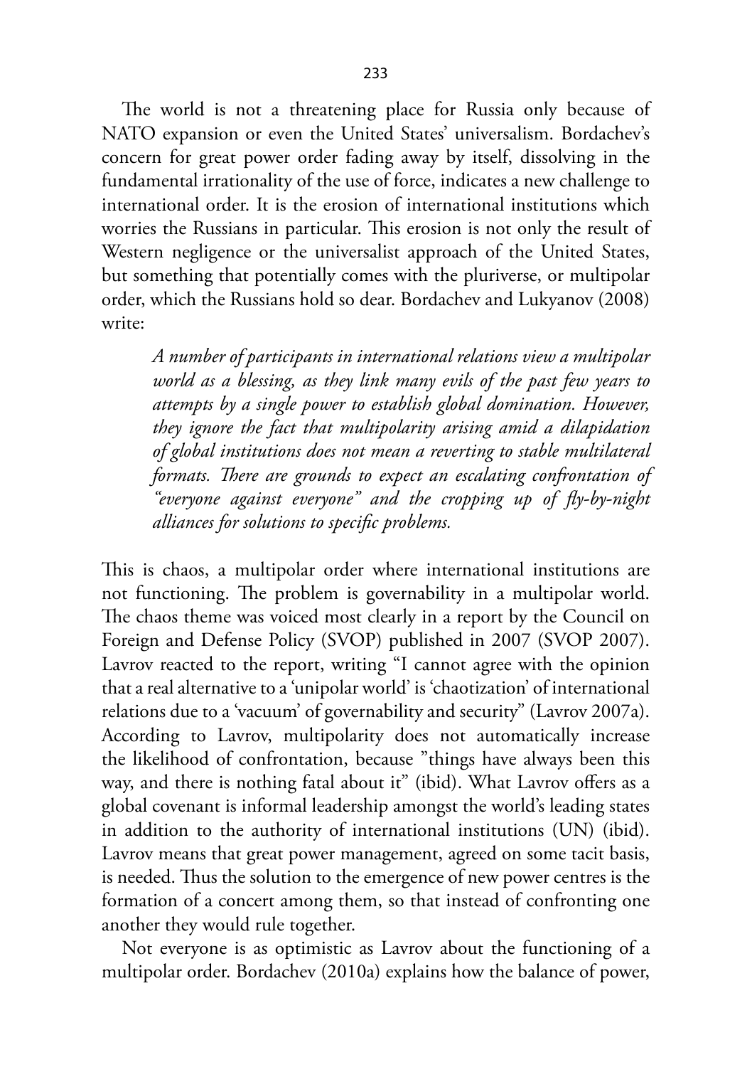The world is not a threatening place for Russia only because of NATO expansion or even the United States' universalism. Bordachev's concern for great power order fading away by itself, dissolving in the fundamental irrationality of the use of force, indicates a new challenge to international order. It is the erosion of international institutions which worries the Russians in particular. This erosion is not only the result of Western negligence or the universalist approach of the United States, but something that potentially comes with the pluriverse, or multipolar order, which the Russians hold so dear. Bordachev and Lukyanov (2008) write:

> *A number of participants in international relations view a multipolar world as a blessing, as they link many evils of the past few years to attempts by a single power to establish global domination. However, they ignore the fact that multipolarity arising amid a dilapidation of global institutions does not mean a reverting to stable multilateral formats. There are grounds to expect an escalating confrontation of "everyone against everyone" and the cropping up of fly-by-night alliances for solutions to specific problems.*

This is chaos, a multipolar order where international institutions are not functioning. The problem is governability in a multipolar world. The chaos theme was voiced most clearly in a report by the Council on Foreign and Defense Policy (SVOP) published in 2007 (SVOP 2007). Lavrov reacted to the report, writing "I cannot agree with the opinion that a real alternative to a 'unipolar world' is 'chaotization' of international relations due to a 'vacuum' of governability and security" (Lavrov 2007a). According to Lavrov, multipolarity does not automatically increase the likelihood of confrontation, because "things have always been this way, and there is nothing fatal about it" (ibid). What Lavrov offers as a global covenant is informal leadership amongst the world's leading states in addition to the authority of international institutions (UN) (ibid). Lavrov means that great power management, agreed on some tacit basis, is needed. Thus the solution to the emergence of new power centres is the formation of a concert among them, so that instead of confronting one another they would rule together.

Not everyone is as optimistic as Lavrov about the functioning of a multipolar order. Bordachev (2010a) explains how the balance of power,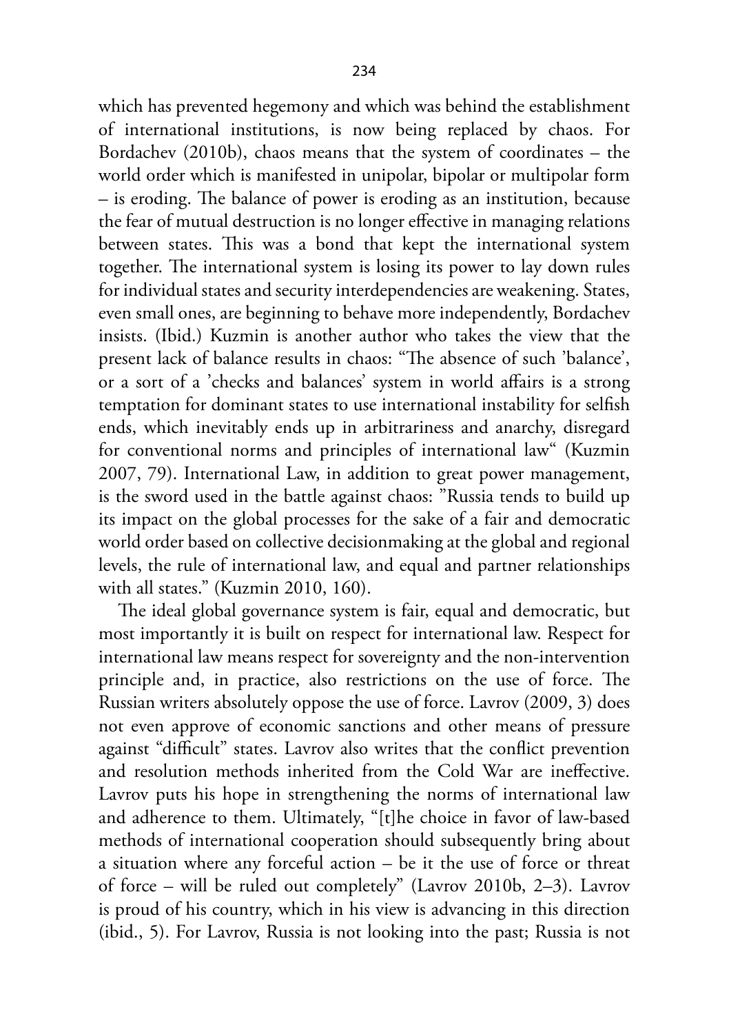which has prevented hegemony and which was behind the establishment of international institutions, is now being replaced by chaos. For Bordachev (2010b), chaos means that the system of coordinates – the world order which is manifested in unipolar, bipolar or multipolar form – is eroding. The balance of power is eroding as an institution, because the fear of mutual destruction is no longer effective in managing relations between states. This was a bond that kept the international system together. The international system is losing its power to lay down rules for individual states and security interdependencies are weakening. States, even small ones, are beginning to behave more independently, Bordachev insists. (Ibid.) Kuzmin is another author who takes the view that the present lack of balance results in chaos: "The absence of such 'balance', or a sort of a 'checks and balances' system in world affairs is a strong temptation for dominant states to use international instability for selfish ends, which inevitably ends up in arbitrariness and anarchy, disregard for conventional norms and principles of international law" (Kuzmin 2007, 79). International Law, in addition to great power management, is the sword used in the battle against chaos: "Russia tends to build up its impact on the global processes for the sake of a fair and democratic world order based on collective decisionmaking at the global and regional levels, the rule of international law, and equal and partner relationships with all states." (Kuzmin 2010, 160).

The ideal global governance system is fair, equal and democratic, but most importantly it is built on respect for international law. Respect for international law means respect for sovereignty and the non-intervention principle and, in practice, also restrictions on the use of force. The Russian writers absolutely oppose the use of force. Lavrov (2009, 3) does not even approve of economic sanctions and other means of pressure against "difficult" states. Lavrov also writes that the conflict prevention and resolution methods inherited from the Cold War are ineffective. Lavrov puts his hope in strengthening the norms of international law and adherence to them. Ultimately, "[t]he choice in favor of law-based methods of international cooperation should subsequently bring about a situation where any forceful action – be it the use of force or threat of force – will be ruled out completely" (Lavrov 2010b, 2–3). Lavrov is proud of his country, which in his view is advancing in this direction (ibid., 5). For Lavrov, Russia is not looking into the past; Russia is not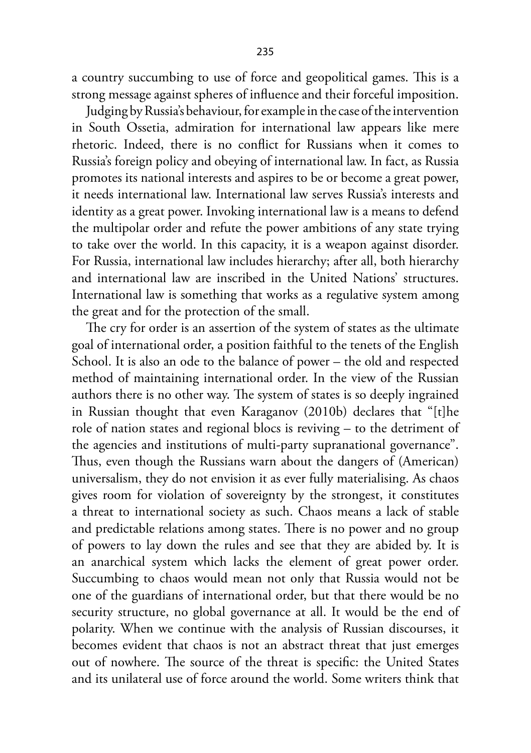a country succumbing to use of force and geopolitical games. This is a strong message against spheres of influence and their forceful imposition.

Judging by Russia's behaviour, for example in the case of the intervention in South Ossetia, admiration for international law appears like mere rhetoric. Indeed, there is no conflict for Russians when it comes to Russia's foreign policy and obeying of international law. In fact, as Russia promotes its national interests and aspires to be or become a great power, it needs international law. International law serves Russia's interests and identity as a great power. Invoking international law is a means to defend the multipolar order and refute the power ambitions of any state trying to take over the world. In this capacity, it is a weapon against disorder. For Russia, international law includes hierarchy; after all, both hierarchy and international law are inscribed in the United Nations' structures. International law is something that works as a regulative system among the great and for the protection of the small.

The cry for order is an assertion of the system of states as the ultimate goal of international order, a position faithful to the tenets of the English School. It is also an ode to the balance of power – the old and respected method of maintaining international order. In the view of the Russian authors there is no other way. The system of states is so deeply ingrained in Russian thought that even Karaganov (2010b) declares that "[t]he role of nation states and regional blocs is reviving – to the detriment of the agencies and institutions of multi-party supranational governance". Thus, even though the Russians warn about the dangers of (American) universalism, they do not envision it as ever fully materialising. As chaos gives room for violation of sovereignty by the strongest, it constitutes a threat to international society as such. Chaos means a lack of stable and predictable relations among states. There is no power and no group of powers to lay down the rules and see that they are abided by. It is an anarchical system which lacks the element of great power order. Succumbing to chaos would mean not only that Russia would not be one of the guardians of international order, but that there would be no security structure, no global governance at all. It would be the end of polarity. When we continue with the analysis of Russian discourses, it becomes evident that chaos is not an abstract threat that just emerges out of nowhere. The source of the threat is specific: the United States and its unilateral use of force around the world. Some writers think that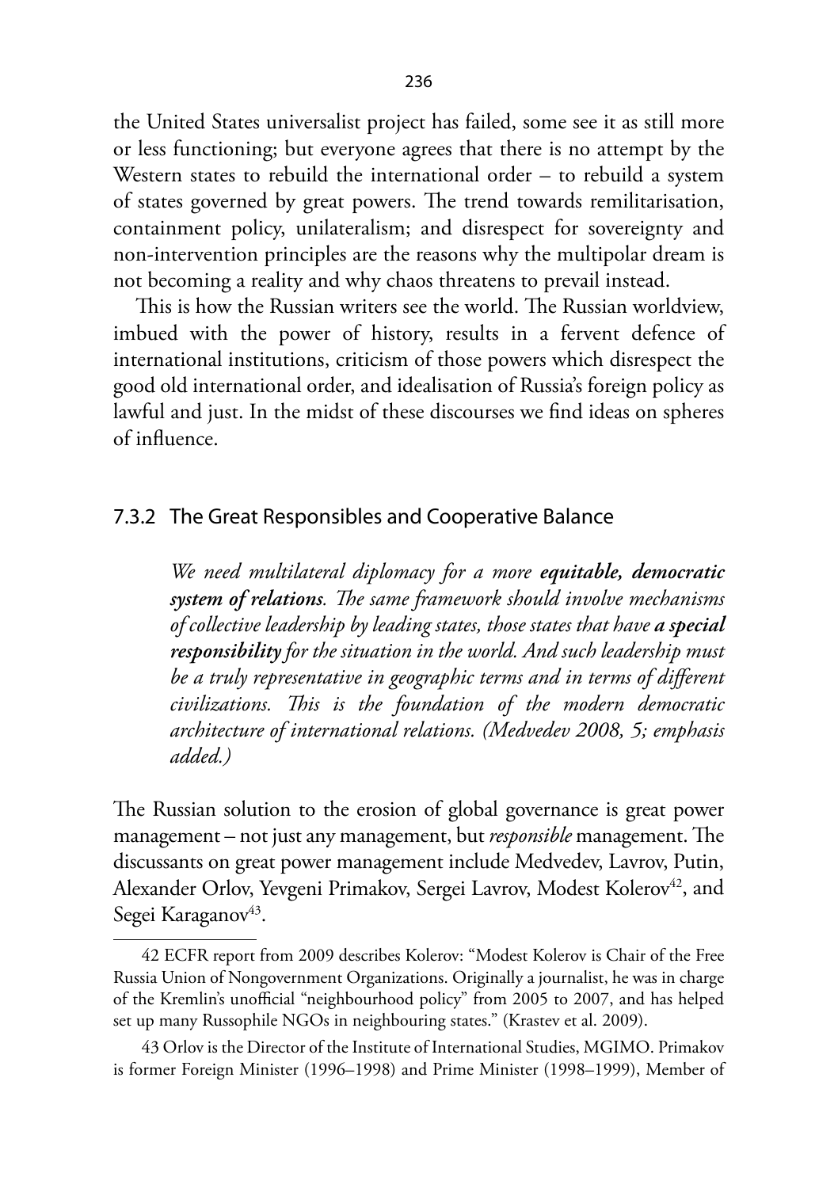the United States universalist project has failed, some see it as still more or less functioning; but everyone agrees that there is no attempt by the Western states to rebuild the international order – to rebuild a system of states governed by great powers. The trend towards remilitarisation, containment policy, unilateralism; and disrespect for sovereignty and non-intervention principles are the reasons why the multipolar dream is not becoming a reality and why chaos threatens to prevail instead.

This is how the Russian writers see the world. The Russian worldview, imbued with the power of history, results in a fervent defence of international institutions, criticism of those powers which disrespect the good old international order, and idealisation of Russia's foreign policy as lawful and just. In the midst of these discourses we find ideas on spheres of influence.

### 7.3.2 The Great Responsibles and Cooperative Balance

> *We need multilateral diplomacy for a more* ***equitable, democratic system of relations****. The same framework should involve mechanisms of collective leadership by leading states, those states that have* ***a special responsibility*** *for the situation in the world. And such leadership must be a truly representative in geographic terms and in terms of different civilizations. This is the foundation of the modern democratic architecture of international relations. (Medvedev 2008, 5; emphasis added.)*

The Russian solution to the erosion of global governance is great power management – not just any management, but *responsible* management. The discussants on great power management include Medvedev, Lavrov, Putin, Alexander Orlov, Yevgeni Primakov, Sergei Lavrov, Modest Kolerov[42], and Segei Karaganov[43].

---

42 ECFR report from 2009 describes Kolerov: "Modest Kolerov is Chair of the Free Russia Union of Nongovernment Organizations. Originally a journalist, he was in charge of the Kremlin's unofficial "neighbourhood policy" from 2005 to 2007, and has helped set up many Russophile NGOs in neighbouring states." (Krastev et al. 2009).

43 Orlov is the Director of the Institute of International Studies, MGIMO. Primakov is former Foreign Minister (1996–1998) and Prime Minister (1998–1999), Member of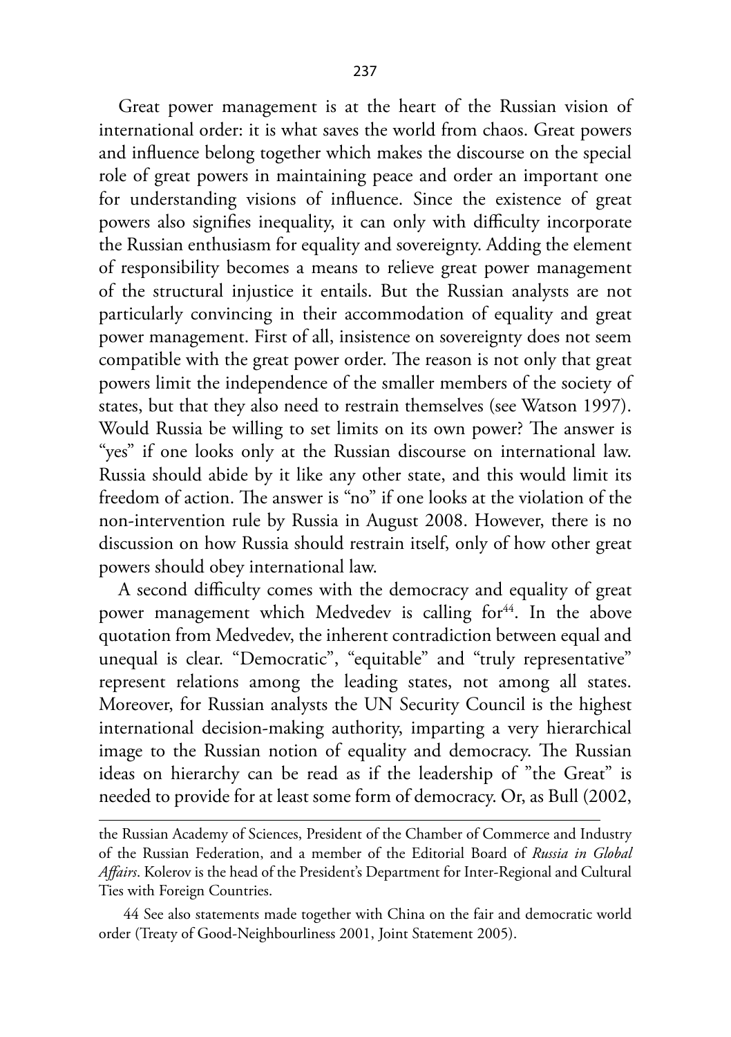Great power management is at the heart of the Russian vision of international order: it is what saves the world from chaos. Great powers and influence belong together which makes the discourse on the special role of great powers in maintaining peace and order an important one for understanding visions of influence. Since the existence of great powers also signifies inequality, it can only with difficulty incorporate the Russian enthusiasm for equality and sovereignty. Adding the element of responsibility becomes a means to relieve great power management of the structural injustice it entails. But the Russian analysts are not particularly convincing in their accommodation of equality and great power management. First of all, insistence on sovereignty does not seem compatible with the great power order. The reason is not only that great powers limit the independence of the smaller members of the society of states, but that they also need to restrain themselves (see Watson 1997). Would Russia be willing to set limits on its own power? The answer is "yes" if one looks only at the Russian discourse on international law. Russia should abide by it like any other state, and this would limit its freedom of action. The answer is "no" if one looks at the violation of the non-intervention rule by Russia in August 2008. However, there is no discussion on how Russia should restrain itself, only of how other great powers should obey international law.

A second difficulty comes with the democracy and equality of great power management which Medvedev is calling for[44]. In the above quotation from Medvedev, the inherent contradiction between equal and unequal is clear. "Democratic", "equitable" and "truly representative" represent relations among the leading states, not among all states. Moreover, for Russian analysts the UN Security Council is the highest international decision-making authority, imparting a very hierarchical image to the Russian notion of equality and democracy. The Russian ideas on hierarchy can be read as if the leadership of "the Great" is needed to provide for at least some form of democracy. Or, as Bull (2002,

---

the Russian Academy of Sciences, President of the Chamber of Commerce and Industry of the Russian Federation, and a member of the Editorial Board of *Russia in Global Affairs*. Kolerov is the head of the President's Department for Inter-Regional and Cultural Ties with Foreign Countries.

44 See also statements made together with China on the fair and democratic world order (Treaty of Good-Neighbourliness 2001, Joint Statement 2005).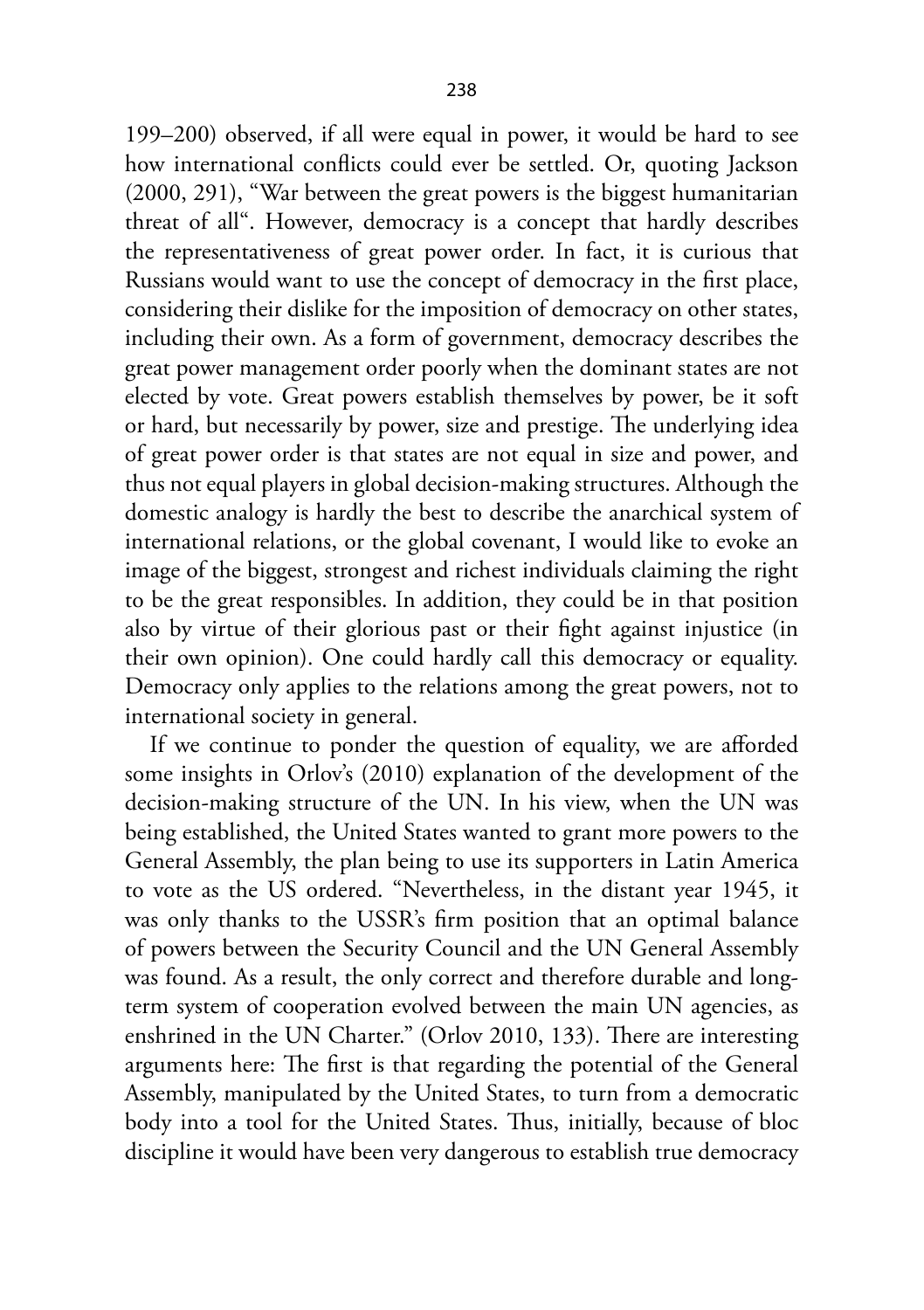199–200) observed, if all were equal in power, it would be hard to see how international conflicts could ever be settled. Or, quoting Jackson (2000, 291), "War between the great powers is the biggest humanitarian threat of all". However, democracy is a concept that hardly describes the representativeness of great power order. In fact, it is curious that Russians would want to use the concept of democracy in the first place, considering their dislike for the imposition of democracy on other states, including their own. As a form of government, democracy describes the great power management order poorly when the dominant states are not elected by vote. Great powers establish themselves by power, be it soft or hard, but necessarily by power, size and prestige. The underlying idea of great power order is that states are not equal in size and power, and thus not equal players in global decision-making structures. Although the domestic analogy is hardly the best to describe the anarchical system of international relations, or the global covenant, I would like to evoke an image of the biggest, strongest and richest individuals claiming the right to be the great responsibles. In addition, they could be in that position also by virtue of their glorious past or their fight against injustice (in their own opinion). One could hardly call this democracy or equality. Democracy only applies to the relations among the great powers, not to international society in general.

If we continue to ponder the question of equality, we are afforded some insights in Orlov's (2010) explanation of the development of the decision-making structure of the UN. In his view, when the UN was being established, the United States wanted to grant more powers to the General Assembly, the plan being to use its supporters in Latin America to vote as the US ordered. "Nevertheless, in the distant year 1945, it was only thanks to the USSR's firm position that an optimal balance of powers between the Security Council and the UN General Assembly was found. As a result, the only correct and therefore durable and long-term system of cooperation evolved between the main UN agencies, as enshrined in the UN Charter." (Orlov 2010, 133). There are interesting arguments here: The first is that regarding the potential of the General Assembly, manipulated by the United States, to turn from a democratic body into a tool for the United States. Thus, initially, because of bloc discipline it would have been very dangerous to establish true democracy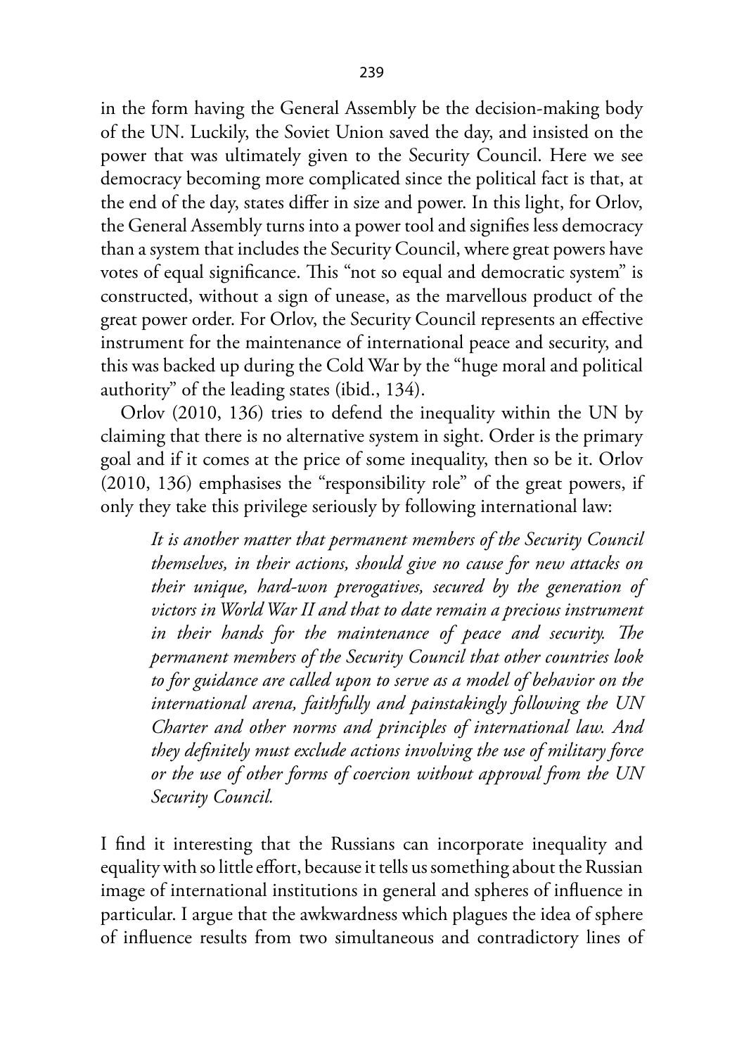in the form having the General Assembly be the decision-making body of the UN. Luckily, the Soviet Union saved the day, and insisted on the power that was ultimately given to the Security Council. Here we see democracy becoming more complicated since the political fact is that, at the end of the day, states differ in size and power. In this light, for Orlov, the General Assembly turns into a power tool and signifies less democracy than a system that includes the Security Council, where great powers have votes of equal significance. This "not so equal and democratic system" is constructed, without a sign of unease, as the marvellous product of the great power order. For Orlov, the Security Council represents an effective instrument for the maintenance of international peace and security, and this was backed up during the Cold War by the "huge moral and political authority" of the leading states (ibid., 134).

Orlov (2010, 136) tries to defend the inequality within the UN by claiming that there is no alternative system in sight. Order is the primary goal and if it comes at the price of some inequality, then so be it. Orlov (2010, 136) emphasises the "responsibility role" of the great powers, if only they take this privilege seriously by following international law:

> *It is another matter that permanent members of the Security Council themselves, in their actions, should give no cause for new attacks on their unique, hard-won prerogatives, secured by the generation of victors in World War II and that to date remain a precious instrument in their hands for the maintenance of peace and security. The permanent members of the Security Council that other countries look to for guidance are called upon to serve as a model of behavior on the international arena, faithfully and painstakingly following the UN Charter and other norms and principles of international law. And they definitely must exclude actions involving the use of military force or the use of other forms of coercion without approval from the UN Security Council.*

I find it interesting that the Russians can incorporate inequality and equality with so little effort, because it tells us something about the Russian image of international institutions in general and spheres of influence in particular. I argue that the awkwardness which plagues the idea of sphere of influence results from two simultaneous and contradictory lines of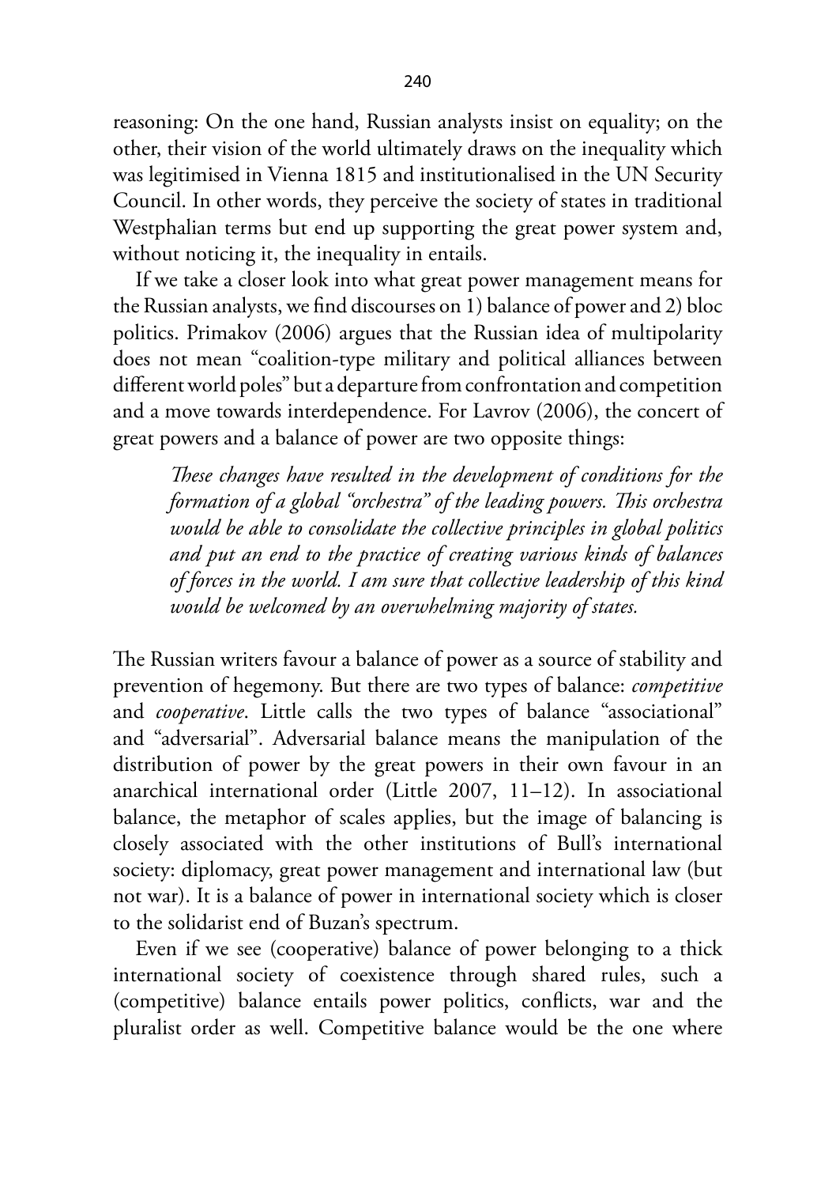reasoning: On the one hand, Russian analysts insist on equality; on the other, their vision of the world ultimately draws on the inequality which was legitimised in Vienna 1815 and institutionalised in the UN Security Council. In other words, they perceive the society of states in traditional Westphalian terms but end up supporting the great power system and, without noticing it, the inequality in entails.

If we take a closer look into what great power management means for the Russian analysts, we find discourses on 1) balance of power and 2) bloc politics. Primakov (2006) argues that the Russian idea of multipolarity does not mean "coalition-type military and political alliances between different world poles" but a departure from confrontation and competition and a move towards interdependence. For Lavrov (2006), the concert of great powers and a balance of power are two opposite things:

> *These changes have resulted in the development of conditions for the formation of a global "orchestra" of the leading powers. This orchestra would be able to consolidate the collective principles in global politics and put an end to the practice of creating various kinds of balances of forces in the world. I am sure that collective leadership of this kind would be welcomed by an overwhelming majority of states.*

The Russian writers favour a balance of power as a source of stability and prevention of hegemony. But there are two types of balance: *competitive* and *cooperative*. Little calls the two types of balance "associational" and "adversarial". Adversarial balance means the manipulation of the distribution of power by the great powers in their own favour in an anarchical international order (Little 2007, 11–12). In associational balance, the metaphor of scales applies, but the image of balancing is closely associated with the other institutions of Bull's international society: diplomacy, great power management and international law (but not war). It is a balance of power in international society which is closer to the solidarist end of Buzan's spectrum.

Even if we see (cooperative) balance of power belonging to a thick international society of coexistence through shared rules, such a (competitive) balance entails power politics, conflicts, war and the pluralist order as well. Competitive balance would be the one where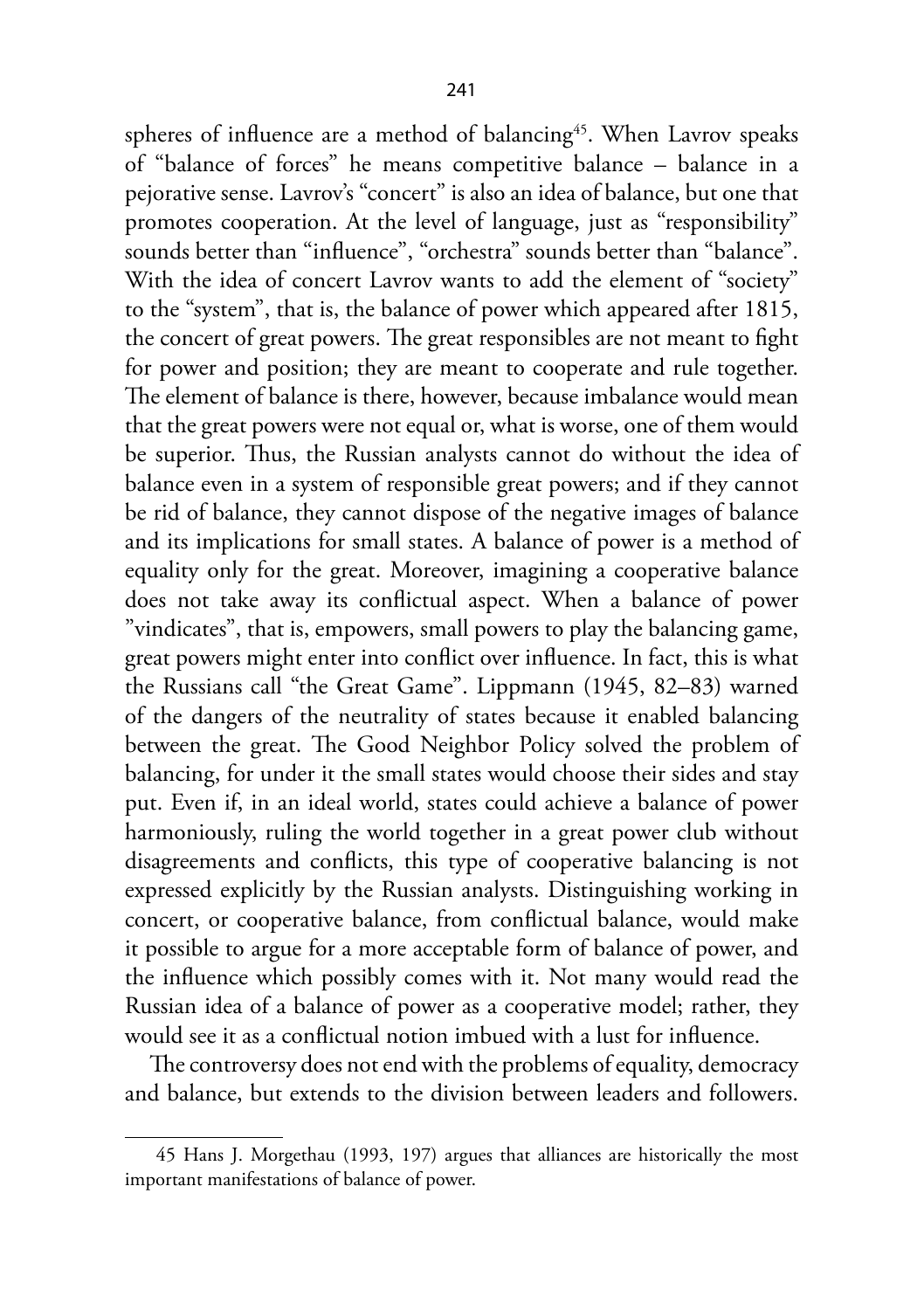spheres of influence are a method of balancing[45]. When Lavrov speaks of "balance of forces" he means competitive balance – balance in a pejorative sense. Lavrov's "concert" is also an idea of balance, but one that promotes cooperation. At the level of language, just as "responsibility" sounds better than "influence", "orchestra" sounds better than "balance". With the idea of concert Lavrov wants to add the element of "society" to the "system", that is, the balance of power which appeared after 1815, the concert of great powers. The great responsibles are not meant to fight for power and position; they are meant to cooperate and rule together. The element of balance is there, however, because imbalance would mean that the great powers were not equal or, what is worse, one of them would be superior. Thus, the Russian analysts cannot do without the idea of balance even in a system of responsible great powers; and if they cannot be rid of balance, they cannot dispose of the negative images of balance and its implications for small states. A balance of power is a method of equality only for the great. Moreover, imagining a cooperative balance does not take away its conflictual aspect. When a balance of power "vindicates", that is, empowers, small powers to play the balancing game, great powers might enter into conflict over influence. In fact, this is what the Russians call "the Great Game". Lippmann (1945, 82–83) warned of the dangers of the neutrality of states because it enabled balancing between the great. The Good Neighbor Policy solved the problem of balancing, for under it the small states would choose their sides and stay put. Even if, in an ideal world, states could achieve a balance of power harmoniously, ruling the world together in a great power club without disagreements and conflicts, this type of cooperative balancing is not expressed explicitly by the Russian analysts. Distinguishing working in concert, or cooperative balance, from conflictual balance, would make it possible to argue for a more acceptable form of balance of power, and the influence which possibly comes with it. Not many would read the Russian idea of a balance of power as a cooperative model; rather, they would see it as a conflictual notion imbued with a lust for influence.

The controversy does not end with the problems of equality, democracy and balance, but extends to the division between leaders and followers.

---

45 Hans J. Morgethau (1993, 197) argues that alliances are historically the most important manifestations of balance of power.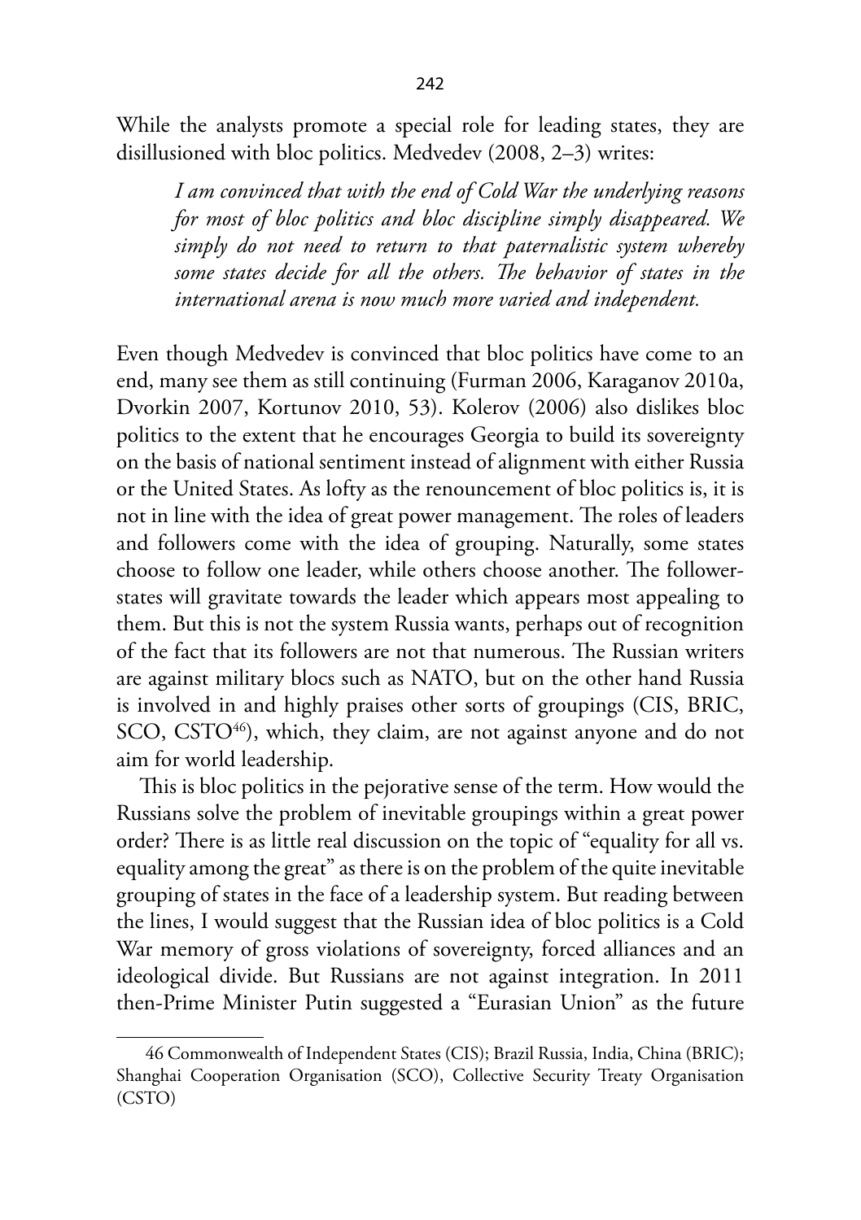While the analysts promote a special role for leading states, they are disillusioned with bloc politics. Medvedev (2008, 2–3) writes:

> *I am convinced that with the end of Cold War the underlying reasons for most of bloc politics and bloc discipline simply disappeared. We simply do not need to return to that paternalistic system whereby some states decide for all the others. The behavior of states in the international arena is now much more varied and independent.*

Even though Medvedev is convinced that bloc politics have come to an end, many see them as still continuing (Furman 2006, Karaganov 2010a, Dvorkin 2007, Kortunov 2010, 53). Kolerov (2006) also dislikes bloc politics to the extent that he encourages Georgia to build its sovereignty on the basis of national sentiment instead of alignment with either Russia or the United States. As lofty as the renouncement of bloc politics is, it is not in line with the idea of great power management. The roles of leaders and followers come with the idea of grouping. Naturally, some states choose to follow one leader, while others choose another. The follower-states will gravitate towards the leader which appears most appealing to them. But this is not the system Russia wants, perhaps out of recognition of the fact that its followers are not that numerous. The Russian writers are against military blocs such as NATO, but on the other hand Russia is involved in and highly praises other sorts of groupings (CIS, BRIC, SCO, CSTO[46]), which, they claim, are not against anyone and do not aim for world leadership.

This is bloc politics in the pejorative sense of the term. How would the Russians solve the problem of inevitable groupings within a great power order? There is as little real discussion on the topic of "equality for all vs. equality among the great" as there is on the problem of the quite inevitable grouping of states in the face of a leadership system. But reading between the lines, I would suggest that the Russian idea of bloc politics is a Cold War memory of gross violations of sovereignty, forced alliances and an ideological divide. But Russians are not against integration. In 2011 then-Prime Minister Putin suggested a "Eurasian Union" as the future

---

46 Commonwealth of Independent States (CIS); Brazil Russia, India, China (BRIC); Shanghai Cooperation Organisation (SCO), Collective Security Treaty Organisation (CSTO)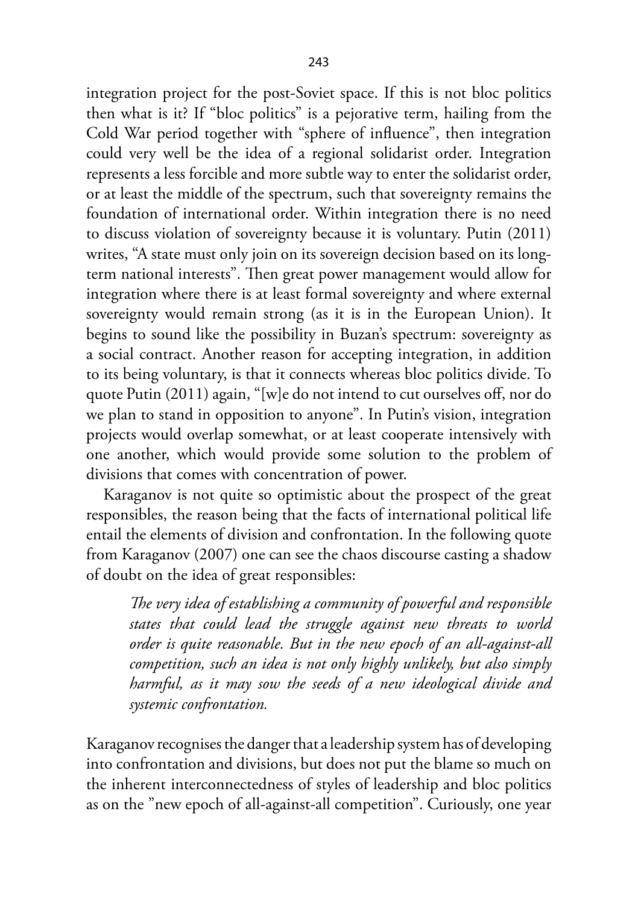integration project for the post-Soviet space. If this is not bloc politics then what is it? If "bloc politics" is a pejorative term, hailing from the Cold War period together with "sphere of influence", then integration could very well be the idea of a regional solidarist order. Integration represents a less forcible and more subtle way to enter the solidarist order, or at least the middle of the spectrum, such that sovereignty remains the foundation of international order. Within integration there is no need to discuss violation of sovereignty because it is voluntary. Putin (2011) writes, "A state must only join on its sovereign decision based on its long-term national interests". Then great power management would allow for integration where there is at least formal sovereignty and where external sovereignty would remain strong (as it is in the European Union). It begins to sound like the possibility in Buzan's spectrum: sovereignty as a social contract. Another reason for accepting integration, in addition to its being voluntary, is that it connects whereas bloc politics divide. To quote Putin (2011) again, "[w]e do not intend to cut ourselves off, nor do we plan to stand in opposition to anyone". In Putin's vision, integration projects would overlap somewhat, or at least cooperate intensively with one another, which would provide some solution to the problem of divisions that comes with concentration of power.

Karaganov is not quite so optimistic about the prospect of the great responsibles, the reason being that the facts of international political life entail the elements of division and confrontation. In the following quote from Karaganov (2007) one can see the chaos discourse casting a shadow of doubt on the idea of great responsibles:

> *The very idea of establishing a community of powerful and responsible states that could lead the struggle against new threats to world order is quite reasonable. But in the new epoch of an all-against-all competition, such an idea is not only highly unlikely, but also simply harmful, as it may sow the seeds of a new ideological divide and systemic confrontation.*

Karaganov recognises the danger that a leadership system has of developing into confrontation and divisions, but does not put the blame so much on the inherent interconnectedness of styles of leadership and bloc politics as on the "new epoch of all-against-all competition". Curiously, one year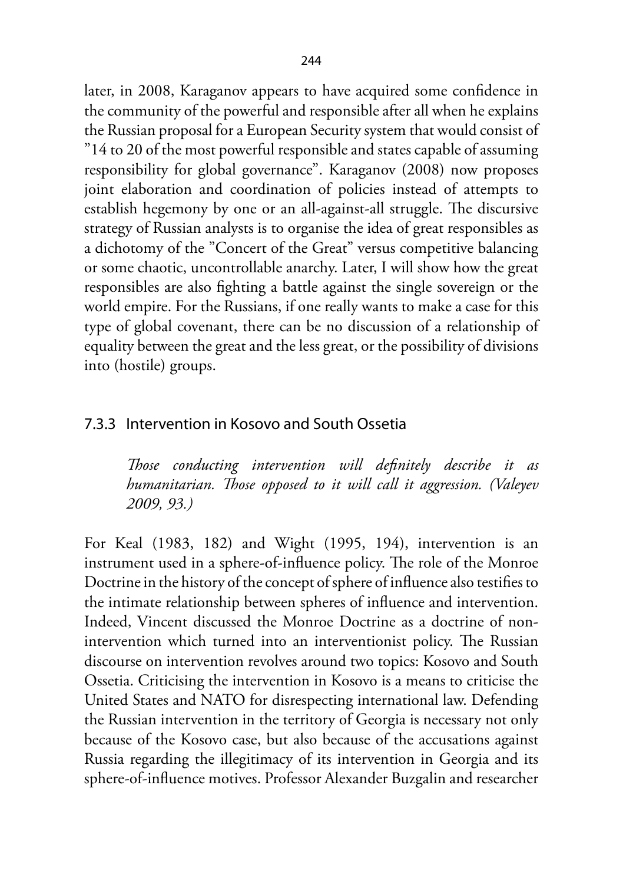later, in 2008, Karaganov appears to have acquired some confidence in the community of the powerful and responsible after all when he explains the Russian proposal for a European Security system that would consist of ”14 to 20 of the most powerful responsible and states capable of assuming responsibility for global governance”. Karaganov (2008) now proposes joint elaboration and coordination of policies instead of attempts to establish hegemony by one or an all-against-all struggle. The discursive strategy of Russian analysts is to organise the idea of great responsibles as a dichotomy of the ”Concert of the Great” versus competitive balancing or some chaotic, uncontrollable anarchy. Later, I will show how the great responsibles are also fighting a battle against the single sovereign or the world empire. For the Russians, if one really wants to make a case for this type of global covenant, there can be no discussion of a relationship of equality between the great and the less great, or the possibility of divisions into (hostile) groups.

### 7.3.3 Intervention in Kosovo and South Ossetia

> *Those conducting intervention will definitely describe it as humanitarian. Those opposed to it will call it aggression. (Valeyev 2009, 93.)*

For Keal (1983, 182) and Wight (1995, 194), intervention is an instrument used in a sphere-of-influence policy. The role of the Monroe Doctrine in the history of the concept of sphere of influence also testifies to the intimate relationship between spheres of influence and intervention. Indeed, Vincent discussed the Monroe Doctrine as a doctrine of non-intervention which turned into an interventionist policy. The Russian discourse on intervention revolves around two topics: Kosovo and South Ossetia. Criticising the intervention in Kosovo is a means to criticise the United States and NATO for disrespecting international law. Defending the Russian intervention in the territory of Georgia is necessary not only because of the Kosovo case, but also because of the accusations against Russia regarding the illegitimacy of its intervention in Georgia and its sphere-of-influence motives. Professor Alexander Buzgalin and researcher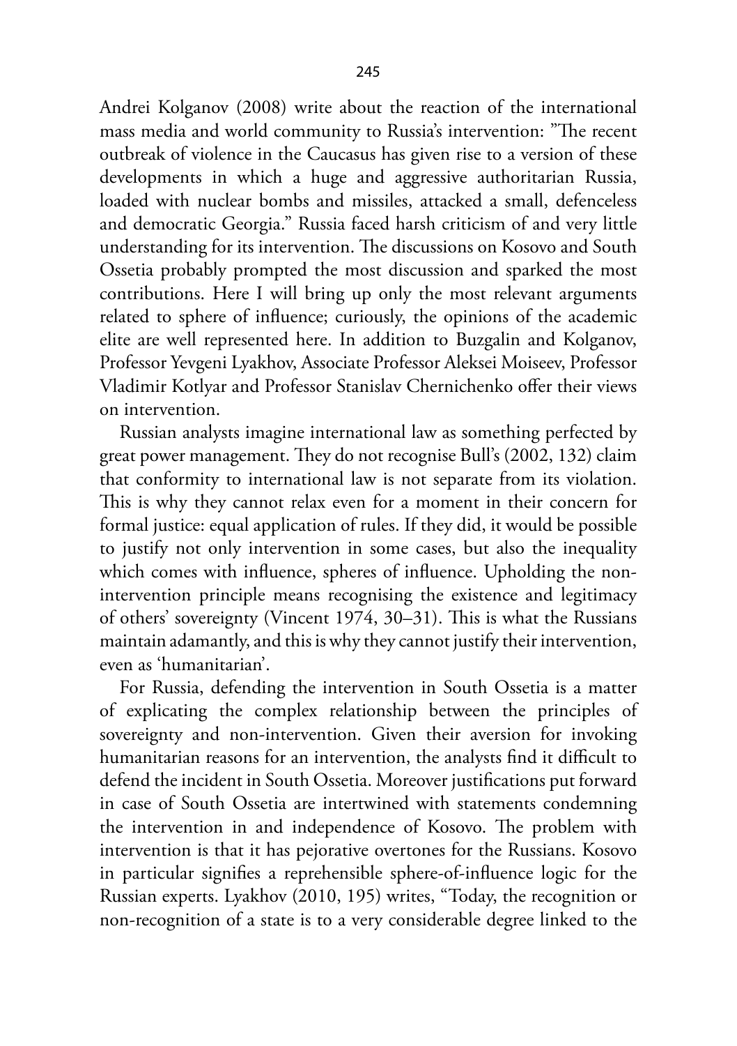Andrei Kolganov (2008) write about the reaction of the international mass media and world community to Russia's intervention: "The recent outbreak of violence in the Caucasus has given rise to a version of these developments in which a huge and aggressive authoritarian Russia, loaded with nuclear bombs and missiles, attacked a small, defenceless and democratic Georgia." Russia faced harsh criticism of and very little understanding for its intervention. The discussions on Kosovo and South Ossetia probably prompted the most discussion and sparked the most contributions. Here I will bring up only the most relevant arguments related to sphere of influence; curiously, the opinions of the academic elite are well represented here. In addition to Buzgalin and Kolganov, Professor Yevgeni Lyakhov, Associate Professor Aleksei Moiseev, Professor Vladimir Kotlyar and Professor Stanislav Chernichenko offer their views on intervention.

Russian analysts imagine international law as something perfected by great power management. They do not recognise Bull's (2002, 132) claim that conformity to international law is not separate from its violation. This is why they cannot relax even for a moment in their concern for formal justice: equal application of rules. If they did, it would be possible to justify not only intervention in some cases, but also the inequality which comes with influence, spheres of influence. Upholding the non-intervention principle means recognising the existence and legitimacy of others' sovereignty (Vincent 1974, 30–31). This is what the Russians maintain adamantly, and this is why they cannot justify their intervention, even as 'humanitarian'.

For Russia, defending the intervention in South Ossetia is a matter of explicating the complex relationship between the principles of sovereignty and non-intervention. Given their aversion for invoking humanitarian reasons for an intervention, the analysts find it difficult to defend the incident in South Ossetia. Moreover justifications put forward in case of South Ossetia are intertwined with statements condemning the intervention in and independence of Kosovo. The problem with intervention is that it has pejorative overtones for the Russians. Kosovo in particular signifies a reprehensible sphere-of-influence logic for the Russian experts. Lyakhov (2010, 195) writes, "Today, the recognition or non-recognition of a state is to a very considerable degree linked to the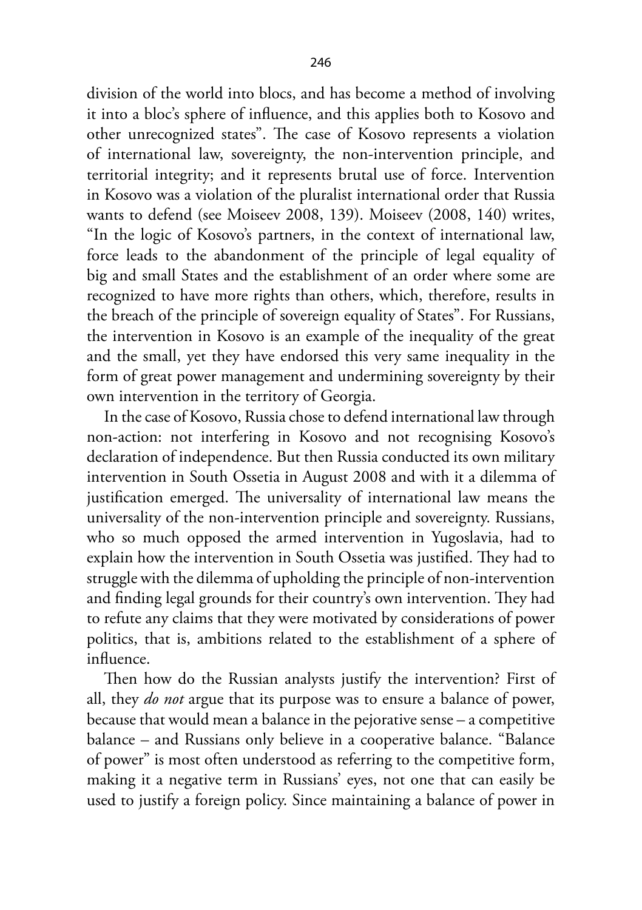division of the world into blocs, and has become a method of involving it into a bloc's sphere of influence, and this applies both to Kosovo and other unrecognized states". The case of Kosovo represents a violation of international law, sovereignty, the non-intervention principle, and territorial integrity; and it represents brutal use of force. Intervention in Kosovo was a violation of the pluralist international order that Russia wants to defend (see Moiseev 2008, 139). Moiseev (2008, 140) writes, "In the logic of Kosovo's partners, in the context of international law, force leads to the abandonment of the principle of legal equality of big and small States and the establishment of an order where some are recognized to have more rights than others, which, therefore, results in the breach of the principle of sovereign equality of States". For Russians, the intervention in Kosovo is an example of the inequality of the great and the small, yet they have endorsed this very same inequality in the form of great power management and undermining sovereignty by their own intervention in the territory of Georgia.

In the case of Kosovo, Russia chose to defend international law through non-action: not interfering in Kosovo and not recognising Kosovo's declaration of independence. But then Russia conducted its own military intervention in South Ossetia in August 2008 and with it a dilemma of justification emerged. The universality of international law means the universality of the non-intervention principle and sovereignty. Russians, who so much opposed the armed intervention in Yugoslavia, had to explain how the intervention in South Ossetia was justified. They had to struggle with the dilemma of upholding the principle of non-intervention and finding legal grounds for their country's own intervention. They had to refute any claims that they were motivated by considerations of power politics, that is, ambitions related to the establishment of a sphere of influence.

Then how do the Russian analysts justify the intervention? First of all, they *do not* argue that its purpose was to ensure a balance of power, because that would mean a balance in the pejorative sense – a competitive balance – and Russians only believe in a cooperative balance. "Balance of power" is most often understood as referring to the competitive form, making it a negative term in Russians' eyes, not one that can easily be used to justify a foreign policy. Since maintaining a balance of power in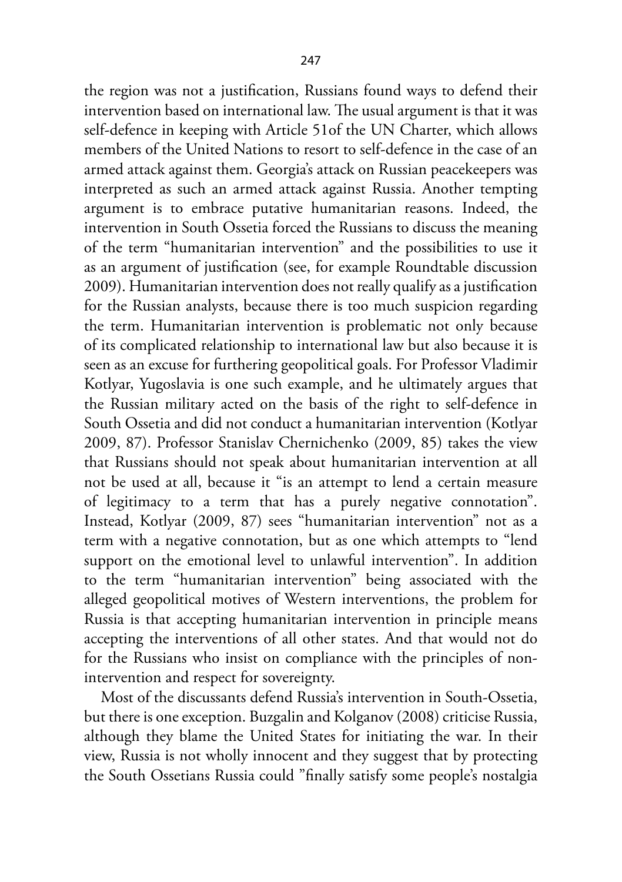the region was not a justification, Russians found ways to defend their intervention based on international law. The usual argument is that it was self-defence in keeping with Article 51of the UN Charter, which allows members of the United Nations to resort to self-defence in the case of an armed attack against them. Georgia's attack on Russian peacekeepers was interpreted as such an armed attack against Russia. Another tempting argument is to embrace putative humanitarian reasons. Indeed, the intervention in South Ossetia forced the Russians to discuss the meaning of the term "humanitarian intervention" and the possibilities to use it as an argument of justification (see, for example Roundtable discussion 2009). Humanitarian intervention does not really qualify as a justification for the Russian analysts, because there is too much suspicion regarding the term. Humanitarian intervention is problematic not only because of its complicated relationship to international law but also because it is seen as an excuse for furthering geopolitical goals. For Professor Vladimir Kotlyar, Yugoslavia is one such example, and he ultimately argues that the Russian military acted on the basis of the right to self-defence in South Ossetia and did not conduct a humanitarian intervention (Kotlyar 2009, 87). Professor Stanislav Chernichenko (2009, 85) takes the view that Russians should not speak about humanitarian intervention at all not be used at all, because it "is an attempt to lend a certain measure of legitimacy to a term that has a purely negative connotation". Instead, Kotlyar (2009, 87) sees "humanitarian intervention" not as a term with a negative connotation, but as one which attempts to "lend support on the emotional level to unlawful intervention". In addition to the term "humanitarian intervention" being associated with the alleged geopolitical motives of Western interventions, the problem for Russia is that accepting humanitarian intervention in principle means accepting the interventions of all other states. And that would not do for the Russians who insist on compliance with the principles of non-intervention and respect for sovereignty.

Most of the discussants defend Russia's intervention in South-Ossetia, but there is one exception. Buzgalin and Kolganov (2008) criticise Russia, although they blame the United States for initiating the war. In their view, Russia is not wholly innocent and they suggest that by protecting the South Ossetians Russia could "finally satisfy some people's nostalgia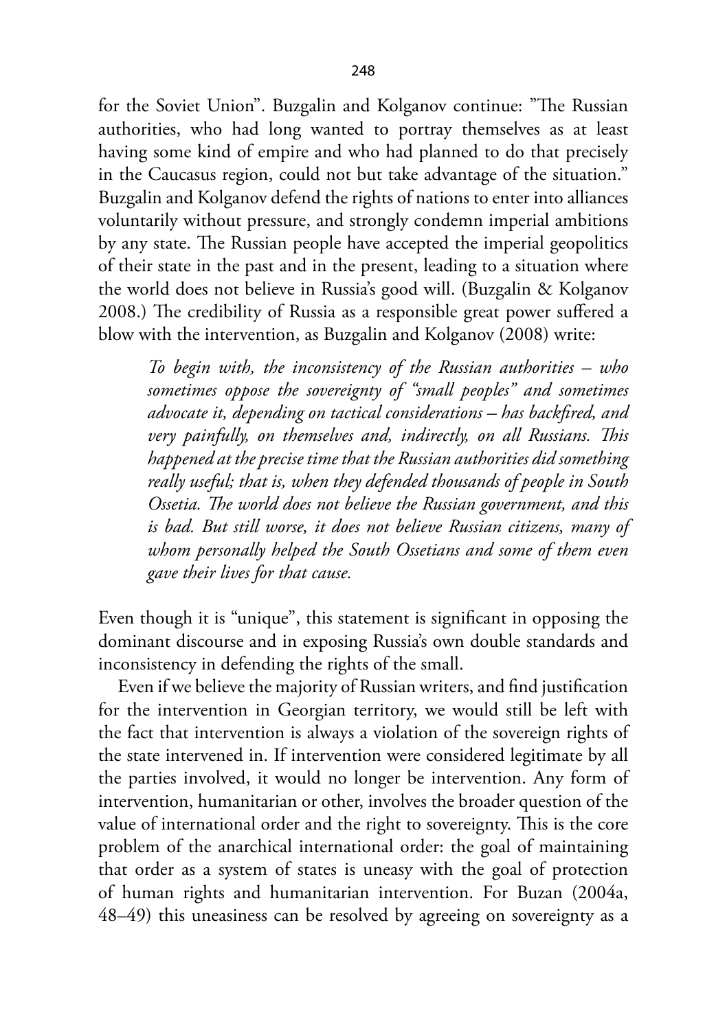for the Soviet Union". Buzgalin and Kolganov continue: "The Russian authorities, who had long wanted to portray themselves as at least having some kind of empire and who had planned to do that precisely in the Caucasus region, could not but take advantage of the situation." Buzgalin and Kolganov defend the rights of nations to enter into alliances voluntarily without pressure, and strongly condemn imperial ambitions by any state. The Russian people have accepted the imperial geopolitics of their state in the past and in the present, leading to a situation where the world does not believe in Russia's good will. (Buzgalin & Kolganov 2008.) The credibility of Russia as a responsible great power suffered a blow with the intervention, as Buzgalin and Kolganov (2008) write:

> *To begin with, the inconsistency of the Russian authorities – who sometimes oppose the sovereignty of "small peoples" and sometimes advocate it, depending on tactical considerations – has backfired, and very painfully, on themselves and, indirectly, on all Russians. This happened at the precise time that the Russian authorities did something really useful; that is, when they defended thousands of people in South Ossetia. The world does not believe the Russian government, and this is bad. But still worse, it does not believe Russian citizens, many of whom personally helped the South Ossetians and some of them even gave their lives for that cause.*

Even though it is "unique", this statement is significant in opposing the dominant discourse and in exposing Russia's own double standards and inconsistency in defending the rights of the small.

Even if we believe the majority of Russian writers, and find justification for the intervention in Georgian territory, we would still be left with the fact that intervention is always a violation of the sovereign rights of the state intervened in. If intervention were considered legitimate by all the parties involved, it would no longer be intervention. Any form of intervention, humanitarian or other, involves the broader question of the value of international order and the right to sovereignty. This is the core problem of the anarchical international order: the goal of maintaining that order as a system of states is uneasy with the goal of protection of human rights and humanitarian intervention. For Buzan (2004a, 48–49) this uneasiness can be resolved by agreeing on sovereignty as a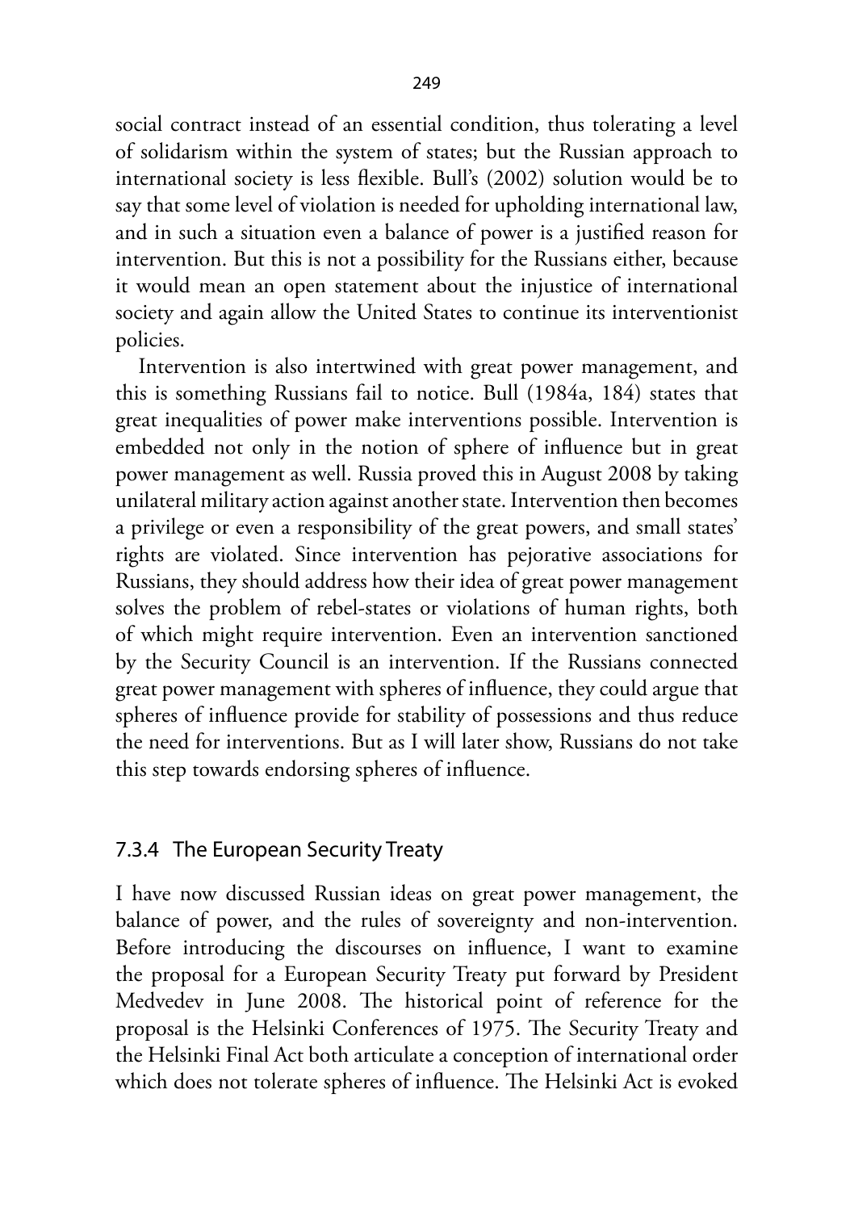social contract instead of an essential condition, thus tolerating a level of solidarism within the system of states; but the Russian approach to international society is less flexible. Bull's (2002) solution would be to say that some level of violation is needed for upholding international law, and in such a situation even a balance of power is a justified reason for intervention. But this is not a possibility for the Russians either, because it would mean an open statement about the injustice of international society and again allow the United States to continue its interventionist policies.

Intervention is also intertwined with great power management, and this is something Russians fail to notice. Bull (1984a, 184) states that great inequalities of power make interventions possible. Intervention is embedded not only in the notion of sphere of influence but in great power management as well. Russia proved this in August 2008 by taking unilateral military action against another state. Intervention then becomes a privilege or even a responsibility of the great powers, and small states' rights are violated. Since intervention has pejorative associations for Russians, they should address how their idea of great power management solves the problem of rebel-states or violations of human rights, both of which might require intervention. Even an intervention sanctioned by the Security Council is an intervention. If the Russians connected great power management with spheres of influence, they could argue that spheres of influence provide for stability of possessions and thus reduce the need for interventions. But as I will later show, Russians do not take this step towards endorsing spheres of influence.

### 7.3.4 The European Security Treaty

I have now discussed Russian ideas on great power management, the balance of power, and the rules of sovereignty and non-intervention. Before introducing the discourses on influence, I want to examine the proposal for a European Security Treaty put forward by President Medvedev in June 2008. The historical point of reference for the proposal is the Helsinki Conferences of 1975. The Security Treaty and the Helsinki Final Act both articulate a conception of international order which does not tolerate spheres of influence. The Helsinki Act is evoked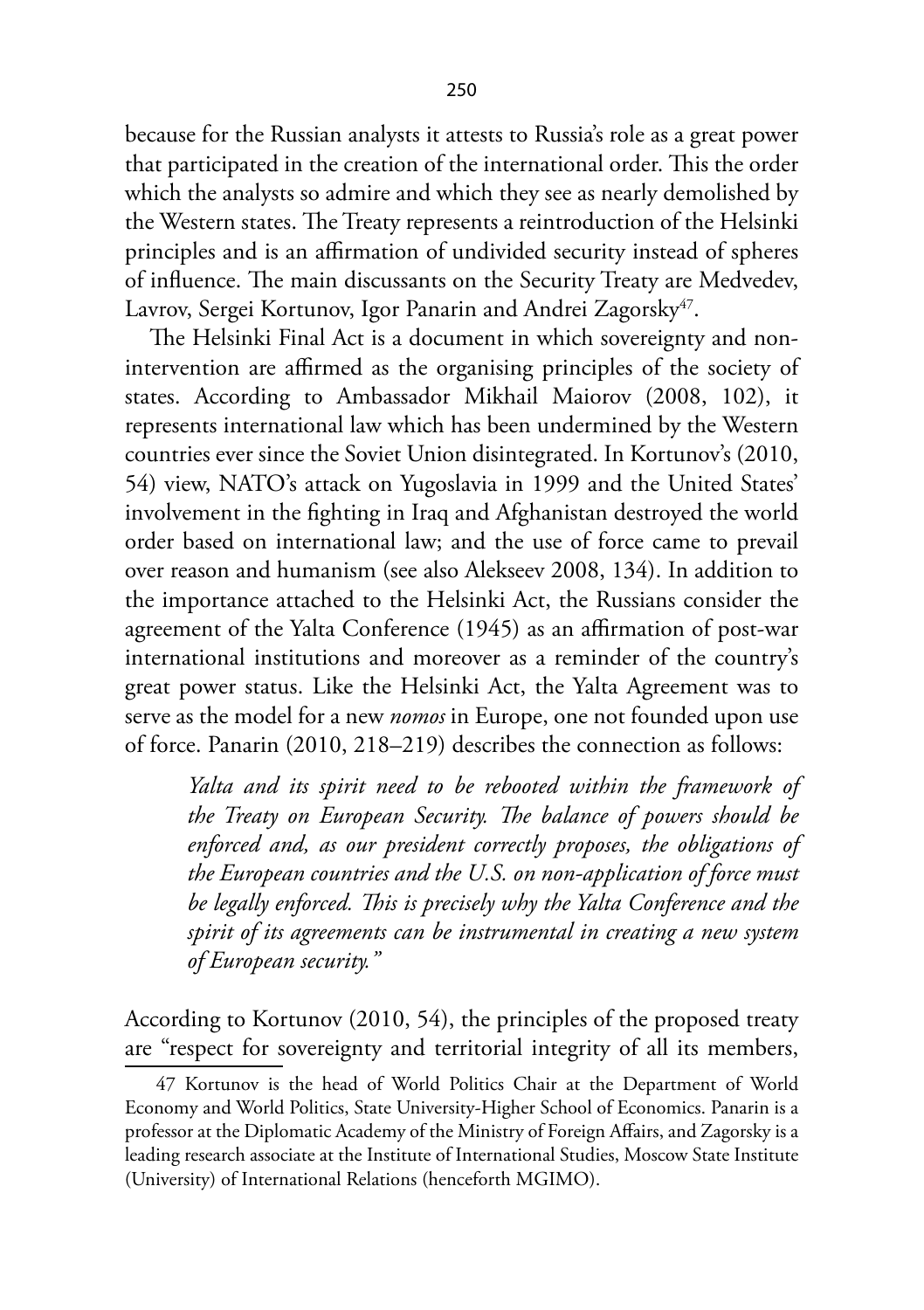because for the Russian analysts it attests to Russia's role as a great power that participated in the creation of the international order. This the order which the analysts so admire and which they see as nearly demolished by the Western states. The Treaty represents a reintroduction of the Helsinki principles and is an affirmation of undivided security instead of spheres of influence. The main discussants on the Security Treaty are Medvedev, Lavrov, Sergei Kortunov, Igor Panarin and Andrei Zagorsky[47].

The Helsinki Final Act is a document in which sovereignty and non-intervention are affirmed as the organising principles of the society of states. According to Ambassador Mikhail Maiorov (2008, 102), it represents international law which has been undermined by the Western countries ever since the Soviet Union disintegrated. In Kortunov's (2010, 54) view, NATO's attack on Yugoslavia in 1999 and the United States' involvement in the fighting in Iraq and Afghanistan destroyed the world order based on international law; and the use of force came to prevail over reason and humanism (see also Alekseev 2008, 134). In addition to the importance attached to the Helsinki Act, the Russians consider the agreement of the Yalta Conference (1945) as an affirmation of post-war international institutions and moreover as a reminder of the country's great power status. Like the Helsinki Act, the Yalta Agreement was to serve as the model for a new *nomos* in Europe, one not founded upon use of force. Panarin (2010, 218–219) describes the connection as follows:

> *Yalta and its spirit need to be rebooted within the framework of the Treaty on European Security. The balance of powers should be enforced and, as our president correctly proposes, the obligations of the European countries and the U.S. on non-application of force must be legally enforced. This is precisely why the Yalta Conference and the spirit of its agreements can be instrumental in creating a new system of European security."*

According to Kortunov (2010, 54), the principles of the proposed treaty are "respect for sovereignty and territorial integrity of all its members,

---

47 Kortunov is the head of World Politics Chair at the Department of World Economy and World Politics, State University-Higher School of Economics. Panarin is a professor at the Diplomatic Academy of the Ministry of Foreign Affairs, and Zagorsky is a leading research associate at the Institute of International Studies, Moscow State Institute (University) of International Relations (henceforth MGIMO).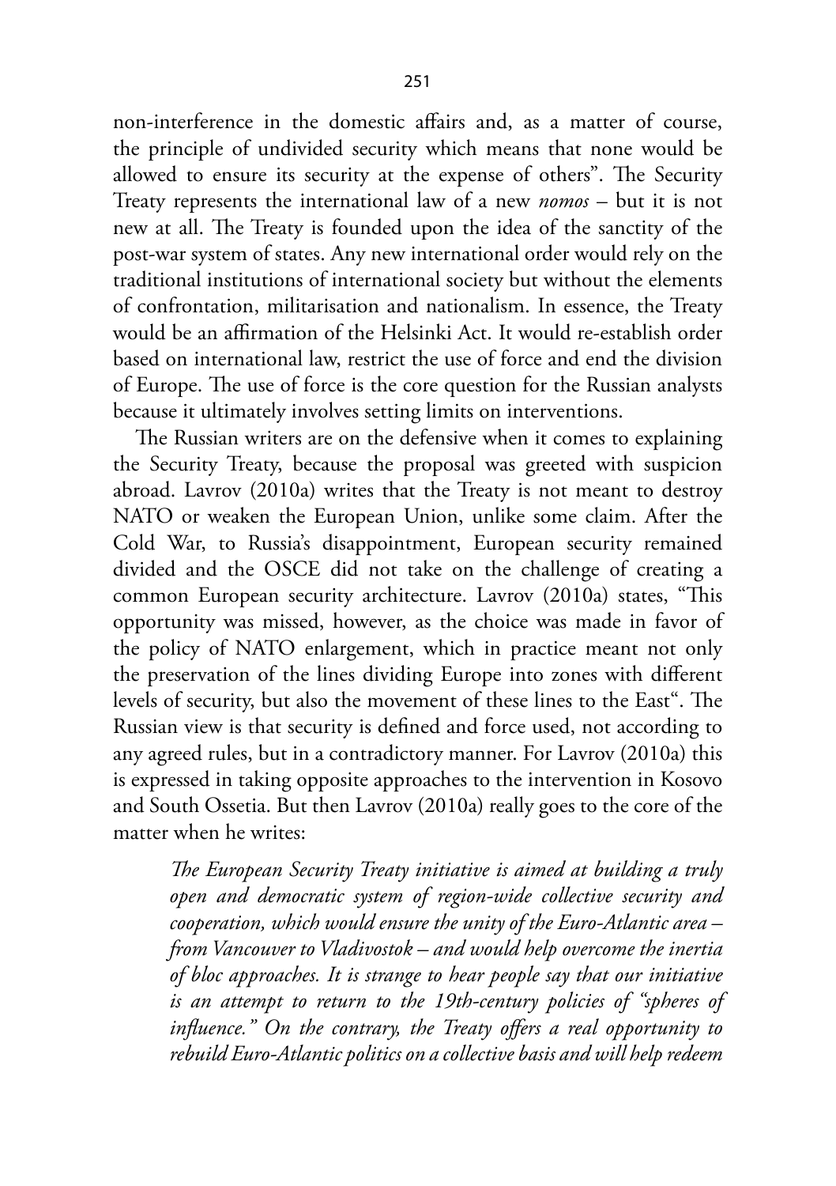non-interference in the domestic affairs and, as a matter of course, the principle of undivided security which means that none would be allowed to ensure its security at the expense of others". The Security Treaty represents the international law of a new *nomos* – but it is not new at all. The Treaty is founded upon the idea of the sanctity of the post-war system of states. Any new international order would rely on the traditional institutions of international society but without the elements of confrontation, militarisation and nationalism. In essence, the Treaty would be an affirmation of the Helsinki Act. It would re-establish order based on international law, restrict the use of force and end the division of Europe. The use of force is the core question for the Russian analysts because it ultimately involves setting limits on interventions.

The Russian writers are on the defensive when it comes to explaining the Security Treaty, because the proposal was greeted with suspicion abroad. Lavrov (2010a) writes that the Treaty is not meant to destroy NATO or weaken the European Union, unlike some claim. After the Cold War, to Russia's disappointment, European security remained divided and the OSCE did not take on the challenge of creating a common European security architecture. Lavrov (2010a) states, "This opportunity was missed, however, as the choice was made in favor of the policy of NATO enlargement, which in practice meant not only the preservation of the lines dividing Europe into zones with different levels of security, but also the movement of these lines to the East". The Russian view is that security is defined and force used, not according to any agreed rules, but in a contradictory manner. For Lavrov (2010a) this is expressed in taking opposite approaches to the intervention in Kosovo and South Ossetia. But then Lavrov (2010a) really goes to the core of the matter when he writes:

> *The European Security Treaty initiative is aimed at building a truly open and democratic system of region-wide collective security and cooperation, which would ensure the unity of the Euro-Atlantic area – from Vancouver to Vladivostok – and would help overcome the inertia of bloc approaches. It is strange to hear people say that our initiative is an attempt to return to the 19th-century policies of "spheres of influence." On the contrary, the Treaty offers a real opportunity to rebuild Euro-Atlantic politics on a collective basis and will help redeem*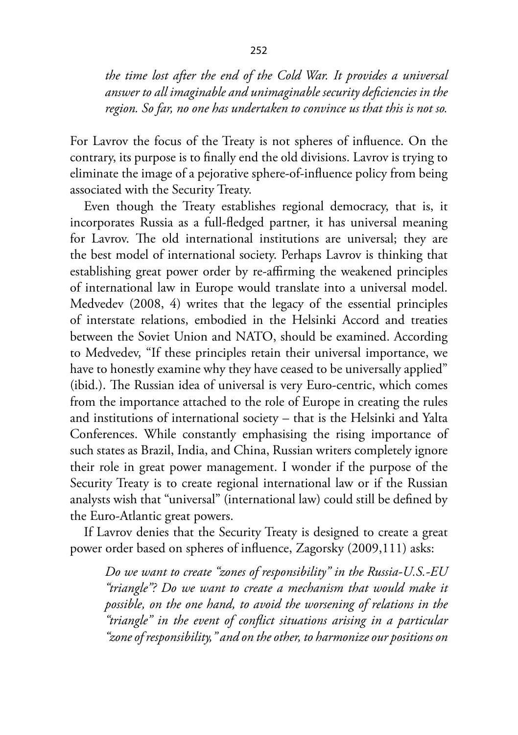> *the time lost after the end of the Cold War. It provides a universal answer to all imaginable and unimaginable security deficiencies in the region. So far, no one has undertaken to convince us that this is not so.*

For Lavrov the focus of the Treaty is not spheres of influence. On the contrary, its purpose is to finally end the old divisions. Lavrov is trying to eliminate the image of a pejorative sphere-of-influence policy from being associated with the Security Treaty.

Even though the Treaty establishes regional democracy, that is, it incorporates Russia as a full-fledged partner, it has universal meaning for Lavrov. The old international institutions are universal; they are the best model of international society. Perhaps Lavrov is thinking that establishing great power order by re-affirming the weakened principles of international law in Europe would translate into a universal model. Medvedev (2008, 4) writes that the legacy of the essential principles of interstate relations, embodied in the Helsinki Accord and treaties between the Soviet Union and NATO, should be examined. According to Medvedev, "If these principles retain their universal importance, we have to honestly examine why they have ceased to be universally applied" (ibid.). The Russian idea of universal is very Euro-centric, which comes from the importance attached to the role of Europe in creating the rules and institutions of international society – that is the Helsinki and Yalta Conferences. While constantly emphasising the rising importance of such states as Brazil, India, and China, Russian writers completely ignore their role in great power management. I wonder if the purpose of the Security Treaty is to create regional international law or if the Russian analysts wish that "universal" (international law) could still be defined by the Euro-Atlantic great powers.

If Lavrov denies that the Security Treaty is designed to create a great power order based on spheres of influence, Zagorsky (2009,111) asks:

> *Do we want to create "zones of responsibility" in the Russia-U.S.-EU "triangle"? Do we want to create a mechanism that would make it possible, on the one hand, to avoid the worsening of relations in the "triangle" in the event of conflict situations arising in a particular "zone of responsibility," and on the other, to harmonize our positions on*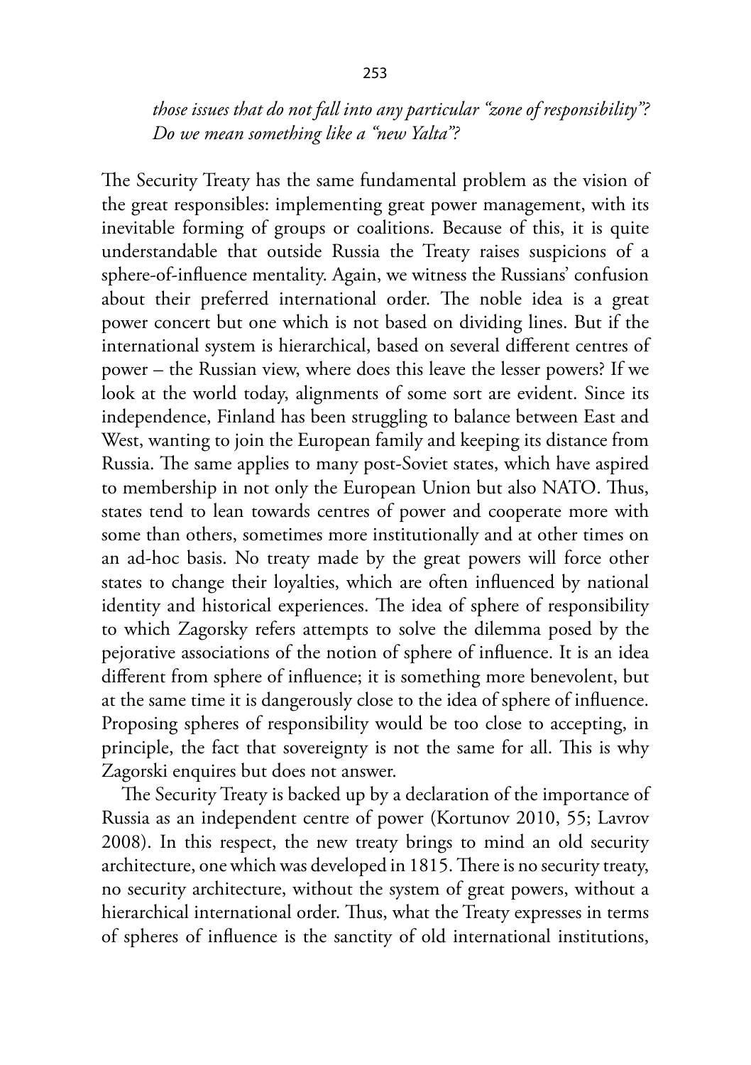*those issues that do not fall into any particular "zone of responsibility"? Do we mean something like a "new Yalta"?*

The Security Treaty has the same fundamental problem as the vision of the great responsibles: implementing great power management, with its inevitable forming of groups or coalitions. Because of this, it is quite understandable that outside Russia the Treaty raises suspicions of a sphere-of-influence mentality. Again, we witness the Russians' confusion about their preferred international order. The noble idea is a great power concert but one which is not based on dividing lines. But if the international system is hierarchical, based on several different centres of power – the Russian view, where does this leave the lesser powers? If we look at the world today, alignments of some sort are evident. Since its independence, Finland has been struggling to balance between East and West, wanting to join the European family and keeping its distance from Russia. The same applies to many post-Soviet states, which have aspired to membership in not only the European Union but also NATO. Thus, states tend to lean towards centres of power and cooperate more with some than others, sometimes more institutionally and at other times on an ad-hoc basis. No treaty made by the great powers will force other states to change their loyalties, which are often influenced by national identity and historical experiences. The idea of sphere of responsibility to which Zagorsky refers attempts to solve the dilemma posed by the pejorative associations of the notion of sphere of influence. It is an idea different from sphere of influence; it is something more benevolent, but at the same time it is dangerously close to the idea of sphere of influence. Proposing spheres of responsibility would be too close to accepting, in principle, the fact that sovereignty is not the same for all. This is why Zagorski enquires but does not answer.

The Security Treaty is backed up by a declaration of the importance of Russia as an independent centre of power (Kortunov 2010, 55; Lavrov 2008). In this respect, the new treaty brings to mind an old security architecture, one which was developed in 1815. There is no security treaty, no security architecture, without the system of great powers, without a hierarchical international order. Thus, what the Treaty expresses in terms of spheres of influence is the sanctity of old international institutions,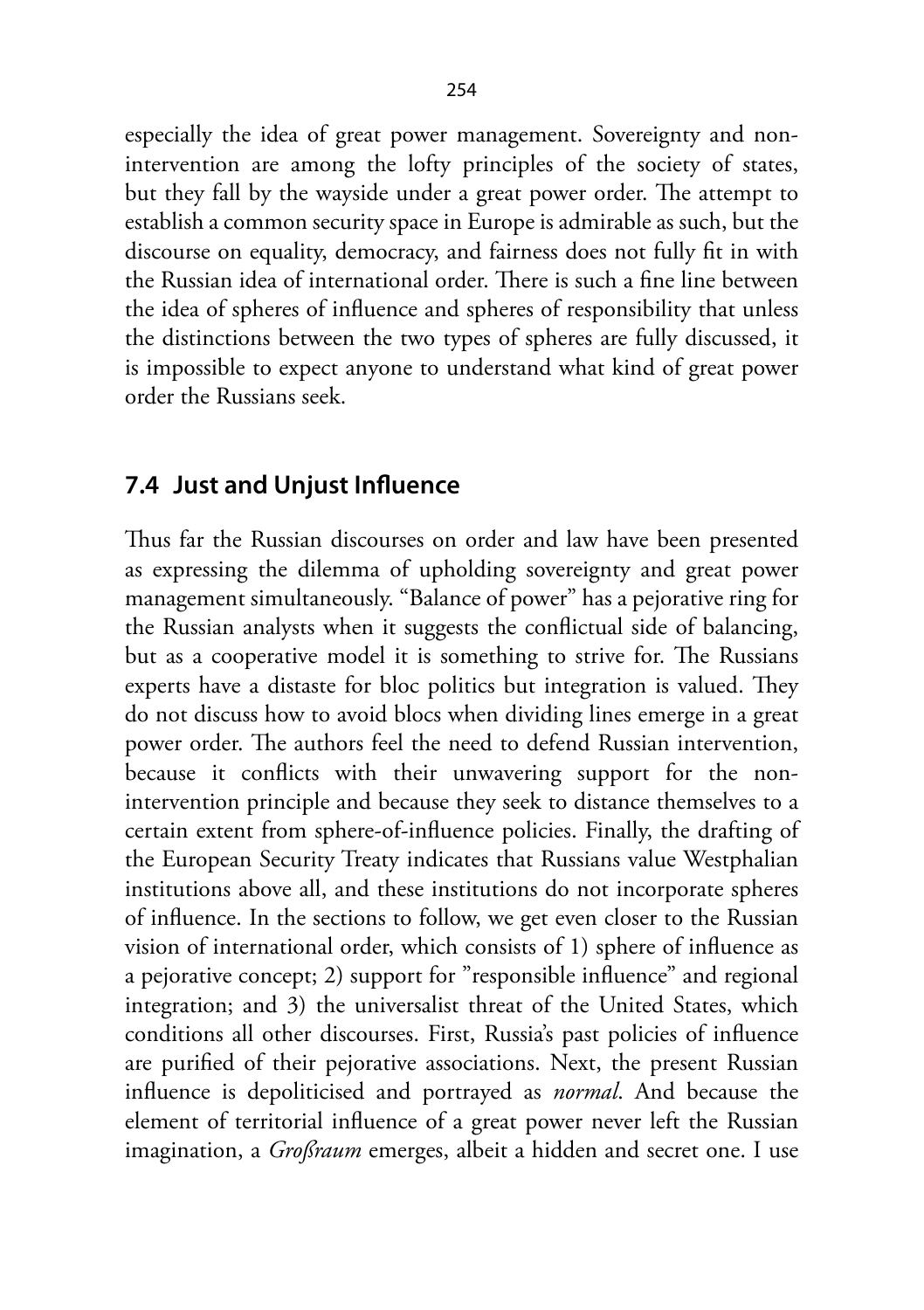especially the idea of great power management. Sovereignty and non-intervention are among the lofty principles of the society of states, but they fall by the wayside under a great power order. The attempt to establish a common security space in Europe is admirable as such, but the discourse on equality, democracy, and fairness does not fully fit in with the Russian idea of international order. There is such a fine line between the idea of spheres of influence and spheres of responsibility that unless the distinctions between the two types of spheres are fully discussed, it is impossible to expect anyone to understand what kind of great power order the Russians seek.

## 7.4 Just and Unjust Influence

Thus far the Russian discourses on order and law have been presented as expressing the dilemma of upholding sovereignty and great power management simultaneously. "Balance of power" has a pejorative ring for the Russian analysts when it suggests the conflictual side of balancing, but as a cooperative model it is something to strive for. The Russians experts have a distaste for bloc politics but integration is valued. They do not discuss how to avoid blocs when dividing lines emerge in a great power order. The authors feel the need to defend Russian intervention, because it conflicts with their unwavering support for the non-intervention principle and because they seek to distance themselves to a certain extent from sphere-of-influence policies. Finally, the drafting of the European Security Treaty indicates that Russians value Westphalian institutions above all, and these institutions do not incorporate spheres of influence. In the sections to follow, we get even closer to the Russian vision of international order, which consists of 1) sphere of influence as a pejorative concept; 2) support for "responsible influence" and regional integration; and 3) the universalist threat of the United States, which conditions all other discourses. First, Russia's past policies of influence are purified of their pejorative associations. Next, the present Russian influence is depoliticised and portrayed as *normal*. And because the element of territorial influence of a great power never left the Russian imagination, a *Großraum* emerges, albeit a hidden and secret one. I use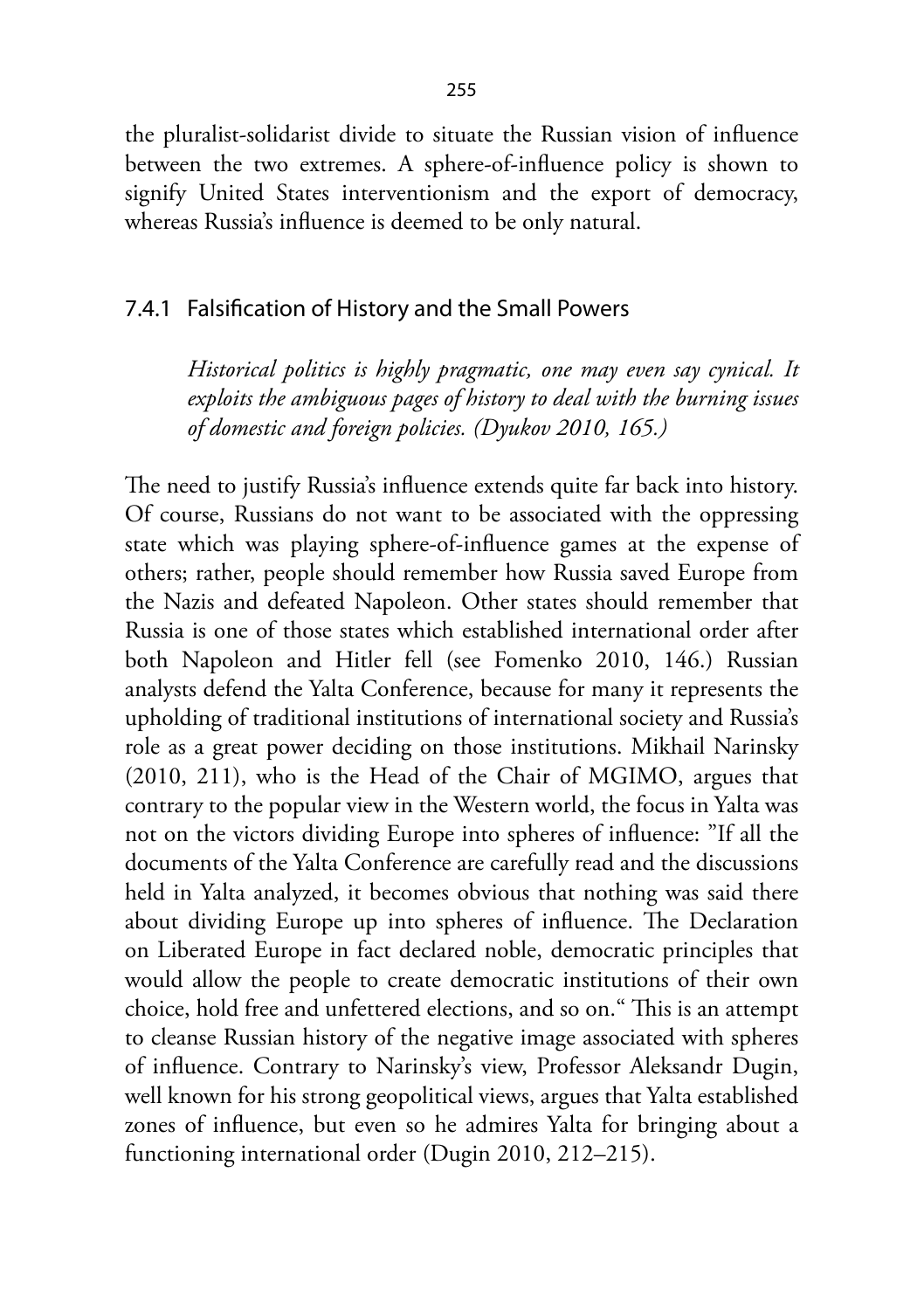the pluralist-solidarist divide to situate the Russian vision of influence between the two extremes. A sphere-of-influence policy is shown to signify United States interventionism and the export of democracy, whereas Russia's influence is deemed to be only natural.

### 7.4.1 Falsification of History and the Small Powers

> *Historical politics is highly pragmatic, one may even say cynical. It exploits the ambiguous pages of history to deal with the burning issues of domestic and foreign policies. (Dyukov 2010, 165.)*

The need to justify Russia's influence extends quite far back into history. Of course, Russians do not want to be associated with the oppressing state which was playing sphere-of-influence games at the expense of others; rather, people should remember how Russia saved Europe from the Nazis and defeated Napoleon. Other states should remember that Russia is one of those states which established international order after both Napoleon and Hitler fell (see Fomenko 2010, 146.) Russian analysts defend the Yalta Conference, because for many it represents the upholding of traditional institutions of international society and Russia's role as a great power deciding on those institutions. Mikhail Narinsky (2010, 211), who is the Head of the Chair of MGIMO, argues that contrary to the popular view in the Western world, the focus in Yalta was not on the victors dividing Europe into spheres of influence: "If all the documents of the Yalta Conference are carefully read and the discussions held in Yalta analyzed, it becomes obvious that nothing was said there about dividing Europe up into spheres of influence. The Declaration on Liberated Europe in fact declared noble, democratic principles that would allow the people to create democratic institutions of their own choice, hold free and unfettered elections, and so on." This is an attempt to cleanse Russian history of the negative image associated with spheres of influence. Contrary to Narinsky's view, Professor Aleksandr Dugin, well known for his strong geopolitical views, argues that Yalta established zones of influence, but even so he admires Yalta for bringing about a functioning international order (Dugin 2010, 212–215).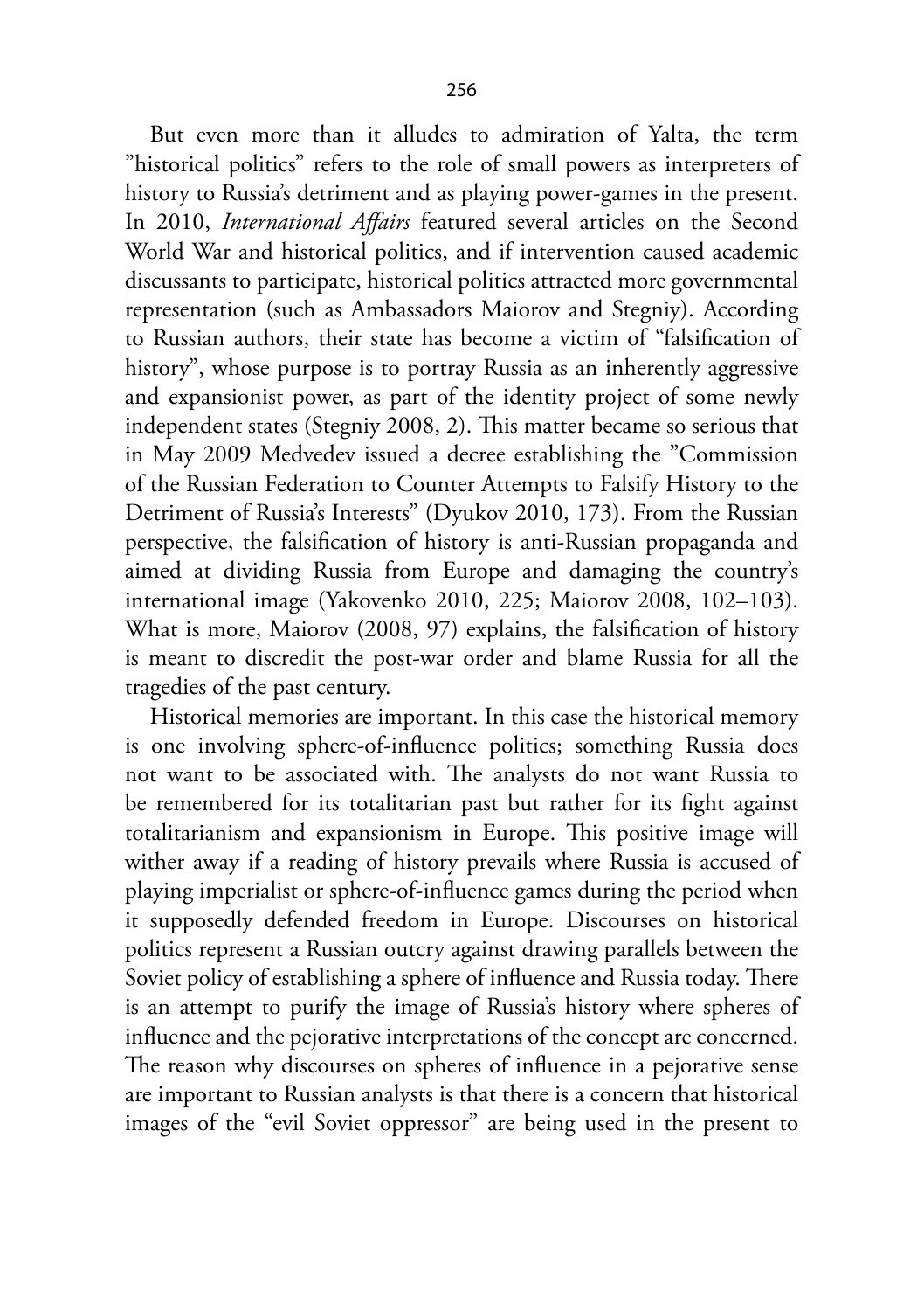But even more than it alludes to admiration of Yalta, the term ”historical politics” refers to the role of small powers as interpreters of history to Russia's detriment and as playing power-games in the present. In 2010, *International Affairs* featured several articles on the Second World War and historical politics, and if intervention caused academic discussants to participate, historical politics attracted more governmental representation (such as Ambassadors Maiorov and Stegniy). According to Russian authors, their state has become a victim of "falsification of history", whose purpose is to portray Russia as an inherently aggressive and expansionist power, as part of the identity project of some newly independent states (Stegniy 2008, 2). This matter became so serious that in May 2009 Medvedev issued a decree establishing the ”Commission of the Russian Federation to Counter Attempts to Falsify History to the Detriment of Russia's Interests" (Dyukov 2010, 173). From the Russian perspective, the falsification of history is anti-Russian propaganda and aimed at dividing Russia from Europe and damaging the country's international image (Yakovenko 2010, 225; Maiorov 2008, 102–103). What is more, Maiorov (2008, 97) explains, the falsification of history is meant to discredit the post-war order and blame Russia for all the tragedies of the past century.

Historical memories are important. In this case the historical memory is one involving sphere-of-influence politics; something Russia does not want to be associated with. The analysts do not want Russia to be remembered for its totalitarian past but rather for its fight against totalitarianism and expansionism in Europe. This positive image will wither away if a reading of history prevails where Russia is accused of playing imperialist or sphere-of-influence games during the period when it supposedly defended freedom in Europe. Discourses on historical politics represent a Russian outcry against drawing parallels between the Soviet policy of establishing a sphere of influence and Russia today. There is an attempt to purify the image of Russia's history where spheres of influence and the pejorative interpretations of the concept are concerned. The reason why discourses on spheres of influence in a pejorative sense are important to Russian analysts is that there is a concern that historical images of the "evil Soviet oppressor" are being used in the present to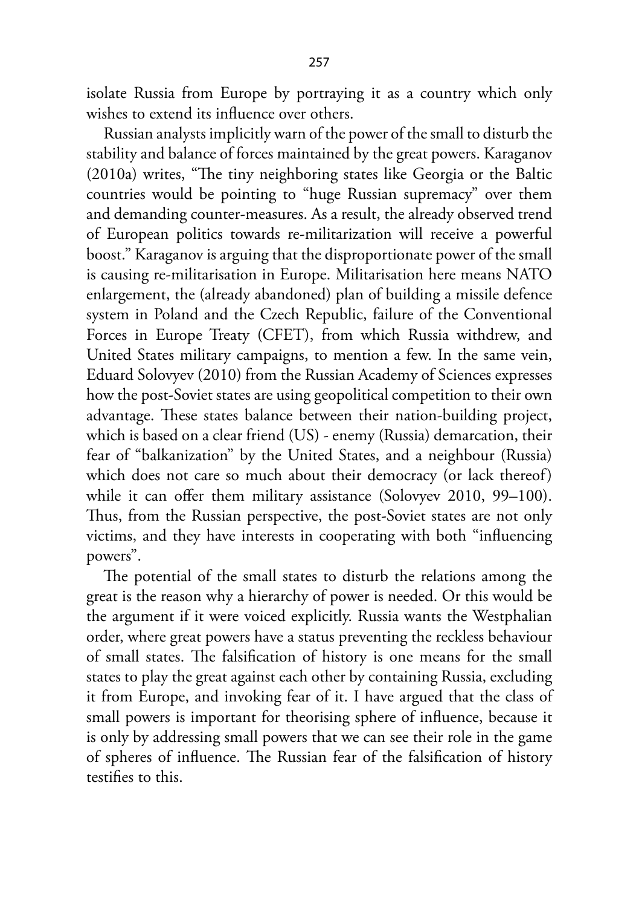isolate Russia from Europe by portraying it as a country which only wishes to extend its influence over others.

Russian analysts implicitly warn of the power of the small to disturb the stability and balance of forces maintained by the great powers. Karaganov (2010a) writes, "The tiny neighboring states like Georgia or the Baltic countries would be pointing to "huge Russian supremacy" over them and demanding counter-measures. As a result, the already observed trend of European politics towards re-militarization will receive a powerful boost." Karaganov is arguing that the disproportionate power of the small is causing re-militarisation in Europe. Militarisation here means NATO enlargement, the (already abandoned) plan of building a missile defence system in Poland and the Czech Republic, failure of the Conventional Forces in Europe Treaty (CFET), from which Russia withdrew, and United States military campaigns, to mention a few. In the same vein, Eduard Solovyev (2010) from the Russian Academy of Sciences expresses how the post-Soviet states are using geopolitical competition to their own advantage. These states balance between their nation-building project, which is based on a clear friend (US) - enemy (Russia) demarcation, their fear of "balkanization" by the United States, and a neighbour (Russia) which does not care so much about their democracy (or lack thereof) while it can offer them military assistance (Solovyev 2010, 99–100). Thus, from the Russian perspective, the post-Soviet states are not only victims, and they have interests in cooperating with both "influencing powers".

The potential of the small states to disturb the relations among the great is the reason why a hierarchy of power is needed. Or this would be the argument if it were voiced explicitly. Russia wants the Westphalian order, where great powers have a status preventing the reckless behaviour of small states. The falsification of history is one means for the small states to play the great against each other by containing Russia, excluding it from Europe, and invoking fear of it. I have argued that the class of small powers is important for theorising sphere of influence, because it is only by addressing small powers that we can see their role in the game of spheres of influence. The Russian fear of the falsification of history testifies to this.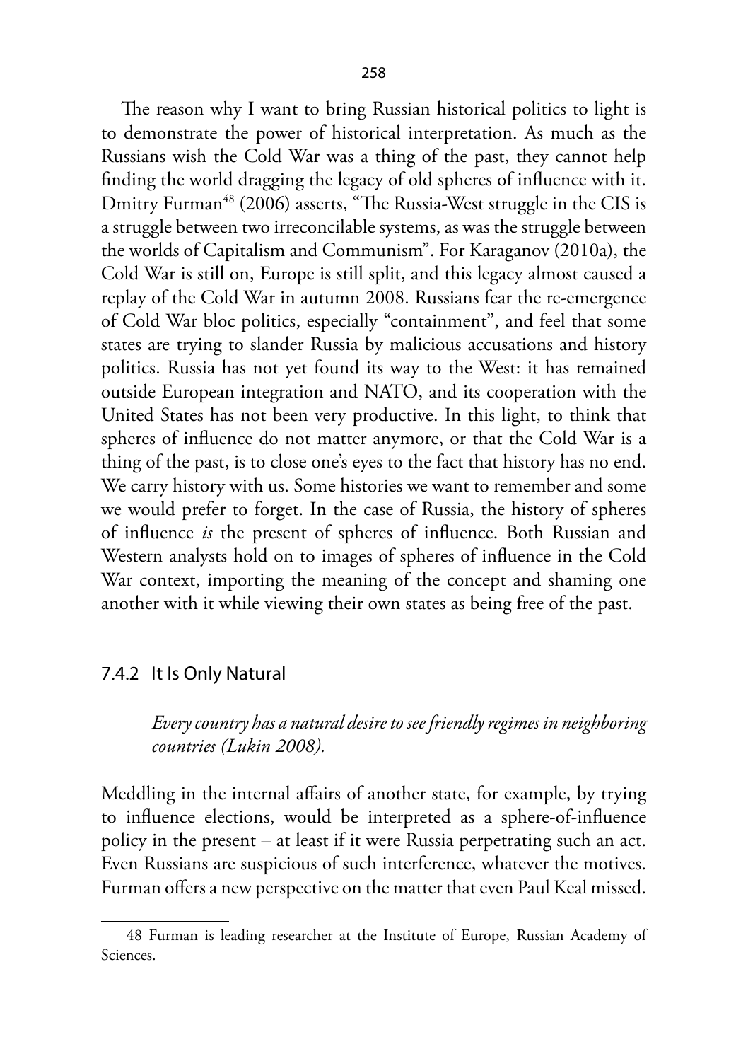The reason why I want to bring Russian historical politics to light is to demonstrate the power of historical interpretation. As much as the Russians wish the Cold War was a thing of the past, they cannot help finding the world dragging the legacy of old spheres of influence with it. Dmitry Furman[48] (2006) asserts, "The Russia-West struggle in the CIS is a struggle between two irreconcilable systems, as was the struggle between the worlds of Capitalism and Communism". For Karaganov (2010a), the Cold War is still on, Europe is still split, and this legacy almost caused a replay of the Cold War in autumn 2008. Russians fear the re-emergence of Cold War bloc politics, especially "containment", and feel that some states are trying to slander Russia by malicious accusations and history politics. Russia has not yet found its way to the West: it has remained outside European integration and NATO, and its cooperation with the United States has not been very productive. In this light, to think that spheres of influence do not matter anymore, or that the Cold War is a thing of the past, is to close one's eyes to the fact that history has no end. We carry history with us. Some histories we want to remember and some we would prefer to forget. In the case of Russia, the history of spheres of influence *is* the present of spheres of influence. Both Russian and Western analysts hold on to images of spheres of influence in the Cold War context, importing the meaning of the concept and shaming one another with it while viewing their own states as being free of the past.

### 7.4.2 It Is Only Natural

> *Every country has a natural desire to see friendly regimes in neighboring countries (Lukin 2008).*

Meddling in the internal affairs of another state, for example, by trying to influence elections, would be interpreted as a sphere-of-influence policy in the present – at least if it were Russia perpetrating such an act. Even Russians are suspicious of such interference, whatever the motives. Furman offers a new perspective on the matter that even Paul Keal missed.

---

48 Furman is leading researcher at the Institute of Europe, Russian Academy of Sciences.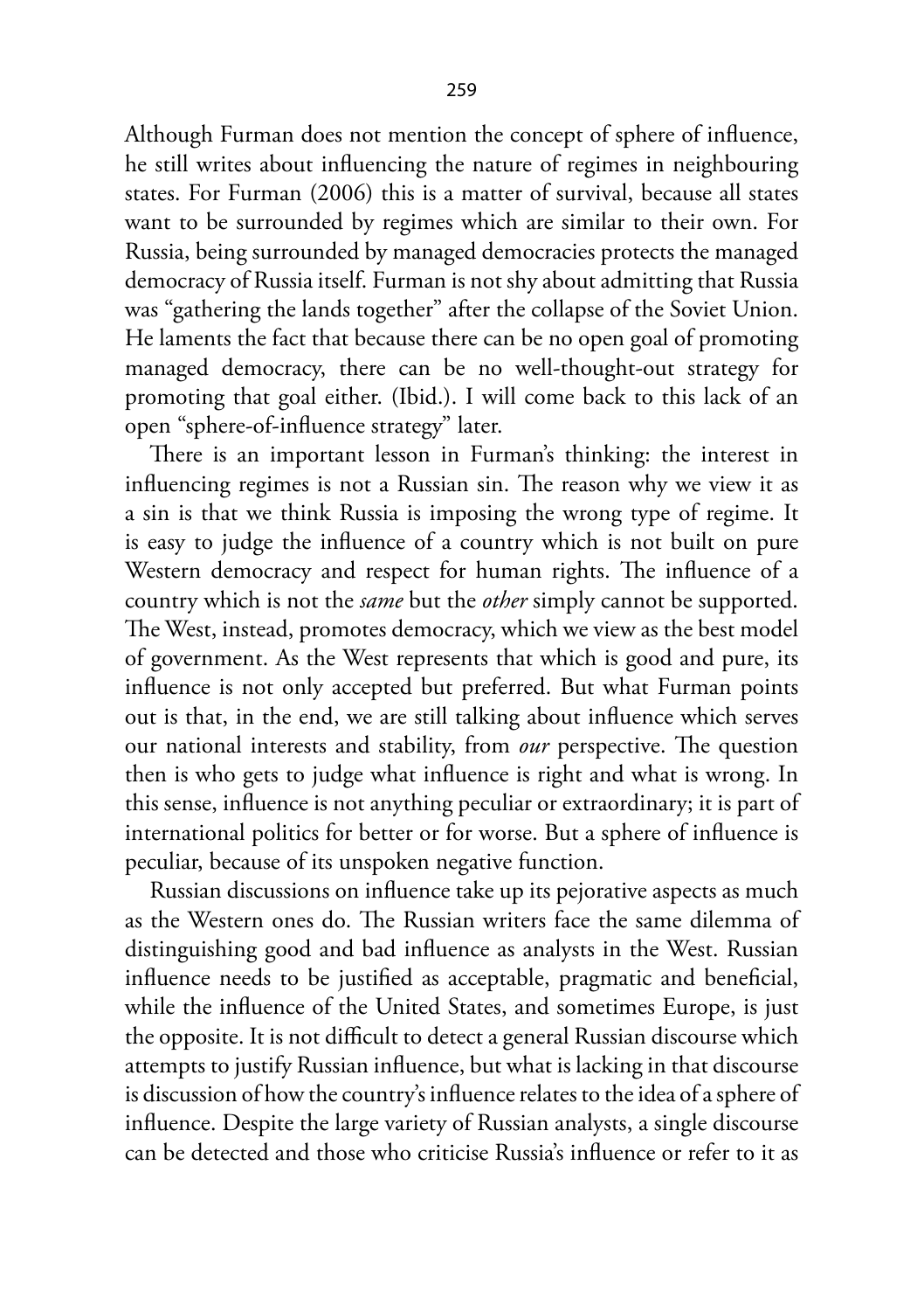Although Furman does not mention the concept of sphere of influence, he still writes about influencing the nature of regimes in neighbouring states. For Furman (2006) this is a matter of survival, because all states want to be surrounded by regimes which are similar to their own. For Russia, being surrounded by managed democracies protects the managed democracy of Russia itself. Furman is not shy about admitting that Russia was "gathering the lands together" after the collapse of the Soviet Union. He laments the fact that because there can be no open goal of promoting managed democracy, there can be no well-thought-out strategy for promoting that goal either. (Ibid.). I will come back to this lack of an open "sphere-of-influence strategy" later.

There is an important lesson in Furman's thinking: the interest in influencing regimes is not a Russian sin. The reason why we view it as a sin is that we think Russia is imposing the wrong type of regime. It is easy to judge the influence of a country which is not built on pure Western democracy and respect for human rights. The influence of a country which is not the *same* but the *other* simply cannot be supported. The West, instead, promotes democracy, which we view as the best model of government. As the West represents that which is good and pure, its influence is not only accepted but preferred. But what Furman points out is that, in the end, we are still talking about influence which serves our national interests and stability, from *our* perspective. The question then is who gets to judge what influence is right and what is wrong. In this sense, influence is not anything peculiar or extraordinary; it is part of international politics for better or for worse. But a sphere of influence is peculiar, because of its unspoken negative function.

Russian discussions on influence take up its pejorative aspects as much as the Western ones do. The Russian writers face the same dilemma of distinguishing good and bad influence as analysts in the West. Russian influence needs to be justified as acceptable, pragmatic and beneficial, while the influence of the United States, and sometimes Europe, is just the opposite. It is not difficult to detect a general Russian discourse which attempts to justify Russian influence, but what is lacking in that discourse is discussion of how the country's influence relates to the idea of a sphere of influence. Despite the large variety of Russian analysts, a single discourse can be detected and those who criticise Russia's influence or refer to it as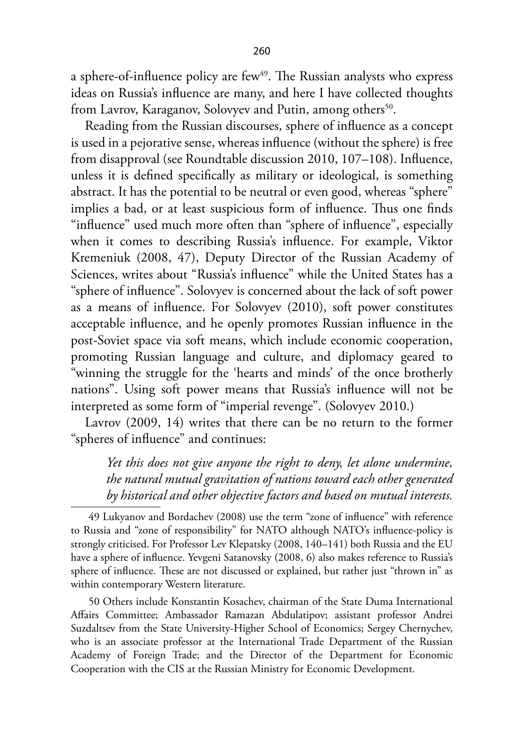a sphere-of-influence policy are few[49]. The Russian analysts who express ideas on Russia's influence are many, and here I have collected thoughts from Lavrov, Karaganov, Solovyev and Putin, among others[50].

Reading from the Russian discourses, sphere of influence as a concept is used in a pejorative sense, whereas influence (without the sphere) is free from disapproval (see Roundtable discussion 2010, 107–108). Influence, unless it is defined specifically as military or ideological, is something abstract. It has the potential to be neutral or even good, whereas "sphere" implies a bad, or at least suspicious form of influence. Thus one finds "influence" used much more often than "sphere of influence", especially when it comes to describing Russia's influence. For example, Viktor Kremeniuk (2008, 47), Deputy Director of the Russian Academy of Sciences, writes about "Russia's influence" while the United States has a "sphere of influence". Solovyev is concerned about the lack of soft power as a means of influence. For Solovyev (2010), soft power constitutes acceptable influence, and he openly promotes Russian influence in the post-Soviet space via soft means, which include economic cooperation, promoting Russian language and culture, and diplomacy geared to "winning the struggle for the 'hearts and minds' of the once brotherly nations". Using soft power means that Russia's influence will not be interpreted as some form of "imperial revenge". (Solovyev 2010.)

Lavrov (2009, 14) writes that there can be no return to the former "spheres of influence" and continues:

> *Yet this does not give anyone the right to deny, let alone undermine, the natural mutual gravitation of nations toward each other generated by historical and other objective factors and based on mutual interests.*

---

49 Lukyanov and Bordachev (2008) use the term "zone of influence" with reference to Russia and "zone of responsibility" for NATO although NATO's influence-policy is strongly criticised. For Professor Lev Klepatsky (2008, 140–141) both Russia and the EU have a sphere of influence. Yevgeni Satanovsky (2008, 6) also makes reference to Russia's sphere of influence. These are not discussed or explained, but rather just "thrown in" as within contemporary Western literature.

50 Others include Konstantin Kosachev, chairman of the State Duma International Affairs Committee; Ambassador Ramazan Abdulatipov; assistant professor Andrei Suzdaltsev from the State University-Higher School of Economics; Sergey Chernychev, who is an associate professor at the International Trade Department of the Russian Academy of Foreign Trade; and the Director of the Department for Economic Cooperation with the CIS at the Russian Ministry for Economic Development.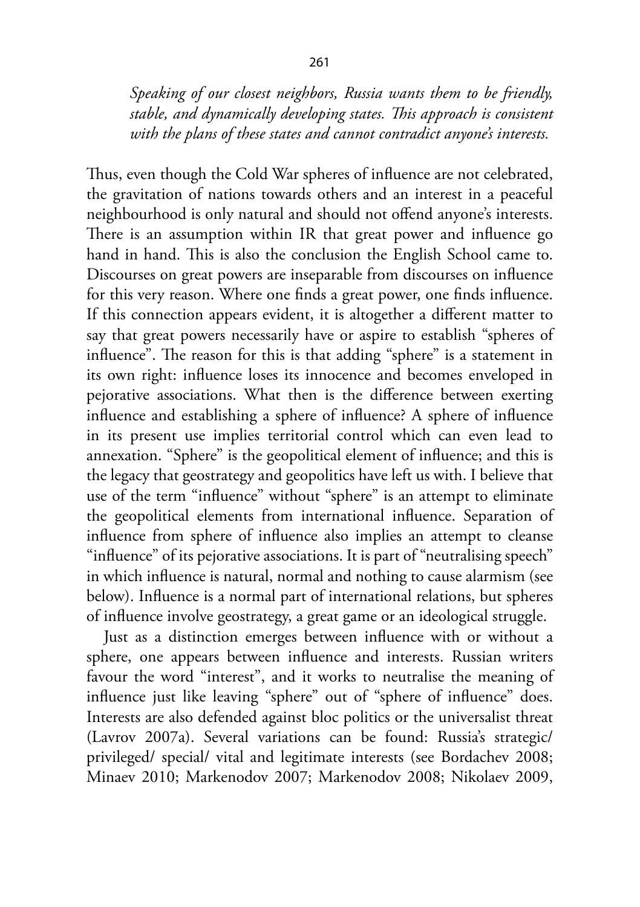*Speaking of our closest neighbors, Russia wants them to be friendly, stable, and dynamically developing states. This approach is consistent with the plans of these states and cannot contradict anyone's interests.*

Thus, even though the Cold War spheres of influence are not celebrated, the gravitation of nations towards others and an interest in a peaceful neighbourhood is only natural and should not offend anyone's interests. There is an assumption within IR that great power and influence go hand in hand. This is also the conclusion the English School came to. Discourses on great powers are inseparable from discourses on influence for this very reason. Where one finds a great power, one finds influence. If this connection appears evident, it is altogether a different matter to say that great powers necessarily have or aspire to establish "spheres of influence". The reason for this is that adding "sphere" is a statement in its own right: influence loses its innocence and becomes enveloped in pejorative associations. What then is the difference between exerting influence and establishing a sphere of influence? A sphere of influence in its present use implies territorial control which can even lead to annexation. "Sphere" is the geopolitical element of influence; and this is the legacy that geostrategy and geopolitics have left us with. I believe that use of the term "influence" without "sphere" is an attempt to eliminate the geopolitical elements from international influence. Separation of influence from sphere of influence also implies an attempt to cleanse "influence" of its pejorative associations. It is part of "neutralising speech" in which influence is natural, normal and nothing to cause alarmism (see below). Influence is a normal part of international relations, but spheres of influence involve geostrategy, a great game or an ideological struggle.

Just as a distinction emerges between influence with or without a sphere, one appears between influence and interests. Russian writers favour the word "interest", and it works to neutralise the meaning of influence just like leaving "sphere" out of "sphere of influence" does. Interests are also defended against bloc politics or the universalist threat (Lavrov 2007a). Several variations can be found: Russia's strategic/ privileged/ special/ vital and legitimate interests (see Bordachev 2008; Minaev 2010; Markenodov 2007; Markenodov 2008; Nikolaev 2009,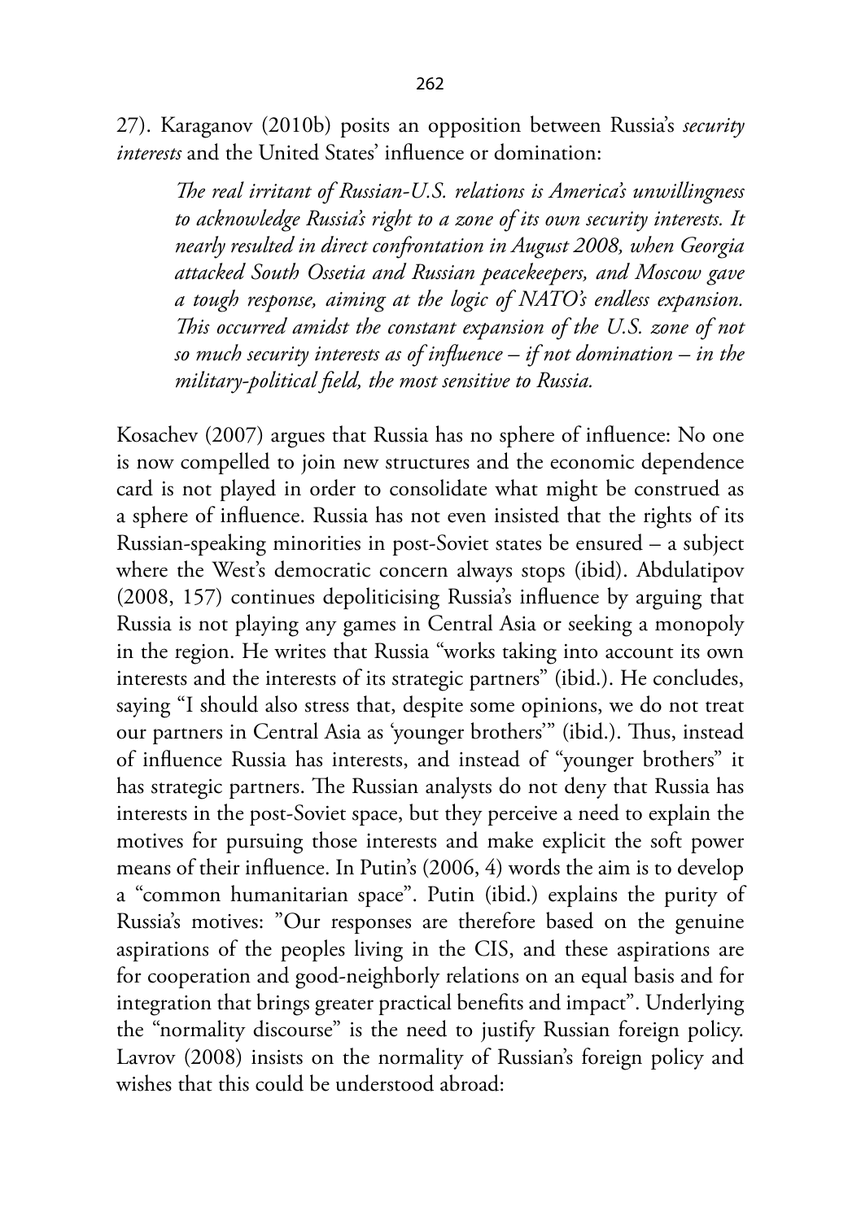27). Karaganov (2010b) posits an opposition between Russia's *security interests* and the United States' influence or domination:

> *The real irritant of Russian-U.S. relations is America's unwillingness to acknowledge Russia's right to a zone of its own security interests. It nearly resulted in direct confrontation in August 2008, when Georgia attacked South Ossetia and Russian peacekeepers, and Moscow gave a tough response, aiming at the logic of NATO's endless expansion. This occurred amidst the constant expansion of the U.S. zone of not so much security interests as of influence – if not domination – in the military-political field, the most sensitive to Russia.*

Kosachev (2007) argues that Russia has no sphere of influence: No one is now compelled to join new structures and the economic dependence card is not played in order to consolidate what might be construed as a sphere of influence. Russia has not even insisted that the rights of its Russian-speaking minorities in post-Soviet states be ensured – a subject where the West's democratic concern always stops (ibid). Abdulatipov (2008, 157) continues depoliticising Russia's influence by arguing that Russia is not playing any games in Central Asia or seeking a monopoly in the region. He writes that Russia "works taking into account its own interests and the interests of its strategic partners" (ibid.). He concludes, saying "I should also stress that, despite some opinions, we do not treat our partners in Central Asia as 'younger brothers'" (ibid.). Thus, instead of influence Russia has interests, and instead of "younger brothers" it has strategic partners. The Russian analysts do not deny that Russia has interests in the post-Soviet space, but they perceive a need to explain the motives for pursuing those interests and make explicit the soft power means of their influence. In Putin's (2006, 4) words the aim is to develop a "common humanitarian space". Putin (ibid.) explains the purity of Russia's motives: "Our responses are therefore based on the genuine aspirations of the peoples living in the CIS, and these aspirations are for cooperation and good-neighborly relations on an equal basis and for integration that brings greater practical benefits and impact". Underlying the "normality discourse" is the need to justify Russian foreign policy. Lavrov (2008) insists on the normality of Russian's foreign policy and wishes that this could be understood abroad: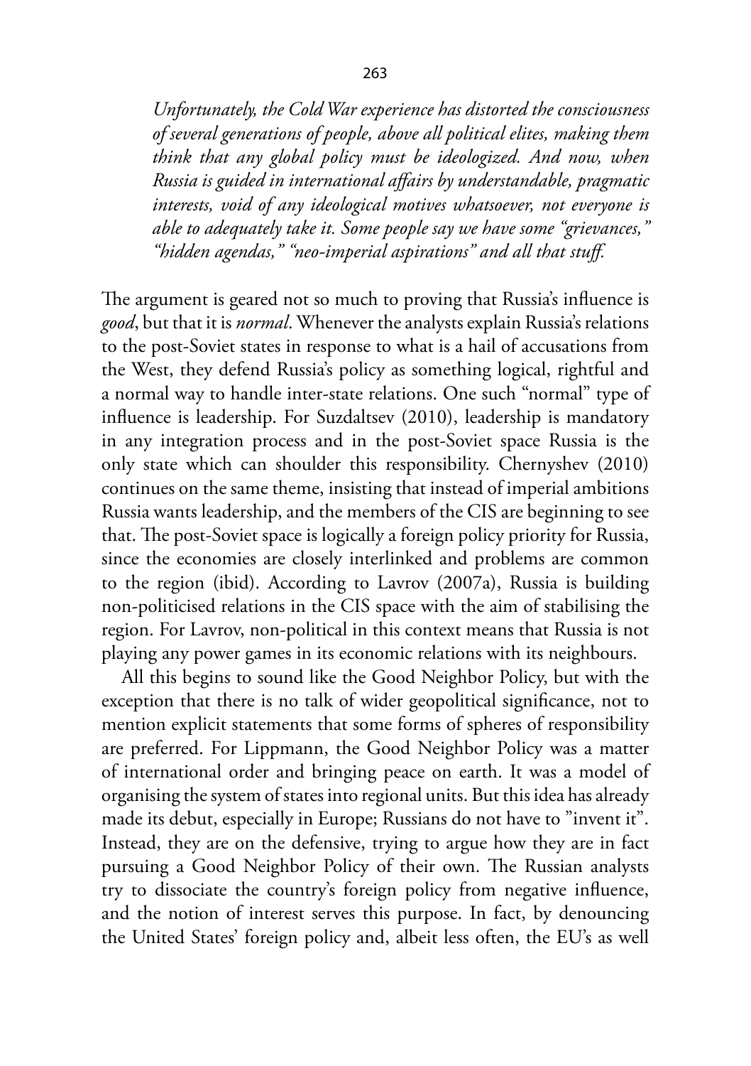> *Unfortunately, the Cold War experience has distorted the consciousness of several generations of people, above all political elites, making them think that any global policy must be ideologized. And now, when Russia is guided in international affairs by understandable, pragmatic interests, void of any ideological motives whatsoever, not everyone is able to adequately take it. Some people say we have some "grievances," "hidden agendas," "neo-imperial aspirations" and all that stuff.*

The argument is geared not so much to proving that Russia's influence is *good*, but that it is *normal*. Whenever the analysts explain Russia's relations to the post-Soviet states in response to what is a hail of accusations from the West, they defend Russia's policy as something logical, rightful and a normal way to handle inter-state relations. One such "normal" type of influence is leadership. For Suzdaltsev (2010), leadership is mandatory in any integration process and in the post-Soviet space Russia is the only state which can shoulder this responsibility. Chernyshev (2010) continues on the same theme, insisting that instead of imperial ambitions Russia wants leadership, and the members of the CIS are beginning to see that. The post-Soviet space is logically a foreign policy priority for Russia, since the economies are closely interlinked and problems are common to the region (ibid). According to Lavrov (2007a), Russia is building non-politicised relations in the CIS space with the aim of stabilising the region. For Lavrov, non-political in this context means that Russia is not playing any power games in its economic relations with its neighbours.

All this begins to sound like the Good Neighbor Policy, but with the exception that there is no talk of wider geopolitical significance, not to mention explicit statements that some forms of spheres of responsibility are preferred. For Lippmann, the Good Neighbor Policy was a matter of international order and bringing peace on earth. It was a model of organising the system of states into regional units. But this idea has already made its debut, especially in Europe; Russians do not have to "invent it". Instead, they are on the defensive, trying to argue how they are in fact pursuing a Good Neighbor Policy of their own. The Russian analysts try to dissociate the country's foreign policy from negative influence, and the notion of interest serves this purpose. In fact, by denouncing the United States' foreign policy and, albeit less often, the EU's as well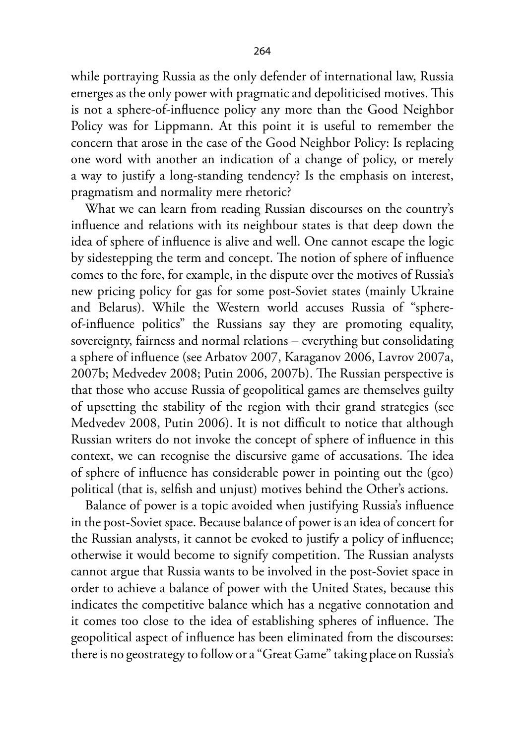while portraying Russia as the only defender of international law, Russia emerges as the only power with pragmatic and depoliticised motives. This is not a sphere-of-influence policy any more than the Good Neighbor Policy was for Lippmann. At this point it is useful to remember the concern that arose in the case of the Good Neighbor Policy: Is replacing one word with another an indication of a change of policy, or merely a way to justify a long-standing tendency? Is the emphasis on interest, pragmatism and normality mere rhetoric?

What we can learn from reading Russian discourses on the country's influence and relations with its neighbour states is that deep down the idea of sphere of influence is alive and well. One cannot escape the logic by sidestepping the term and concept. The notion of sphere of influence comes to the fore, for example, in the dispute over the motives of Russia's new pricing policy for gas for some post-Soviet states (mainly Ukraine and Belarus). While the Western world accuses Russia of "sphere-of-influence politics" the Russians say they are promoting equality, sovereignty, fairness and normal relations – everything but consolidating a sphere of influence (see Arbatov 2007, Karaganov 2006, Lavrov 2007a, 2007b; Medvedev 2008; Putin 2006, 2007b). The Russian perspective is that those who accuse Russia of geopolitical games are themselves guilty of upsetting the stability of the region with their grand strategies (see Medvedev 2008, Putin 2006). It is not difficult to notice that although Russian writers do not invoke the concept of sphere of influence in this context, we can recognise the discursive game of accusations. The idea of sphere of influence has considerable power in pointing out the (geo) political (that is, selfish and unjust) motives behind the Other's actions.

Balance of power is a topic avoided when justifying Russia's influence in the post-Soviet space. Because balance of power is an idea of concert for the Russian analysts, it cannot be evoked to justify a policy of influence; otherwise it would become to signify competition. The Russian analysts cannot argue that Russia wants to be involved in the post-Soviet space in order to achieve a balance of power with the United States, because this indicates the competitive balance which has a negative connotation and it comes too close to the idea of establishing spheres of influence. The geopolitical aspect of influence has been eliminated from the discourses: there is no geostrategy to follow or a "Great Game" taking place on Russia's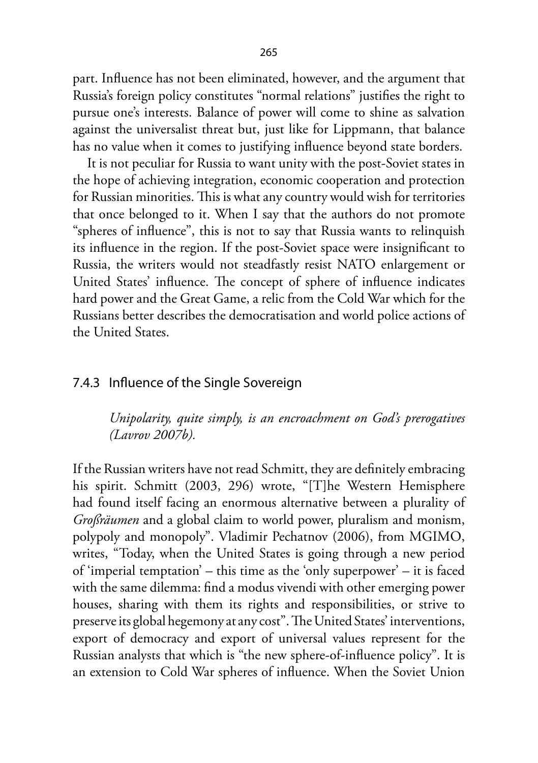part. Influence has not been eliminated, however, and the argument that Russia's foreign policy constitutes "normal relations" justifies the right to pursue one's interests. Balance of power will come to shine as salvation against the universalist threat but, just like for Lippmann, that balance has no value when it comes to justifying influence beyond state borders.

It is not peculiar for Russia to want unity with the post-Soviet states in the hope of achieving integration, economic cooperation and protection for Russian minorities. This is what any country would wish for territories that once belonged to it. When I say that the authors do not promote "spheres of influence", this is not to say that Russia wants to relinquish its influence in the region. If the post-Soviet space were insignificant to Russia, the writers would not steadfastly resist NATO enlargement or United States' influence. The concept of sphere of influence indicates hard power and the Great Game, a relic from the Cold War which for the Russians better describes the democratisation and world police actions of the United States.

### 7.4.3 Influence of the Single Sovereign

> *Unipolarity, quite simply, is an encroachment on God's prerogatives (Lavrov 2007b).*

If the Russian writers have not read Schmitt, they are definitely embracing his spirit. Schmitt (2003, 296) wrote, "[T]he Western Hemisphere had found itself facing an enormous alternative between a plurality of *Großräumen* and a global claim to world power, pluralism and monism, polypoly and monopoly". Vladimir Pechatnov (2006), from MGIMO, writes, "Today, when the United States is going through a new period of 'imperial temptation' – this time as the 'only superpower' – it is faced with the same dilemma: find a modus vivendi with other emerging power houses, sharing with them its rights and responsibilities, or strive to preserve its global hegemony at any cost". The United States' interventions, export of democracy and export of universal values represent for the Russian analysts that which is "the new sphere-of-influence policy". It is an extension to Cold War spheres of influence. When the Soviet Union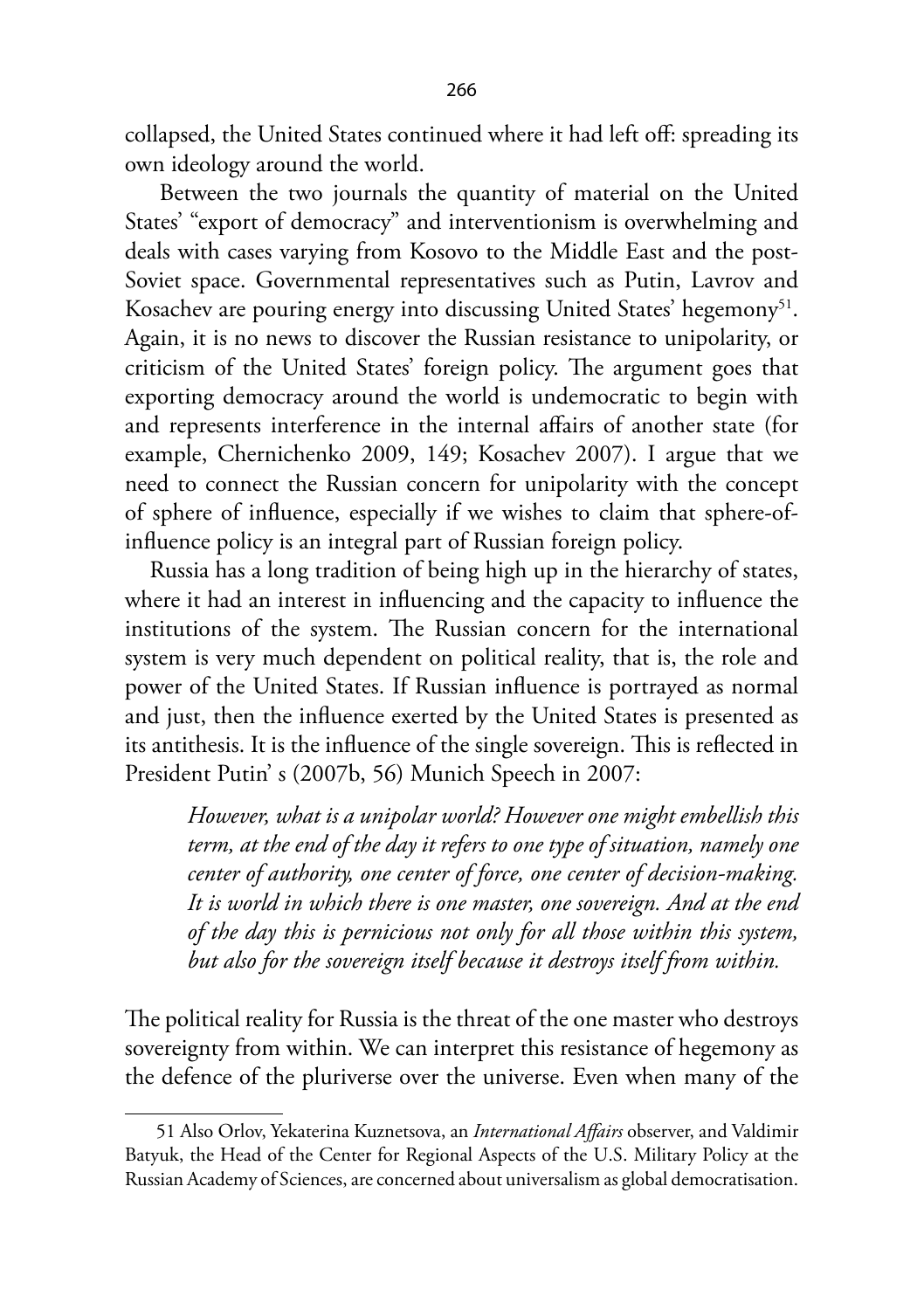collapsed, the United States continued where it had left off: spreading its own ideology around the world.

Between the two journals the quantity of material on the United States' "export of democracy" and interventionism is overwhelming and deals with cases varying from Kosovo to the Middle East and the post-Soviet space. Governmental representatives such as Putin, Lavrov and Kosachev are pouring energy into discussing United States' hegemony[51]. Again, it is no news to discover the Russian resistance to unipolarity, or criticism of the United States' foreign policy. The argument goes that exporting democracy around the world is undemocratic to begin with and represents interference in the internal affairs of another state (for example, Chernichenko 2009, 149; Kosachev 2007). I argue that we need to connect the Russian concern for unipolarity with the concept of sphere of influence, especially if we wishes to claim that sphere-of-influence policy is an integral part of Russian foreign policy.

Russia has a long tradition of being high up in the hierarchy of states, where it had an interest in influencing and the capacity to influence the institutions of the system. The Russian concern for the international system is very much dependent on political reality, that is, the role and power of the United States. If Russian influence is portrayed as normal and just, then the influence exerted by the United States is presented as its antithesis. It is the influence of the single sovereign. This is reflected in President Putin' s (2007b, 56) Munich Speech in 2007:

> *However, what is a unipolar world? However one might embellish this term, at the end of the day it refers to one type of situation, namely one center of authority, one center of force, one center of decision-making. It is world in which there is one master, one sovereign. And at the end of the day this is pernicious not only for all those within this system, but also for the sovereign itself because it destroys itself from within.*

The political reality for Russia is the threat of the one master who destroys sovereignty from within. We can interpret this resistance of hegemony as the defence of the pluriverse over the universe. Even when many of the

---

51 Also Orlov, Yekaterina Kuznetsova, an *International Affairs* observer, and Valdimir Batyuk, the Head of the Center for Regional Aspects of the U.S. Military Policy at the Russian Academy of Sciences, are concerned about universalism as global democratisation.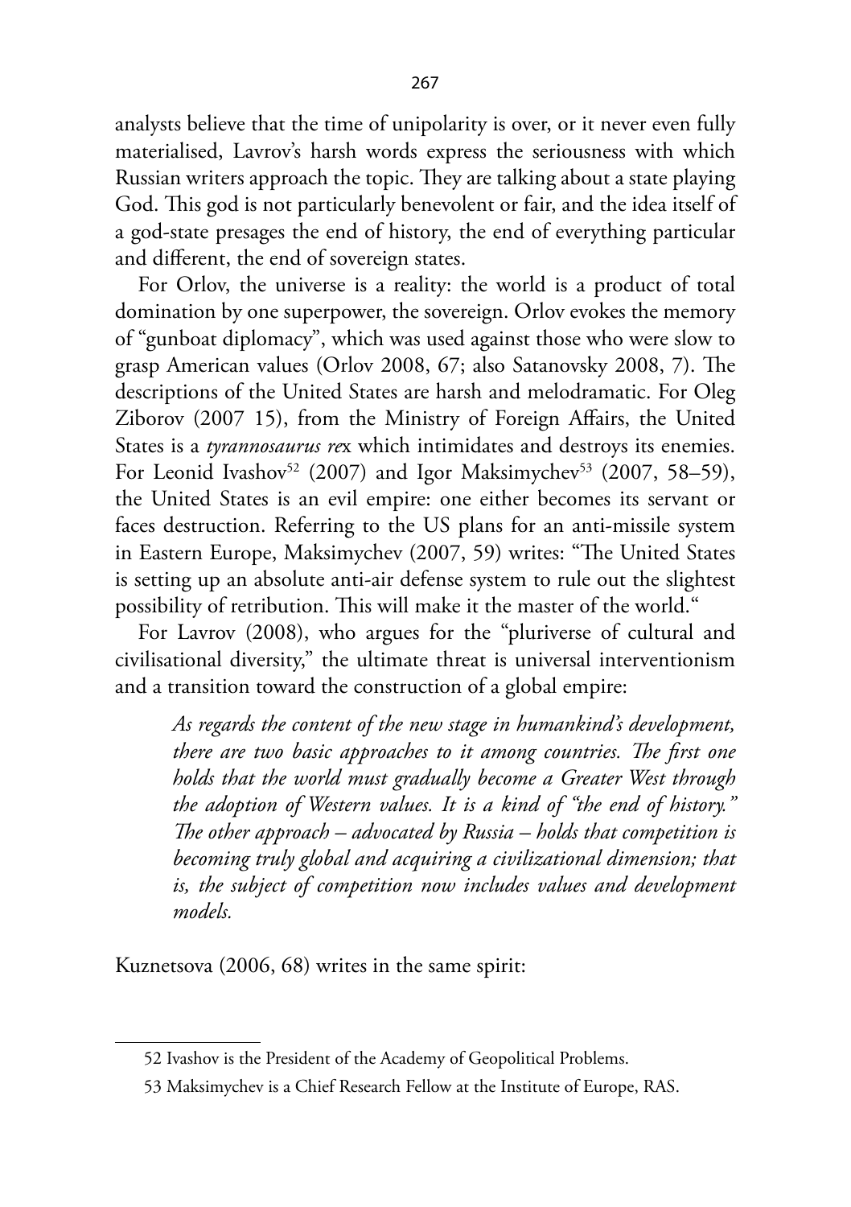analysts believe that the time of unipolarity is over, or it never even fully materialised, Lavrov's harsh words express the seriousness with which Russian writers approach the topic. They are talking about a state playing God. This god is not particularly benevolent or fair, and the idea itself of a god-state presages the end of history, the end of everything particular and different, the end of sovereign states.

For Orlov, the universe is a reality: the world is a product of total domination by one superpower, the sovereign. Orlov evokes the memory of "gunboat diplomacy", which was used against those who were slow to grasp American values (Orlov 2008, 67; also Satanovsky 2008, 7). The descriptions of the United States are harsh and melodramatic. For Oleg Ziborov (2007 15), from the Ministry of Foreign Affairs, the United States is a *tyrannosaurus re*x which intimidates and destroys its enemies. For Leonid Ivashov[52] (2007) and Igor Maksimychev[53] (2007, 58–59), the United States is an evil empire: one either becomes its servant or faces destruction. Referring to the US plans for an anti-missile system in Eastern Europe, Maksimychev (2007, 59) writes: "The United States is setting up an absolute anti-air defense system to rule out the slightest possibility of retribution. This will make it the master of the world."

For Lavrov (2008), who argues for the "pluriverse of cultural and civilisational diversity," the ultimate threat is universal interventionism and a transition toward the construction of a global empire:

> *As regards the content of the new stage in humankind's development, there are two basic approaches to it among countries. The first one holds that the world must gradually become a Greater West through the adoption of Western values. It is a kind of "the end of history." The other approach – advocated by Russia – holds that competition is becoming truly global and acquiring a civilizational dimension; that is, the subject of competition now includes values and development models.*

Kuznetsova (2006, 68) writes in the same spirit:

---

52 Ivashov is the President of the Academy of Geopolitical Problems.

53 Maksimychev is a Chief Research Fellow at the Institute of Europe, RAS.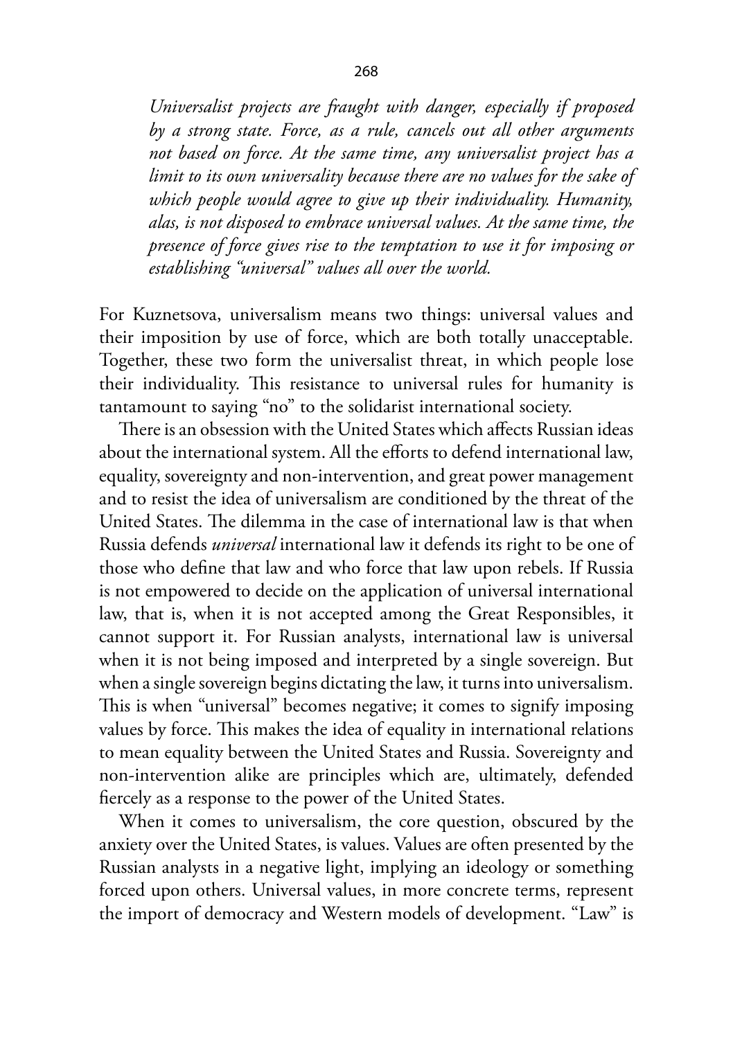> *Universalist projects are fraught with danger, especially if proposed by a strong state. Force, as a rule, cancels out all other arguments not based on force. At the same time, any universalist project has a limit to its own universality because there are no values for the sake of which people would agree to give up their individuality. Humanity, alas, is not disposed to embrace universal values. At the same time, the presence of force gives rise to the temptation to use it for imposing or establishing "universal" values all over the world.*

For Kuznetsova, universalism means two things: universal values and their imposition by use of force, which are both totally unacceptable. Together, these two form the universalist threat, in which people lose their individuality. This resistance to universal rules for humanity is tantamount to saying "no" to the solidarist international society.

There is an obsession with the United States which affects Russian ideas about the international system. All the efforts to defend international law, equality, sovereignty and non-intervention, and great power management and to resist the idea of universalism are conditioned by the threat of the United States. The dilemma in the case of international law is that when Russia defends *universal* international law it defends its right to be one of those who define that law and who force that law upon rebels. If Russia is not empowered to decide on the application of universal international law, that is, when it is not accepted among the Great Responsibles, it cannot support it. For Russian analysts, international law is universal when it is not being imposed and interpreted by a single sovereign. But when a single sovereign begins dictating the law, it turns into universalism. This is when "universal" becomes negative; it comes to signify imposing values by force. This makes the idea of equality in international relations to mean equality between the United States and Russia. Sovereignty and non-intervention alike are principles which are, ultimately, defended fiercely as a response to the power of the United States.

When it comes to universalism, the core question, obscured by the anxiety over the United States, is values. Values are often presented by the Russian analysts in a negative light, implying an ideology or something forced upon others. Universal values, in more concrete terms, represent the import of democracy and Western models of development. "Law" is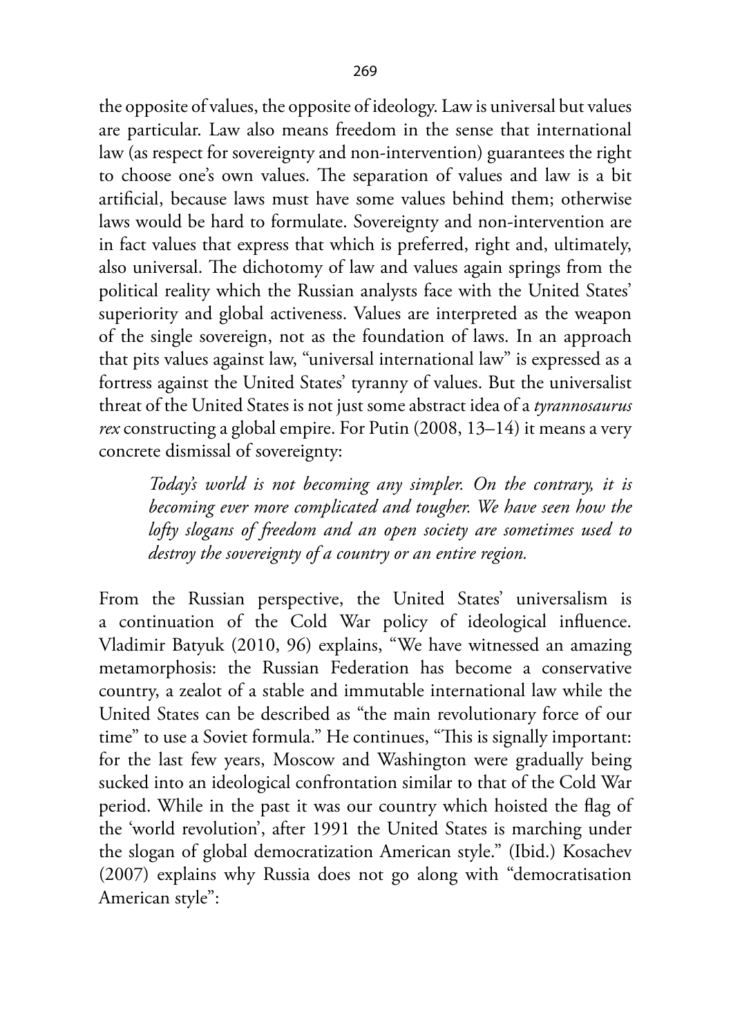the opposite of values, the opposite of ideology. Law is universal but values are particular. Law also means freedom in the sense that international law (as respect for sovereignty and non-intervention) guarantees the right to choose one's own values. The separation of values and law is a bit artificial, because laws must have some values behind them; otherwise laws would be hard to formulate. Sovereignty and non-intervention are in fact values that express that which is preferred, right and, ultimately, also universal. The dichotomy of law and values again springs from the political reality which the Russian analysts face with the United States' superiority and global activeness. Values are interpreted as the weapon of the single sovereign, not as the foundation of laws. In an approach that pits values against law, "universal international law" is expressed as a fortress against the United States' tyranny of values. But the universalist threat of the United States is not just some abstract idea of a *tyrannosaurus rex* constructing a global empire. For Putin (2008, 13–14) it means a very concrete dismissal of sovereignty:

> *Today's world is not becoming any simpler. On the contrary, it is becoming ever more complicated and tougher. We have seen how the lofty slogans of freedom and an open society are sometimes used to destroy the sovereignty of a country or an entire region.*

From the Russian perspective, the United States' universalism is a continuation of the Cold War policy of ideological influence. Vladimir Batyuk (2010, 96) explains, "We have witnessed an amazing metamorphosis: the Russian Federation has become a conservative country, a zealot of a stable and immutable international law while the United States can be described as "the main revolutionary force of our time" to use a Soviet formula." He continues, "This is signally important: for the last few years, Moscow and Washington were gradually being sucked into an ideological confrontation similar to that of the Cold War period. While in the past it was our country which hoisted the flag of the 'world revolution', after 1991 the United States is marching under the slogan of global democratization American style." (Ibid.) Kosachev (2007) explains why Russia does not go along with "democratisation American style":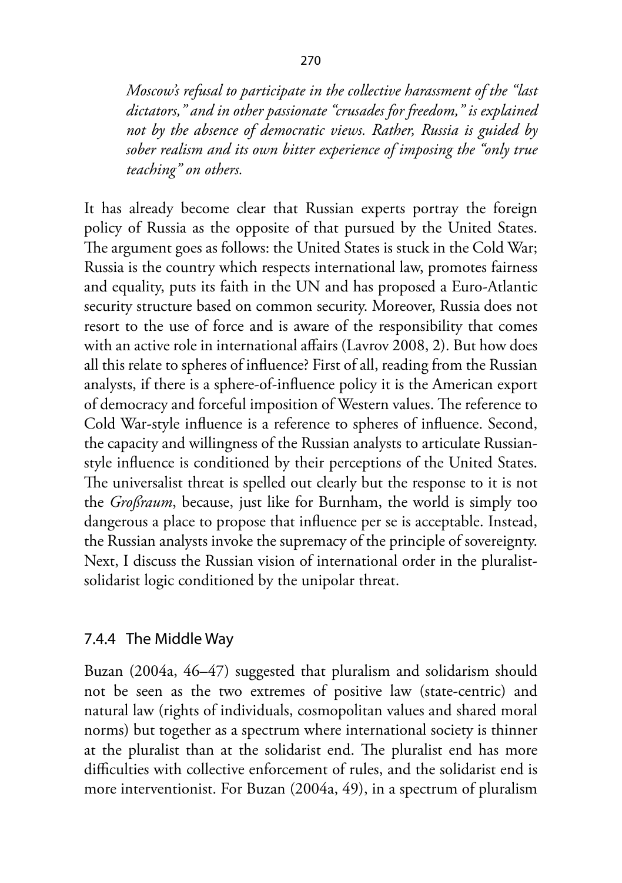*Moscow's refusal to participate in the collective harassment of the "last dictators," and in other passionate "crusades for freedom," is explained not by the absence of democratic views. Rather, Russia is guided by sober realism and its own bitter experience of imposing the "only true teaching" on others.*

It has already become clear that Russian experts portray the foreign policy of Russia as the opposite of that pursued by the United States. The argument goes as follows: the United States is stuck in the Cold War; Russia is the country which respects international law, promotes fairness and equality, puts its faith in the UN and has proposed a Euro-Atlantic security structure based on common security. Moreover, Russia does not resort to the use of force and is aware of the responsibility that comes with an active role in international affairs (Lavrov 2008, 2). But how does all this relate to spheres of influence? First of all, reading from the Russian analysts, if there is a sphere-of-influence policy it is the American export of democracy and forceful imposition of Western values. The reference to Cold War-style influence is a reference to spheres of influence. Second, the capacity and willingness of the Russian analysts to articulate Russian-style influence is conditioned by their perceptions of the United States. The universalist threat is spelled out clearly but the response to it is not the *Großraum*, because, just like for Burnham, the world is simply too dangerous a place to propose that influence per se is acceptable. Instead, the Russian analysts invoke the supremacy of the principle of sovereignty. Next, I discuss the Russian vision of international order in the pluralist-solidarist logic conditioned by the unipolar threat.

### 7.4.4 The Middle Way

Buzan (2004a, 46–47) suggested that pluralism and solidarism should not be seen as the two extremes of positive law (state-centric) and natural law (rights of individuals, cosmopolitan values and shared moral norms) but together as a spectrum where international society is thinner at the pluralist than at the solidarist end. The pluralist end has more difficulties with collective enforcement of rules, and the solidarist end is more interventionist. For Buzan (2004a, 49), in a spectrum of pluralism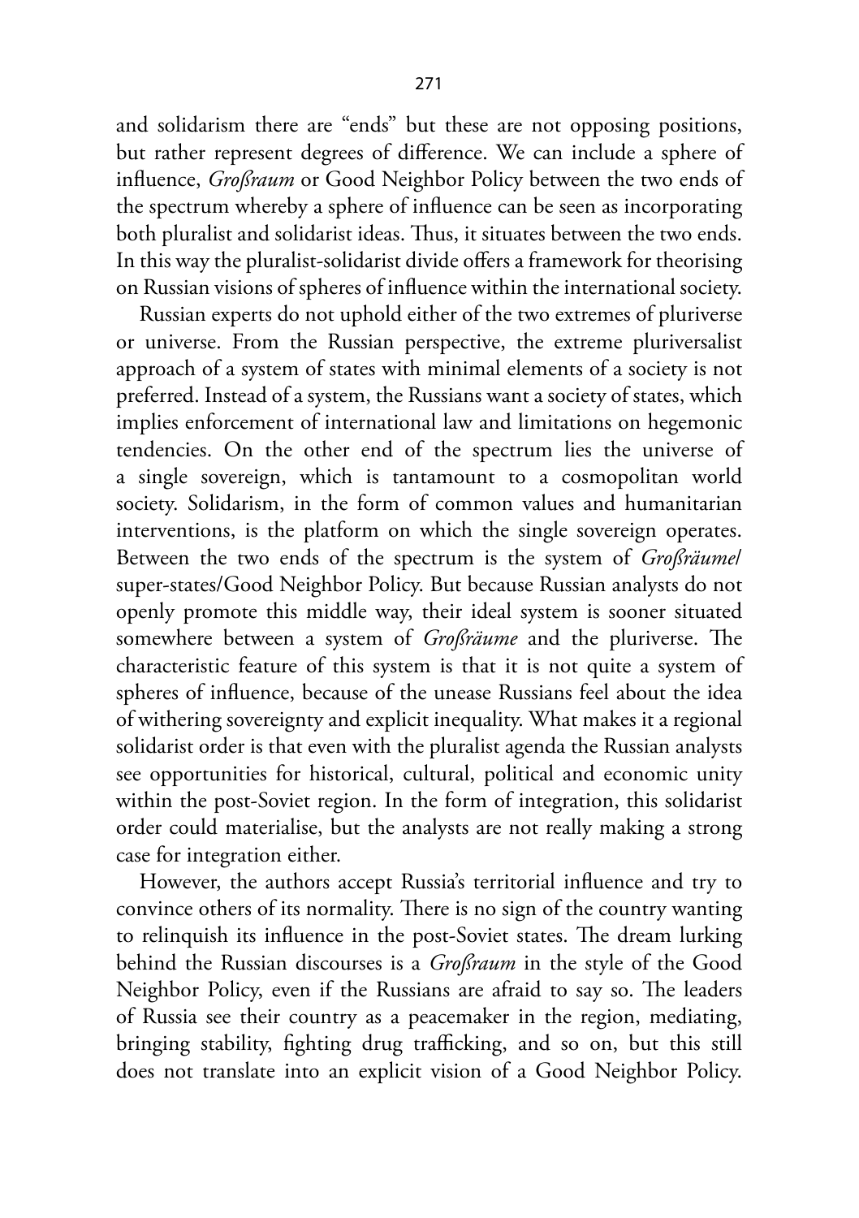and solidarism there are "ends" but these are not opposing positions, but rather represent degrees of difference. We can include a sphere of influence, *Großraum* or Good Neighbor Policy between the two ends of the spectrum whereby a sphere of influence can be seen as incorporating both pluralist and solidarist ideas. Thus, it situates between the two ends. In this way the pluralist-solidarist divide offers a framework for theorising on Russian visions of spheres of influence within the international society.

Russian experts do not uphold either of the two extremes of pluriverse or universe. From the Russian perspective, the extreme pluriversalist approach of a system of states with minimal elements of a society is not preferred. Instead of a system, the Russians want a society of states, which implies enforcement of international law and limitations on hegemonic tendencies. On the other end of the spectrum lies the universe of a single sovereign, which is tantamount to a cosmopolitan world society. Solidarism, in the form of common values and humanitarian interventions, is the platform on which the single sovereign operates. Between the two ends of the spectrum is the system of *Großräume*/super-states/Good Neighbor Policy. But because Russian analysts do not openly promote this middle way, their ideal system is sooner situated somewhere between a system of *Großräume* and the pluriverse. The characteristic feature of this system is that it is not quite a system of spheres of influence, because of the unease Russians feel about the idea of withering sovereignty and explicit inequality. What makes it a regional solidarist order is that even with the pluralist agenda the Russian analysts see opportunities for historical, cultural, political and economic unity within the post-Soviet region. In the form of integration, this solidarist order could materialise, but the analysts are not really making a strong case for integration either.

However, the authors accept Russia's territorial influence and try to convince others of its normality. There is no sign of the country wanting to relinquish its influence in the post-Soviet states. The dream lurking behind the Russian discourses is a *Großraum* in the style of the Good Neighbor Policy, even if the Russians are afraid to say so. The leaders of Russia see their country as a peacemaker in the region, mediating, bringing stability, fighting drug trafficking, and so on, but this still does not translate into an explicit vision of a Good Neighbor Policy.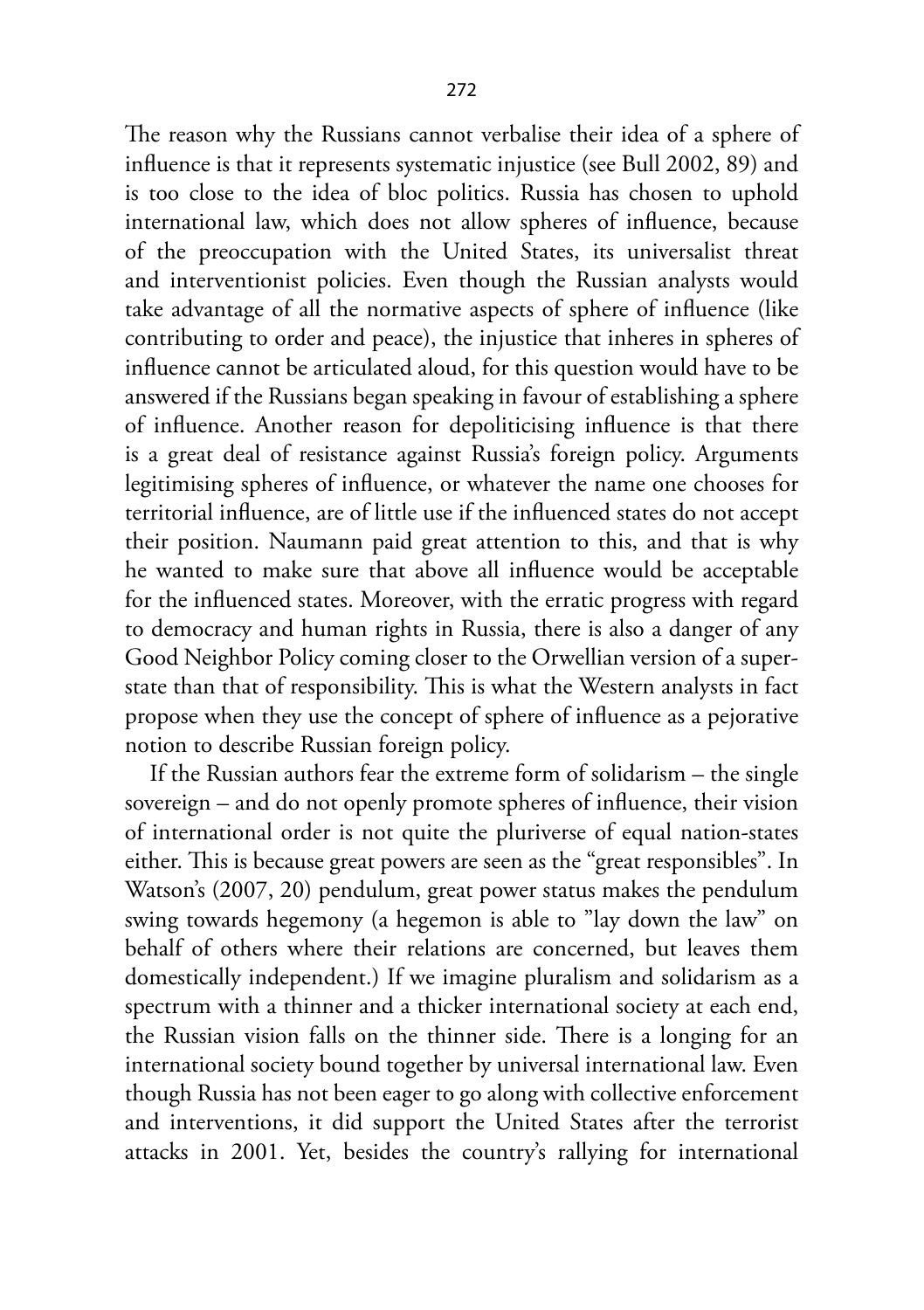The reason why the Russians cannot verbalise their idea of a sphere of influence is that it represents systematic injustice (see Bull 2002, 89) and is too close to the idea of bloc politics. Russia has chosen to uphold international law, which does not allow spheres of influence, because of the preoccupation with the United States, its universalist threat and interventionist policies. Even though the Russian analysts would take advantage of all the normative aspects of sphere of influence (like contributing to order and peace), the injustice that inheres in spheres of influence cannot be articulated aloud, for this question would have to be answered if the Russians began speaking in favour of establishing a sphere of influence. Another reason for depoliticising influence is that there is a great deal of resistance against Russia's foreign policy. Arguments legitimising spheres of influence, or whatever the name one chooses for territorial influence, are of little use if the influenced states do not accept their position. Naumann paid great attention to this, and that is why he wanted to make sure that above all influence would be acceptable for the influenced states. Moreover, with the erratic progress with regard to democracy and human rights in Russia, there is also a danger of any Good Neighbor Policy coming closer to the Orwellian version of a super-state than that of responsibility. This is what the Western analysts in fact propose when they use the concept of sphere of influence as a pejorative notion to describe Russian foreign policy.

If the Russian authors fear the extreme form of solidarism – the single sovereign – and do not openly promote spheres of influence, their vision of international order is not quite the pluriverse of equal nation-states either. This is because great powers are seen as the "great responsibles". In Watson's (2007, 20) pendulum, great power status makes the pendulum swing towards hegemony (a hegemon is able to "lay down the law" on behalf of others where their relations are concerned, but leaves them domestically independent.) If we imagine pluralism and solidarism as a spectrum with a thinner and a thicker international society at each end, the Russian vision falls on the thinner side. There is a longing for an international society bound together by universal international law. Even though Russia has not been eager to go along with collective enforcement and interventions, it did support the United States after the terrorist attacks in 2001. Yet, besides the country's rallying for international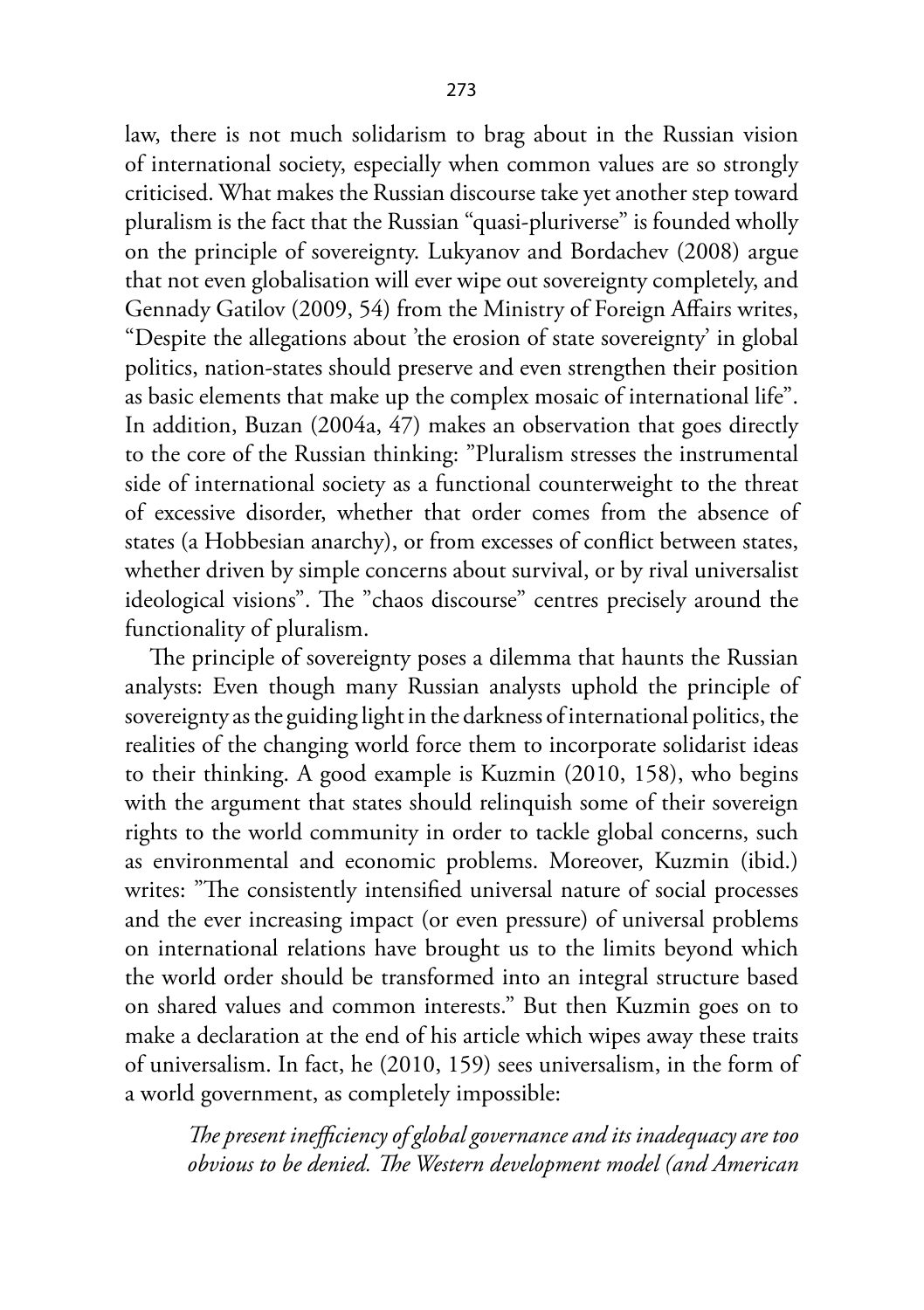law, there is not much solidarism to brag about in the Russian vision of international society, especially when common values are so strongly criticised. What makes the Russian discourse take yet another step toward pluralism is the fact that the Russian "quasi-pluriverse" is founded wholly on the principle of sovereignty. Lukyanov and Bordachev (2008) argue that not even globalisation will ever wipe out sovereignty completely, and Gennady Gatilov (2009, 54) from the Ministry of Foreign Affairs writes, "Despite the allegations about 'the erosion of state sovereignty' in global politics, nation-states should preserve and even strengthen their position as basic elements that make up the complex mosaic of international life". In addition, Buzan (2004a, 47) makes an observation that goes directly to the core of the Russian thinking: "Pluralism stresses the instrumental side of international society as a functional counterweight to the threat of excessive disorder, whether that order comes from the absence of states (a Hobbesian anarchy), or from excesses of conflict between states, whether driven by simple concerns about survival, or by rival universalist ideological visions". The "chaos discourse" centres precisely around the functionality of pluralism.

The principle of sovereignty poses a dilemma that haunts the Russian analysts: Even though many Russian analysts uphold the principle of sovereignty as the guiding light in the darkness of international politics, the realities of the changing world force them to incorporate solidarist ideas to their thinking. A good example is Kuzmin (2010, 158), who begins with the argument that states should relinquish some of their sovereign rights to the world community in order to tackle global concerns, such as environmental and economic problems. Moreover, Kuzmin (ibid.) writes: "The consistently intensified universal nature of social processes and the ever increasing impact (or even pressure) of universal problems on international relations have brought us to the limits beyond which the world order should be transformed into an integral structure based on shared values and common interests." But then Kuzmin goes on to make a declaration at the end of his article which wipes away these traits of universalism. In fact, he (2010, 159) sees universalism, in the form of a world government, as completely impossible:

> *The present inefficiency of global governance and its inadequacy are too obvious to be denied. The Western development model (and American*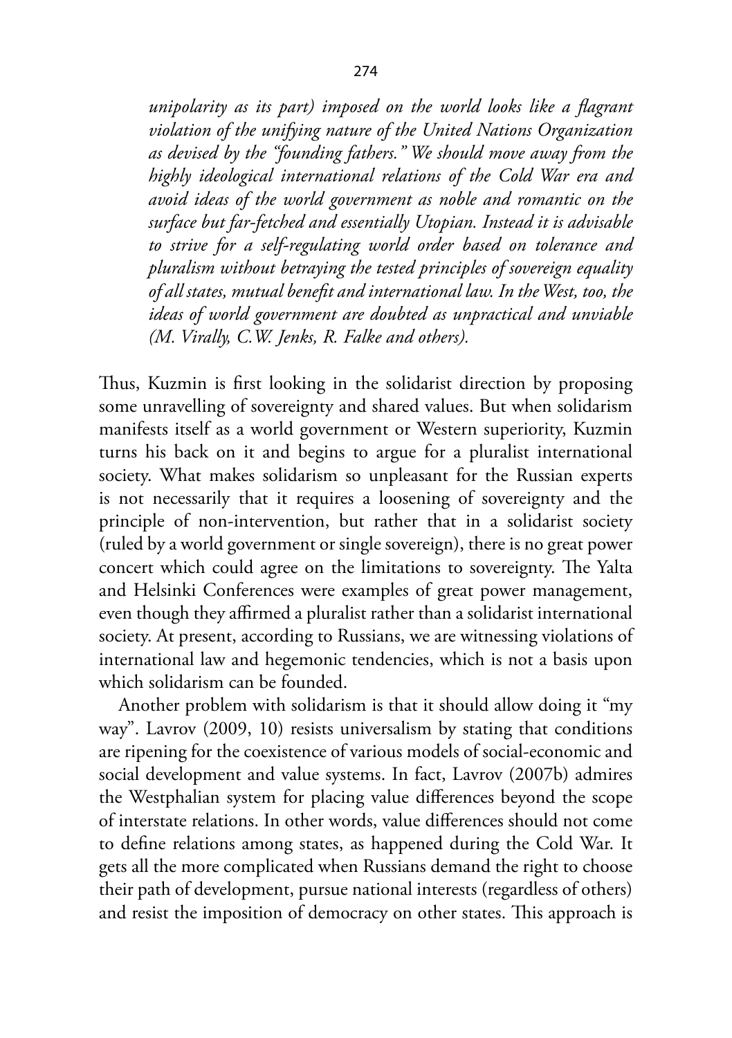*unipolarity as its part) imposed on the world looks like a flagrant violation of the unifying nature of the United Nations Organization as devised by the "founding fathers." We should move away from the highly ideological international relations of the Cold War era and avoid ideas of the world government as noble and romantic on the surface but far-fetched and essentially Utopian. Instead it is advisable to strive for a self-regulating world order based on tolerance and pluralism without betraying the tested principles of sovereign equality of all states, mutual benefit and international law. In the West, too, the ideas of world government are doubted as unpractical and unviable (M. Virally, C.W. Jenks, R. Falke and others).*

Thus, Kuzmin is first looking in the solidarist direction by proposing some unravelling of sovereignty and shared values. But when solidarism manifests itself as a world government or Western superiority, Kuzmin turns his back on it and begins to argue for a pluralist international society. What makes solidarism so unpleasant for the Russian experts is not necessarily that it requires a loosening of sovereignty and the principle of non-intervention, but rather that in a solidarist society (ruled by a world government or single sovereign), there is no great power concert which could agree on the limitations to sovereignty. The Yalta and Helsinki Conferences were examples of great power management, even though they affirmed a pluralist rather than a solidarist international society. At present, according to Russians, we are witnessing violations of international law and hegemonic tendencies, which is not a basis upon which solidarism can be founded.

Another problem with solidarism is that it should allow doing it "my way". Lavrov (2009, 10) resists universalism by stating that conditions are ripening for the coexistence of various models of social-economic and social development and value systems. In fact, Lavrov (2007b) admires the Westphalian system for placing value differences beyond the scope of interstate relations. In other words, value differences should not come to define relations among states, as happened during the Cold War. It gets all the more complicated when Russians demand the right to choose their path of development, pursue national interests (regardless of others) and resist the imposition of democracy on other states. This approach is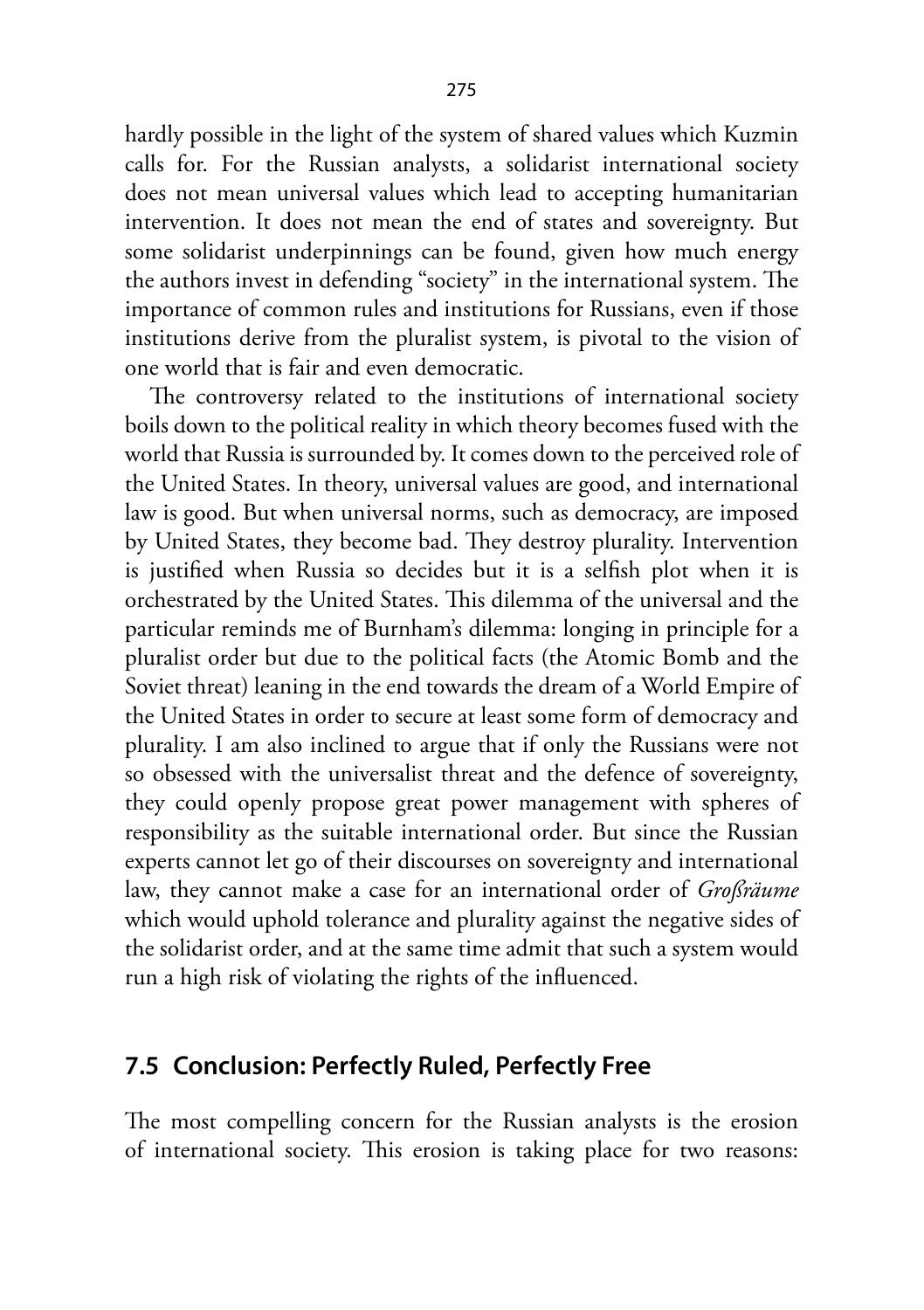hardly possible in the light of the system of shared values which Kuzmin calls for. For the Russian analysts, a solidarist international society does not mean universal values which lead to accepting humanitarian intervention. It does not mean the end of states and sovereignty. But some solidarist underpinnings can be found, given how much energy the authors invest in defending "society" in the international system. The importance of common rules and institutions for Russians, even if those institutions derive from the pluralist system, is pivotal to the vision of one world that is fair and even democratic.

The controversy related to the institutions of international society boils down to the political reality in which theory becomes fused with the world that Russia is surrounded by. It comes down to the perceived role of the United States. In theory, universal values are good, and international law is good. But when universal norms, such as democracy, are imposed by United States, they become bad. They destroy plurality. Intervention is justified when Russia so decides but it is a selfish plot when it is orchestrated by the United States. This dilemma of the universal and the particular reminds me of Burnham's dilemma: longing in principle for a pluralist order but due to the political facts (the Atomic Bomb and the Soviet threat) leaning in the end towards the dream of a World Empire of the United States in order to secure at least some form of democracy and plurality. I am also inclined to argue that if only the Russians were not so obsessed with the universalist threat and the defence of sovereignty, they could openly propose great power management with spheres of responsibility as the suitable international order. But since the Russian experts cannot let go of their discourses on sovereignty and international law, they cannot make a case for an international order of *Großräume* which would uphold tolerance and plurality against the negative sides of the solidarist order, and at the same time admit that such a system would run a high risk of violating the rights of the influenced.

## 7.5 Conclusion: Perfectly Ruled, Perfectly Free

The most compelling concern for the Russian analysts is the erosion of international society. This erosion is taking place for two reasons: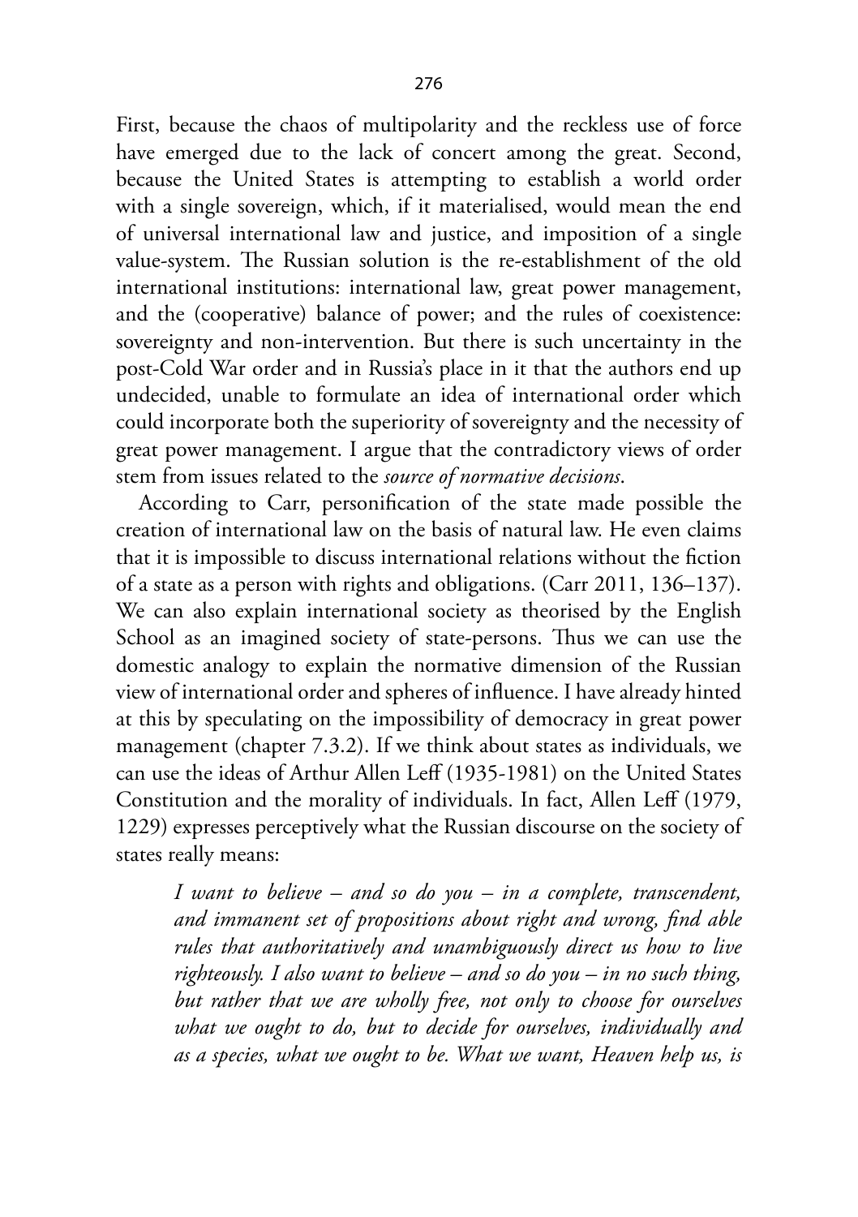First, because the chaos of multipolarity and the reckless use of force have emerged due to the lack of concert among the great. Second, because the United States is attempting to establish a world order with a single sovereign, which, if it materialised, would mean the end of universal international law and justice, and imposition of a single value-system. The Russian solution is the re-establishment of the old international institutions: international law, great power management, and the (cooperative) balance of power; and the rules of coexistence: sovereignty and non-intervention. But there is such uncertainty in the post-Cold War order and in Russia's place in it that the authors end up undecided, unable to formulate an idea of international order which could incorporate both the superiority of sovereignty and the necessity of great power management. I argue that the contradictory views of order stem from issues related to the *source of normative decisions*.

According to Carr, personification of the state made possible the creation of international law on the basis of natural law. He even claims that it is impossible to discuss international relations without the fiction of a state as a person with rights and obligations. (Carr 2011, 136–137). We can also explain international society as theorised by the English School as an imagined society of state-persons. Thus we can use the domestic analogy to explain the normative dimension of the Russian view of international order and spheres of influence. I have already hinted at this by speculating on the impossibility of democracy in great power management (chapter 7.3.2). If we think about states as individuals, we can use the ideas of Arthur Allen Leff (1935-1981) on the United States Constitution and the morality of individuals. In fact, Allen Leff (1979, 1229) expresses perceptively what the Russian discourse on the society of states really means:

> *I want to believe – and so do you – in a complete, transcendent, and immanent set of propositions about right and wrong, find able rules that authoritatively and unambiguously direct us how to live righteously. I also want to believe – and so do you – in no such thing, but rather that we are wholly free, not only to choose for ourselves what we ought to do, but to decide for ourselves, individually and as a species, what we ought to be. What we want, Heaven help us, is*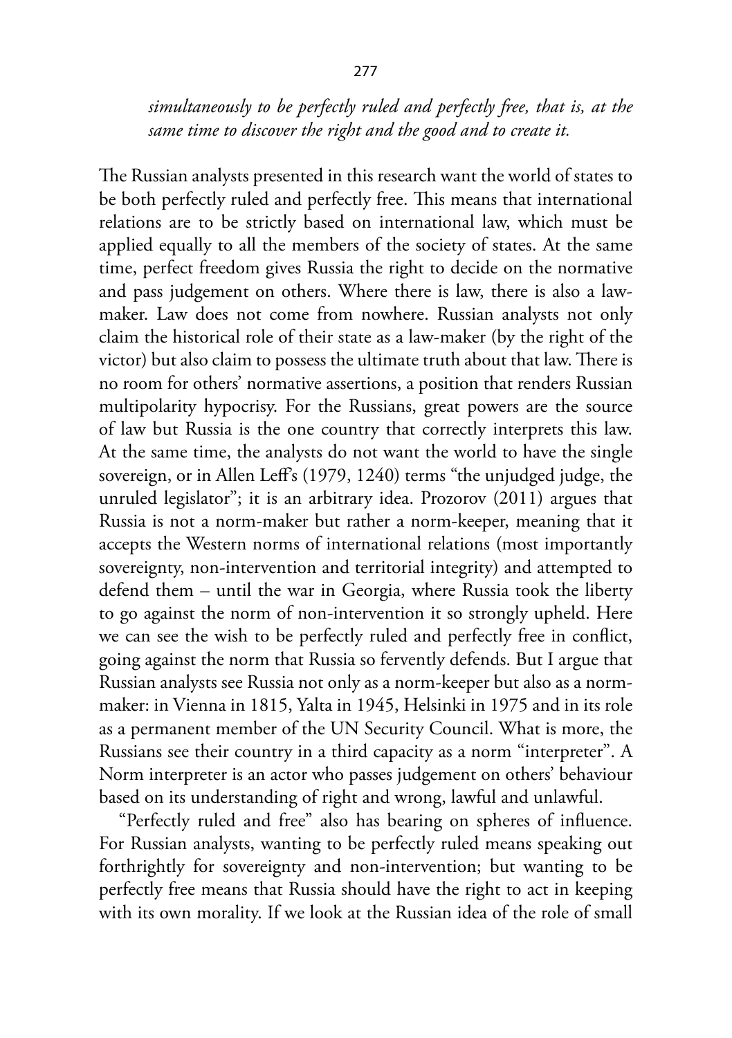*simultaneously to be perfectly ruled and perfectly free, that is, at the same time to discover the right and the good and to create it.*

The Russian analysts presented in this research want the world of states to be both perfectly ruled and perfectly free. This means that international relations are to be strictly based on international law, which must be applied equally to all the members of the society of states. At the same time, perfect freedom gives Russia the right to decide on the normative and pass judgement on others. Where there is law, there is also a law-maker. Law does not come from nowhere. Russian analysts not only claim the historical role of their state as a law-maker (by the right of the victor) but also claim to possess the ultimate truth about that law. There is no room for others' normative assertions, a position that renders Russian multipolarity hypocrisy. For the Russians, great powers are the source of law but Russia is the one country that correctly interprets this law. At the same time, the analysts do not want the world to have the single sovereign, or in Allen Leff's (1979, 1240) terms "the unjudged judge, the unruled legislator"; it is an arbitrary idea. Prozorov (2011) argues that Russia is not a norm-maker but rather a norm-keeper, meaning that it accepts the Western norms of international relations (most importantly sovereignty, non-intervention and territorial integrity) and attempted to defend them – until the war in Georgia, where Russia took the liberty to go against the norm of non-intervention it so strongly upheld. Here we can see the wish to be perfectly ruled and perfectly free in conflict, going against the norm that Russia so fervently defends. But I argue that Russian analysts see Russia not only as a norm-keeper but also as a norm-maker: in Vienna in 1815, Yalta in 1945, Helsinki in 1975 and in its role as a permanent member of the UN Security Council. What is more, the Russians see their country in a third capacity as a norm "interpreter". A Norm interpreter is an actor who passes judgement on others' behaviour based on its understanding of right and wrong, lawful and unlawful.

"Perfectly ruled and free" also has bearing on spheres of influence. For Russian analysts, wanting to be perfectly ruled means speaking out forthrightly for sovereignty and non-intervention; but wanting to be perfectly free means that Russia should have the right to act in keeping with its own morality. If we look at the Russian idea of the role of small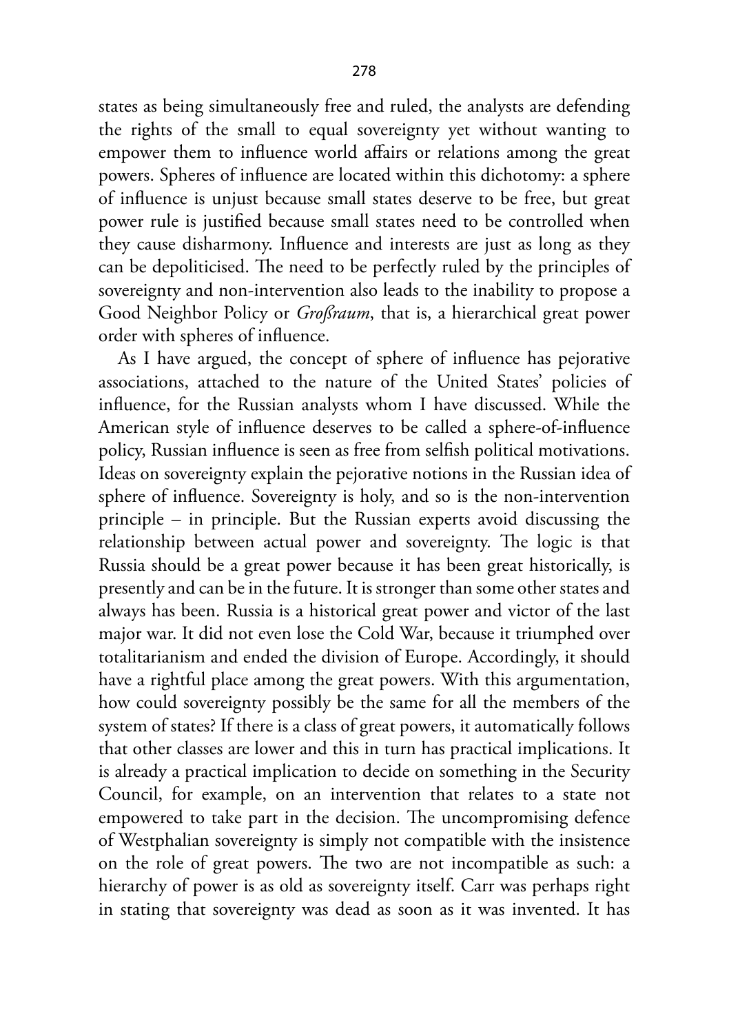states as being simultaneously free and ruled, the analysts are defending the rights of the small to equal sovereignty yet without wanting to empower them to influence world affairs or relations among the great powers. Spheres of influence are located within this dichotomy: a sphere of influence is unjust because small states deserve to be free, but great power rule is justified because small states need to be controlled when they cause disharmony. Influence and interests are just as long as they can be depoliticised. The need to be perfectly ruled by the principles of sovereignty and non-intervention also leads to the inability to propose a Good Neighbor Policy or *Großraum*, that is, a hierarchical great power order with spheres of influence.

As I have argued, the concept of sphere of influence has pejorative associations, attached to the nature of the United States' policies of influence, for the Russian analysts whom I have discussed. While the American style of influence deserves to be called a sphere-of-influence policy, Russian influence is seen as free from selfish political motivations. Ideas on sovereignty explain the pejorative notions in the Russian idea of sphere of influence. Sovereignty is holy, and so is the non-intervention principle – in principle. But the Russian experts avoid discussing the relationship between actual power and sovereignty. The logic is that Russia should be a great power because it has been great historically, is presently and can be in the future. It is stronger than some other states and always has been. Russia is a historical great power and victor of the last major war. It did not even lose the Cold War, because it triumphed over totalitarianism and ended the division of Europe. Accordingly, it should have a rightful place among the great powers. With this argumentation, how could sovereignty possibly be the same for all the members of the system of states? If there is a class of great powers, it automatically follows that other classes are lower and this in turn has practical implications. It is already a practical implication to decide on something in the Security Council, for example, on an intervention that relates to a state not empowered to take part in the decision. The uncompromising defence of Westphalian sovereignty is simply not compatible with the insistence on the role of great powers. The two are not incompatible as such: a hierarchy of power is as old as sovereignty itself. Carr was perhaps right in stating that sovereignty was dead as soon as it was invented. It has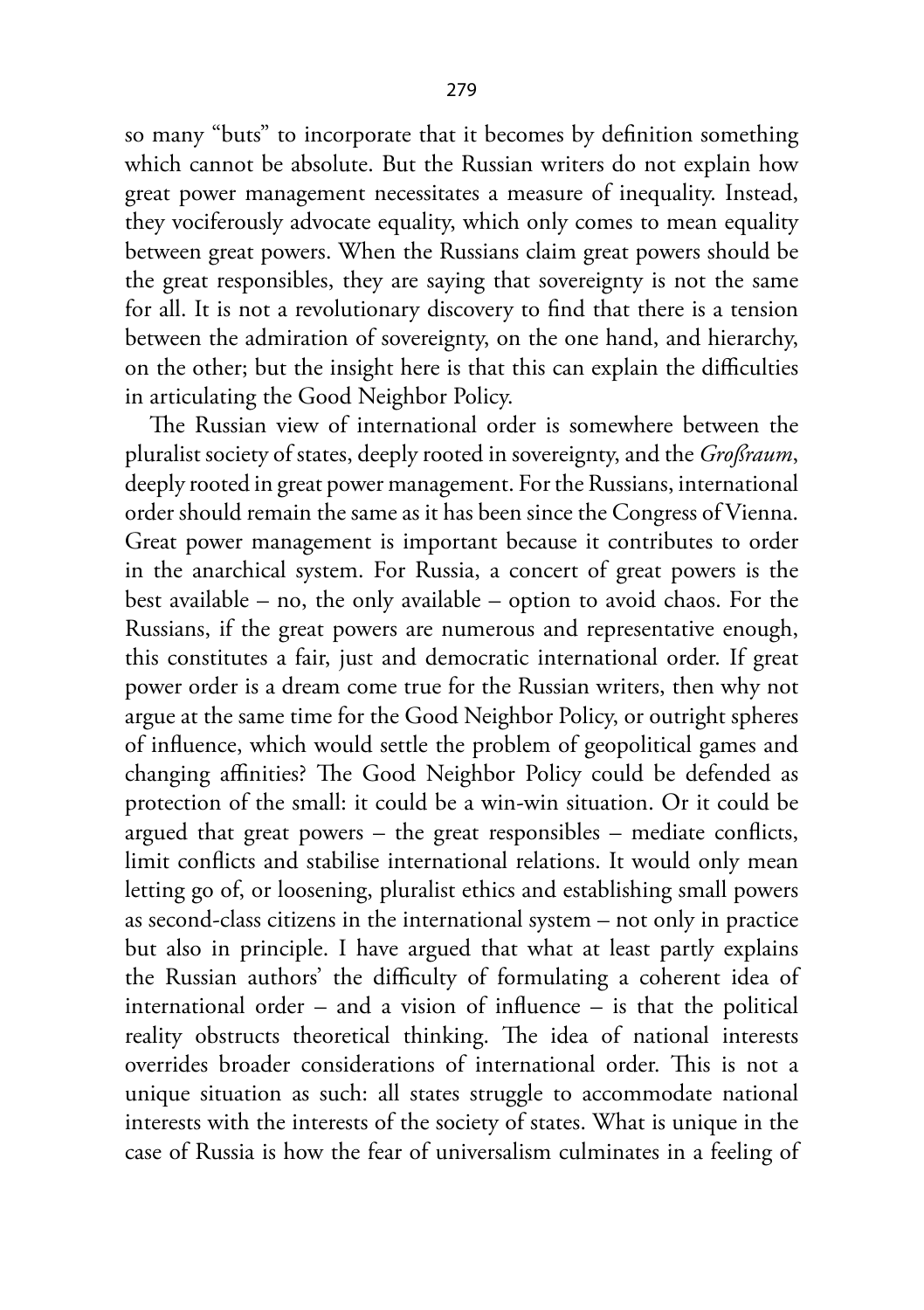so many "buts" to incorporate that it becomes by definition something which cannot be absolute. But the Russian writers do not explain how great power management necessitates a measure of inequality. Instead, they vociferously advocate equality, which only comes to mean equality between great powers. When the Russians claim great powers should be the great responsibles, they are saying that sovereignty is not the same for all. It is not a revolutionary discovery to find that there is a tension between the admiration of sovereignty, on the one hand, and hierarchy, on the other; but the insight here is that this can explain the difficulties in articulating the Good Neighbor Policy.

The Russian view of international order is somewhere between the pluralist society of states, deeply rooted in sovereignty, and the *Großraum*, deeply rooted in great power management. For the Russians, international order should remain the same as it has been since the Congress of Vienna. Great power management is important because it contributes to order in the anarchical system. For Russia, a concert of great powers is the best available – no, the only available – option to avoid chaos. For the Russians, if the great powers are numerous and representative enough, this constitutes a fair, just and democratic international order. If great power order is a dream come true for the Russian writers, then why not argue at the same time for the Good Neighbor Policy, or outright spheres of influence, which would settle the problem of geopolitical games and changing affinities? The Good Neighbor Policy could be defended as protection of the small: it could be a win-win situation. Or it could be argued that great powers – the great responsibles – mediate conflicts, limit conflicts and stabilise international relations. It would only mean letting go of, or loosening, pluralist ethics and establishing small powers as second-class citizens in the international system – not only in practice but also in principle. I have argued that what at least partly explains the Russian authors' the difficulty of formulating a coherent idea of international order – and a vision of influence – is that the political reality obstructs theoretical thinking. The idea of national interests overrides broader considerations of international order. This is not a unique situation as such: all states struggle to accommodate national interests with the interests of the society of states. What is unique in the case of Russia is how the fear of universalism culminates in a feeling of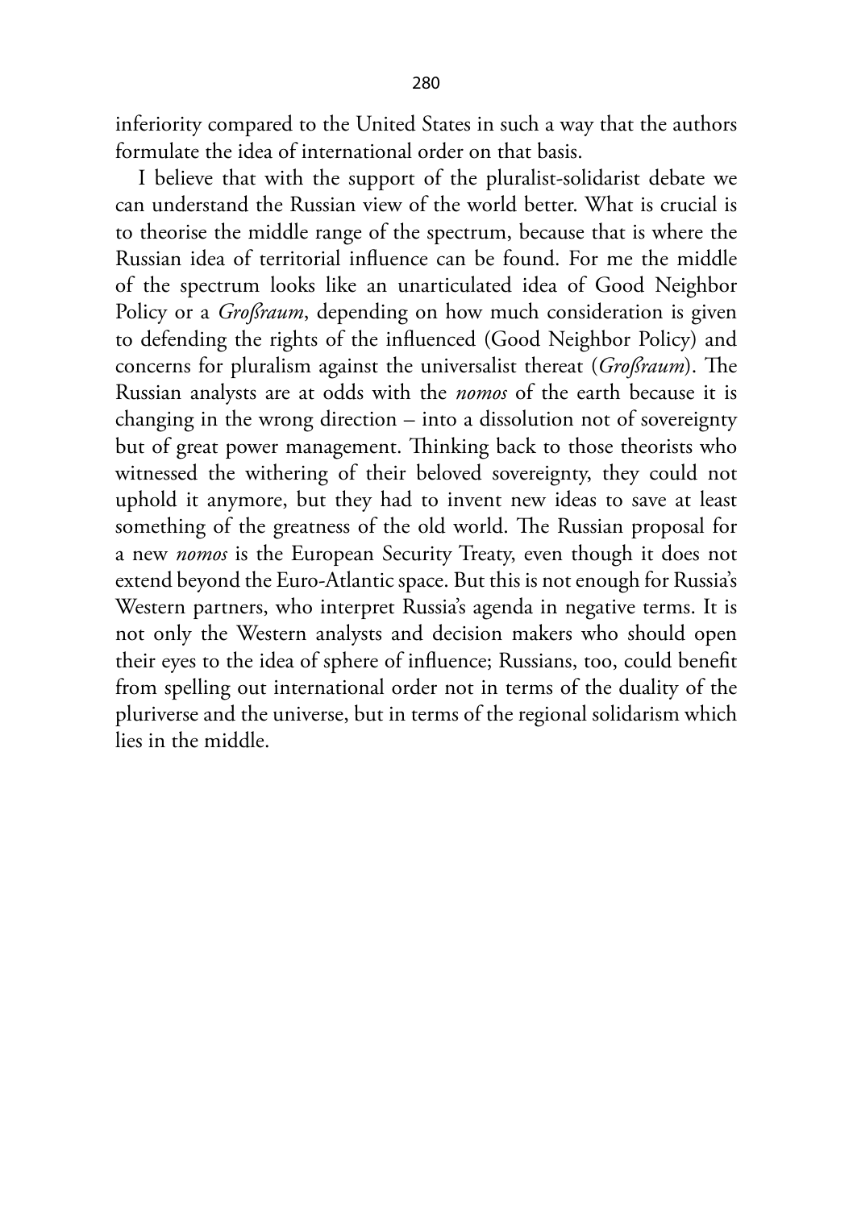inferiority compared to the United States in such a way that the authors formulate the idea of international order on that basis.

I believe that with the support of the pluralist-solidarist debate we can understand the Russian view of the world better. What is crucial is to theorise the middle range of the spectrum, because that is where the Russian idea of territorial influence can be found. For me the middle of the spectrum looks like an unarticulated idea of Good Neighbor Policy or a *Großraum*, depending on how much consideration is given to defending the rights of the influenced (Good Neighbor Policy) and concerns for pluralism against the universalist thereat (*Großraum*). The Russian analysts are at odds with the *nomos* of the earth because it is changing in the wrong direction – into a dissolution not of sovereignty but of great power management. Thinking back to those theorists who witnessed the withering of their beloved sovereignty, they could not uphold it anymore, but they had to invent new ideas to save at least something of the greatness of the old world. The Russian proposal for a new *nomos* is the European Security Treaty, even though it does not extend beyond the Euro-Atlantic space. But this is not enough for Russia's Western partners, who interpret Russia's agenda in negative terms. It is not only the Western analysts and decision makers who should open their eyes to the idea of sphere of influence; Russians, too, could benefit from spelling out international order not in terms of the duality of the pluriverse and the universe, but in terms of the regional solidarism which lies in the middle.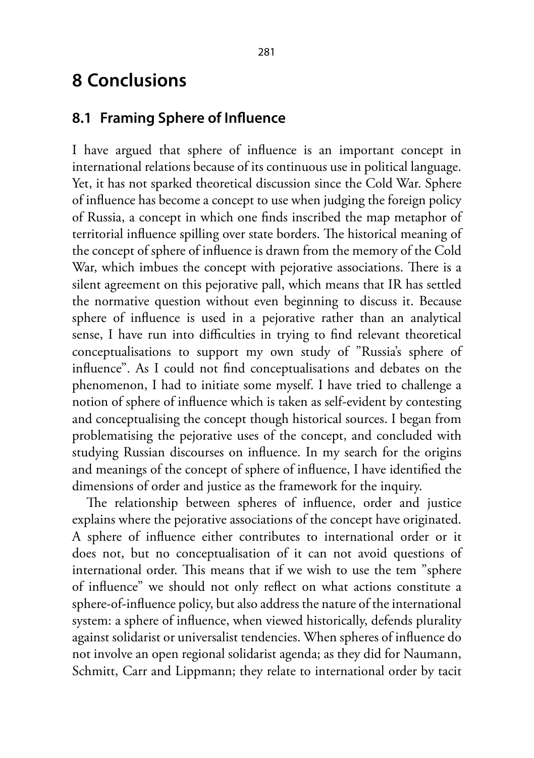# 8 Conclusions

## 8.1 Framing Sphere of Influence

I have argued that sphere of influence is an important concept in international relations because of its continuous use in political language. Yet, it has not sparked theoretical discussion since the Cold War. Sphere of influence has become a concept to use when judging the foreign policy of Russia, a concept in which one finds inscribed the map metaphor of territorial influence spilling over state borders. The historical meaning of the concept of sphere of influence is drawn from the memory of the Cold War, which imbues the concept with pejorative associations. There is a silent agreement on this pejorative pall, which means that IR has settled the normative question without even beginning to discuss it. Because sphere of influence is used in a pejorative rather than an analytical sense, I have run into difficulties in trying to find relevant theoretical conceptualisations to support my own study of "Russia's sphere of influence". As I could not find conceptualisations and debates on the phenomenon, I had to initiate some myself. I have tried to challenge a notion of sphere of influence which is taken as self-evident by contesting and conceptualising the concept though historical sources. I began from problematising the pejorative uses of the concept, and concluded with studying Russian discourses on influence. In my search for the origins and meanings of the concept of sphere of influence, I have identified the dimensions of order and justice as the framework for the inquiry.

The relationship between spheres of influence, order and justice explains where the pejorative associations of the concept have originated. A sphere of influence either contributes to international order or it does not, but no conceptualisation of it can not avoid questions of international order. This means that if we wish to use the tem "sphere of influence" we should not only reflect on what actions constitute a sphere-of-influence policy, but also address the nature of the international system: a sphere of influence, when viewed historically, defends plurality against solidarist or universalist tendencies. When spheres of influence do not involve an open regional solidarist agenda; as they did for Naumann, Schmitt, Carr and Lippmann; they relate to international order by tacit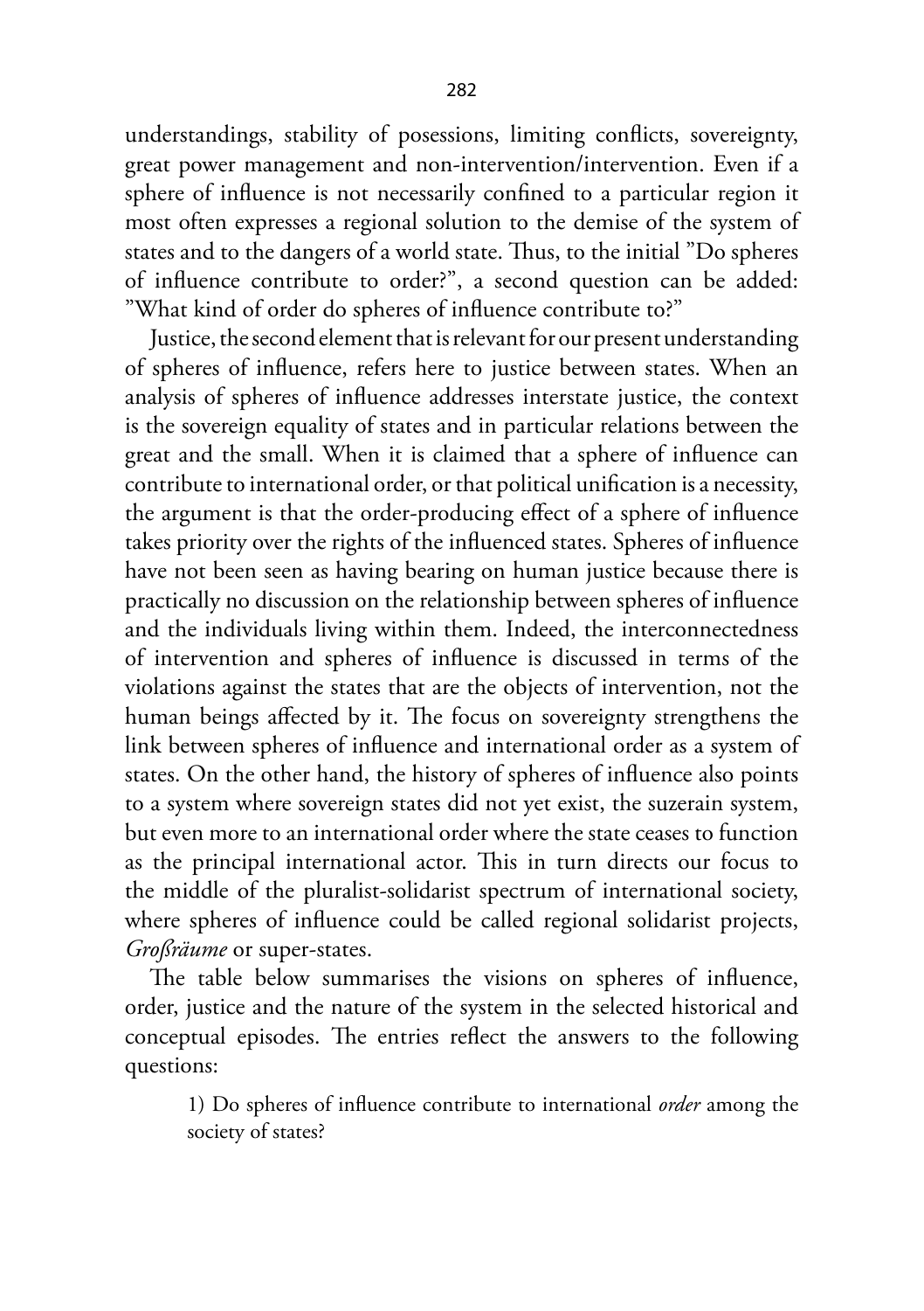understandings, stability of posessions, limiting conflicts, sovereignty, great power management and non-intervention/intervention. Even if a sphere of influence is not necessarily confined to a particular region it most often expresses a regional solution to the demise of the system of states and to the dangers of a world state. Thus, to the initial "Do spheres of influence contribute to order?", a second question can be added: "What kind of order do spheres of influence contribute to?"

Justice, the second element that is relevant for our present understanding of spheres of influence, refers here to justice between states. When an analysis of spheres of influence addresses interstate justice, the context is the sovereign equality of states and in particular relations between the great and the small. When it is claimed that a sphere of influence can contribute to international order, or that political unification is a necessity, the argument is that the order-producing effect of a sphere of influence takes priority over the rights of the influenced states. Spheres of influence have not been seen as having bearing on human justice because there is practically no discussion on the relationship between spheres of influence and the individuals living within them. Indeed, the interconnectedness of intervention and spheres of influence is discussed in terms of the violations against the states that are the objects of intervention, not the human beings affected by it. The focus on sovereignty strengthens the link between spheres of influence and international order as a system of states. On the other hand, the history of spheres of influence also points to a system where sovereign states did not yet exist, the suzerain system, but even more to an international order where the state ceases to function as the principal international actor. This in turn directs our focus to the middle of the pluralist-solidarist spectrum of international society, where spheres of influence could be called regional solidarist projects, *Großräume* or super-states.

The table below summarises the visions on spheres of influence, order, justice and the nature of the system in the selected historical and conceptual episodes. The entries reflect the answers to the following questions:

> 1) Do spheres of influence contribute to international *order* among the society of states?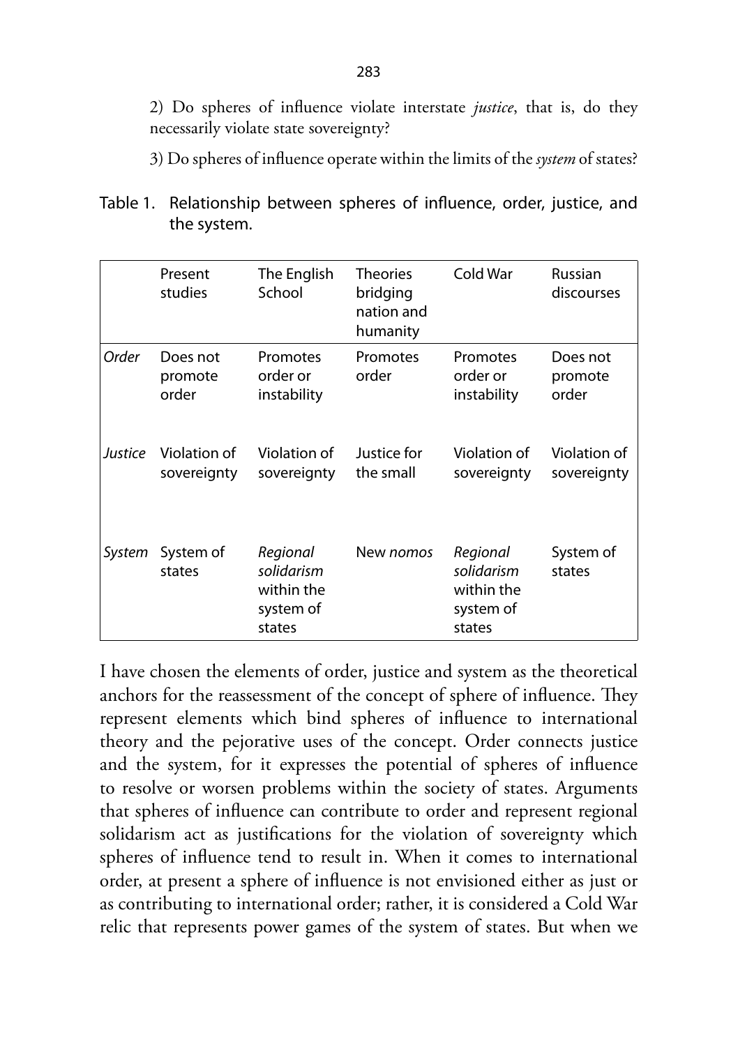2) Do spheres of influence violate interstate *justice*, that is, do they necessarily violate state sovereignty?

3) Do spheres of influence operate within the limits of the *system* of states?

Table 1. Relationship between spheres of influence, order, justice, and the system.

| | Present studies | The English School | Theories bridging nation and humanity | Cold War | Russian discourses |
|---|---|---|---|---|---|
| *Order* | Does not promote order | Promotes order or instability | Promotes order | Promotes order or instability | Does not promote order |
| *Justice* | Violation of sovereignty | Violation of sovereignty | Justice for the small | Violation of sovereignty | Violation of sovereignty |
| *System* | System of states | *Regional solidarism* within the system of states | New *nomos* | *Regional solidarism* within the system of states | System of states |

I have chosen the elements of order, justice and system as the theoretical anchors for the reassessment of the concept of sphere of influence. They represent elements which bind spheres of influence to international theory and the pejorative uses of the concept. Order connects justice and the system, for it expresses the potential of spheres of influence to resolve or worsen problems within the society of states. Arguments that spheres of influence can contribute to order and represent regional solidarism act as justifications for the violation of sovereignty which spheres of influence tend to result in. When it comes to international order, at present a sphere of influence is not envisioned either as just or as contributing to international order; rather, it is considered a Cold War relic that represents power games of the system of states. But when we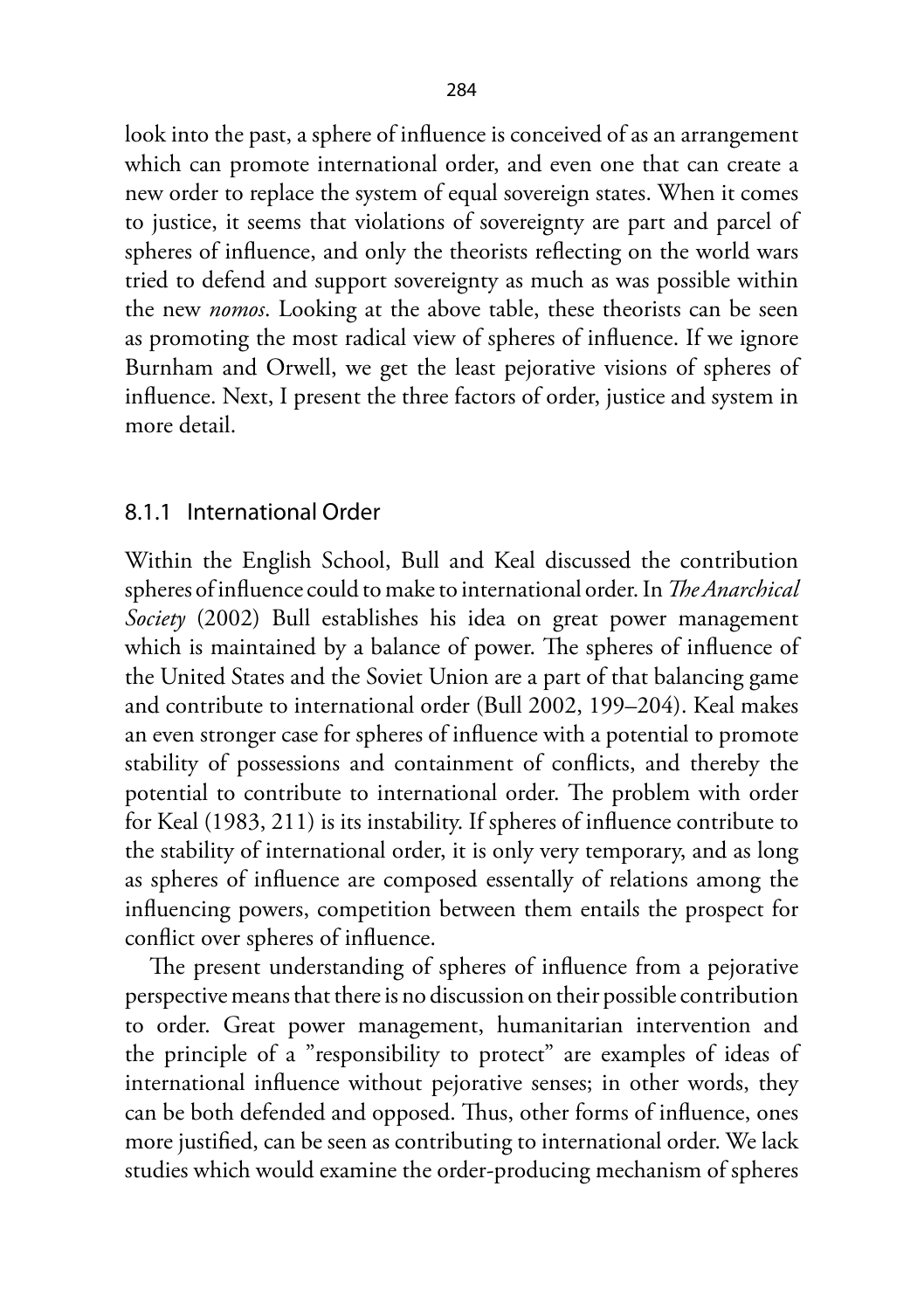look into the past, a sphere of influence is conceived of as an arrangement which can promote international order, and even one that can create a new order to replace the system of equal sovereign states. When it comes to justice, it seems that violations of sovereignty are part and parcel of spheres of influence, and only the theorists reflecting on the world wars tried to defend and support sovereignty as much as was possible within the new *nomos*. Looking at the above table, these theorists can be seen as promoting the most radical view of spheres of influence. If we ignore Burnham and Orwell, we get the least pejorative visions of spheres of influence. Next, I present the three factors of order, justice and system in more detail.

### 8.1.1 International Order

Within the English School, Bull and Keal discussed the contribution spheres of influence could to make to international order. In *The Anarchical Society* (2002) Bull establishes his idea on great power management which is maintained by a balance of power. The spheres of influence of the United States and the Soviet Union are a part of that balancing game and contribute to international order (Bull 2002, 199–204). Keal makes an even stronger case for spheres of influence with a potential to promote stability of possessions and containment of conflicts, and thereby the potential to contribute to international order. The problem with order for Keal (1983, 211) is its instability. If spheres of influence contribute to the stability of international order, it is only very temporary, and as long as spheres of influence are composed essentally of relations among the influencing powers, competition between them entails the prospect for conflict over spheres of influence.

The present understanding of spheres of influence from a pejorative perspective means that there is no discussion on their possible contribution to order. Great power management, humanitarian intervention and the principle of a "responsibility to protect" are examples of ideas of international influence without pejorative senses; in other words, they can be both defended and opposed. Thus, other forms of influence, ones more justified, can be seen as contributing to international order. We lack studies which would examine the order-producing mechanism of spheres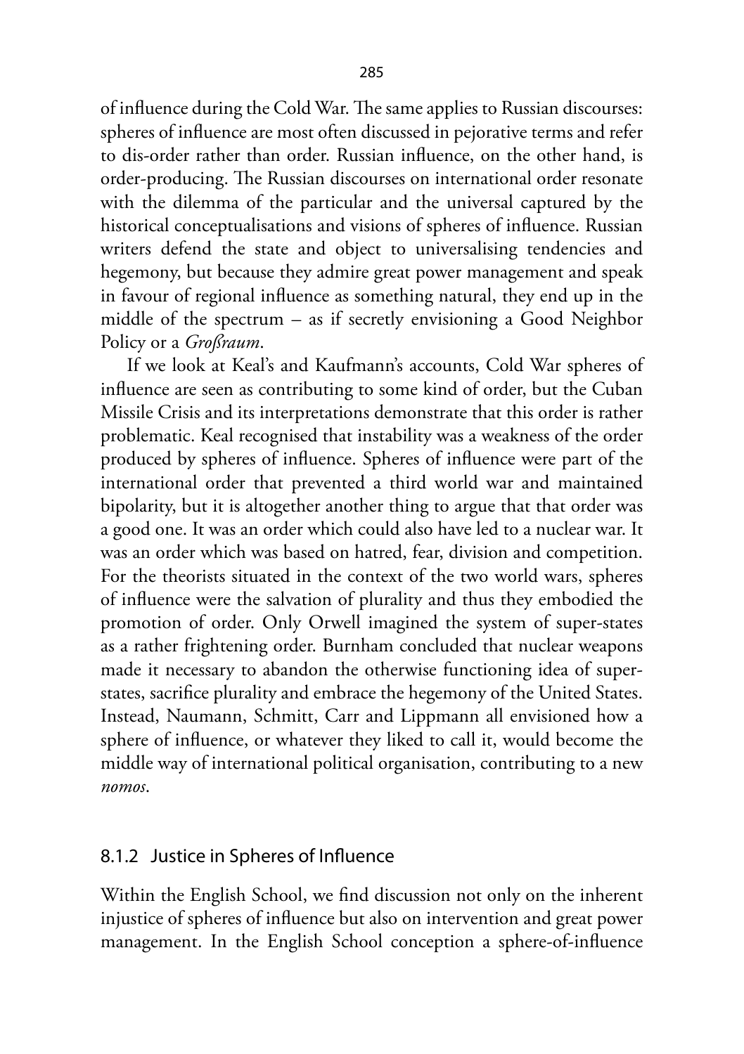of influence during the Cold War. The same applies to Russian discourses: spheres of influence are most often discussed in pejorative terms and refer to dis-order rather than order. Russian influence, on the other hand, is order-producing. The Russian discourses on international order resonate with the dilemma of the particular and the universal captured by the historical conceptualisations and visions of spheres of influence. Russian writers defend the state and object to universalising tendencies and hegemony, but because they admire great power management and speak in favour of regional influence as something natural, they end up in the middle of the spectrum – as if secretly envisioning a Good Neighbor Policy or a *Großraum*.

If we look at Keal's and Kaufmann's accounts, Cold War spheres of influence are seen as contributing to some kind of order, but the Cuban Missile Crisis and its interpretations demonstrate that this order is rather problematic. Keal recognised that instability was a weakness of the order produced by spheres of influence. Spheres of influence were part of the international order that prevented a third world war and maintained bipolarity, but it is altogether another thing to argue that that order was a good one. It was an order which could also have led to a nuclear war. It was an order which was based on hatred, fear, division and competition. For the theorists situated in the context of the two world wars, spheres of influence were the salvation of plurality and thus they embodied the promotion of order. Only Orwell imagined the system of super-states as a rather frightening order. Burnham concluded that nuclear weapons made it necessary to abandon the otherwise functioning idea of super-states, sacrifice plurality and embrace the hegemony of the United States. Instead, Naumann, Schmitt, Carr and Lippmann all envisioned how a sphere of influence, or whatever they liked to call it, would become the middle way of international political organisation, contributing to a new *nomos*.

### 8.1.2 Justice in Spheres of Influence

Within the English School, we find discussion not only on the inherent injustice of spheres of influence but also on intervention and great power management. In the English School conception a sphere-of-influence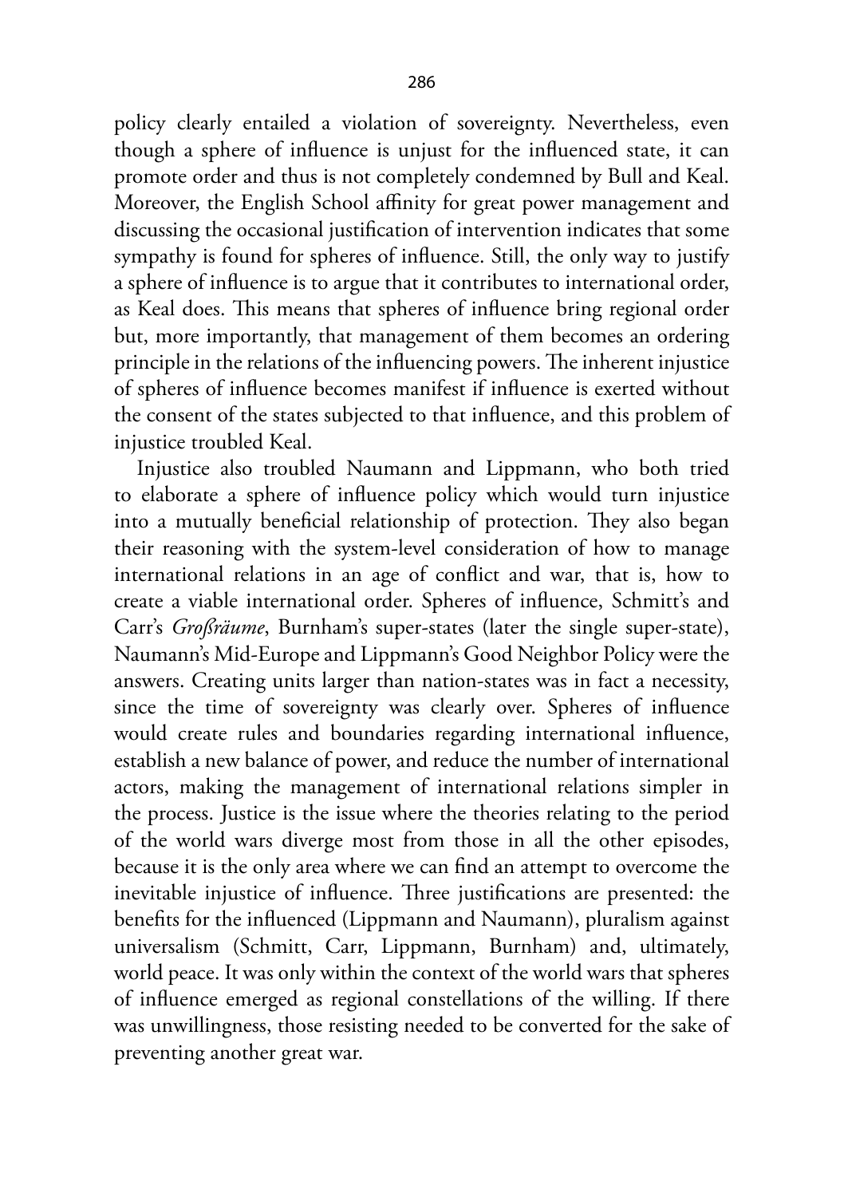policy clearly entailed a violation of sovereignty. Nevertheless, even though a sphere of influence is unjust for the influenced state, it can promote order and thus is not completely condemned by Bull and Keal. Moreover, the English School affinity for great power management and discussing the occasional justification of intervention indicates that some sympathy is found for spheres of influence. Still, the only way to justify a sphere of influence is to argue that it contributes to international order, as Keal does. This means that spheres of influence bring regional order but, more importantly, that management of them becomes an ordering principle in the relations of the influencing powers. The inherent injustice of spheres of influence becomes manifest if influence is exerted without the consent of the states subjected to that influence, and this problem of injustice troubled Keal.

Injustice also troubled Naumann and Lippmann, who both tried to elaborate a sphere of influence policy which would turn injustice into a mutually beneficial relationship of protection. They also began their reasoning with the system-level consideration of how to manage international relations in an age of conflict and war, that is, how to create a viable international order. Spheres of influence, Schmitt's and Carr's *Großräume*, Burnham's super-states (later the single super-state), Naumann's Mid-Europe and Lippmann's Good Neighbor Policy were the answers. Creating units larger than nation-states was in fact a necessity, since the time of sovereignty was clearly over. Spheres of influence would create rules and boundaries regarding international influence, establish a new balance of power, and reduce the number of international actors, making the management of international relations simpler in the process. Justice is the issue where the theories relating to the period of the world wars diverge most from those in all the other episodes, because it is the only area where we can find an attempt to overcome the inevitable injustice of influence. Three justifications are presented: the benefits for the influenced (Lippmann and Naumann), pluralism against universalism (Schmitt, Carr, Lippmann, Burnham) and, ultimately, world peace. It was only within the context of the world wars that spheres of influence emerged as regional constellations of the willing. If there was unwillingness, those resisting needed to be converted for the sake of preventing another great war.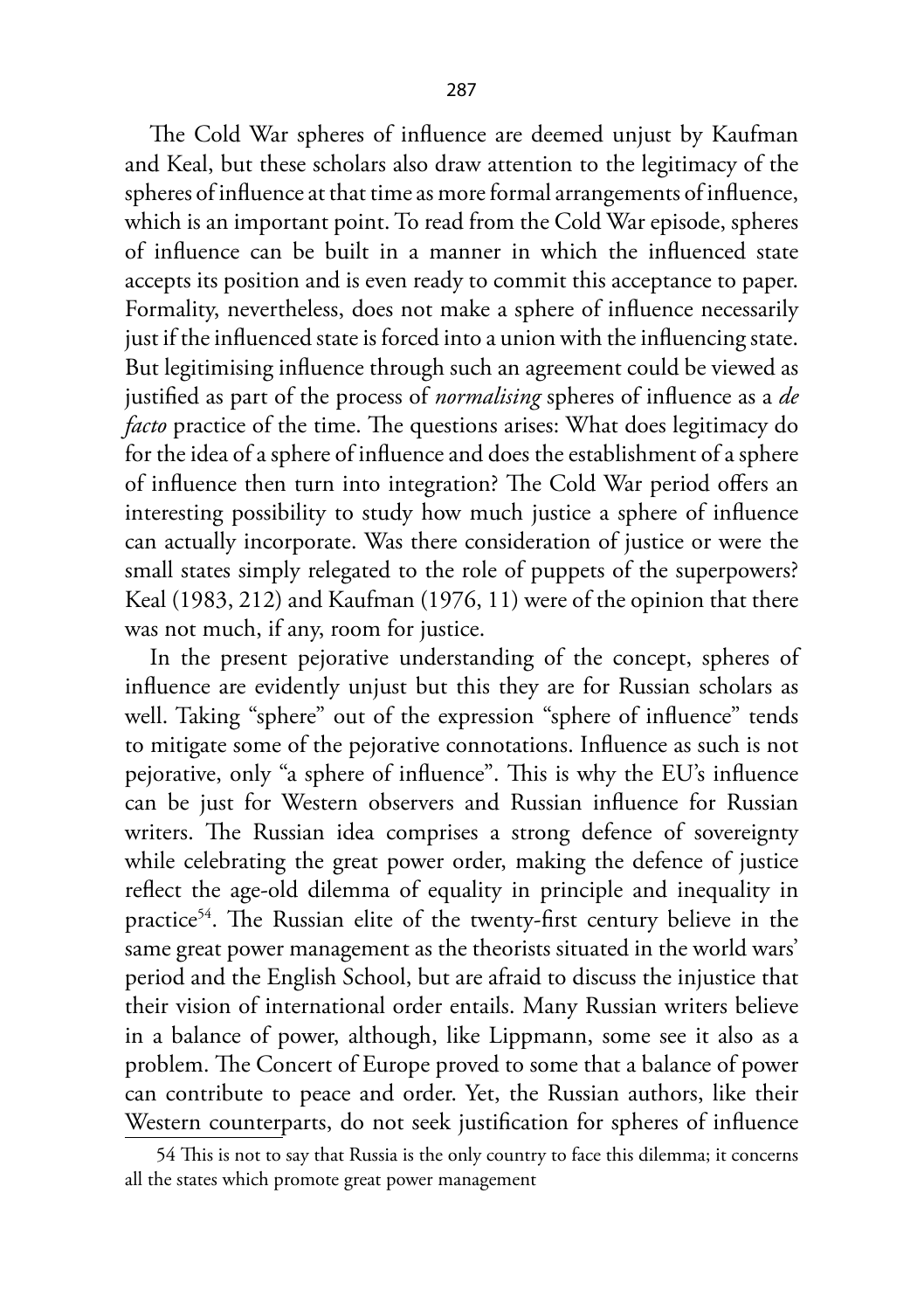The Cold War spheres of influence are deemed unjust by Kaufman and Keal, but these scholars also draw attention to the legitimacy of the spheres of influence at that time as more formal arrangements of influence, which is an important point. To read from the Cold War episode, spheres of influence can be built in a manner in which the influenced state accepts its position and is even ready to commit this acceptance to paper. Formality, nevertheless, does not make a sphere of influence necessarily just if the influenced state is forced into a union with the influencing state. But legitimising influence through such an agreement could be viewed as justified as part of the process of *normalising* spheres of influence as a *de facto* practice of the time. The questions arises: What does legitimacy do for the idea of a sphere of influence and does the establishment of a sphere of influence then turn into integration? The Cold War period offers an interesting possibility to study how much justice a sphere of influence can actually incorporate. Was there consideration of justice or were the small states simply relegated to the role of puppets of the superpowers? Keal (1983, 212) and Kaufman (1976, 11) were of the opinion that there was not much, if any, room for justice.

In the present pejorative understanding of the concept, spheres of influence are evidently unjust but this they are for Russian scholars as well. Taking "sphere" out of the expression "sphere of influence" tends to mitigate some of the pejorative connotations. Influence as such is not pejorative, only "a sphere of influence". This is why the EU's influence can be just for Western observers and Russian influence for Russian writers. The Russian idea comprises a strong defence of sovereignty while celebrating the great power order, making the defence of justice reflect the age-old dilemma of equality in principle and inequality in practice[54]. The Russian elite of the twenty-first century believe in the same great power management as the theorists situated in the world wars' period and the English School, but are afraid to discuss the injustice that their vision of international order entails. Many Russian writers believe in a balance of power, although, like Lippmann, some see it also as a problem. The Concert of Europe proved to some that a balance of power can contribute to peace and order. Yet, the Russian authors, like their Western counterparts, do not seek justification for spheres of influence

[54] This is not to say that Russia is the only country to face this dilemma; it concerns all the states which promote great power management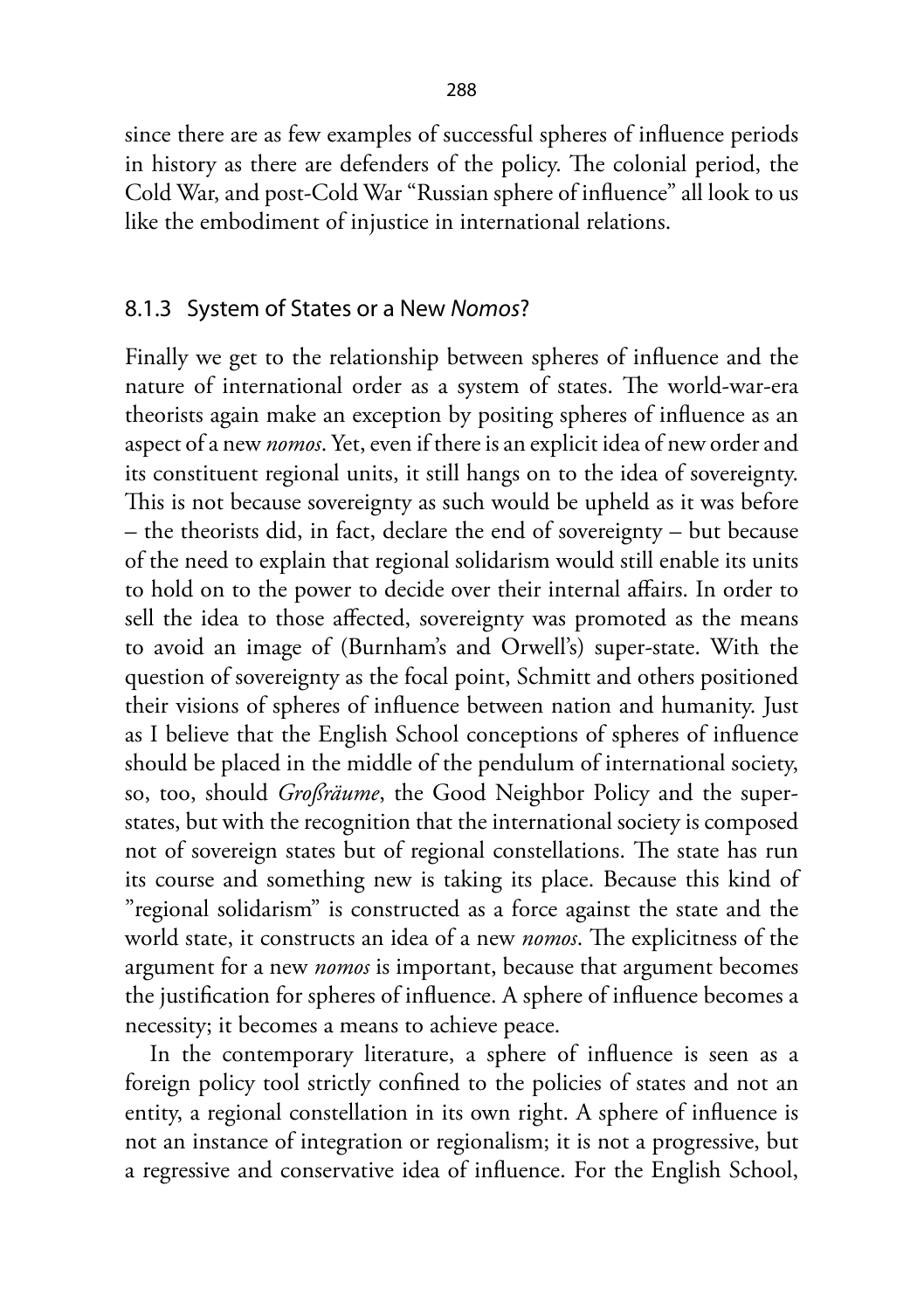since there are as few examples of successful spheres of influence periods in history as there are defenders of the policy. The colonial period, the Cold War, and post-Cold War "Russian sphere of influence" all look to us like the embodiment of injustice in international relations.

### 8.1.3 System of States or a New *Nomos*?

Finally we get to the relationship between spheres of influence and the nature of international order as a system of states. The world-war-era theorists again make an exception by positing spheres of influence as an aspect of a new *nomos*. Yet, even if there is an explicit idea of new order and its constituent regional units, it still hangs on to the idea of sovereignty. This is not because sovereignty as such would be upheld as it was before – the theorists did, in fact, declare the end of sovereignty – but because of the need to explain that regional solidarism would still enable its units to hold on to the power to decide over their internal affairs. In order to sell the idea to those affected, sovereignty was promoted as the means to avoid an image of (Burnham's and Orwell's) super-state. With the question of sovereignty as the focal point, Schmitt and others positioned their visions of spheres of influence between nation and humanity. Just as I believe that the English School conceptions of spheres of influence should be placed in the middle of the pendulum of international society, so, too, should *Großräume*, the Good Neighbor Policy and the super-states, but with the recognition that the international society is composed not of sovereign states but of regional constellations. The state has run its course and something new is taking its place. Because this kind of "regional solidarism" is constructed as a force against the state and the world state, it constructs an idea of a new *nomos*. The explicitness of the argument for a new *nomos* is important, because that argument becomes the justification for spheres of influence. A sphere of influence becomes a necessity; it becomes a means to achieve peace.

In the contemporary literature, a sphere of influence is seen as a foreign policy tool strictly confined to the policies of states and not an entity, a regional constellation in its own right. A sphere of influence is not an instance of integration or regionalism; it is not a progressive, but a regressive and conservative idea of influence. For the English School,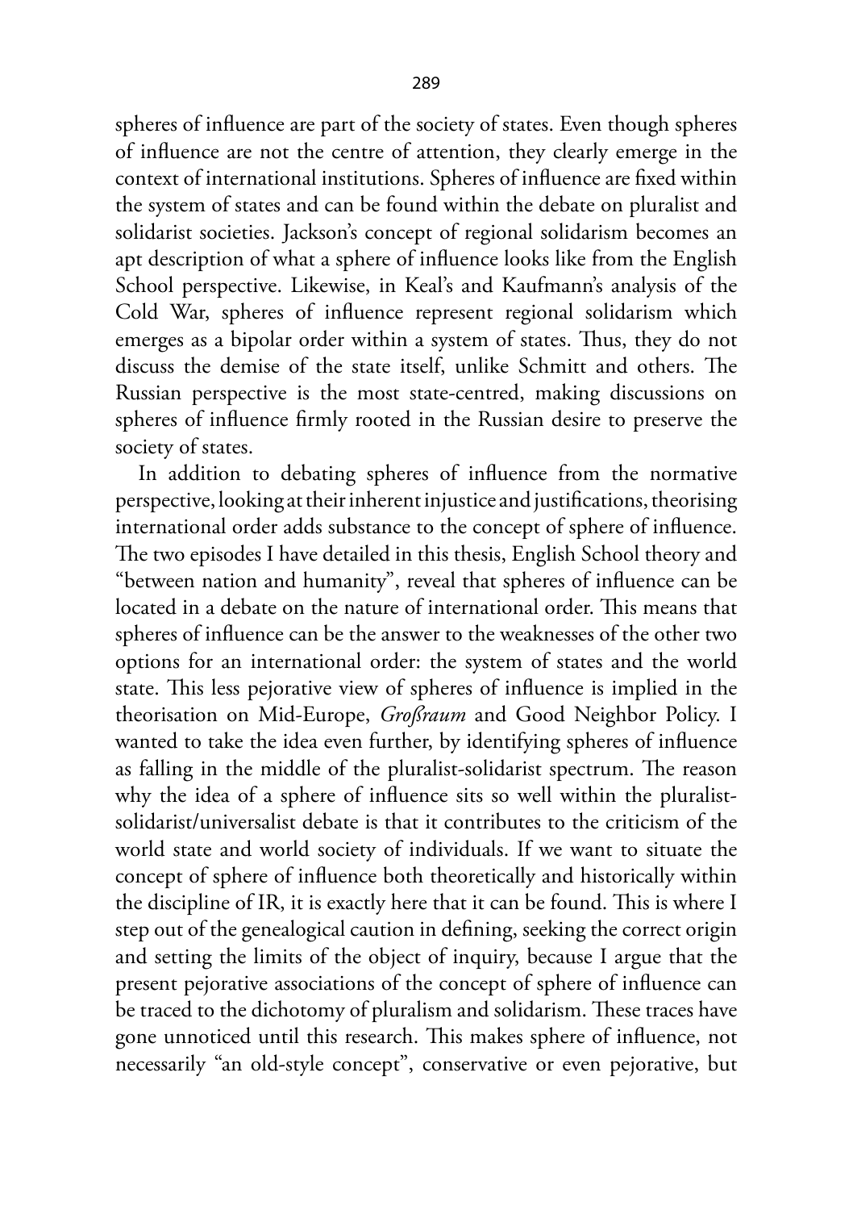spheres of influence are part of the society of states. Even though spheres of influence are not the centre of attention, they clearly emerge in the context of international institutions. Spheres of influence are fixed within the system of states and can be found within the debate on pluralist and solidarist societies. Jackson's concept of regional solidarism becomes an apt description of what a sphere of influence looks like from the English School perspective. Likewise, in Keal's and Kaufmann's analysis of the Cold War, spheres of influence represent regional solidarism which emerges as a bipolar order within a system of states. Thus, they do not discuss the demise of the state itself, unlike Schmitt and others. The Russian perspective is the most state-centred, making discussions on spheres of influence firmly rooted in the Russian desire to preserve the society of states.

In addition to debating spheres of influence from the normative perspective, looking at their inherent injustice and justifications, theorising international order adds substance to the concept of sphere of influence. The two episodes I have detailed in this thesis, English School theory and "between nation and humanity", reveal that spheres of influence can be located in a debate on the nature of international order. This means that spheres of influence can be the answer to the weaknesses of the other two options for an international order: the system of states and the world state. This less pejorative view of spheres of influence is implied in the theorisation on Mid-Europe, *Großraum* and Good Neighbor Policy. I wanted to take the idea even further, by identifying spheres of influence as falling in the middle of the pluralist-solidarist spectrum. The reason why the idea of a sphere of influence sits so well within the pluralist-solidarist/universalist debate is that it contributes to the criticism of the world state and world society of individuals. If we want to situate the concept of sphere of influence both theoretically and historically within the discipline of IR, it is exactly here that it can be found. This is where I step out of the genealogical caution in defining, seeking the correct origin and setting the limits of the object of inquiry, because I argue that the present pejorative associations of the concept of sphere of influence can be traced to the dichotomy of pluralism and solidarism. These traces have gone unnoticed until this research. This makes sphere of influence, not necessarily "an old-style concept", conservative or even pejorative, but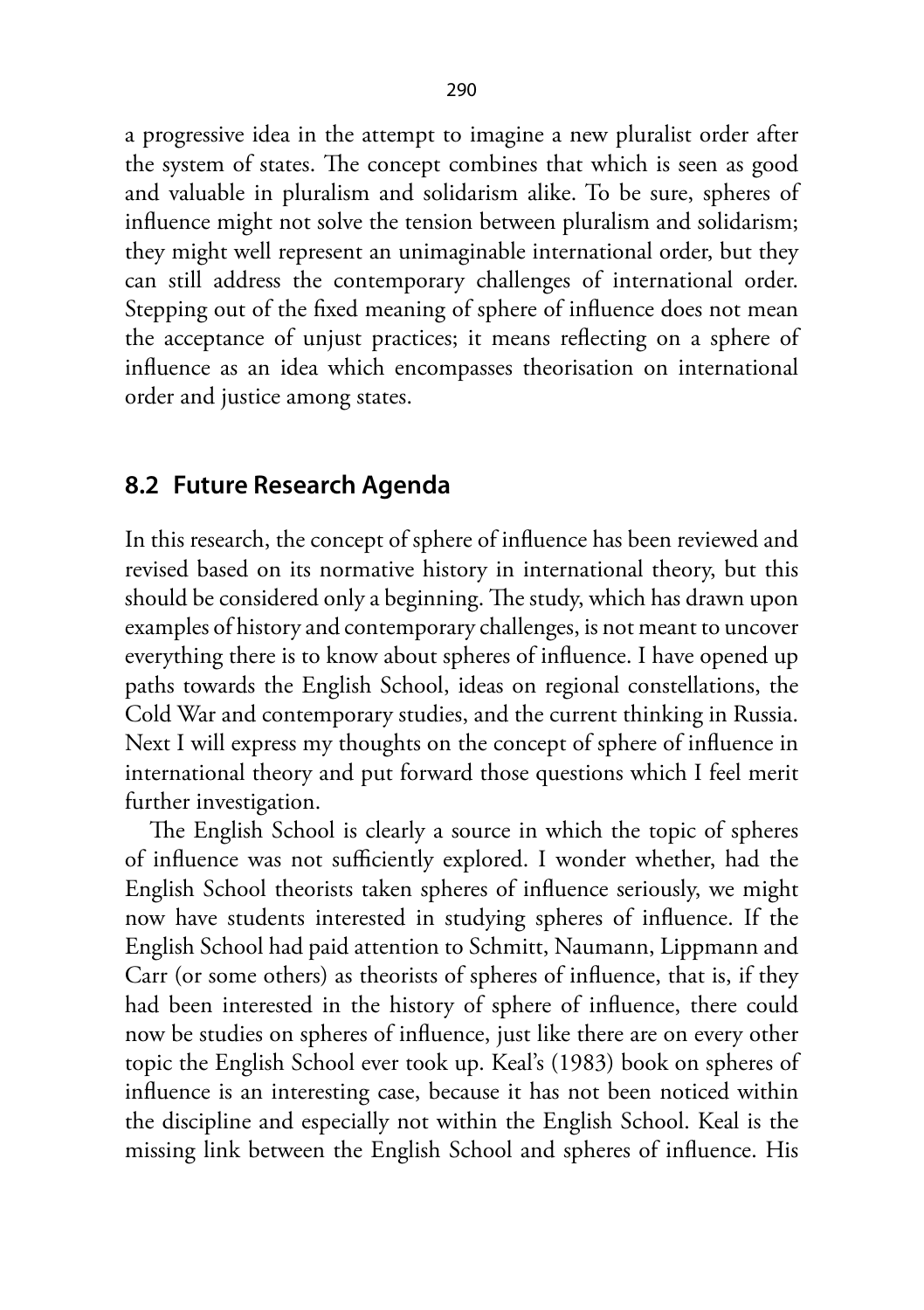a progressive idea in the attempt to imagine a new pluralist order after the system of states. The concept combines that which is seen as good and valuable in pluralism and solidarism alike. To be sure, spheres of influence might not solve the tension between pluralism and solidarism; they might well represent an unimaginable international order, but they can still address the contemporary challenges of international order. Stepping out of the fixed meaning of sphere of influence does not mean the acceptance of unjust practices; it means reflecting on a sphere of influence as an idea which encompasses theorisation on international order and justice among states.

## 8.2 Future Research Agenda

In this research, the concept of sphere of influence has been reviewed and revised based on its normative history in international theory, but this should be considered only a beginning. The study, which has drawn upon examples of history and contemporary challenges, is not meant to uncover everything there is to know about spheres of influence. I have opened up paths towards the English School, ideas on regional constellations, the Cold War and contemporary studies, and the current thinking in Russia. Next I will express my thoughts on the concept of sphere of influence in international theory and put forward those questions which I feel merit further investigation.

The English School is clearly a source in which the topic of spheres of influence was not sufficiently explored. I wonder whether, had the English School theorists taken spheres of influence seriously, we might now have students interested in studying spheres of influence. If the English School had paid attention to Schmitt, Naumann, Lippmann and Carr (or some others) as theorists of spheres of influence, that is, if they had been interested in the history of sphere of influence, there could now be studies on spheres of influence, just like there are on every other topic the English School ever took up. Keal's (1983) book on spheres of influence is an interesting case, because it has not been noticed within the discipline and especially not within the English School. Keal is the missing link between the English School and spheres of influence. His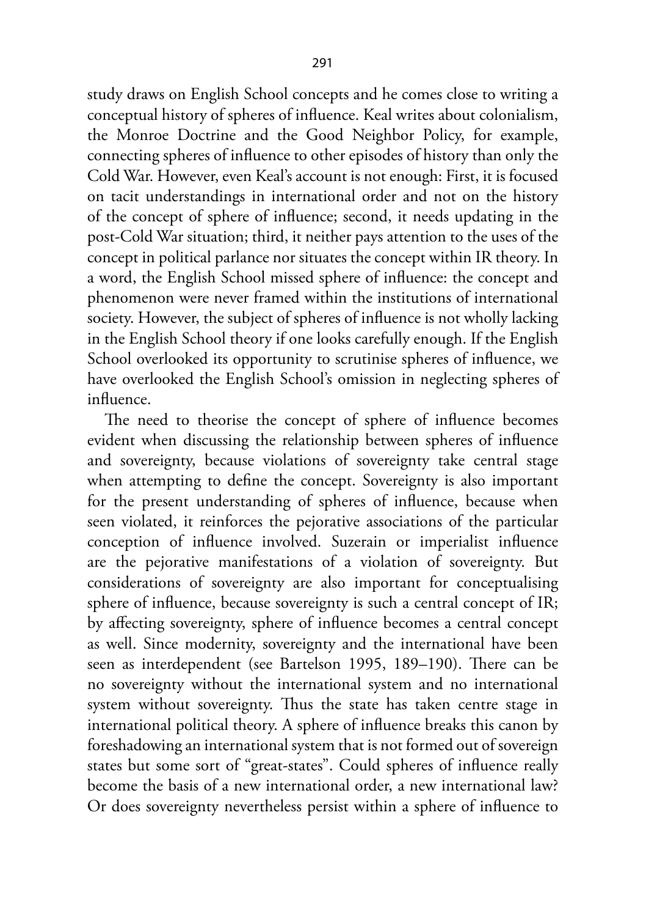study draws on English School concepts and he comes close to writing a conceptual history of spheres of influence. Keal writes about colonialism, the Monroe Doctrine and the Good Neighbor Policy, for example, connecting spheres of influence to other episodes of history than only the Cold War. However, even Keal's account is not enough: First, it is focused on tacit understandings in international order and not on the history of the concept of sphere of influence; second, it needs updating in the post-Cold War situation; third, it neither pays attention to the uses of the concept in political parlance nor situates the concept within IR theory. In a word, the English School missed sphere of influence: the concept and phenomenon were never framed within the institutions of international society. However, the subject of spheres of influence is not wholly lacking in the English School theory if one looks carefully enough. If the English School overlooked its opportunity to scrutinise spheres of influence, we have overlooked the English School's omission in neglecting spheres of influence.

The need to theorise the concept of sphere of influence becomes evident when discussing the relationship between spheres of influence and sovereignty, because violations of sovereignty take central stage when attempting to define the concept. Sovereignty is also important for the present understanding of spheres of influence, because when seen violated, it reinforces the pejorative associations of the particular conception of influence involved. Suzerain or imperialist influence are the pejorative manifestations of a violation of sovereignty. But considerations of sovereignty are also important for conceptualising sphere of influence, because sovereignty is such a central concept of IR; by affecting sovereignty, sphere of influence becomes a central concept as well. Since modernity, sovereignty and the international have been seen as interdependent (see Bartelson 1995, 189–190). There can be no sovereignty without the international system and no international system without sovereignty. Thus the state has taken centre stage in international political theory. A sphere of influence breaks this canon by foreshadowing an international system that is not formed out of sovereign states but some sort of "great-states". Could spheres of influence really become the basis of a new international order, a new international law? Or does sovereignty nevertheless persist within a sphere of influence to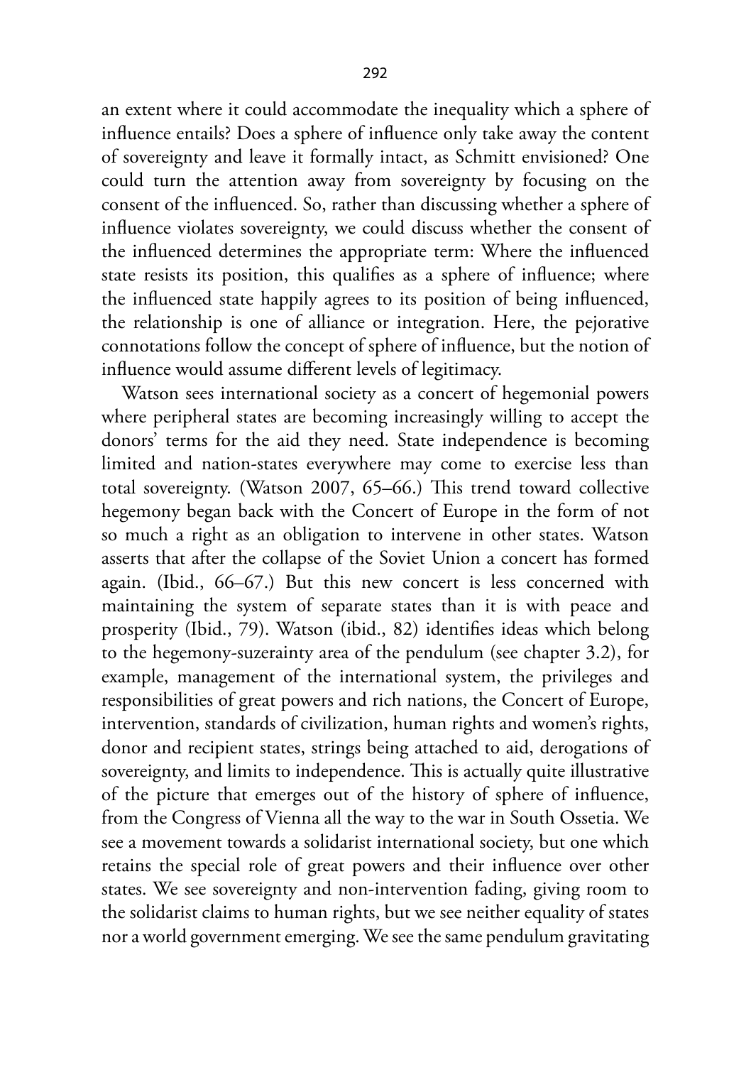an extent where it could accommodate the inequality which a sphere of influence entails? Does a sphere of influence only take away the content of sovereignty and leave it formally intact, as Schmitt envisioned? One could turn the attention away from sovereignty by focusing on the consent of the influenced. So, rather than discussing whether a sphere of influence violates sovereignty, we could discuss whether the consent of the influenced determines the appropriate term: Where the influenced state resists its position, this qualifies as a sphere of influence; where the influenced state happily agrees to its position of being influenced, the relationship is one of alliance or integration. Here, the pejorative connotations follow the concept of sphere of influence, but the notion of influence would assume different levels of legitimacy.

Watson sees international society as a concert of hegemonial powers where peripheral states are becoming increasingly willing to accept the donors' terms for the aid they need. State independence is becoming limited and nation-states everywhere may come to exercise less than total sovereignty. (Watson 2007, 65–66.) This trend toward collective hegemony began back with the Concert of Europe in the form of not so much a right as an obligation to intervene in other states. Watson asserts that after the collapse of the Soviet Union a concert has formed again. (Ibid., 66–67.) But this new concert is less concerned with maintaining the system of separate states than it is with peace and prosperity (Ibid., 79). Watson (ibid., 82) identifies ideas which belong to the hegemony-suzerainty area of the pendulum (see chapter 3.2), for example, management of the international system, the privileges and responsibilities of great powers and rich nations, the Concert of Europe, intervention, standards of civilization, human rights and women's rights, donor and recipient states, strings being attached to aid, derogations of sovereignty, and limits to independence. This is actually quite illustrative of the picture that emerges out of the history of sphere of influence, from the Congress of Vienna all the way to the war in South Ossetia. We see a movement towards a solidarist international society, but one which retains the special role of great powers and their influence over other states. We see sovereignty and non-intervention fading, giving room to the solidarist claims to human rights, but we see neither equality of states nor a world government emerging. We see the same pendulum gravitating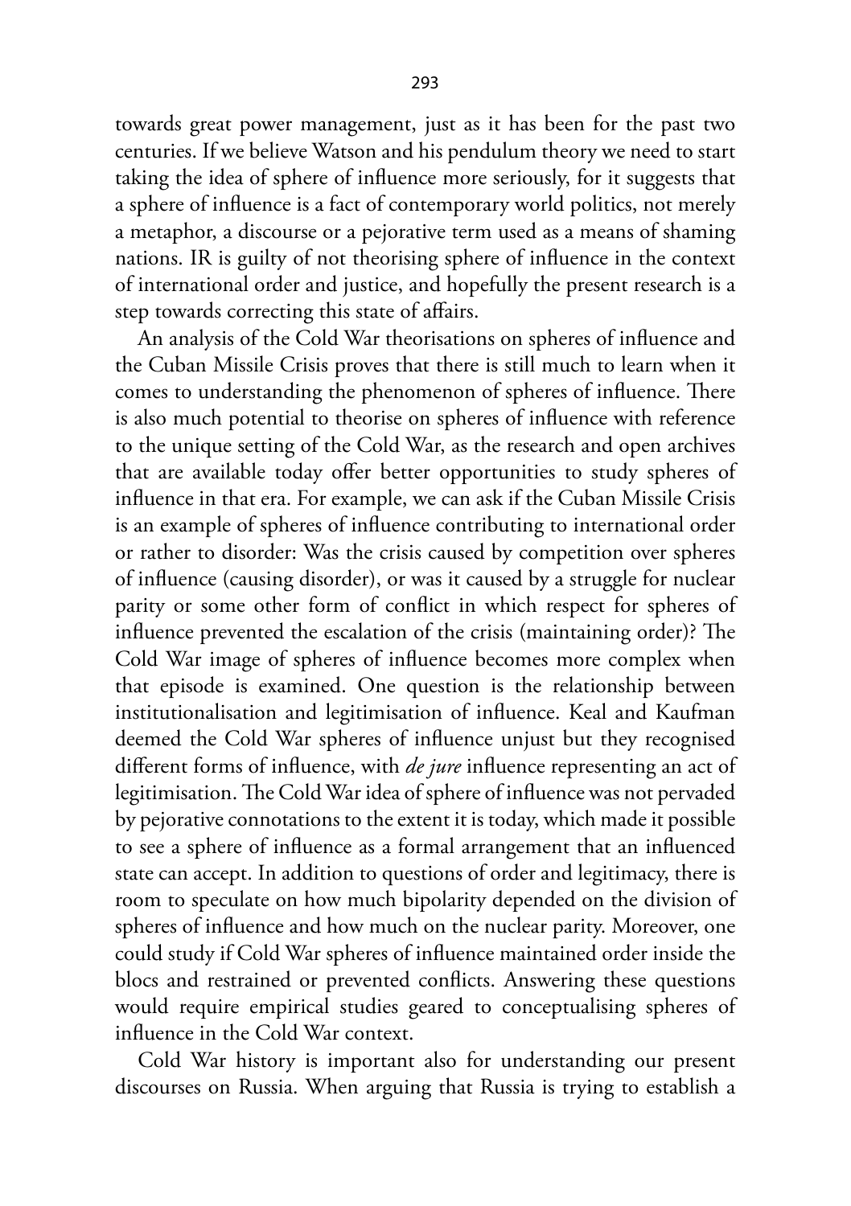towards great power management, just as it has been for the past two centuries. If we believe Watson and his pendulum theory we need to start taking the idea of sphere of influence more seriously, for it suggests that a sphere of influence is a fact of contemporary world politics, not merely a metaphor, a discourse or a pejorative term used as a means of shaming nations. IR is guilty of not theorising sphere of influence in the context of international order and justice, and hopefully the present research is a step towards correcting this state of affairs.

An analysis of the Cold War theorisations on spheres of influence and the Cuban Missile Crisis proves that there is still much to learn when it comes to understanding the phenomenon of spheres of influence. There is also much potential to theorise on spheres of influence with reference to the unique setting of the Cold War, as the research and open archives that are available today offer better opportunities to study spheres of influence in that era. For example, we can ask if the Cuban Missile Crisis is an example of spheres of influence contributing to international order or rather to disorder: Was the crisis caused by competition over spheres of influence (causing disorder), or was it caused by a struggle for nuclear parity or some other form of conflict in which respect for spheres of influence prevented the escalation of the crisis (maintaining order)? The Cold War image of spheres of influence becomes more complex when that episode is examined. One question is the relationship between institutionalisation and legitimisation of influence. Keal and Kaufman deemed the Cold War spheres of influence unjust but they recognised different forms of influence, with *de jure* influence representing an act of legitimisation. The Cold War idea of sphere of influence was not pervaded by pejorative connotations to the extent it is today, which made it possible to see a sphere of influence as a formal arrangement that an influenced state can accept. In addition to questions of order and legitimacy, there is room to speculate on how much bipolarity depended on the division of spheres of influence and how much on the nuclear parity. Moreover, one could study if Cold War spheres of influence maintained order inside the blocs and restrained or prevented conflicts. Answering these questions would require empirical studies geared to conceptualising spheres of influence in the Cold War context.

Cold War history is important also for understanding our present discourses on Russia. When arguing that Russia is trying to establish a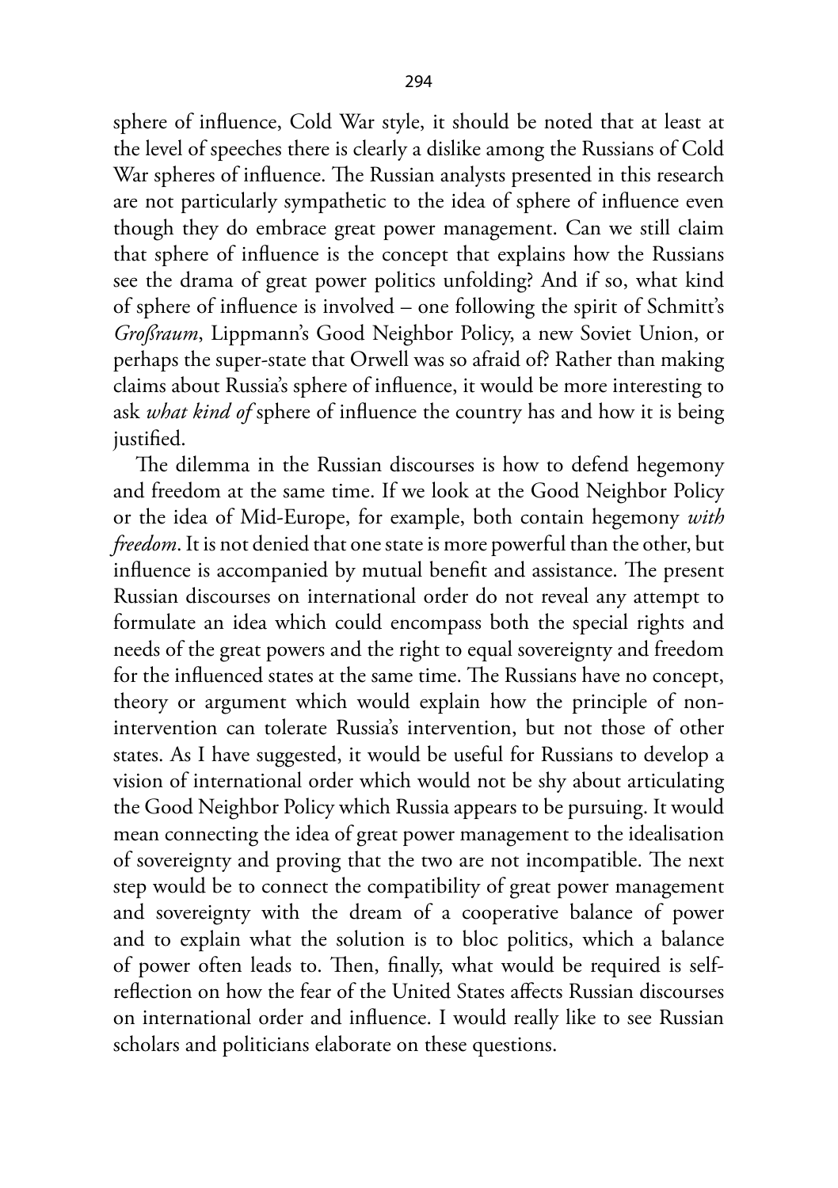sphere of influence, Cold War style, it should be noted that at least at the level of speeches there is clearly a dislike among the Russians of Cold War spheres of influence. The Russian analysts presented in this research are not particularly sympathetic to the idea of sphere of influence even though they do embrace great power management. Can we still claim that sphere of influence is the concept that explains how the Russians see the drama of great power politics unfolding? And if so, what kind of sphere of influence is involved – one following the spirit of Schmitt's *Großraum*, Lippmann's Good Neighbor Policy, a new Soviet Union, or perhaps the super-state that Orwell was so afraid of? Rather than making claims about Russia's sphere of influence, it would be more interesting to ask *what kind of* sphere of influence the country has and how it is being justified.

The dilemma in the Russian discourses is how to defend hegemony and freedom at the same time. If we look at the Good Neighbor Policy or the idea of Mid-Europe, for example, both contain hegemony *with freedom*. It is not denied that one state is more powerful than the other, but influence is accompanied by mutual benefit and assistance. The present Russian discourses on international order do not reveal any attempt to formulate an idea which could encompass both the special rights and needs of the great powers and the right to equal sovereignty and freedom for the influenced states at the same time. The Russians have no concept, theory or argument which would explain how the principle of non-intervention can tolerate Russia's intervention, but not those of other states. As I have suggested, it would be useful for Russians to develop a vision of international order which would not be shy about articulating the Good Neighbor Policy which Russia appears to be pursuing. It would mean connecting the idea of great power management to the idealisation of sovereignty and proving that the two are not incompatible. The next step would be to connect the compatibility of great power management and sovereignty with the dream of a cooperative balance of power and to explain what the solution is to bloc politics, which a balance of power often leads to. Then, finally, what would be required is self-reflection on how the fear of the United States affects Russian discourses on international order and influence. I would really like to see Russian scholars and politicians elaborate on these questions.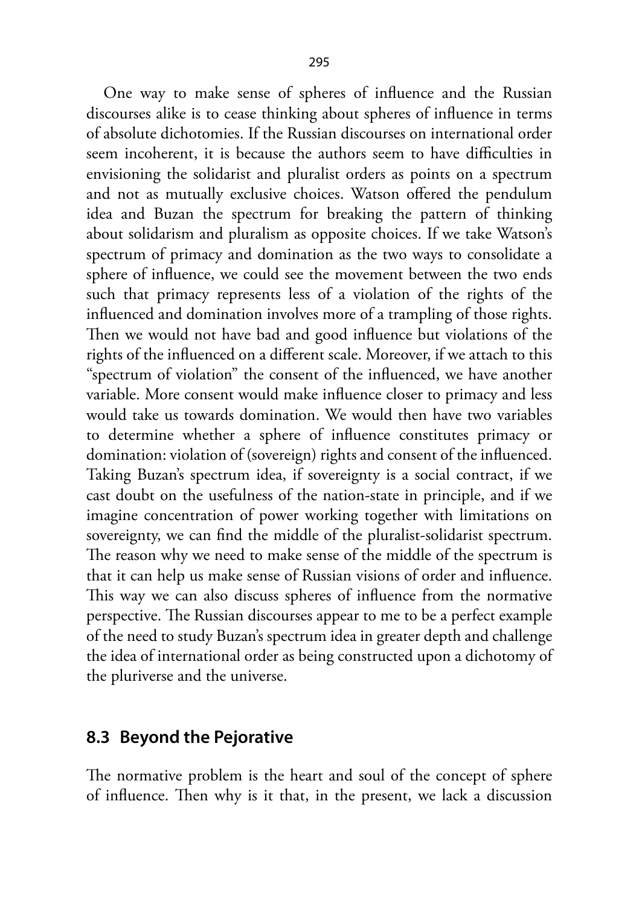One way to make sense of spheres of influence and the Russian discourses alike is to cease thinking about spheres of influence in terms of absolute dichotomies. If the Russian discourses on international order seem incoherent, it is because the authors seem to have difficulties in envisioning the solidarist and pluralist orders as points on a spectrum and not as mutually exclusive choices. Watson offered the pendulum idea and Buzan the spectrum for breaking the pattern of thinking about solidarism and pluralism as opposite choices. If we take Watson's spectrum of primacy and domination as the two ways to consolidate a sphere of influence, we could see the movement between the two ends such that primacy represents less of a violation of the rights of the influenced and domination involves more of a trampling of those rights. Then we would not have bad and good influence but violations of the rights of the influenced on a different scale. Moreover, if we attach to this "spectrum of violation" the consent of the influenced, we have another variable. More consent would make influence closer to primacy and less would take us towards domination. We would then have two variables to determine whether a sphere of influence constitutes primacy or domination: violation of (sovereign) rights and consent of the influenced. Taking Buzan's spectrum idea, if sovereignty is a social contract, if we cast doubt on the usefulness of the nation-state in principle, and if we imagine concentration of power working together with limitations on sovereignty, we can find the middle of the pluralist-solidarist spectrum. The reason why we need to make sense of the middle of the spectrum is that it can help us make sense of Russian visions of order and influence. This way we can also discuss spheres of influence from the normative perspective. The Russian discourses appear to me to be a perfect example of the need to study Buzan's spectrum idea in greater depth and challenge the idea of international order as being constructed upon a dichotomy of the pluriverse and the universe.

## 8.3 Beyond the Pejorative

The normative problem is the heart and soul of the concept of sphere of influence. Then why is it that, in the present, we lack a discussion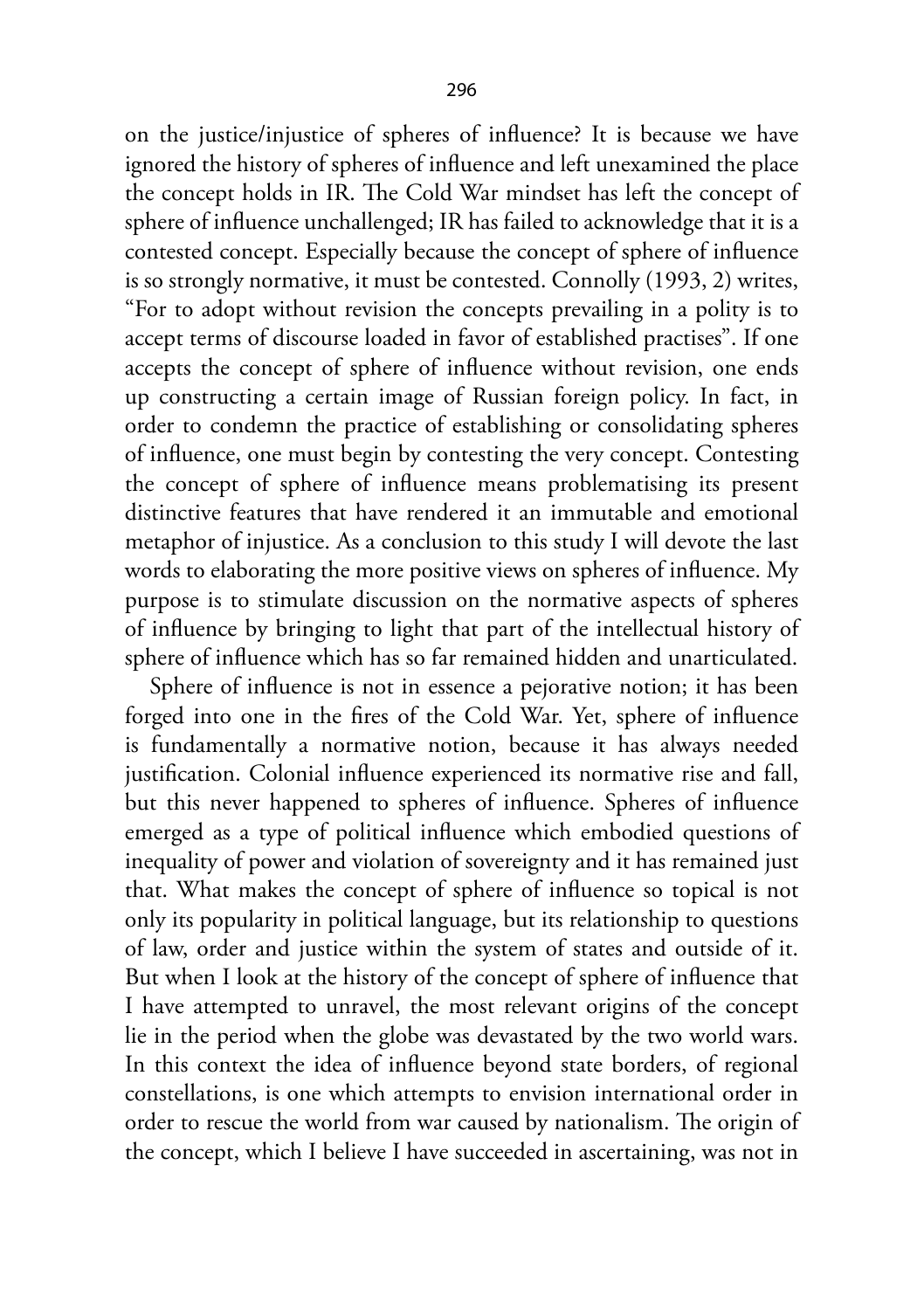on the justice/injustice of spheres of influence? It is because we have ignored the history of spheres of influence and left unexamined the place the concept holds in IR. The Cold War mindset has left the concept of sphere of influence unchallenged; IR has failed to acknowledge that it is a contested concept. Especially because the concept of sphere of influence is so strongly normative, it must be contested. Connolly (1993, 2) writes, "For to adopt without revision the concepts prevailing in a polity is to accept terms of discourse loaded in favor of established practises". If one accepts the concept of sphere of influence without revision, one ends up constructing a certain image of Russian foreign policy. In fact, in order to condemn the practice of establishing or consolidating spheres of influence, one must begin by contesting the very concept. Contesting the concept of sphere of influence means problematising its present distinctive features that have rendered it an immutable and emotional metaphor of injustice. As a conclusion to this study I will devote the last words to elaborating the more positive views on spheres of influence. My purpose is to stimulate discussion on the normative aspects of spheres of influence by bringing to light that part of the intellectual history of sphere of influence which has so far remained hidden and unarticulated.

Sphere of influence is not in essence a pejorative notion; it has been forged into one in the fires of the Cold War. Yet, sphere of influence is fundamentally a normative notion, because it has always needed justification. Colonial influence experienced its normative rise and fall, but this never happened to spheres of influence. Spheres of influence emerged as a type of political influence which embodied questions of inequality of power and violation of sovereignty and it has remained just that. What makes the concept of sphere of influence so topical is not only its popularity in political language, but its relationship to questions of law, order and justice within the system of states and outside of it. But when I look at the history of the concept of sphere of influence that I have attempted to unravel, the most relevant origins of the concept lie in the period when the globe was devastated by the two world wars. In this context the idea of influence beyond state borders, of regional constellations, is one which attempts to envision international order in order to rescue the world from war caused by nationalism. The origin of the concept, which I believe I have succeeded in ascertaining, was not in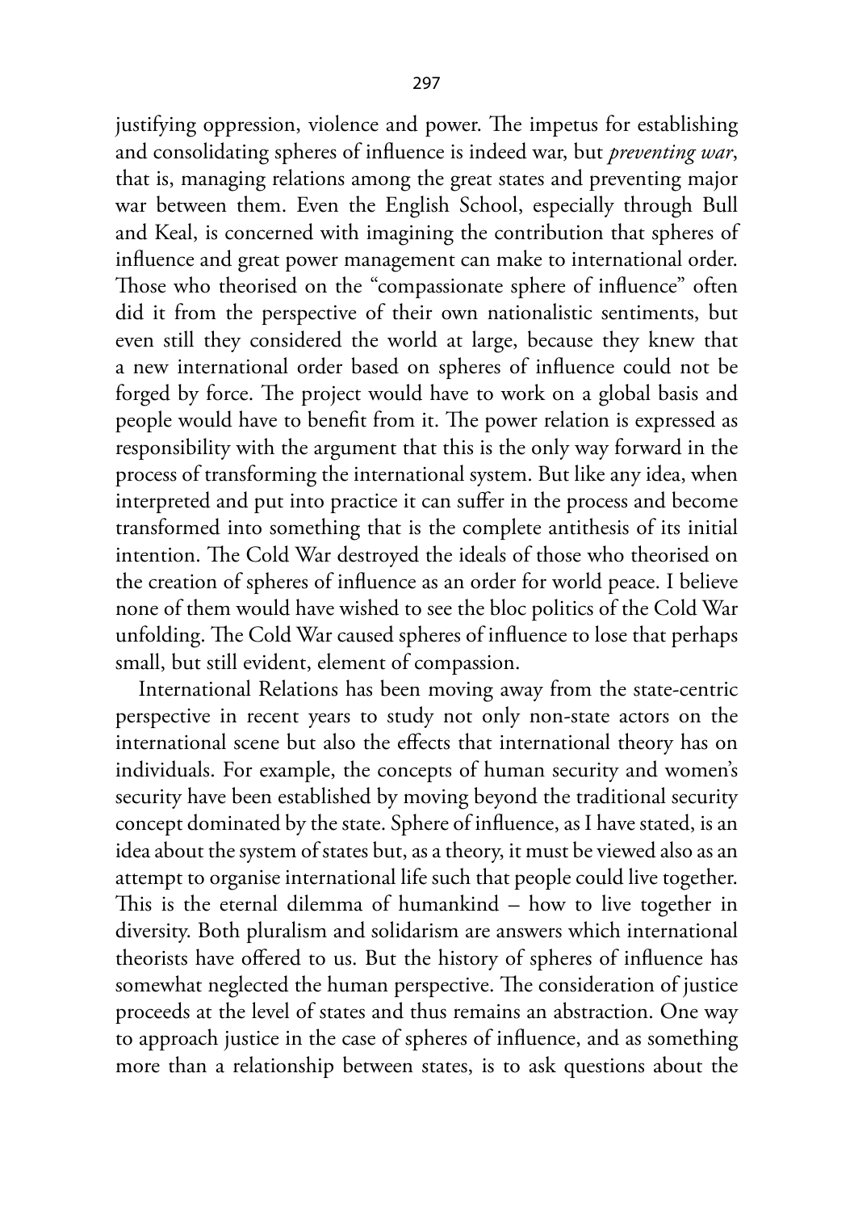justifying oppression, violence and power. The impetus for establishing and consolidating spheres of influence is indeed war, but *preventing war*, that is, managing relations among the great states and preventing major war between them. Even the English School, especially through Bull and Keal, is concerned with imagining the contribution that spheres of influence and great power management can make to international order. Those who theorised on the "compassionate sphere of influence" often did it from the perspective of their own nationalistic sentiments, but even still they considered the world at large, because they knew that a new international order based on spheres of influence could not be forged by force. The project would have to work on a global basis and people would have to benefit from it. The power relation is expressed as responsibility with the argument that this is the only way forward in the process of transforming the international system. But like any idea, when interpreted and put into practice it can suffer in the process and become transformed into something that is the complete antithesis of its initial intention. The Cold War destroyed the ideals of those who theorised on the creation of spheres of influence as an order for world peace. I believe none of them would have wished to see the bloc politics of the Cold War unfolding. The Cold War caused spheres of influence to lose that perhaps small, but still evident, element of compassion.

International Relations has been moving away from the state-centric perspective in recent years to study not only non-state actors on the international scene but also the effects that international theory has on individuals. For example, the concepts of human security and women's security have been established by moving beyond the traditional security concept dominated by the state. Sphere of influence, as I have stated, is an idea about the system of states but, as a theory, it must be viewed also as an attempt to organise international life such that people could live together. This is the eternal dilemma of humankind – how to live together in diversity. Both pluralism and solidarism are answers which international theorists have offered to us. But the history of spheres of influence has somewhat neglected the human perspective. The consideration of justice proceeds at the level of states and thus remains an abstraction. One way to approach justice in the case of spheres of influence, and as something more than a relationship between states, is to ask questions about the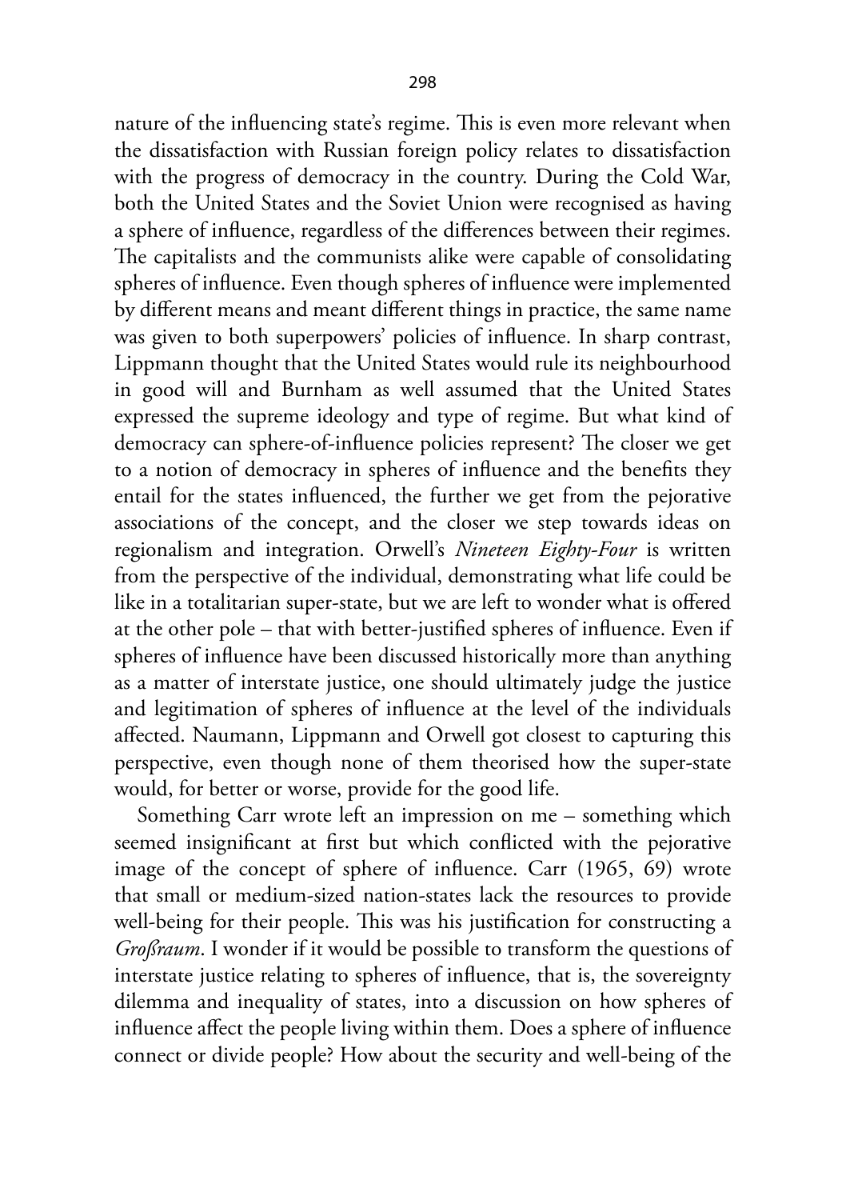nature of the influencing state's regime. This is even more relevant when the dissatisfaction with Russian foreign policy relates to dissatisfaction with the progress of democracy in the country. During the Cold War, both the United States and the Soviet Union were recognised as having a sphere of influence, regardless of the differences between their regimes. The capitalists and the communists alike were capable of consolidating spheres of influence. Even though spheres of influence were implemented by different means and meant different things in practice, the same name was given to both superpowers' policies of influence. In sharp contrast, Lippmann thought that the United States would rule its neighbourhood in good will and Burnham as well assumed that the United States expressed the supreme ideology and type of regime. But what kind of democracy can sphere-of-influence policies represent? The closer we get to a notion of democracy in spheres of influence and the benefits they entail for the states influenced, the further we get from the pejorative associations of the concept, and the closer we step towards ideas on regionalism and integration. Orwell's *Nineteen Eighty-Four* is written from the perspective of the individual, demonstrating what life could be like in a totalitarian super-state, but we are left to wonder what is offered at the other pole – that with better-justified spheres of influence. Even if spheres of influence have been discussed historically more than anything as a matter of interstate justice, one should ultimately judge the justice and legitimation of spheres of influence at the level of the individuals affected. Naumann, Lippmann and Orwell got closest to capturing this perspective, even though none of them theorised how the super-state would, for better or worse, provide for the good life.

Something Carr wrote left an impression on me – something which seemed insignificant at first but which conflicted with the pejorative image of the concept of sphere of influence. Carr (1965, 69) wrote that small or medium-sized nation-states lack the resources to provide well-being for their people. This was his justification for constructing a *Großraum*. I wonder if it would be possible to transform the questions of interstate justice relating to spheres of influence, that is, the sovereignty dilemma and inequality of states, into a discussion on how spheres of influence affect the people living within them. Does a sphere of influence connect or divide people? How about the security and well-being of the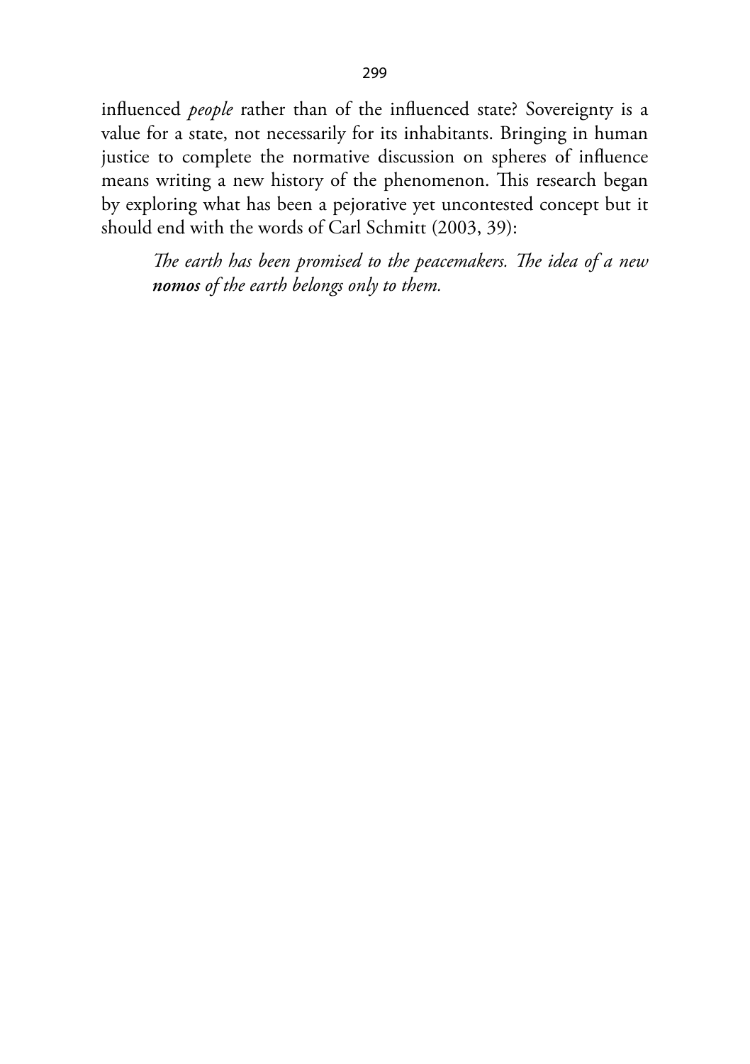influenced *people* rather than of the influenced state? Sovereignty is a value for a state, not necessarily for its inhabitants. Bringing in human justice to complete the normative discussion on spheres of influence means writing a new history of the phenomenon. This research began by exploring what has been a pejorative yet uncontested concept but it should end with the words of Carl Schmitt (2003, 39):

> *The earth has been promised to the peacemakers. The idea of a new* ***nomos*** *of the earth belongs only to them.*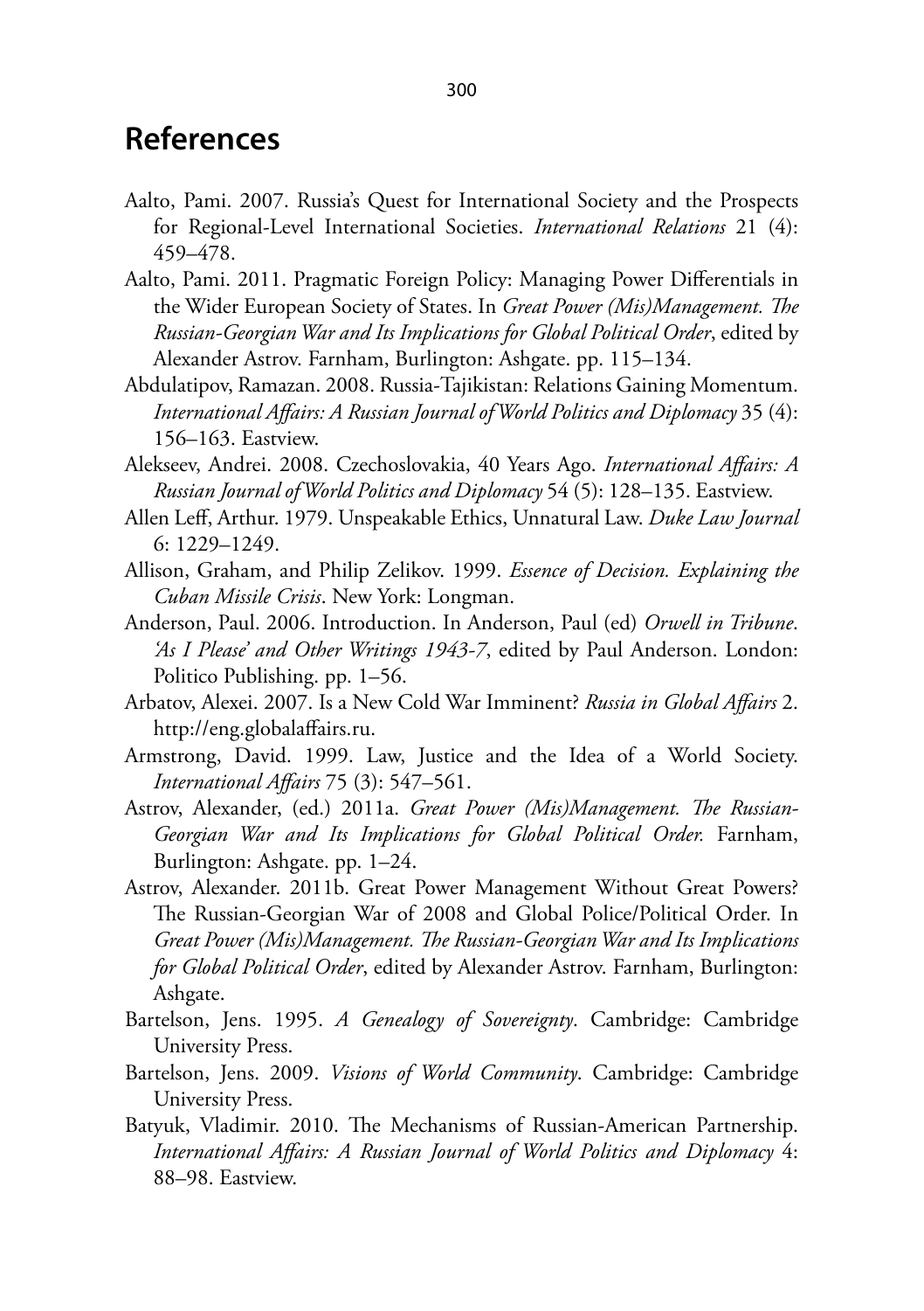# References

Aalto, Pami. 2007. Russia's Quest for International Society and the Prospects for Regional-Level International Societies. *International Relations* 21 (4): 459–478.

Aalto, Pami. 2011. Pragmatic Foreign Policy: Managing Power Differentials in the Wider European Society of States. In *Great Power (Mis)Management. The Russian-Georgian War and Its Implications for Global Political Order*, edited by Alexander Astrov. Farnham, Burlington: Ashgate. pp. 115–134.

Abdulatipov, Ramazan. 2008. Russia-Tajikistan: Relations Gaining Momentum. *International Affairs: A Russian Journal of World Politics and Diplomacy* 35 (4): 156–163. Eastview.

Alekseev, Andrei. 2008. Czechoslovakia, 40 Years Ago. *International Affairs: A Russian Journal of World Politics and Diplomacy* 54 (5): 128–135. Eastview.

Allen Leff, Arthur. 1979. Unspeakable Ethics, Unnatural Law. *Duke Law Journal* 6: 1229–1249.

Allison, Graham, and Philip Zelikov. 1999. *Essence of Decision. Explaining the Cuban Missile Crisis*. New York: Longman.

Anderson, Paul. 2006. Introduction. In Anderson, Paul (ed) *Orwell in Tribune. 'As I Please' and Other Writings 1943-7*, edited by Paul Anderson. London: Politico Publishing. pp. 1–56.

Arbatov, Alexei. 2007. Is a New Cold War Imminent? *Russia in Global Affairs* 2. http://eng.globalaffairs.ru.

Armstrong, David. 1999. Law, Justice and the Idea of a World Society. *International Affairs* 75 (3): 547–561.

Astrov, Alexander, (ed.) 2011a. *Great Power (Mis)Management. The Russian-Georgian War and Its Implications for Global Political Order.* Farnham, Burlington: Ashgate. pp. 1–24.

Astrov, Alexander. 2011b. Great Power Management Without Great Powers? The Russian-Georgian War of 2008 and Global Police/Political Order. In *Great Power (Mis)Management. The Russian-Georgian War and Its Implications for Global Political Order*, edited by Alexander Astrov. Farnham, Burlington: Ashgate.

Bartelson, Jens. 1995. *A Genealogy of Sovereignty*. Cambridge: Cambridge University Press.

Bartelson, Jens. 2009. *Visions of World Community*. Cambridge: Cambridge University Press.

Batyuk, Vladimir. 2010. The Mechanisms of Russian-American Partnership. *International Affairs: A Russian Journal of World Politics and Diplomacy* 4: 88–98. Eastview.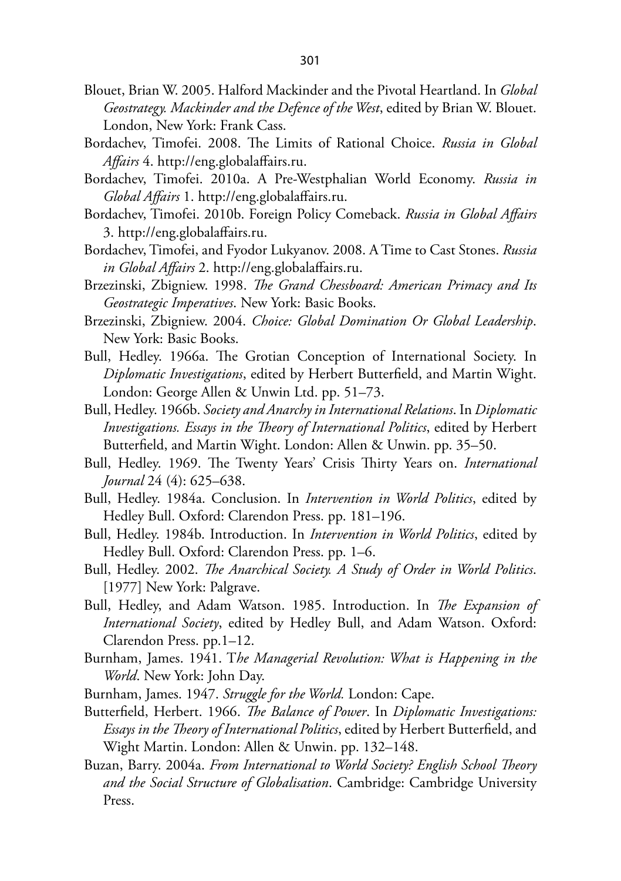Blouet, Brian W. 2005. Halford Mackinder and the Pivotal Heartland. In *Global Geostrategy. Mackinder and the Defence of the West*, edited by Brian W. Blouet. London, New York: Frank Cass.

Bordachev, Timofei. 2008. The Limits of Rational Choice. *Russia in Global Affairs* 4. http://eng.globalaffairs.ru.

Bordachev, Timofei. 2010a. A Pre-Westphalian World Economy. *Russia in Global Affairs* 1. http://eng.globalaffairs.ru.

Bordachev, Timofei. 2010b. Foreign Policy Comeback. *Russia in Global Affairs* 3. http://eng.globalaffairs.ru.

Bordachev, Timofei, and Fyodor Lukyanov. 2008. A Time to Cast Stones. *Russia in Global Affairs* 2. http://eng.globalaffairs.ru.

Brzezinski, Zbigniew. 1998. *The Grand Chessboard: American Primacy and Its Geostrategic Imperatives*. New York: Basic Books.

Brzezinski, Zbigniew. 2004. *Choice: Global Domination Or Global Leadership*. New York: Basic Books.

Bull, Hedley. 1966a. The Grotian Conception of International Society. In *Diplomatic Investigations*, edited by Herbert Butterfield, and Martin Wight. London: George Allen & Unwin Ltd. pp. 51–73.

Bull, Hedley. 1966b. *Society and Anarchy in International Relations*. In *Diplomatic Investigations. Essays in the Theory of International Politics*, edited by Herbert Butterfield, and Martin Wight. London: Allen & Unwin. pp. 35–50.

Bull, Hedley. 1969. The Twenty Years' Crisis Thirty Years on. *International Journal* 24 (4): 625–638.

Bull, Hedley. 1984a. Conclusion. In *Intervention in World Politics*, edited by Hedley Bull. Oxford: Clarendon Press. pp. 181–196.

Bull, Hedley. 1984b. Introduction. In *Intervention in World Politics*, edited by Hedley Bull. Oxford: Clarendon Press. pp. 1–6.

Bull, Hedley. 2002. *The Anarchical Society. A Study of Order in World Politics*. [1977] New York: Palgrave.

Bull, Hedley, and Adam Watson. 1985. Introduction. In *The Expansion of International Society*, edited by Hedley Bull, and Adam Watson. Oxford: Clarendon Press. pp.1–12.

Burnham, James. 1941. T*he Managerial Revolution: What is Happening in the World*. New York: John Day.

Burnham, James. 1947. *Struggle for the World.* London: Cape.

Butterfield, Herbert. 1966. *The Balance of Power*. In *Diplomatic Investigations: Essays in the Theory of International Politics*, edited by Herbert Butterfield, and Wight Martin. London: Allen & Unwin. pp. 132–148.

Buzan, Barry. 2004a. *From International to World Society? English School Theory and the Social Structure of Globalisation*. Cambridge: Cambridge University Press.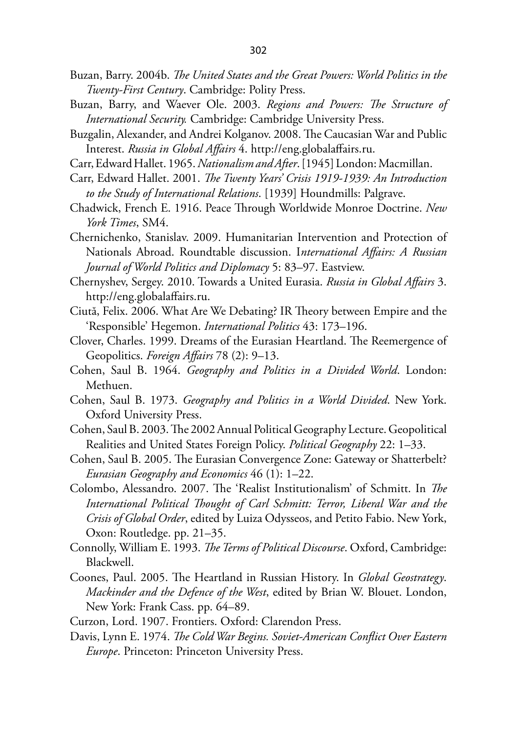Buzan, Barry. 2004b. *The United States and the Great Powers: World Politics in the Twenty-First Century*. Cambridge: Polity Press.

Buzan, Barry, and Waever Ole. 2003. *Regions and Powers: The Structure of International Security.* Cambridge: Cambridge University Press.

Buzgalin, Alexander, and Andrei Kolganov. 2008. The Caucasian War and Public Interest. *Russia in Global Affairs* 4. http://eng.globalaffairs.ru.

Carr, Edward Hallet. 1965. *Nationalism and After*. [1945] London: Macmillan.

Carr, Edward Hallet. 2001. *The Twenty Years' Crisis 1919-1939: An Introduction to the Study of International Relations*. [1939] Houndmills: Palgrave.

Chadwick, French E. 1916. Peace Through Worldwide Monroe Doctrine. *New York Times*, SM4.

Chernichenko, Stanislav. 2009. Humanitarian Intervention and Protection of Nationals Abroad. Roundtable discussion. I*nternational Affairs: A Russian Journal of World Politics and Diplomacy* 5: 83–97. Eastview.

Chernyshev, Sergey. 2010. Towards a United Eurasia. *Russia in Global Affairs* 3. http://eng.globalaffairs.ru.

Ciută, Felix. 2006. What Are We Debating? IR Theory between Empire and the 'Responsible' Hegemon. *International Politics* 43: 173–196.

Clover, Charles. 1999. Dreams of the Eurasian Heartland. The Reemergence of Geopolitics. *Foreign Affairs* 78 (2): 9–13.

Cohen, Saul B. 1964. *Geography and Politics in a Divided World*. London: Methuen.

Cohen, Saul B. 1973. *Geography and Politics in a World Divided*. New York. Oxford University Press.

Cohen, Saul B. 2003. The 2002 Annual Political Geography Lecture. Geopolitical Realities and United States Foreign Policy. *Political Geography* 22: 1–33.

Cohen, Saul B. 2005. The Eurasian Convergence Zone: Gateway or Shatterbelt? *Eurasian Geography and Economics* 46 (1): 1–22.

Colombo, Alessandro. 2007. The 'Realist Institutionalism' of Schmitt. In *The International Political Thought of Carl Schmitt: Terror, Liberal War and the Crisis of Global Order*, edited by Luiza Odysseos, and Petito Fabio. New York, Oxon: Routledge. pp. 21–35.

Connolly, William E. 1993. *The Terms of Political Discourse*. Oxford, Cambridge: Blackwell.

Coones, Paul. 2005. The Heartland in Russian History. In *Global Geostrategy. Mackinder and the Defence of the West*, edited by Brian W. Blouet. London, New York: Frank Cass. pp. 64–89.

Curzon, Lord. 1907. Frontiers. Oxford: Clarendon Press.

Davis, Lynn E. 1974. *The Cold War Begins. Soviet-American Conflict Over Eastern Europe*. Princeton: Princeton University Press.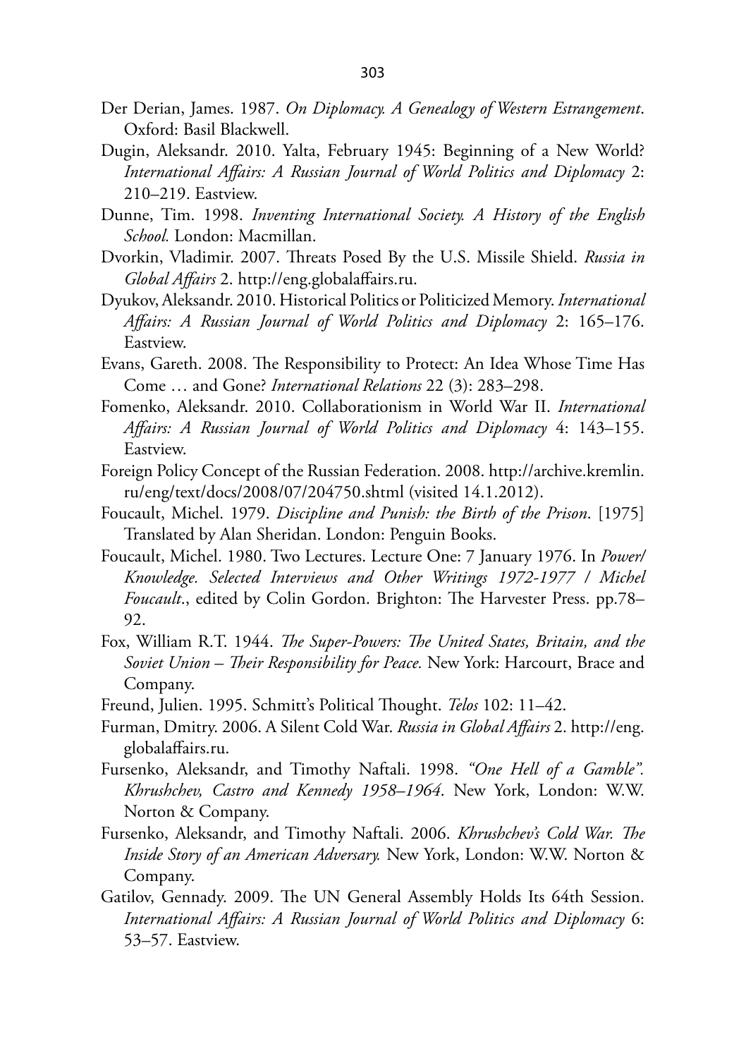Der Derian, James. 1987. *On Diplomacy. A Genealogy of Western Estrangement*. Oxford: Basil Blackwell.

Dugin, Aleksandr. 2010. Yalta, February 1945: Beginning of a New World? *International Affairs: A Russian Journal of World Politics and Diplomacy* 2: 210–219. Eastview.

Dunne, Tim. 1998. *Inventing International Society. A History of the English School.* London: Macmillan.

Dvorkin, Vladimir. 2007. Threats Posed By the U.S. Missile Shield. *Russia in Global Affairs* 2. http://eng.globalaffairs.ru.

Dyukov, Aleksandr. 2010. Historical Politics or Politicized Memory. *International Affairs: A Russian Journal of World Politics and Diplomacy* 2: 165–176. Eastview.

Evans, Gareth. 2008. The Responsibility to Protect: An Idea Whose Time Has Come … and Gone? *International Relations* 22 (3): 283–298.

Fomenko, Aleksandr. 2010. Collaborationism in World War II. *International Affairs: A Russian Journal of World Politics and Diplomacy* 4: 143–155. Eastview.

Foreign Policy Concept of the Russian Federation. 2008. http://archive.kremlin.ru/eng/text/docs/2008/07/204750.shtml (visited 14.1.2012).

Foucault, Michel. 1979. *Discipline and Punish: the Birth of the Prison*. [1975] Translated by Alan Sheridan. London: Penguin Books.

Foucault, Michel. 1980. Two Lectures. Lecture One: 7 January 1976. In *Power/Knowledge. Selected Interviews and Other Writings 1972-1977 / Michel Foucault*., edited by Colin Gordon. Brighton: The Harvester Press. pp.78–92.

Fox, William R.T. 1944. *The Super-Powers: The United States, Britain, and the Soviet Union – Their Responsibility for Peace.* New York: Harcourt, Brace and Company.

Freund, Julien. 1995. Schmitt's Political Thought. *Telos* 102: 11–42.

Furman, Dmitry. 2006. A Silent Cold War. *Russia in Global Affairs* 2. http://eng.globalaffairs.ru.

Fursenko, Aleksandr, and Timothy Naftali. 1998. *"One Hell of a Gamble". Khrushchev, Castro and Kennedy 1958–1964*. New York, London: W.W. Norton & Company.

Fursenko, Aleksandr, and Timothy Naftali. 2006. *Khrushchev's Cold War. The Inside Story of an American Adversary.* New York, London: W.W. Norton & Company.

Gatilov, Gennady. 2009. The UN General Assembly Holds Its 64th Session. *International Affairs: A Russian Journal of World Politics and Diplomacy* 6: 53–57. Eastview.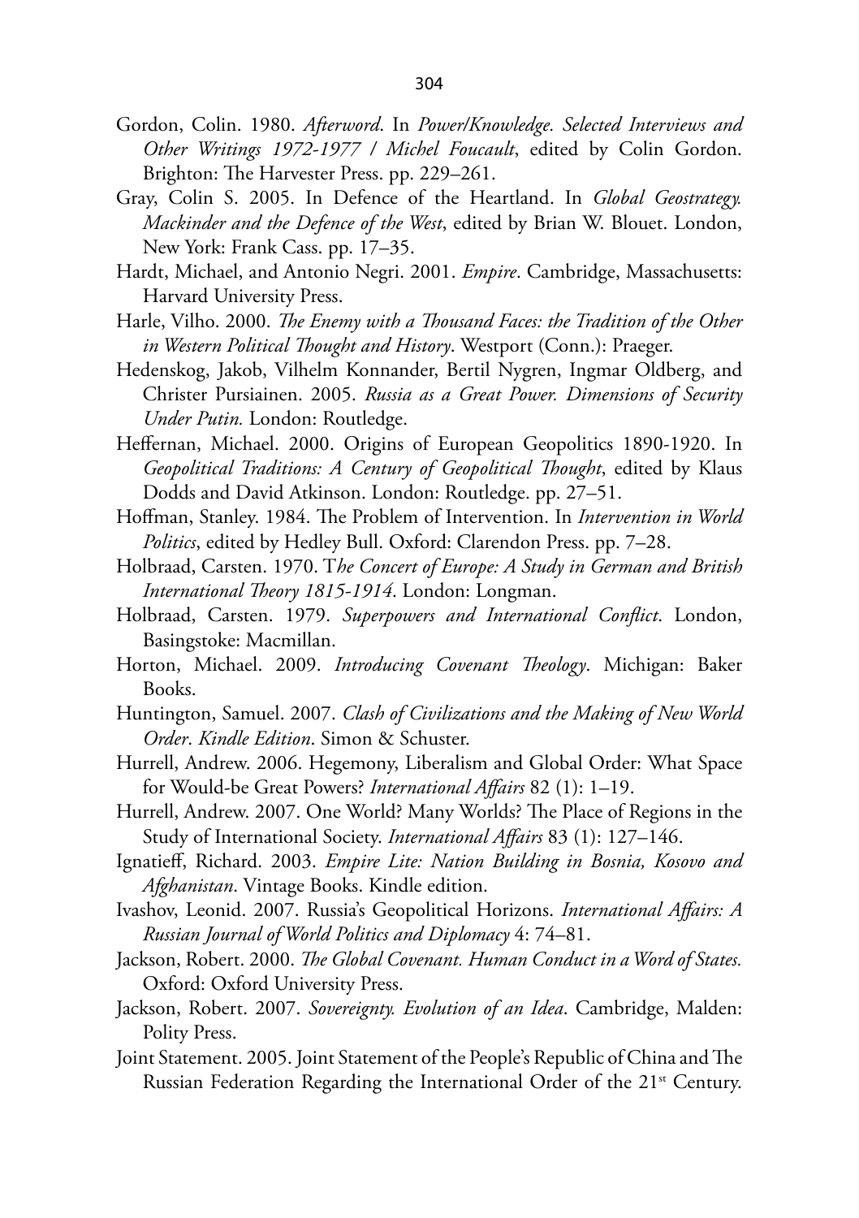Gordon, Colin. 1980. *Afterword*. In *Power/Knowledge. Selected Interviews and Other Writings 1972-1977 / Michel Foucault*, edited by Colin Gordon. Brighton: The Harvester Press. pp. 229–261.

Gray, Colin S. 2005. In Defence of the Heartland. In *Global Geostrategy. Mackinder and the Defence of the West*, edited by Brian W. Blouet. London, New York: Frank Cass. pp. 17–35.

Hardt, Michael, and Antonio Negri. 2001. *Empire*. Cambridge, Massachusetts: Harvard University Press.

Harle, Vilho. 2000. *The Enemy with a Thousand Faces: the Tradition of the Other in Western Political Thought and History*. Westport (Conn.): Praeger.

Hedenskog, Jakob, Vilhelm Konnander, Bertil Nygren, Ingmar Oldberg, and Christer Pursiainen. 2005. *Russia as a Great Power. Dimensions of Security Under Putin.* London: Routledge.

Heffernan, Michael. 2000. Origins of European Geopolitics 1890-1920. In *Geopolitical Traditions: A Century of Geopolitical Thought*, edited by Klaus Dodds and David Atkinson. London: Routledge. pp. 27–51.

Hoffman, Stanley. 1984. The Problem of Intervention. In *Intervention in World Politics*, edited by Hedley Bull. Oxford: Clarendon Press. pp. 7–28.

Holbraad, Carsten. 1970. T*he Concert of Europe: A Study in German and British International Theory 1815-1914*. London: Longman.

Holbraad, Carsten. 1979. *Superpowers and International Conflict*. London, Basingstoke: Macmillan.

Horton, Michael. 2009. *Introducing Covenant Theology*. Michigan: Baker Books.

Huntington, Samuel. 2007. *Clash of Civilizations and the Making of New World Order*. *Kindle Edition*. Simon & Schuster.

Hurrell, Andrew. 2006. Hegemony, Liberalism and Global Order: What Space for Would-be Great Powers? *International Affairs* 82 (1): 1–19.

Hurrell, Andrew. 2007. One World? Many Worlds? The Place of Regions in the Study of International Society. *International Affairs* 83 (1): 127–146.

Ignatieff, Richard. 2003. *Empire Lite: Nation Building in Bosnia, Kosovo and Afghanistan*. Vintage Books. Kindle edition.

Ivashov, Leonid. 2007. Russia's Geopolitical Horizons. *International Affairs: A Russian Journal of World Politics and Diplomacy* 4: 74–81.

Jackson, Robert. 2000. *The Global Covenant. Human Conduct in a Word of States.* Oxford: Oxford University Press.

Jackson, Robert. 2007. *Sovereignty. Evolution of an Idea*. Cambridge, Malden: Polity Press.

Joint Statement. 2005. Joint Statement of the People's Republic of China and The Russian Federation Regarding the International Order of the 21st Century.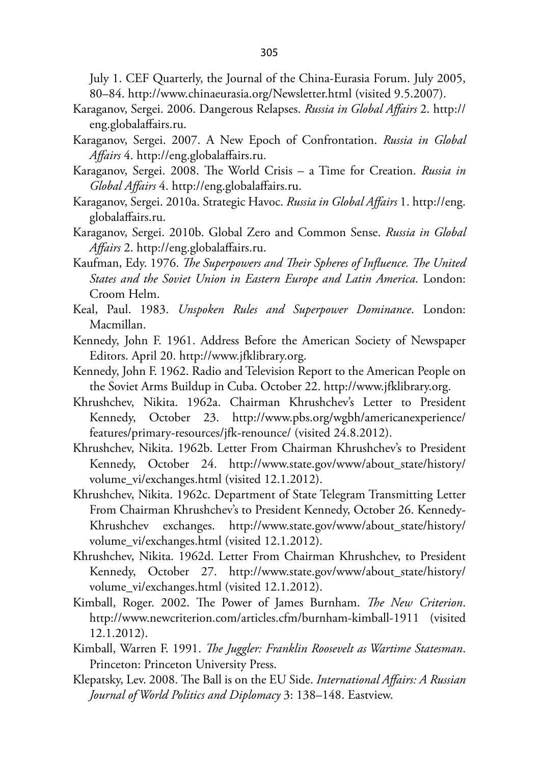July 1. CEF Quarterly, the Journal of the China-Eurasia Forum. July 2005, 80–84. http://www.chinaeurasia.org/Newsletter.html (visited 9.5.2007).

Karaganov, Sergei. 2006. Dangerous Relapses. *Russia in Global Affairs* 2. http://eng.globalaffairs.ru.

Karaganov, Sergei. 2007. A New Epoch of Confrontation. *Russia in Global Affairs* 4. http://eng.globalaffairs.ru.

Karaganov, Sergei. 2008. The World Crisis – a Time for Creation. *Russia in Global Affairs* 4. http://eng.globalaffairs.ru.

Karaganov, Sergei. 2010a. Strategic Havoc. *Russia in Global Affairs* 1. http://eng.globalaffairs.ru.

Karaganov, Sergei. 2010b. Global Zero and Common Sense. *Russia in Global Affairs* 2. http://eng.globalaffairs.ru.

Kaufman, Edy. 1976. *The Superpowers and Their Spheres of Influence. The United States and the Soviet Union in Eastern Europe and Latin America*. London: Croom Helm.

Keal, Paul. 1983. *Unspoken Rules and Superpower Dominance*. London: Macmillan.

Kennedy, John F. 1961. Address Before the American Society of Newspaper Editors. April 20. http://www.jfklibrary.org.

Kennedy, John F. 1962. Radio and Television Report to the American People on the Soviet Arms Buildup in Cuba. October 22. http://www.jfklibrary.org.

Khrushchev, Nikita. 1962a. Chairman Khrushchev's Letter to President Kennedy, October 23. http://www.pbs.org/wgbh/americanexperience/features/primary-resources/jfk-renounce/ (visited 24.8.2012).

Khrushchev, Nikita. 1962b. Letter From Chairman Khrushchev's to President Kennedy, October 24. http://www.state.gov/www/about_state/history/volume_vi/exchanges.html (visited 12.1.2012).

Khrushchev, Nikita. 1962c. Department of State Telegram Transmitting Letter From Chairman Khrushchev's to President Kennedy, October 26. Kennedy-Khrushchev exchanges. http://www.state.gov/www/about_state/history/volume_vi/exchanges.html (visited 12.1.2012).

Khrushchev, Nikita. 1962d. Letter From Chairman Khrushchev, to President Kennedy, October 27. http://www.state.gov/www/about_state/history/volume_vi/exchanges.html (visited 12.1.2012).

Kimball, Roger. 2002. The Power of James Burnham. *The New Criterion*. http://www.newcriterion.com/articles.cfm/burnham-kimball-1911 (visited 12.1.2012).

Kimball, Warren F. 1991. *The Juggler: Franklin Roosevelt as Wartime Statesman*. Princeton: Princeton University Press.

Klepatsky, Lev. 2008. The Ball is on the EU Side. *International Affairs: A Russian Journal of World Politics and Diplomacy* 3: 138–148. Eastview.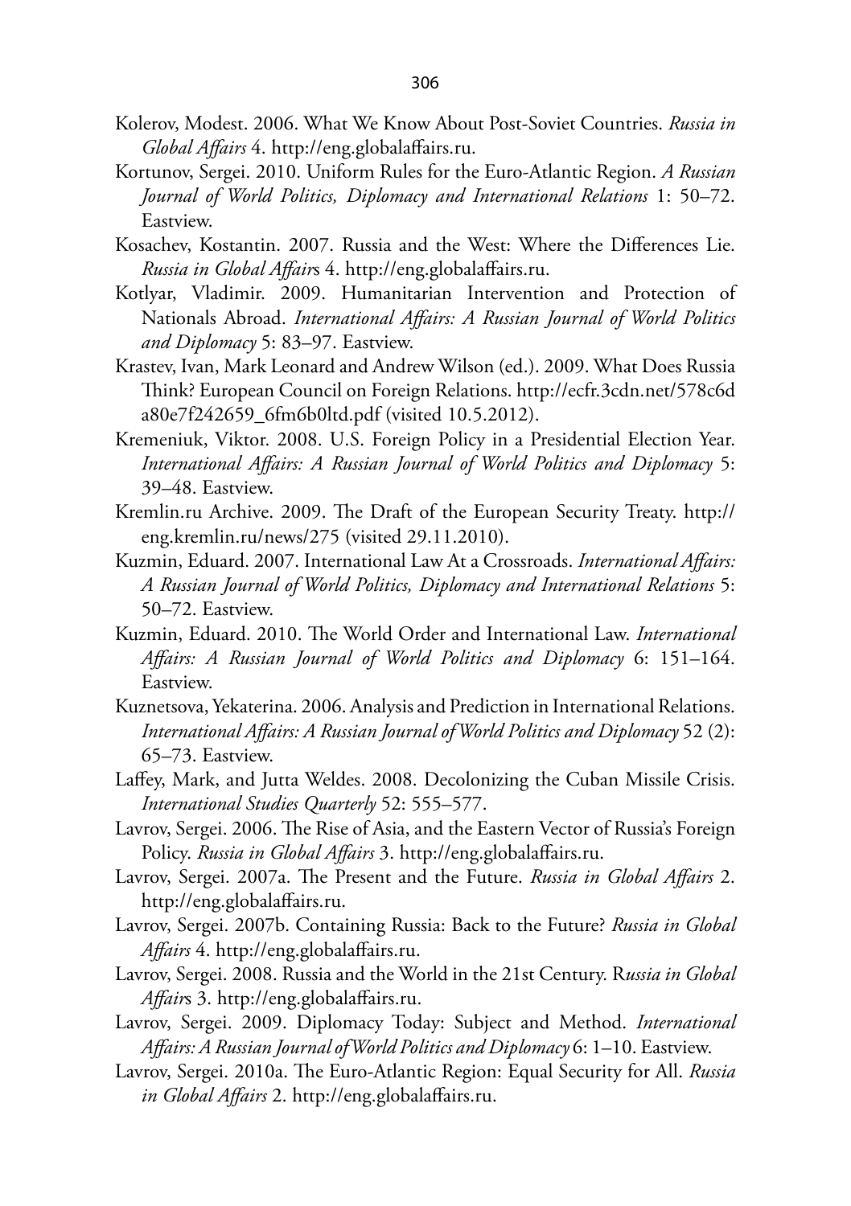Kolerov, Modest. 2006. What We Know About Post-Soviet Countries. *Russia in Global Affairs* 4. http://eng.globalaffairs.ru.

Kortunov, Sergei. 2010. Uniform Rules for the Euro-Atlantic Region. *A Russian Journal of World Politics, Diplomacy and International Relations* 1: 50–72. Eastview.

Kosachev, Kostantin. 2007. Russia and the West: Where the Differences Lie. *Russia in Global Affair*s 4. http://eng.globalaffairs.ru.

Kotlyar, Vladimir. 2009. Humanitarian Intervention and Protection of Nationals Abroad. *International Affairs: A Russian Journal of World Politics and Diplomacy* 5: 83–97. Eastview.

Krastev, Ivan, Mark Leonard and Andrew Wilson (ed.). 2009. What Does Russia Think? European Council on Foreign Relations. http://ecfr.3cdn.net/578c6da80e7f242659_6fm6b0ltd.pdf (visited 10.5.2012).

Kremeniuk, Viktor. 2008. U.S. Foreign Policy in a Presidential Election Year. *International Affairs: A Russian Journal of World Politics and Diplomacy* 5: 39–48. Eastview.

Kremlin.ru Archive. 2009. The Draft of the European Security Treaty. http://eng.kremlin.ru/news/275 (visited 29.11.2010).

Kuzmin, Eduard. 2007. International Law At a Crossroads. *International Affairs: A Russian Journal of World Politics, Diplomacy and International Relations* 5: 50–72. Eastview.

Kuzmin, Eduard. 2010. The World Order and International Law. *International Affairs: A Russian Journal of World Politics and Diplomacy* 6: 151–164. Eastview.

Kuznetsova, Yekaterina. 2006. Analysis and Prediction in International Relations. *International Affairs: A Russian Journal of World Politics and Diplomacy* 52 (2): 65–73. Eastview.

Laffey, Mark, and Jutta Weldes. 2008. Decolonizing the Cuban Missile Crisis. *International Studies Quarterly* 52: 555–577.

Lavrov, Sergei. 2006. The Rise of Asia, and the Eastern Vector of Russia's Foreign Policy. *Russia in Global Affairs* 3. http://eng.globalaffairs.ru.

Lavrov, Sergei. 2007a. The Present and the Future. *Russia in Global Affairs* 2. http://eng.globalaffairs.ru.

Lavrov, Sergei. 2007b. Containing Russia: Back to the Future? *Russia in Global Affairs* 4. http://eng.globalaffairs.ru.

Lavrov, Sergei. 2008. Russia and the World in the 21st Century. R*ussia in Global Affair*s 3. http://eng.globalaffairs.ru.

Lavrov, Sergei. 2009. Diplomacy Today: Subject and Method. *International Affairs: A Russian Journal of World Politics and Diplomacy* 6: 1–10. Eastview.

Lavrov, Sergei. 2010a. The Euro-Atlantic Region: Equal Security for All. *Russia in Global Affairs* 2. http://eng.globalaffairs.ru.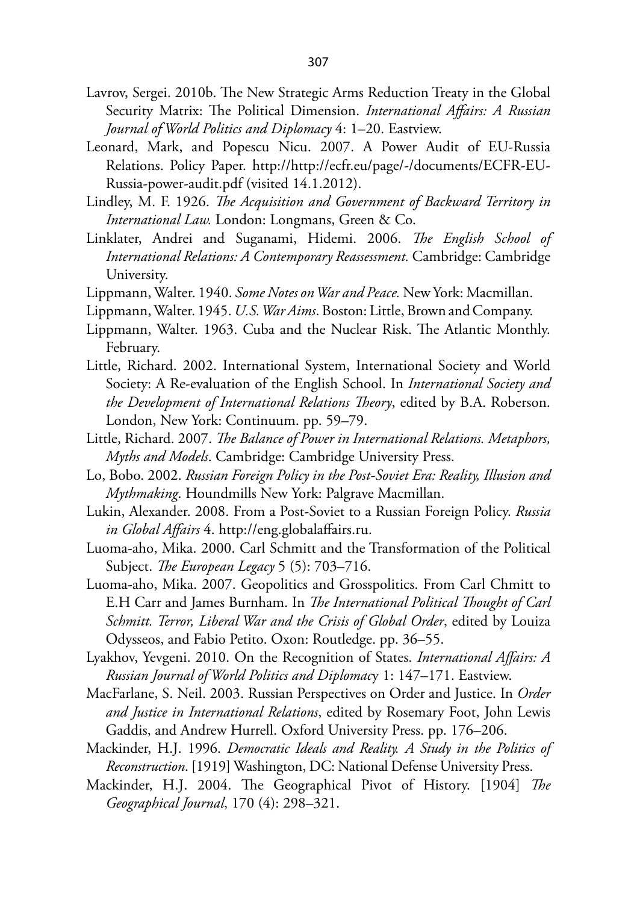Lavrov, Sergei. 2010b. The New Strategic Arms Reduction Treaty in the Global Security Matrix: The Political Dimension. *International Affairs: A Russian Journal of World Politics and Diplomacy* 4: 1–20. Eastview.

Leonard, Mark, and Popescu Nicu. 2007. A Power Audit of EU-Russia Relations. Policy Paper. http://http://ecfr.eu/page/-/documents/ECFR-EU-Russia-power-audit.pdf (visited 14.1.2012).

Lindley, M. F. 1926. *The Acquisition and Government of Backward Territory in International Law.* London: Longmans, Green & Co.

Linklater, Andrei and Suganami, Hidemi. 2006. *The English School of International Relations: A Contemporary Reassessment.* Cambridge: Cambridge University.

Lippmann, Walter. 1940. *Some Notes on War and Peace.* New York: Macmillan.

Lippmann, Walter. 1945. *U.S. War Aims*. Boston: Little, Brown and Company.

Lippmann, Walter. 1963. Cuba and the Nuclear Risk. The Atlantic Monthly. February.

Little, Richard. 2002. International System, International Society and World Society: A Re-evaluation of the English School. In *International Society and the Development of International Relations Theory*, edited by B.A. Roberson. London, New York: Continuum. pp. 59–79.

Little, Richard. 2007. *The Balance of Power in International Relations. Metaphors, Myths and Models*. Cambridge: Cambridge University Press.

Lo, Bobo. 2002. *Russian Foreign Policy in the Post-Soviet Era: Reality, Illusion and Mythmaking*. Houndmills New York: Palgrave Macmillan.

Lukin, Alexander. 2008. From a Post-Soviet to a Russian Foreign Policy. *Russia in Global Affairs* 4. http://eng.globalaffairs.ru.

Luoma-aho, Mika. 2000. Carl Schmitt and the Transformation of the Political Subject. *The European Legacy* 5 (5): 703–716.

Luoma-aho, Mika. 2007. Geopolitics and Grosspolitics. From Carl Chmitt to E.H Carr and James Burnham. In *The International Political Thought of Carl Schmitt. Terror, Liberal War and the Crisis of Global Order*, edited by Louiza Odysseos, and Fabio Petito. Oxon: Routledge. pp. 36–55.

Lyakhov, Yevgeni. 2010. On the Recognition of States. *International Affairs: A Russian Journal of World Politics and Diplomacy* 1: 147–171. Eastview.

MacFarlane, S. Neil. 2003. Russian Perspectives on Order and Justice. In *Order and Justice in International Relations*, edited by Rosemary Foot, John Lewis Gaddis, and Andrew Hurrell. Oxford University Press. pp. 176–206.

Mackinder, H.J. 1996. *Democratic Ideals and Reality. A Study in the Politics of Reconstruction*. [1919] Washington, DC: National Defense University Press.

Mackinder, H.J. 2004. The Geographical Pivot of History. [1904] *The Geographical Journal*, 170 (4): 298–321.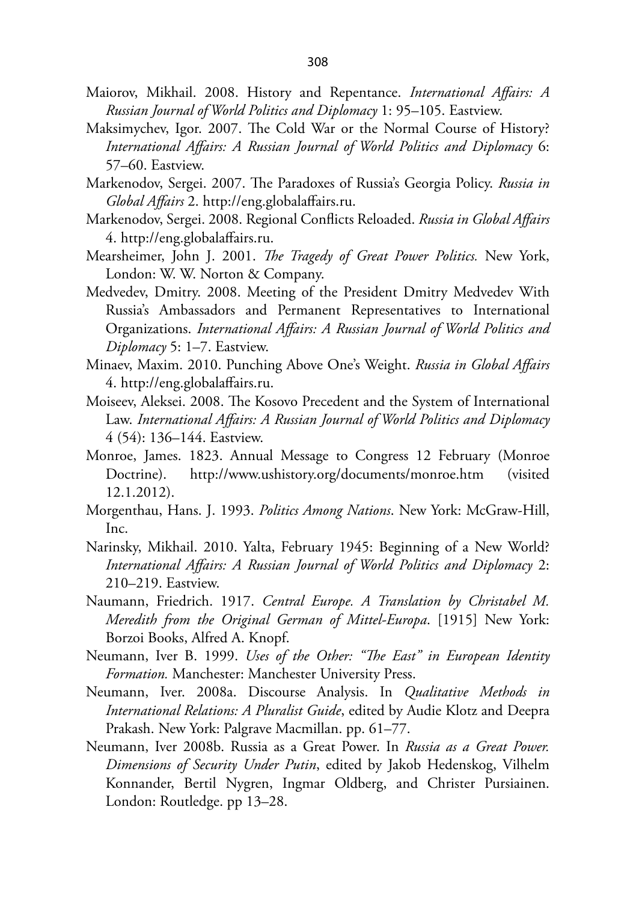Maiorov, Mikhail. 2008. History and Repentance. *International Affairs: A Russian Journal of World Politics and Diplomacy* 1: 95–105. Eastview.

Maksimychev, Igor. 2007. The Cold War or the Normal Course of History? *International Affairs: A Russian Journal of World Politics and Diplomacy* 6: 57–60. Eastview.

Markenodov, Sergei. 2007. The Paradoxes of Russia's Georgia Policy. *Russia in Global Affairs* 2. http://eng.globalaffairs.ru.

Markenodov, Sergei. 2008. Regional Conflicts Reloaded. *Russia in Global Affairs* 4. http://eng.globalaffairs.ru.

Mearsheimer, John J. 2001. *The Tragedy of Great Power Politics.* New York, London: W. W. Norton & Company.

Medvedev, Dmitry. 2008. Meeting of the President Dmitry Medvedev With Russia's Ambassadors and Permanent Representatives to International Organizations. *International Affairs: A Russian Journal of World Politics and Diplomacy* 5: 1–7. Eastview.

Minaev, Maxim. 2010. Punching Above One's Weight. *Russia in Global Affairs* 4. http://eng.globalaffairs.ru.

Moiseev, Aleksei. 2008. The Kosovo Precedent and the System of International Law. *International Affairs: A Russian Journal of World Politics and Diplomacy* 4 (54): 136–144. Eastview.

Monroe, James. 1823. Annual Message to Congress 12 February (Monroe Doctrine). http://www.ushistory.org/documents/monroe.htm (visited 12.1.2012).

Morgenthau, Hans. J. 1993. *Politics Among Nations*. New York: McGraw-Hill, Inc.

Narinsky, Mikhail. 2010. Yalta, February 1945: Beginning of a New World? *International Affairs: A Russian Journal of World Politics and Diplomacy* 2: 210–219. Eastview.

Naumann, Friedrich. 1917. *Central Europe. A Translation by Christabel M. Meredith from the Original German of Mittel-Europa*. [1915] New York: Borzoi Books, Alfred A. Knopf.

Neumann, Iver B. 1999. *Uses of the Other: "The East" in European Identity Formation.* Manchester: Manchester University Press.

Neumann, Iver. 2008a. Discourse Analysis. In *Qualitative Methods in International Relations: A Pluralist Guide*, edited by Audie Klotz and Deepra Prakash. New York: Palgrave Macmillan. pp. 61–77.

Neumann, Iver 2008b. Russia as a Great Power. In *Russia as a Great Power. Dimensions of Security Under Putin*, edited by Jakob Hedenskog, Vilhelm Konnander, Bertil Nygren, Ingmar Oldberg, and Christer Pursiainen. London: Routledge. pp 13–28.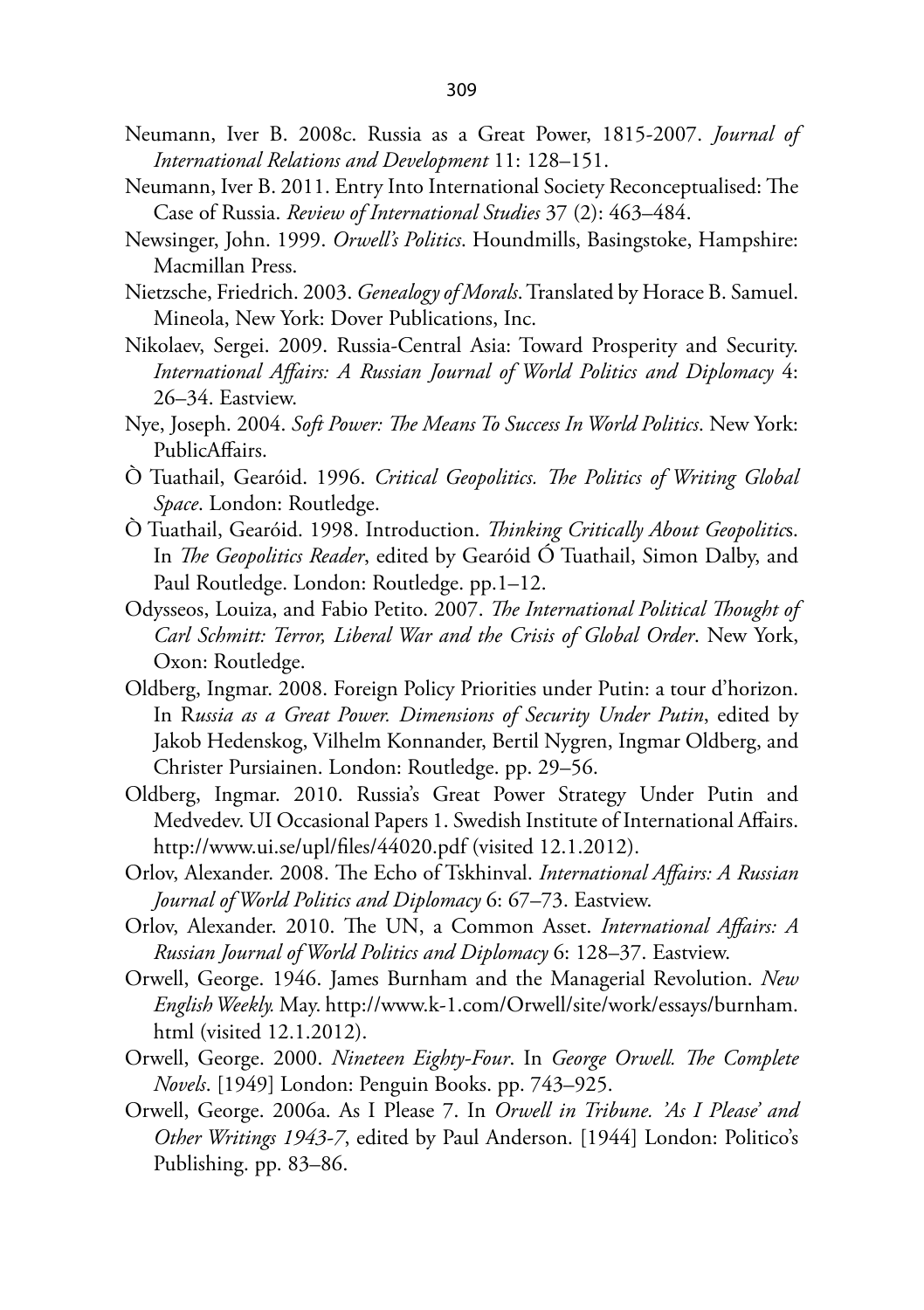Neumann, Iver B. 2008c. Russia as a Great Power, 1815-2007. *Journal of International Relations and Development* 11: 128–151.

Neumann, Iver B. 2011. Entry Into International Society Reconceptualised: The Case of Russia. *Review of International Studies* 37 (2): 463–484.

Newsinger, John. 1999. *Orwell's Politics*. Houndmills, Basingstoke, Hampshire: Macmillan Press.

Nietzsche, Friedrich. 2003. *Genealogy of Morals*. Translated by Horace B. Samuel. Mineola, New York: Dover Publications, Inc.

Nikolaev, Sergei. 2009. Russia-Central Asia: Toward Prosperity and Security. *International Affairs: A Russian Journal of World Politics and Diplomacy* 4: 26–34. Eastview.

Nye, Joseph. 2004. *Soft Power: The Means To Success In World Politics*. New York: PublicAffairs.

Ò Tuathail, Gearóid. 1996. *Critical Geopolitics. The Politics of Writing Global Space*. London: Routledge.

Ò Tuathail, Gearóid. 1998. Introduction. *Thinking Critically About Geopolitics*. In *The Geopolitics Reader*, edited by Gearóid Ó Tuathail, Simon Dalby, and Paul Routledge. London: Routledge. pp.1–12.

Odysseos, Louiza, and Fabio Petito. 2007. *The International Political Thought of Carl Schmitt: Terror, Liberal War and the Crisis of Global Order*. New York, Oxon: Routledge.

Oldberg, Ingmar. 2008. Foreign Policy Priorities under Putin: a tour d'horizon. In R*ussia as a Great Power. Dimensions of Security Under Putin*, edited by Jakob Hedenskog, Vilhelm Konnander, Bertil Nygren, Ingmar Oldberg, and Christer Pursiainen. London: Routledge. pp. 29–56.

Oldberg, Ingmar. 2010. Russia's Great Power Strategy Under Putin and Medvedev. UI Occasional Papers 1. Swedish Institute of International Affairs. http://www.ui.se/upl/files/44020.pdf (visited 12.1.2012).

Orlov, Alexander. 2008. The Echo of Tskhinval. *International Affairs: A Russian Journal of World Politics and Diplomacy* 6: 67–73. Eastview.

Orlov, Alexander. 2010. The UN, a Common Asset. *International Affairs: A Russian Journal of World Politics and Diplomacy* 6: 128–37. Eastview.

Orwell, George. 1946. James Burnham and the Managerial Revolution. *New English Weekly.* May. http://www.k-1.com/Orwell/site/work/essays/burnham.html (visited 12.1.2012).

Orwell, George. 2000. *Nineteen Eighty-Four*. In *George Orwell. The Complete Novels*. [1949] London: Penguin Books. pp. 743–925.

Orwell, George. 2006a. As I Please 7. In *Orwell in Tribune. 'As I Please' and Other Writings 1943-7*, edited by Paul Anderson. [1944] London: Politico's Publishing. pp. 83–86.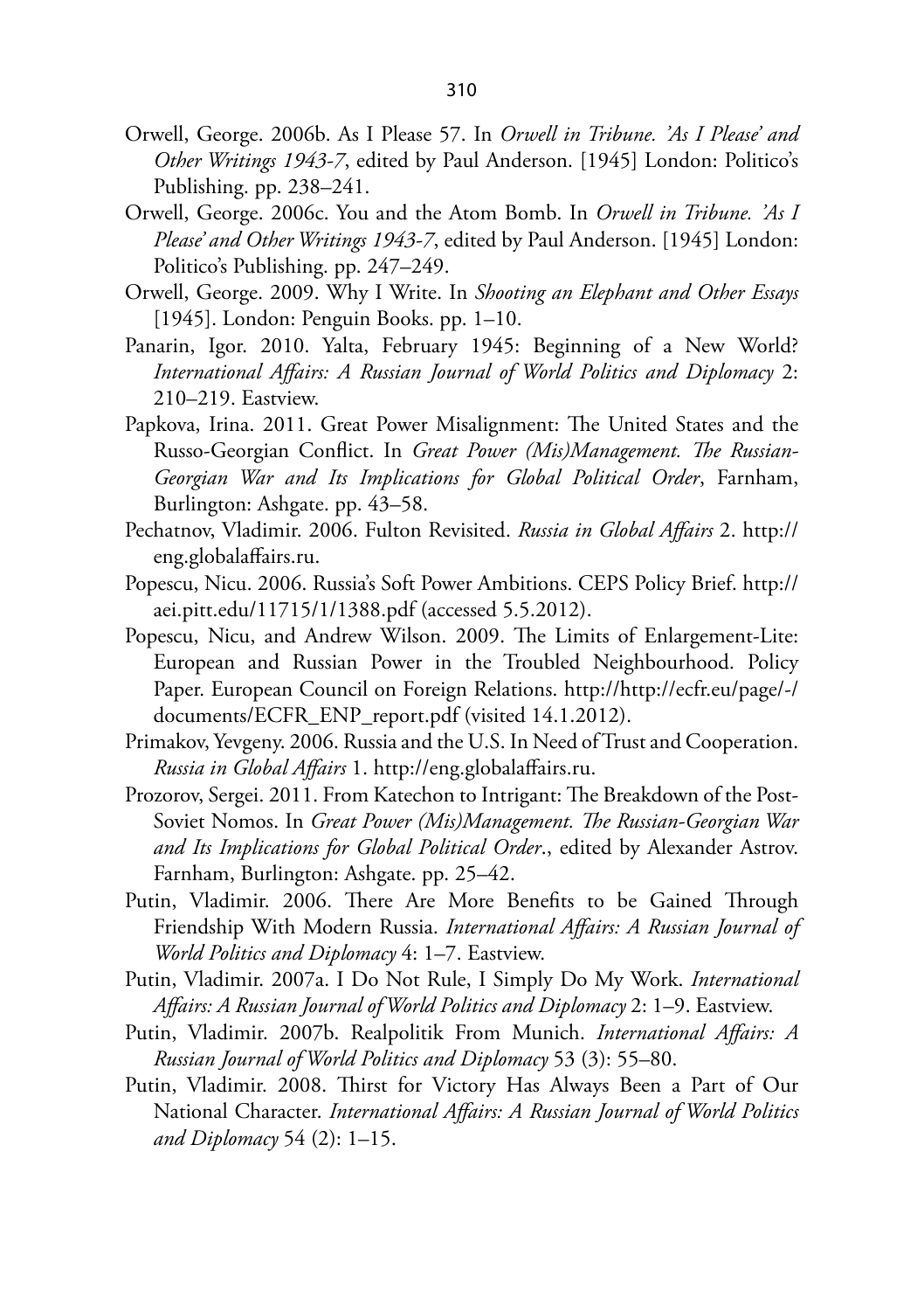Orwell, George. 2006b. As I Please 57. In *Orwell in Tribune. 'As I Please' and Other Writings 1943-7*, edited by Paul Anderson. [1945] London: Politico's Publishing. pp. 238–241.

Orwell, George. 2006c. You and the Atom Bomb. In *Orwell in Tribune. 'As I Please' and Other Writings 1943-7*, edited by Paul Anderson. [1945] London: Politico's Publishing. pp. 247–249.

Orwell, George. 2009. Why I Write. In *Shooting an Elephant and Other Essays* [1945]. London: Penguin Books. pp. 1–10.

Panarin, Igor. 2010. Yalta, February 1945: Beginning of a New World? *International Affairs: A Russian Journal of World Politics and Diplomacy* 2: 210–219. Eastview.

Papkova, Irina. 2011. Great Power Misalignment: The United States and the Russo-Georgian Conflict. In *Great Power (Mis)Management. The Russian-Georgian War and Its Implications for Global Political Order*, Farnham, Burlington: Ashgate. pp. 43–58.

Pechatnov, Vladimir. 2006. Fulton Revisited. *Russia in Global Affairs* 2. http://eng.globalaffairs.ru.

Popescu, Nicu. 2006. Russia's Soft Power Ambitions. CEPS Policy Brief. http://aei.pitt.edu/11715/1/1388.pdf (accessed 5.5.2012).

Popescu, Nicu, and Andrew Wilson. 2009. The Limits of Enlargement-Lite: European and Russian Power in the Troubled Neighbourhood. Policy Paper. European Council on Foreign Relations. http://http://ecfr.eu/page/-/documents/ECFR_ENP_report.pdf (visited 14.1.2012).

Primakov, Yevgeny. 2006. Russia and the U.S. In Need of Trust and Cooperation. *Russia in Global Affairs* 1. http://eng.globalaffairs.ru.

Prozorov, Sergei. 2011. From Katechon to Intrigant: The Breakdown of the Post-Soviet Nomos. In *Great Power (Mis)Management. The Russian-Georgian War and Its Implications for Global Political Order*., edited by Alexander Astrov. Farnham, Burlington: Ashgate. pp. 25–42.

Putin, Vladimir. 2006. There Are More Benefits to be Gained Through Friendship With Modern Russia. *International Affairs: A Russian Journal of World Politics and Diplomacy* 4: 1–7. Eastview.

Putin, Vladimir. 2007a. I Do Not Rule, I Simply Do My Work. *International Affairs: A Russian Journal of World Politics and Diplomacy* 2: 1–9. Eastview.

Putin, Vladimir. 2007b. Realpolitik From Munich. *International Affairs: A Russian Journal of World Politics and Diplomacy* 53 (3): 55–80.

Putin, Vladimir. 2008. Thirst for Victory Has Always Been a Part of Our National Character. *International Affairs: A Russian Journal of World Politics and Diplomacy* 54 (2): 1–15.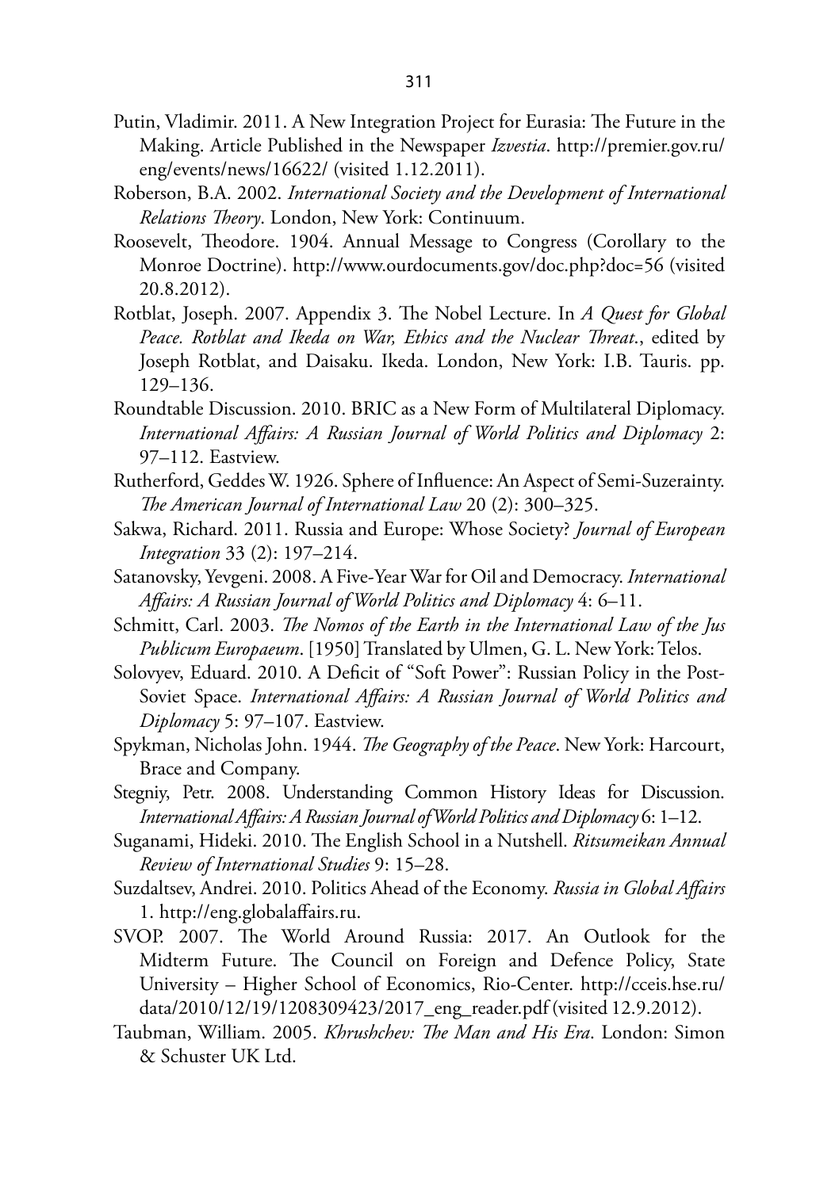Putin, Vladimir. 2011. A New Integration Project for Eurasia: The Future in the Making. Article Published in the Newspaper *Izvestia*. http://premier.gov.ru/eng/events/news/16622/ (visited 1.12.2011).

Roberson, B.A. 2002. *International Society and the Development of International Relations Theory*. London, New York: Continuum.

Roosevelt, Theodore. 1904. Annual Message to Congress (Corollary to the Monroe Doctrine). http://www.ourdocuments.gov/doc.php?doc=56 (visited 20.8.2012).

Rotblat, Joseph. 2007. Appendix 3. The Nobel Lecture. In *A Quest for Global Peace. Rotblat and Ikeda on War, Ethics and the Nuclear Threat.*, edited by Joseph Rotblat, and Daisaku. Ikeda. London, New York: I.B. Tauris. pp. 129–136.

Roundtable Discussion. 2010. BRIC as a New Form of Multilateral Diplomacy. *International Affairs: A Russian Journal of World Politics and Diplomacy* 2: 97–112. Eastview.

Rutherford, Geddes W. 1926. Sphere of Influence: An Aspect of Semi-Suzerainty. *The American Journal of International Law* 20 (2): 300–325.

Sakwa, Richard. 2011. Russia and Europe: Whose Society? *Journal of European Integration* 33 (2): 197–214.

Satanovsky, Yevgeni. 2008. A Five-Year War for Oil and Democracy. *International Affairs: A Russian Journal of World Politics and Diplomacy* 4: 6–11.

Schmitt, Carl. 2003. *The Nomos of the Earth in the International Law of the Jus Publicum Europaeum*. [1950] Translated by Ulmen, G. L. New York: Telos.

Solovyev, Eduard. 2010. A Deficit of "Soft Power": Russian Policy in the Post-Soviet Space. *International Affairs: A Russian Journal of World Politics and Diplomacy* 5: 97–107. Eastview.

Spykman, Nicholas John. 1944. *The Geography of the Peace*. New York: Harcourt, Brace and Company.

Stegniy, Petr. 2008. Understanding Common History Ideas for Discussion. *International Affairs: A Russian Journal of World Politics and Diplomacy* 6: 1–12.

Suganami, Hideki. 2010. The English School in a Nutshell. *Ritsumeikan Annual Review of International Studies* 9: 15–28.

Suzdaltsev, Andrei. 2010. Politics Ahead of the Economy. *Russia in Global Affairs* 1. http://eng.globalaffairs.ru.

SVOP. 2007. The World Around Russia: 2017. An Outlook for the Midterm Future. The Council on Foreign and Defence Policy, State University – Higher School of Economics, Rio-Center. http://cceis.hse.ru/data/2010/12/19/1208309423/2017_eng_reader.pdf (visited 12.9.2012).

Taubman, William. 2005. *Khrushchev: The Man and His Era*. London: Simon & Schuster UK Ltd.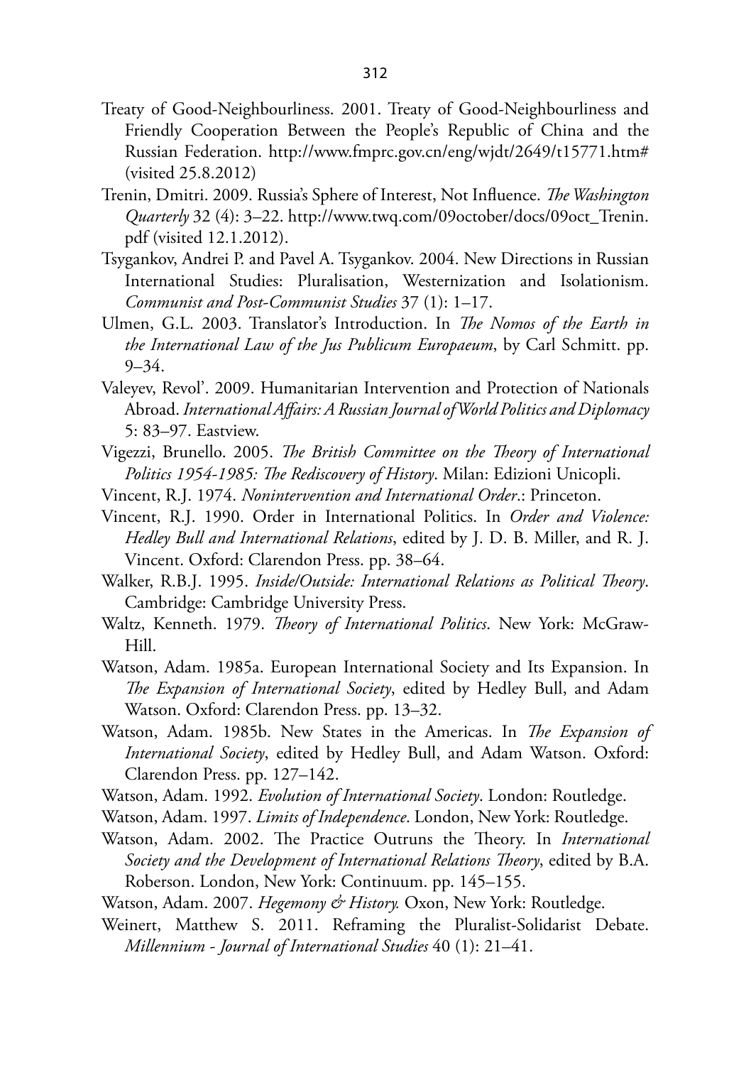Treaty of Good-Neighbourliness. 2001. Treaty of Good-Neighbourliness and Friendly Cooperation Between the People's Republic of China and the Russian Federation. http://www.fmprc.gov.cn/eng/wjdt/2649/t15771.htm# (visited 25.8.2012)

Trenin, Dmitri. 2009. Russia's Sphere of Interest, Not Influence. *The Washington Quarterly* 32 (4): 3–22. http://www.twq.com/09october/docs/09oct_Trenin.pdf (visited 12.1.2012).

Tsygankov, Andrei P. and Pavel A. Tsygankov. 2004. New Directions in Russian International Studies: Pluralisation, Westernization and Isolationism. *Communist and Post-Communist Studies* 37 (1): 1–17.

Ulmen, G.L. 2003. Translator's Introduction. In *The Nomos of the Earth in the International Law of the Jus Publicum Europaeum*, by Carl Schmitt. pp. 9–34.

Valeyev, Revol'. 2009. Humanitarian Intervention and Protection of Nationals Abroad. *International Affairs: A Russian Journal of World Politics and Diplomacy* 5: 83–97. Eastview.

Vigezzi, Brunello. 2005. *The British Committee on the Theory of International Politics 1954-1985: The Rediscovery of History*. Milan: Edizioni Unicopli.

Vincent, R.J. 1974. *Nonintervention and International Order*.: Princeton.

Vincent, R.J. 1990. Order in International Politics. In *Order and Violence: Hedley Bull and International Relations*, edited by J. D. B. Miller, and R. J. Vincent. Oxford: Clarendon Press. pp. 38–64.

Walker, R.B.J. 1995. *Inside/Outside: International Relations as Political Theory*. Cambridge: Cambridge University Press.

Waltz, Kenneth. 1979. *Theory of International Politics*. New York: McGraw-Hill.

Watson, Adam. 1985a. European International Society and Its Expansion. In *The Expansion of International Society*, edited by Hedley Bull, and Adam Watson. Oxford: Clarendon Press. pp. 13–32.

Watson, Adam. 1985b. New States in the Americas. In *The Expansion of International Society*, edited by Hedley Bull, and Adam Watson. Oxford: Clarendon Press. pp. 127–142.

Watson, Adam. 1992. *Evolution of International Society*. London: Routledge.

Watson, Adam. 1997. *Limits of Independence*. London, New York: Routledge.

Watson, Adam. 2002. The Practice Outruns the Theory. In *International Society and the Development of International Relations Theory*, edited by B.A. Roberson. London, New York: Continuum. pp. 145–155.

Watson, Adam. 2007. *Hegemony & History.* Oxon, New York: Routledge.

Weinert, Matthew S. 2011. Reframing the Pluralist-Solidarist Debate. *Millennium - Journal of International Studies* 40 (1): 21–41.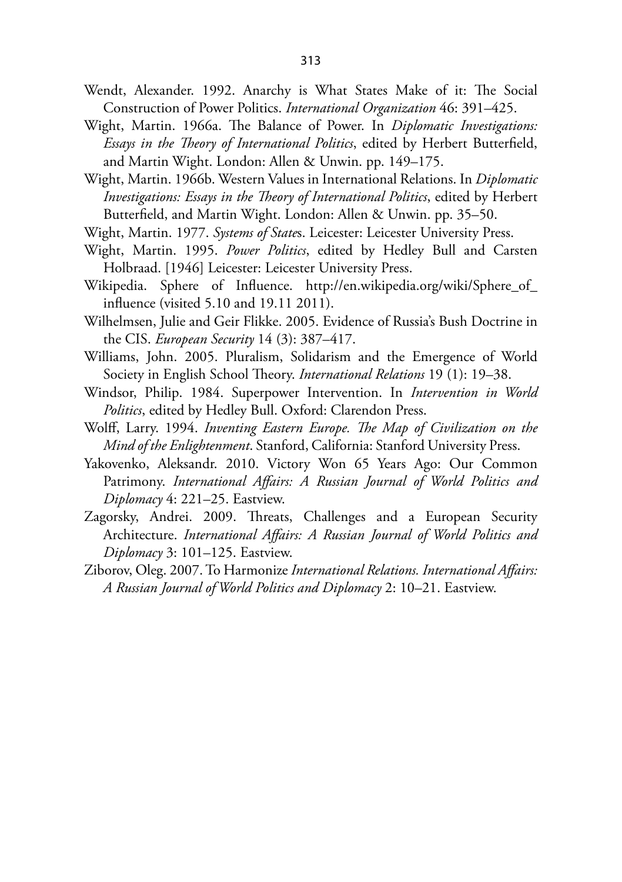Wendt, Alexander. 1992. Anarchy is What States Make of it: The Social Construction of Power Politics. *International Organization* 46: 391–425.

Wight, Martin. 1966a. The Balance of Power. In *Diplomatic Investigations: Essays in the Theory of International Politics*, edited by Herbert Butterfield, and Martin Wight. London: Allen & Unwin. pp. 149–175.

Wight, Martin. 1966b. Western Values in International Relations. In *Diplomatic Investigations: Essays in the Theory of International Politics*, edited by Herbert Butterfield, and Martin Wight. London: Allen & Unwin. pp. 35–50.

Wight, Martin. 1977. *Systems of State*s. Leicester: Leicester University Press.

Wight, Martin. 1995. *Power Politics*, edited by Hedley Bull and Carsten Holbraad. [1946] Leicester: Leicester University Press.

Wikipedia. Sphere of Influence. http://en.wikipedia.org/wiki/Sphere_of_influence (visited 5.10 and 19.11 2011).

Wilhelmsen, Julie and Geir Flikke. 2005. Evidence of Russia's Bush Doctrine in the CIS. *European Security* 14 (3): 387–417.

Williams, John. 2005. Pluralism, Solidarism and the Emergence of World Society in English School Theory. *International Relations* 19 (1): 19–38.

Windsor, Philip. 1984. Superpower Intervention. In *Intervention in World Politics*, edited by Hedley Bull. Oxford: Clarendon Press.

Wolff, Larry. 1994. *Inventing Eastern Europe. The Map of Civilization on the Mind of the Enlightenment*. Stanford, California: Stanford University Press.

Yakovenko, Aleksandr. 2010. Victory Won 65 Years Ago: Our Common Patrimony. *International Affairs: A Russian Journal of World Politics and Diplomacy* 4: 221–25. Eastview.

Zagorsky, Andrei. 2009. Threats, Challenges and a European Security Architecture. *International Affairs: A Russian Journal of World Politics and Diplomacy* 3: 101–125. Eastview.

Ziborov, Oleg. 2007. To Harmonize *International Relations. International Affairs: A Russian Journal of World Politics and Diplomacy* 2: 10–21. Eastview.